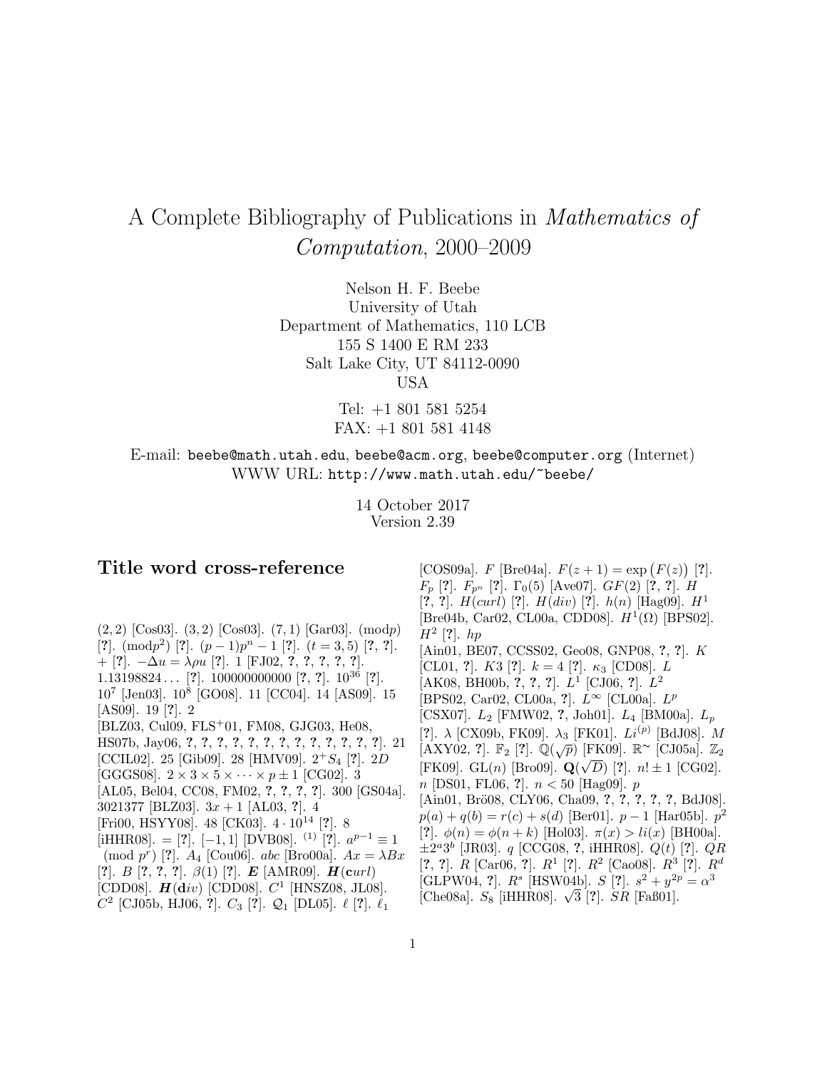# A Complete Bibliography of Publications in *Mathematics of Computation*, 2000–2009

Nelson H. F. Beebe
University of Utah
Department of Mathematics, 110 LCB
155 S 1400 E RM 233
Salt Lake City, UT 84112-0090
USA

Tel: +1 801 581 5254
FAX: +1 801 581 4148

E-mail: beebe@math.utah.edu, beebe@acm.org, beebe@computer.org (Internet)
WWW URL: http://www.math.utah.edu/~beebe/

14 October 2017
Version 2.39

## Title word cross-reference

$(2,2)$ [Cos03]. $(3,2)$ [Cos03]. $(7,1)$ [Gar03]. $(\bmod p)$ [?]. $(\bmod p^2)$ [?]. $(p-1)p^n - 1$ [?]. $(t = 3,5)$ [?, ?]. $+$ [?]. $-\Delta u = \lambda \rho u$ [?]. 1 [FJ02, ?, ?, ?, ?, ?]. $1.13198824\ldots$ [?]. 100000000000 [?, ?]. $10^{36}$ [?]. $10^7$ [Jen03]. $10^8$ [GO08]. 11 [CC04]. 14 [AS09]. 15 [AS09]. 19 [?]. 2 [BLZ03, Cul09, FLS$^+$01, FM08, GJG03, He08, HS07b, Jay06, ?, ?, ?, ?, ?, ?, ?, ?, ?, ?, ?, ?, ?]. 21 [CCIL02]. 25 [Gib09]. 28 [HMV09]. $2^+S_4$ [?]. $2D$ [GGGS08]. $2 \times 3 \times 5 \times \cdots \times p \pm 1$ [CG02]. 3 [AL05, Bel04, CC08, FM02, ?, ?, ?, ?]. 300 [GS04a]. 3021377 [BLZ03]. $3x + 1$ [AL03, ?]. 4 [Fri00, HSYY08]. 48 [CK03]. $4 \cdot 10^{14}$ [?]. 8 [iHHR08]. $=$ [?]. $[-1,1]$ [DVB08]. $^{(1)}$ [?]. $a^{p-1} \equiv 1 \pmod{p^r}$ [?]. $A_4$ [Cou06]. $abc$ [Bro00a]. $Ax = \lambda Bx$ [?]. $B$ [?, ?, ?]. $\beta(1)$ [?]. $\boldsymbol{E}$ [AMR09]. $\boldsymbol{H}(\mathbf{c}url)$ [CDD08]. $\boldsymbol{H}(\mathbf{d}iv)$ [CDD08]. $C^1$ [HNSZ08, JL08]. $C^2$ [CJ05b, HJ06, ?]. $C_3$ [?]. $\mathcal{Q}_1$ [DL05]. $\ell$ [?]. $\ell_1$ [COS09a]. $F$ [Bre04a]. $F(z+1) = \exp(F(z))$ [?]. $F_p$ [?]. $F_{p^n}$ [?]. $\Gamma_0(5)$ [Ave07]. $GF(2)$ [?, ?]. $H$ [?, ?]. $H(curl)$ [?]. $H(div)$ [?]. $h(n)$ [Hag09]. $H^1$ [Bre04b, Car02, CL00a, CDD08]. $H^1(\Omega)$ [BPS02]. $H^2$ [?]. $hp$ [Ain01, BE07, CCSS02, Geo08, GNP08, ?, ?]. $K$ [CL01, ?]. $K3$ [?]. $k = 4$ [?]. $\kappa_3$ [CD08]. $L$ [AK08, BH00b, ?, ?, ?]. $L^1$ [CJ06, ?]. $L^2$ [BPS02, Car02, CL00a, ?]. $L^\infty$ [CL00a]. $L^p$ [CSX07]. $L_2$ [FMW02, ?, Joh01]. $L_4$ [BM00a]. $L_p$ [?]. $\lambda$ [CX09b, FK09]. $\lambda_3$ [FK01]. $Li^{(p)}$ [BdJ08]. $M$ [AXY02, ?]. $\mathbb{F}_2$ [?]. $\mathbb{Q}(\sqrt{p})$ [FK09]. $\mathbb{R}^\sim$ [CJ05a]. $\mathbb{Z}_2$ [FK09]. $\mathrm{GL}(n)$ [Bro09]. $\mathbf{Q}(\sqrt{D})$ [?]. $n! \pm 1$ [CG02]. $n$ [DS01, FL06, ?]. $n < 50$ [Hag09]. $p$ [Ain01, Brö08, CLY06, Cha09, ?, ?, ?, ?, ?, BdJ08]. $p(a) + q(b) = r(c) + s(d)$ [Ber01]. $p - 1$ [Har05b]. $p^2$ [?]. $\phi(n) = \phi(n+k)$ [Hol03]. $\pi(x) > li(x)$ [BH00a]. $\pm 2^a 3^b$ [JR03]. $q$ [CCG08, ?, iHHR08]. $Q(t)$ [?]. $QR$ [?, ?]. $R$ [Car06, ?]. $R^1$ [?]. $R^2$ [Cao08]. $R^3$ [?]. $R^d$ [GLPW04, ?]. $R^s$ [HSW04b]. $S$ [?]. $s^2 + y^{2p} = \alpha^3$ [Che08a]. $S_8$ [iHHR08]. $\sqrt{3}$ [?]. $SR$ [Faß01].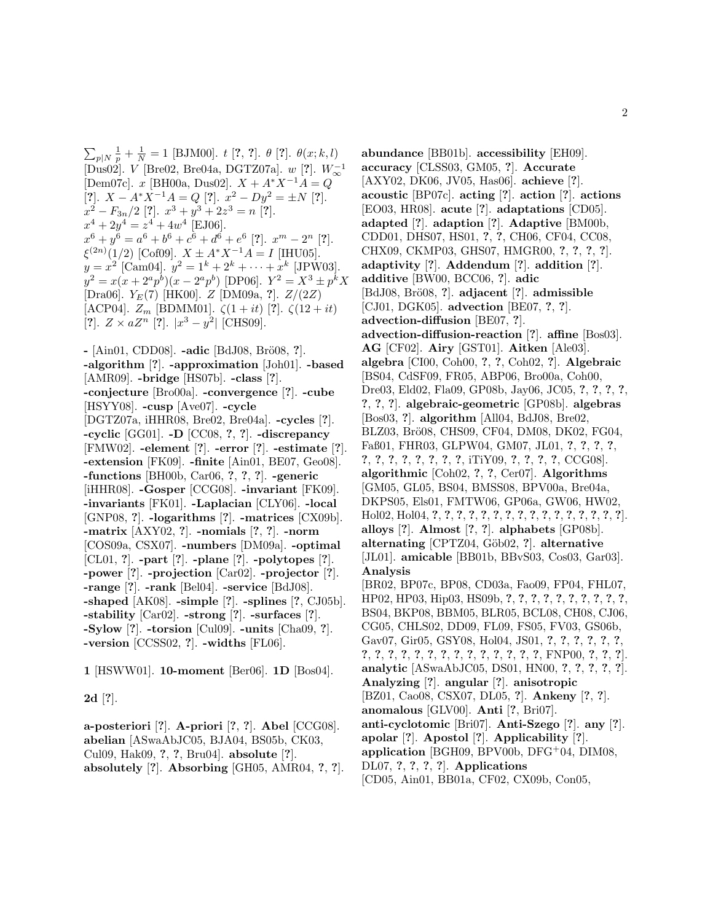$\sum_{p|N} \frac{1}{p} + \frac{1}{N} = 1$ [BJM00]. $t$ [?, ?]. $\theta$ [?]. $\theta(x;k,l)$ [Dus02]. $V$ [Bre02, Bre04a, DGTZ07a]. $w$ [?]. $W_\infty^{-1}$ [Dem07c]. $x$ [BH00a, Dus02]. $X + A^*X^{-1}A = Q$ [?]. $X - A^*X^{-1}A = Q$ [?]. $x^2 - Dy^2 = \pm N$ [?]. $x^2 - F_{3n}/2$ [?]. $x^3 + y^3 + 2z^3 = n$ [?]. $x^4 + 2y^4 = z^4 + 4w^4$ [EJ06]. $x^6 + y^6 = a^6 + b^6 + c^6 + d^6 + e^6$ [?]. $x^m - 2^n$ [?]. $\xi^{(2n)}(1/2)$ [Cof09]. $X \pm A^*X^{-1}A = I$ [IHU05]. $y = x^2$ [Cam04]. $y^2 = 1^k + 2^k + \cdots + x^k$ [JPW03]. $y^2 = x(x + 2^ap^b)(x - 2^ap^b)$ [DP06]. $Y^2 = X^3 \pm p^kX$ [Dra06]. $Y_E(7)$ [HK00]. $Z$ [DM09a, ?]. $Z/(2Z)$ [ACP04]. $Z_m$ [BDMM01]. $\zeta(1 + it)$ [?]. $\zeta(12 + it)$ [?]. $Z \times aZ^n$ [?]. $|x^3 - y^2|$ [CHS09].

**-** [Ain01, CDD08]. **-adic** [BdJ08, Brö08, ?]. **-algorithm** [?]. **-approximation** [Joh01]. **-based** [AMR09]. **-bridge** [HS07b]. **-class** [?]. **-conjecture** [Bro00a]. **-convergence** [?]. **-cube** [HSYY08]. **-cusp** [Ave07]. **-cycle** [DGTZ07a, iHHR08, Bre02, Bre04a]. **-cycles** [?]. **-cyclic** [GG01]. **-D** [CC08, ?, ?]. **-discrepancy** [FMW02]. **-element** [?]. **-error** [?]. **-estimate** [?]. **-extension** [FK09]. **-finite** [Ain01, BE07, Geo08]. **-functions** [BH00b, Car06, ?, ?, ?]. **-generic** [iHHR08]. **-Gosper** [CCG08]. **-invariant** [FK09]. **-invariants** [FK01]. **-Laplacian** [CLY06]. **-local** [GNP08, ?]. **-logarithms** [?]. **-matrices** [CX09b]. **-matrix** [AXY02, ?]. **-nomials** [?, ?]. **-norm** [COS09a, CSX07]. **-numbers** [DM09a]. **-optimal** [CL01, ?]. **-part** [?]. **-plane** [?]. **-polytopes** [?]. **-power** [?]. **-projection** [Car02]. **-projector** [?]. **-range** [?]. **-rank** [Bel04]. **-service** [BdJ08]. **-shaped** [AK08]. **-simple** [?]. **-splines** [?, CJ05b]. **-stability** [Car02]. **-strong** [?]. **-surfaces** [?]. **-Sylow** [?]. **-torsion** [Cul09]. **-units** [Cha09, ?]. **-version** [CCSS02, ?]. **-widths** [FL06].

**1** [HSWW01]. **10-moment** [Ber06]. **1D** [Bos04].

**2d** [?].

**a-posteriori** [?]. **A-priori** [?, ?]. **Abel** [CCG08]. **abelian** [ASwaAbJC05, BJA04, BS05b, CK03, Cul09, Hak09, ?, ?, Bru04]. **absolute** [?]. **absolutely** [?]. **Absorbing** [GH05, AMR04, ?, ?]. **abundance** [BB01b]. **accessibility** [EH09]. **accuracy** [CLSS03, GM05, ?]. **Accurate** [AXY02, DK06, JV05, Has06]. **achieve** [?]. **acoustic** [BP07c]. **acting** [?]. **action** [?]. **actions** [EO03, HR08]. **acute** [?]. **adaptations** [CD05]. **adapted** [?]. **adaption** [?]. **Adaptive** [BM00b, CDD01, DHS07, HS01, ?, ?, CH06, CF04, CC08, CHX09, CKMP03, GHS07, HMGR00, ?, ?, ?, ?]. **adaptivity** [?]. **Addendum** [?]. **addition** [?]. **additive** [BW00, BCC06, ?]. **adic** [BdJ08, Brö08, ?]. **adjacent** [?]. **admissible** [CJ01, DGK05]. **advection** [BE07, ?, ?]. **advection-diffusion** [BE07, ?]. **advection-diffusion-reaction** [?]. **affine** [Bos03]. **AG** [CF02]. **Airy** [GST01]. **Aitken** [Ale03]. **algebra** [CI00, Coh00, ?, ?, Coh02, ?]. **Algebraic** [BS04, CdSF09, FR05, ABP06, Bro00a, Coh00, Dre03, Eld02, Fla09, GP08b, Jay06, JC05, ?, ?, ?, ?, ?, ?, ?]. **algebraic-geometric** [GP08b]. **algebras** [Bos03, ?]. **algorithm** [All04, BdJ08, Bre02, BLZ03, Brö08, CHS09, CF04, DM08, DK02, FG04, Faß01, FHR03, GLPW04, GM07, JL01, ?, ?, ?, ?, ?, ?, ?, ?, ?, ?, ?, ?, ?, iTiY09, ?, ?, ?, ?, CCG08]. **algorithmic** [Coh02, ?, ?, Cer07]. **Algorithms** [GM05, GL05, BS04, BMSS08, BPV00a, Bre04a, DKPS05, Els01, FMTW06, GP06a, GW06, HW02, Hol02, Hol04, ?, ?, ?, ?, ?, ?, ?, ?, ?, ?, ?, ?, ?, ?, ?, ?, ?, ?]. **alloys** [?]. **Almost** [?, ?]. **alphabets** [GP08b]. **alternating** [CPTZ04, Göb02, ?]. **alternative** [JL01]. **amicable** [BB01b, BBvS03, Cos03, Gar03]. **Analysis** [BR02, BP07c, BP08, CD03a, Fao09, FP04, FHL07, HP02, HP03, Hip03, HS09b, ?, ?, ?, ?, ?, ?, ?, ?, ?, ?, ?, BS04, BKP08, BBM05, BLR05, BCL08, CH08, CJ06, CG05, CHLS02, DD09, FL09, FS05, FV03, GS06b, Gav07, Gir05, GSY08, Hol04, JS01, ?, ?, ?, ?, ?, ?, ?, ?, ?, ?, ?, ?, ?, ?, ?, ?, ?, ?, ?, ?, ?, ?, FNP00, ?, ?, ?]. **analytic** [ASwaAbJC05, DS01, HN00, ?, ?, ?, ?, ?]. **Analyzing** [?]. **angular** [?]. **anisotropic** [BZ01, Cao08, CSX07, DL05, ?]. **Ankeny** [?, ?]. **anomalous** [GLV00]. **Anti** [?, Bri07]. **anti-cyclotomic** [Bri07]. **Anti-Szego** [?]. **any** [?]. **apolar** [?]. **Apostol** [?]. **Applicability** [?]. **application** [BGH09, BPV00b, DFG+04, DIM08, DL07, ?, ?, ?, ?]. **Applications** [CD05, Ain01, BB01a, CF02, CX09b, Con05,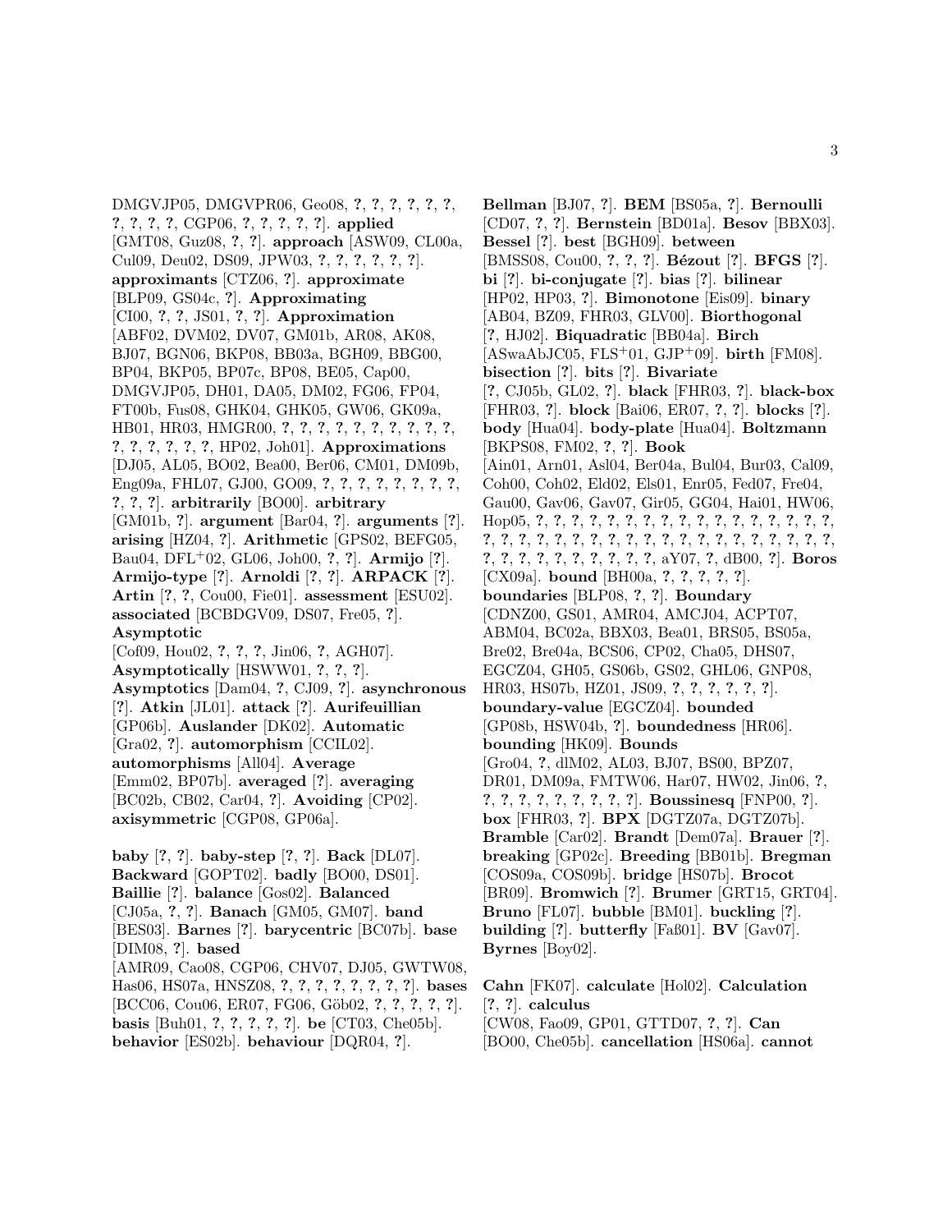DMGVJP05, DMGVPR06, Geo08, ?, ?, ?, ?, ?, ?, ?, ?, ?, ?, CGP06, ?, ?, ?, ?, ?]. **applied** [GMT08, Guz08, ?, ?]. **approach** [ASW09, CL00a, Cul09, Deu02, DS09, JPW03, ?, ?, ?, ?, ?, ?]. **approximants** [CTZ06, ?]. **approximate** [BLP09, GS04c, ?]. **Approximating** [CI00, ?, ?, JS01, ?, ?]. **Approximation** [ABF02, DVM02, DV07, GM01b, AR08, AK08, BJ07, BGN06, BKP08, BB03a, BGH09, BBG00, BP04, BKP05, BP07c, BP08, BE05, Cap00, DMGVJP05, DH01, DA05, DM02, FG06, FP04, FT00b, Fus08, GHK04, GHK05, GW06, GK09a, HB01, HR03, HMGR00, ?, ?, ?, ?, ?, ?, ?, ?, ?, ?, ?, ?, ?, ?, ?, ?, HP02, Joh01]. **Approximations** [DJ05, AL05, BO02, Bea00, Ber06, CM01, DM09b, Eng09a, FHL07, GJ00, GO09, ?, ?, ?, ?, ?, ?, ?, ?, ?, ?, ?]. **arbitrarily** [BO00]. **arbitrary** [GM01b, ?]. **argument** [Bar04, ?]. **arguments** [?]. **arising** [HZ04, ?]. **Arithmetic** [GPS02, BEFG05, Bau04, DFL$^+$02, GL06, Joh00, ?, ?]. **Armijo** [?]. **Armijo-type** [?]. **Arnoldi** [?, ?]. **ARPACK** [?]. **Artin** [?, ?, Cou00, Fie01]. **assessment** [ESU02]. **associated** [BCBDGV09, DS07, Fre05, ?]. **Asymptotic** [Cof09, Hou02, ?, ?, ?, Jin06, ?, AGH07]. **Asymptotically** [HSWW01, ?, ?, ?]. **Asymptotics** [Dam04, ?, CJ09, ?]. **asynchronous** [?]. **Atkin** [JL01]. **attack** [?]. **Aurifeuillian** [GP06b]. **Auslander** [DK02]. **Automatic** [Gra02, ?]. **automorphism** [CCIL02]. **automorphisms** [All04]. **Average** [Emm02, BP07b]. **averaged** [?]. **averaging** [BC02b, CB02, Car04, ?]. **Avoiding** [CP02]. **axisymmetric** [CGP08, GP06a].

**baby** [?, ?]. **baby-step** [?, ?]. **Back** [DL07]. **Backward** [GOPT02]. **badly** [BO00, DS01]. **Baillie** [?]. **balance** [Gos02]. **Balanced** [CJ05a, ?, ?]. **Banach** [GM05, GM07]. **band** [BES03]. **Barnes** [?]. **barycentric** [BC07b]. **base** [DIM08, ?]. **based** [AMR09, Cao08, CGP06, CHV07, DJ05, GWTW08, Has06, HS07a, HNSZ08, ?, ?, ?, ?, ?, ?, ?, ?]. **bases** [BCC06, Cou06, ER07, FG06, Göb02, ?, ?, ?, ?, ?]. **basis** [Buh01, ?, ?, ?, ?, ?]. **be** [CT03, Che05b]. **behavior** [ES02b]. **behaviour** [DQR04, ?]. **Bellman** [BJ07, ?]. **BEM** [BS05a, ?]. **Bernoulli** [CD07, ?, ?]. **Bernstein** [BD01a]. **Besov** [BBX03]. **Bessel** [?]. **best** [BGH09]. **between** [BMSS08, Cou00, ?, ?, ?]. **Bézout** [?]. **BFGS** [?]. **bi** [?]. **bi-conjugate** [?]. **bias** [?]. **bilinear** [HP02, HP03, ?]. **Bimonotone** [Eis09]. **binary** [AB04, BZ09, FHR03, GLV00]. **Biorthogonal** [?, HJ02]. **Biquadratic** [BB04a]. **Birch** [ASwaAbJC05, FLS$^+$01, GJP$^+$09]. **birth** [FM08]. **bisection** [?]. **bits** [?]. **Bivariate** [?, CJ05b, GL02, ?]. **black** [FHR03, ?]. **black-box** [FHR03, ?]. **block** [Bai06, ER07, ?, ?]. **blocks** [?]. **body** [Hua04]. **body-plate** [Hua04]. **Boltzmann** [BKPS08, FM02, ?, ?]. **Book** [Ain01, Arn01, Asl04, Ber04a, Bul04, Bur03, Cal09, Coh00, Coh02, Eld02, Els01, Enr05, Fed07, Fre04, Gau00, Gav06, Gav07, Gir05, GG04, Hai01, HW06, Hop05, ?, ?, ?, ?, ?, ?, ?, ?, ?, ?, ?, ?, ?, ?, ?, ?, ?, ?, ?, ?, ?, ?, ?, ?, ?, ?, ?, ?, ?, ?, ?, ?, ?, ?, ?, ?, ?, ?, ?, ?, ?, ?, ?, ?, ?, ?, ?, ?, aY07, ?, dB00, ?]. **Boros** [CX09a]. **bound** [BH00a, ?, ?, ?, ?, ?]. **boundaries** [BLP08, ?, ?]. **Boundary** [CDNZ00, GS01, AMR04, AMCJ04, ACPT07, ABM04, BC02a, BBX03, Bea01, BRS05, BS05a, Bre02, Bre04a, BCS06, CP02, Cha05, DHS07, EGCZ04, GH05, GS06b, GS02, GHL06, GNP08, HR03, HS07b, HZ01, JS09, ?, ?, ?, ?, ?, ?]. **boundary-value** [EGCZ04]. **bounded** [GP08b, HSW04b, ?]. **boundedness** [HR06]. **bounding** [HK09]. **Bounds** [Gro04, ?, dlM02, AL03, BJ07, BS00, BPZ07, DR01, DM09a, FMTW06, Har07, HW02, Jin06, ?, ?, ?, ?, ?, ?, ?, ?, ?, ?]. **Boussinesq** [FNP00, ?]. **box** [FHR03, ?]. **BPX** [DGTZ07a, DGTZ07b]. **Bramble** [Car02]. **Brandt** [Dem07a]. **Brauer** [?]. **breaking** [GP02c]. **Breeding** [BB01b]. **Bregman** [COS09a, COS09b]. **bridge** [HS07b]. **Brocot** [BR09]. **Bromwich** [?]. **Brumer** [GRT15, GRT04]. **Bruno** [FL07]. **bubble** [BM01]. **buckling** [?]. **building** [?]. **butterfly** [Faß01]. **BV** [Gav07]. **Byrnes** [Boy02].

**Cahn** [FK07]. **calculate** [Hol02]. **Calculation** [?, ?]. **calculus** [CW08, Fao09, GP01, GTTD07, ?, ?]. **Can** [BO00, Che05b]. **cancellation** [HS06a]. **cannot**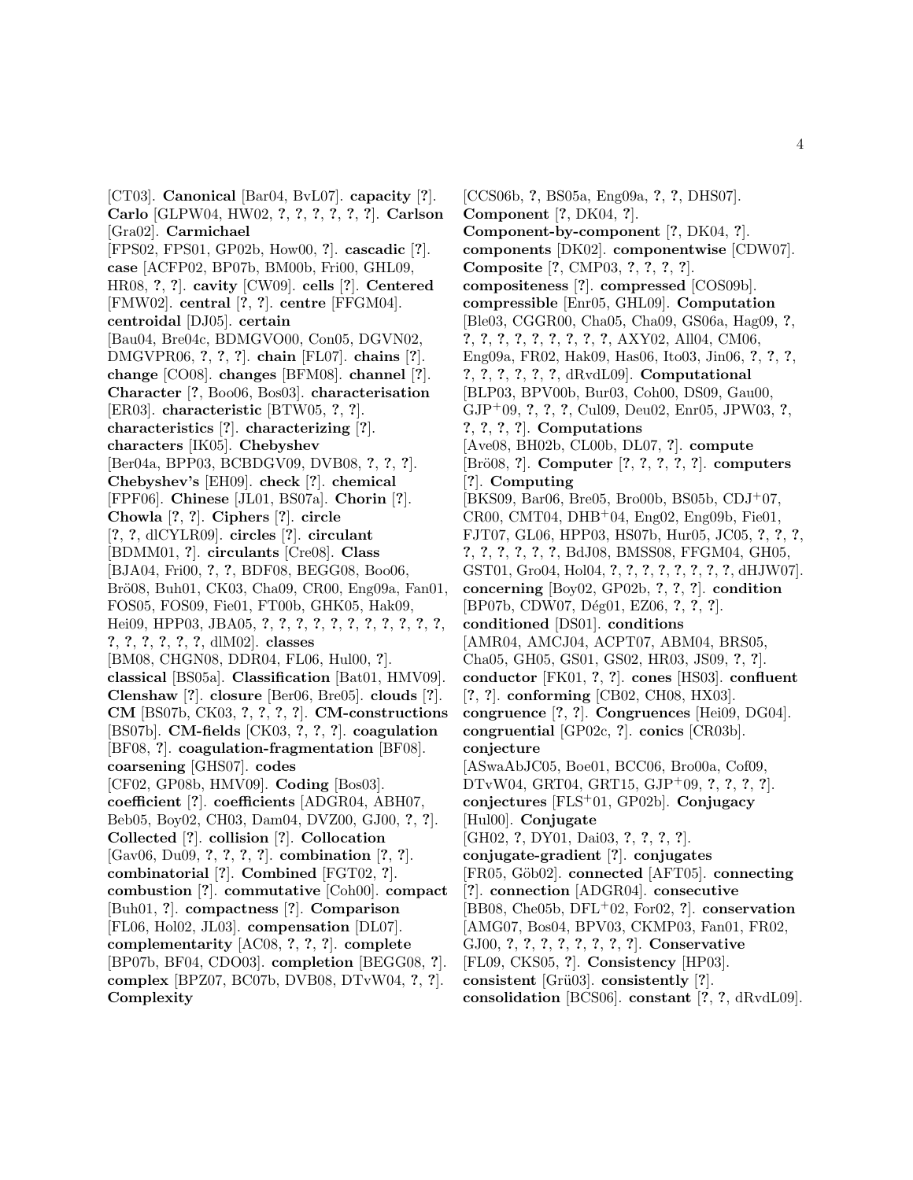[CT03]. **Canonical** [Bar04, BvL07]. **capacity** [?]. **Carlo** [GLPW04, HW02, ?, ?, ?, ?, ?, ?]. **Carlson** [Gra02]. **Carmichael** [FPS02, FPS01, GP02b, How00, ?]. **cascadic** [?]. **case** [ACFP02, BP07b, BM00b, Fri00, GHL09, HR08, ?, ?]. **cavity** [CW09]. **cells** [?]. **Centered** [FMW02]. **central** [?, ?]. **centre** [FFGM04]. **centroidal** [DJ05]. **certain** [Bau04, Bre04c, BDMGVO00, Con05, DGVN02, DMGVPR06, ?, ?, ?]. **chain** [FL07]. **chains** [?]. **change** [CO08]. **changes** [BFM08]. **channel** [?]. **Character** [?, Boo06, Bos03]. **characterisation** [ER03]. **characteristic** [BTW05, ?, ?]. **characteristics** [?]. **characterizing** [?]. **characters** [IK05]. **Chebyshev** [Ber04a, BPP03, BCBDGV09, DVB08, ?, ?, ?]. **Chebyshev's** [EH09]. **check** [?]. **chemical** [FPF06]. **Chinese** [JL01, BS07a]. **Chorin** [?]. **Chowla** [?, ?]. **Ciphers** [?]. **circle** [?, ?, dlCYLR09]. **circles** [?]. **circulant** [BDMM01, ?]. **circulants** [Cre08]. **Class** [BJA04, Fri00, ?, ?, BDF08, BEGG08, Boo06, Brö08, Buh01, CK03, Cha09, CR00, Eng09a, Fan01, FOS05, FOS09, Fie01, FT00b, GHK05, Hak09, Hei09, HPP03, JBA05, ?, ?, ?, ?, ?, ?, ?, ?, ?, ?, ?, ?, ?, ?, ?, ?, ?, ?, dlM02]. **classes** [BM08, CHGN08, DDR04, FL06, Hul00, ?]. **classical** [BS05a]. **Classification** [Bat01, HMV09]. **Clenshaw** [?]. **closure** [Ber06, Bre05]. **clouds** [?]. **CM** [BS07b, CK03, ?, ?, ?, ?]. **CM-constructions** [BS07b]. **CM-fields** [CK03, ?, ?, ?]. **coagulation** [BF08, ?]. **coagulation-fragmentation** [BF08]. **coarsening** [GHS07]. **codes** [CF02, GP08b, HMV09]. **Coding** [Bos03]. **coefficient** [?]. **coefficients** [ADGR04, ABH07, Beb05, Boy02, CH03, Dam04, DVZ00, GJ00, ?, ?]. **Collected** [?]. **collision** [?]. **Collocation** [Gav06, Du09, ?, ?, ?, ?]. **combination** [?, ?]. **combinatorial** [?]. **Combined** [FGT02, ?]. **combustion** [?]. **commutative** [Coh00]. **compact** [Buh01, ?]. **compactness** [?]. **Comparison** [FL06, Hol02, JL03]. **compensation** [DL07]. **complementarity** [AC08, ?, ?, ?]. **complete** [BP07b, BF04, CDO03]. **completion** [BEGG08, ?]. **complex** [BPZ07, BC07b, DVB08, DTvW04, ?, ?]. **Complexity** [CCS06b, ?, BS05a, Eng09a, ?, ?, DHS07]. **Component** [?, DK04, ?]. **Component-by-component** [?, DK04, ?]. **components** [DK02]. **componentwise** [CDW07]. **Composite** [?, CMP03, ?, ?, ?, ?]. **compositeness** [?]. **compressed** [COS09b]. **compressible** [Enr05, GHL09]. **Computation** [Ble03, CGGR00, Cha05, Cha09, GS06a, Hag09, ?, ?, ?, ?, ?, ?, ?, ?, ?, ?, ?, AXY02, All04, CM06, Eng09a, FR02, Hak09, Has06, Ito03, Jin06, ?, ?, ?, ?, ?, ?, ?, ?, ?, dRvdL09]. **Computational** [BLP03, BPV00b, Bur03, Coh00, DS09, Gau00, GJP$^+$09, ?, ?, ?, Cul09, Deu02, Enr05, JPW03, ?, ?, ?, ?, ?]. **Computations** [Ave08, BH02b, CL00b, DL07, ?]. **compute** [Brö08, ?]. **Computer** [?, ?, ?, ?, ?]. **computers** [?]. **Computing** [BKS09, Bar06, Bre05, Bro00b, BS05b, CDJ$^+$07, CR00, CMT04, DHB$^+$04, Eng02, Eng09b, Fie01, FJT07, GL06, HPP03, HS07b, Hur05, JC05, ?, ?, ?, ?, ?, ?, ?, ?, ?, BdJ08, BMSS08, FFGM04, GH05, GST01, Gro04, Hol04, ?, ?, ?, ?, ?, ?, ?, ?, dHJW07]. **concerning** [Boy02, GP02b, ?, ?, ?]. **condition** [BP07b, CDW07, Dég01, EZ06, ?, ?, ?]. **conditioned** [DS01]. **conditions** [AMR04, AMCJ04, ACPT07, ABM04, BRS05, Cha05, GH05, GS01, GS02, HR03, JS09, ?, ?]. **conductor** [FK01, ?, ?]. **cones** [HS03]. **confluent** [?, ?]. **conforming** [CB02, CH08, HX03]. **congruence** [?, ?]. **Congruences** [Hei09, DG04]. **congruential** [GP02c, ?]. **conics** [CR03b]. **conjecture** [ASwaAbJC05, Boe01, BCC06, Bro00a, Cof09, DTvW04, GRT04, GRT15, GJP$^+$09, ?, ?, ?, ?]. **conjectures** [FLS$^+$01, GP02b]. **Conjugacy** [Hul00]. **Conjugate** [GH02, ?, DY01, Dai03, ?, ?, ?, ?]. **conjugate-gradient** [?]. **conjugates** [FR05, Göb02]. **connected** [AFT05]. **connecting** [?]. **connection** [ADGR04]. **consecutive** [BB08, Che05b, DFL$^+$02, For02, ?]. **conservation** [AMG07, Bos04, BPV03, CKMP03, Fan01, FR02, GJ00, ?, ?, ?, ?, ?, ?, ?, ?]. **Conservative** [FL09, CKS05, ?]. **Consistency** [HP03]. **consistent** [Grü03]. **consistently** [?]. **consolidation** [BCS06]. **constant** [?, ?, dRvdL09].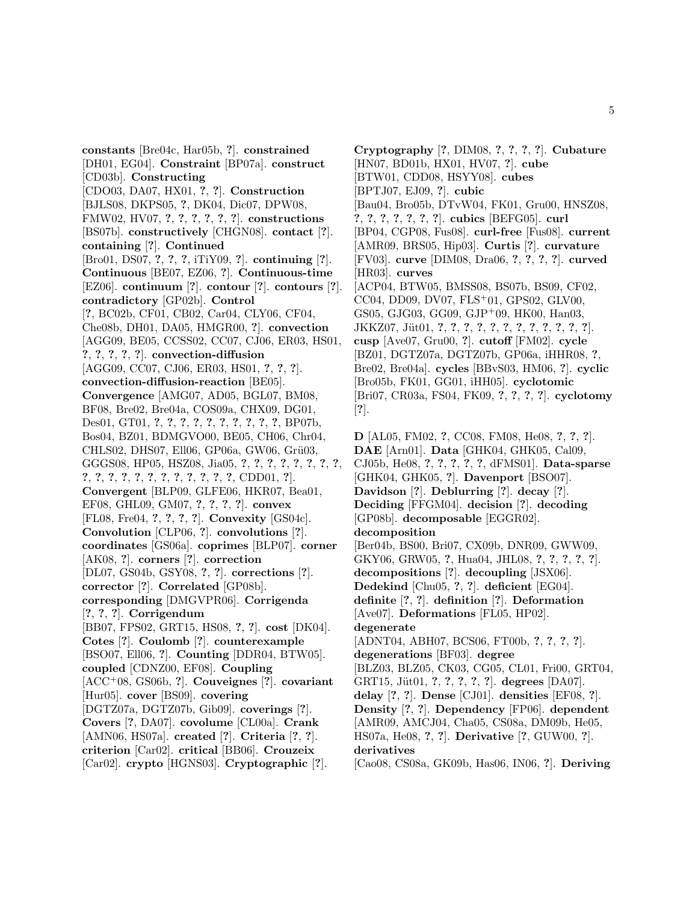**constants** [Bre04c, Har05b, ?]. **constrained** [DH01, EG04]. **Constraint** [BP07a]. **construct** [CD03b]. **Constructing** [CDO03, DA07, HX01, ?, ?]. **Construction** [BJLS08, DKPS05, ?, DK04, Dic07, DPW08, FMW02, HV07, ?, ?, ?, ?, ?, ?]. **constructions** [BS07b]. **constructively** [CHGN08]. **contact** [?]. **containing** [?]. **Continued** [Bro01, DS07, ?, ?, ?, iTiY09, ?]. **continuing** [?]. **Continuous** [BE07, EZ06, ?]. **Continuous-time** [EZ06]. **continuum** [?]. **contour** [?]. **contours** [?]. **contradictory** [GP02b]. **Control** [?, BC02b, CF01, CB02, Car04, CLY06, CF04, Che08b, DH01, DA05, HMGR00, ?]. **convection** [AGG09, BE05, CCSS02, CC07, CJ06, ER03, HS01, ?, ?, ?, ?, ?]. **convection-diffusion** [AGG09, CC07, CJ06, ER03, HS01, ?, ?, ?]. **convection-diffusion-reaction** [BE05]. **Convergence** [AMG07, AD05, BGL07, BM08, BF08, Bre02, Bre04a, COS09a, CHX09, DG01, Des01, GT01, ?, ?, ?, ?, ?, ?, ?, ?, ?, ?, ?, BP07b, Bos04, BZ01, BDMGVO00, BE05, CH06, Chr04, CHLS02, DHS07, Ell06, GP06a, GW06, Grü03, GGGS08, HP05, HSZ08, Jia05, ?, ?, ?, ?, ?, ?, ?, ?, ?, ?, ?, ?, ?, ?, ?, ?, ?, ?, ?, ?, ?, ?, ?, CDD01, ?]. **Convergent** [BLP09, GLFE06, HKR07, Bea01, EF08, GHL09, GM07, ?, ?, ?, ?]. **convex** [FL08, Fre04, ?, ?, ?, ?]. **Convexity** [GS04c]. **Convolution** [CLP06, ?]. **convolutions** [?]. **coordinates** [GS06a]. **coprimes** [BLP07]. **corner** [AK08, ?]. **corners** [?]. **correction** [DL07, GS04b, GSY08, ?, ?]. **corrections** [?]. **corrector** [?]. **Correlated** [GP08b]. **corresponding** [DMGVPR06]. **Corrigenda** [?, ?, ?]. **Corrigendum** [BB07, FPS02, GRT15, HS08, ?, ?]. **cost** [DK04]. **Cotes** [?]. **Coulomb** [?]. **counterexample** [BSO07, Ell06, ?]. **Counting** [DDR04, BTW05]. **coupled** [CDNZ00, EF08]. **Coupling** [ACC+08, GS06b, ?]. **Couveignes** [?]. **covariant** [Hur05]. **cover** [BS09]. **covering** [DGTZ07a, DGTZ07b, Gib09]. **coverings** [?]. **Covers** [?, DA07]. **covolume** [CL00a]. **Crank** [AMN06, HS07a]. **created** [?]. **Criteria** [?, ?]. **criterion** [Car02]. **critical** [BB06]. **Crouzeix** [Car02]. **crypto** [HGNS03]. **Cryptographic** [?]. **Cryptography** [?, DIM08, ?, ?, ?, ?]. **Cubature** [HN07, BD01b, HX01, HV07, ?]. **cube** [BTW01, CDD08, HSYY08]. **cubes** [BPTJ07, EJ09, ?]. **cubic** [Bau04, Bro05b, DTvW04, FK01, Gru00, HNSZ08, ?, ?, ?, ?, ?, ?, ?]. **cubics** [BEFG05]. **curl** [BP04, CGP08, Fus08]. **curl-free** [Fus08]. **current** [AMR09, BRS05, Hip03]. **Curtis** [?]. **curvature** [FV03]. **curve** [DIM08, Dra06, ?, ?, ?, ?]. **curved** [HR03]. **curves** [ACP04, BTW05, BMSS08, BS07b, BS09, CF02, CC04, DD09, DV07, FLS+01, GPS02, GLV00, GS05, GJG03, GG09, GJP+09, HK00, Han03, JKKZ07, Jüt01, ?, ?, ?, ?, ?, ?, ?, ?, ?, ?, ?, ?, ?]. **cusp** [Ave07, Gru00, ?]. **cutoff** [FM02]. **cycle** [BZ01, DGTZ07a, DGTZ07b, GP06a, iHHR08, ?, Bre02, Bre04a]. **cycles** [BBvS03, HM06, ?]. **cyclic** [Bro05b, FK01, GG01, iHH05]. **cyclotomic** [Bri07, CR03a, FS04, FK09, ?, ?, ?, ?]. **cyclotomy** [?].

**D** [AL05, FM02, ?, CC08, FM08, He08, ?, ?, ?]. **DAE** [Arn01]. **Data** [GHK04, GHK05, Cal09, CJ05b, He08, ?, ?, ?, ?, ?, dFMS01]. **Data-sparse** [GHK04, GHK05, ?]. **Davenport** [BSO07]. **Davidson** [?]. **Deblurring** [?]. **decay** [?]. **Deciding** [FFGM04]. **decision** [?]. **decoding** [GP08b]. **decomposable** [EGGR02]. **decomposition** [Ber04b, BS00, Bri07, CX09b, DNR09, GWW09, GKY06, GRW05, ?, Hua04, JHL08, ?, ?, ?, ?, ?]. **decompositions** [?]. **decoupling** [JSX06]. **Dedekind** [Chu05, ?, ?]. **deficient** [EG04]. **definite** [?, ?]. **definition** [?]. **Deformation** [Ave07]. **Deformations** [FL05, HP02]. **degenerate** [ADNT04, ABH07, BCS06, FT00b, ?, ?, ?, ?]. **degenerations** [BF03]. **degree** [BLZ03, BLZ05, CK03, CG05, CL01, Fri00, GRT04, GRT15, Jüt01, ?, ?, ?, ?, ?]. **degrees** [DA07]. **delay** [?, ?]. **Dense** [CJ01]. **densities** [EF08, ?]. **Density** [?, ?]. **Dependency** [FP06]. **dependent** [AMR09, AMCJ04, Cha05, CS08a, DM09b, He05, HS07a, He08, ?, ?]. **Derivative** [?, GUW00, ?]. **derivatives** [Cao08, CS08a, GK09b, Has06, IN06, ?]. **Deriving**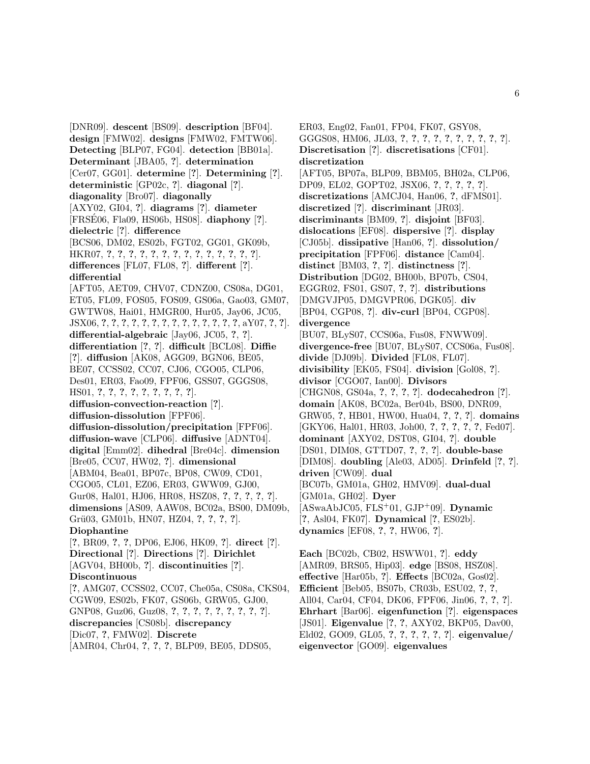[DNR09]. **descent** [BS09]. **description** [BF04]. **design** [FMW02]. **designs** [FMW02, FMTW06]. **Detecting** [BLP07, FG04]. **detection** [BB01a]. **Determinant** [JBA05, ?]. **determination** [Cer07, GG01]. **determine** [?]. **Determining** [?]. **deterministic** [GP02c, ?]. **diagonal** [?]. **diagonality** [Bro07]. **diagonally** [AXY02, GI04, ?]. **diagrams** [?]. **diameter** [FRSÉ06, Fla09, HS06b, HS08]. **diaphony** [?]. **dielectric** [?]. **difference** [BCS06, DM02, ES02b, FGT02, GG01, GK09b, HKR07, ?, ?, ?, ?, ?, ?, ?, ?, ?, ?, ?, ?, ?, ?]. **differences** [FL07, FL08, ?]. **different** [?]. **differential** [AFT05, AET09, CHV07, CDNZ00, CS08a, DG01, ET05, FL09, FOS05, FOS09, GS06a, Gao03, GM07, GWTW08, Hai01, HMGR00, Hur05, Jay06, JC05, JSX06, ?, ?, ?, ?, ?, ?, ?, ?, ?, ?, ?, ?, ?, ?, ?, aY07, ?, ?]. **differential-algebraic** [Jay06, JC05, ?, ?]. **differentiation** [?, ?]. **difficult** [BCL08]. **Diffie** [?]. **diffusion** [AK08, AGG09, BGN06, BE05, BE07, CCSS02, CC07, CJ06, CGO05, CLP06, Des01, ER03, Fao09, FPF06, GSS07, GGGS08, HS01, ?, ?, ?, ?, ?, ?, ?, ?, ?, ?]. **diffusion-convection-reaction** [?]. **diffusion-dissolution** [FPF06]. **diffusion-dissolution/precipitation** [FPF06]. **diffusion-wave** [CLP06]. **diffusive** [ADNT04]. **digital** [Emm02]. **dihedral** [Bre04c]. **dimension** [Bre05, CC07, HW02, ?]. **dimensional** [ABM04, Bea01, BP07c, BP08, CW09, CD01, CGO05, CL01, EZ06, ER03, GWW09, GJ00, Gur08, Hal01, HJ06, HR08, HSZ08, ?, ?, ?, ?, ?]. **dimensions** [AS09, AAW08, BC02a, BS00, DM09b, Grü03, GM01b, HN07, HZ04, ?, ?, ?, ?]. **Diophantine** [?, BR09, ?, ?, DP06, EJ06, HK09, ?]. **direct** [?]. **Directional** [?]. **Directions** [?]. **Dirichlet** [AGV04, BH00b, ?]. **discontinuities** [?]. **Discontinuous** [?, AMG07, CCSS02, CC07, Che05a, CS08a, CKS04, CGW09, ES02b, FK07, GS06b, GRW05, GJ00, GNP08, Guz06, Guz08, ?, ?, ?, ?, ?, ?, ?, ?, ?, ?]. **discrepancies** [CS08b]. **discrepancy** [Dic07, ?, FMW02]. **Discrete** [AMR04, Chr04, ?, ?, ?, BLP09, BE05, DDS05, ER03, Eng02, Fan01, FP04, FK07, GSY08, GGGS08, HM06, JL03, ?, ?, ?, ?, ?, ?, ?, ?, ?, ?, ?]. **Discretisation** [?]. **discretisations** [CF01]. **discretization** [AFT05, BP07a, BLP09, BBM05, BH02a, CLP06, DP09, EL02, GOPT02, JSX06, ?, ?, ?, ?, ?]. **discretizations** [AMCJ04, Han06, ?, dFMS01]. **discretized** [?]. **discriminant** [JR03]. **discriminants** [BM09, ?]. **disjoint** [BF03]. **dislocations** [EF08]. **dispersive** [?]. **display** [CJ05b]. **dissipative** [Han06, ?]. **dissolution/precipitation** [FPF06]. **distance** [Cam04]. **distinct** [BM03, ?, ?]. **distinctness** [?]. **Distribution** [DG02, BH00b, BP07b, CS04, EGGR02, FS01, GS07, ?, ?]. **distributions** [DMGVJP05, DMGVPR06, DGK05]. **div** [BP04, CGP08, ?]. **div-curl** [BP04, CGP08]. **divergence** [BU07, BLyS07, CCS06a, Fus08, FNWW09]. **divergence-free** [BU07, BLyS07, CCS06a, Fus08]. **divide** [DJ09b]. **Divided** [FL08, FL07]. **divisibility** [EK05, FS04]. **division** [Gol08, ?]. **divisor** [CGO07, Ian00]. **Divisors** [CHGN08, GS04a, ?, ?, ?, ?]. **dodecahedron** [?]. **domain** [AK08, BC02a, Ber04b, BS00, DNR09, GRW05, ?, HB01, HW00, Hua04, ?, ?, ?]. **domains** [GKY06, Hal01, HR03, Joh00, ?, ?, ?, ?, ?, Fed07]. **dominant** [AXY02, DST08, GI04, ?]. **double** [DS01, DIM08, GTTD07, ?, ?, ?]. **double-base** [DIM08]. **doubling** [Ale03, AD05]. **Drinfeld** [?, ?]. **driven** [CW09]. **dual** [BC07b, GM01a, GH02, HMV09]. **dual-dual** [GM01a, GH02]. **Dyer** [ASwaAbJC05, FLS+01, GJP+09]. **Dynamic** [?, Asl04, FK07]. **Dynamical** [?, ES02b]. **dynamics** [EF08, ?, ?, HW06, ?].

**Each** [BC02b, CB02, HSWW01, ?]. **eddy** [AMR09, BRS05, Hip03]. **edge** [BS08, HSZ08]. **effective** [Har05b, ?]. **Effects** [BC02a, Gos02]. **Efficient** [Beb05, BS07b, CR03b, ESU02, ?, ?, All04, Car04, CF04, DK06, FPF06, Jin06, ?, ?, ?]. **Ehrhart** [Bar06]. **eigenfunction** [?]. **eigenspaces** [JS01]. **Eigenvalue** [?, ?, AXY02, BKP05, Dav00, Eld02, GO09, GL05, ?, ?, ?, ?, ?, ?]. **eigenvalue/eigenvector** [GO09]. **eigenvalues**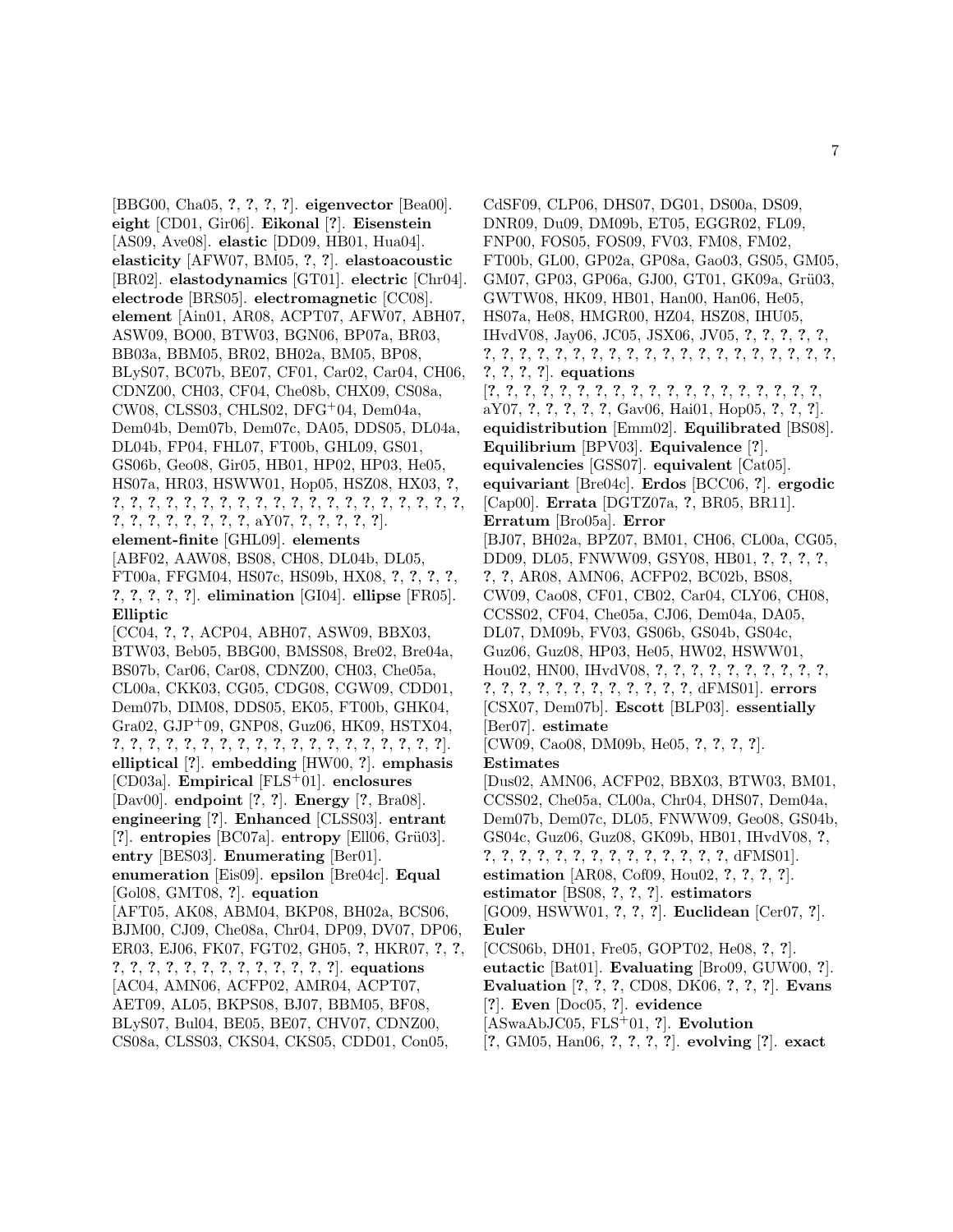[BBG00, Cha05, ?, ?, ?, ?]. **eigenvector** [Bea00]. **eight** [CD01, Gir06]. **Eikonal** [?]. **Eisenstein** [AS09, Ave08]. **elastic** [DD09, HB01, Hua04]. **elasticity** [AFW07, BM05, ?, ?]. **elastoacoustic** [BR02]. **elastodynamics** [GT01]. **electric** [Chr04]. **electrode** [BRS05]. **electromagnetic** [CC08]. **element** [Ain01, AR08, ACPT07, AFW07, ABH07, ASW09, BO00, BTW03, BGN06, BP07a, BR03, BB03a, BBM05, BR02, BH02a, BM05, BP08, BLyS07, BC07b, BE07, CF01, Car02, Car04, CH06, CDNZ00, CH03, CF04, Che08b, CHX09, CS08a, CW08, CLSS03, CHLS02, DFG+04, Dem04a, Dem04b, Dem07b, Dem07c, DA05, DDS05, DL04a, DL04b, FP04, FHL07, FT00b, GHL09, GS01, GS06b, Geo08, Gir05, HB01, HP02, HP03, He05, HS07a, HR03, HSWW01, Hop05, HSZ08, HX03, ?, ?, ?, ?, ?, ?, ?, ?, ?, ?, ?, ?, ?, ?, ?, ?, ?, ?, ?, ?, ?, ?, ?, ?, ?, ?, ?, ?, ?, ?, ?, aY07, ?, ?, ?, ?, ?]. **element-finite** [GHL09]. **elements** [ABF02, AAW08, BS08, CH08, DL04b, DL05, FT00a, FFGM04, HS07c, HS09b, HX08, ?, ?, ?, ?, ?, ?, ?, ?, ?]. **elimination** [GI04]. **ellipse** [FR05]. **Elliptic** [CC04, ?, ?, ACP04, ABH07, ASW09, BBX03, BTW03, Beb05, BBG00, BMSS08, Bre02, Bre04a, BS07b, Car06, Car08, CDNZ00, CH03, Che05a, CL00a, CKK03, CG05, CDG08, CGW09, CDD01, Dem07b, DIM08, DDS05, EK05, FT00b, GHK04, Gra02, GJP+09, GNP08, Guz06, HK09, HSTX04, ?, ?, ?, ?, ?, ?, ?, ?, ?, ?, ?, ?, ?, ?, ?, ?, ?, ?, ?, ?]. **elliptical** [?]. **embedding** [HW00, ?]. **emphasis** [CD03a]. **Empirical** [FLS+01]. **enclosures** [Dav00]. **endpoint** [?, ?]. **Energy** [?, Bra08]. **engineering** [?]. **Enhanced** [CLSS03]. **entrant** [?]. **entropies** [BC07a]. **entropy** [Ell06, Grü03]. **entry** [BES03]. **Enumerating** [Ber01]. **enumeration** [Eis09]. **epsilon** [Bre04c]. **Equal** [Gol08, GMT08, ?]. **equation** [AFT05, AK08, ABM04, BKP08, BH02a, BCS06, BJM00, CJ09, Che08a, Chr04, DP09, DV07, DP06, ER03, EJ06, FK07, FGT02, GH05, ?, HKR07, ?, ?, ?, ?, ?, ?, ?, ?, ?, ?, ?, ?, ?, ?, ?, ?]. **equations** [AC04, AMN06, ACFP02, AMR04, ACPT07, AET09, AL05, BKPS08, BJ07, BBM05, BF08, BLyS07, Bul04, BE05, BE07, CHV07, CDNZ00, CS08a, CLSS03, CKS04, CKS05, CDD01, Con05, CdSF09, CLP06, DHS07, DG01, DS00a, DS09, DNR09, Du09, DM09b, ET05, EGGR02, FL09, FNP00, FOS05, FOS09, FV03, FM08, FM02, FT00b, GL00, GP02a, GP08a, Gao03, GS05, GM05, GM07, GP03, GP06a, GJ00, GT01, GK09a, Grü03, GWTW08, HK09, HB01, Han00, Han06, He05, HS07a, He08, HMGR00, HZ04, HSZ08, IHU05, IHvdV08, Jay06, JC05, JSX06, JV05, ?, ?, ?, ?, ?, ?, ?, ?, ?, ?, ?, ?, ?, ?, ?, ?, ?, ?, ?, ?, ?, ?, ?, ?, ?, ?, ?, ?, ?, ?, ?, ?]. **equations** [?, ?, ?, ?, ?, ?, ?, ?, ?, ?, ?, ?, ?, ?, ?, ?, ?, ?, ?, ?, aY07, ?, ?, ?, ?, ?, Gav06, Hai01, Hop05, ?, ?, ?]. **equidistribution** [Emm02]. **Equilibrated** [BS08]. **Equilibrium** [BPV03]. **Equivalence** [?]. **equivalencies** [GSS07]. **equivalent** [Cat05]. **equivariant** [Bre04c]. **Erdos** [BCC06, ?]. **ergodic** [Cap00]. **Errata** [DGTZ07a, ?, BR05, BR11]. **Erratum** [Bro05a]. **Error** [BJ07, BH02a, BPZ07, BM01, CH06, CL00a, CG05, DD09, DL05, FNWW09, GSY08, HB01, ?, ?, ?, ?, ?, ?, AR08, AMN06, ACFP02, BC02b, BS08, CW09, Cao08, CF01, CB02, Car04, CLY06, CH08, CCSS02, CF04, Che05a, CJ06, Dem04a, DA05, DL07, DM09b, FV03, GS06b, GS04b, GS04c, Guz06, Guz08, HP03, He05, HW02, HSWW01, Hou02, HN00, IHvdV08, ?, ?, ?, ?, ?, ?, ?, ?, ?, ?, ?, ?, ?, ?, ?, ?, ?, ?, ?, ?, ?, ?, ?, ?, dFMS01]. **errors** [CSX07, Dem07b]. **Escott** [BLP03]. **essentially** [Ber07]. **estimate** [CW09, Cao08, DM09b, He05, ?, ?, ?, ?]. **Estimates** [Dus02, AMN06, ACFP02, BBX03, BTW03, BM01, CCSS02, Che05a, CL00a, Chr04, DHS07, Dem04a, Dem07b, Dem07c, DL05, FNWW09, Geo08, GS04b, GS04c, Guz06, Guz08, GK09b, HB01, IHvdV08, ?, ?, ?, ?, ?, ?, ?, ?, ?, ?, ?, ?, ?, ?, ?, dFMS01]. **estimation** [AR08, Cof09, Hou02, ?, ?, ?, ?]. **estimator** [BS08, ?, ?, ?]. **estimators** [GO09, HSWW01, ?, ?, ?]. **Euclidean** [Cer07, ?]. **Euler** [CCS06b, DH01, Fre05, GOPT02, He08, ?, ?]. **eutactic** [Bat01]. **Evaluating** [Bro09, GUW00, ?]. **Evaluation** [?, ?, ?, CD08, DK06, ?, ?, ?]. **Evans** [?]. **Even** [Doc05, ?]. **evidence** [ASwaAbJC05, FLS+01, ?]. **Evolution** [?, GM05, Han06, ?, ?, ?, ?]. **evolving** [?]. **exact**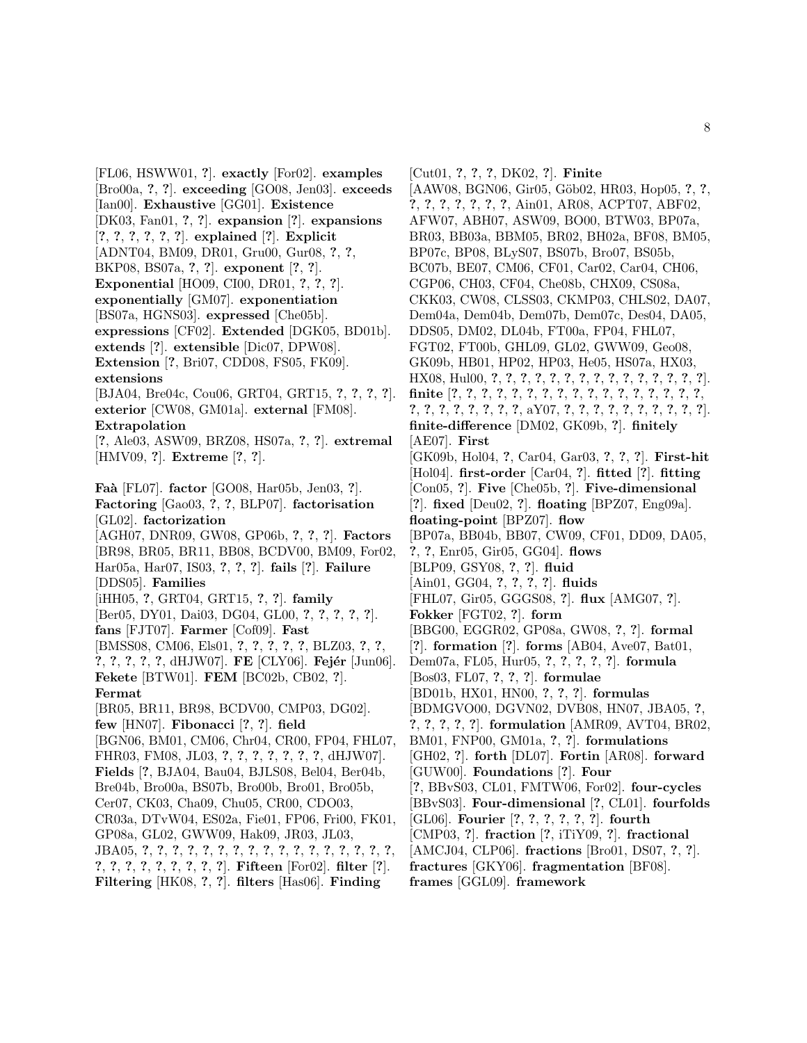[FL06, HSWW01, ?]. **exactly** [For02]. **examples** [Bro00a, ?, ?]. **exceeding** [GO08, Jen03]. **exceeds** [Ian00]. **Exhaustive** [GG01]. **Existence** [DK03, Fan01, ?, ?]. **expansion** [?]. **expansions** [?, ?, ?, ?, ?, ?]. **explained** [?]. **Explicit** [ADNT04, BM09, DR01, Gru00, Gur08, ?, ?, BKP08, BS07a, ?, ?]. **exponent** [?, ?]. **Exponential** [HO09, CI00, DR01, ?, ?, ?]. **exponentially** [GM07]. **exponentiation** [BS07a, HGNS03]. **expressed** [Che05b]. **expressions** [CF02]. **Extended** [DGK05, BD01b]. **extends** [?]. **extensible** [Dic07, DPW08]. **Extension** [?, Bri07, CDD08, FS05, FK09]. **extensions** [BJA04, Bre04c, Cou06, GRT04, GRT15, ?, ?, ?, ?]. **exterior** [CW08, GM01a]. **external** [FM08]. **Extrapolation** [?, Ale03, ASW09, BRZ08, HS07a, ?, ?]. **extremal** [HMV09, ?]. **Extreme** [?, ?].

**Faà** [FL07]. **factor** [GO08, Har05b, Jen03, ?]. **Factoring** [Gao03, ?, ?, BLP07]. **factorisation** [GL02]. **factorization** [AGH07, DNR09, GW08, GP06b, ?, ?, ?]. **Factors** [BR98, BR05, BR11, BB08, BCDV00, BM09, For02, Har05a, Har07, IS03, ?, ?, ?]. **fails** [?]. **Failure** [DDS05]. **Families** [iHH05, ?, GRT04, GRT15, ?, ?]. **family** [Ber05, DY01, Dai03, DG04, GL00, ?, ?, ?, ?, ?]. **fans** [FJT07]. **Farmer** [Cof09]. **Fast** [BMSS08, CM06, Els01, ?, ?, ?, ?, ?, BLZ03, ?, ?, ?, ?, ?, ?, ?, dHJW07]. **FE** [CLY06]. **Fejér** [Jun06]. **Fekete** [BTW01]. **FEM** [BC02b, CB02, ?]. **Fermat** [BR05, BR11, BR98, BCDV00, CMP03, DG02]. **few** [HN07]. **Fibonacci** [?, ?]. **field** [BGN06, BM01, CM06, Chr04, CR00, FP04, FHL07, FHR03, FM08, JL03, ?, ?, ?, ?, ?, ?, ?, dHJW07]. **Fields** [?, BJA04, Bau04, BJLS08, Bel04, Ber04b, Bre04b, Bro00a, BS07b, Bro00b, Bro01, Bro05b, Cer07, CK03, Cha09, Chu05, CR00, CDO03, CR03a, DTvW04, ES02a, Fie01, FP06, Fri00, FK01, GP08a, GL02, GWW09, Hak09, JR03, JL03, JBA05, ?, ?, ?, ?, ?, ?, ?, ?, ?, ?, ?, ?, ?, ?, ?, ?, ?, ?, ?, ?, ?, ?, ?, ?, ?, ?, ?]. **Fifteen** [For02]. **filter** [?]. **Filtering** [HK08, ?, ?]. **filters** [Has06]. **Finding** [Cut01, ?, ?, ?, DK02, ?]. **Finite** [AAW08, BGN06, Gir05, Göb02, HR03, Hop05, ?, ?, ?, ?, ?, ?, ?, ?, ?, ?, Ain01, AR08, ACPT07, ABF02, AFW07, ABH07, ASW09, BO00, BTW03, BP07a, BR03, BB03a, BBM05, BR02, BH02a, BF08, BM05, BP07c, BP08, BLyS07, BS07b, Bro07, BS05b, BC07b, BE07, CM06, CF01, Car02, Car04, CH06, CGP06, CH03, CF04, Che08b, CHX09, CS08a, CKK03, CW08, CLSS03, CKMP03, CHLS02, DA07, Dem04a, Dem04b, Dem07b, Dem07c, Des04, DA05, DDS05, DM02, DL04b, FT00a, FP04, FHL07, FGT02, FT00b, GHL09, GL02, GWW09, Geo08, GK09b, HB01, HP02, HP03, He05, HS07a, HX03, HX08, Hul00, ?, ?, ?, ?, ?, ?, ?, ?, ?, ?, ?, ?, ?, ?, ?, ?, ?]. **finite** [?, ?, ?, ?, ?, ?, ?, ?, ?, ?, ?, ?, ?, ?, ?, ?, ?, ?, ?, ?, ?, ?, ?, ?, ?, ?, ?, ?, aY07, ?, ?, ?, ?, ?, ?, ?, ?, ?, ?, ?]. **finite-difference** [DM02, GK09b, ?]. **finitely** [AE07]. **First** [GK09b, Hol04, ?, Car04, Gar03, ?, ?, ?]. **First-hit** [Hol04]. **first-order** [Car04, ?]. **fitted** [?]. **fitting** [Con05, ?]. **Five** [Che05b, ?]. **Five-dimensional** [?]. **fixed** [Deu02, ?]. **floating** [BPZ07, Eng09a]. **floating-point** [BPZ07]. **flow** [BP07a, BB04b, BB07, CW09, CF01, DD09, DA05, ?, ?, Enr05, Gir05, GG04]. **flows** [BLP09, GSY08, ?, ?]. **fluid** [Ain01, GG04, ?, ?, ?, ?]. **fluids** [FHL07, Gir05, GGGS08, ?]. **flux** [AMG07, ?]. **Fokker** [FGT02, ?]. **form** [BBG00, EGGR02, GP08a, GW08, ?, ?]. **formal** [?]. **formation** [?]. **forms** [AB04, Ave07, Bat01, Dem07a, FL05, Hur05, ?, ?, ?, ?, ?]. **formula** [Bos03, FL07, ?, ?, ?]. **formulae** [BD01b, HX01, HN00, ?, ?, ?]. **formulas** [BDMGVO00, DGVN02, DVB08, HN07, JBA05, ?, ?, ?, ?, ?, ?]. **formulation** [AMR09, AVT04, BR02, BM01, FNP00, GM01a, ?, ?]. **formulations** [GH02, ?]. **forth** [DL07]. **Fortin** [AR08]. **forward** [GUW00]. **Foundations** [?]. **Four** [?, BBvS03, CL01, FMTW06, For02]. **four-cycles** [BBvS03]. **Four-dimensional** [?, CL01]. **fourfolds** [GL06]. **Fourier** [?, ?, ?, ?, ?, ?]. **fourth** [CMP03, ?]. **fraction** [?, iTiY09, ?]. **fractional** [AMCJ04, CLP06]. **fractions** [Bro01, DS07, ?, ?]. **fractures** [GKY06]. **fragmentation** [BF08]. **frames** [GGL09]. **framework**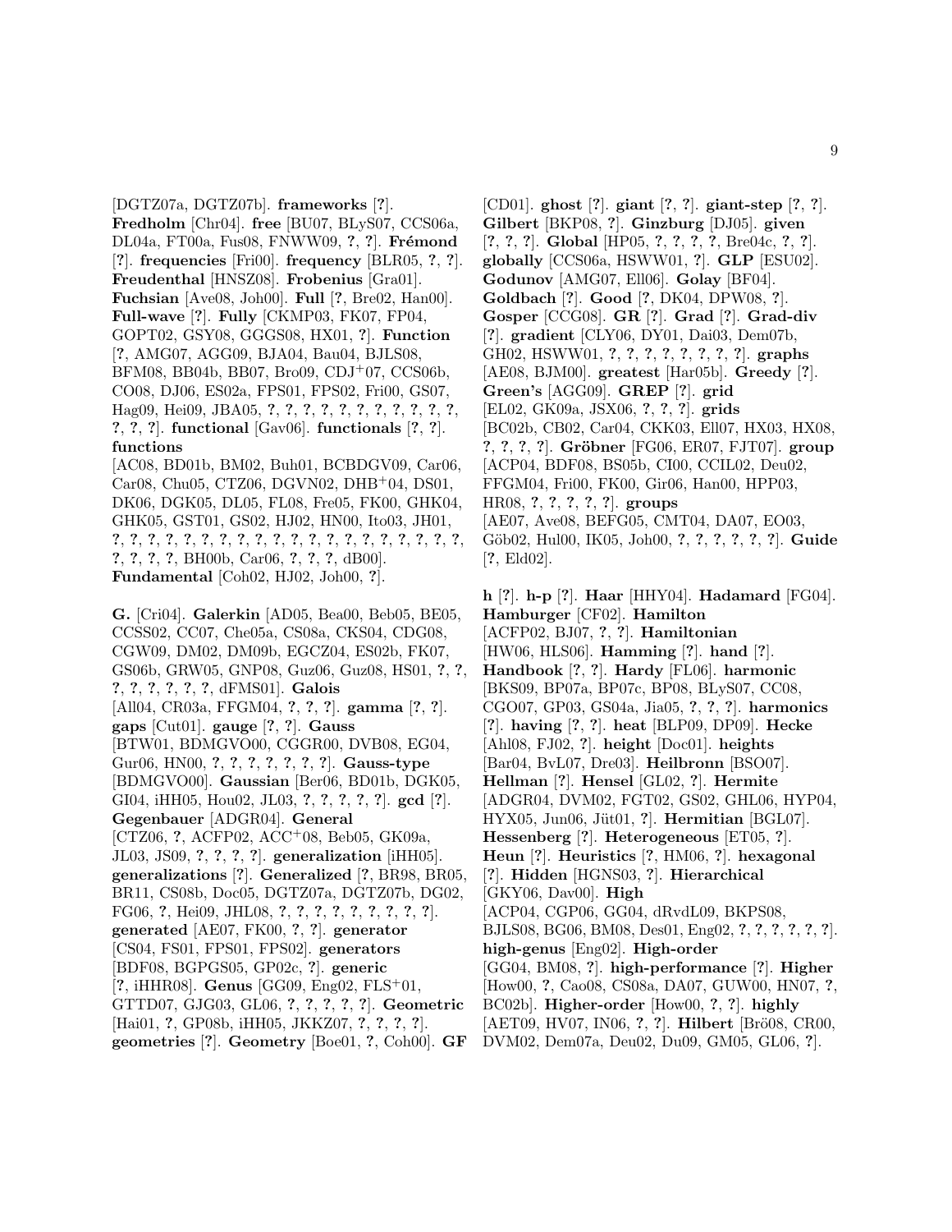[DGTZ07a, DGTZ07b]. **frameworks** [?]. **Fredholm** [Chr04]. **free** [BU07, BLyS07, CCS06a, DL04a, FT00a, Fus08, FNWW09, ?, ?]. **Frémond** [?]. **frequencies** [Fri00]. **frequency** [BLR05, ?, ?]. **Freudenthal** [HNSZ08]. **Frobenius** [Gra01]. **Fuchsian** [Ave08, Joh00]. **Full** [?, Bre02, Han00]. **Full-wave** [?]. **Fully** [CKMP03, FK07, FP04, GOPT02, GSY08, GGGS08, HX01, ?]. **Function** [?, AMG07, AGG09, BJA04, Bau04, BJLS08, BFM08, BB04b, BB07, Bro09, CDJ+07, CCS06b, CO08, DJ06, ES02a, FPS01, FPS02, Fri00, GS07, Hag09, Hei09, JBA05, ?, ?, ?, ?, ?, ?, ?, ?, ?, ?, ?, ?, ?, ?, ?]. **functional** [Gav06]. **functionals** [?, ?]. **functions** [AC08, BD01b, BM02, Buh01, BCBDGV09, Car06, Car08, Chu05, CTZ06, DGVN02, DHB+04, DS01, DK06, DGK05, DL05, FL08, Fre05, FK00, GHK04, GHK05, GST01, GS02, HJ02, HN00, Ito03, JH01, ?, ?, ?, ?, ?, ?, ?, ?, ?, ?, ?, ?, ?, ?, ?, ?, ?, ?, ?, ?, ?, ?, ?, ?, ?, ?, BH00b, Car06, ?, ?, ?, dB00]. **Fundamental** [Coh02, HJ02, Joh00, ?].

**G.** [Cri04]. **Galerkin** [AD05, Bea00, Beb05, BE05, CCSS02, CC07, Che05a, CS08a, CKS04, CDG08, CGW09, DM02, DM09b, EGCZ04, ES02b, FK07, GS06b, GRW05, GNP08, Guz06, Guz08, HS01, ?, ?, ?, ?, ?, ?, ?, ?, dFMS01]. **Galois** [All04, CR03a, FFGM04, ?, ?, ?]. **gamma** [?, ?]. **gaps** [Cut01]. **gauge** [?, ?]. **Gauss** [BTW01, BDMGVO00, CGGR00, DVB08, EG04, Gur06, HN00, ?, ?, ?, ?, ?, ?, ?]. **Gauss-type** [BDMGVO00]. **Gaussian** [Ber06, BD01b, DGK05, GI04, iHH05, Hou02, JL03, ?, ?, ?, ?, ?]. **gcd** [?]. **Gegenbauer** [ADGR04]. **General** [CTZ06, ?, ACFP02, ACC+08, Beb05, GK09a, JL03, JS09, ?, ?, ?, ?]. **generalization** [iHH05]. **generalizations** [?]. **Generalized** [?, BR98, BR05, BR11, CS08b, Doc05, DGTZ07a, DGTZ07b, DG02, FG06, ?, Hei09, JHL08, ?, ?, ?, ?, ?, ?, ?, ?, ?]. **generated** [AE07, FK00, ?, ?]. **generator** [CS04, FS01, FPS01, FPS02]. **generators** [BDF08, BGPGS05, GP02c, ?]. **generic** [?, iHHR08]. **Genus** [GG09, Eng02, FLS+01, GTTD07, GJG03, GL06, ?, ?, ?, ?, ?]. **Geometric** [Hai01, ?, GP08b, iHH05, JKKZ07, ?, ?, ?, ?]. **geometries** [?]. **Geometry** [Boe01, ?, Coh00]. **GF** [CD01]. **ghost** [?]. **giant** [?, ?]. **giant-step** [?, ?]. **Gilbert** [BKP08, ?]. **Ginzburg** [DJ05]. **given** [?, ?, ?]. **Global** [HP05, ?, ?, ?, ?, Bre04c, ?, ?]. **globally** [CCS06a, HSWW01, ?]. **GLP** [ESU02]. **Godunov** [AMG07, Ell06]. **Golay** [BF04]. **Goldbach** [?]. **Good** [?, DK04, DPW08, ?]. **Gosper** [CCG08]. **GR** [?]. **Grad** [?]. **Grad-div** [?]. **gradient** [CLY06, DY01, Dai03, Dem07b, GH02, HSWW01, ?, ?, ?, ?, ?, ?, ?, ?]. **graphs** [AE08, BJM00]. **greatest** [Har05b]. **Greedy** [?]. **Green's** [AGG09]. **GREP** [?]. **grid** [EL02, GK09a, JSX06, ?, ?, ?]. **grids** [BC02b, CB02, Car04, CKK03, Ell07, HX03, HX08, ?, ?, ?, ?]. **Gröbner** [FG06, ER07, FJT07]. **group** [ACP04, BDF08, BS05b, CI00, CCIL02, Deu02, FFGM04, Fri00, FK00, Gir06, Han00, HPP03, HR08, ?, ?, ?, ?, ?]. **groups** [AE07, Ave08, BEFG05, CMT04, DA07, EO03, Göb02, Hul00, IK05, Joh00, ?, ?, ?, ?, ?, ?]. **Guide** [?, Eld02].

**h** [?]. **h-p** [?]. **Haar** [HHY04]. **Hadamard** [FG04]. **Hamburger** [CF02]. **Hamilton** [ACFP02, BJ07, ?, ?]. **Hamiltonian** [HW06, HLS06]. **Hamming** [?]. **hand** [?]. **Handbook** [?, ?]. **Hardy** [FL06]. **harmonic** [BKS09, BP07a, BP07c, BP08, BLyS07, CC08, CGO07, GP03, GS04a, Jia05, ?, ?, ?]. **harmonics** [?]. **having** [?, ?]. **heat** [BLP09, DP09]. **Hecke** [Ahl08, FJ02, ?]. **height** [Doc01]. **heights** [Bar04, BvL07, Dre03]. **Heilbronn** [BSO07]. **Hellman** [?]. **Hensel** [GL02, ?]. **Hermite** [ADGR04, DVM02, FGT02, GS02, GHL06, HYP04, HYX05, Jun06, Jüt01, ?]. **Hermitian** [BGL07]. **Hessenberg** [?]. **Heterogeneous** [ET05, ?]. **Heun** [?]. **Heuristics** [?, HM06, ?]. **hexagonal** [?]. **Hidden** [HGNS03, ?]. **Hierarchical** [GKY06, Dav00]. **High** [ACP04, CGP06, GG04, dRvdL09, BKPS08, BJLS08, BG06, BM08, Des01, Eng02, ?, ?, ?, ?, ?, ?]. **high-genus** [Eng02]. **High-order** [GG04, BM08, ?]. **high-performance** [?]. **Higher** [How00, ?, Cao08, CS08a, DA07, GUW00, HN07, ?, BC02b]. **Higher-order** [How00, ?, ?]. **highly** [AET09, HV07, IN06, ?, ?]. **Hilbert** [Brö08, CR00, DVM02, Dem07a, Deu02, Du09, GM05, GL06, ?].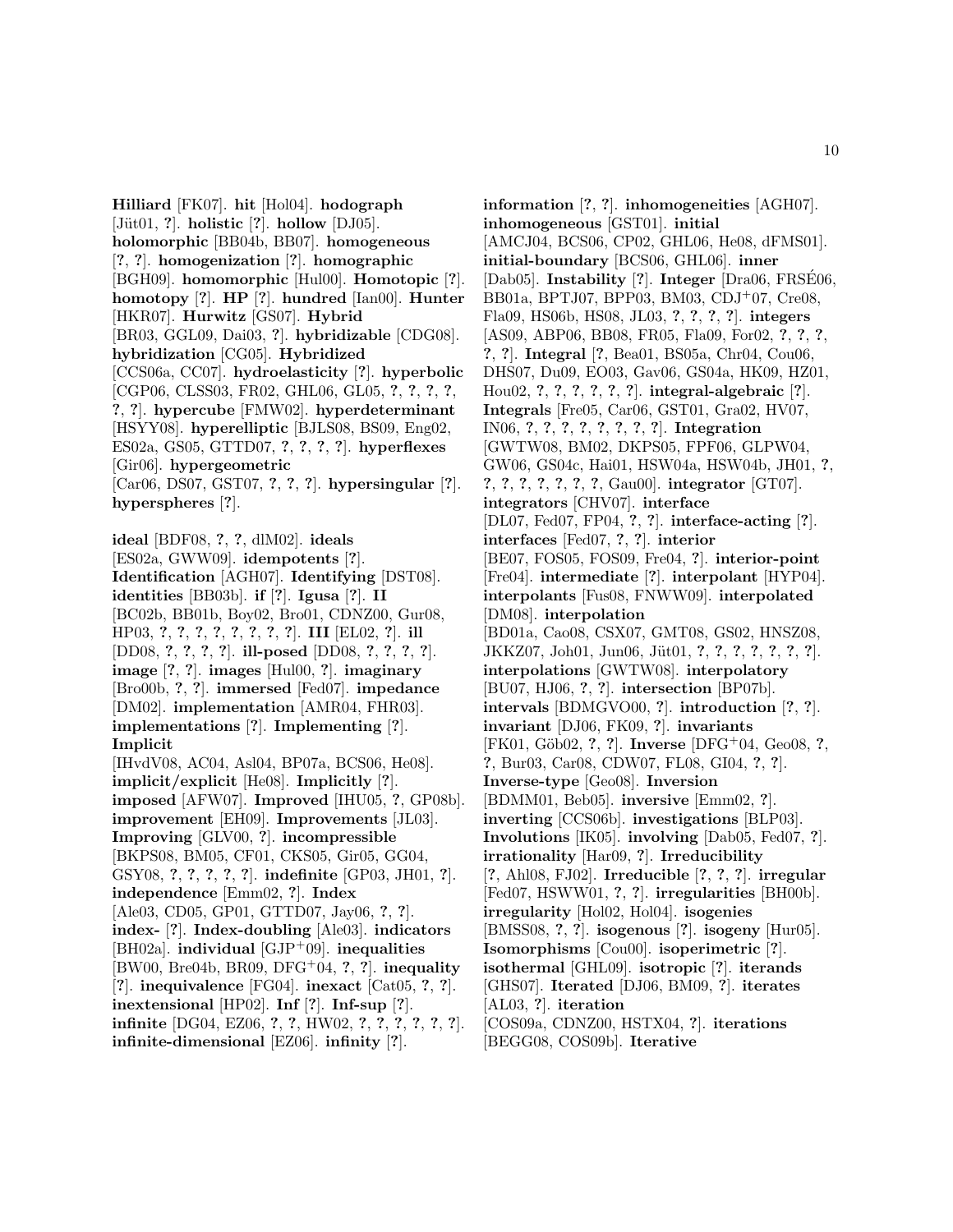**Hilliard** [FK07]. **hit** [Hol04]. **hodograph** [Jüt01, ?]. **holistic** [?]. **hollow** [DJ05]. **holomorphic** [BB04b, BB07]. **homogeneous** [?, ?]. **homogenization** [?]. **homographic** [BGH09]. **homomorphic** [Hul00]. **Homotopic** [?]. **homotopy** [?]. **HP** [?]. **hundred** [Ian00]. **Hunter** [HKR07]. **Hurwitz** [GS07]. **Hybrid** [BR03, GGL09, Dai03, ?]. **hybridizable** [CDG08]. **hybridization** [CG05]. **Hybridized** [CCS06a, CC07]. **hydroelasticity** [?]. **hyperbolic** [CGP06, CLSS03, FR02, GHL06, GL05, ?, ?, ?, ?, ?, ?]. **hypercube** [FMW02]. **hyperdeterminant** [HSYY08]. **hyperelliptic** [BJLS08, BS09, Eng02, ES02a, GS05, GTTD07, ?, ?, ?, ?]. **hyperflexes** [Gir06]. **hypergeometric** [Car06, DS07, GST07, ?, ?, ?]. **hypersingular** [?]. **hyperspheres** [?].

**ideal** [BDF08, ?, ?, dlM02]. **ideals** [ES02a, GWW09]. **idempotents** [?]. **Identification** [AGH07]. **Identifying** [DST08]. **identities** [BB03b]. **if** [?]. **Igusa** [?]. **II** [BC02b, BB01b, Boy02, Bro01, CDNZ00, Gur08, HP03, ?, ?, ?, ?, ?, ?, ?, ?]. **III** [EL02, ?]. **ill** [DD08, ?, ?, ?, ?]. **ill-posed** [DD08, ?, ?, ?, ?]. **image** [?, ?]. **images** [Hul00, ?]. **imaginary** [Bro00b, ?, ?]. **immersed** [Fed07]. **impedance** [DM02]. **implementation** [AMR04, FHR03]. **implementations** [?]. **Implementing** [?]. **Implicit** [IHvdV08, AC04, Asl04, BP07a, BCS06, He08]. **implicit/explicit** [He08]. **Implicitly** [?]. **imposed** [AFW07]. **Improved** [IHU05, ?, GP08b]. **improvement** [EH09]. **Improvements** [JL03]. **Improving** [GLV00, ?]. **incompressible** [BKPS08, BM05, CF01, CKS05, Gir05, GG04, GSY08, ?, ?, ?, ?, ?]. **indefinite** [GP03, JH01, ?]. **independence** [Emm02, ?]. **Index** [Ale03, CD05, GP01, GTTD07, Jay06, ?, ?]. **index-** [?]. **Index-doubling** [Ale03]. **indicators** [BH02a]. **individual** [GJP+09]. **inequalities** [BW00, Bre04b, BR09, DFG+04, ?, ?]. **inequality** [?]. **inequivalence** [FG04]. **inexact** [Cat05, ?, ?]. **inextensional** [HP02]. **Inf** [?]. **Inf-sup** [?]. **infinite** [DG04, EZ06, ?, ?, HW02, ?, ?, ?, ?, ?, ?]. **infinite-dimensional** [EZ06]. **infinity** [?].

**information** [?, ?]. **inhomogeneities** [AGH07]. **inhomogeneous** [GST01]. **initial** [AMCJ04, BCS06, CP02, GHL06, He08, dFMS01]. **initial-boundary** [BCS06, GHL06]. **inner** [Dab05]. **Instability** [?]. **Integer** [Dra06, FRSÉ06, BB01a, BPTJ07, BPP03, BM03, CDJ+07, Cre08, Fla09, HS06b, HS08, JL03, ?, ?, ?, ?]. **integers** [AS09, ABP06, BB08, FR05, Fla09, For02, ?, ?, ?, ?, ?, ?]. **Integral** [?, Bea01, BS05a, Chr04, Cou06, DHS07, Du09, EO03, Gav06, GS04a, HK09, HZ01, Hou02, ?, ?, ?, ?, ?, ?]. **integral-algebraic** [?]. **Integrals** [Fre05, Car06, GST01, Gra02, HV07, IN06, ?, ?, ?, ?, ?, ?, ?, ?]. **Integration** [GWTW08, BM02, DKPS05, FPF06, GLPW04, GW06, GS04c, Hai01, HSW04a, HSW04b, JH01, ?, ?, ?, ?, ?, ?, ?, ?, Gau00]. **integrator** [GT07]. **integrators** [CHV07]. **interface** [DL07, Fed07, FP04, ?, ?]. **interface-acting** [?]. **interfaces** [Fed07, ?, ?]. **interior** [BE07, FOS05, FOS09, Fre04, ?]. **interior-point** [Fre04]. **intermediate** [?]. **interpolant** [HYP04]. **interpolants** [Fus08, FNWW09]. **interpolated** [DM08]. **interpolation** [BD01a, Cao08, CSX07, GMT08, GS02, HNSZ08, JKKZ07, Joh01, Jun06, Jüt01, ?, ?, ?, ?, ?, ?, ?, ?]. **interpolations** [GWTW08]. **interpolatory** [BU07, HJ06, ?, ?]. **intersection** [BP07b]. **intervals** [BDMGVO00, ?]. **introduction** [?, ?]. **invariant** [DJ06, FK09, ?]. **invariants** [FK01, Göb02, ?, ?]. **Inverse** [DFG+04, Geo08, ?, ?, Bur03, Car08, CDW07, FL08, GI04, ?, ?]. **Inverse-type** [Geo08]. **Inversion** [BDMM01, Beb05]. **inversive** [Emm02, ?]. **inverting** [CCS06b]. **investigations** [BLP03]. **Involutions** [IK05]. **involving** [Dab05, Fed07, ?]. **irrationality** [Har09, ?]. **Irreducibility** [?, Ahl08, FJ02]. **Irreducible** [?, ?, ?]. **irregular** [Fed07, HSWW01, ?, ?]. **irregularities** [BH00b]. **irregularity** [Hol02, Hol04]. **isogenies** [BMSS08, ?, ?]. **isogenous** [?]. **isogeny** [Hur05]. **Isomorphisms** [Cou00]. **isoperimetric** [?]. **isothermal** [GHL09]. **isotropic** [?]. **iterands** [GHS07]. **Iterated** [DJ06, BM09, ?]. **iterates** [AL03, ?]. **iteration** [COS09a, CDNZ00, HSTX04, ?]. **iterations** [BEGG08, COS09b]. **Iterative**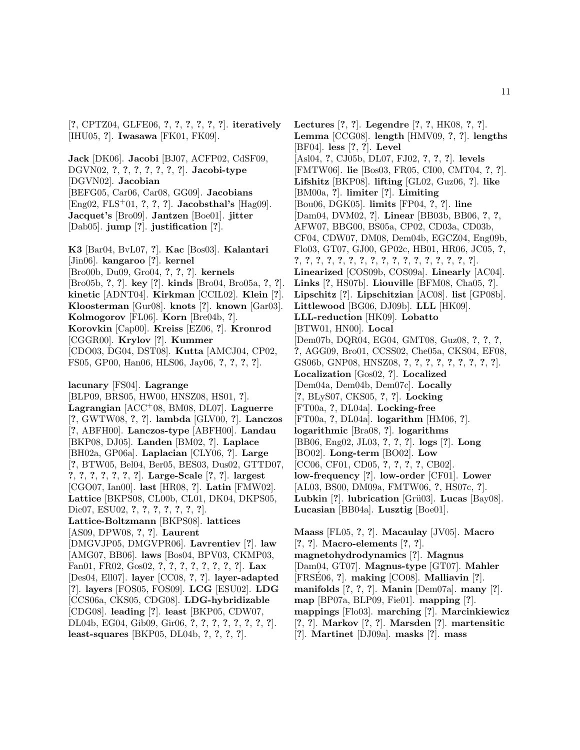[?, CPTZ04, GLFE06, ?, ?, ?, ?, ?, ?]. **iteratively** [IHU05, ?]. **Iwasawa** [FK01, FK09].

**Jack** [DK06]. **Jacobi** [BJ07, ACFP02, CdSF09, DGVN02, ?, ?, ?, ?, ?, ?, ?]. **Jacobi-type** [DGVN02]. **Jacobian** [BEFG05, Car06, Car08, GG09]. **Jacobians** [Eng02, FLS+01, ?, ?, ?]. **Jacobsthal's** [Hag09]. **Jacquet's** [Bro09]. **Jantzen** [Boe01]. **jitter** [Dab05]. **jump** [?]. **justification** [?].

**K3** [Bar04, BvL07, ?]. **Kac** [Bos03]. **Kalantari** [Jin06]. **kangaroo** [?]. **kernel** [Bro00b, Du09, Gro04, ?, ?, ?]. **kernels** [Bro05b, ?, ?]. **key** [?]. **kinds** [Bro04, Bro05a, ?, ?]. **kinetic** [ADNT04]. **Kirkman** [CCIL02]. **Klein** [?]. **Kloosterman** [Gur08]. **knots** [?]. **known** [Gar03]. **Kolmogorov** [FL06]. **Korn** [Bre04b, ?]. **Korovkin** [Cap00]. **Kreiss** [EZ06, ?]. **Kronrod** [CGGR00]. **Krylov** [?]. **Kummer** [CDO03, DG04, DST08]. **Kutta** [AMCJ04, CP02, FS05, GP00, Han06, HLS06, Jay06, ?, ?, ?, ?].

**lacunary** [FS04]. **Lagrange** [BLP09, BRS05, HW00, HNSZ08, HS01, ?]. **Lagrangian** [ACC+08, BM08, DL07]. **Laguerre** [?, GWTW08, ?, ?]. **lambda** [GLV00, ?]. **Lanczos** [?, ABFH00]. **Lanczos-type** [ABFH00]. **Landau** [BKP08, DJ05]. **Landen** [BM02, ?]. **Laplace** [BH02a, GP06a]. **Laplacian** [CLY06, ?]. **Large** [?, BTW05, Bel04, Ber05, BES03, Dus02, GTTD07, ?, ?, ?, ?, ?, ?, ?]. **Large-Scale** [?, ?]. **largest** [CGO07, Ian00]. **last** [HR08, ?]. **Latin** [FMW02]. **Lattice** [BKPS08, CL00b, CL01, DK04, DKPS05, Dic07, ESU02, ?, ?, ?, ?, ?, ?, ?]. **Lattice-Boltzmann** [BKPS08]. **lattices** [AS09, DPW08, ?, ?]. **Laurent** [DMGVJP05, DMGVPR06]. **Lavrentiev** [?]. **law** [AMG07, BB06]. **laws** [Bos04, BPV03, CKMP03, Fan01, FR02, Gos02, ?, ?, ?, ?, ?, ?, ?, ?]. **Lax** [Des04, Ell07]. **layer** [CC08, ?, ?]. **layer-adapted** [?]. **layers** [FOS05, FOS09]. **LCG** [ESU02]. **LDG** [CCS06a, CKS05, CDG08]. **LDG-hybridizable** [CDG08]. **leading** [?]. **least** [BKP05, CDW07, DL04b, EG04, Gib09, Gir06, ?, ?, ?, ?, ?, ?, ?, ?]. **least-squares** [BKP05, DL04b, ?, ?, ?, ?].

**Lectures** [?, ?]. **Legendre** [?, ?, HK08, ?, ?]. **Lemma** [CCG08]. **length** [HMV09, ?, ?]. **lengths** [BF04]. **less** [?, ?]. **Level** [Asl04, ?, CJ05b, DL07, FJ02, ?, ?, ?]. **levels** [FMTW06]. **lie** [Bos03, FR05, CI00, CMT04, ?, ?]. **Lifshitz** [BKP08]. **lifting** [GL02, Guz06, ?]. **like** [BM00a, ?]. **limiter** [?]. **Limiting** [Bou06, DGK05]. **limits** [FP04, ?, ?]. **line** [Dam04, DVM02, ?]. **Linear** [BB03b, BB06, ?, ?, AFW07, BBG00, BS05a, CP02, CD03a, CD03b, CF04, CDW07, DM08, Dem04b, EGCZ04, Eng09b, Flo03, GT07, GJ00, GP02c, HB01, HR06, JC05, ?, ?, ?, ?, ?, ?, ?, ?, ?, ?, ?, ?, ?, ?, ?, ?, ?, ?]. **Linearized** [COS09b, COS09a]. **Linearly** [AC04]. **Links** [?, HS07b]. **Liouville** [BFM08, Cha05, ?]. **Lipschitz** [?]. **Lipschitzian** [AC08]. **list** [GP08b]. **Littlewood** [BG06, DJ09b]. **LLL** [HK09]. **LLL-reduction** [HK09]. **Lobatto** [BTW01, HN00]. **Local** [Dem07b, DQR04, EG04, GMT08, Guz08, ?, ?, ?, ?, AGG09, Bro01, CCSS02, Che05a, CKS04, EF08, GS06b, GNP08, HNSZ08, ?, ?, ?, ?, ?, ?, ?, ?, ?]. **Localization** [Gos02, ?]. **Localized** [Dem04a, Dem04b, Dem07c]. **Locally** [?, BLyS07, CKS05, ?, ?]. **Locking** [FT00a, ?, DL04a]. **Locking-free** [FT00a, ?, DL04a]. **logarithm** [HM06, ?]. **logarithmic** [Bra08, ?]. **logarithms** [BB06, Eng02, JL03, ?, ?, ?]. **logs** [?]. **Long** [BO02]. **Long-term** [BO02]. **Low** [CC06, CF01, CD05, ?, ?, ?, ?, CB02]. **low-frequency** [?]. **low-order** [CF01]. **Lower** [AL03, BS00, DM09a, FMTW06, ?, HS07c, ?]. **Lubkin** [?]. **lubrication** [Grü03]. **Lucas** [Bay08]. **Lucasian** [BB04a]. **Lusztig** [Boe01].

**Maass** [FL05, ?, ?]. **Macaulay** [JV05]. **Macro** [?, ?]. **Macro-elements** [?, ?]. **magnetohydrodynamics** [?]. **Magnus** [Dam04, GT07]. **Magnus-type** [GT07]. **Mahler** [FRSÉ06, ?]. **making** [CO08]. **Malliavin** [?]. **manifolds** [?, ?, ?]. **Manin** [Dem07a]. **many** [?]. **map** [BP07a, BLP09, Fie01]. **mapping** [?]. **mappings** [Flo03]. **marching** [?]. **Marcinkiewicz** [?, ?]. **Markov** [?, ?]. **Marsden** [?]. **martensitic** [?]. **Martinet** [DJ09a]. **masks** [?]. **mass**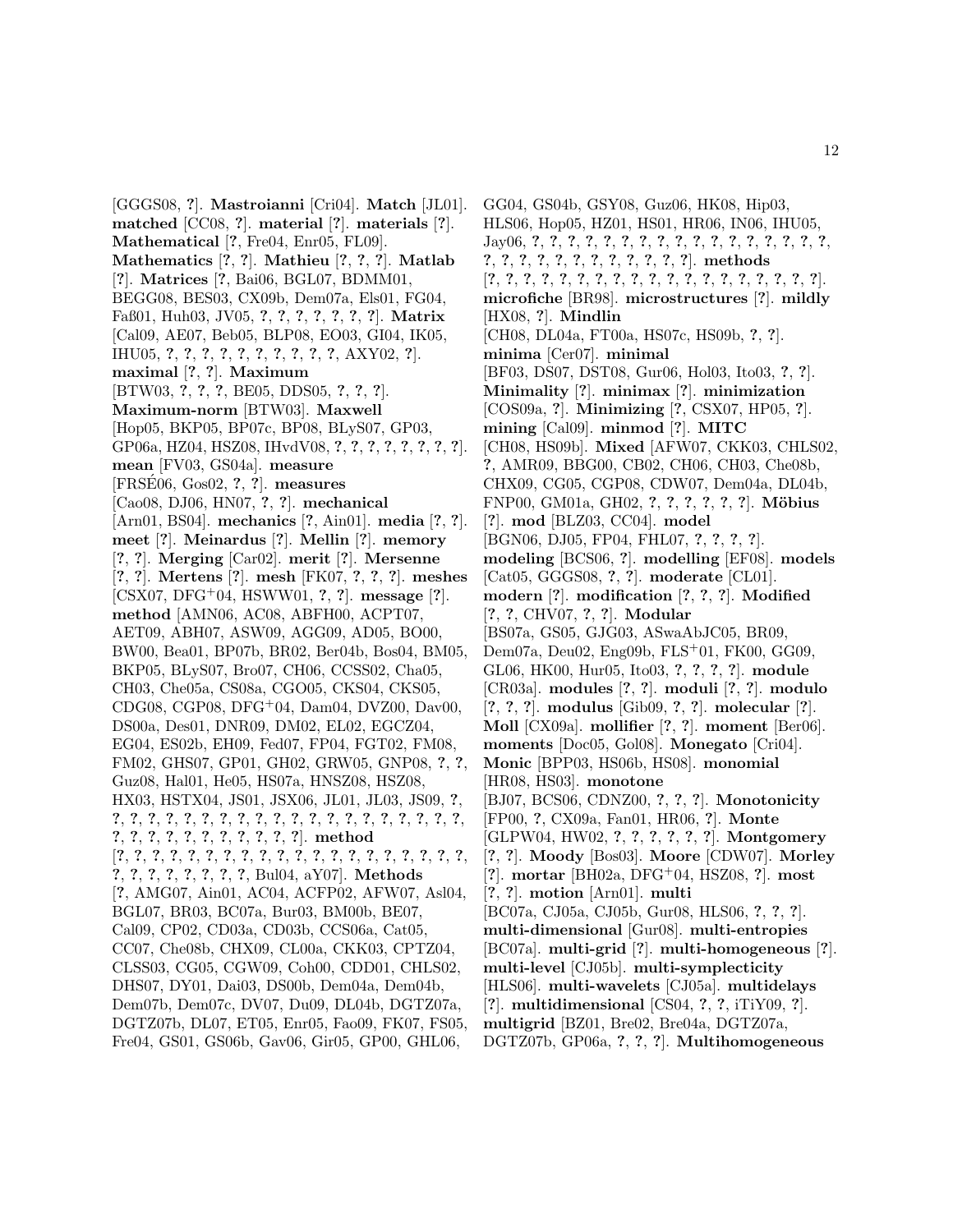[GGGS08, ?]. **Mastroianni** [Cri04]. **Match** [JL01]. **matched** [CC08, ?]. **material** [?]. **materials** [?]. **Mathematical** [?, Fre04, Enr05, FL09]. **Mathematics** [?, ?]. **Mathieu** [?, ?, ?]. **Matlab** [?]. **Matrices** [?, Bai06, BGL07, BDMM01, BEGG08, BES03, CX09b, Dem07a, Els01, FG04, Faß01, Huh03, JV05, ?, ?, ?, ?, ?, ?, ?]. **Matrix** [Cal09, AE07, Beb05, BLP08, EO03, GI04, IK05, IHU05, ?, ?, ?, ?, ?, ?, ?, ?, ?, ?, ?, AXY02, ?]. **maximal** [?, ?]. **Maximum** [BTW03, ?, ?, ?, BE05, DDS05, ?, ?, ?]. **Maximum-norm** [BTW03]. **Maxwell** [Hop05, BKP05, BP07c, BP08, BLySS07, GP03, GP06a, HZ04, HSZ08, IHvdV08, ?, ?, ?, ?, ?, ?, ?, ?]. **mean** [FV03, GS04a]. **measure** [FRSÉ06, Gos02, ?, ?]. **measures** [Cao08, DJ06, HN07, ?, ?]. **mechanical** [Arn01, BS04]. **mechanics** [?, Ain01]. **media** [?, ?]. **meet** [?]. **Meinardus** [?]. **Mellin** [?]. **memory** [?, ?]. **Merging** [Car02]. **merit** [?]. **Mersenne** [?, ?]. **Mertens** [?]. **mesh** [FK07, ?, ?, ?]. **meshes** [CSX07, DFG+04, HSWW01, ?, ?]. **message** [?]. **method** [AMN06, AC08, ABFH00, ACPT07, AET09, ABH07, ASW09, AGG09, AD05, BO00, BW00, Bea01, BP07b, BR02, Ber04b, Bos04, BM05, BKP05, BLySS07, Bro07, CH06, CCSS02, Cha05, CH03, Che05a, CS08a, CGO05, CKS04, CKS05, CDG08, CGP08, DFG+04, Dam04, DVZ00, Dav00, DS00a, Des01, DNR09, DM02, EL02, EGCZ04, EG04, ES02b, EH09, Fed07, FP04, FGT02, FM08, FM02, GHS07, GP01, GH02, GRW05, GNP08, ?, ?, Guz08, Hal01, He05, HS07a, HNSZ08, HSZ08, HX03, HSTX04, JS01, JSX06, JL01, JL03, JS09, ?, ?, ?, ?, ?, ?, ?, ?, ?, ?, ?, ?, ?, ?, ?, ?, ?, ?, ?, ?, ?, ?, ?, ?, ?, ?, ?, ?, ?, ?, ?, ?, ?, ?, ?, ?]. **method** [?, ?, ?, ?, ?, ?, ?, ?, ?, ?, ?, ?, ?, ?, ?, ?, ?, ?, ?, ?, ?, ?, ?, ?, ?, ?, ?, ?, ?, ?, ?, ?, ?, Bul04, aY07]. **Methods** [?, AMG07, Ain01, AC04, ACFP02, AFW07, Asl04, BGL07, BR03, BC07a, Bur03, BM00b, BE07, Cal09, CP02, CD03a, CD03b, CCS06a, Cat05, CC07, Che08b, CHX09, CL00a, CKK03, CPTZ04, CLSS03, CG05, CGW09, Coh00, CDD01, CHLS02, DHS07, DY01, Dai03, DS00b, Dem04a, Dem04b, Dem07b, Dem07c, DV07, Du09, DL04b, DGTZ07a, DGTZ07b, DL07, ET05, Enr05, Fao09, FK07, FS05, Fre04, GS01, GS06b, Gav06, Gir05, GP00, GHL06, GG04, GS04b, GSY08, Guz06, HK08, Hip03, HLS06, Hop05, HZ01, HS01, HR06, IN06, IHU05, Jay06, ?, ?, ?, ?, ?, ?, ?, ?, ?, ?, ?, ?, ?, ?, ?, ?, ?, ?, ?, ?, ?, ?, ?, ?, ?, ?, ?, ?, ?, ?, ?, ?, ?]. **methods** [?, ?, ?, ?, ?, ?, ?, ?, ?, ?, ?, ?, ?, ?, ?, ?, ?, ?, ?, ?, ?, ?]. **microfiche** [BR98]. **microstructures** [?]. **mildly** [HX08, ?]. **Mindlin** [CH08, DL04a, FT00a, HS07c, HS09b, ?, ?]. **minima** [Cer07]. **minimal** [BF03, DS07, DST08, Gur06, Hol03, Ito03, ?, ?]. **Minimality** [?]. **minimax** [?]. **minimization** [COS09a, ?]. **Minimizing** [?, CSX07, HP05, ?]. **mining** [Cal09]. **minmod** [?]. **MITC** [CH08, HS09b]. **Mixed** [AFW07, CKK03, CHLS02, ?, AMR09, BBG00, CB02, CH06, CH03, Che08b, CHX09, CG05, CGP08, CDW07, Dem04a, DL04b, FNP00, GM01a, GH02, ?, ?, ?, ?, ?, ?]. **Möbius** [?]. **mod** [BLZ03, CC04]. **model** [BGN06, DJ05, FP04, FHL07, ?, ?, ?, ?]. **modeling** [BCS06, ?]. **modelling** [EF08]. **models** [Cat05, GGGS08, ?, ?]. **moderate** [CL01]. **modern** [?]. **modification** [?, ?, ?]. **Modified** [?, ?, CHV07, ?, ?]. **Modular** [BS07a, GS05, GJG03, ASwaAbJC05, BR09, Dem07a, Deu02, Eng09b, FLS+01, FK00, GG09, GL06, HK00, Hur05, Ito03, ?, ?, ?, ?]. **module** [CR03a]. **modules** [?, ?]. **moduli** [?, ?]. **modulo** [?, ?, ?]. **modulus** [Gib09, ?, ?]. **molecular** [?]. **Moll** [CX09a]. **mollifier** [?, ?]. **moment** [Ber06]. **moments** [Doc05, Gol08]. **Monegato** [Cri04]. **Monic** [BPP03, HS06b, HS08]. **monomial** [HR08, HS03]. **monotone** [BJ07, BCS06, CDNZ00, ?, ?, ?]. **Monotonicity** [FP00, ?, CX09a, Fan01, HR06, ?]. **Monte** [GLPW04, HW02, ?, ?, ?, ?, ?, ?]. **Montgomery** [?, ?]. **Moody** [Bos03]. **Moore** [CDW07]. **Morley** [?]. **mortar** [BH02a, DFG+04, HSZ08, ?]. **most** [?, ?]. **motion** [Arn01]. **multi** [BC07a, CJ05a, CJ05b, Gur08, HLS06, ?, ?, ?]. **multi-dimensional** [Gur08]. **multi-entropies** [BC07a]. **multi-grid** [?]. **multi-homogeneous** [?]. **multi-level** [CJ05b]. **multi-symplecticity** [HLS06]. **multi-wavelets** [CJ05a]. **multidelays** [?]. **multidimensional** [CS04, ?, ?, iTiY09, ?]. **multigrid** [BZ01, Bre02, Bre04a, DGTZ07a, DGTZ07b, GP06a, ?, ?, ?]. **Multihomogeneous**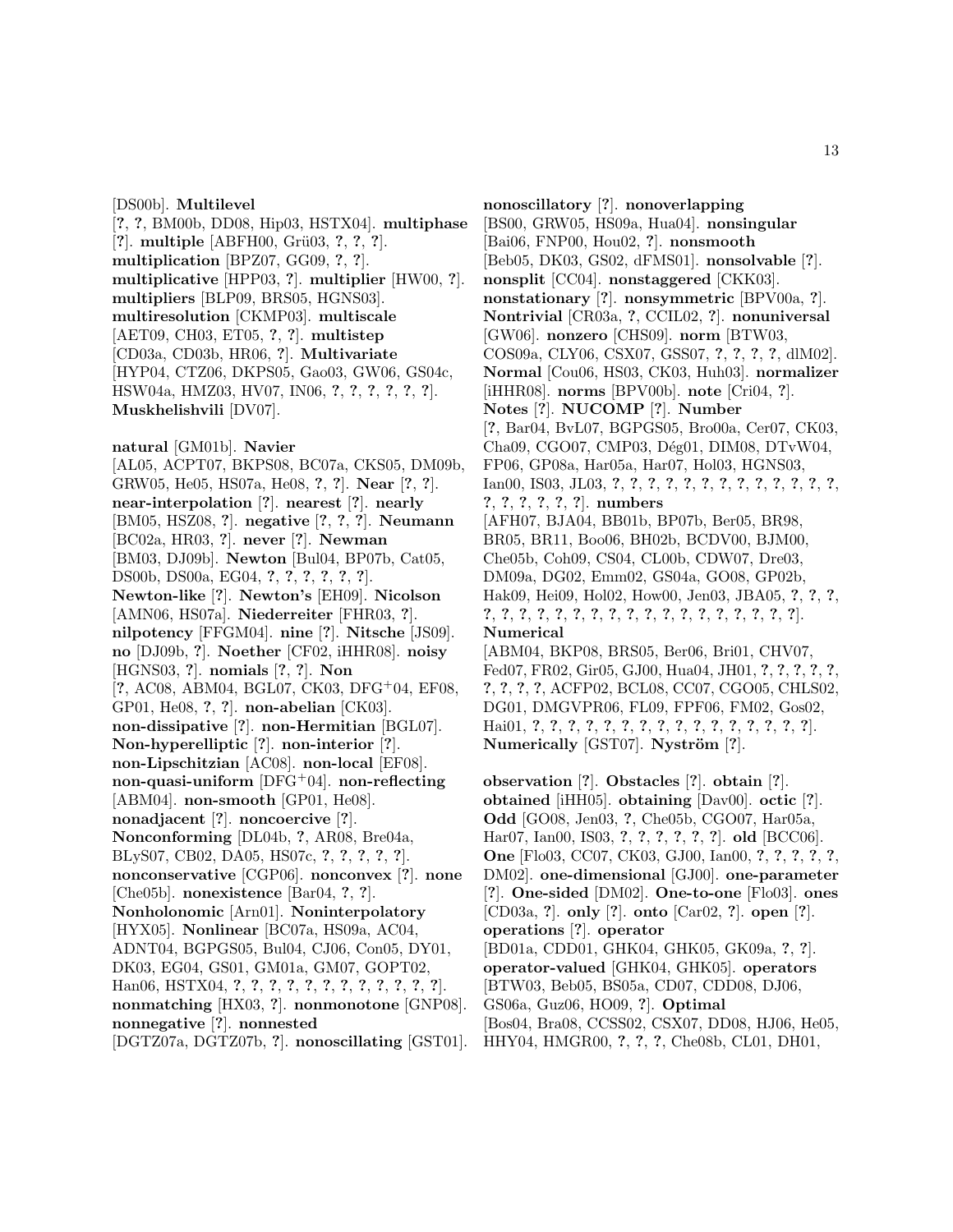[DS00b]. **Multilevel** [?, ?, BM00b, DD08, Hip03, HSTX04]. **multiphase** [?]. **multiple** [ABFH00, Grü03, ?, ?, ?]. **multiplication** [BPZ07, GG09, ?, ?]. **multiplicative** [HPP03, ?]. **multiplier** [HW00, ?]. **multipliers** [BLP09, BRS05, HGNS03]. **multiresolution** [CKMP03]. **multiscale** [AET09, CH03, ET05, ?, ?]. **multistep** [CD03a, CD03b, HR06, ?]. **Multivariate** [HYP04, CTZ06, DKPS05, Gao03, GW06, GS04c, HSW04a, HMZ03, HV07, IN06, ?, ?, ?, ?, ?, ?]. **Muskhelishvili** [DV07].

**natural** [GM01b]. **Navier** [AL05, ACPT07, BKPS08, BC07a, CKS05, DM09b, GRW05, He05, HS07a, He08, ?, ?, ?]. **Near** [?, ?]. **near-interpolation** [?]. **nearest** [?]. **nearly** [BM05, HSZ08, ?]. **negative** [?, ?, ?]. **Neumann** [BC02a, HR03, ?]. **never** [?]. **Newman** [BM03, DJ09b]. **Newton** [Bul04, BP07b, Cat05, DS00b, DS00a, EG04, ?, ?, ?, ?, ?, ?]. **Newton-like** [?]. **Newton's** [EH09]. **Nicolson** [AMN06, HS07a]. **Niederreiter** [FHR03, ?]. **nilpotency** [FFGM04]. **nine** [?]. **Nitsche** [JS09]. **no** [DJ09b, ?]. **Noether** [CF02, iHHR08]. **noisy** [HGNS03, ?]. **nomials** [?, ?]. **Non** [?, AC08, ABM04, BGL07, CK03, DFG+04, EF08, GP01, He08, ?, ?]. **non-abelian** [CK03]. **non-dissipative** [?]. **non-Hermitian** [BGL07]. **Non-hyperelliptic** [?]. **non-interior** [?]. **non-Lipschitzian** [AC08]. **non-local** [EF08]. **non-quasi-uniform** [DFG+04]. **non-reflecting** [ABM04]. **non-smooth** [GP01, He08]. **nonadjacent** [?]. **noncoercive** [?]. **Nonconforming** [DL04b, ?, AR08, Bre04a, BLyS07, CB02, DA05, HS07c, ?, ?, ?, ?, ?]. **nonconservative** [CGP06]. **nonconvex** [?]. **none** [Che05b]. **nonexistence** [Bar04, ?, ?]. **Nonholonomic** [Arn01]. **Noninterpolatory** [HYX05]. **Nonlinear** [BC07a, HS09a, AC04, ADNT04, BGPGS05, Bul04, CJ06, Con05, DY01, DK03, EG04, GS01, GM01a, GM07, GOPT02, Han06, HSTX04, ?, ?, ?, ?, ?, ?, ?, ?, ?, ?, ?, ?]. **nonmatching** [HX03, ?]. **nonmonotone** [GNP08]. **nonnegative** [?]. **nonnested** [DGTZ07a, DGTZ07b, ?]. **nonoscillating** [GST01]. **nonoscillatory** [?]. **nonoverlapping** [BS00, GRW05, HS09a, Hua04]. **nonsingular** [Bai06, FNP00, Hou02, ?]. **nonsmooth** [Beb05, DK03, GS02, dFMS01]. **nonsolvable** [?]. **nonsplit** [CC04]. **nonstaggered** [CKK03]. **nonstationary** [?]. **nonsymmetric** [BPV00a, ?]. **Nontrivial** [CR03a, ?, CCIL02, ?]. **nonuniversal** [GW06]. **nonzero** [CHS09]. **norm** [BTW03, COS09a, CLY06, CSX07, GSS07, ?, ?, ?, ?, dlM02]. **Normal** [Cou06, HS03, CK03, Huh03]. **normalizer** [iHHR08]. **norms** [BPV00b]. **note** [Cri04, ?]. **Notes** [?]. **NUCOMP** [?]. **Number** [?, Bar04, BvL07, BGPGS05, Bro00a, Cer07, CK03, Cha09, CGO07, CMP03, Dég01, DIM08, DTvW04, FP06, GP08a, Har05a, Har07, Hol03, HGNS03, Ian00, IS03, JL03, ?, ?, ?, ?, ?, ?, ?, ?, ?, ?, ?, ?, ?, ?, ?, ?, ?, ?, ?]. **numbers** [AFH07, BJA04, BB01b, BP07b, Ber05, BR98, BR05, BR11, Boo06, BH02b, BCDV00, BJM00, Che05b, Coh09, CS04, CL00b, CDW07, Dre03, DM09a, DG02, Emm02, GS04a, GO08, GP02b, Hak09, Hei09, Hol02, How00, Jen03, JBA05, ?, ?, ?, ?, ?, ?, ?, ?, ?, ?, ?, ?, ?, ?, ?, ?, ?, ?, ?, ?, ?]. **Numerical** [ABM04, BKP08, BRS05, Ber06, Bri01, CHV07, Fed07, FR02, Gir05, GJ00, Hua04, JH01, ?, ?, ?, ?, ?, ?, ?, ?, ?, ACFP02, BCL08, CC07, CGO05, CHLS02, DG01, DMGVPR06, FL09, FPF06, FM02, Gos02, Hai01, ?, ?, ?, ?, ?, ?, ?, ?, ?, ?, ?, ?, ?, ?, ?, ?, ?]. **Numerically** [GST07]. **Nyström** [?].

**observation** [?]. **Obstacles** [?]. **obtain** [?]. **obtained** [iHH05]. **obtaining** [Dav00]. **octic** [?]. **Odd** [GO08, Jen03, ?, Che05b, CGO07, Har05a, Har07, Ian00, IS03, ?, ?, ?, ?, ?, ?]. **old** [BCC06]. **One** [Flo03, CC07, CK03, GJ00, Ian00, ?, ?, ?, ?, ?, DM02]. **one-dimensional** [GJ00]. **one-parameter** [?]. **One-sided** [DM02]. **One-to-one** [Flo03]. **ones** [CD03a, ?]. **only** [?]. **onto** [Car02, ?]. **open** [?]. **operations** [?]. **operator** [BD01a, CDD01, GHK04, GHK05, GK09a, ?, ?]. **operator-valued** [GHK04, GHK05]. **operators** [BTW03, Beb05, BS05a, CD07, CDD08, DJ06, GS06a, Guz06, HO09, ?]. **Optimal** [Bos04, Bra08, CCSS02, CSX07, DD08, HJ06, He05, HHY04, HMGR00, ?, ?, ?, Che08b, CL01, DH01,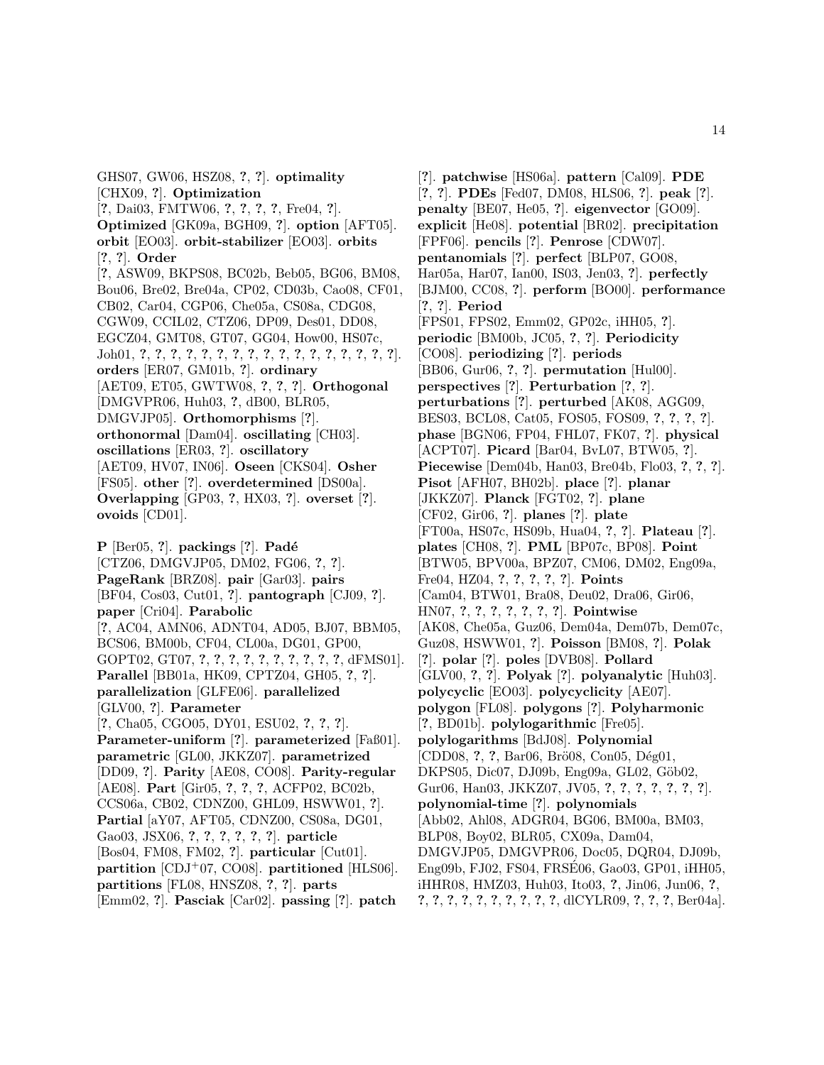GHS07, GW06, HSZ08, **?**, **?**]. **optimality** [CHX09, **?**]. **Optimization** [**?**, Dai03, FMTW06, **?**, **?**, **?**, **?**, Fre04, **?**]. **Optimized** [GK09a, BGH09, **?**]. **option** [AFT05]. **orbit** [EO03]. **orbit-stabilizer** [EO03]. **orbits** [**?**, **?**]. **Order** [**?**, ASW09, BKPS08, BC02b, Beb05, BG06, BM08, Bou06, Bre02, Bre04a, CP02, CD03b, Cao08, CF01, CB02, Car04, CGP06, Che05a, CS08a, CDG08, CGW09, CCIL02, CTZ06, DP09, Des01, DD08, EGCZ04, GMT08, GT07, GG04, How00, HS07c, Joh01, **?**, **?**, **?**, **?**, **?**, **?**, **?**, **?**, **?**, **?**, **?**, **?**, **?**, **?**, **?**, **?**, **?**, **?**]. **orders** [ER07, GM01b, **?**]. **ordinary** [AET09, ET05, GWTW08, **?**, **?**, **?**]. **Orthogonal** [DMGVPR06, Huh03, **?**, dB00, BLR05, DMGVJP05]. **Orthomorphisms** [**?**]. **orthonormal** [Dam04]. **oscillating** [CH03]. **oscillations** [ER03, **?**]. **oscillatory** [AET09, HV07, IN06]. **Oseen** [CKS04]. **Osher** [FS05]. **other** [**?**]. **overdetermined** [DS00a]. **Overlapping** [GP03, **?**, HX03, **?**]. **overset** [**?**]. **ovoids** [CD01].

**P** [Ber05, **?**]. **packings** [**?**]. **Padé** [CTZ06, DMGVJP05, DM02, FG06, **?**, **?**]. **PageRank** [BRZ08]. **pair** [Gar03]. **pairs** [BF04, Cos03, Cut01, **?**]. **pantograph** [CJ09, **?**]. **paper** [Cri04]. **Parabolic** [**?**, AC04, AMN06, ADNT04, AD05, BJ07, BBM05, BCS06, BM00b, CF04, CL00a, DG01, GP00, GOPT02, GT07, **?**, **?**, **?**, **?**, **?**, **?**, **?**, **?**, **?**, **?**, **?**, dFMS01]. **Parallel** [BB01a, HK09, CPTZ04, GH05, **?**, **?**]. **parallelization** [GLFE06]. **parallelized** [GLV00, **?**]. **Parameter** [**?**, Cha05, CGO05, DY01, ESU02, **?**, **?**, **?**]. **Parameter-uniform** [**?**]. **parameterized** [Faß01]. **parametric** [GL00, JKKZ07]. **parametrized** [DD09, **?**]. **Parity** [AE08, CO08]. **Parity-regular** [AE08]. **Part** [Gir05, **?**, **?**, **?**, ACFP02, BC02b, CCS06a, CB02, CDNZ00, GHL09, HSWW01, **?**]. **Partial** [aY07, AFT05, CDNZ00, CS08a, DG01, Gao03, JSX06, **?**, **?**, **?**, **?**, **?**, **?**]. **particle** [Bos04, FM08, FM02, **?**]. **particular** [Cut01]. **partition** [CDJ+07, CO08]. **partitioned** [HLS06]. **partitions** [FL08, HNSZ08, **?**, **?**]. **parts** [Emm02, **?**]. **Pasciak** [Car02]. **passing** [**?**]. **patch** [**?**]. **patchwise** [HS06a]. **pattern** [Cal09]. **PDE** [**?**, **?**]. **PDEs** [Fed07, DM08, HLS06, **?**]. **peak** [**?**]. **penalty** [BE07, He05, **?**]. **eigenvector** [GO09]. **explicit** [He08]. **potential** [BR02]. **precipitation** [FPF06]. **pencils** [**?**]. **Penrose** [CDW07]. **pentanomials** [**?**]. **perfect** [BLP07, GO08, Har05a, Har07, Ian00, IS03, Jen03, **?**]. **perfectly** [BJM00, CC08, **?**]. **perform** [BO00]. **performance** [**?**, **?**]. **Period** [FPS01, FPS02, Emm02, GP02c, iHH05, **?**]. **periodic** [BM00b, JC05, **?**, **?**]. **Periodicity** [CO08]. **periodizing** [**?**]. **periods** [BB06, Gur06, **?**, **?**]. **permutation** [Hul00]. **perspectives** [**?**]. **Perturbation** [**?**, **?**]. **perturbations** [**?**]. **perturbed** [AK08, AGG09, BES03, BCL08, Cat05, FOS05, FOS09, **?**, **?**, **?**, **?**]. **phase** [BGN06, FP04, FHL07, FK07, **?**]. **physical** [ACPT07]. **Picard** [Bar04, BvL07, BTW05, **?**]. **Piecewise** [Dem04b, Han03, Bre04b, Flo03, **?**, **?**, **?**]. **Pisot** [AFH07, BH02b]. **place** [**?**]. **planar** [JKKZ07]. **Planck** [FGT02, **?**]. **plane** [CF02, Gir06, **?**]. **planes** [**?**]. **plate** [FT00a, HS07c, HS09b, Hua04, **?**, **?**]. **Plateau** [**?**]. **plates** [CH08, **?**]. **PML** [BP07c, BP08]. **Point** [BTW05, BPV00a, BPZ07, CM06, DM02, Eng09a, Fre04, HZ04, **?**, **?**, **?**, **?**, **?**]. **Points** [Cam04, BTW01, Bra08, Deu02, Dra06, Gir06, HN07, **?**, **?**, **?**, **?**, **?**, **?**, **?**]. **Pointwise** [AK08, Che05a, Guz06, Dem04a, Dem07b, Dem07c, Guz08, HSWW01, **?**]. **Poisson** [BM08, **?**]. **Polak** [**?**]. **polar** [**?**]. **poles** [DVB08]. **Pollard** [GLV00, **?**, **?**]. **Polyak** [**?**]. **polyanalytic** [Huh03]. **polycyclic** [EO03]. **polycyclicity** [AE07]. **polygon** [FL08]. **polygons** [**?**]. **Polyharmonic** [**?**, BD01b]. **polylogarithmic** [Fre05]. **polylogarithms** [BdJ08]. **Polynomial** [CDD08, **?**, **?**, Bar06, Brö08, Con05, Dég01, DKPS05, Dic07, DJ09b, Eng09a, GL02, Göb02, Gur06, Han03, JKKZ07, JV05, **?**, **?**, **?**, **?**, **?**, **?**, **?**]. **polynomial-time** [**?**]. **polynomials** [Abb02, Ahl08, ADGR04, BG06, BM00a, BM03, BLP08, Boy02, BLR05, CX09a, Dam04, DMGVJP05, DMGVPR06, Doc05, DQR04, DJ09b, Eng09b, FJ02, FS04, FRSÉ06, Gao03, GP01, iHH05, iHHR08, HMZ03, Huh03, Ito03, **?**, Jin06, Jun06, **?**, **?**, **?**, **?**, **?**, **?**, **?**, **?**, **?**, **?**, **?**, dlCYLR09, **?**, **?**, **?**, Ber04a].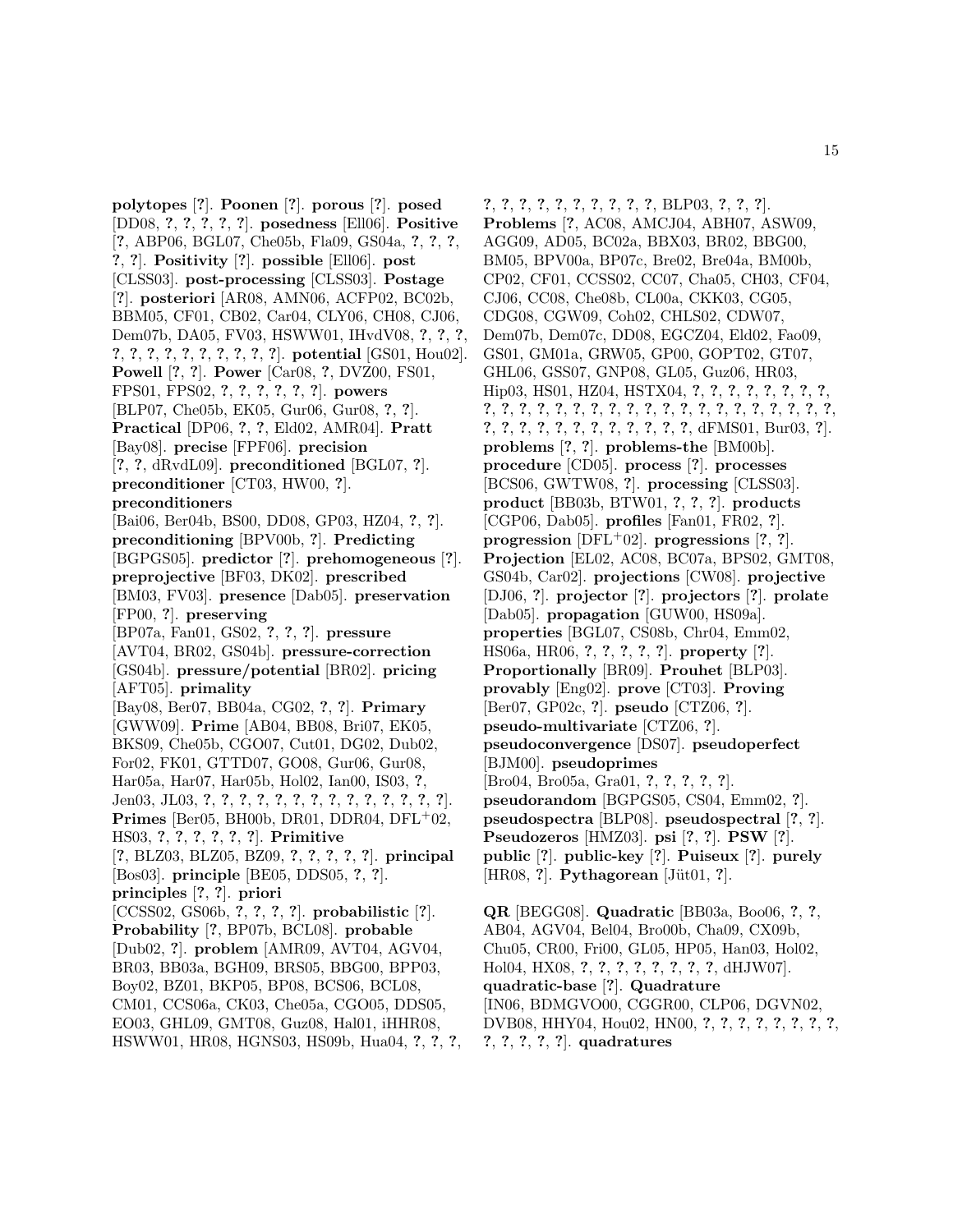**polytopes** [?]. **Poonen** [?]. **porous** [?]. **posed** [DD08, ?, ?, ?, ?, ?]. **posedness** [Ell06]. **Positive** [?, ABP06, BGL07, Che05b, Fla09, GS04a, ?, ?, ?, ?, ?]. **Positivity** [?]. **possible** [Ell06]. **post** [CLSS03]. **post-processing** [CLSS03]. **Postage** [?]. **posteriori** [AR08, AMN06, ACFP02, BC02b, BBM05, CF01, CB02, Car04, CLY06, CH08, CJ06, Dem07b, DA05, FV03, HSWW01, IHvdV08, ?, ?, ?, ?, ?, ?, ?, ?, ?, ?, ?, ?, ?, ?]. **potential** [GS01, Hou02]. **Powell** [?, ?]. **Power** [Car08, ?, DVZ00, FS01, FPS01, FPS02, ?, ?, ?, ?, ?, ?]. **powers** [BLP07, Che05b, EK05, Gur06, Gur08, ?, ?]. **Practical** [DP06, ?, ?, Eld02, AMR04]. **Pratt** [Bay08]. **precise** [FPF06]. **precision** [?, ?, dRvdL09]. **preconditioned** [BGL07, ?]. **preconditioner** [CT03, HW00, ?]. **preconditioners** [Bai06, Ber04b, BS00, DD08, GP03, HZ04, ?, ?]. **preconditioning** [BPV00b, ?]. **Predicting** [BGPGS05]. **predictor** [?]. **prehomogeneous** [?]. **preprojective** [BF03, DK02]. **prescribed** [BM03, FV03]. **presence** [Dab05]. **preservation** [FP00, ?]. **preserving** [BP07a, Fan01, GS02, ?, ?, ?]. **pressure** [AVT04, BR02, GS04b]. **pressure-correction** [GS04b]. **pressure/potential** [BR02]. **pricing** [AFT05]. **primality** [Bay08, Ber07, BB04a, CG02, ?, ?]. **Primary** [GWW09]. **Prime** [AB04, BB08, Bri07, EK05, BKS09, Che05b, CGO07, Cut01, DG02, Dub02, For02, FK01, GTTD07, GO08, Gur06, Gur08, Har05a, Har07, Har05b, Hol02, Ian00, IS03, ?, Jen03, JL03, ?, ?, ?, ?, ?, ?, ?, ?, ?, ?, ?, ?, ?, ?]. **Primes** [Ber05, BH00b, DR01, DDR04, DFL+02, HS03, ?, ?, ?, ?, ?, ?]. **Primitive** [?, BLZ03, BLZ05, BZ09, ?, ?, ?, ?, ?]. **principal** [Bos03]. **principle** [BE05, DDS05, ?, ?]. **principles** [?, ?]. **priori** [CCSS02, GS06b, ?, ?, ?, ?]. **probabilistic** [?]. **Probability** [?, BP07b, BCL08]. **probable** [Dub02, ?]. **problem** [AMR09, AVT04, AGV04, BR03, BB03a, BGH09, BRS05, BBG00, BPP03, Boy02, BZ01, BKP05, BP08, BCS06, BCL08, CM01, CCS06a, CK03, Che05a, CGO05, DDS05, EO03, GHL09, GMT08, Guz08, Hal01, iHHR08, HSWW01, HR08, HGNS03, HS09b, Hua04, ?, ?, ?, ?, ?, ?, ?, ?, ?, ?, ?, ?, ?, ?, BLP03, ?, ?, ?]. **Problems** [?, AC08, AMCJ04, ABH07, ASW09, AGG09, AD05, BC02a, BBX03, BR02, BBG00, BM05, BPV00a, BP07c, Bre02, Bre04a, BM00b, CP02, CF01, CCSS02, CC07, Cha05, CH03, CF04, CJ06, CC08, Che08b, CL00a, CKK03, CG05, CDG08, CGW09, Coh02, CHLS02, CDW07, Dem07b, Dem07c, DD08, EGCZ04, Eld02, Fao09, GS01, GM01a, GRW05, GP00, GOPT02, GT07, GHL06, GSS07, GNP08, GL05, Guz06, HR03, Hip03, HS01, HZ04, HSTX04, ?, ?, ?, ?, ?, ?, ?, ?, ?, ?, ?, ?, ?, ?, ?, ?, ?, ?, ?, ?, ?, ?, ?, ?, ?, ?, ?, ?, ?, ?, ?, ?, ?, ?, ?, ?, ?, ?, ?, ?, ?, dFMS01, Bur03, ?]. **problems** [?, ?]. **problems-the** [BM00b]. **procedure** [CD05]. **process** [?]. **processes** [BCS06, GWTW08, ?]. **processing** [CLSS03]. **product** [BB03b, BTW01, ?, ?, ?]. **products** [CGP06, Dab05]. **profiles** [Fan01, FR02, ?]. **progression** [DFL+02]. **progressions** [?, ?]. **Projection** [EL02, AC08, BC07a, BPS02, GMT08, GS04b, Car02]. **projections** [CW08]. **projective** [DJ06, ?]. **projector** [?]. **projectors** [?]. **prolate** [Dab05]. **propagation** [GUW00, HS09a]. **properties** [BGL07, CS08b, Chr04, Emm02, HS06a, HR06, ?, ?, ?, ?, ?]. **property** [?]. **Proportionally** [BR09]. **Prouhet** [BLP03]. **provably** [Eng02]. **prove** [CT03]. **Proving** [Ber07, GP02c, ?]. **pseudo** [CTZ06, ?]. **pseudo-multivariate** [CTZ06, ?]. **pseudoconvergence** [DS07]. **pseudoperfect** [BJM00]. **pseudoprimes** [Bro04, Bro05a, Gra01, ?, ?, ?, ?, ?]. **pseudorandom** [BGPGS05, CS04, Emm02, ?]. **pseudospectra** [BLP08]. **pseudospectral** [?, ?]. **Pseudozeros** [HMZ03]. **psi** [?, ?]. **PSW** [?]. **public** [?]. **public-key** [?]. **Puiseux** [?]. **purely** [HR08, ?]. **Pythagorean** [Jüt01, ?].

**QR** [BEGG08]. **Quadratic** [BB03a, Boo06, ?, ?, AB04, AGV04, Bel04, Bro00b, Cha09, CX09b, Chu05, CR00, Fri00, GL05, HP05, Han03, Hol02, Hol04, HX08, ?, ?, ?, ?, ?, ?, ?, ?, ?, dHJW07]. **quadratic-base** [?]. **Quadrature** [IN06, BDMGVO00, CGGR00, CLP06, DGVN02, DVB08, HHY04, Hou02, HN00, ?, ?, ?, ?, ?, ?, ?, ?, ?, ?, ?, ?, ?, ?]. **quadratures**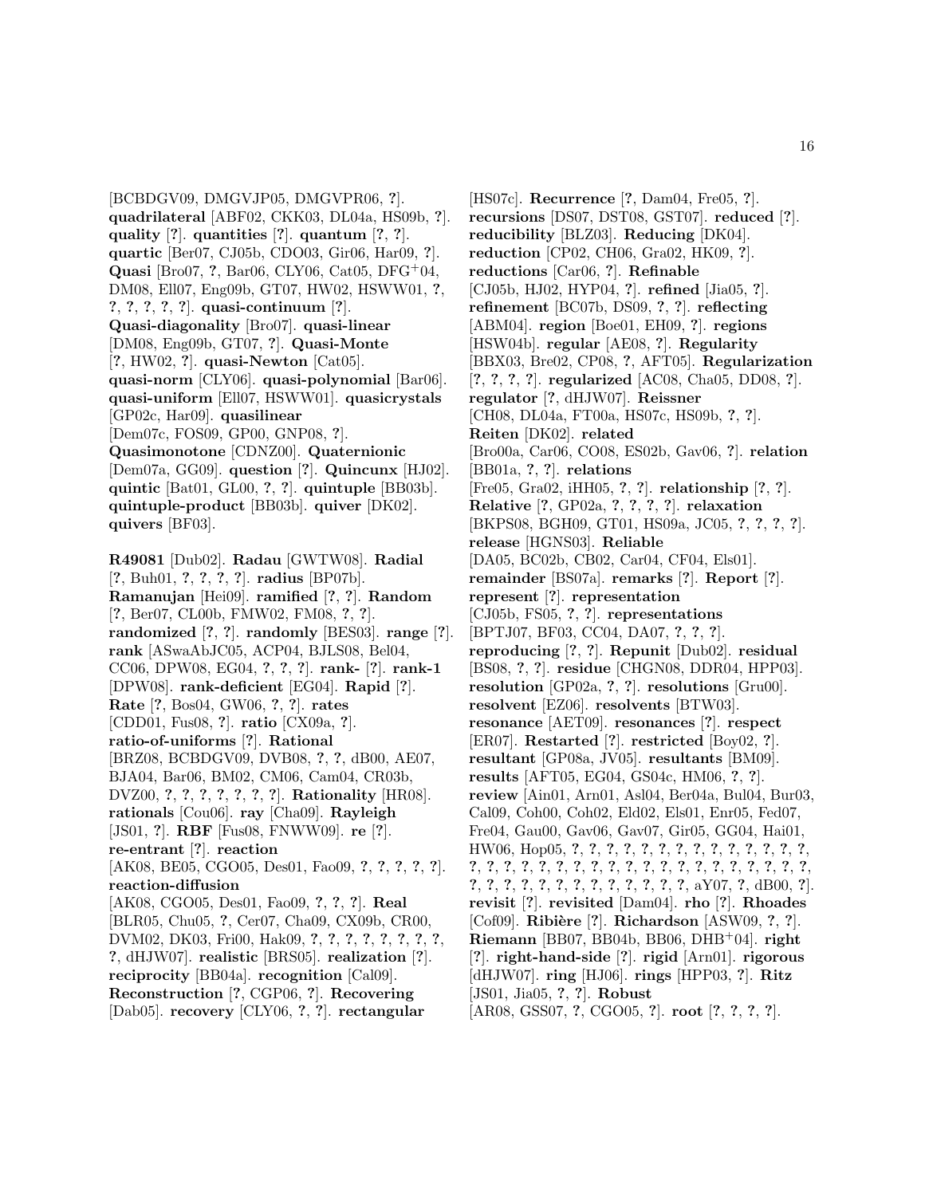[BCBDGV09, DMGVJP05, DMGVPR06, ?]. **quadrilateral** [ABF02, CKK03, DL04a, HS09b, ?]. **quality** [?]. **quantities** [?]. **quantum** [?, ?]. **quartic** [Ber07, CJ05b, CDO03, Gir06, Har09, ?]. **Quasi** [Bro07, ?, Bar06, CLY06, Cat05, DFG+04, DM08, Ell07, Eng09b, GT07, HW02, HSWW01, ?, ?, ?, ?, ?, ?]. **quasi-continuum** [?]. **Quasi-diagonality** [Bro07]. **quasi-linear** [DM08, Eng09b, GT07, ?]. **Quasi-Monte** [?, HW02, ?]. **quasi-Newton** [Cat05]. **quasi-norm** [CLY06]. **quasi-polynomial** [Bar06]. **quasi-uniform** [Ell07, HSWW01]. **quasicrystals** [GP02c, Har09]. **quasilinear** [Dem07c, FOS09, GP00, GNP08, ?]. **Quasimonotone** [CDNZ00]. **Quaternionic** [Dem07a, GG09]. **question** [?]. **Quincunx** [HJ02]. **quintic** [Bat01, GL00, ?, ?]. **quintuple** [BB03b]. **quintuple-product** [BB03b]. **quiver** [DK02]. **quivers** [BF03].

**R49081** [Dub02]. **Radau** [GWTW08]. **Radial** [?, Buh01, ?, ?, ?, ?]. **radius** [BP07b]. **Ramanujan** [Hei09]. **ramified** [?, ?]. **Random** [?, Ber07, CL00b, FMW02, FM08, ?, ?]. **randomized** [?, ?]. **randomly** [BES03]. **range** [?]. **rank** [ASwaAbJC05, ACP04, BJLS08, Bel04, CC06, DPW08, EG04, ?, ?, ?]. **rank-** [?]. **rank-1** [DPW08]. **rank-deficient** [EG04]. **Rapid** [?]. **Rate** [?, Bos04, GW06, ?, ?]. **rates** [CDD01, Fus08, ?]. **ratio** [CX09a, ?]. **ratio-of-uniforms** [?]. **Rational** [BRZ08, BCBDGV09, DVB08, ?, ?, dB00, AE07, BJA04, Bar06, BM02, CM06, Cam04, CR03b, DVZ00, ?, ?, ?, ?, ?, ?, ?]. **Rationality** [HR08]. **rationals** [Cou06]. **ray** [Cha09]. **Rayleigh** [JS01, ?]. **RBF** [Fus08, FNWW09]. **re** [?]. **re-entrant** [?]. **reaction** [AK08, BE05, CGO05, Des01, Fao09, ?, ?, ?, ?, ?]. **reaction-diffusion** [AK08, CGO05, Des01, Fao09, ?, ?, ?]. **Real** [BLR05, Chu05, ?, Cer07, Cha09, CX09b, CR00, DVM02, DK03, Fri00, Hak09, ?, ?, ?, ?, ?, ?, ?, ?, ?, dHJW07]. **realistic** [BRS05]. **realization** [?]. **reciprocity** [BB04a]. **recognition** [Cal09]. **Reconstruction** [?, CGP06, ?]. **Recovering** [Dab05]. **recovery** [CLY06, ?, ?]. **rectangular** [HS07c]. **Recurrence** [?, Dam04, Fre05, ?]. **recursions** [DS07, DST08, GST07]. **reduced** [?]. **reducibility** [BLZ03]. **Reducing** [DK04]. **reduction** [CP02, CH06, Gra02, HK09, ?]. **reductions** [Car06, ?]. **Refinable** [CJ05b, HJ02, HYP04, ?]. **refined** [Jia05, ?]. **refinement** [BC07b, DS09, ?, ?]. **reflecting** [ABM04]. **region** [Boe01, EH09, ?]. **regions** [HSW04b]. **regular** [AE08, ?]. **Regularity** [BBX03, Bre02, CP08, ?, AFT05]. **Regularization** [?, ?, ?, ?]. **regularized** [AC08, Cha05, DD08, ?]. **regulator** [?, dHJW07]. **Reissner** [CH08, DL04a, FT00a, HS07c, HS09b, ?, ?]. **Reiten** [DK02]. **related** [Bro00a, Car06, CO08, ES02b, Gav06, ?]. **relation** [BB01a, ?, ?]. **relations** [Fre05, Gra02, iHH05, ?, ?]. **relationship** [?, ?]. **Relative** [?, GP02a, ?, ?, ?, ?]. **relaxation** [BKPS08, BGH09, GT01, HS09a, JC05, ?, ?, ?, ?]. **release** [HGNS03]. **Reliable** [DA05, BC02b, CB02, Car04, CF04, Els01]. **remainder** [BS07a]. **remarks** [?]. **Report** [?]. **represent** [?]. **representation** [CJ05b, FS05, ?, ?]. **representations** [BPTJ07, BF03, CC04, DA07, ?, ?, ?]. **reproducing** [?, ?]. **Repunit** [Dub02]. **residual** [BS08, ?, ?]. **residue** [CHGN08, DDR04, HPP03]. **resolution** [GP02a, ?, ?]. **resolutions** [Gru00]. **resolvent** [EZ06]. **resolvents** [BTW03]. **resonance** [AET09]. **resonances** [?]. **respect** [ER07]. **Restarted** [?]. **restricted** [Boy02, ?]. **resultant** [GP08a, JV05]. **resultants** [BM09]. **results** [AFT05, EG04, GS04c, HM06, ?, ?]. **review** [Ain01, Arn01, Asl04, Ber04a, Bul04, Bur03, Cal09, Coh00, Coh02, Eld02, Els01, Enr05, Fed07, Fre04, Gau00, Gav06, Gav07, Gir05, GG04, Hai01, HW06, Hop05, ?, ?, ?, ?, ?, ?, ?, ?, ?, ?, ?, ?, ?, ?, ?, ?, ?, ?, ?, ?, ?, ?, ?, ?, ?, ?, ?, ?, ?, ?, ?, ?, ?, ?, ?, ?, ?, ?, ?, ?, ?, ?, ?, ?, ?, ?, ?, ?, ?, aY07, ?, dB00, ?]. **revisit** [?]. **revisited** [Dam04]. **rho** [?]. **Rhoades** [Cof09]. **Ribière** [?]. **Richardson** [ASW09, ?, ?]. **Riemann** [BB07, BB04b, BB06, DHB+04]. **right** [?]. **right-hand-side** [?]. **rigid** [Arn01]. **rigorous** [dHJW07]. **ring** [HJ06]. **rings** [HPP03, ?]. **Ritz** [JS01, Jia05, ?, ?]. **Robust** [AR08, GSS07, ?, CGO05, ?]. **root** [?, ?, ?, ?].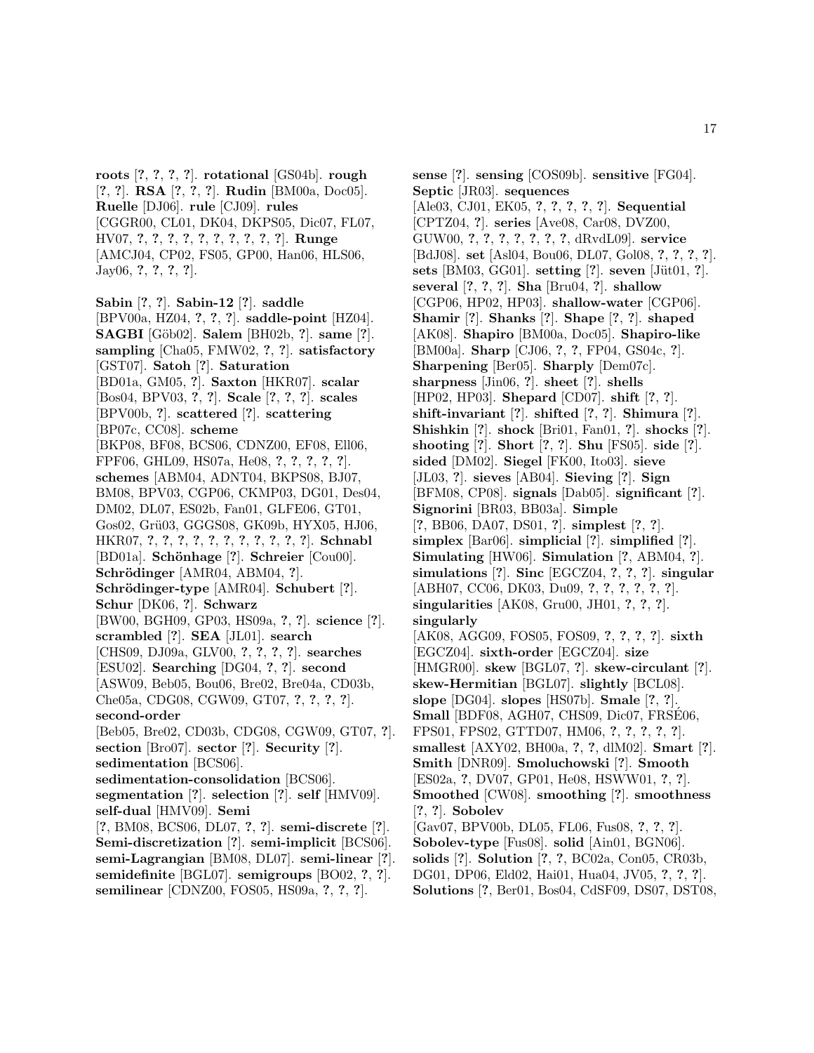**roots** [?, ?, ?, ?]. **rotational** [GS04b]. **rough** [?, ?]. **RSA** [?, ?, ?]. **Rudin** [BM00a, Doc05]. **Ruelle** [DJ06]. **rule** [CJ09]. **rules** [CGGR00, CL01, DK04, DKPS05, Dic07, FL07, HV07, ?, ?, ?, ?, ?, ?, ?, ?, ?, ?, ?]. **Runge** [AMCJ04, CP02, FS05, GP00, Han06, HLS06, Jay06, ?, ?, ?, ?].

**Sabin** [?, ?]. **Sabin-12** [?]. **saddle** [BPV00a, HZ04, ?, ?, ?]. **saddle-point** [HZ04]. **SAGBI** [Göb02]. **Salem** [BH02b, ?]. **same** [?]. **sampling** [Cha05, FMW02, ?, ?]. **satisfactory** [GST07]. **Satoh** [?]. **Saturation** [BD01a, GM05, ?]. **Saxton** [HKR07]. **scalar** [Bos04, BPV03, ?, ?]. **Scale** [?, ?, ?]. **scales** [BPV00b, ?]. **scattered** [?]. **scattering** [BP07c, CC08]. **scheme** [BKP08, BF08, BCS06, CDNZ00, EF08, Ell06, FPF06, GHL09, HS07a, He08, ?, ?, ?, ?, ?]. **schemes** [ABM04, ADNT04, BKPS08, BJ07, BM08, BPV03, CGP06, CKMP03, DG01, Des04, DM02, DL07, ES02b, Fan01, GLFE06, GT01, Gos02, Grü03, GGGS08, GK09b, HYX05, HJ06, HKR07, ?, ?, ?, ?, ?, ?, ?, ?, ?, ?, ?, ?]. **Schnabl** [BD01a]. **Schönhage** [?]. **Schreier** [Cou00]. **Schrödinger** [AMR04, ABM04, ?]. **Schrödinger-type** [AMR04]. **Schubert** [?]. **Schur** [DK06, ?]. **Schwarz** [BW00, BGH09, GP03, HS09a, ?, ?]. **science** [?]. **scrambled** [?]. **SEA** [JL01]. **search** [CHS09, DJ09a, GLV00, ?, ?, ?, ?]. **searches** [ESU02]. **Searching** [DG04, ?, ?]. **second** [ASW09, Beb05, Bou06, Bre02, Bre04a, CD03b, Che05a, CDG08, CGW09, GT07, ?, ?, ?, ?]. **second-order** [Beb05, Bre02, CD03b, CDG08, CGW09, GT07, ?]. **section** [Bro07]. **sector** [?]. **Security** [?]. **sedimentation** [BCS06]. **sedimentation-consolidation** [BCS06]. **segmentation** [?]. **selection** [?]. **self** [HMV09]. **self-dual** [HMV09]. **Semi** [?, BM08, BCS06, DL07, ?, ?]. **semi-discrete** [?]. **Semi-discretization** [?]. **semi-implicit** [BCS06]. **semi-Lagrangian** [BM08, DL07]. **semi-linear** [?]. **semidefinite** [BGL07]. **semigroups** [BO02, ?, ?]. **semilinear** [CDNZ00, FOS05, HS09a, ?, ?, ?].

**sense** [?]. **sensing** [COS09b]. **sensitive** [FG04]. **Septic** [JR03]. **sequences** [Ale03, CJ01, EK05, ?, ?, ?, ?, ?]. **Sequential** [CPTZ04, ?]. **series** [Ave08, Car08, DVZ00, GUW00, ?, ?, ?, ?, ?, ?, ?, dRvdL09]. **service** [BdJ08]. **set** [Asl04, Bou06, DL07, Gol08, ?, ?, ?, ?]. **sets** [BM03, GG01]. **setting** [?]. **seven** [Jüt01, ?]. **several** [?, ?, ?]. **Sha** [Bru04, ?]. **shallow** [CGP06, HP02, HP03]. **shallow-water** [CGP06]. **Shamir** [?]. **Shanks** [?]. **Shape** [?, ?]. **shaped** [AK08]. **Shapiro** [BM00a, Doc05]. **Shapiro-like** [BM00a]. **Sharp** [CJ06, ?, ?, FP04, GS04c, ?]. **Sharpening** [Ber05]. **Sharply** [Dem07c]. **sharpness** [Jin06, ?]. **sheet** [?]. **shells** [HP02, HP03]. **Shepard** [CD07]. **shift** [?, ?]. **shift-invariant** [?]. **shifted** [?, ?]. **Shimura** [?]. **Shishkin** [?]. **shock** [Bri01, Fan01, ?]. **shocks** [?]. **shooting** [?]. **Short** [?, ?]. **Shu** [FS05]. **side** [?]. **sided** [DM02]. **Siegel** [FK00, Ito03]. **sieve** [JL03, ?]. **sieves** [AB04]. **Sieving** [?]. **Sign** [BFM08, CP08]. **signals** [Dab05]. **significant** [?]. **Signorini** [BR03, BB03a]. **Simple** [?, BB06, DA07, DS01, ?]. **simplest** [?, ?]. **simplex** [Bar06]. **simplicial** [?]. **simplified** [?]. **Simulating** [HW06]. **Simulation** [?, ABM04, ?]. **simulations** [?]. **Sinc** [EGCZ04, ?, ?, ?]. **singular** [ABH07, CC06, DK03, Du09, ?, ?, ?, ?, ?, ?]. **singularities** [AK08, Gru00, JH01, ?, ?, ?]. **singularly** [AK08, AGG09, FOS05, FOS09, ?, ?, ?, ?]. **sixth** [EGCZ04]. **sixth-order** [EGCZ04]. **size** [HMGR00]. **skew** [BGL07, ?]. **skew-circulant** [?]. **skew-Hermitian** [BGL07]. **slightly** [BCL08]. **slope** [DG04]. **slopes** [HS07b]. **Smale** [?, ?]. **Small** [BDF08, AGH07, CHS09, Dic07, FRSÉ06, FPS01, FPS02, GTTD07, HM06, ?, ?, ?, ?, ?]. **smallest** [AXY02, BH00a, ?, ?, dlM02]. **Smart** [?]. **Smith** [DNR09]. **Smoluchowski** [?]. **Smooth** [ES02a, ?, DV07, GP01, He08, HSWW01, ?, ?]. **Smoothed** [CW08]. **smoothing** [?]. **smoothness** [?, ?]. **Sobolev** [Gav07, BPV00b, DL05, FL06, Fus08, ?, ?, ?]. **Sobolev-type** [Fus08]. **solid** [Ain01, BGN06]. **solids** [?]. **Solution** [?, ?, BC02a, Con05, CR03b, DG01, DP06, Eld02, Hai01, Hua04, JV05, ?, ?, ?]. **Solutions** [?, Ber01, Bos04, CdSF09, DS07, DST08,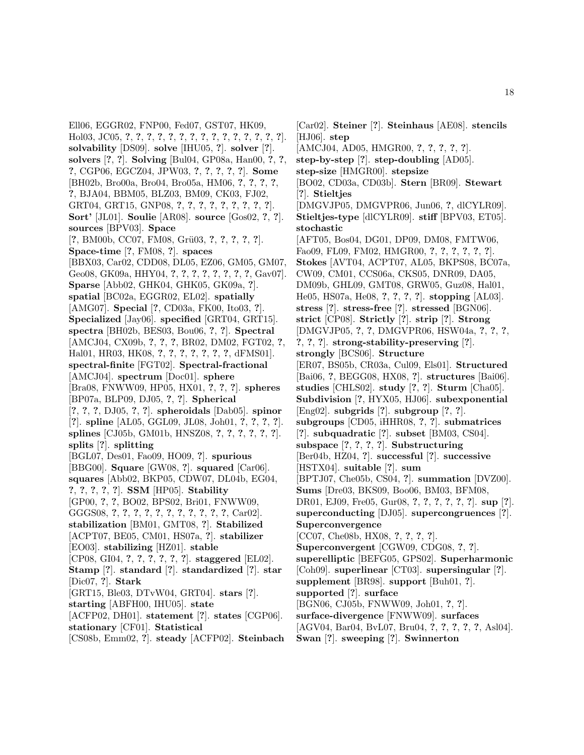Ell06, EGGR02, FNP00, Fed07, GST07, HK09, Hol03, JC05, ?, ?, ?, ?, ?, ?, ?, ?, ?, ?, ?, ?, ?, ?, ?, ?]. **solvability** [DS09]. **solve** [IHU05, ?]. **solver** [?]. **solvers** [?, ?]. **Solving** [Bul04, GP08a, Han00, ?, ?, ?, CGP06, EGCZ04, JPW03, ?, ?, ?, ?, ?]. **Some** [BH02b, Bro00a, Bro04, Bro05a, HM06, ?, ?, ?, ?, ?, BJA04, BBM05, BLZ03, BM09, CK03, FJ02, GRT04, GRT15, GNP08, ?, ?, ?, ?, ?, ?, ?, ?, ?]. **Sort'** [JL01]. **Soulie** [AR08]. **source** [Gos02, ?, ?]. **sources** [BPV03]. **Space** [?, BM00b, CC07, FM08, Grü03, ?, ?, ?, ?, ?]. **Space-time** [?, FM08, ?]. **spaces** [BBX03, Car02, CDD08, DL05, EZ06, GM05, GM07, Geo08, GK09a, HHY04, ?, ?, ?, ?, ?, ?, ?, ?, Gav07]. **Sparse** [Abb02, GHK04, GHK05, GK09a, ?]. **spatial** [BC02a, EGGR02, EL02]. **spatially** [AMG07]. **Special** [?, CD03a, FK00, Ito03, ?]. **Specialized** [Jay06]. **specified** [GRT04, GRT15]. **spectra** [BH02b, BES03, Bou06, ?, ?]. **Spectral** [AMCJ04, CX09b, ?, ?, ?, BR02, DM02, FGT02, ?, Hal01, HR03, HK08, ?, ?, ?, ?, ?, ?, ?, dFMS01]. **spectral-finite** [FGT02]. **Spectral-fractional** [AMCJ04]. **spectrum** [Doc01]. **sphere** [Bra08, FNWW09, HP05, HX01, ?, ?, ?]. **spheres** [BP07a, BLP09, DJ05, ?, ?]. **Spherical** [?, ?, ?, DJ05, ?, ?]. **spheroidals** [Dab05]. **spinor** [?]. **spline** [AL05, GGL09, JL08, Joh01, ?, ?, ?, ?]. **splines** [CJ05b, GM01b, HNSZ08, ?, ?, ?, ?, ?, ?]. **splits** [?]. **splitting** [BGL07, Des01, Fao09, HO09, ?]. **spurious** [BBG00]. **Square** [GW08, ?]. **squared** [Car06]. **squares** [Abb02, BKP05, CDW07, DL04b, EG04, ?, ?, ?, ?, ?]. **SSM** [HP05]. **Stability** [GP00, ?, ?, BO02, BPS02, Bri01, FNWW09, GGGS08, ?, ?, ?, ?, ?, ?, ?, ?, ?, ?, ?, Car02]. **stabilization** [BM01, GMT08, ?]. **Stabilized** [ACPT07, BE05, CM01, HS07a, ?]. **stabilizer** [EO03]. **stabilizing** [HZ01]. **stable** [CP08, GI04, ?, ?, ?, ?, ?, ?]. **staggered** [EL02]. **Stamp** [?]. **standard** [?]. **standardized** [?]. **star** [Dic07, ?]. **Stark** [GRT15, Ble03, DTvW04, GRT04]. **stars** [?]. **starting** [ABFH00, IHU05]. **state** [ACFP02, DH01]. **statement** [?]. **states** [CGP06]. **stationary** [CF01]. **Statistical** [CS08b, Emm02, ?]. **steady** [ACFP02]. **Steinbach** [Car02]. **Steiner** [?]. **Steinhaus** [AE08]. **stencils** [HJ06]. **step** [AMCJ04, AD05, HMGR00, ?, ?, ?, ?, ?]. **step-by-step** [?]. **step-doubling** [AD05]. **step-size** [HMGR00]. **stepsize** [BO02, CD03a, CD03b]. **Stern** [BR09]. **Stewart** [?]. **Stieltjes** [DMGVJP05, DMGVPR06, Jun06, ?, dlCYLR09]. **Stieltjes-type** [dlCYLR09]. **stiff** [BPV03, ET05]. **stochastic** [AFT05, Bos04, DG01, DP09, DM08, FMTW06, Fao09, FL09, FM02, HMGR00, ?, ?, ?, ?, ?, ?]. **Stokes** [AVT04, ACPT07, AL05, BKPS08, BC07a, CW09, CM01, CCS06a, CKS05, DNR09, DA05, DM09b, GHL09, GMT08, GRW05, Guz08, Hal01, He05, HS07a, He08, ?, ?, ?, ?]. **stopping** [AL03]. **stress** [?]. **stress-free** [?]. **stressed** [BGN06]. **strict** [CP08]. **Strictly** [?]. **strip** [?]. **Strong** [DMGVJP05, ?, ?, DMGVPR06, HSW04a, ?, ?, ?, ?, ?, ?]. **strong-stability-preserving** [?]. **strongly** [BCS06]. **Structure** [ER07, BS05b, CR03a, Cul09, Els01]. **Structured** [Bai06, ?, BEGG08, HX08, ?]. **structures** [Bai06]. **studies** [CHLS02]. **study** [?, ?]. **Sturm** [Cha05]. **Subdivision** [?, HYX05, HJ06]. **subexponential** [Eng02]. **subgrids** [?]. **subgroup** [?, ?]. **subgroups** [CD05, iHHR08, ?, ?]. **submatrices** [?]. **subquadratic** [?]. **subset** [BM03, CS04]. **subspace** [?, ?, ?, ?]. **Substructuring** [Ber04b, HZ04, ?]. **successful** [?]. **successive** [HSTX04]. **suitable** [?]. **sum** [BPTJ07, Che05b, CS04, ?]. **summation** [DVZ00]. **Sums** [Dre03, BKS09, Boo06, BM03, BFM08, DR01, EJ09, Fre05, Gur08, ?, ?, ?, ?, ?, ?]. **sup** [?]. **superconducting** [DJ05]. **supercongruences** [?]. **Superconvergence** [CC07, Che08b, HX08, ?, ?, ?, ?]. **Superconvergent** [CGW09, CDG08, ?, ?]. **superelliptic** [BEFG05, GPS02]. **Superharmonic** [Coh09]. **superlinear** [CT03]. **supersingular** [?]. **supplement** [BR98]. **support** [Buh01, ?]. **supported** [?]. **surface** [BGN06, CJ05b, FNWW09, Joh01, ?, ?]. **surface-divergence** [FNWW09]. **surfaces** [AGV04, Bar04, BvL07, Bru04, ?, ?, ?, ?, ?, Asl04]. **Swan** [?]. **sweeping** [?]. **Swinnerton**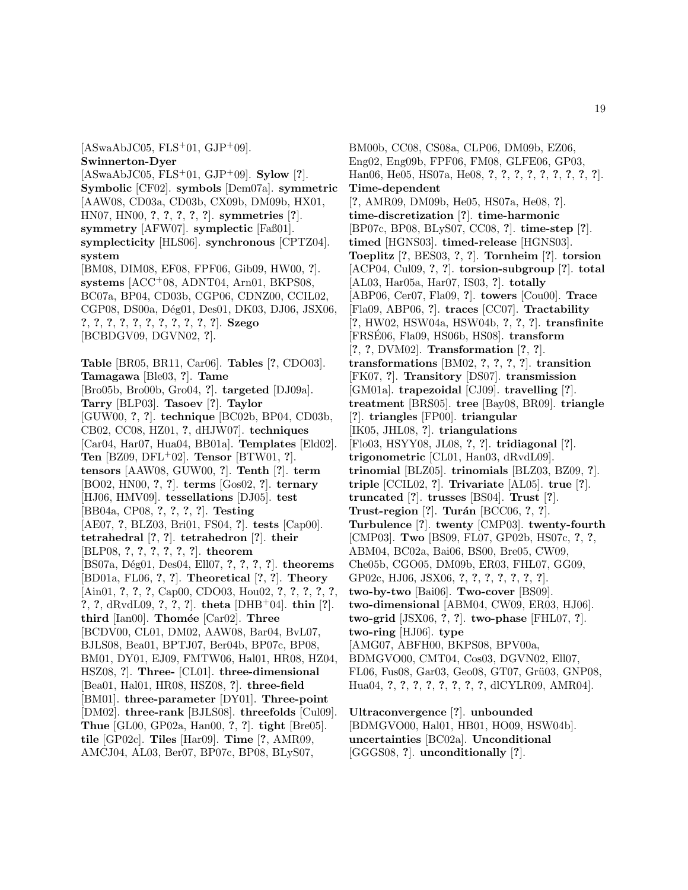[ASwaAbJC05, FLS+01, GJP+09]. **Swinnerton-Dyer** [ASwaAbJC05, FLS+01, GJP+09]. **Sylow** [?]. **Symbolic** [CF02]. **symbols** [Dem07a]. **symmetric** [AAW08, CD03a, CD03b, CX09b, DM09b, HX01, HN07, HN00, ?, ?, ?, ?, ?]. **symmetries** [?]. **symmetry** [AFW07]. **symplectic** [Faß01]. **symplecticity** [HLS06]. **synchronous** [CPTZ04]. **system** [BM08, DIM08, EF08, FPF06, Gib09, HW00, ?]. **systems** [ACC+08, ADNT04, Arn01, BKPS08, BC07a, BP04, CD03b, CGP06, CDNZ00, CCIL02, CGP08, DS00a, Dég01, Des01, DK03, DJ06, JSX06, ?, ?, ?, ?, ?, ?, ?, ?, ?, ?, ?]. **Szego** [BCBDGV09, DGVN02, ?].

**Table** [BR05, BR11, Car06]. **Tables** [?, CDO03]. **Tamagawa** [Ble03, ?]. **Tame** [Bro05b, Bro00b, Gro04, ?]. **targeted** [DJ09a]. **Tarry** [BLP03]. **Tasoev** [?]. **Taylor** [GUW00, ?, ?]. **technique** [BC02b, BP04, CD03b, CB02, CC08, HZ01, ?, dHJW07]. **techniques** [Car04, Har07, Hua04, BB01a]. **Templates** [Eld02]. **Ten** [BZ09, DFL+02]. **Tensor** [BTW01, ?]. **tensors** [AAW08, GUW00, ?]. **Tenth** [?]. **term** [BO02, HN00, ?, ?]. **terms** [Gos02, ?]. **ternary** [HJ06, HMV09]. **tessellations** [DJ05]. **test** [BB04a, CP08, ?, ?, ?, ?]. **Testing** [AE07, ?, BLZ03, Bri01, FS04, ?]. **tests** [Cap00]. **tetrahedral** [?, ?]. **tetrahedron** [?]. **their** [BLP08, ?, ?, ?, ?, ?, ?]. **theorem** [BS07a, Dég01, Des04, Ell07, ?, ?, ?, ?]. **theorems** [BD01a, FL06, ?, ?]. **Theoretical** [?, ?]. **Theory** [Ain01, ?, ?, ?, Cap00, CDO03, Hou02, ?, ?, ?, ?, ?, ?, ?, dRvdL09, ?, ?, ?]. **theta** [DHB+04]. **thin** [?]. **third** [Ian00]. **Thomée** [Car02]. **Three** [BCDV00, CL01, DM02, AAW08, Bar04, BvL07, BJLS08, Bea01, BPTJ07, Ber04b, BP07c, BP08, BM01, DY01, EJ09, FMTW06, Hal01, HR08, HZ04, HSZ08, ?]. **Three-** [CL01]. **three-dimensional** [Bea01, Hal01, HR08, HSZ08, ?]. **three-field** [BM01]. **three-parameter** [DY01]. **Three-point** [DM02]. **three-rank** [BJLS08]. **threefolds** [Cul09]. **Thue** [GL00, GP02a, Han00, ?, ?]. **tight** [Bre05]. **tile** [GP02c]. **Tiles** [Har09]. **Time** [?, AMR09, AMCJ04, AL03, Ber07, BP07c, BP08, BLyS07, BM00b, CC08, CS08a, CLP06, DM09b, EZ06, Eng02, Eng09b, FPF06, FM08, GLFE06, GP03, Han06, He05, HS07a, He08, ?, ?, ?, ?, ?, ?, ?, ?, ?]. **Time-dependent** [?, AMR09, DM09b, He05, HS07a, He08, ?]. **time-discretization** [?]. **time-harmonic** [BP07c, BP08, BLyS07, CC08, ?]. **time-step** [?]. **timed** [HGNS03]. **timed-release** [HGNS03]. **Toeplitz** [?, BES03, ?, ?]. **Tornheim** [?]. **torsion** [ACP04, Cul09, ?, ?]. **torsion-subgroup** [?]. **total** [AL03, Har05a, Har07, IS03, ?]. **totally** [ABP06, Cer07, Fla09, ?]. **towers** [Cou00]. **Trace** [Fla09, ABP06, ?]. **traces** [CC07]. **Tractability** [?, HW02, HSW04a, HSW04b, ?, ?, ?]. **transfinite** [FRSÉ06, Fla09, HS06b, HS08]. **transform** [?, ?, DVM02]. **Transformation** [?, ?]. **transformations** [BM02, ?, ?, ?, ?]. **transition** [FK07, ?]. **Transitory** [DS07]. **transmission** [GM01a]. **trapezoidal** [CJ09]. **travelling** [?]. **treatment** [BRS05]. **tree** [Bay08, BR09]. **triangle** [?]. **triangles** [FP00]. **triangular** [IK05, JHL08, ?]. **triangulations** [Flo03, HSYY08, JL08, ?, ?]. **tridiagonal** [?]. **trigonometric** [CL01, Han03, dRvdL09]. **trinomial** [BLZ05]. **trinomials** [BLZ03, BZ09, ?]. **triple** [CCIL02, ?]. **Trivariate** [AL05]. **true** [?]. **truncated** [?]. **trusses** [BS04]. **Trust** [?]. **Trust-region** [?]. **Turán** [BCC06, ?, ?]. **Turbulence** [?]. **twenty** [CMP03]. **twenty-fourth** [CMP03]. **Two** [BS09, FL07, GP02b, HS07c, ?, ?, ABM04, BC02a, Bai06, BS00, Bre05, CW09, Che05b, CGO05, DM09b, ER03, FHL07, GG09, GP02c, HJ06, JSX06, ?, ?, ?, ?, ?, ?, ?]. **two-by-two** [Bai06]. **Two-cover** [BS09]. **two-dimensional** [ABM04, CW09, ER03, HJ06]. **two-grid** [JSX06, ?, ?]. **two-phase** [FHL07, ?]. **two-ring** [HJ06]. **type** [AMG07, ABFH00, BKPS08, BPV00a, BDMGVO00, CMT04, Cos03, DGVN02, Ell07, FL06, Fus08, Gar03, Geo08, GT07, Grü03, GNP08, Hua04, ?, ?, ?, ?, ?, ?, ?, ?, dlCYLR09, AMR04].

**Ultraconvergence** [?]. **unbounded** [BDMGVO00, Hal01, HB01, HO09, HSW04b]. **uncertainties** [BC02a]. **Unconditional** [GGGS08, ?]. **unconditionally** [?].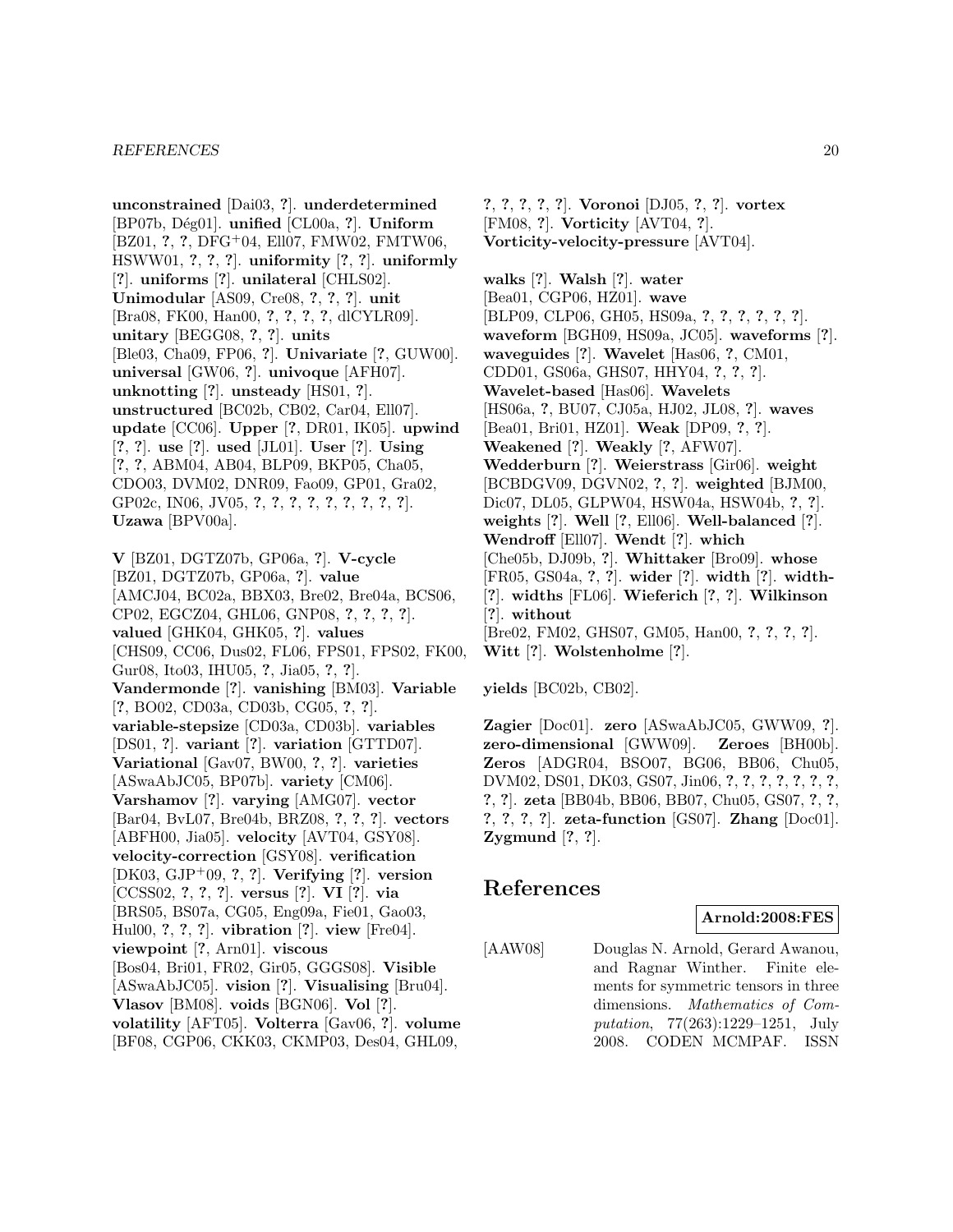**unconstrained** [Dai03, ?]. **underdetermined** [BP07b, Dég01]. **unified** [CL00a, ?]. **Uniform** [BZ01, ?, ?, DFG+04, Ell07, FMW02, FMTW06, HSWW01, ?, ?, ?]. **uniformity** [?, ?]. **uniformly** [?]. **uniforms** [?]. **unilateral** [CHLS02]. **Unimodular** [AS09, Cre08, ?, ?, ?]. **unit** [Bra08, FK00, Han00, ?, ?, ?, ?, dlCYLR09]. **unitary** [BEGG08, ?, ?]. **units** [Ble03, Cha09, FP06, ?]. **Univariate** [?, GUW00]. **universal** [GW06, ?]. **univoque** [AFH07]. **unknotting** [?]. **unsteady** [HS01, ?]. **unstructured** [BC02b, CB02, Car04, Ell07]. **update** [CC06]. **Upper** [?, DR01, IK05]. **upwind** [?, ?]. **use** [?]. **used** [JL01]. **User** [?]. **Using** [?, ?, ABM04, AB04, BLP09, BKP05, Cha05, CDO03, DVM02, DNR09, Fao09, GP01, Gra02, GP02c, IN06, JV05, ?, ?, ?, ?, ?, ?, ?, ?, ?]. **Uzawa** [BPV00a].

**V** [BZ01, DGTZ07b, GP06a, ?]. **V-cycle** [BZ01, DGTZ07b, GP06a, ?]. **value** [AMCJ04, BC02a, BBX03, Bre02, Bre04a, BCS06, CP02, EGCZ04, GHL06, GNP08, ?, ?, ?, ?]. **valued** [GHK04, GHK05, ?]. **values** [CHS09, CC06, Dus02, FL06, FPS01, FPS02, FK00, Gur08, Ito03, IHU05, ?, Jia05, ?, ?]. **Vandermonde** [?]. **vanishing** [BM03]. **Variable** [?, BO02, CD03a, CD03b, CG05, ?, ?]. **variable-stepsize** [CD03a, CD03b]. **variables** [DS01, ?]. **variant** [?]. **variation** [GTTD07]. **Variational** [Gav07, BW00, ?, ?]. **varieties** [ASwaAbJC05, BP07b]. **variety** [CM06]. **Varshamov** [?]. **varying** [AMG07]. **vector** [Bar04, BvL07, Bre04b, BRZ08, ?, ?, ?]. **vectors** [ABFH00, Jia05]. **velocity** [AVT04, GSY08]. **velocity-correction** [GSY08]. **verification** [DK03, GJP+09, ?, ?]. **Verifying** [?]. **version** [CCSS02, ?, ?, ?]. **versus** [?]. **VI** [?]. **via** [BRS05, BS07a, CG05, Eng09a, Fie01, Gao03, Hul00, ?, ?, ?]. **vibration** [?]. **view** [Fre04]. **viewpoint** [?, Arn01]. **viscous** [Bos04, Bri01, FR02, Gir05, GGGS08]. **Visible** [ASwaAbJC05]. **vision** [?]. **Visualising** [Bru04]. **Vlasov** [BM08]. **voids** [BGN06]. **Vol** [?]. **volatility** [AFT05]. **Volterra** [Gav06, ?]. **volume** [BF08, CGP06, CKK03, CKMP03, Des04, GHL09, ?, ?, ?, ?, ?]. **Voronoi** [DJ05, ?, ?]. **vortex** [FM08, ?]. **Vorticity** [AVT04, ?]. **Vorticity-velocity-pressure** [AVT04].

**walks** [?]. **Walsh** [?]. **water** [Bea01, CGP06, HZ01]. **wave** [BLP09, CLP06, GH05, HS09a, ?, ?, ?, ?, ?, ?]. **waveform** [BGH09, HS09a, JC05]. **waveforms** [?]. **waveguides** [?]. **Wavelet** [Has06, ?, CM01, CDD01, GS06a, GHS07, HHY04, ?, ?, ?]. **Wavelet-based** [Has06]. **Wavelets** [HS06a, ?, BU07, CJ05a, HJ02, JL08, ?]. **waves** [Bea01, Bri01, HZ01]. **Weak** [DP09, ?, ?]. **Weakened** [?]. **Weakly** [?, AFW07]. **Wedderburn** [?]. **Weierstrass** [Gir06]. **weight** [BCBDGV09, DGVN02, ?, ?]. **weighted** [BJM00, Dic07, DL05, GLPW04, HSW04a, HSW04b, ?, ?]. **weights** [?]. **Well** [?, Ell06]. **Well-balanced** [?]. **Wendroff** [Ell07]. **Wendt** [?]. **which** [Che05b, DJ09b, ?]. **Whittaker** [Bro09]. **whose** [FR05, GS04a, ?, ?]. **wider** [?]. **width** [?]. **width-** [?]. **widths** [FL06]. **Wieferich** [?, ?]. **Wilkinson** [?]. **without** [Bre02, FM02, GHS07, GM05, Han00, ?, ?, ?, ?]. **Witt** [?]. **Wolstenholme** [?].

**yields** [BC02b, CB02].

**Zagier** [Doc01]. **zero** [ASwaAbJC05, GWW09, ?]. **zero-dimensional** [GWW09]. **Zeroes** [BH00b]. **Zeros** [ADGR04, BSO07, BG06, BB06, Chu05, DVM02, DS01, DK03, GS07, Jin06, ?, ?, ?, ?, ?, ?, ?, ?, ?]. **zeta** [BB04b, BB06, BB07, Chu05, GS07, ?, ?, ?, ?, ?, ?]. **zeta-function** [GS07]. **Zhang** [Doc01]. **Zygmund** [?, ?].

# References

**Arnold:2008:FES**

[AAW08] Douglas N. Arnold, Gerard Awanou, and Ragnar Winther. Finite elements for symmetric tensors in three dimensions. *Mathematics of Computation*, 77(263):1229–1251, July 2008. CODEN MCMPAF. ISSN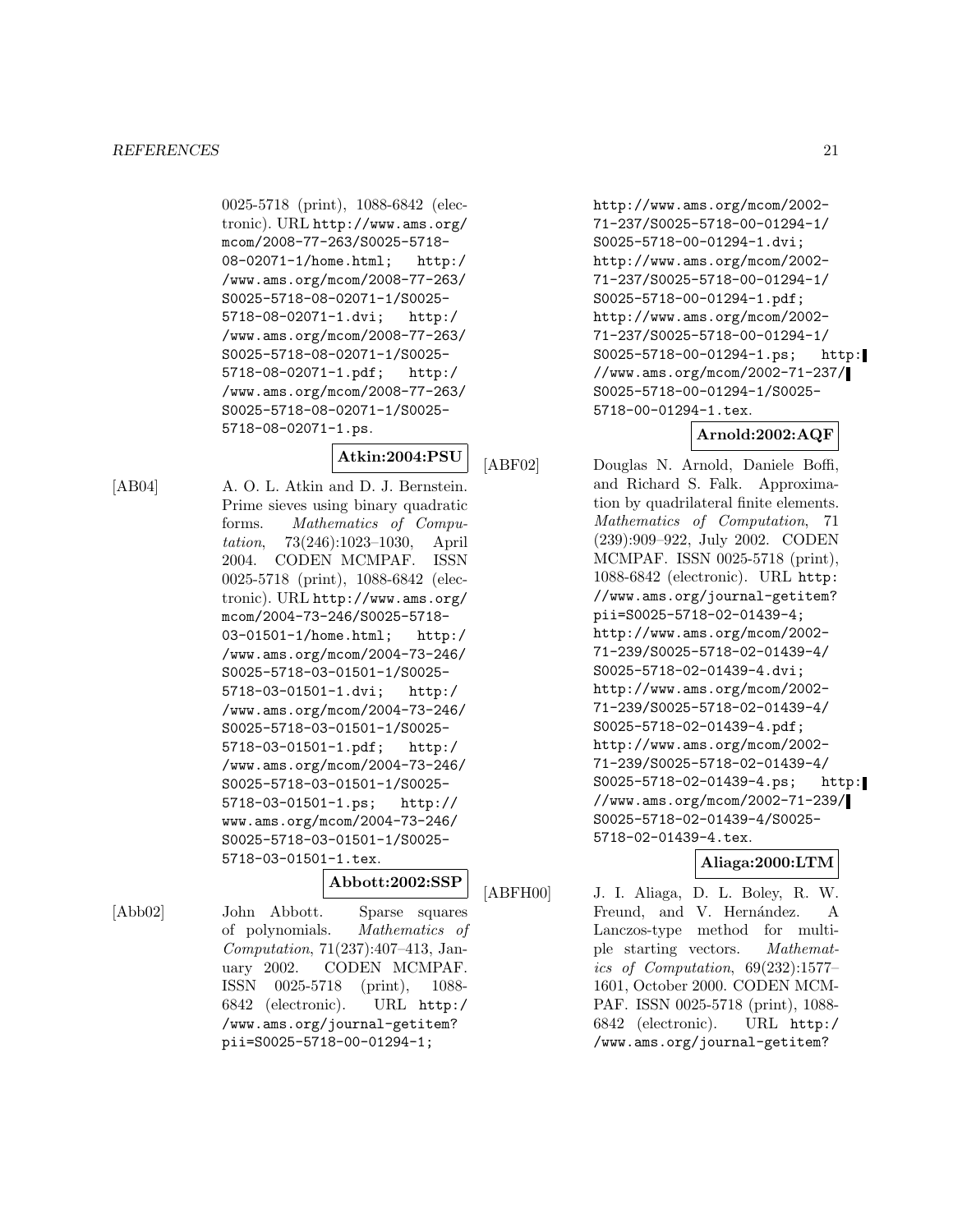0025-5718 (print), 1088-6842 (electronic). URL http://www.ams.org/mcom/2008-77-263/S0025-5718-08-02071-1/home.html; http://www.ams.org/mcom/2008-77-263/S0025-5718-08-02071-1/S0025-5718-08-02071-1.dvi; http://www.ams.org/mcom/2008-77-263/S0025-5718-08-02071-1/S0025-5718-08-02071-1.pdf; http://www.ams.org/mcom/2008-77-263/S0025-5718-08-02071-1/S0025-5718-08-02071-1.ps.

**Atkin:2004:PSU**

[AB04] A. O. L. Atkin and D. J. Bernstein. Prime sieves using binary quadratic forms. *Mathematics of Computation*, 73(246):1023–1030, April 2004. CODEN MCMPAF. ISSN 0025-5718 (print), 1088-6842 (electronic). URL http://www.ams.org/mcom/2004-73-246/S0025-5718-03-01501-1/home.html; http://www.ams.org/mcom/2004-73-246/S0025-5718-03-01501-1/S0025-5718-03-01501-1.dvi; http://www.ams.org/mcom/2004-73-246/S0025-5718-03-01501-1/S0025-5718-03-01501-1.pdf; http://www.ams.org/mcom/2004-73-246/S0025-5718-03-01501-1/S0025-5718-03-01501-1.ps; http://www.ams.org/mcom/2004-73-246/S0025-5718-03-01501-1/S0025-5718-03-01501-1.tex.

**Abbott:2002:SSP**

[Abb02] John Abbott. Sparse squares of polynomials. *Mathematics of Computation*, 71(237):407–413, January 2002. CODEN MCMPAF. ISSN 0025-5718 (print), 1088-6842 (electronic). URL http://www.ams.org/journal-getitem?pii=S0025-5718-00-01294-1; http://www.ams.org/mcom/2002-71-237/S0025-5718-00-01294-1/S0025-5718-00-01294-1.dvi; http://www.ams.org/mcom/2002-71-237/S0025-5718-00-01294-1/S0025-5718-00-01294-1.pdf; http://www.ams.org/mcom/2002-71-237/S0025-5718-00-01294-1/S0025-5718-00-01294-1.ps; http://www.ams.org/mcom/2002-71-237/S0025-5718-00-01294-1/S0025-5718-00-01294-1.tex.

**Arnold:2002:AQF**

[ABF02] Douglas N. Arnold, Daniele Boffi, and Richard S. Falk. Approximation by quadrilateral finite elements. *Mathematics of Computation*, 71(239):909–922, July 2002. CODEN MCMPAF. ISSN 0025-5718 (print), 1088-6842 (electronic). URL http://www.ams.org/journal-getitem?pii=S0025-5718-02-01439-4; http://www.ams.org/mcom/2002-71-239/S0025-5718-02-01439-4/S0025-5718-02-01439-4.dvi; http://www.ams.org/mcom/2002-71-239/S0025-5718-02-01439-4/S0025-5718-02-01439-4.pdf; http://www.ams.org/mcom/2002-71-239/S0025-5718-02-01439-4/S0025-5718-02-01439-4.ps; http://www.ams.org/mcom/2002-71-239/S0025-5718-02-01439-4/S0025-5718-02-01439-4.tex.

**Aliaga:2000:LTM**

[ABFH00] J. I. Aliaga, D. L. Boley, R. W. Freund, and V. Hernández. A Lanczos-type method for multiple starting vectors. *Mathematics of Computation*, 69(232):1577–1601, October 2000. CODEN MCMPAF. ISSN 0025-5718 (print), 1088-6842 (electronic). URL http://www.ams.org/journal-getitem?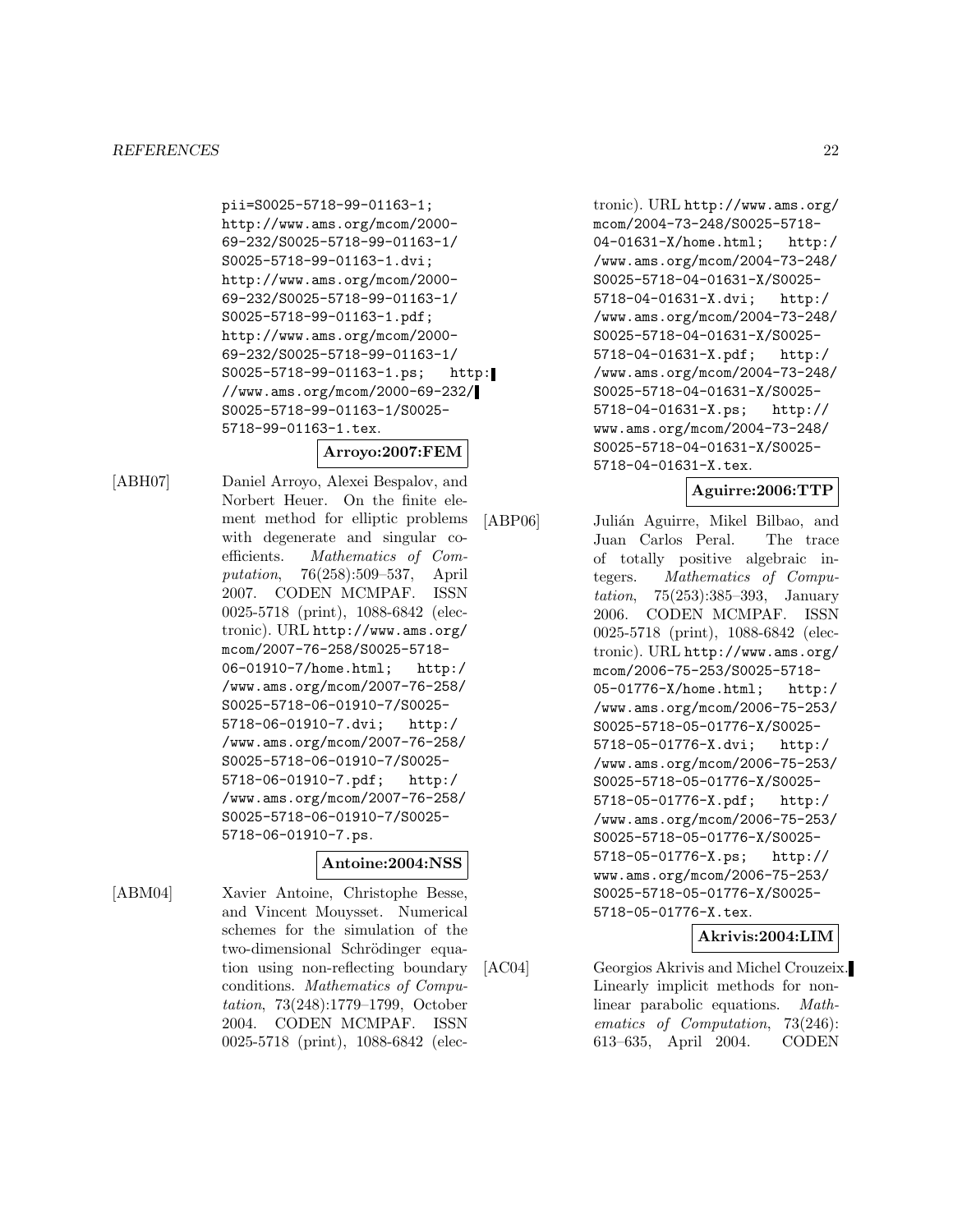pii=S0025-5718-99-01163-1; http://www.ams.org/mcom/2000-69-232/S0025-5718-99-01163-1/S0025-5718-99-01163-1.dvi; http://www.ams.org/mcom/2000-69-232/S0025-5718-99-01163-1/S0025-5718-99-01163-1.pdf; http://www.ams.org/mcom/2000-69-232/S0025-5718-99-01163-1/S0025-5718-99-01163-1.ps; http://www.ams.org/mcom/2000-69-232/S0025-5718-99-01163-1/S0025-5718-99-01163-1.tex.

**Arroyo:2007:FEM**

[ABH07] Daniel Arroyo, Alexei Bespalov, and Norbert Heuer. On the finite element method for elliptic problems with degenerate and singular coefficients. *Mathematics of Computation*, 76(258):509–537, April 2007. CODEN MCMPAF. ISSN 0025-5718 (print), 1088-6842 (electronic). URL http://www.ams.org/mcom/2007-76-258/S0025-5718-06-01910-7/home.html; http://www.ams.org/mcom/2007-76-258/S0025-5718-06-01910-7/S0025-5718-06-01910-7.dvi; http://www.ams.org/mcom/2007-76-258/S0025-5718-06-01910-7/S0025-5718-06-01910-7.pdf; http://www.ams.org/mcom/2007-76-258/S0025-5718-06-01910-7/S0025-5718-06-01910-7.ps.

**Antoine:2004:NSS**

[ABM04] Xavier Antoine, Christophe Besse, and Vincent Mouysset. Numerical schemes for the simulation of the two-dimensional Schrödinger equation using non-reflecting boundary conditions. *Mathematics of Computation*, 73(248):1779–1799, October 2004. CODEN MCMPAF. ISSN 0025-5718 (print), 1088-6842 (electronic). URL http://www.ams.org/mcom/2004-73-248/S0025-5718-04-01631-X/home.html; http://www.ams.org/mcom/2004-73-248/S0025-5718-04-01631-X/S0025-5718-04-01631-X.dvi; http://www.ams.org/mcom/2004-73-248/S0025-5718-04-01631-X/S0025-5718-04-01631-X.pdf; http://www.ams.org/mcom/2004-73-248/S0025-5718-04-01631-X/S0025-5718-04-01631-X.ps; http://www.ams.org/mcom/2004-73-248/S0025-5718-04-01631-X/S0025-5718-04-01631-X.tex.

**Aguirre:2006:TTP**

[ABP06] Julián Aguirre, Mikel Bilbao, and Juan Carlos Peral. The trace of totally positive algebraic integers. *Mathematics of Computation*, 75(253):385–393, January 2006. CODEN MCMPAF. ISSN 0025-5718 (print), 1088-6842 (electronic). URL http://www.ams.org/mcom/2006-75-253/S0025-5718-05-01776-X/home.html; http://www.ams.org/mcom/2006-75-253/S0025-5718-05-01776-X/S0025-5718-05-01776-X.dvi; http://www.ams.org/mcom/2006-75-253/S0025-5718-05-01776-X/S0025-5718-05-01776-X.pdf; http://www.ams.org/mcom/2006-75-253/S0025-5718-05-01776-X/S0025-5718-05-01776-X.ps; http://www.ams.org/mcom/2006-75-253/S0025-5718-05-01776-X/S0025-5718-05-01776-X.tex.

**Akrivis:2004:LIM**

[AC04] Georgios Akrivis and Michel Crouzeix. Linearly implicit methods for nonlinear parabolic equations. *Mathematics of Computation*, 73(246): 613–635, April 2004. CODEN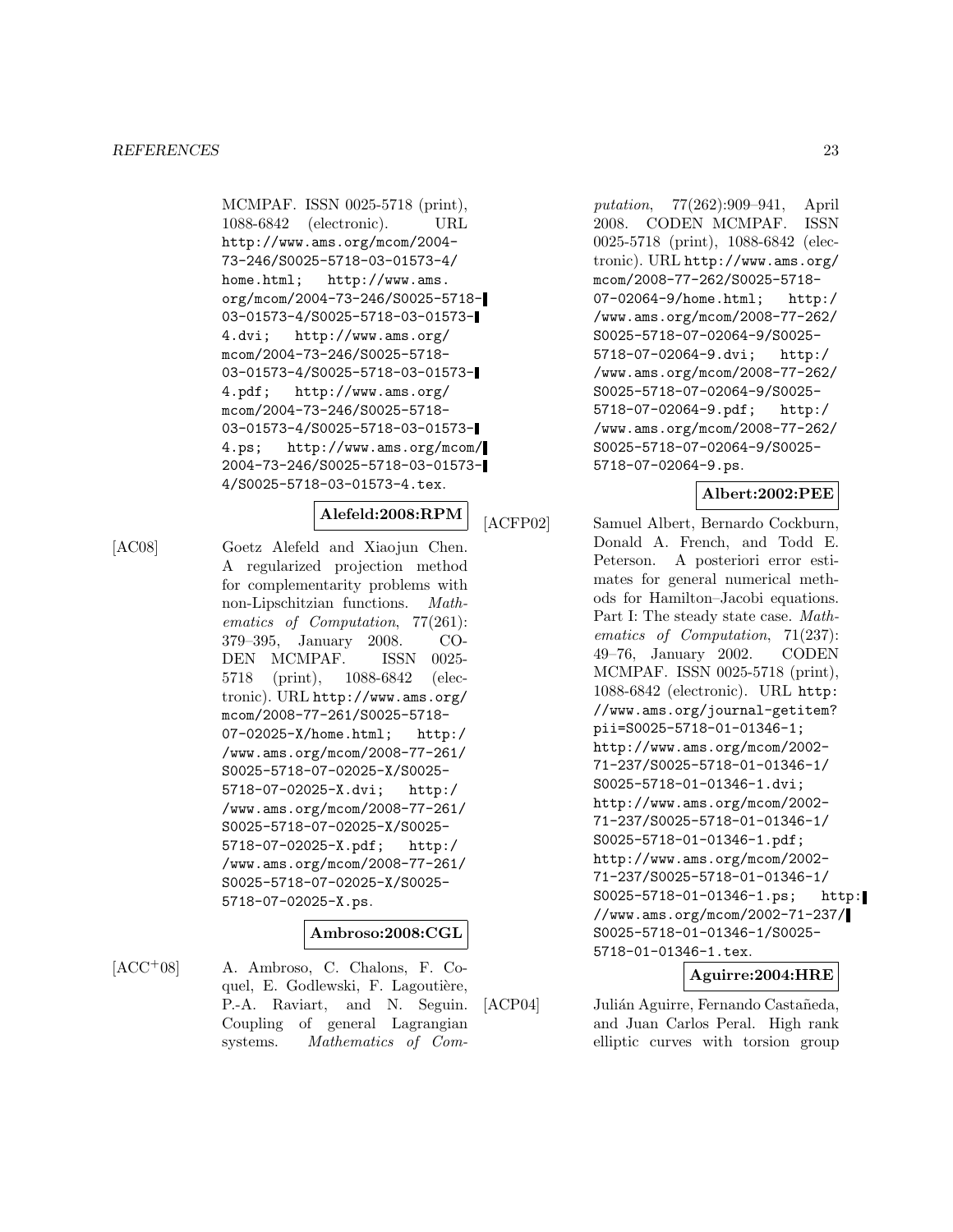MCMPAF. ISSN 0025-5718 (print), 1088-6842 (electronic). URL http://www.ams.org/mcom/2004-73-246/S0025-5718-03-01573-4/home.html; http://www.ams.org/mcom/2004-73-246/S0025-5718-03-01573-4/S0025-5718-03-01573-4.dvi; http://www.ams.org/mcom/2004-73-246/S0025-5718-03-01573-4/S0025-5718-03-01573-4.pdf; http://www.ams.org/mcom/2004-73-246/S0025-5718-03-01573-4/S0025-5718-03-01573-4.ps; http://www.ams.org/mcom/2004-73-246/S0025-5718-03-01573-4/S0025-5718-03-01573-4.tex.

**Alefeld:2008:RPM**

[AC08] Goetz Alefeld and Xiaojun Chen. A regularized projection method for complementarity problems with non-Lipschitzian functions. *Mathematics of Computation*, 77(261): 379–395, January 2008. CODEN MCMPAF. ISSN 0025-5718 (print), 1088-6842 (electronic). URL http://www.ams.org/mcom/2008-77-261/S0025-5718-07-02025-X/home.html; http://www.ams.org/mcom/2008-77-261/S0025-5718-07-02025-X/S0025-5718-07-02025-X.dvi; http://www.ams.org/mcom/2008-77-261/S0025-5718-07-02025-X/S0025-5718-07-02025-X.pdf; http://www.ams.org/mcom/2008-77-261/S0025-5718-07-02025-X/S0025-5718-07-02025-X.ps.

**Ambroso:2008:CGL**

[ACC+08] A. Ambroso, C. Chalons, F. Coquel, E. Godlewski, F. Lagoutière, P.-A. Raviart, and N. Seguin. Coupling of general Lagrangian systems. *Mathematics of Computation*, 77(262):909–941, April 2008. CODEN MCMPAF. ISSN 0025-5718 (print), 1088-6842 (electronic). URL http://www.ams.org/mcom/2008-77-262/S0025-5718-07-02064-9/home.html; http://www.ams.org/mcom/2008-77-262/S0025-5718-07-02064-9/S0025-5718-07-02064-9.dvi; http://www.ams.org/mcom/2008-77-262/S0025-5718-07-02064-9/S0025-5718-07-02064-9.pdf; http://www.ams.org/mcom/2008-77-262/S0025-5718-07-02064-9/S0025-5718-07-02064-9.ps.

**Albert:2002:PEE**

[ACFP02] Samuel Albert, Bernardo Cockburn, Donald A. French, and Todd E. Peterson. A posteriori error estimates for general numerical methods for Hamilton–Jacobi equations. Part I: The steady state case. *Mathematics of Computation*, 71(237): 49–76, January 2002. CODEN MCMPAF. ISSN 0025-5718 (print), 1088-6842 (electronic). URL http://www.ams.org/journal-getitem?pii=S0025-5718-01-01346-1; http://www.ams.org/mcom/2002-71-237/S0025-5718-01-01346-1/S0025-5718-01-01346-1.dvi; http://www.ams.org/mcom/2002-71-237/S0025-5718-01-01346-1/S0025-5718-01-01346-1.pdf; http://www.ams.org/mcom/2002-71-237/S0025-5718-01-01346-1/S0025-5718-01-01346-1.ps; http://www.ams.org/mcom/2002-71-237/S0025-5718-01-01346-1/S0025-5718-01-01346-1.tex.

**Aguirre:2004:HRE**

[ACP04] Julián Aguirre, Fernando Castañeda, and Juan Carlos Peral. High rank elliptic curves with torsion group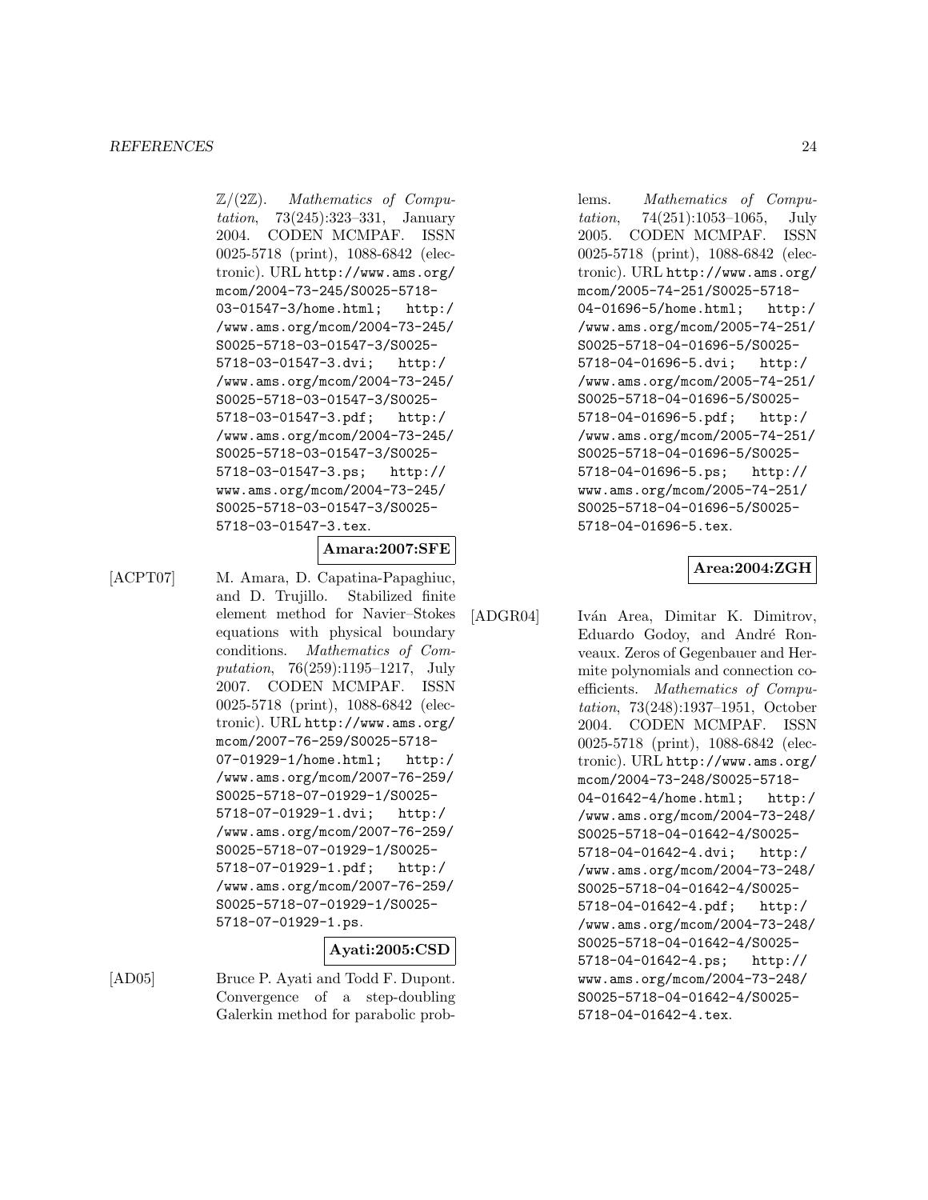$\mathbb{Z}/(2\mathbb{Z})$. *Mathematics of Computation*, 73(245):323–331, January 2004. CODEN MCMPAF. ISSN 0025-5718 (print), 1088-6842 (electronic). URL http://www.ams.org/mcom/2004-73-245/S0025-5718-03-01547-3/home.html; http://www.ams.org/mcom/2004-73-245/S0025-5718-03-01547-3/S0025-5718-03-01547-3.dvi; http://www.ams.org/mcom/2004-73-245/S0025-5718-03-01547-3/S0025-5718-03-01547-3.pdf; http://www.ams.org/mcom/2004-73-245/S0025-5718-03-01547-3/S0025-5718-03-01547-3.ps; http://www.ams.org/mcom/2004-73-245/S0025-5718-03-01547-3/S0025-5718-03-01547-3.tex.

**Amara:2007:SFE**

[ACPT07] M. Amara, D. Capatina-Papaghiuc, and D. Trujillo. Stabilized finite element method for Navier–Stokes equations with physical boundary conditions. *Mathematics of Computation*, 76(259):1195–1217, July 2007. CODEN MCMPAF. ISSN 0025-5718 (print), 1088-6842 (electronic). URL http://www.ams.org/mcom/2007-76-259/S0025-5718-07-01929-1/home.html; http://www.ams.org/mcom/2007-76-259/S0025-5718-07-01929-1/S0025-5718-07-01929-1.dvi; http://www.ams.org/mcom/2007-76-259/S0025-5718-07-01929-1/S0025-5718-07-01929-1.pdf; http://www.ams.org/mcom/2007-76-259/S0025-5718-07-01929-1/S0025-5718-07-01929-1.ps.

**Ayati:2005:CSD**

[AD05] Bruce P. Ayati and Todd F. Dupont. Convergence of a step-doubling Galerkin method for parabolic problems. *Mathematics of Computation*, 74(251):1053–1065, July 2005. CODEN MCMPAF. ISSN 0025-5718 (print), 1088-6842 (electronic). URL http://www.ams.org/mcom/2005-74-251/S0025-5718-04-01696-5/home.html; http://www.ams.org/mcom/2005-74-251/S0025-5718-04-01696-5/S0025-5718-04-01696-5.dvi; http://www.ams.org/mcom/2005-74-251/S0025-5718-04-01696-5/S0025-5718-04-01696-5.pdf; http://www.ams.org/mcom/2005-74-251/S0025-5718-04-01696-5/S0025-5718-04-01696-5.ps; http://www.ams.org/mcom/2005-74-251/S0025-5718-04-01696-5/S0025-5718-04-01696-5.tex.

**Area:2004:ZGH**

[ADGR04] Iván Area, Dimitar K. Dimitrov, Eduardo Godoy, and André Ronveaux. Zeros of Gegenbauer and Hermite polynomials and connection coefficients. *Mathematics of Computation*, 73(248):1937–1951, October 2004. CODEN MCMPAF. ISSN 0025-5718 (print), 1088-6842 (electronic). URL http://www.ams.org/mcom/2004-73-248/S0025-5718-04-01642-4/home.html; http://www.ams.org/mcom/2004-73-248/S0025-5718-04-01642-4/S0025-5718-04-01642-4.dvi; http://www.ams.org/mcom/2004-73-248/S0025-5718-04-01642-4/S0025-5718-04-01642-4.pdf; http://www.ams.org/mcom/2004-73-248/S0025-5718-04-01642-4/S0025-5718-04-01642-4.ps; http://www.ams.org/mcom/2004-73-248/S0025-5718-04-01642-4/S0025-5718-04-01642-4.tex.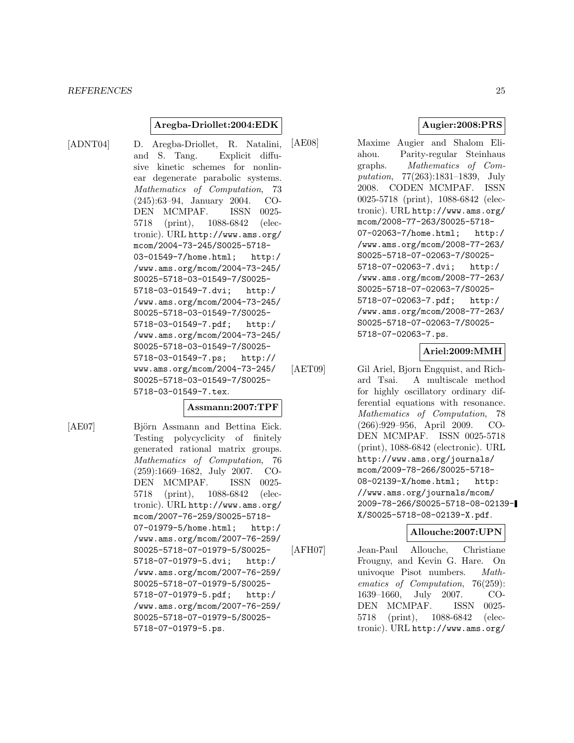**Aregba-Driollet:2004:EDK**

[ADNT04] D. Aregba-Driollet, R. Natalini, and S. Tang. Explicit diffusive kinetic schemes for nonlinear degenerate parabolic systems. *Mathematics of Computation*, 73 (245):63–94, January 2004. CODEN MCMPAF. ISSN 0025-5718 (print), 1088-6842 (electronic). URL http://www.ams.org/mcom/2004-73-245/S0025-5718-03-01549-7/home.html; http://www.ams.org/mcom/2004-73-245/S0025-5718-03-01549-7/S0025-5718-03-01549-7.dvi; http://www.ams.org/mcom/2004-73-245/S0025-5718-03-01549-7/S0025-5718-03-01549-7.pdf; http://www.ams.org/mcom/2004-73-245/S0025-5718-03-01549-7/S0025-5718-03-01549-7.ps; http://www.ams.org/mcom/2004-73-245/S0025-5718-03-01549-7/S0025-5718-03-01549-7.tex.

**Assmann:2007:TPF**

[AE07] Björn Assmann and Bettina Eick. Testing polycyclicity of finitely generated rational matrix groups. *Mathematics of Computation*, 76 (259):1669–1682, July 2007. CODEN MCMPAF. ISSN 0025-5718 (print), 1088-6842 (electronic). URL http://www.ams.org/mcom/2007-76-259/S0025-5718-07-01979-5/home.html; http://www.ams.org/mcom/2007-76-259/S0025-5718-07-01979-5/S0025-5718-07-01979-5.dvi; http://www.ams.org/mcom/2007-76-259/S0025-5718-07-01979-5/S0025-5718-07-01979-5.pdf; http://www.ams.org/mcom/2007-76-259/S0025-5718-07-01979-5/S0025-5718-07-01979-5.ps.

**Augier:2008:PRS**

[AE08] Maxime Augier and Shalom Eliahou. Parity-regular Steinhaus graphs. *Mathematics of Computation*, 77(263):1831–1839, July 2008. CODEN MCMPAF. ISSN 0025-5718 (print), 1088-6842 (electronic). URL http://www.ams.org/mcom/2008-77-263/S0025-5718-07-02063-7/home.html; http://www.ams.org/mcom/2008-77-263/S0025-5718-07-02063-7/S0025-5718-07-02063-7.dvi; http://www.ams.org/mcom/2008-77-263/S0025-5718-07-02063-7/S0025-5718-07-02063-7.pdf; http://www.ams.org/mcom/2008-77-263/S0025-5718-07-02063-7/S0025-5718-07-02063-7.ps.

**Ariel:2009:MMH**

[AET09] Gil Ariel, Bjorn Engquist, and Richard Tsai. A multiscale method for highly oscillatory ordinary differential equations with resonance. *Mathematics of Computation*, 78 (266):929–956, April 2009. CODEN MCMPAF. ISSN 0025-5718 (print), 1088-6842 (electronic). URL http://www.ams.org/journals/mcom/2009-78-266/S0025-5718-08-02139-X/home.html; http://www.ams.org/journals/mcom/2009-78-266/S0025-5718-08-02139-X/S0025-5718-08-02139-X.pdf.

**Allouche:2007:UPN**

[AFH07] Jean-Paul Allouche, Christiane Frougny, and Kevin G. Hare. On univoque Pisot numbers. *Mathematics of Computation*, 76(259): 1639–1660, July 2007. CODEN MCMPAF. ISSN 0025-5718 (print), 1088-6842 (electronic). URL http://www.ams.org/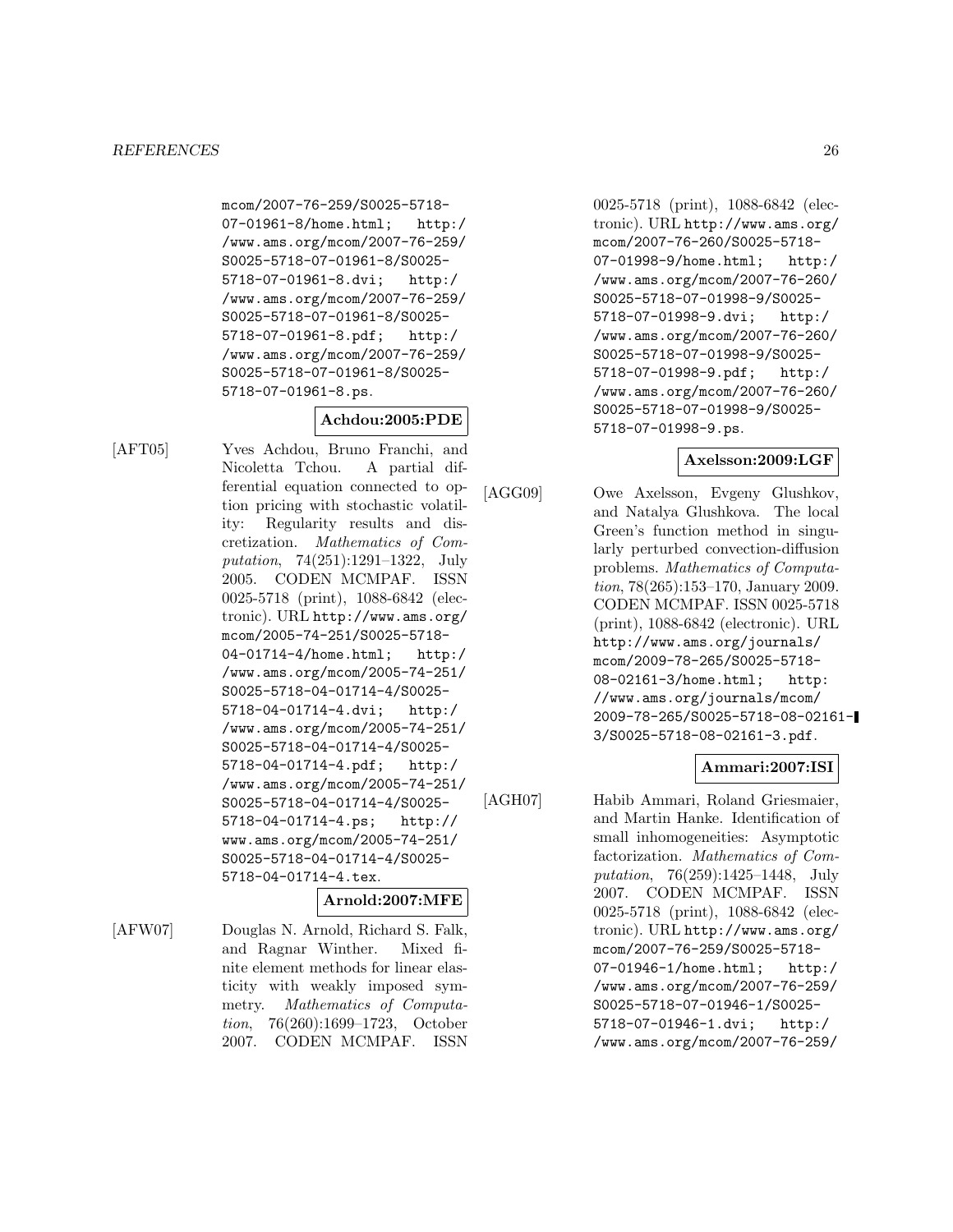mcom/2007-76-259/S0025-5718-07-01961-8/home.html; http://www.ams.org/mcom/2007-76-259/S0025-5718-07-01961-8/S0025-5718-07-01961-8.dvi; http://www.ams.org/mcom/2007-76-259/S0025-5718-07-01961-8/S0025-5718-07-01961-8.pdf; http://www.ams.org/mcom/2007-76-259/S0025-5718-07-01961-8/S0025-5718-07-01961-8.ps.

**Achdou:2005:PDE**

[AFT05] Yves Achdou, Bruno Franchi, and Nicoletta Tchou. A partial differential equation connected to option pricing with stochastic volatility: Regularity results and discretization. *Mathematics of Computation*, 74(251):1291–1322, July 2005. CODEN MCMPAF. ISSN 0025-5718 (print), 1088-6842 (electronic). URL http://www.ams.org/mcom/2005-74-251/S0025-5718-04-01714-4/home.html; http://www.ams.org/mcom/2005-74-251/S0025-5718-04-01714-4/S0025-5718-04-01714-4.dvi; http://www.ams.org/mcom/2005-74-251/S0025-5718-04-01714-4/S0025-5718-04-01714-4.pdf; http://www.ams.org/mcom/2005-74-251/S0025-5718-04-01714-4/S0025-5718-04-01714-4.ps; http://www.ams.org/mcom/2005-74-251/S0025-5718-04-01714-4/S0025-5718-04-01714-4.tex.

**Arnold:2007:MFE**

[AFW07] Douglas N. Arnold, Richard S. Falk, and Ragnar Winther. Mixed finite element methods for linear elasticity with weakly imposed symmetry. *Mathematics of Computation*, 76(260):1699–1723, October 2007. CODEN MCMPAF. ISSN 0025-5718 (print), 1088-6842 (electronic). URL http://www.ams.org/mcom/2007-76-260/S0025-5718-07-01998-9/home.html; http://www.ams.org/mcom/2007-76-260/S0025-5718-07-01998-9/S0025-5718-07-01998-9.dvi; http://www.ams.org/mcom/2007-76-260/S0025-5718-07-01998-9/S0025-5718-07-01998-9.pdf; http://www.ams.org/mcom/2007-76-260/S0025-5718-07-01998-9/S0025-5718-07-01998-9.ps.

**Axelsson:2009:LGF**

[AGG09] Owe Axelsson, Evgeny Glushkov, and Natalya Glushkova. The local Green's function method in singularly perturbed convection-diffusion problems. *Mathematics of Computation*, 78(265):153–170, January 2009. CODEN MCMPAF. ISSN 0025-5718 (print), 1088-6842 (electronic). URL http://www.ams.org/journals/mcom/2009-78-265/S0025-5718-08-02161-3/home.html; http://www.ams.org/journals/mcom/2009-78-265/S0025-5718-08-02161-3/S0025-5718-08-02161-3.pdf.

**Ammari:2007:ISI**

[AGH07] Habib Ammari, Roland Griesmaier, and Martin Hanke. Identification of small inhomogeneities: Asymptotic factorization. *Mathematics of Computation*, 76(259):1425–1448, July 2007. CODEN MCMPAF. ISSN 0025-5718 (print), 1088-6842 (electronic). URL http://www.ams.org/mcom/2007-76-259/S0025-5718-07-01946-1/home.html; http://www.ams.org/mcom/2007-76-259/S0025-5718-07-01946-1/S0025-5718-07-01946-1.dvi; http://www.ams.org/mcom/2007-76-259/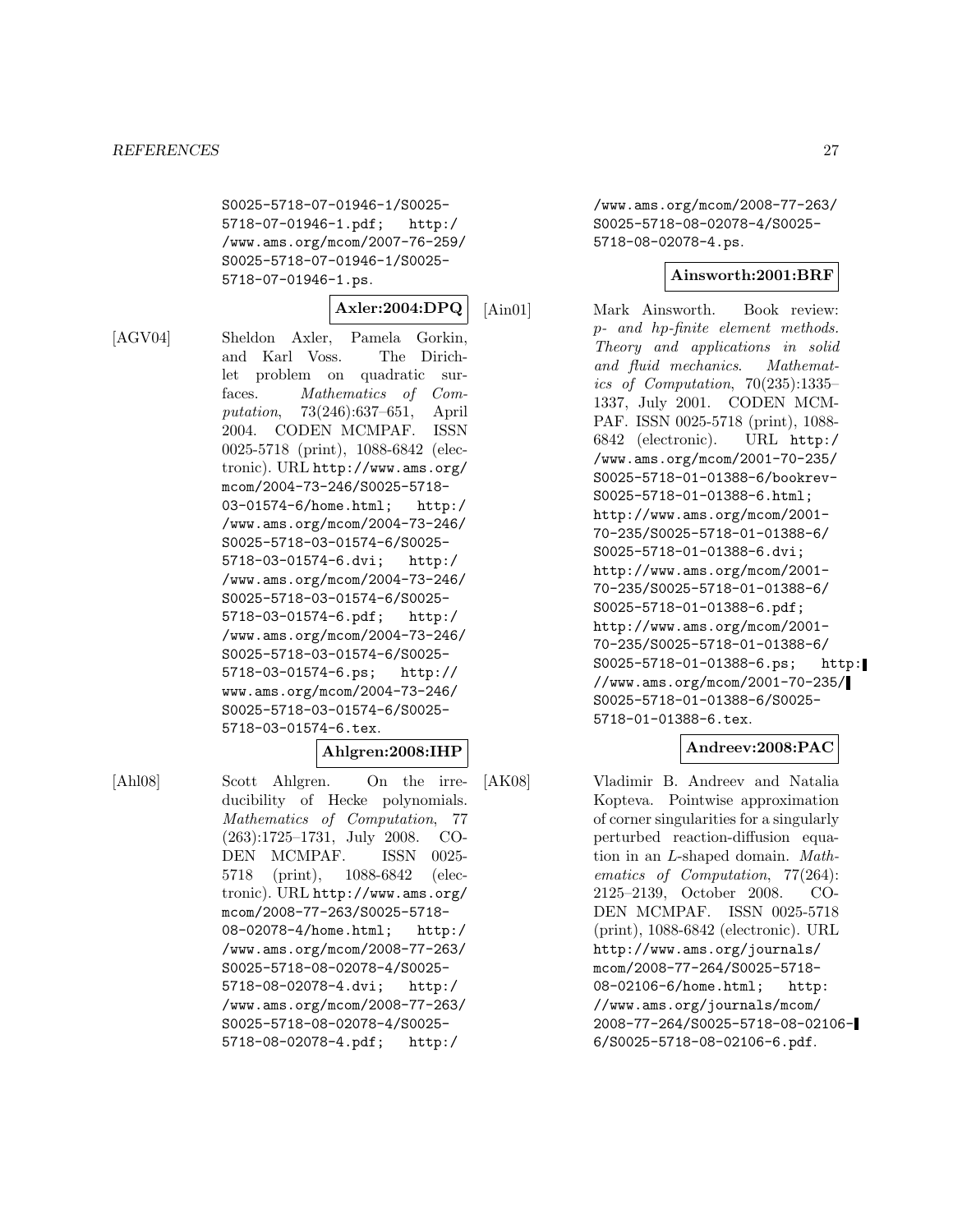S0025-5718-07-01946-1/S0025-5718-07-01946-1.pdf; http://www.ams.org/mcom/2007-76-259/S0025-5718-07-01946-1/S0025-5718-07-01946-1.ps.

**Axler:2004:DPQ**

[AGV04] Sheldon Axler, Pamela Gorkin, and Karl Voss. The Dirichlet problem on quadratic surfaces. *Mathematics of Computation*, 73(246):637–651, April 2004. CODEN MCMPAF. ISSN 0025-5718 (print), 1088-6842 (electronic). URL http://www.ams.org/mcom/2004-73-246/S0025-5718-03-01574-6/home.html; http://www.ams.org/mcom/2004-73-246/S0025-5718-03-01574-6/S0025-5718-03-01574-6.dvi; http://www.ams.org/mcom/2004-73-246/S0025-5718-03-01574-6/S0025-5718-03-01574-6.pdf; http://www.ams.org/mcom/2004-73-246/S0025-5718-03-01574-6/S0025-5718-03-01574-6.ps; http://www.ams.org/mcom/2004-73-246/S0025-5718-03-01574-6/S0025-5718-03-01574-6.tex.

**Ahlgren:2008:IHP**

[Ahl08] Scott Ahlgren. On the irreducibility of Hecke polynomials. *Mathematics of Computation*, 77(263):1725–1731, July 2008. CODEN MCMPAF. ISSN 0025-5718 (print), 1088-6842 (electronic). URL http://www.ams.org/mcom/2008-77-263/S0025-5718-08-02078-4/home.html; http://www.ams.org/mcom/2008-77-263/S0025-5718-08-02078-4/S0025-5718-08-02078-4.dvi; http://www.ams.org/mcom/2008-77-263/S0025-5718-08-02078-4/S0025-5718-08-02078-4.pdf; http://www.ams.org/mcom/2008-77-263/S0025-5718-08-02078-4/S0025-5718-08-02078-4.ps.

**Ainsworth:2001:BRF**

[Ain01] Mark Ainsworth. Book review: *p- and hp-finite element methods. Theory and applications in solid and fluid mechanics*. *Mathematics of Computation*, 70(235):1335–1337, July 2001. CODEN MCMPAF. ISSN 0025-5718 (print), 1088-6842 (electronic). URL http://www.ams.org/mcom/2001-70-235/S0025-5718-01-01388-6/bookrev-S0025-5718-01-01388-6.html; http://www.ams.org/mcom/2001-70-235/S0025-5718-01-01388-6/S0025-5718-01-01388-6.dvi; http://www.ams.org/mcom/2001-70-235/S0025-5718-01-01388-6/S0025-5718-01-01388-6.pdf; http://www.ams.org/mcom/2001-70-235/S0025-5718-01-01388-6/S0025-5718-01-01388-6.ps; http://www.ams.org/mcom/2001-70-235/S0025-5718-01-01388-6/S0025-5718-01-01388-6.tex.

**Andreev:2008:PAC**

[AK08] Vladimir B. Andreev and Natalia Kopteva. Pointwise approximation of corner singularities for a singularly perturbed reaction-diffusion equation in an *L*-shaped domain. *Mathematics of Computation*, 77(264):2125–2139, October 2008. CODEN MCMPAF. ISSN 0025-5718 (print), 1088-6842 (electronic). URL http://www.ams.org/journals/mcom/2008-77-264/S0025-5718-08-02106-6/home.html; http://www.ams.org/journals/mcom/2008-77-264/S0025-5718-08-02106-6/S0025-5718-08-02106-6.pdf.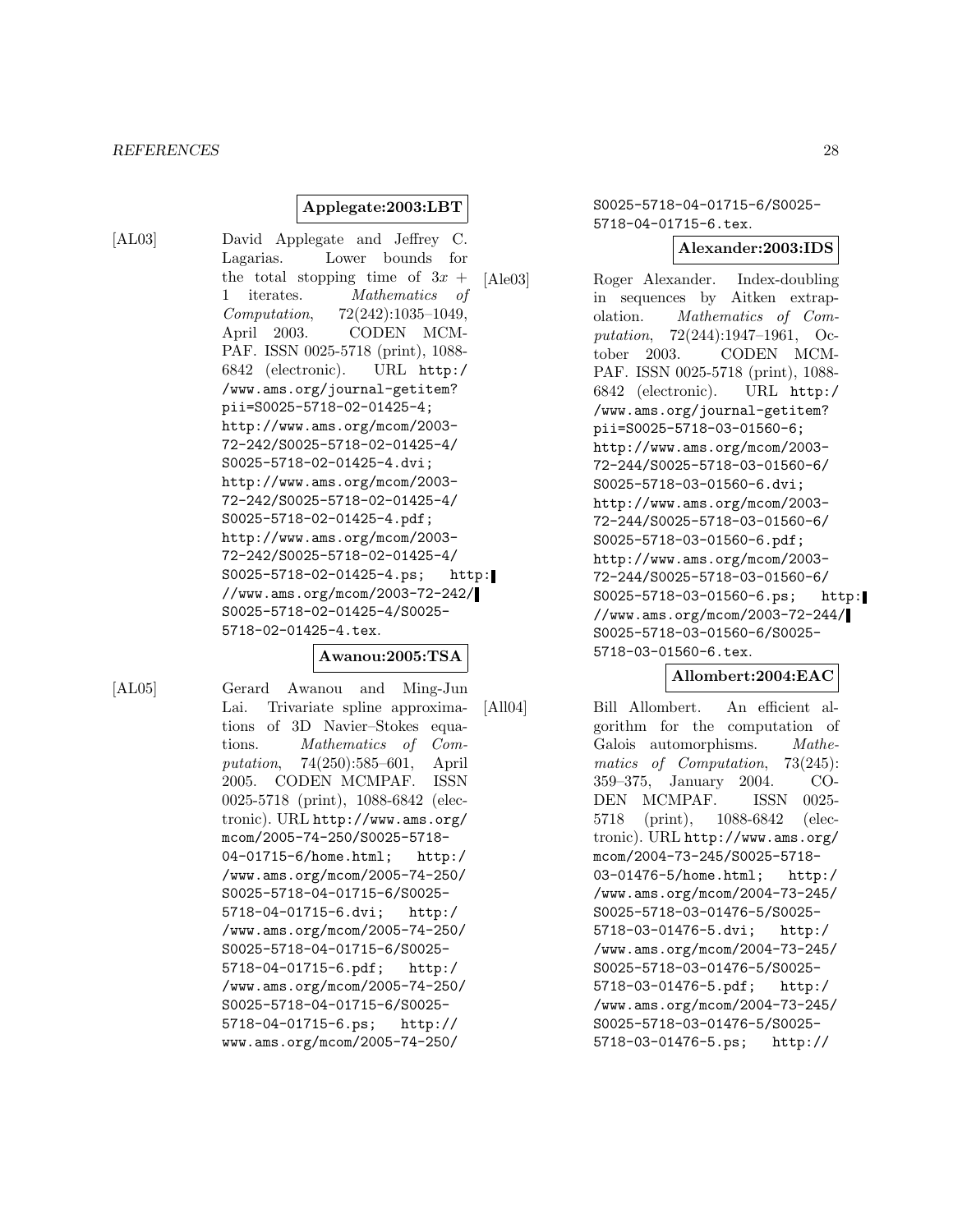**Applegate:2003:LBT**

[AL03] David Applegate and Jeffrey C. Lagarias. Lower bounds for the total stopping time of $3x + 1$ iterates. *Mathematics of Computation*, 72(242):1035–1049, April 2003. CODEN MCMPAF. ISSN 0025-5718 (print), 1088-6842 (electronic). URL http://www.ams.org/journal-getitem?pii=S0025-5718-02-01425-4; http://www.ams.org/mcom/2003-72-242/S0025-5718-02-01425-4/S0025-5718-02-01425-4.dvi; http://www.ams.org/mcom/2003-72-242/S0025-5718-02-01425-4/S0025-5718-02-01425-4.pdf; http://www.ams.org/mcom/2003-72-242/S0025-5718-02-01425-4/S0025-5718-02-01425-4.ps; http://www.ams.org/mcom/2003-72-242/S0025-5718-02-01425-4/S0025-5718-02-01425-4.tex.

**Awanou:2005:TSA**

[AL05] Gerard Awanou and Ming-Jun Lai. Trivariate spline approximations of 3D Navier–Stokes equations. *Mathematics of Computation*, 74(250):585–601, April 2005. CODEN MCMPAF. ISSN 0025-5718 (print), 1088-6842 (electronic). URL http://www.ams.org/mcom/2005-74-250/S0025-5718-04-01715-6/home.html; http://www.ams.org/mcom/2005-74-250/S0025-5718-04-01715-6/S0025-5718-04-01715-6.dvi; http://www.ams.org/mcom/2005-74-250/S0025-5718-04-01715-6/S0025-5718-04-01715-6.pdf; http://www.ams.org/mcom/2005-74-250/S0025-5718-04-01715-6/S0025-5718-04-01715-6.ps; http://www.ams.org/mcom/2005-74-250/S0025-5718-04-01715-6/S0025-5718-04-01715-6.tex.

**Alexander:2003:IDS**

[Ale03] Roger Alexander. Index-doubling in sequences by Aitken extrapolation. *Mathematics of Computation*, 72(244):1947–1961, October 2003. CODEN MCMPAF. ISSN 0025-5718 (print), 1088-6842 (electronic). URL http://www.ams.org/journal-getitem?pii=S0025-5718-03-01560-6; http://www.ams.org/mcom/2003-72-244/S0025-5718-03-01560-6/S0025-5718-03-01560-6.dvi; http://www.ams.org/mcom/2003-72-244/S0025-5718-03-01560-6/S0025-5718-03-01560-6.pdf; http://www.ams.org/mcom/2003-72-244/S0025-5718-03-01560-6/S0025-5718-03-01560-6.ps; http://www.ams.org/mcom/2003-72-244/S0025-5718-03-01560-6/S0025-5718-03-01560-6.tex.

**Allombert:2004:EAC**

[All04] Bill Allombert. An efficient algorithm for the computation of Galois automorphisms. *Mathematics of Computation*, 73(245):359–375, January 2004. CODEN MCMPAF. ISSN 0025-5718 (print), 1088-6842 (electronic). URL http://www.ams.org/mcom/2004-73-245/S0025-5718-03-01476-5/home.html; http://www.ams.org/mcom/2004-73-245/S0025-5718-03-01476-5/S0025-5718-03-01476-5.dvi; http://www.ams.org/mcom/2004-73-245/S0025-5718-03-01476-5/S0025-5718-03-01476-5.pdf; http://www.ams.org/mcom/2004-73-245/S0025-5718-03-01476-5/S0025-5718-03-01476-5.ps; http://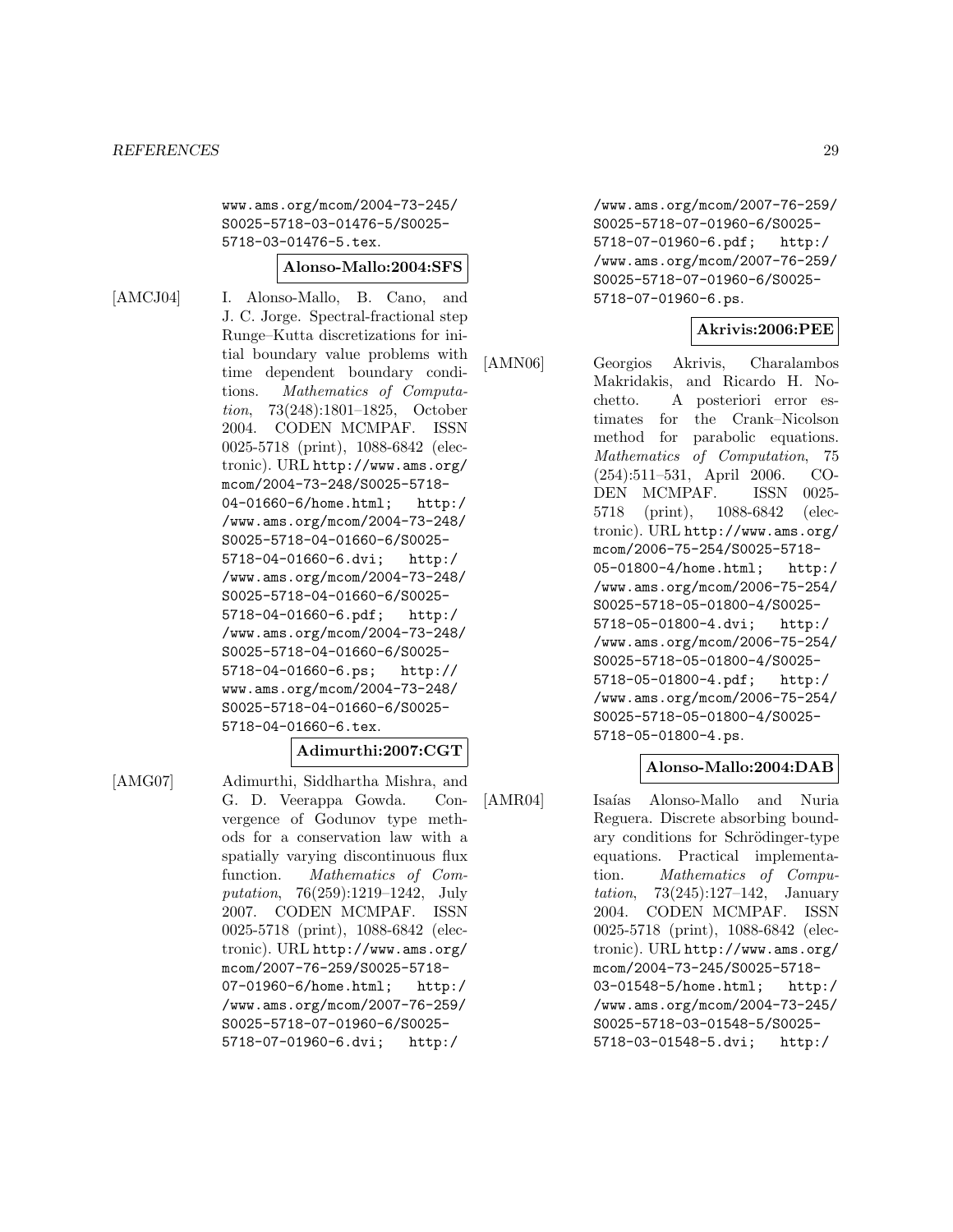www.ams.org/mcom/2004-73-245/S0025-5718-03-01476-5/S0025-5718-03-01476-5.tex.

**Alonso-Mallo:2004:SFS**

[AMCJ04] I. Alonso-Mallo, B. Cano, and J. C. Jorge. Spectral-fractional step Runge–Kutta discretizations for initial boundary value problems with time dependent boundary conditions. *Mathematics of Computation*, 73(248):1801–1825, October 2004. CODEN MCMPAF. ISSN 0025-5718 (print), 1088-6842 (electronic). URL http://www.ams.org/mcom/2004-73-248/S0025-5718-04-01660-6/home.html; http://www.ams.org/mcom/2004-73-248/S0025-5718-04-01660-6/S0025-5718-04-01660-6.dvi; http://www.ams.org/mcom/2004-73-248/S0025-5718-04-01660-6/S0025-5718-04-01660-6.pdf; http://www.ams.org/mcom/2004-73-248/S0025-5718-04-01660-6/S0025-5718-04-01660-6.ps; http://www.ams.org/mcom/2004-73-248/S0025-5718-04-01660-6/S0025-5718-04-01660-6.tex.

**Adimurthi:2007:CGT**

[AMG07] Adimurthi, Siddhartha Mishra, and G. D. Veerappa Gowda. Convergence of Godunov type methods for a conservation law with a spatially varying discontinuous flux function. *Mathematics of Computation*, 76(259):1219–1242, July 2007. CODEN MCMPAF. ISSN 0025-5718 (print), 1088-6842 (electronic). URL http://www.ams.org/mcom/2007-76-259/S0025-5718-07-01960-6/home.html; http://www.ams.org/mcom/2007-76-259/S0025-5718-07-01960-6/S0025-5718-07-01960-6.dvi; http://www.ams.org/mcom/2007-76-259/S0025-5718-07-01960-6/S0025-5718-07-01960-6.pdf; http://www.ams.org/mcom/2007-76-259/S0025-5718-07-01960-6/S0025-5718-07-01960-6.ps.

**Akrivis:2006:PEE**

[AMN06] Georgios Akrivis, Charalambos Makridakis, and Ricardo H. Nochetto. A posteriori error estimates for the Crank–Nicolson method for parabolic equations. *Mathematics of Computation*, 75(254):511–531, April 2006. CODEN MCMPAF. ISSN 0025-5718 (print), 1088-6842 (electronic). URL http://www.ams.org/mcom/2006-75-254/S0025-5718-05-01800-4/home.html; http://www.ams.org/mcom/2006-75-254/S0025-5718-05-01800-4/S0025-5718-05-01800-4.dvi; http://www.ams.org/mcom/2006-75-254/S0025-5718-05-01800-4/S0025-5718-05-01800-4.pdf; http://www.ams.org/mcom/2006-75-254/S0025-5718-05-01800-4/S0025-5718-05-01800-4.ps.

**Alonso-Mallo:2004:DAB**

[AMR04] Isaías Alonso-Mallo and Nuria Reguera. Discrete absorbing boundary conditions for Schrödinger-type equations. Practical implementation. *Mathematics of Computation*, 73(245):127–142, January 2004. CODEN MCMPAF. ISSN 0025-5718 (print), 1088-6842 (electronic). URL http://www.ams.org/mcom/2004-73-245/S0025-5718-03-01548-5/home.html; http://www.ams.org/mcom/2004-73-245/S0025-5718-03-01548-5/S0025-5718-03-01548-5.dvi; http:/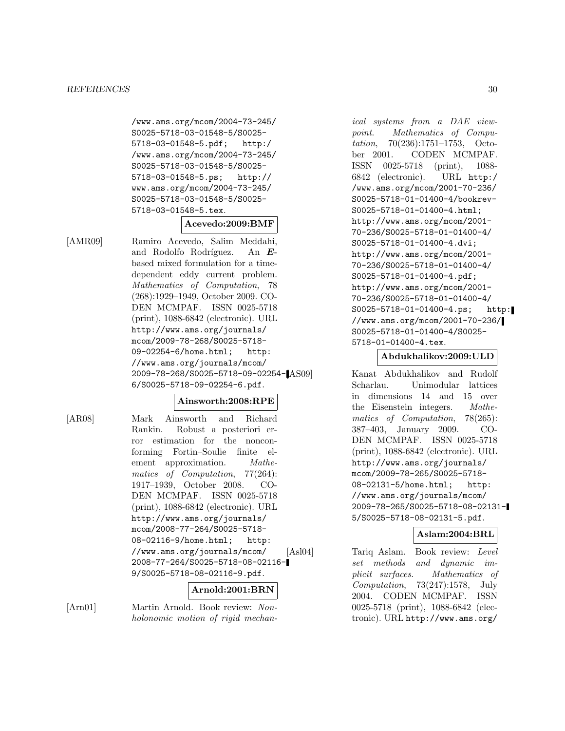/www.ams.org/mcom/2004-73-245/S0025-5718-03-01548-5/S0025-5718-03-01548-5.pdf; http://www.ams.org/mcom/2004-73-245/S0025-5718-03-01548-5/S0025-5718-03-01548-5.ps; http://www.ams.org/mcom/2004-73-245/S0025-5718-03-01548-5/S0025-5718-03-01548-5.tex.

**Acevedo:2009:BMF**

[AMR09] Ramiro Acevedo, Salim Meddahi, and Rodolfo Rodríguez. An $\boldsymbol{E}$-based mixed formulation for a time-dependent eddy current problem. *Mathematics of Computation*, 78(268):1929–1949, October 2009. CODEN MCMPAF. ISSN 0025-5718 (print), 1088-6842 (electronic). URL http://www.ams.org/journals/mcom/2009-78-268/S0025-5718-09-02254-6/home.html; http://www.ams.org/journals/mcom/2009-78-268/S0025-5718-09-02254-6/S0025-5718-09-02254-6.pdf.

**Ainsworth:2008:RPE**

[AR08] Mark Ainsworth and Richard Rankin. Robust a posteriori error estimation for the nonconforming Fortin–Soulie finite element approximation. *Mathematics of Computation*, 77(264):1917–1939, October 2008. CODEN MCMPAF. ISSN 0025-5718 (print), 1088-6842 (electronic). URL http://www.ams.org/journals/mcom/2008-77-264/S0025-5718-08-02116-9/home.html; http://www.ams.org/journals/mcom/2008-77-264/S0025-5718-08-02116-9/S0025-5718-08-02116-9.pdf.

**Arnold:2001:BRN**

[Arn01] Martin Arnold. Book review: *Nonholonomic motion of rigid mechanical systems from a DAE viewpoint*. *Mathematics of Computation*, 70(236):1751–1753, October 2001. CODEN MCMPAF. ISSN 0025-5718 (print), 1088-6842 (electronic). URL http://www.ams.org/mcom/2001-70-236/S0025-5718-01-01400-4/bookrev-S0025-5718-01-01400-4.html; http://www.ams.org/mcom/2001-70-236/S0025-5718-01-01400-4/S0025-5718-01-01400-4.dvi; http://www.ams.org/mcom/2001-70-236/S0025-5718-01-01400-4/S0025-5718-01-01400-4.pdf; http://www.ams.org/mcom/2001-70-236/S0025-5718-01-01400-4/S0025-5718-01-01400-4.ps; http://www.ams.org/mcom/2001-70-236/S0025-5718-01-01400-4/S0025-5718-01-01400-4.tex.

**Abdukhalikov:2009:ULD**

[AS09] Kanat Abdukhalikov and Rudolf Scharlau. Unimodular lattices in dimensions 14 and 15 over the Eisenstein integers. *Mathematics of Computation*, 78(265):387–403, January 2009. CODEN MCMPAF. ISSN 0025-5718 (print), 1088-6842 (electronic). URL http://www.ams.org/journals/mcom/2009-78-265/S0025-5718-08-02131-5/home.html; http://www.ams.org/journals/mcom/2009-78-265/S0025-5718-08-02131-5/S0025-5718-08-02131-5.pdf.

**Aslam:2004:BRL**

[Asl04] Tariq Aslam. Book review: *Level set methods and dynamic implicit surfaces*. *Mathematics of Computation*, 73(247):1578, July 2004. CODEN MCMPAF. ISSN 0025-5718 (print), 1088-6842 (electronic). URL http://www.ams.org/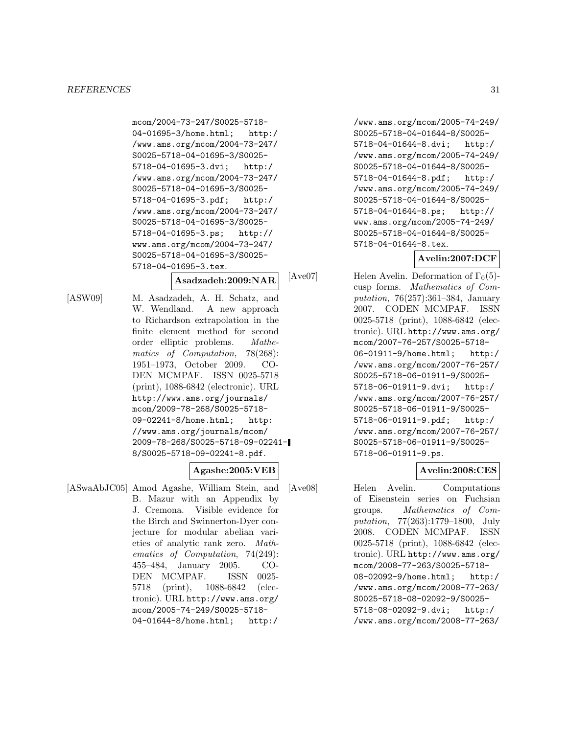mcom/2004-73-247/S0025-5718-04-01695-3/home.html; http://www.ams.org/mcom/2004-73-247/S0025-5718-04-01695-3/S0025-5718-04-01695-3.dvi; http://www.ams.org/mcom/2004-73-247/S0025-5718-04-01695-3/S0025-5718-04-01695-3.pdf; http://www.ams.org/mcom/2004-73-247/S0025-5718-04-01695-3/S0025-5718-04-01695-3.ps; http://www.ams.org/mcom/2004-73-247/S0025-5718-04-01695-3/S0025-5718-04-01695-3.tex.

**Asadzadeh:2009:NAR**

[ASW09] M. Asadzadeh, A. H. Schatz, and W. Wendland. A new approach to Richardson extrapolation in the finite element method for second order elliptic problems. *Mathematics of Computation*, 78(268): 1951–1973, October 2009. CODEN MCMPAF. ISSN 0025-5718 (print), 1088-6842 (electronic). URL http://www.ams.org/journals/mcom/2009-78-268/S0025-5718-09-02241-8/home.html; http://www.ams.org/journals/mcom/2009-78-268/S0025-5718-09-02241-8/S0025-5718-09-02241-8.pdf.

**Agashe:2005:VEB**

[ASwaAbJC05] Amod Agashe, William Stein, and B. Mazur with an Appendix by J. Cremona. Visible evidence for the Birch and Swinnerton-Dyer conjecture for modular abelian varieties of analytic rank zero. *Mathematics of Computation*, 74(249): 455–484, January 2005. CODEN MCMPAF. ISSN 0025-5718 (print), 1088-6842 (electronic). URL http://www.ams.org/mcom/2005-74-249/S0025-5718-04-01644-8/home.html; http://www.ams.org/mcom/2005-74-249/S0025-5718-04-01644-8/S0025-5718-04-01644-8.dvi; http://www.ams.org/mcom/2005-74-249/S0025-5718-04-01644-8/S0025-5718-04-01644-8.pdf; http://www.ams.org/mcom/2005-74-249/S0025-5718-04-01644-8/S0025-5718-04-01644-8.ps; http://www.ams.org/mcom/2005-74-249/S0025-5718-04-01644-8/S0025-5718-04-01644-8.tex.

**Avelin:2007:DCF**

[Ave07] Helen Avelin. Deformation of $\Gamma_0(5)$-cusp forms. *Mathematics of Computation*, 76(257):361–384, January 2007. CODEN MCMPAF. ISSN 0025-5718 (print), 1088-6842 (electronic). URL http://www.ams.org/mcom/2007-76-257/S0025-5718-06-01911-9/home.html; http://www.ams.org/mcom/2007-76-257/S0025-5718-06-01911-9/S0025-5718-06-01911-9.dvi; http://www.ams.org/mcom/2007-76-257/S0025-5718-06-01911-9/S0025-5718-06-01911-9.pdf; http://www.ams.org/mcom/2007-76-257/S0025-5718-06-01911-9/S0025-5718-06-01911-9.ps.

**Avelin:2008:CES**

[Ave08] Helen Avelin. Computations of Eisenstein series on Fuchsian groups. *Mathematics of Computation*, 77(263):1779–1800, July 2008. CODEN MCMPAF. ISSN 0025-5718 (print), 1088-6842 (electronic). URL http://www.ams.org/mcom/2008-77-263/S0025-5718-08-02092-9/home.html; http://www.ams.org/mcom/2008-77-263/S0025-5718-08-02092-9/S0025-5718-08-02092-9.dvi; http://www.ams.org/mcom/2008-77-263/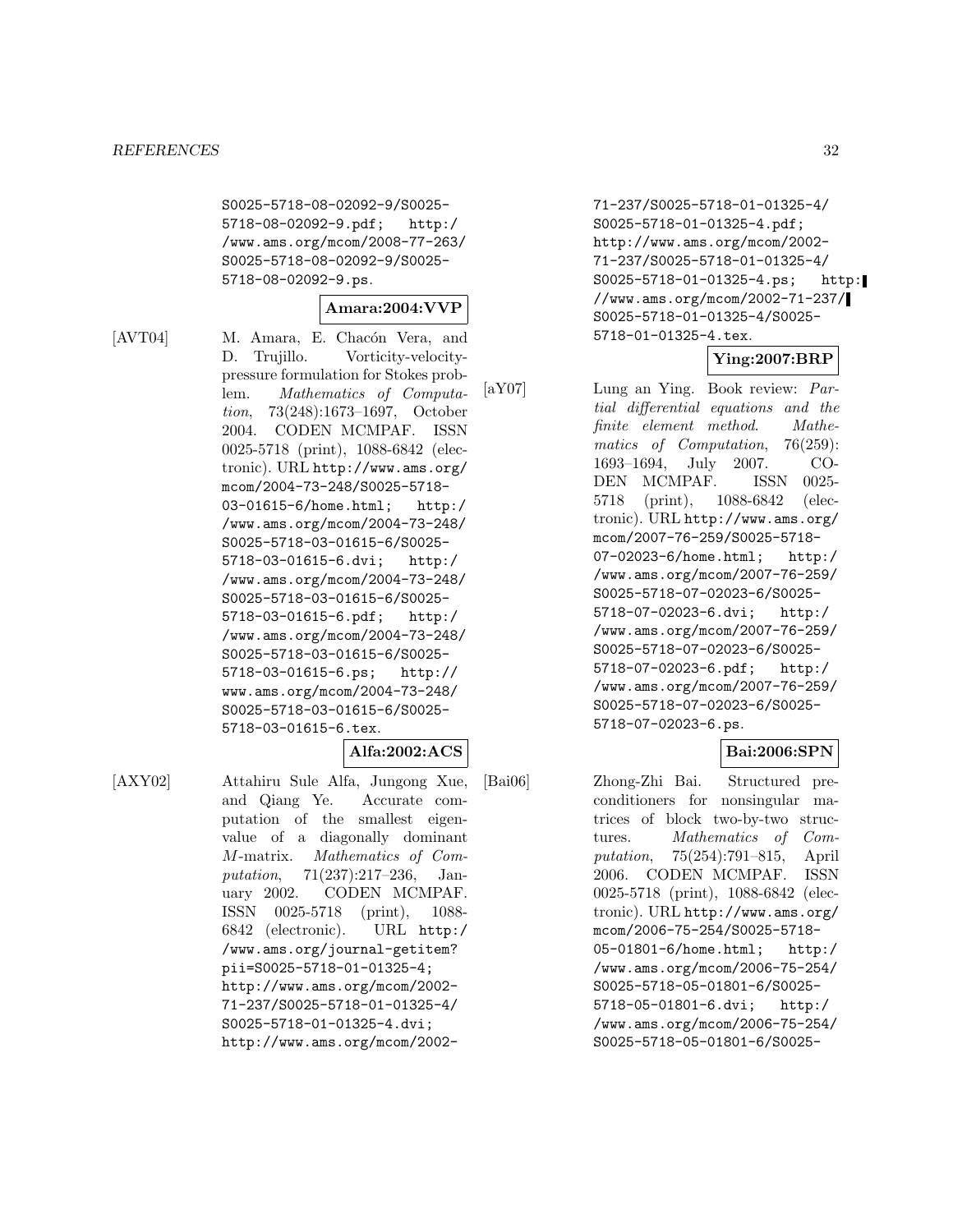S0025-5718-08-02092-9/S0025-5718-08-02092-9.pdf; http://www.ams.org/mcom/2008-77-263/S0025-5718-08-02092-9/S0025-5718-08-02092-9.ps.

**Amara:2004:VVP**

[AVT04] M. Amara, E. Chacón Vera, and D. Trujillo. Vorticity-velocity-pressure formulation for Stokes problem. *Mathematics of Computation*, 73(248):1673–1697, October 2004. CODEN MCMPAF. ISSN 0025-5718 (print), 1088-6842 (electronic). URL http://www.ams.org/mcom/2004-73-248/S0025-5718-03-01615-6/home.html; http://www.ams.org/mcom/2004-73-248/S0025-5718-03-01615-6/S0025-5718-03-01615-6.dvi; http://www.ams.org/mcom/2004-73-248/S0025-5718-03-01615-6/S0025-5718-03-01615-6.pdf; http://www.ams.org/mcom/2004-73-248/S0025-5718-03-01615-6/S0025-5718-03-01615-6.ps; http://www.ams.org/mcom/2004-73-248/S0025-5718-03-01615-6/S0025-5718-03-01615-6.tex.

**Alfa:2002:ACS**

[AXY02] Attahiru Sule Alfa, Jungong Xue, and Qiang Ye. Accurate computation of the smallest eigenvalue of a diagonally dominant $M$-matrix. *Mathematics of Computation*, 71(237):217–236, January 2002. CODEN MCMPAF. ISSN 0025-5718 (print), 1088-6842 (electronic). URL http://www.ams.org/journal-getitem?pii=S0025-5718-01-01325-4; http://www.ams.org/mcom/2002-71-237/S0025-5718-01-01325-4/S0025-5718-01-01325-4.dvi; http://www.ams.org/mcom/2002-71-237/S0025-5718-01-01325-4/S0025-5718-01-01325-4.pdf; http://www.ams.org/mcom/2002-71-237/S0025-5718-01-01325-4/S0025-5718-01-01325-4.ps; http://www.ams.org/mcom/2002-71-237/S0025-5718-01-01325-4/S0025-5718-01-01325-4.tex.

**Ying:2007:BRP**

[aY07] Lung an Ying. Book review: *Partial differential equations and the finite element method*. *Mathematics of Computation*, 76(259):1693–1694, July 2007. CODEN MCMPAF. ISSN 0025-5718 (print), 1088-6842 (electronic). URL http://www.ams.org/mcom/2007-76-259/S0025-5718-07-02023-6/home.html; http://www.ams.org/mcom/2007-76-259/S0025-5718-07-02023-6/S0025-5718-07-02023-6.dvi; http://www.ams.org/mcom/2007-76-259/S0025-5718-07-02023-6/S0025-5718-07-02023-6.pdf; http://www.ams.org/mcom/2007-76-259/S0025-5718-07-02023-6/S0025-5718-07-02023-6.ps.

**Bai:2006:SPN**

[Bai06] Zhong-Zhi Bai. Structured preconditioners for nonsingular matrices of block two-by-two structures. *Mathematics of Computation*, 75(254):791–815, April 2006. CODEN MCMPAF. ISSN 0025-5718 (print), 1088-6842 (electronic). URL http://www.ams.org/mcom/2006-75-254/S0025-5718-05-01801-6/home.html; http://www.ams.org/mcom/2006-75-254/S0025-5718-05-01801-6/S0025-5718-05-01801-6.dvi; http://www.ams.org/mcom/2006-75-254/S0025-5718-05-01801-6/S0025-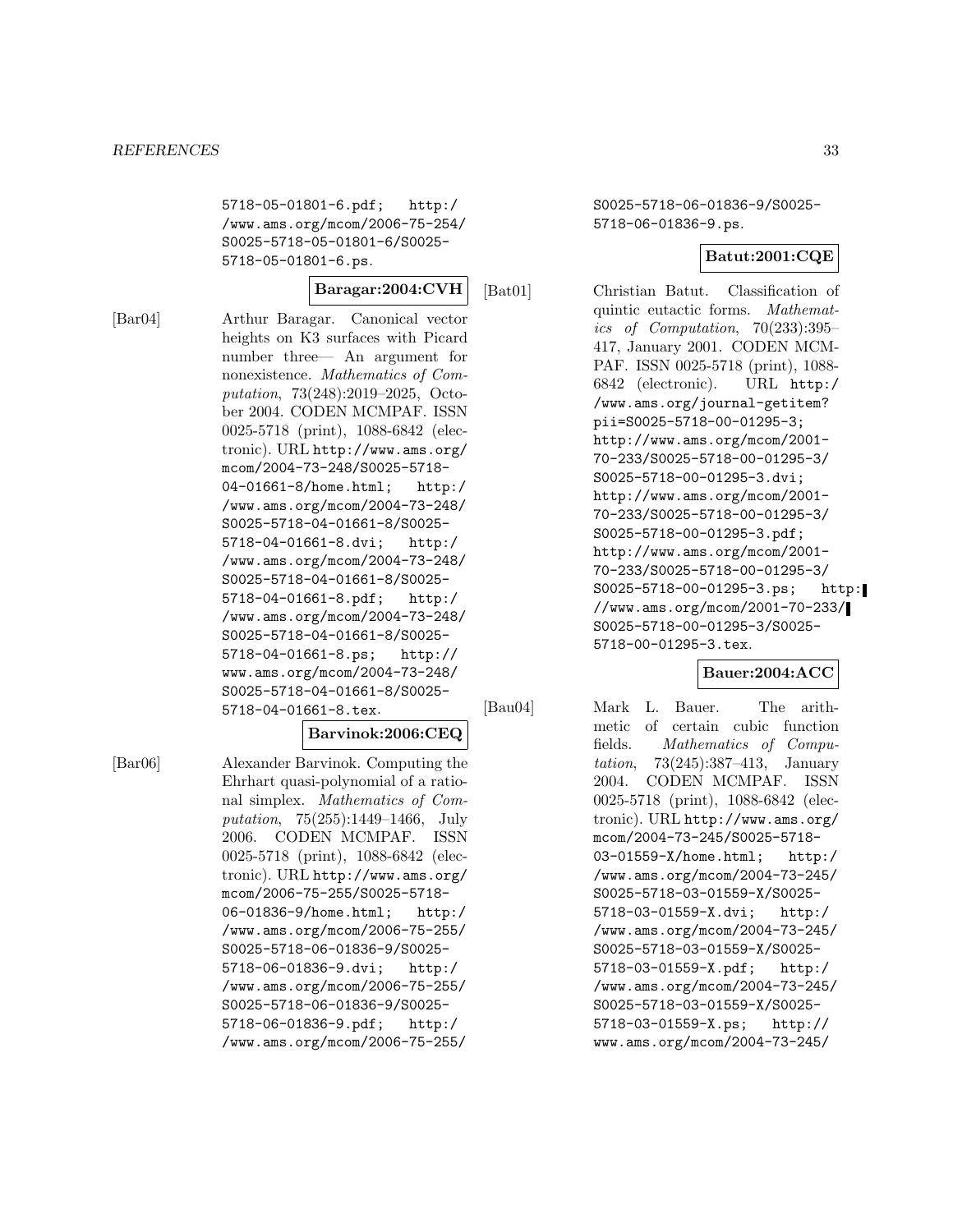5718-05-01801-6.pdf; http://www.ams.org/mcom/2006-75-254/S0025-5718-05-01801-6/S0025-5718-05-01801-6.ps.

**Baragar:2004:CVH**

[Bar04] Arthur Baragar. Canonical vector heights on K3 surfaces with Picard number three— An argument for nonexistence. *Mathematics of Computation*, 73(248):2019–2025, October 2004. CODEN MCMPAF. ISSN 0025-5718 (print), 1088-6842 (electronic). URL http://www.ams.org/mcom/2004-73-248/S0025-5718-04-01661-8/home.html; http://www.ams.org/mcom/2004-73-248/S0025-5718-04-01661-8/S0025-5718-04-01661-8.dvi; http://www.ams.org/mcom/2004-73-248/S0025-5718-04-01661-8/S0025-5718-04-01661-8.pdf; http://www.ams.org/mcom/2004-73-248/S0025-5718-04-01661-8/S0025-5718-04-01661-8.ps; http://www.ams.org/mcom/2004-73-248/S0025-5718-04-01661-8/S0025-5718-04-01661-8.tex.

**Barvinok:2006:CEQ**

[Bar06] Alexander Barvinok. Computing the Ehrhart quasi-polynomial of a rational simplex. *Mathematics of Computation*, 75(255):1449–1466, July 2006. CODEN MCMPAF. ISSN 0025-5718 (print), 1088-6842 (electronic). URL http://www.ams.org/mcom/2006-75-255/S0025-5718-06-01836-9/home.html; http://www.ams.org/mcom/2006-75-255/S0025-5718-06-01836-9/S0025-5718-06-01836-9.dvi; http://www.ams.org/mcom/2006-75-255/S0025-5718-06-01836-9/S0025-5718-06-01836-9.pdf; http://www.ams.org/mcom/2006-75-255/S0025-5718-06-01836-9/S0025-5718-06-01836-9.ps.

**Batut:2001:CQE**

[Bat01] Christian Batut. Classification of quintic eutactic forms. *Mathematics of Computation*, 70(233):395–417, January 2001. CODEN MCMPAF. ISSN 0025-5718 (print), 1088-6842 (electronic). URL http://www.ams.org/journal-getitem?pii=S0025-5718-00-01295-3; http://www.ams.org/mcom/2001-70-233/S0025-5718-00-01295-3/S0025-5718-00-01295-3.dvi; http://www.ams.org/mcom/2001-70-233/S0025-5718-00-01295-3/S0025-5718-00-01295-3.pdf; http://www.ams.org/mcom/2001-70-233/S0025-5718-00-01295-3/S0025-5718-00-01295-3.ps; http://www.ams.org/mcom/2001-70-233/S0025-5718-00-01295-3/S0025-5718-00-01295-3.tex.

**Bauer:2004:ACC**

[Bau04] Mark L. Bauer. The arithmetic of certain cubic function fields. *Mathematics of Computation*, 73(245):387–413, January 2004. CODEN MCMPAF. ISSN 0025-5718 (print), 1088-6842 (electronic). URL http://www.ams.org/mcom/2004-73-245/S0025-5718-03-01559-X/home.html; http://www.ams.org/mcom/2004-73-245/S0025-5718-03-01559-X/S0025-5718-03-01559-X.dvi; http://www.ams.org/mcom/2004-73-245/S0025-5718-03-01559-X/S0025-5718-03-01559-X.pdf; http://www.ams.org/mcom/2004-73-245/S0025-5718-03-01559-X/S0025-5718-03-01559-X.ps; http://www.ams.org/mcom/2004-73-245/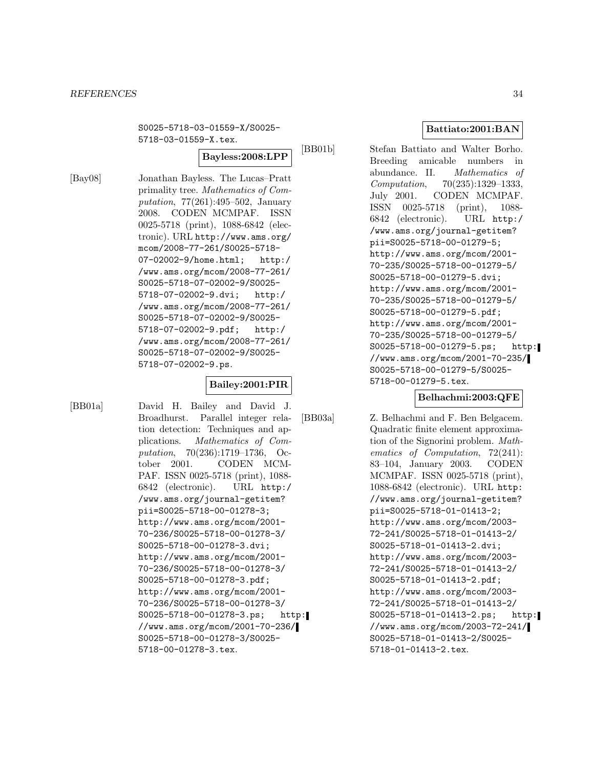S0025-5718-03-01559-X/S0025-5718-03-01559-X.tex.

**Bayless:2008:LPP**

[Bay08] Jonathan Bayless. The Lucas–Pratt primality tree. *Mathematics of Computation*, 77(261):495–502, January 2008. CODEN MCMPAF. ISSN 0025-5718 (print), 1088-6842 (electronic). URL http://www.ams.org/mcom/2008-77-261/S0025-5718-07-02002-9/home.html; http://www.ams.org/mcom/2008-77-261/S0025-5718-07-02002-9/S0025-5718-07-02002-9.dvi; http://www.ams.org/mcom/2008-77-261/S0025-5718-07-02002-9/S0025-5718-07-02002-9.pdf; http://www.ams.org/mcom/2008-77-261/S0025-5718-07-02002-9/S0025-5718-07-02002-9.ps.

**Bailey:2001:PIR**

[BB01a] David H. Bailey and David J. Broadhurst. Parallel integer relation detection: Techniques and applications. *Mathematics of Computation*, 70(236):1719–1736, October 2001. CODEN MCMPAF. ISSN 0025-5718 (print), 1088-6842 (electronic). URL http://www.ams.org/journal-getitem?pii=S0025-5718-00-01278-3; http://www.ams.org/mcom/2001-70-236/S0025-5718-00-01278-3/S0025-5718-00-01278-3.dvi; http://www.ams.org/mcom/2001-70-236/S0025-5718-00-01278-3/S0025-5718-00-01278-3.pdf; http://www.ams.org/mcom/2001-70-236/S0025-5718-00-01278-3/S0025-5718-00-01278-3.ps; http://www.ams.org/mcom/2001-70-236/S0025-5718-00-01278-3/S0025-5718-00-01278-3.tex.

**Battiato:2001:BAN**

[BB01b] Stefan Battiato and Walter Borho. Breeding amicable numbers in abundance. II. *Mathematics of Computation*, 70(235):1329–1333, July 2001. CODEN MCMPAF. ISSN 0025-5718 (print), 1088-6842 (electronic). URL http://www.ams.org/journal-getitem?pii=S0025-5718-00-01279-5; http://www.ams.org/mcom/2001-70-235/S0025-5718-00-01279-5/S0025-5718-00-01279-5.dvi; http://www.ams.org/mcom/2001-70-235/S0025-5718-00-01279-5/S0025-5718-00-01279-5.pdf; http://www.ams.org/mcom/2001-70-235/S0025-5718-00-01279-5/S0025-5718-00-01279-5.ps; http://www.ams.org/mcom/2001-70-235/S0025-5718-00-01279-5/S0025-5718-00-01279-5.tex.

**Belhachmi:2003:QFE**

[BB03a] Z. Belhachmi and F. Ben Belgacem. Quadratic finite element approximation of the Signorini problem. *Mathematics of Computation*, 72(241):83–104, January 2003. CODEN MCMPAF. ISSN 0025-5718 (print), 1088-6842 (electronic). URL http://www.ams.org/journal-getitem?pii=S0025-5718-01-01413-2; http://www.ams.org/mcom/2003-72-241/S0025-5718-01-01413-2/S0025-5718-01-01413-2.dvi; http://www.ams.org/mcom/2003-72-241/S0025-5718-01-01413-2/S0025-5718-01-01413-2.pdf; http://www.ams.org/mcom/2003-72-241/S0025-5718-01-01413-2/S0025-5718-01-01413-2.ps; http://www.ams.org/mcom/2003-72-241/S0025-5718-01-01413-2/S0025-5718-01-01413-2.tex.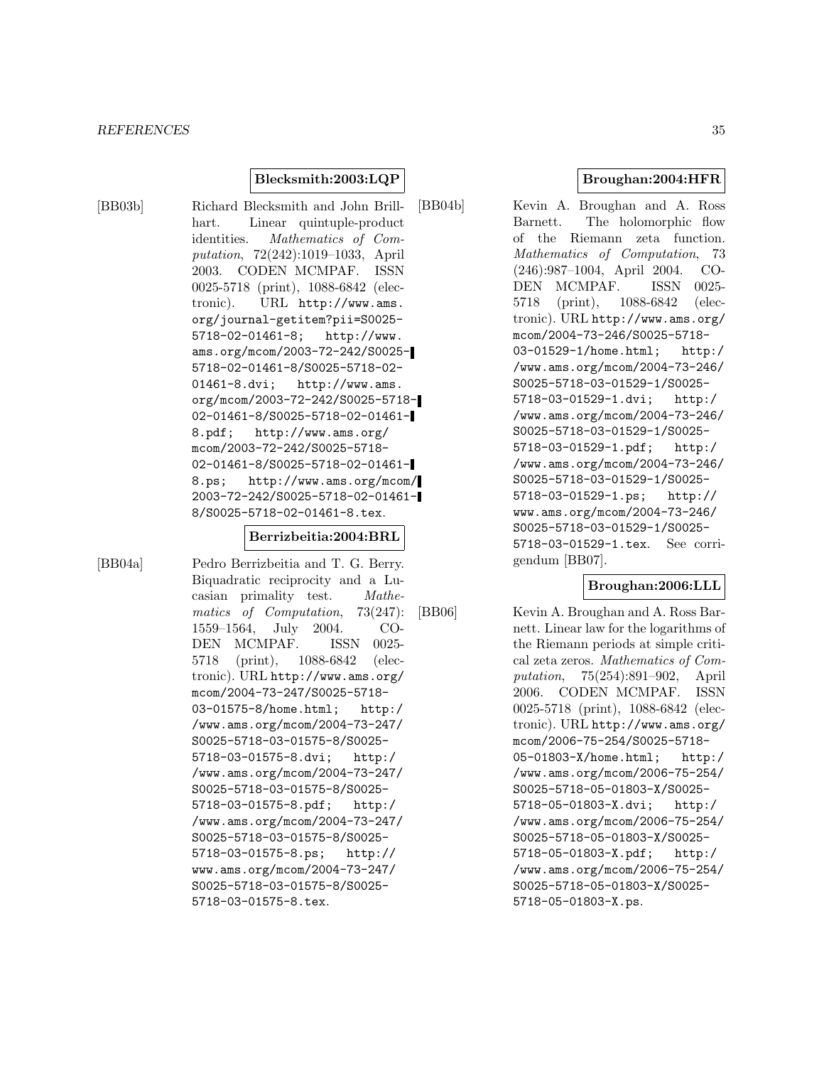**Blecksmith:2003:LQP**

[BB03b] Richard Blecksmith and John Brillhart. Linear quintuple-product identities. *Mathematics of Computation*, 72(242):1019–1033, April 2003. CODEN MCMPAF. ISSN 0025-5718 (print), 1088-6842 (electronic). URL http://www.ams.org/journal-getitem?pii=S0025-5718-02-01461-8; http://www.ams.org/mcom/2003-72-242/S0025-5718-02-01461-8/S0025-5718-02-01461-8.dvi; http://www.ams.org/mcom/2003-72-242/S0025-5718-02-01461-8/S0025-5718-02-01461-8.pdf; http://www.ams.org/mcom/2003-72-242/S0025-5718-02-01461-8/S0025-5718-02-01461-8.ps; http://www.ams.org/mcom/2003-72-242/S0025-5718-02-01461-8/S0025-5718-02-01461-8.tex.

**Berrizbeitia:2004:BRL**

[BB04a] Pedro Berrizbeitia and T. G. Berry. Biquadratic reciprocity and a Lucasian primality test. *Mathematics of Computation*, 73(247):1559–1564, July 2004. CODEN MCMPAF. ISSN 0025-5718 (print), 1088-6842 (electronic). URL http://www.ams.org/mcom/2004-73-247/S0025-5718-03-01575-8/home.html; http://www.ams.org/mcom/2004-73-247/S0025-5718-03-01575-8/S0025-5718-03-01575-8.dvi; http://www.ams.org/mcom/2004-73-247/S0025-5718-03-01575-8/S0025-5718-03-01575-8.pdf; http://www.ams.org/mcom/2004-73-247/S0025-5718-03-01575-8/S0025-5718-03-01575-8.ps; http://www.ams.org/mcom/2004-73-247/S0025-5718-03-01575-8/S0025-5718-03-01575-8.tex.

**Broughan:2004:HFR**

[BB04b] Kevin A. Broughan and A. Ross Barnett. The holomorphic flow of the Riemann zeta function. *Mathematics of Computation*, 73(246):987–1004, April 2004. CODEN MCMPAF. ISSN 0025-5718 (print), 1088-6842 (electronic). URL http://www.ams.org/mcom/2004-73-246/S0025-5718-03-01529-1/home.html; http://www.ams.org/mcom/2004-73-246/S0025-5718-03-01529-1/S0025-5718-03-01529-1.dvi; http://www.ams.org/mcom/2004-73-246/S0025-5718-03-01529-1/S0025-5718-03-01529-1.pdf; http://www.ams.org/mcom/2004-73-246/S0025-5718-03-01529-1/S0025-5718-03-01529-1.ps; http://www.ams.org/mcom/2004-73-246/S0025-5718-03-01529-1/S0025-5718-03-01529-1.tex. See corrigendum [BB07].

**Broughan:2006:LLL**

[BB06] Kevin A. Broughan and A. Ross Barnett. Linear law for the logarithms of the Riemann periods at simple critical zeta zeros. *Mathematics of Computation*, 75(254):891–902, April 2006. CODEN MCMPAF. ISSN 0025-5718 (print), 1088-6842 (electronic). URL http://www.ams.org/mcom/2006-75-254/S0025-5718-05-01803-X/home.html; http://www.ams.org/mcom/2006-75-254/S0025-5718-05-01803-X/S0025-5718-05-01803-X.dvi; http://www.ams.org/mcom/2006-75-254/S0025-5718-05-01803-X/S0025-5718-05-01803-X.pdf; http://www.ams.org/mcom/2006-75-254/S0025-5718-05-01803-X/S0025-5718-05-01803-X.ps.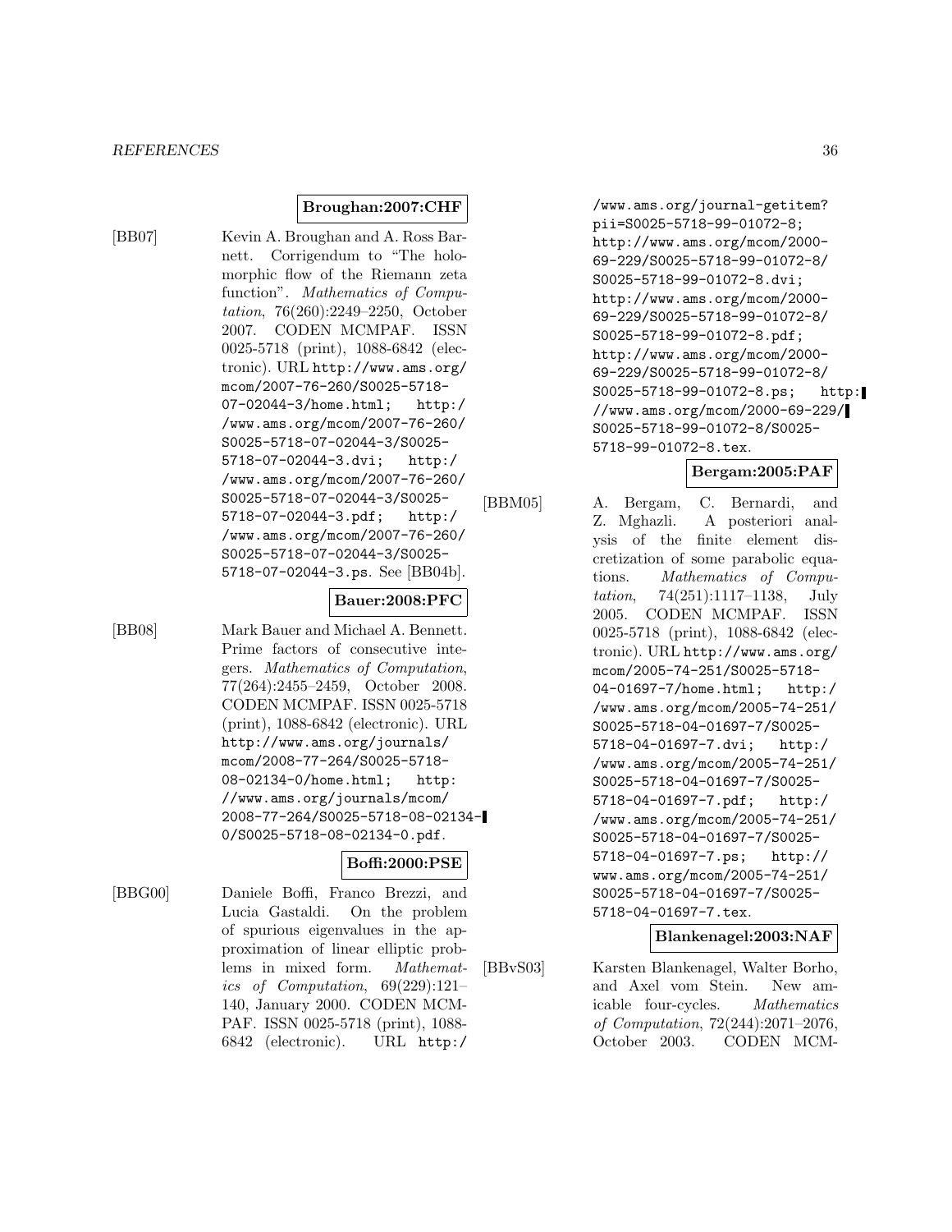**Broughan:2007:CHF**

[BB07] Kevin A. Broughan and A. Ross Barnett. Corrigendum to "The holomorphic flow of the Riemann zeta function". *Mathematics of Computation*, 76(260):2249–2250, October 2007. CODEN MCMPAF. ISSN 0025-5718 (print), 1088-6842 (electronic). URL http://www.ams.org/mcom/2007-76-260/S0025-5718-07-02044-3/home.html; http://www.ams.org/mcom/2007-76-260/S0025-5718-07-02044-3/S0025-5718-07-02044-3.dvi; http://www.ams.org/mcom/2007-76-260/S0025-5718-07-02044-3/S0025-5718-07-02044-3.pdf; http://www.ams.org/mcom/2007-76-260/S0025-5718-07-02044-3/S0025-5718-07-02044-3.ps. See [BB04b].

**Bauer:2008:PFC**

[BB08] Mark Bauer and Michael A. Bennett. Prime factors of consecutive integers. *Mathematics of Computation*, 77(264):2455–2459, October 2008. CODEN MCMPAF. ISSN 0025-5718 (print), 1088-6842 (electronic). URL http://www.ams.org/journals/mcom/2008-77-264/S0025-5718-08-02134-0/home.html; http://www.ams.org/journals/mcom/2008-77-264/S0025-5718-08-02134-0/S0025-5718-08-02134-0.pdf.

**Boffi:2000:PSE**

[BBG00] Daniele Boffi, Franco Brezzi, and Lucia Gastaldi. On the problem of spurious eigenvalues in the approximation of linear elliptic problems in mixed form. *Mathematics of Computation*, 69(229):121–140, January 2000. CODEN MCMPAF. ISSN 0025-5718 (print), 1088-6842 (electronic). URL http://www.ams.org/journal-getitem?pii=S0025-5718-99-01072-8; http://www.ams.org/mcom/2000-69-229/S0025-5718-99-01072-8/S0025-5718-99-01072-8.dvi; http://www.ams.org/mcom/2000-69-229/S0025-5718-99-01072-8/S0025-5718-99-01072-8.pdf; http://www.ams.org/mcom/2000-69-229/S0025-5718-99-01072-8/S0025-5718-99-01072-8.ps; http://www.ams.org/mcom/2000-69-229/S0025-5718-99-01072-8/S0025-5718-99-01072-8.tex.

**Bergam:2005:PAF**

[BBM05] A. Bergam, C. Bernardi, and Z. Mghazli. A posteriori analysis of the finite element discretization of some parabolic equations. *Mathematics of Computation*, 74(251):1117–1138, July 2005. CODEN MCMPAF. ISSN 0025-5718 (print), 1088-6842 (electronic). URL http://www.ams.org/mcom/2005-74-251/S0025-5718-04-01697-7/home.html; http://www.ams.org/mcom/2005-74-251/S0025-5718-04-01697-7/S0025-5718-04-01697-7.dvi; http://www.ams.org/mcom/2005-74-251/S0025-5718-04-01697-7/S0025-5718-04-01697-7.pdf; http://www.ams.org/mcom/2005-74-251/S0025-5718-04-01697-7/S0025-5718-04-01697-7.ps; http://www.ams.org/mcom/2005-74-251/S0025-5718-04-01697-7/S0025-5718-04-01697-7.tex.

**Blankenagel:2003:NAF**

[BBvS03] Karsten Blankenagel, Walter Borho, and Axel vom Stein. New amicable four-cycles. *Mathematics of Computation*, 72(244):2071–2076, October 2003. CODEN MCMPAF.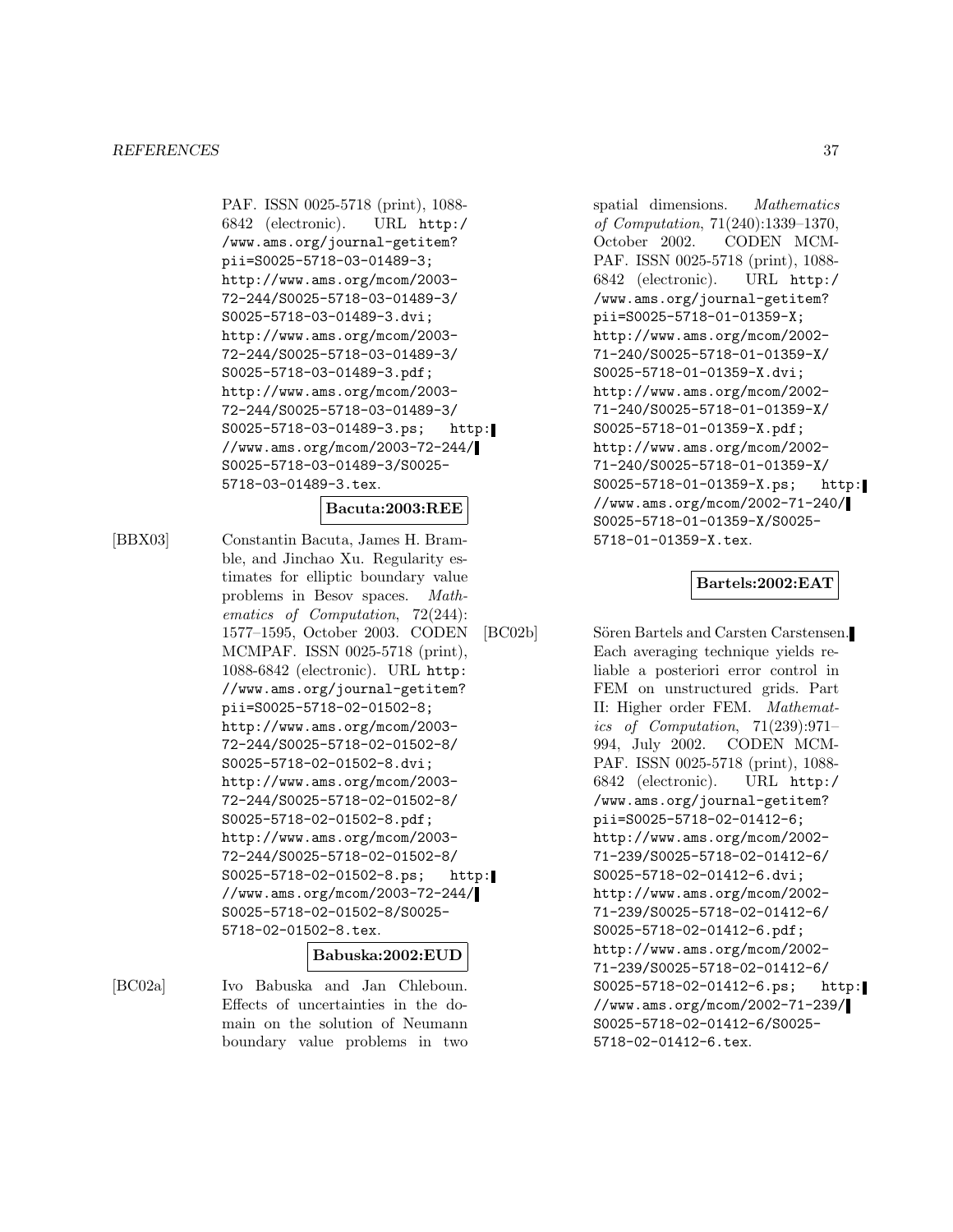PAF. ISSN 0025-5718 (print), 1088-6842 (electronic). URL http://www.ams.org/journal-getitem?pii=S0025-5718-03-01489-3; http://www.ams.org/mcom/2003-72-244/S0025-5718-03-01489-3/S0025-5718-03-01489-3.dvi; http://www.ams.org/mcom/2003-72-244/S0025-5718-03-01489-3/S0025-5718-03-01489-3.pdf; http://www.ams.org/mcom/2003-72-244/S0025-5718-03-01489-3/S0025-5718-03-01489-3.ps; http://www.ams.org/mcom/2003-72-244/S0025-5718-03-01489-3/S0025-5718-03-01489-3.tex.

**Bacuta:2003:REE**

[BBX03] Constantin Bacuta, James H. Bramble, and Jinchao Xu. Regularity estimates for elliptic boundary value problems in Besov spaces. *Mathematics of Computation*, 72(244): 1577–1595, October 2003. CODEN MCMPAF. ISSN 0025-5718 (print), 1088-6842 (electronic). URL http://www.ams.org/journal-getitem?pii=S0025-5718-02-01502-8; http://www.ams.org/mcom/2003-72-244/S0025-5718-02-01502-8/S0025-5718-02-01502-8.dvi; http://www.ams.org/mcom/2003-72-244/S0025-5718-02-01502-8/S0025-5718-02-01502-8.pdf; http://www.ams.org/mcom/2003-72-244/S0025-5718-02-01502-8/S0025-5718-02-01502-8.ps; http://www.ams.org/mcom/2003-72-244/S0025-5718-02-01502-8/S0025-5718-02-01502-8.tex.

**Babuska:2002:EUD**

[BC02a] Ivo Babuska and Jan Chleboun. Effects of uncertainties in the domain on the solution of Neumann boundary value problems in two spatial dimensions. *Mathematics of Computation*, 71(240):1339–1370, October 2002. CODEN MCMPAF. ISSN 0025-5718 (print), 1088-6842 (electronic). URL http://www.ams.org/journal-getitem?pii=S0025-5718-01-01359-X; http://www.ams.org/mcom/2002-71-240/S0025-5718-01-01359-X/S0025-5718-01-01359-X.dvi; http://www.ams.org/mcom/2002-71-240/S0025-5718-01-01359-X/S0025-5718-01-01359-X.pdf; http://www.ams.org/mcom/2002-71-240/S0025-5718-01-01359-X/S0025-5718-01-01359-X.ps; http://www.ams.org/mcom/2002-71-240/S0025-5718-01-01359-X/S0025-5718-01-01359-X.tex.

**Bartels:2002:EAT**

[BC02b] Sören Bartels and Carsten Carstensen. Each averaging technique yields reliable a posteriori error control in FEM on unstructured grids. Part II: Higher order FEM. *Mathematics of Computation*, 71(239):971–994, July 2002. CODEN MCMPAF. ISSN 0025-5718 (print), 1088-6842 (electronic). URL http://www.ams.org/journal-getitem?pii=S0025-5718-02-01412-6; http://www.ams.org/mcom/2002-71-239/S0025-5718-02-01412-6/S0025-5718-02-01412-6.dvi; http://www.ams.org/mcom/2002-71-239/S0025-5718-02-01412-6/S0025-5718-02-01412-6.pdf; http://www.ams.org/mcom/2002-71-239/S0025-5718-02-01412-6/S0025-5718-02-01412-6.ps; http://www.ams.org/mcom/2002-71-239/S0025-5718-02-01412-6/S0025-5718-02-01412-6.tex.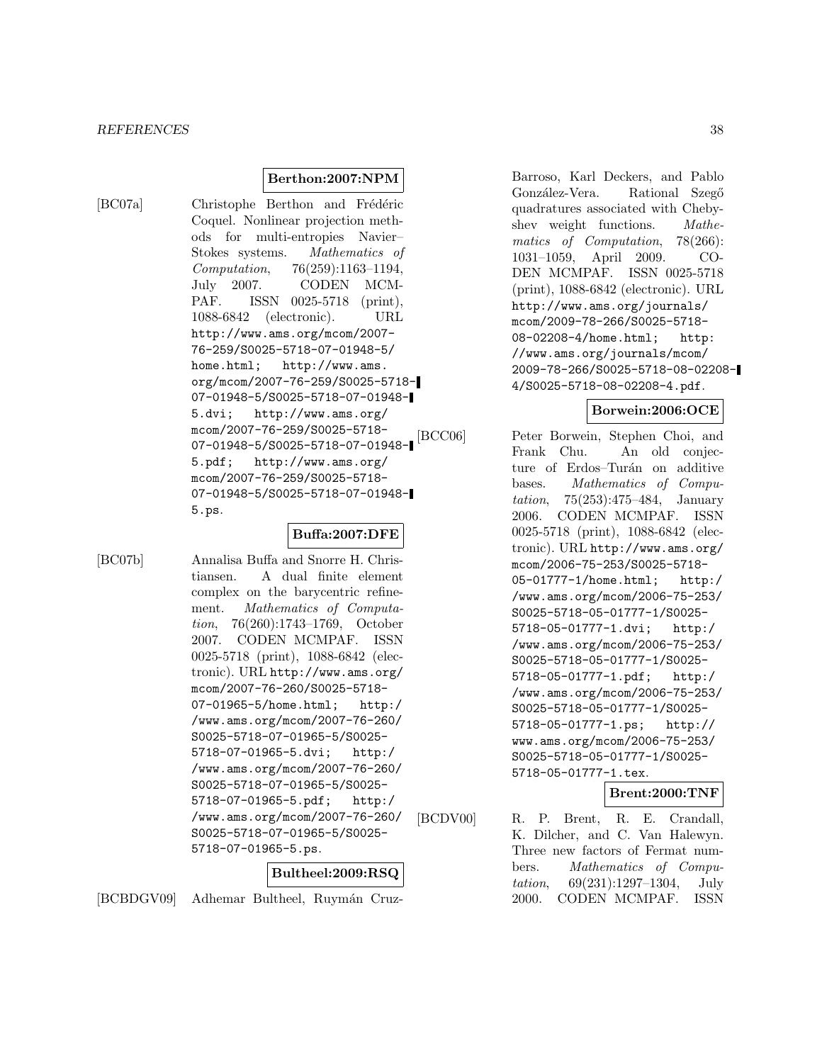**Berthon:2007:NPM**

[BC07a] Christophe Berthon and Frédéric Coquel. Nonlinear projection methods for multi-entropies Navier–Stokes systems. *Mathematics of Computation*, 76(259):1163–1194, July 2007. CODEN MCMPAF. ISSN 0025-5718 (print), 1088-6842 (electronic). URL http://www.ams.org/mcom/2007-76-259/S0025-5718-07-01948-5/home.html; http://www.ams.org/mcom/2007-76-259/S0025-5718-07-01948-5/S0025-5718-07-01948-5.dvi; http://www.ams.org/mcom/2007-76-259/S0025-5718-07-01948-5/S0025-5718-07-01948-5.pdf; http://www.ams.org/mcom/2007-76-259/S0025-5718-07-01948-5/S0025-5718-07-01948-5.ps.

**Buffa:2007:DFE**

[BC07b] Annalisa Buffa and Snorre H. Christiansen. A dual finite element complex on the barycentric refinement. *Mathematics of Computation*, 76(260):1743–1769, October 2007. CODEN MCMPAF. ISSN 0025-5718 (print), 1088-6842 (electronic). URL http://www.ams.org/mcom/2007-76-260/S0025-5718-07-01965-5/home.html; http://www.ams.org/mcom/2007-76-260/S0025-5718-07-01965-5/S0025-5718-07-01965-5.dvi; http://www.ams.org/mcom/2007-76-260/S0025-5718-07-01965-5/S0025-5718-07-01965-5.pdf; http://www.ams.org/mcom/2007-76-260/S0025-5718-07-01965-5/S0025-5718-07-01965-5.ps.

**Bultheel:2009:RSQ**

[BCBDGV09] Adhemar Bultheel, Ruymán Cruz-Barroso, Karl Deckers, and Pablo González-Vera. Rational Szegő quadratures associated with Chebyshev weight functions. *Mathematics of Computation*, 78(266):1031–1059, April 2009. CODEN MCMPAF. ISSN 0025-5718 (print), 1088-6842 (electronic). URL http://www.ams.org/journals/mcom/2009-78-266/S0025-5718-08-02208-4/home.html; http://www.ams.org/journals/mcom/2009-78-266/S0025-5718-08-02208-4/S0025-5718-08-02208-4.pdf.

**Borwein:2006:OCE**

[BCC06] Peter Borwein, Stephen Choi, and Frank Chu. An old conjecture of Erdos–Turán on additive bases. *Mathematics of Computation*, 75(253):475–484, January 2006. CODEN MCMPAF. ISSN 0025-5718 (print), 1088-6842 (electronic). URL http://www.ams.org/mcom/2006-75-253/S0025-5718-05-01777-1/home.html; http://www.ams.org/mcom/2006-75-253/S0025-5718-05-01777-1/S0025-5718-05-01777-1.dvi; http://www.ams.org/mcom/2006-75-253/S0025-5718-05-01777-1/S0025-5718-05-01777-1.pdf; http://www.ams.org/mcom/2006-75-253/S0025-5718-05-01777-1/S0025-5718-05-01777-1.ps; http://www.ams.org/mcom/2006-75-253/S0025-5718-05-01777-1/S0025-5718-05-01777-1.tex.

**Brent:2000:TNF**

[BCDV00] R. P. Brent, R. E. Crandall, K. Dilcher, and C. Van Halewyn. Three new factors of Fermat numbers. *Mathematics of Computation*, 69(231):1297–1304, July 2000. CODEN MCMPAF. ISSN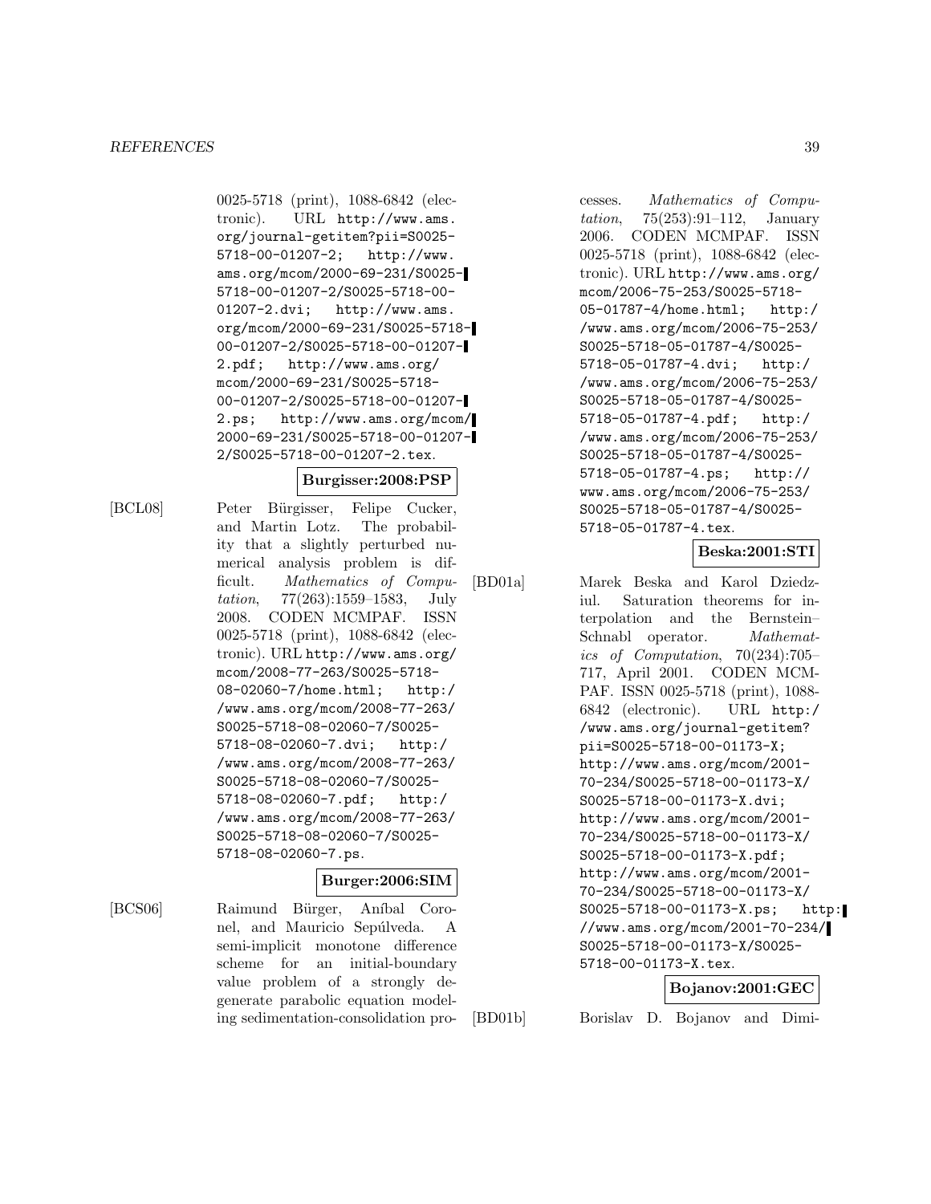0025-5718 (print), 1088-6842 (electronic). URL http://www.ams.org/journal-getitem?pii=S0025-5718-00-01207-2; http://www.ams.org/mcom/2000-69-231/S0025-5718-00-01207-2/S0025-5718-00-01207-2.dvi; http://www.ams.org/mcom/2000-69-231/S0025-5718-00-01207-2/S0025-5718-00-01207-2.pdf; http://www.ams.org/mcom/2000-69-231/S0025-5718-00-01207-2/S0025-5718-00-01207-2.ps; http://www.ams.org/mcom/2000-69-231/S0025-5718-00-01207-2/S0025-5718-00-01207-2.tex.

**Burgisser:2008:PSP**

[BCL08] Peter Bürgisser, Felipe Cucker, and Martin Lotz. The probability that a slightly perturbed numerical analysis problem is difficult. *Mathematics of Computation*, 77(263):1559–1583, July 2008. CODEN MCMPAF. ISSN 0025-5718 (print), 1088-6842 (electronic). URL http://www.ams.org/mcom/2008-77-263/S0025-5718-08-02060-7/home.html; http://www.ams.org/mcom/2008-77-263/S0025-5718-08-02060-7/S0025-5718-08-02060-7.dvi; http://www.ams.org/mcom/2008-77-263/S0025-5718-08-02060-7/S0025-5718-08-02060-7.pdf; http://www.ams.org/mcom/2008-77-263/S0025-5718-08-02060-7/S0025-5718-08-02060-7.ps.

**Burger:2006:SIM**

[BCS06] Raimund Bürger, Aníbal Coronel, and Mauricio Sepúlveda. A semi-implicit monotone difference scheme for an initial-boundary value problem of a strongly degenerate parabolic equation modeling sedimentation-consolidation processes. *Mathematics of Computation*, 75(253):91–112, January 2006. CODEN MCMPAF. ISSN 0025-5718 (print), 1088-6842 (electronic). URL http://www.ams.org/mcom/2006-75-253/S0025-5718-05-01787-4/home.html; http://www.ams.org/mcom/2006-75-253/S0025-5718-05-01787-4/S0025-5718-05-01787-4.dvi; http://www.ams.org/mcom/2006-75-253/S0025-5718-05-01787-4/S0025-5718-05-01787-4.pdf; http://www.ams.org/mcom/2006-75-253/S0025-5718-05-01787-4/S0025-5718-05-01787-4.ps; http://www.ams.org/mcom/2006-75-253/S0025-5718-05-01787-4/S0025-5718-05-01787-4.tex.

**Beska:2001:STI**

[BD01a] Marek Beska and Karol Dziedziul. Saturation theorems for interpolation and the Bernstein–Schnabl operator. *Mathematics of Computation*, 70(234):705–717, April 2001. CODEN MCMPAF. ISSN 0025-5718 (print), 1088-6842 (electronic). URL http://www.ams.org/journal-getitem?pii=S0025-5718-00-01173-X; http://www.ams.org/mcom/2001-70-234/S0025-5718-00-01173-X/S0025-5718-00-01173-X.dvi; http://www.ams.org/mcom/2001-70-234/S0025-5718-00-01173-X/S0025-5718-00-01173-X.pdf; http://www.ams.org/mcom/2001-70-234/S0025-5718-00-01173-X/S0025-5718-00-01173-X.ps; http://www.ams.org/mcom/2001-70-234/S0025-5718-00-01173-X/S0025-5718-00-01173-X.tex.

**Bojanov:2001:GEC**

[BD01b] Borislav D. Bojanov and Dimi-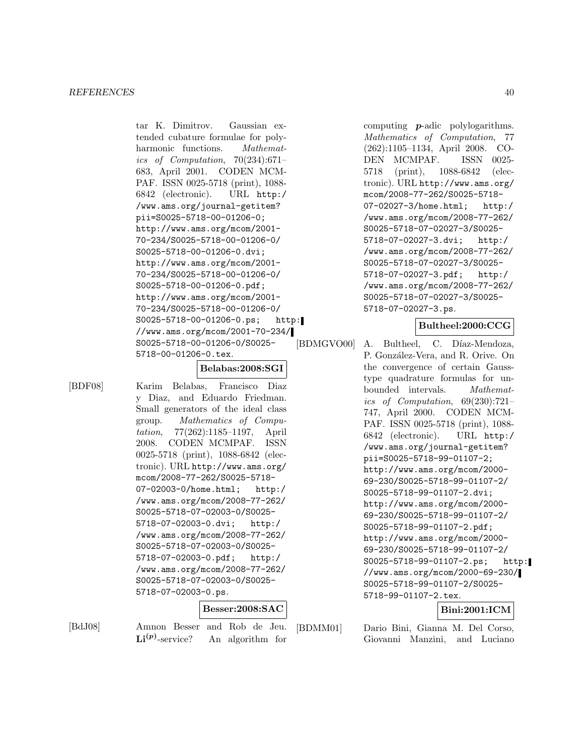tar K. Dimitrov. Gaussian extended cubature formulae for polyharmonic functions. *Mathematics of Computation*, 70(234):671–683, April 2001. CODEN MCMPAF. ISSN 0025-5718 (print), 1088-6842 (electronic). URL http://www.ams.org/journal-getitem?pii=S0025-5718-00-01206-0; http://www.ams.org/mcom/2001-70-234/S0025-5718-00-01206-0/S0025-5718-00-01206-0.dvi; http://www.ams.org/mcom/2001-70-234/S0025-5718-00-01206-0/S0025-5718-00-01206-0.pdf; http://www.ams.org/mcom/2001-70-234/S0025-5718-00-01206-0/S0025-5718-00-01206-0.ps; http://www.ams.org/mcom/2001-70-234/S0025-5718-00-01206-0/S0025-5718-00-01206-0.tex.

**Belabas:2008:SGI**

[BDF08] Karim Belabas, Francisco Diaz y Diaz, and Eduardo Friedman. Small generators of the ideal class group. *Mathematics of Computation*, 77(262):1185–1197, April 2008. CODEN MCMPAF. ISSN 0025-5718 (print), 1088-6842 (electronic). URL http://www.ams.org/mcom/2008-77-262/S0025-5718-07-02003-0/home.html; http://www.ams.org/mcom/2008-77-262/S0025-5718-07-02003-0/S0025-5718-07-02003-0.dvi; http://www.ams.org/mcom/2008-77-262/S0025-5718-07-02003-0/S0025-5718-07-02003-0.pdf; http://www.ams.org/mcom/2008-77-262/S0025-5718-07-02003-0/S0025-5718-07-02003-0.ps.

**Besser:2008:SAC**

[BdJ08] Amnon Besser and Rob de Jeu. $\mathbf{Li}^{(p)}$-service? An algorithm for computing $\boldsymbol{p}$-adic polylogarithms. *Mathematics of Computation*, 77(262):1105–1134, April 2008. CODEN MCMPAF. ISSN 0025-5718 (print), 1088-6842 (electronic). URL http://www.ams.org/mcom/2008-77-262/S0025-5718-07-02027-3/home.html; http://www.ams.org/mcom/2008-77-262/S0025-5718-07-02027-3/S0025-5718-07-02027-3.dvi; http://www.ams.org/mcom/2008-77-262/S0025-5718-07-02027-3/S0025-5718-07-02027-3.pdf; http://www.ams.org/mcom/2008-77-262/S0025-5718-07-02027-3/S0025-5718-07-02027-3.ps.

**Bultheel:2000:CCG**

[BDMGVO00] A. Bultheel, C. Díaz-Mendoza, P. González-Vera, and R. Orive. On the convergence of certain Gauss-type quadrature formulas for unbounded intervals. *Mathematics of Computation*, 69(230):721–747, April 2000. CODEN MCMPAF. ISSN 0025-5718 (print), 1088-6842 (electronic). URL http://www.ams.org/journal-getitem?pii=S0025-5718-99-01107-2; http://www.ams.org/mcom/2000-69-230/S0025-5718-99-01107-2/S0025-5718-99-01107-2.dvi; http://www.ams.org/mcom/2000-69-230/S0025-5718-99-01107-2/S0025-5718-99-01107-2.pdf; http://www.ams.org/mcom/2000-69-230/S0025-5718-99-01107-2/S0025-5718-99-01107-2.ps; http://www.ams.org/mcom/2000-69-230/S0025-5718-99-01107-2/S0025-5718-99-01107-2.tex.

**Bini:2001:ICM**

[BDMM01] Dario Bini, Gianna M. Del Corso, Giovanni Manzini, and Luciano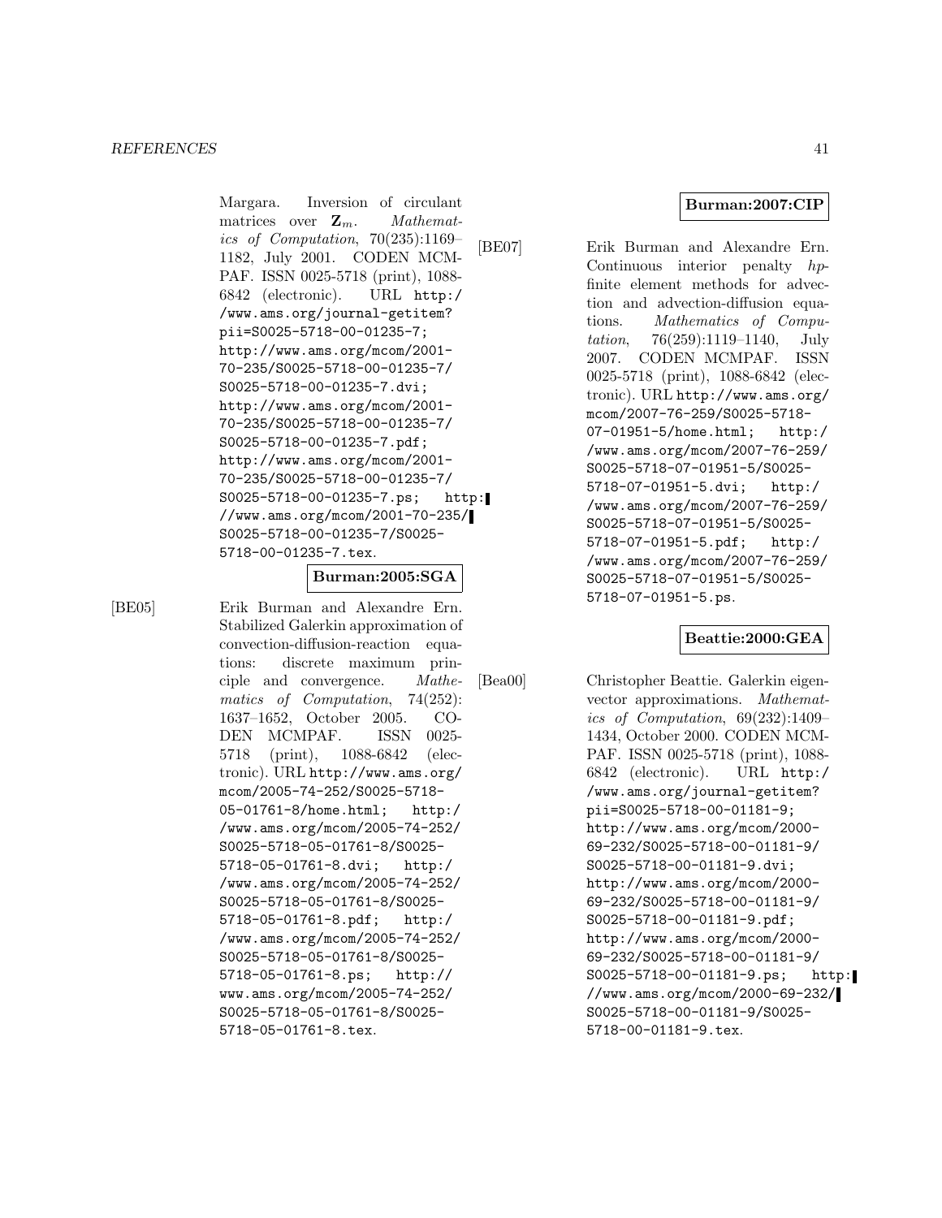Margara. Inversion of circulant matrices over $\mathbf{Z}_m$. *Mathematics of Computation*, 70(235):1169–1182, July 2001. CODEN MCMPAF. ISSN 0025-5718 (print), 1088-6842 (electronic). URL http://www.ams.org/journal-getitem?pii=S0025-5718-00-01235-7; http://www.ams.org/mcom/2001-70-235/S0025-5718-00-01235-7/S0025-5718-00-01235-7.dvi; http://www.ams.org/mcom/2001-70-235/S0025-5718-00-01235-7/S0025-5718-00-01235-7.pdf; http://www.ams.org/mcom/2001-70-235/S0025-5718-00-01235-7/S0025-5718-00-01235-7.ps; http://www.ams.org/mcom/2001-70-235/S0025-5718-00-01235-7/S0025-5718-00-01235-7.tex.

**Burman:2005:SGA**

[BE05] Erik Burman and Alexandre Ern. Stabilized Galerkin approximation of convection-diffusion-reaction equations: discrete maximum principle and convergence. *Mathematics of Computation*, 74(252):1637–1652, October 2005. CODEN MCMPAF. ISSN 0025-5718 (print), 1088-6842 (electronic). URL http://www.ams.org/mcom/2005-74-252/S0025-5718-05-01761-8/home.html; http://www.ams.org/mcom/2005-74-252/S0025-5718-05-01761-8/S0025-5718-05-01761-8.dvi; http://www.ams.org/mcom/2005-74-252/S0025-5718-05-01761-8/S0025-5718-05-01761-8.pdf; http://www.ams.org/mcom/2005-74-252/S0025-5718-05-01761-8/S0025-5718-05-01761-8.ps; http://www.ams.org/mcom/2005-74-252/S0025-5718-05-01761-8/S0025-5718-05-01761-8.tex.

**Burman:2007:CIP**

[BE07] Erik Burman and Alexandre Ern. Continuous interior penalty *hp*-finite element methods for advection and advection-diffusion equations. *Mathematics of Computation*, 76(259):1119–1140, July 2007. CODEN MCMPAF. ISSN 0025-5718 (print), 1088-6842 (electronic). URL http://www.ams.org/mcom/2007-76-259/S0025-5718-07-01951-5/home.html; http://www.ams.org/mcom/2007-76-259/S0025-5718-07-01951-5/S0025-5718-07-01951-5.dvi; http://www.ams.org/mcom/2007-76-259/S0025-5718-07-01951-5/S0025-5718-07-01951-5.pdf; http://www.ams.org/mcom/2007-76-259/S0025-5718-07-01951-5/S0025-5718-07-01951-5.ps.

**Beattie:2000:GEA**

[Bea00] Christopher Beattie. Galerkin eigenvector approximations. *Mathematics of Computation*, 69(232):1409–1434, October 2000. CODEN MCMPAF. ISSN 0025-5718 (print), 1088-6842 (electronic). URL http://www.ams.org/journal-getitem?pii=S0025-5718-00-01181-9; http://www.ams.org/mcom/2000-69-232/S0025-5718-00-01181-9/S0025-5718-00-01181-9.dvi; http://www.ams.org/mcom/2000-69-232/S0025-5718-00-01181-9/S0025-5718-00-01181-9.pdf; http://www.ams.org/mcom/2000-69-232/S0025-5718-00-01181-9/S0025-5718-00-01181-9.ps; http://www.ams.org/mcom/2000-69-232/S0025-5718-00-01181-9/S0025-5718-00-01181-9.tex.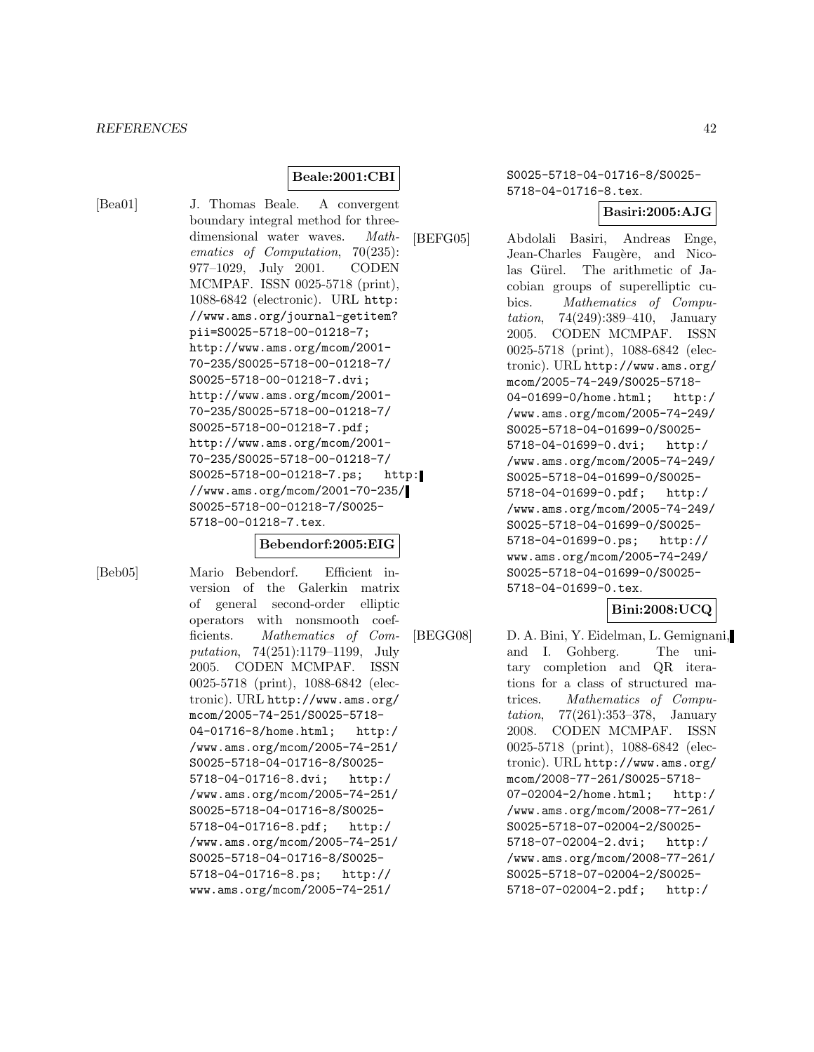**Beale:2001:CBI**

[Bea01] J. Thomas Beale. A convergent boundary integral method for three-dimensional water waves. *Mathematics of Computation*, 70(235): 977–1029, July 2001. CODEN MCMPAF. ISSN 0025-5718 (print), 1088-6842 (electronic). URL http://www.ams.org/journal-getitem?pii=S0025-5718-00-01218-7; http://www.ams.org/mcom/2001-70-235/S0025-5718-00-01218-7/S0025-5718-00-01218-7.dvi; http://www.ams.org/mcom/2001-70-235/S0025-5718-00-01218-7/S0025-5718-00-01218-7.pdf; http://www.ams.org/mcom/2001-70-235/S0025-5718-00-01218-7/S0025-5718-00-01218-7.ps; http://www.ams.org/mcom/2001-70-235/S0025-5718-00-01218-7/S0025-5718-00-01218-7.tex.

**Bebendorf:2005:EIG**

[Beb05] Mario Bebendorf. Efficient inversion of the Galerkin matrix of general second-order elliptic operators with nonsmooth coefficients. *Mathematics of Computation*, 74(251):1179–1199, July 2005. CODEN MCMPAF. ISSN 0025-5718 (print), 1088-6842 (electronic). URL http://www.ams.org/mcom/2005-74-251/S0025-5718-04-01716-8/home.html; http://www.ams.org/mcom/2005-74-251/S0025-5718-04-01716-8/S0025-5718-04-01716-8.dvi; http://www.ams.org/mcom/2005-74-251/S0025-5718-04-01716-8/S0025-5718-04-01716-8.pdf; http://www.ams.org/mcom/2005-74-251/S0025-5718-04-01716-8/S0025-5718-04-01716-8.ps; http://www.ams.org/mcom/2005-74-251/S0025-5718-04-01716-8/S0025-5718-04-01716-8.tex.

**Basiri:2005:AJG**

[BEFG05] Abdolali Basiri, Andreas Enge, Jean-Charles Faugère, and Nicolas Gürel. The arithmetic of Jacobian groups of superelliptic cubics. *Mathematics of Computation*, 74(249):389–410, January 2005. CODEN MCMPAF. ISSN 0025-5718 (print), 1088-6842 (electronic). URL http://www.ams.org/mcom/2005-74-249/S0025-5718-04-01699-0/home.html; http://www.ams.org/mcom/2005-74-249/S0025-5718-04-01699-0/S0025-5718-04-01699-0.dvi; http://www.ams.org/mcom/2005-74-249/S0025-5718-04-01699-0/S0025-5718-04-01699-0.pdf; http://www.ams.org/mcom/2005-74-249/S0025-5718-04-01699-0/S0025-5718-04-01699-0.ps; http://www.ams.org/mcom/2005-74-249/S0025-5718-04-01699-0/S0025-5718-04-01699-0.tex.

**Bini:2008:UCQ**

[BEGG08] D. A. Bini, Y. Eidelman, L. Gemignani, and I. Gohberg. The unitary completion and QR iterations for a class of structured matrices. *Mathematics of Computation*, 77(261):353–378, January 2008. CODEN MCMPAF. ISSN 0025-5718 (print), 1088-6842 (electronic). URL http://www.ams.org/mcom/2008-77-261/S0025-5718-07-02004-2/home.html; http://www.ams.org/mcom/2008-77-261/S0025-5718-07-02004-2/S0025-5718-07-02004-2.dvi; http://www.ams.org/mcom/2008-77-261/S0025-5718-07-02004-2/S0025-5718-07-02004-2.pdf; http:/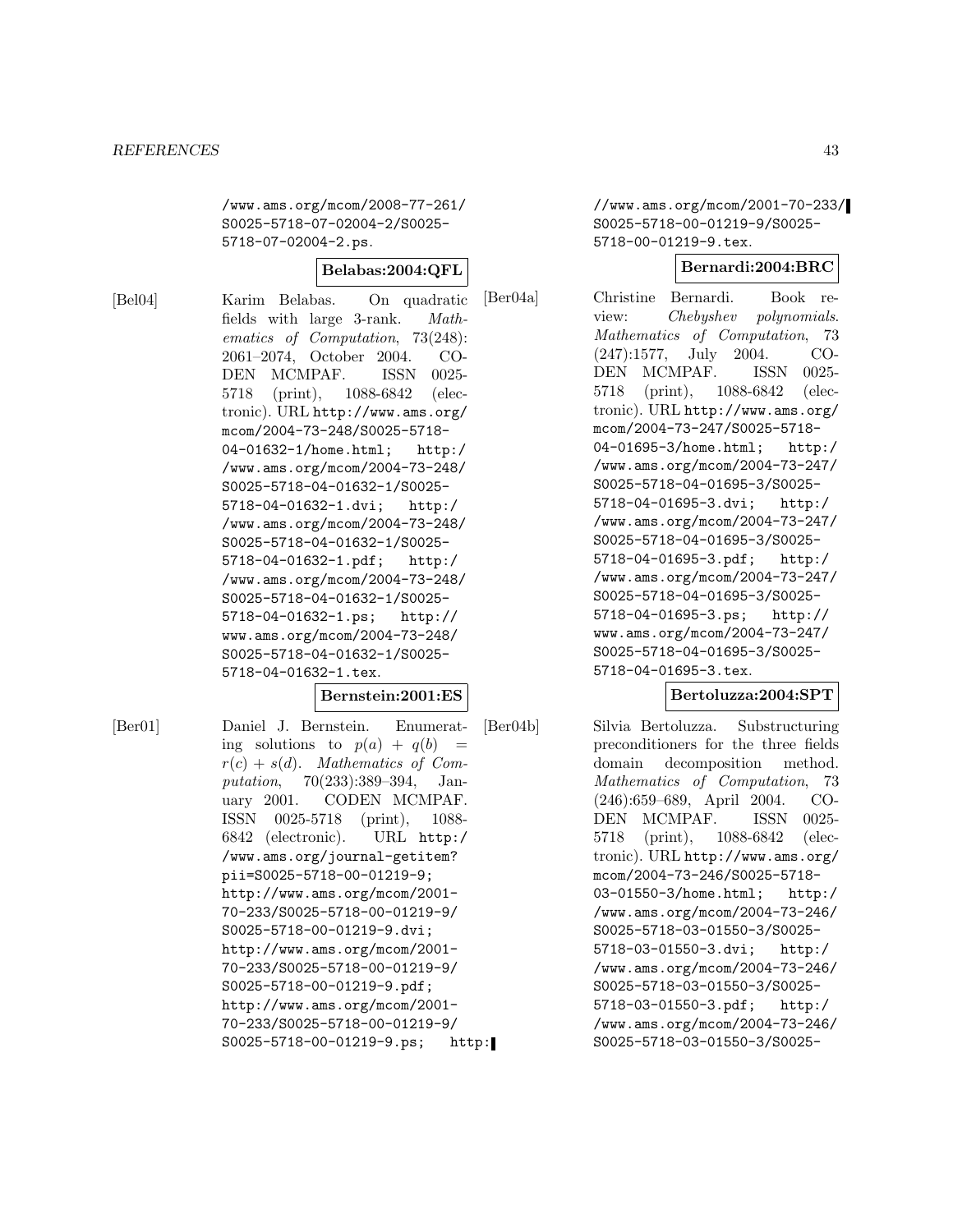/www.ams.org/mcom/2008-77-261/S0025-5718-07-02004-2/S0025-5718-07-02004-2.ps.

**Belabas:2004:QFL**

[Bel04] Karim Belabas. On quadratic fields with large 3-rank. *Mathematics of Computation*, 73(248): 2061–2074, October 2004. CODEN MCMPAF. ISSN 0025-5718 (print), 1088-6842 (electronic). URL http://www.ams.org/mcom/2004-73-248/S0025-5718-04-01632-1/home.html; http://www.ams.org/mcom/2004-73-248/S0025-5718-04-01632-1/S0025-5718-04-01632-1.dvi; http://www.ams.org/mcom/2004-73-248/S0025-5718-04-01632-1/S0025-5718-04-01632-1.pdf; http://www.ams.org/mcom/2004-73-248/S0025-5718-04-01632-1/S0025-5718-04-01632-1.ps; http://www.ams.org/mcom/2004-73-248/S0025-5718-04-01632-1/S0025-5718-04-01632-1.tex.

**Bernstein:2001:ES**

[Ber01] Daniel J. Bernstein. Enumerating solutions to $p(a) + q(b) = r(c) + s(d)$. *Mathematics of Computation*, 70(233):389–394, January 2001. CODEN MCMPAF. ISSN 0025-5718 (print), 1088-6842 (electronic). URL http://www.ams.org/journal-getitem?pii=S0025-5718-00-01219-9; http://www.ams.org/mcom/2001-70-233/S0025-5718-00-01219-9/S0025-5718-00-01219-9.dvi; http://www.ams.org/mcom/2001-70-233/S0025-5718-00-01219-9/S0025-5718-00-01219-9.pdf; http://www.ams.org/mcom/2001-70-233/S0025-5718-00-01219-9/S0025-5718-00-01219-9.ps; http://www.ams.org/mcom/2001-70-233/S0025-5718-00-01219-9/S0025-5718-00-01219-9.tex.

**Bernardi:2004:BRC**

[Ber04a] Christine Bernardi. Book review: *Chebyshev polynomials*. *Mathematics of Computation*, 73(247):1577, July 2004. CODEN MCMPAF. ISSN 0025-5718 (print), 1088-6842 (electronic). URL http://www.ams.org/mcom/2004-73-247/S0025-5718-04-01695-3/home.html; http://www.ams.org/mcom/2004-73-247/S0025-5718-04-01695-3/S0025-5718-04-01695-3.dvi; http://www.ams.org/mcom/2004-73-247/S0025-5718-04-01695-3/S0025-5718-04-01695-3.pdf; http://www.ams.org/mcom/2004-73-247/S0025-5718-04-01695-3/S0025-5718-04-01695-3.ps; http://www.ams.org/mcom/2004-73-247/S0025-5718-04-01695-3/S0025-5718-04-01695-3.tex.

**Bertoluzza:2004:SPT**

[Ber04b] Silvia Bertoluzza. Substructuring preconditioners for the three fields domain decomposition method. *Mathematics of Computation*, 73(246):659–689, April 2004. CODEN MCMPAF. ISSN 0025-5718 (print), 1088-6842 (electronic). URL http://www.ams.org/mcom/2004-73-246/S0025-5718-03-01550-3/home.html; http://www.ams.org/mcom/2004-73-246/S0025-5718-03-01550-3/S0025-5718-03-01550-3.dvi; http://www.ams.org/mcom/2004-73-246/S0025-5718-03-01550-3/S0025-5718-03-01550-3.pdf; http://www.ams.org/mcom/2004-73-246/S0025-5718-03-01550-3/S0025-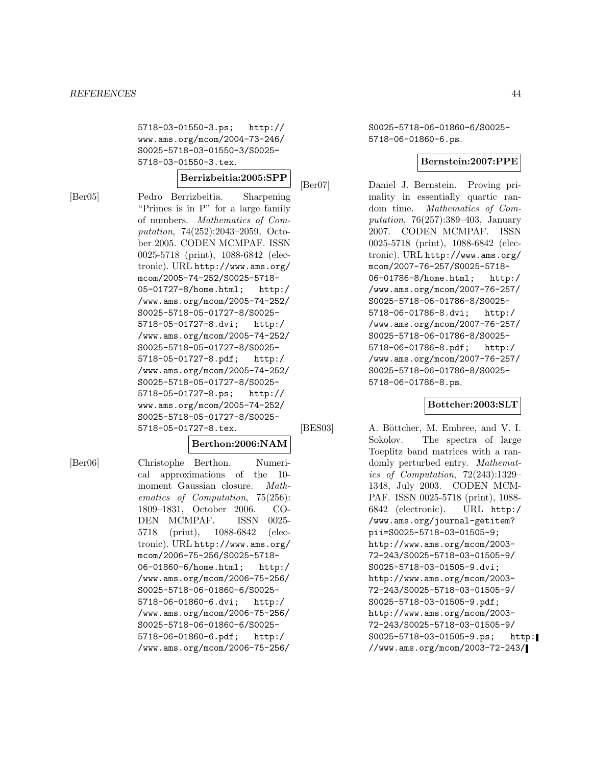5718-03-01550-3.ps; http://www.ams.org/mcom/2004-73-246/S0025-5718-03-01550-3/S0025-5718-03-01550-3.tex.

**Berrizbeitia:2005:SPP**

[Ber05] Pedro Berrizbeitia. Sharpening "Primes is in P" for a large family of numbers. *Mathematics of Computation*, 74(252):2043–2059, October 2005. CODEN MCMPAF. ISSN 0025-5718 (print), 1088-6842 (electronic). URL http://www.ams.org/mcom/2005-74-252/S0025-5718-05-01727-8/home.html; http://www.ams.org/mcom/2005-74-252/S0025-5718-05-01727-8/S0025-5718-05-01727-8.dvi; http://www.ams.org/mcom/2005-74-252/S0025-5718-05-01727-8/S0025-5718-05-01727-8.pdf; http://www.ams.org/mcom/2005-74-252/S0025-5718-05-01727-8/S0025-5718-05-01727-8.ps; http://www.ams.org/mcom/2005-74-252/S0025-5718-05-01727-8/S0025-5718-05-01727-8.tex.

**Berthon:2006:NAM**

[Ber06] Christophe Berthon. Numerical approximations of the 10-moment Gaussian closure. *Mathematics of Computation*, 75(256):1809–1831, October 2006. CODEN MCMPAF. ISSN 0025-5718 (print), 1088-6842 (electronic). URL http://www.ams.org/mcom/2006-75-256/S0025-5718-06-01860-6/home.html; http://www.ams.org/mcom/2006-75-256/S0025-5718-06-01860-6/S0025-5718-06-01860-6.dvi; http://www.ams.org/mcom/2006-75-256/S0025-5718-06-01860-6/S0025-5718-06-01860-6.pdf; http://www.ams.org/mcom/2006-75-256/S0025-5718-06-01860-6/S0025-5718-06-01860-6.ps.

**Bernstein:2007:PPE**

[Ber07] Daniel J. Bernstein. Proving primality in essentially quartic random time. *Mathematics of Computation*, 76(257):389–403, January 2007. CODEN MCMPAF. ISSN 0025-5718 (print), 1088-6842 (electronic). URL http://www.ams.org/mcom/2007-76-257/S0025-5718-06-01786-8/home.html; http://www.ams.org/mcom/2007-76-257/S0025-5718-06-01786-8/S0025-5718-06-01786-8.dvi; http://www.ams.org/mcom/2007-76-257/S0025-5718-06-01786-8/S0025-5718-06-01786-8.pdf; http://www.ams.org/mcom/2007-76-257/S0025-5718-06-01786-8/S0025-5718-06-01786-8.ps.

**Bottcher:2003:SLT**

[BES03] A. Böttcher, M. Embree, and V. I. Sokolov. The spectra of large Toeplitz band matrices with a randomly perturbed entry. *Mathematics of Computation*, 72(243):1329–1348, July 2003. CODEN MCMPAF. ISSN 0025-5718 (print), 1088-6842 (electronic). URL http://www.ams.org/journal-getitem?pii=S0025-5718-03-01505-9; http://www.ams.org/mcom/2003-72-243/S0025-5718-03-01505-9/S0025-5718-03-01505-9.dvi; http://www.ams.org/mcom/2003-72-243/S0025-5718-03-01505-9/S0025-5718-03-01505-9.pdf; http://www.ams.org/mcom/2003-72-243/S0025-5718-03-01505-9/S0025-5718-03-01505-9.ps; http://www.ams.org/mcom/2003-72-243/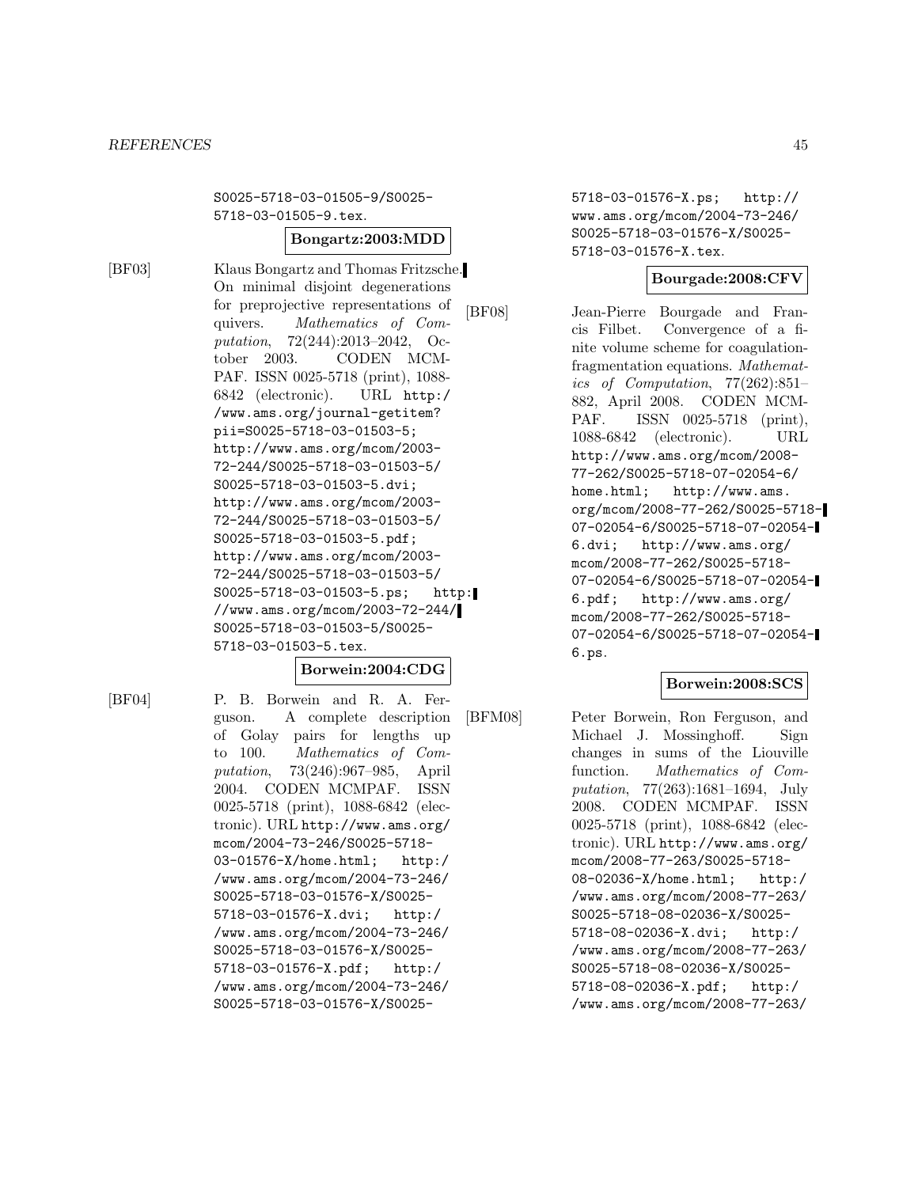S0025-5718-03-01505-9/S0025-5718-03-01505-9.tex.

**Bongartz:2003:MDD**

[BF03] Klaus Bongartz and Thomas Fritzsche. On minimal disjoint degenerations for preprojective representations of quivers. *Mathematics of Computation*, 72(244):2013–2042, October 2003. CODEN MCMPAF. ISSN 0025-5718 (print), 1088-6842 (electronic). URL http://www.ams.org/journal-getitem?pii=S0025-5718-03-01503-5; http://www.ams.org/mcom/2003-72-244/S0025-5718-03-01503-5/S0025-5718-03-01503-5.dvi; http://www.ams.org/mcom/2003-72-244/S0025-5718-03-01503-5/S0025-5718-03-01503-5.pdf; http://www.ams.org/mcom/2003-72-244/S0025-5718-03-01503-5/S0025-5718-03-01503-5.ps; http://www.ams.org/mcom/2003-72-244/S0025-5718-03-01503-5/S0025-5718-03-01503-5.tex.

**Borwein:2004:CDG**

[BF04] P. B. Borwein and R. A. Ferguson. A complete description of Golay pairs for lengths up to 100. *Mathematics of Computation*, 73(246):967–985, April 2004. CODEN MCMPAF. ISSN 0025-5718 (print), 1088-6842 (electronic). URL http://www.ams.org/mcom/2004-73-246/S0025-5718-03-01576-X/home.html; http://www.ams.org/mcom/2004-73-246/S0025-5718-03-01576-X/S0025-5718-03-01576-X.dvi; http://www.ams.org/mcom/2004-73-246/S0025-5718-03-01576-X/S0025-5718-03-01576-X.pdf; http://www.ams.org/mcom/2004-73-246/S0025-5718-03-01576-X/S0025-5718-03-01576-X.ps; http://www.ams.org/mcom/2004-73-246/S0025-5718-03-01576-X/S0025-5718-03-01576-X.tex.

**Bourgade:2008:CFV**

[BF08] Jean-Pierre Bourgade and Francis Filbet. Convergence of a finite volume scheme for coagulation-fragmentation equations. *Mathematics of Computation*, 77(262):851–882, April 2008. CODEN MCMPAF. ISSN 0025-5718 (print), 1088-6842 (electronic). URL http://www.ams.org/mcom/2008-77-262/S0025-5718-07-02054-6/home.html; http://www.ams.org/mcom/2008-77-262/S0025-5718-07-02054-6/S0025-5718-07-02054-6.dvi; http://www.ams.org/mcom/2008-77-262/S0025-5718-07-02054-6/S0025-5718-07-02054-6.pdf; http://www.ams.org/mcom/2008-77-262/S0025-5718-07-02054-6/S0025-5718-07-02054-6.ps.

**Borwein:2008:SCS**

[BFM08] Peter Borwein, Ron Ferguson, and Michael J. Mossinghoff. Sign changes in sums of the Liouville function. *Mathematics of Computation*, 77(263):1681–1694, July 2008. CODEN MCMPAF. ISSN 0025-5718 (print), 1088-6842 (electronic). URL http://www.ams.org/mcom/2008-77-263/S0025-5718-08-02036-X/home.html; http://www.ams.org/mcom/2008-77-263/S0025-5718-08-02036-X/S0025-5718-08-02036-X.dvi; http://www.ams.org/mcom/2008-77-263/S0025-5718-08-02036-X/S0025-5718-08-02036-X.pdf; http://www.ams.org/mcom/2008-77-263/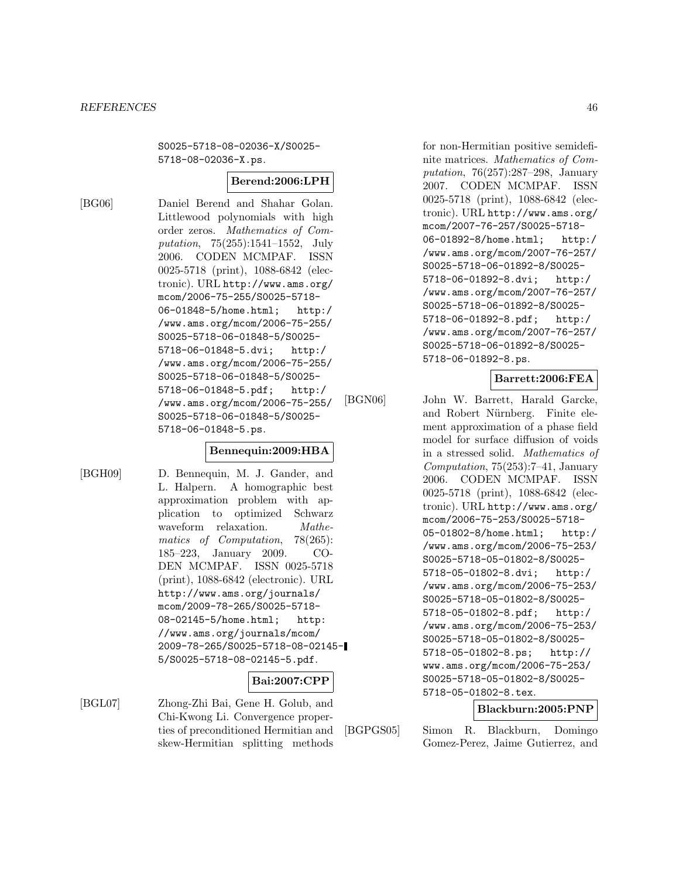S0025-5718-08-02036-X/S0025-5718-08-02036-X.ps.

**Berend:2006:LPH**

[BG06] Daniel Berend and Shahar Golan. Littlewood polynomials with high order zeros. *Mathematics of Computation*, 75(255):1541–1552, July 2006. CODEN MCMPAF. ISSN 0025-5718 (print), 1088-6842 (electronic). URL http://www.ams.org/mcom/2006-75-255/S0025-5718-06-01848-5/home.html; http://www.ams.org/mcom/2006-75-255/S0025-5718-06-01848-5/S0025-5718-06-01848-5.dvi; http://www.ams.org/mcom/2006-75-255/S0025-5718-06-01848-5/S0025-5718-06-01848-5.pdf; http://www.ams.org/mcom/2006-75-255/S0025-5718-06-01848-5/S0025-5718-06-01848-5.ps.

**Bennequin:2009:HBA**

[BGH09] D. Bennequin, M. J. Gander, and L. Halpern. A homographic best approximation problem with application to optimized Schwarz waveform relaxation. *Mathematics of Computation*, 78(265):185–223, January 2009. CODEN MCMPAF. ISSN 0025-5718 (print), 1088-6842 (electronic). URL http://www.ams.org/journals/mcom/2009-78-265/S0025-5718-08-02145-5/home.html; http://www.ams.org/journals/mcom/2009-78-265/S0025-5718-08-02145-5/S0025-5718-08-02145-5.pdf.

**Bai:2007:CPP**

[BGL07] Zhong-Zhi Bai, Gene H. Golub, and Chi-Kwong Li. Convergence properties of preconditioned Hermitian and skew-Hermitian splitting methods for non-Hermitian positive semidefinite matrices. *Mathematics of Computation*, 76(257):287–298, January 2007. CODEN MCMPAF. ISSN 0025-5718 (print), 1088-6842 (electronic). URL http://www.ams.org/mcom/2007-76-257/S0025-5718-06-01892-8/home.html; http://www.ams.org/mcom/2007-76-257/S0025-5718-06-01892-8/S0025-5718-06-01892-8.dvi; http://www.ams.org/mcom/2007-76-257/S0025-5718-06-01892-8/S0025-5718-06-01892-8.pdf; http://www.ams.org/mcom/2007-76-257/S0025-5718-06-01892-8/S0025-5718-06-01892-8.ps.

**Barrett:2006:FEA**

[BGN06] John W. Barrett, Harald Garcke, and Robert Nürnberg. Finite element approximation of a phase field model for surface diffusion of voids in a stressed solid. *Mathematics of Computation*, 75(253):7–41, January 2006. CODEN MCMPAF. ISSN 0025-5718 (print), 1088-6842 (electronic). URL http://www.ams.org/mcom/2006-75-253/S0025-5718-05-01802-8/home.html; http://www.ams.org/mcom/2006-75-253/S0025-5718-05-01802-8/S0025-5718-05-01802-8.dvi; http://www.ams.org/mcom/2006-75-253/S0025-5718-05-01802-8/S0025-5718-05-01802-8.pdf; http://www.ams.org/mcom/2006-75-253/S0025-5718-05-01802-8/S0025-5718-05-01802-8.ps; http://www.ams.org/mcom/2006-75-253/S0025-5718-05-01802-8/S0025-5718-05-01802-8.tex.

**Blackburn:2005:PNP**

[BGPGS05] Simon R. Blackburn, Domingo Gomez-Perez, Jaime Gutierrez, and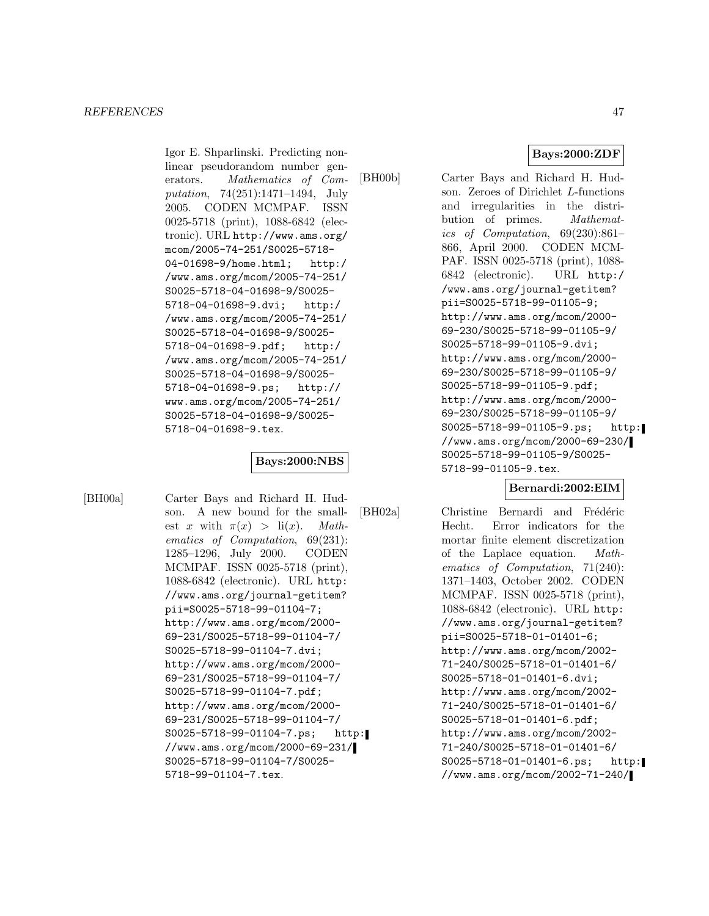Igor E. Shparlinski. Predicting nonlinear pseudorandom number generators. *Mathematics of Computation*, 74(251):1471–1494, July 2005. CODEN MCMPAF. ISSN 0025-5718 (print), 1088-6842 (electronic). URL http://www.ams.org/mcom/2005-74-251/S0025-5718-04-01698-9/home.html; http://www.ams.org/mcom/2005-74-251/S0025-5718-04-01698-9/S0025-5718-04-01698-9.dvi; http://www.ams.org/mcom/2005-74-251/S0025-5718-04-01698-9/S0025-5718-04-01698-9.pdf; http://www.ams.org/mcom/2005-74-251/S0025-5718-04-01698-9/S0025-5718-04-01698-9.ps; http://www.ams.org/mcom/2005-74-251/S0025-5718-04-01698-9/S0025-5718-04-01698-9.tex.

**Bays:2000:NBS**

[BH00a] Carter Bays and Richard H. Hudson. A new bound for the smallest $x$ with $\pi(x) > \mathrm{li}(x)$. *Mathematics of Computation*, 69(231): 1285–1296, July 2000. CODEN MCMPAF. ISSN 0025-5718 (print), 1088-6842 (electronic). URL http://www.ams.org/journal-getitem?pii=S0025-5718-99-01104-7; http://www.ams.org/mcom/2000-69-231/S0025-5718-99-01104-7/S0025-5718-99-01104-7.dvi; http://www.ams.org/mcom/2000-69-231/S0025-5718-99-01104-7/S0025-5718-99-01104-7.pdf; http://www.ams.org/mcom/2000-69-231/S0025-5718-99-01104-7/S0025-5718-99-01104-7.ps; http://www.ams.org/mcom/2000-69-231/S0025-5718-99-01104-7/S0025-5718-99-01104-7.tex.

**Bays:2000:ZDF**

[BH00b] Carter Bays and Richard H. Hudson. Zeroes of Dirichlet $L$-functions and irregularities in the distribution of primes. *Mathematics of Computation*, 69(230):861–866, April 2000. CODEN MCMPAF. ISSN 0025-5718 (print), 1088-6842 (electronic). URL http://www.ams.org/journal-getitem?pii=S0025-5718-99-01105-9; http://www.ams.org/mcom/2000-69-230/S0025-5718-99-01105-9/S0025-5718-99-01105-9.dvi; http://www.ams.org/mcom/2000-69-230/S0025-5718-99-01105-9/S0025-5718-99-01105-9.pdf; http://www.ams.org/mcom/2000-69-230/S0025-5718-99-01105-9/S0025-5718-99-01105-9.ps; http://www.ams.org/mcom/2000-69-230/S0025-5718-99-01105-9/S0025-5718-99-01105-9.tex.

**Bernardi:2002:EIM**

[BH02a] Christine Bernardi and Frédéric Hecht. Error indicators for the mortar finite element discretization of the Laplace equation. *Mathematics of Computation*, 71(240): 1371–1403, October 2002. CODEN MCMPAF. ISSN 0025-5718 (print), 1088-6842 (electronic). URL http://www.ams.org/journal-getitem?pii=S0025-5718-01-01401-6; http://www.ams.org/mcom/2002-71-240/S0025-5718-01-01401-6/S0025-5718-01-01401-6.dvi; http://www.ams.org/mcom/2002-71-240/S0025-5718-01-01401-6/S0025-5718-01-01401-6.pdf; http://www.ams.org/mcom/2002-71-240/S0025-5718-01-01401-6/S0025-5718-01-01401-6.ps; http://www.ams.org/mcom/2002-71-240/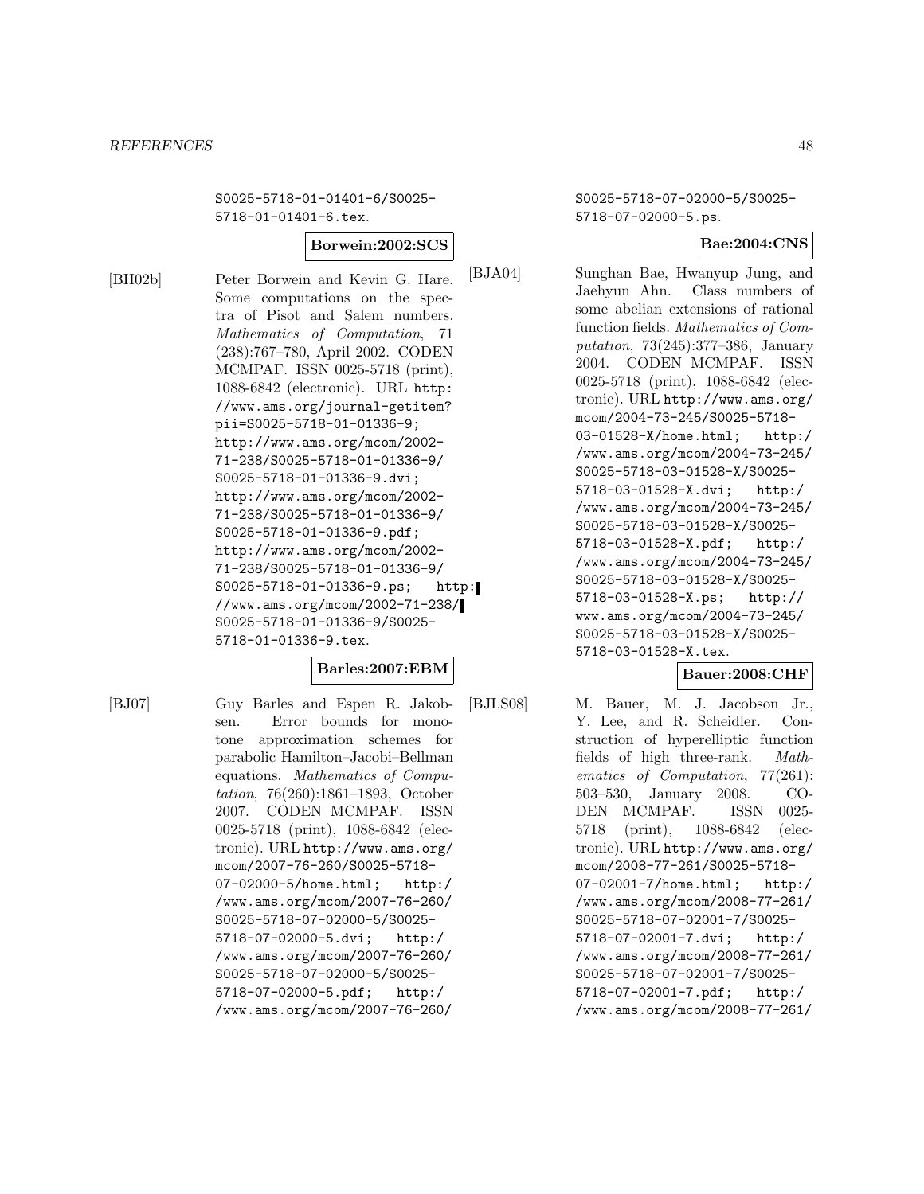S0025-5718-01-01401-6/S0025-5718-01-01401-6.tex.

**Borwein:2002:SCS**

[BH02b] Peter Borwein and Kevin G. Hare. Some computations on the spectra of Pisot and Salem numbers. *Mathematics of Computation*, 71 (238):767–780, April 2002. CODEN MCMPAF. ISSN 0025-5718 (print), 1088-6842 (electronic). URL http://www.ams.org/journal-getitem?pii=S0025-5718-01-01336-9; http://www.ams.org/mcom/2002-71-238/S0025-5718-01-01336-9/S0025-5718-01-01336-9.dvi; http://www.ams.org/mcom/2002-71-238/S0025-5718-01-01336-9/S0025-5718-01-01336-9.pdf; http://www.ams.org/mcom/2002-71-238/S0025-5718-01-01336-9/S0025-5718-01-01336-9.ps; http://www.ams.org/mcom/2002-71-238/S0025-5718-01-01336-9/S0025-5718-01-01336-9.tex.

**Barles:2007:EBM**

[BJ07] Guy Barles and Espen R. Jakobsen. Error bounds for monotone approximation schemes for parabolic Hamilton–Jacobi–Bellman equations. *Mathematics of Computation*, 76(260):1861–1893, October 2007. CODEN MCMPAF. ISSN 0025-5718 (print), 1088-6842 (electronic). URL http://www.ams.org/mcom/2007-76-260/S0025-5718-07-02000-5/home.html; http://www.ams.org/mcom/2007-76-260/S0025-5718-07-02000-5/S0025-5718-07-02000-5.dvi; http://www.ams.org/mcom/2007-76-260/S0025-5718-07-02000-5/S0025-5718-07-02000-5.pdf; http://www.ams.org/mcom/2007-76-260/S0025-5718-07-02000-5/S0025-5718-07-02000-5.ps.

**Bae:2004:CNS**

[BJA04] Sunghan Bae, Hwanyup Jung, and Jaehyun Ahn. Class numbers of some abelian extensions of rational function fields. *Mathematics of Computation*, 73(245):377–386, January 2004. CODEN MCMPAF. ISSN 0025-5718 (print), 1088-6842 (electronic). URL http://www.ams.org/mcom/2004-73-245/S0025-5718-03-01528-X/home.html; http://www.ams.org/mcom/2004-73-245/S0025-5718-03-01528-X/S0025-5718-03-01528-X.dvi; http://www.ams.org/mcom/2004-73-245/S0025-5718-03-01528-X/S0025-5718-03-01528-X.pdf; http://www.ams.org/mcom/2004-73-245/S0025-5718-03-01528-X/S0025-5718-03-01528-X.ps; http://www.ams.org/mcom/2004-73-245/S0025-5718-03-01528-X/S0025-5718-03-01528-X.tex.

**Bauer:2008:CHF**

[BJLS08] M. Bauer, M. J. Jacobson Jr., Y. Lee, and R. Scheidler. Construction of hyperelliptic function fields of high three-rank. *Mathematics of Computation*, 77(261): 503–530, January 2008. CODEN MCMPAF. ISSN 0025-5718 (print), 1088-6842 (electronic). URL http://www.ams.org/mcom/2008-77-261/S0025-5718-07-02001-7/home.html; http://www.ams.org/mcom/2008-77-261/S0025-5718-07-02001-7/S0025-5718-07-02001-7.dvi; http://www.ams.org/mcom/2008-77-261/S0025-5718-07-02001-7/S0025-5718-07-02001-7.pdf; http://www.ams.org/mcom/2008-77-261/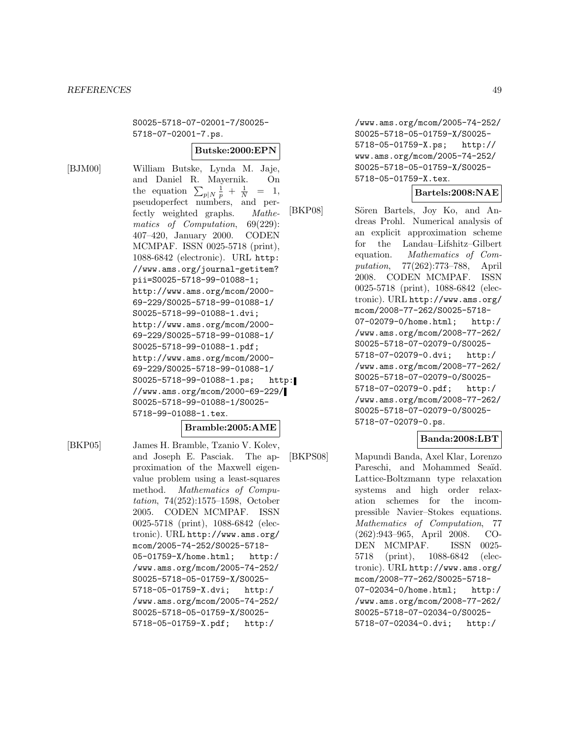S0025-5718-07-02001-7/S0025-5718-07-02001-7.ps.

**Butske:2000:EPN**

[BJM00] William Butske, Lynda M. Jaje, and Daniel R. Mayernik. On the equation $\sum_{p|N} \frac{1}{p} + \frac{1}{N} = 1$, pseudoperfect numbers, and perfectly weighted graphs. *Mathematics of Computation*, 69(229): 407–420, January 2000. CODEN MCMPAF. ISSN 0025-5718 (print), 1088-6842 (electronic). URL http://www.ams.org/journal-getitem?pii=S0025-5718-99-01088-1; http://www.ams.org/mcom/2000-69-229/S0025-5718-99-01088-1/S0025-5718-99-01088-1.dvi; http://www.ams.org/mcom/2000-69-229/S0025-5718-99-01088-1/S0025-5718-99-01088-1.pdf; http://www.ams.org/mcom/2000-69-229/S0025-5718-99-01088-1/S0025-5718-99-01088-1.ps; http://www.ams.org/mcom/2000-69-229/S0025-5718-99-01088-1/S0025-5718-99-01088-1.tex.

**Bramble:2005:AME**

[BKP05] James H. Bramble, Tzanio V. Kolev, and Joseph E. Pasciak. The approximation of the Maxwell eigenvalue problem using a least-squares method. *Mathematics of Computation*, 74(252):1575–1598, October 2005. CODEN MCMPAF. ISSN 0025-5718 (print), 1088-6842 (electronic). URL http://www.ams.org/mcom/2005-74-252/S0025-5718-05-01759-X/home.html; http://www.ams.org/mcom/2005-74-252/S0025-5718-05-01759-X/S0025-5718-05-01759-X.dvi; http://www.ams.org/mcom/2005-74-252/S0025-5718-05-01759-X/S0025-5718-05-01759-X.pdf; http://www.ams.org/mcom/2005-74-252/S0025-5718-05-01759-X/S0025-5718-05-01759-X.ps; http://www.ams.org/mcom/2005-74-252/S0025-5718-05-01759-X/S0025-5718-05-01759-X.tex.

**Bartels:2008:NAE**

[BKP08] Sören Bartels, Joy Ko, and Andreas Prohl. Numerical analysis of an explicit approximation scheme for the Landau–Lifshitz–Gilbert equation. *Mathematics of Computation*, 77(262):773–788, April 2008. CODEN MCMPAF. ISSN 0025-5718 (print), 1088-6842 (electronic). URL http://www.ams.org/mcom/2008-77-262/S0025-5718-07-02079-0/home.html; http://www.ams.org/mcom/2008-77-262/S0025-5718-07-02079-0/S0025-5718-07-02079-0.dvi; http://www.ams.org/mcom/2008-77-262/S0025-5718-07-02079-0/S0025-5718-07-02079-0.pdf; http://www.ams.org/mcom/2008-77-262/S0025-5718-07-02079-0/S0025-5718-07-02079-0.ps.

**Banda:2008:LBT**

[BKPS08] Mapundi Banda, Axel Klar, Lorenzo Pareschi, and Mohammed Seaïd. Lattice-Boltzmann type relaxation systems and high order relaxation schemes for the incompressible Navier–Stokes equations. *Mathematics of Computation*, 77 (262):943–965, April 2008. CODEN MCMPAF. ISSN 0025-5718 (print), 1088-6842 (electronic). URL http://www.ams.org/mcom/2008-77-262/S0025-5718-07-02034-0/home.html; http://www.ams.org/mcom/2008-77-262/S0025-5718-07-02034-0/S0025-5718-07-02034-0.dvi; http:/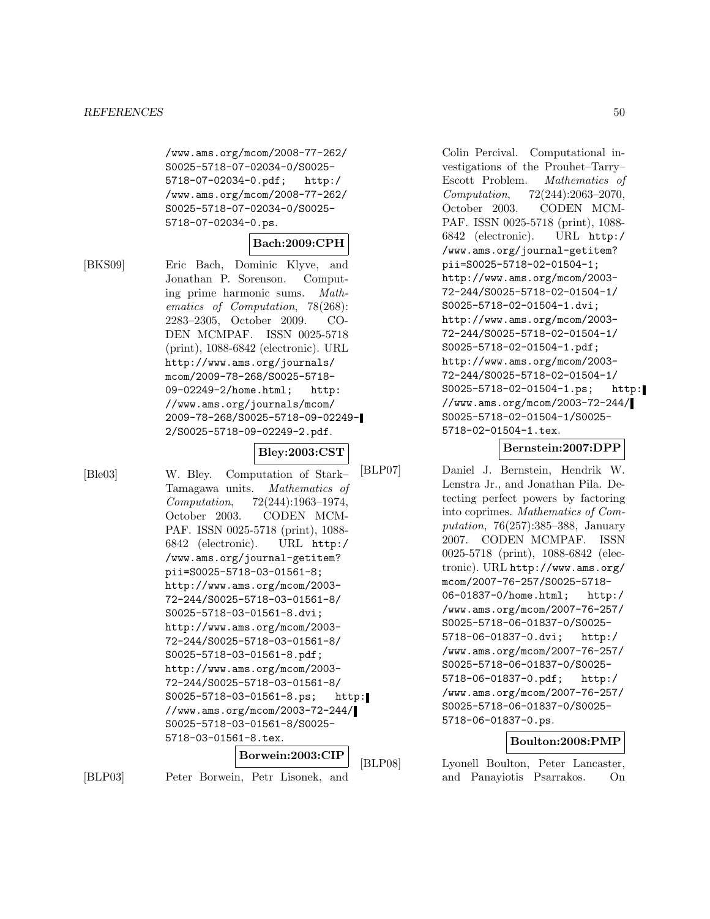/www.ams.org/mcom/2008-77-262/S0025-5718-07-02034-0/S0025-5718-07-02034-0.pdf; http://www.ams.org/mcom/2008-77-262/S0025-5718-07-02034-0/S0025-5718-07-02034-0.ps.

**Bach:2009:CPH**

[BKS09] Eric Bach, Dominic Klyve, and Jonathan P. Sorenson. Computing prime harmonic sums. *Mathematics of Computation*, 78(268): 2283–2305, October 2009. CODEN MCMPAF. ISSN 0025-5718 (print), 1088-6842 (electronic). URL http://www.ams.org/journals/mcom/2009-78-268/S0025-5718-09-02249-2/home.html; http://www.ams.org/journals/mcom/2009-78-268/S0025-5718-09-02249-2/S0025-5718-09-02249-2.pdf.

**Bley:2003:CST**

[Ble03] W. Bley. Computation of Stark–Tamagawa units. *Mathematics of Computation*, 72(244):1963–1974, October 2003. CODEN MCMPAF. ISSN 0025-5718 (print), 1088-6842 (electronic). URL http://www.ams.org/journal-getitem?pii=S0025-5718-03-01561-8; http://www.ams.org/mcom/2003-72-244/S0025-5718-03-01561-8/S0025-5718-03-01561-8.dvi; http://www.ams.org/mcom/2003-72-244/S0025-5718-03-01561-8/S0025-5718-03-01561-8.pdf; http://www.ams.org/mcom/2003-72-244/S0025-5718-03-01561-8/S0025-5718-03-01561-8.ps; http://www.ams.org/mcom/2003-72-244/S0025-5718-03-01561-8/S0025-5718-03-01561-8.tex.

**Borwein:2003:CIP**

[BLP03] Peter Borwein, Petr Lisonek, and Colin Percival. Computational investigations of the Prouhet–Tarry–Escott Problem. *Mathematics of Computation*, 72(244):2063–2070, October 2003. CODEN MCMPAF. ISSN 0025-5718 (print), 1088-6842 (electronic). URL http://www.ams.org/journal-getitem?pii=S0025-5718-02-01504-1; http://www.ams.org/mcom/2003-72-244/S0025-5718-02-01504-1/S0025-5718-02-01504-1.dvi; http://www.ams.org/mcom/2003-72-244/S0025-5718-02-01504-1/S0025-5718-02-01504-1.pdf; http://www.ams.org/mcom/2003-72-244/S0025-5718-02-01504-1/S0025-5718-02-01504-1.ps; http://www.ams.org/mcom/2003-72-244/S0025-5718-02-01504-1/S0025-5718-02-01504-1.tex.

**Bernstein:2007:DPP**

[BLP07] Daniel J. Bernstein, Hendrik W. Lenstra Jr., and Jonathan Pila. Detecting perfect powers by factoring into coprimes. *Mathematics of Computation*, 76(257):385–388, January 2007. CODEN MCMPAF. ISSN 0025-5718 (print), 1088-6842 (electronic). URL http://www.ams.org/mcom/2007-76-257/S0025-5718-06-01837-0/home.html; http://www.ams.org/mcom/2007-76-257/S0025-5718-06-01837-0/S0025-5718-06-01837-0.dvi; http://www.ams.org/mcom/2007-76-257/S0025-5718-06-01837-0/S0025-5718-06-01837-0.pdf; http://www.ams.org/mcom/2007-76-257/S0025-5718-06-01837-0/S0025-5718-06-01837-0.ps.

**Boulton:2008:PMP**

[BLP08] Lyonell Boulton, Peter Lancaster, and Panayiotis Psarrakos. On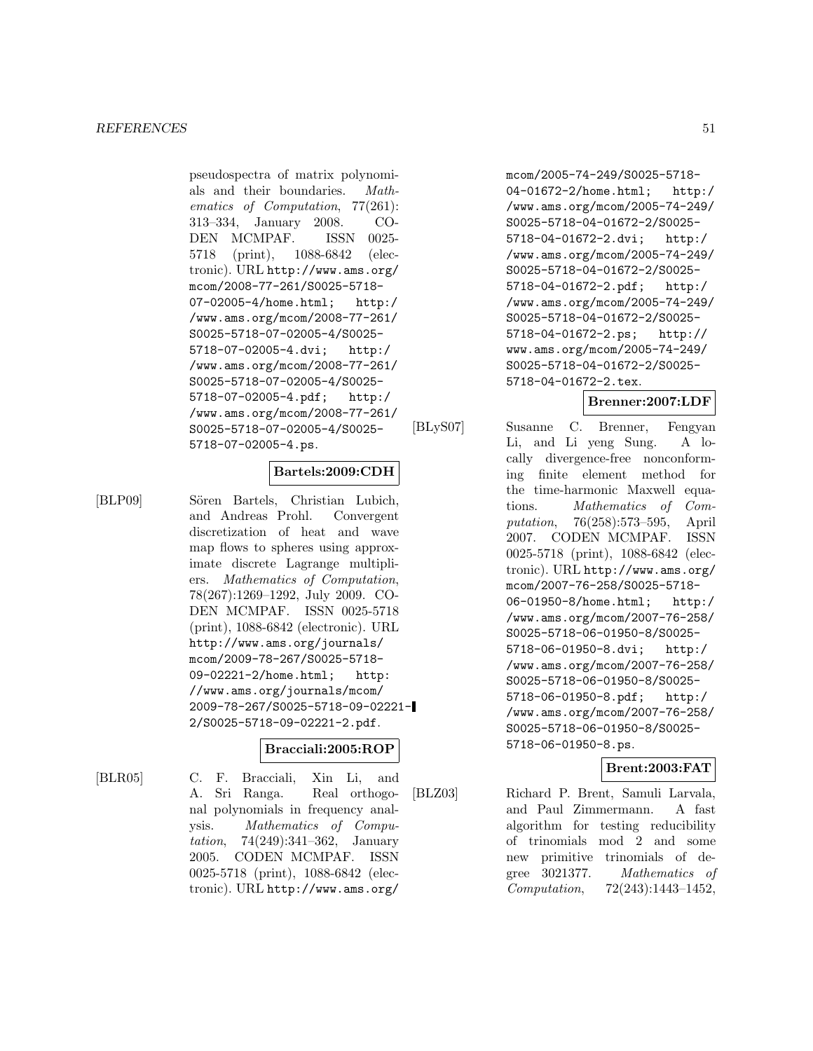pseudospectra of matrix polynomials and their boundaries. *Mathematics of Computation*, 77(261): 313–334, January 2008. CODEN MCMPAF. ISSN 0025-5718 (print), 1088-6842 (electronic). URL http://www.ams.org/mcom/2008-77-261/S0025-5718-07-02005-4/home.html; http://www.ams.org/mcom/2008-77-261/S0025-5718-07-02005-4/S0025-5718-07-02005-4.dvi; http://www.ams.org/mcom/2008-77-261/S0025-5718-07-02005-4/S0025-5718-07-02005-4.pdf; http://www.ams.org/mcom/2008-77-261/S0025-5718-07-02005-4/S0025-5718-07-02005-4.ps.

**Bartels:2009:CDH**

[BLP09] Sören Bartels, Christian Lubich, and Andreas Prohl. Convergent discretization of heat and wave map flows to spheres using approximate discrete Lagrange multipliers. *Mathematics of Computation*, 78(267):1269–1292, July 2009. CODEN MCMPAF. ISSN 0025-5718 (print), 1088-6842 (electronic). URL http://www.ams.org/journals/mcom/2009-78-267/S0025-5718-09-02221-2/home.html; http://www.ams.org/journals/mcom/2009-78-267/S0025-5718-09-02221-2/S0025-5718-09-02221-2.pdf.

**Bracciali:2005:ROP**

[BLR05] C. F. Bracciali, Xin Li, and A. Sri Ranga. Real orthogonal polynomials in frequency analysis. *Mathematics of Computation*, 74(249):341–362, January 2005. CODEN MCMPAF. ISSN 0025-5718 (print), 1088-6842 (electronic). URL http://www.ams.org/mcom/2005-74-249/S0025-5718-04-01672-2/home.html; http://www.ams.org/mcom/2005-74-249/S0025-5718-04-01672-2/S0025-5718-04-01672-2.dvi; http://www.ams.org/mcom/2005-74-249/S0025-5718-04-01672-2/S0025-5718-04-01672-2.pdf; http://www.ams.org/mcom/2005-74-249/S0025-5718-04-01672-2/S0025-5718-04-01672-2.ps; http://www.ams.org/mcom/2005-74-249/S0025-5718-04-01672-2/S0025-5718-04-01672-2.tex.

**Brenner:2007:LDF**

[BLyS07] Susanne C. Brenner, Fengyan Li, and Li yeng Sung. A locally divergence-free nonconforming finite element method for the time-harmonic Maxwell equations. *Mathematics of Computation*, 76(258):573–595, April 2007. CODEN MCMPAF. ISSN 0025-5718 (print), 1088-6842 (electronic). URL http://www.ams.org/mcom/2007-76-258/S0025-5718-06-01950-8/home.html; http://www.ams.org/mcom/2007-76-258/S0025-5718-06-01950-8/S0025-5718-06-01950-8.dvi; http://www.ams.org/mcom/2007-76-258/S0025-5718-06-01950-8/S0025-5718-06-01950-8.pdf; http://www.ams.org/mcom/2007-76-258/S0025-5718-06-01950-8/S0025-5718-06-01950-8.ps.

**Brent:2003:FAT**

[BLZ03] Richard P. Brent, Samuli Larvala, and Paul Zimmermann. A fast algorithm for testing reducibility of trinomials mod 2 and some new primitive trinomials of degree 3021377. *Mathematics of Computation*, 72(243):1443–1452,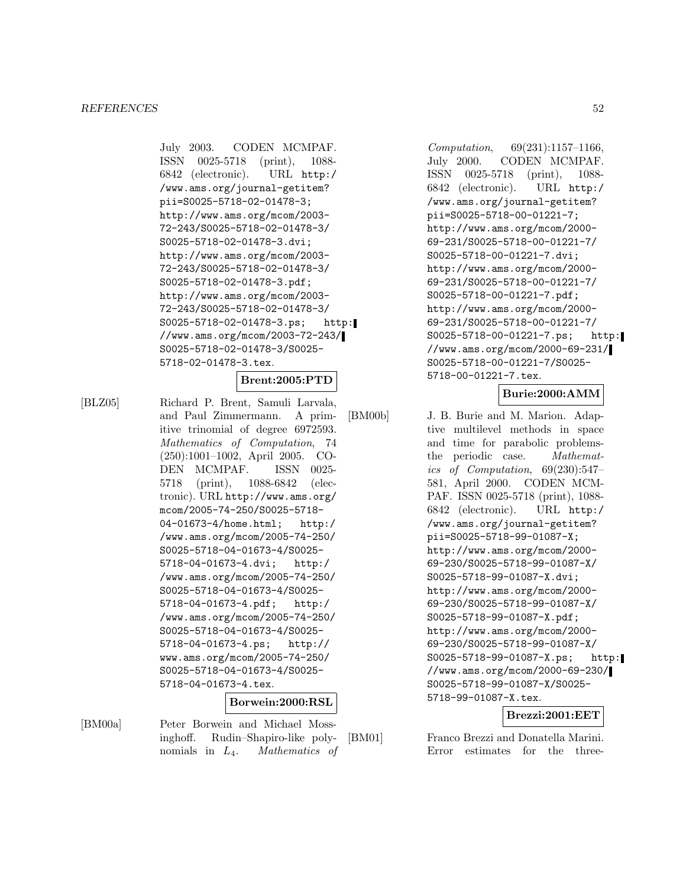July 2003. CODEN MCMPAF. ISSN 0025-5718 (print), 1088-6842 (electronic). URL http://www.ams.org/journal-getitem?pii=S0025-5718-02-01478-3; http://www.ams.org/mcom/2003-72-243/S0025-5718-02-01478-3/S0025-5718-02-01478-3.dvi; http://www.ams.org/mcom/2003-72-243/S0025-5718-02-01478-3/S0025-5718-02-01478-3.pdf; http://www.ams.org/mcom/2003-72-243/S0025-5718-02-01478-3/S0025-5718-02-01478-3.ps; http://www.ams.org/mcom/2003-72-243/S0025-5718-02-01478-3/S0025-5718-02-01478-3.tex.

**Brent:2005:PTD**

[BLZ05] Richard P. Brent, Samuli Larvala, and Paul Zimmermann. A primitive trinomial of degree 6972593. *Mathematics of Computation*, 74 (250):1001–1002, April 2005. CODEN MCMPAF. ISSN 0025-5718 (print), 1088-6842 (electronic). URL http://www.ams.org/mcom/2005-74-250/S0025-5718-04-01673-4/home.html; http://www.ams.org/mcom/2005-74-250/S0025-5718-04-01673-4/S0025-5718-04-01673-4.dvi; http://www.ams.org/mcom/2005-74-250/S0025-5718-04-01673-4/S0025-5718-04-01673-4.pdf; http://www.ams.org/mcom/2005-74-250/S0025-5718-04-01673-4/S0025-5718-04-01673-4.ps; http://www.ams.org/mcom/2005-74-250/S0025-5718-04-01673-4/S0025-5718-04-01673-4.tex.

**Borwein:2000:RSL**

[BM00a] Peter Borwein and Michael Mossinghoff. Rudin–Shapiro-like polynomials in $L_4$. *Mathematics of Computation*, 69(231):1157–1166, July 2000. CODEN MCMPAF. ISSN 0025-5718 (print), 1088-6842 (electronic). URL http://www.ams.org/journal-getitem?pii=S0025-5718-00-01221-7; http://www.ams.org/mcom/2000-69-231/S0025-5718-00-01221-7/S0025-5718-00-01221-7.dvi; http://www.ams.org/mcom/2000-69-231/S0025-5718-00-01221-7/S0025-5718-00-01221-7.pdf; http://www.ams.org/mcom/2000-69-231/S0025-5718-00-01221-7/S0025-5718-00-01221-7.ps; http://www.ams.org/mcom/2000-69-231/S0025-5718-00-01221-7/S0025-5718-00-01221-7.tex.

**Burie:2000:AMM**

[BM00b] J. B. Burie and M. Marion. Adaptive multilevel methods in space and time for parabolic problems-the periodic case. *Mathematics of Computation*, 69(230):547–581, April 2000. CODEN MCMPAF. ISSN 0025-5718 (print), 1088-6842 (electronic). URL http://www.ams.org/journal-getitem?pii=S0025-5718-99-01087-X; http://www.ams.org/mcom/2000-69-230/S0025-5718-99-01087-X/S0025-5718-99-01087-X.dvi; http://www.ams.org/mcom/2000-69-230/S0025-5718-99-01087-X/S0025-5718-99-01087-X.pdf; http://www.ams.org/mcom/2000-69-230/S0025-5718-99-01087-X/S0025-5718-99-01087-X.ps; http://www.ams.org/mcom/2000-69-230/S0025-5718-99-01087-X/S0025-5718-99-01087-X.tex.

**Brezzi:2001:EET**

[BM01] Franco Brezzi and Donatella Marini. Error estimates for the three-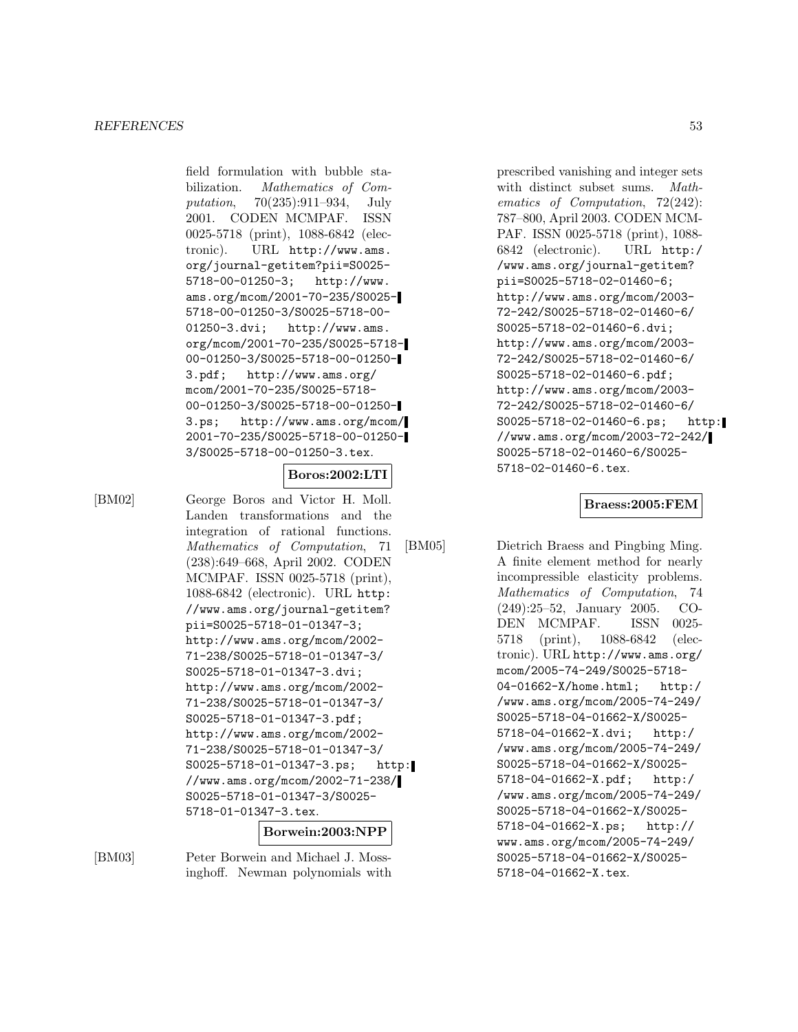field formulation with bubble stabilization. *Mathematics of Computation*, 70(235):911–934, July 2001. CODEN MCMPAF. ISSN 0025-5718 (print), 1088-6842 (electronic). URL http://www.ams.org/journal-getitem?pii=S0025-5718-00-01250-3; http://www.ams.org/mcom/2001-70-235/S0025-5718-00-01250-3/S0025-5718-00-01250-3.dvi; http://www.ams.org/mcom/2001-70-235/S0025-5718-00-01250-3/S0025-5718-00-01250-3.pdf; http://www.ams.org/mcom/2001-70-235/S0025-5718-00-01250-3/S0025-5718-00-01250-3.ps; http://www.ams.org/mcom/2001-70-235/S0025-5718-00-01250-3/S0025-5718-00-01250-3.tex.

**Boros:2002:LTI**

[BM02] George Boros and Victor H. Moll. Landen transformations and the integration of rational functions. *Mathematics of Computation*, 71 (238):649–668, April 2002. CODEN MCMPAF. ISSN 0025-5718 (print), 1088-6842 (electronic). URL http://www.ams.org/journal-getitem?pii=S0025-5718-01-01347-3; http://www.ams.org/mcom/2002-71-238/S0025-5718-01-01347-3/S0025-5718-01-01347-3.dvi; http://www.ams.org/mcom/2002-71-238/S0025-5718-01-01347-3/S0025-5718-01-01347-3.pdf; http://www.ams.org/mcom/2002-71-238/S0025-5718-01-01347-3/S0025-5718-01-01347-3.ps; http://www.ams.org/mcom/2002-71-238/S0025-5718-01-01347-3/S0025-5718-01-01347-3.tex.

**Borwein:2003:NPP**

[BM03] Peter Borwein and Michael J. Mossinghoff. Newman polynomials with prescribed vanishing and integer sets with distinct subset sums. *Mathematics of Computation*, 72(242): 787–800, April 2003. CODEN MCMPAF. ISSN 0025-5718 (print), 1088-6842 (electronic). URL http://www.ams.org/journal-getitem?pii=S0025-5718-02-01460-6; http://www.ams.org/mcom/2003-72-242/S0025-5718-02-01460-6/S0025-5718-02-01460-6.dvi; http://www.ams.org/mcom/2003-72-242/S0025-5718-02-01460-6/S0025-5718-02-01460-6.pdf; http://www.ams.org/mcom/2003-72-242/S0025-5718-02-01460-6/S0025-5718-02-01460-6.ps; http://www.ams.org/mcom/2003-72-242/S0025-5718-02-01460-6/S0025-5718-02-01460-6.tex.

**Braess:2005:FEM**

[BM05] Dietrich Braess and Pingbing Ming. A finite element method for nearly incompressible elasticity problems. *Mathematics of Computation*, 74 (249):25–52, January 2005. CODEN MCMPAF. ISSN 0025-5718 (print), 1088-6842 (electronic). URL http://www.ams.org/mcom/2005-74-249/S0025-5718-04-01662-X/home.html; http://www.ams.org/mcom/2005-74-249/S0025-5718-04-01662-X/S0025-5718-04-01662-X.dvi; http://www.ams.org/mcom/2005-74-249/S0025-5718-04-01662-X/S0025-5718-04-01662-X.pdf; http://www.ams.org/mcom/2005-74-249/S0025-5718-04-01662-X/S0025-5718-04-01662-X.ps; http://www.ams.org/mcom/2005-74-249/S0025-5718-04-01662-X/S0025-5718-04-01662-X.tex.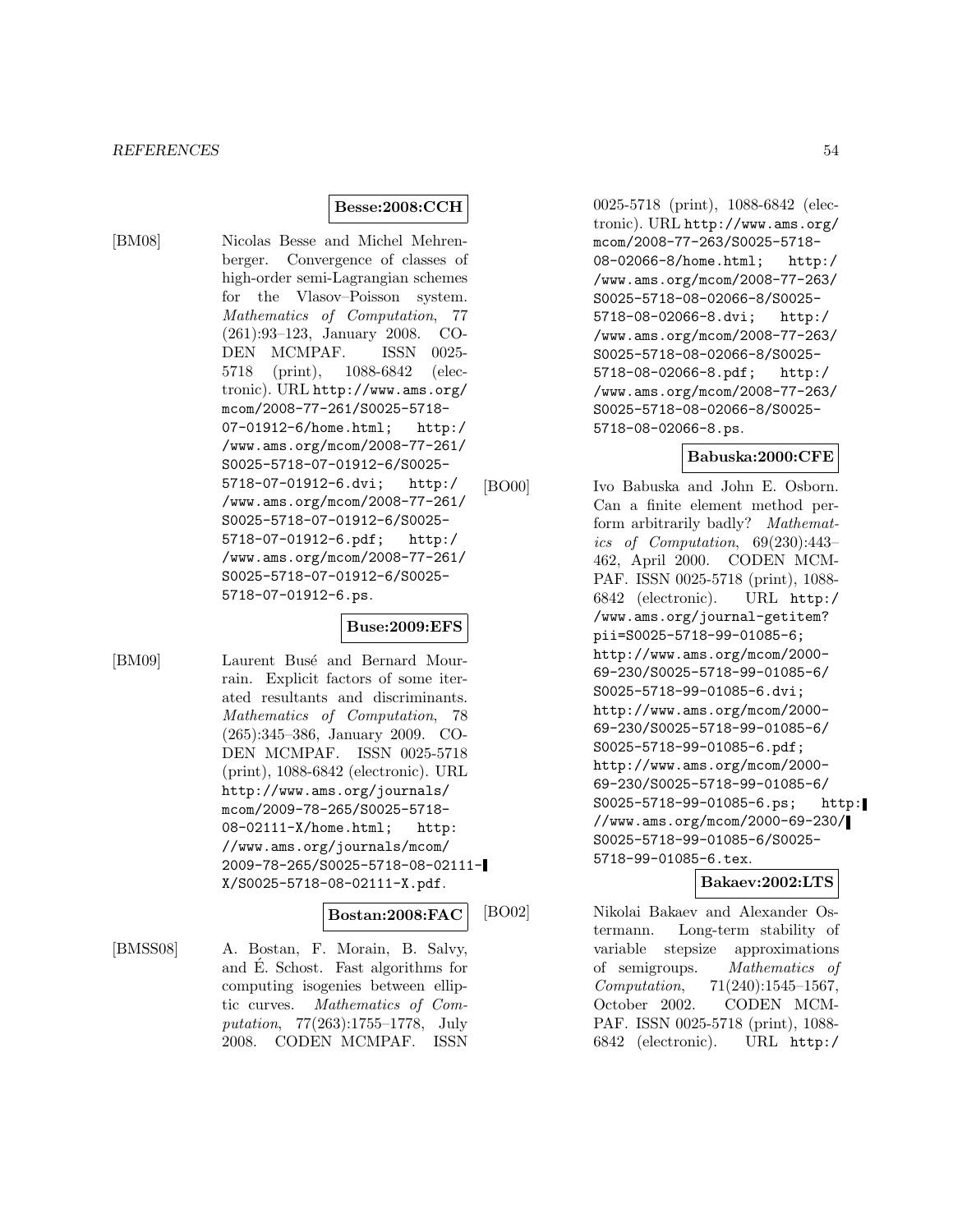**Besse:2008:CCH**

[BM08] Nicolas Besse and Michel Mehrenberger. Convergence of classes of high-order semi-Lagrangian schemes for the Vlasov–Poisson system. *Mathematics of Computation*, 77 (261):93–123, January 2008. CODEN MCMPAF. ISSN 0025-5718 (print), 1088-6842 (electronic). URL http://www.ams.org/mcom/2008-77-261/S0025-5718-07-01912-6/home.html; http://www.ams.org/mcom/2008-77-261/S0025-5718-07-01912-6/S0025-5718-07-01912-6.dvi; http://www.ams.org/mcom/2008-77-261/S0025-5718-07-01912-6/S0025-5718-07-01912-6.pdf; http://www.ams.org/mcom/2008-77-261/S0025-5718-07-01912-6/S0025-5718-07-01912-6.ps.

**Buse:2009:EFS**

[BM09] Laurent Busé and Bernard Mourrain. Explicit factors of some iterated resultants and discriminants. *Mathematics of Computation*, 78 (265):345–386, January 2009. CODEN MCMPAF. ISSN 0025-5718 (print), 1088-6842 (electronic). URL http://www.ams.org/journals/mcom/2009-78-265/S0025-5718-08-02111-X/home.html; http://www.ams.org/journals/mcom/2009-78-265/S0025-5718-08-02111-X/S0025-5718-08-02111-X.pdf.

**Bostan:2008:FAC**

[BMSS08] A. Bostan, F. Morain, B. Salvy, and É. Schost. Fast algorithms for computing isogenies between elliptic curves. *Mathematics of Computation*, 77(263):1755–1778, July 2008. CODEN MCMPAF. ISSN 0025-5718 (print), 1088-6842 (electronic). URL http://www.ams.org/mcom/2008-77-263/S0025-5718-08-02066-8/home.html; http://www.ams.org/mcom/2008-77-263/S0025-5718-08-02066-8/S0025-5718-08-02066-8.dvi; http://www.ams.org/mcom/2008-77-263/S0025-5718-08-02066-8/S0025-5718-08-02066-8.pdf; http://www.ams.org/mcom/2008-77-263/S0025-5718-08-02066-8/S0025-5718-08-02066-8.ps.

**Babuska:2000:CFE**

[BO00] Ivo Babuska and John E. Osborn. Can a finite element method perform arbitrarily badly? *Mathematics of Computation*, 69(230):443–462, April 2000. CODEN MCMPAF. ISSN 0025-5718 (print), 1088-6842 (electronic). URL http://www.ams.org/journal-getitem?pii=S0025-5718-99-01085-6; http://www.ams.org/mcom/2000-69-230/S0025-5718-99-01085-6/S0025-5718-99-01085-6.dvi; http://www.ams.org/mcom/2000-69-230/S0025-5718-99-01085-6/S0025-5718-99-01085-6.pdf; http://www.ams.org/mcom/2000-69-230/S0025-5718-99-01085-6/S0025-5718-99-01085-6.ps; http://www.ams.org/mcom/2000-69-230/S0025-5718-99-01085-6/S0025-5718-99-01085-6.tex.

**Bakaev:2002:LTS**

[BO02] Nikolai Bakaev and Alexander Ostermann. Long-term stability of variable stepsize approximations of semigroups. *Mathematics of Computation*, 71(240):1545–1567, October 2002. CODEN MCMPAF. ISSN 0025-5718 (print), 1088-6842 (electronic). URL http:/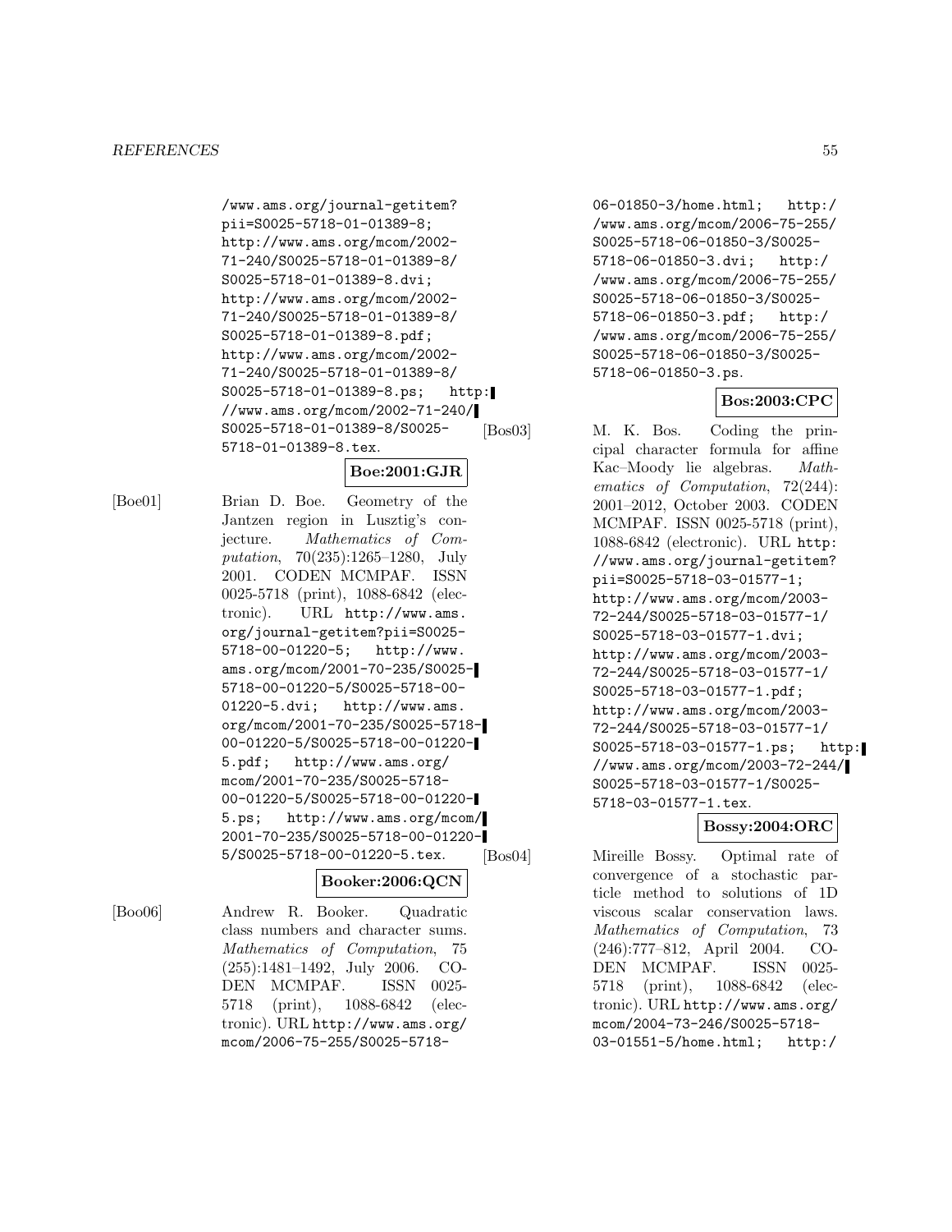/www.ams.org/journal-getitem?pii=S0025-5718-01-01389-8; http://www.ams.org/mcom/2002-71-240/S0025-5718-01-01389-8/S0025-5718-01-01389-8.dvi; http://www.ams.org/mcom/2002-71-240/S0025-5718-01-01389-8/S0025-5718-01-01389-8.pdf; http://www.ams.org/mcom/2002-71-240/S0025-5718-01-01389-8/S0025-5718-01-01389-8.ps; http://www.ams.org/mcom/2002-71-240/S0025-5718-01-01389-8/S0025-5718-01-01389-8.tex.

**Boe:2001:GJR**

[Boe01] Brian D. Boe. Geometry of the Jantzen region in Lusztig's conjecture. *Mathematics of Computation*, 70(235):1265–1280, July 2001. CODEN MCMPAF. ISSN 0025-5718 (print), 1088-6842 (electronic). URL http://www.ams.org/journal-getitem?pii=S0025-5718-00-01220-5; http://www.ams.org/mcom/2001-70-235/S0025-5718-00-01220-5/S0025-5718-00-01220-5.dvi; http://www.ams.org/mcom/2001-70-235/S0025-5718-00-01220-5/S0025-5718-00-01220-5.pdf; http://www.ams.org/mcom/2001-70-235/S0025-5718-00-01220-5/S0025-5718-00-01220-5.ps; http://www.ams.org/mcom/2001-70-235/S0025-5718-00-01220-5/S0025-5718-00-01220-5.tex.

**Booker:2006:QCN**

[Boo06] Andrew R. Booker. Quadratic class numbers and character sums. *Mathematics of Computation*, 75 (255):1481–1492, July 2006. CODEN MCMPAF. ISSN 0025-5718 (print), 1088-6842 (electronic). URL http://www.ams.org/mcom/2006-75-255/S0025-5718-06-01850-3/home.html; http://www.ams.org/mcom/2006-75-255/S0025-5718-06-01850-3/S0025-5718-06-01850-3.dvi; http://www.ams.org/mcom/2006-75-255/S0025-5718-06-01850-3/S0025-5718-06-01850-3.pdf; http://www.ams.org/mcom/2006-75-255/S0025-5718-06-01850-3/S0025-5718-06-01850-3.ps.

**Bos:2003:CPC**

[Bos03] M. K. Bos. Coding the principal character formula for affine Kac–Moody lie algebras. *Mathematics of Computation*, 72(244): 2001–2012, October 2003. CODEN MCMPAF. ISSN 0025-5718 (print), 1088-6842 (electronic). URL http://www.ams.org/journal-getitem?pii=S0025-5718-03-01577-1; http://www.ams.org/mcom/2003-72-244/S0025-5718-03-01577-1/S0025-5718-03-01577-1.dvi; http://www.ams.org/mcom/2003-72-244/S0025-5718-03-01577-1/S0025-5718-03-01577-1.pdf; http://www.ams.org/mcom/2003-72-244/S0025-5718-03-01577-1/S0025-5718-03-01577-1.ps; http://www.ams.org/mcom/2003-72-244/S0025-5718-03-01577-1/S0025-5718-03-01577-1.tex.

**Bossy:2004:ORC**

[Bos04] Mireille Bossy. Optimal rate of convergence of a stochastic particle method to solutions of 1D viscous scalar conservation laws. *Mathematics of Computation*, 73 (246):777–812, April 2004. CODEN MCMPAF. ISSN 0025-5718 (print), 1088-6842 (electronic). URL http://www.ams.org/mcom/2004-73-246/S0025-5718-03-01551-5/home.html; http:/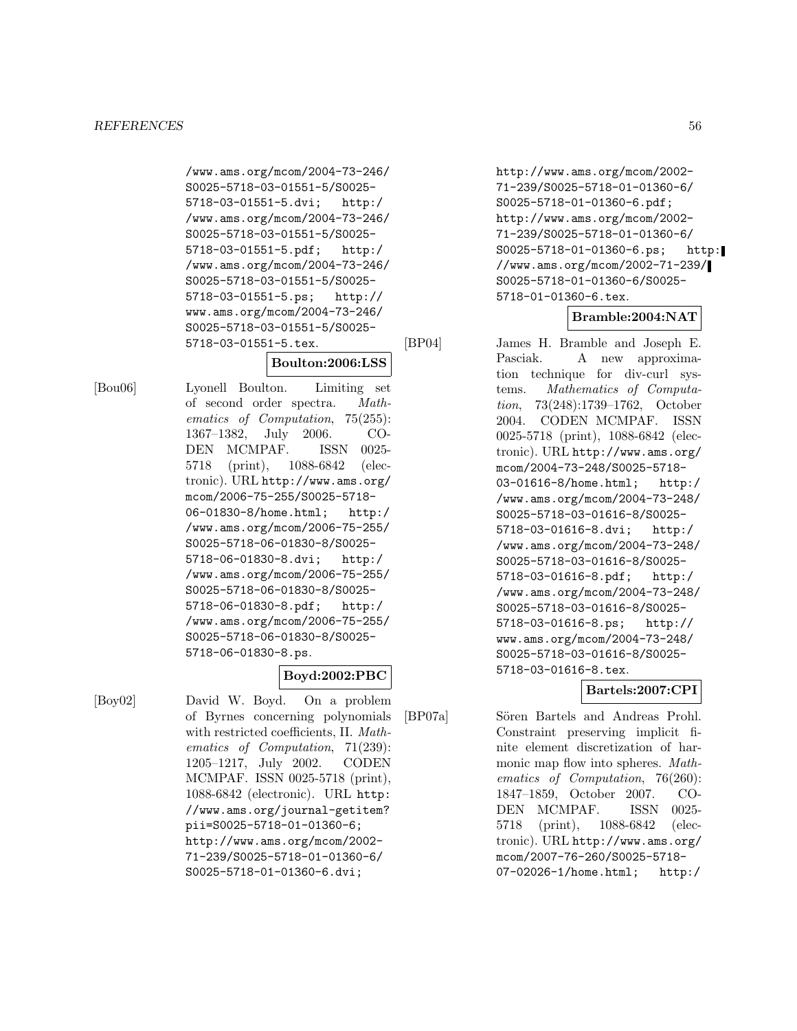/www.ams.org/mcom/2004-73-246/S0025-5718-03-01551-5/S0025-5718-03-01551-5.dvi; http://www.ams.org/mcom/2004-73-246/S0025-5718-03-01551-5/S0025-5718-03-01551-5.pdf; http://www.ams.org/mcom/2004-73-246/S0025-5718-03-01551-5/S0025-5718-03-01551-5.ps; http://www.ams.org/mcom/2004-73-246/S0025-5718-03-01551-5/S0025-5718-03-01551-5.tex.

**Boulton:2006:LSS**

[Bou06] Lyonell Boulton. Limiting set of second order spectra. *Mathematics of Computation*, 75(255): 1367–1382, July 2006. CODEN MCMPAF. ISSN 0025-5718 (print), 1088-6842 (electronic). URL http://www.ams.org/mcom/2006-75-255/S0025-5718-06-01830-8/home.html; http://www.ams.org/mcom/2006-75-255/S0025-5718-06-01830-8/S0025-5718-06-01830-8.dvi; http://www.ams.org/mcom/2006-75-255/S0025-5718-06-01830-8/S0025-5718-06-01830-8.pdf; http://www.ams.org/mcom/2006-75-255/S0025-5718-06-01830-8/S0025-5718-06-01830-8.ps.

**Boyd:2002:PBC**

[Boy02] David W. Boyd. On a problem of Byrnes concerning polynomials with restricted coefficients, II. *Mathematics of Computation*, 71(239): 1205–1217, July 2002. CODEN MCMPAF. ISSN 0025-5718 (print), 1088-6842 (electronic). URL http://www.ams.org/journal-getitem?pii=S0025-5718-01-01360-6; http://www.ams.org/mcom/2002-71-239/S0025-5718-01-01360-6/S0025-5718-01-01360-6.dvi; http://www.ams.org/mcom/2002-71-239/S0025-5718-01-01360-6/S0025-5718-01-01360-6.pdf; http://www.ams.org/mcom/2002-71-239/S0025-5718-01-01360-6/S0025-5718-01-01360-6.ps; http://www.ams.org/mcom/2002-71-239/S0025-5718-01-01360-6/S0025-5718-01-01360-6.tex.

**Bramble:2004:NAT**

[BP04] James H. Bramble and Joseph E. Pasciak. A new approximation technique for div-curl systems. *Mathematics of Computation*, 73(248):1739–1762, October 2004. CODEN MCMPAF. ISSN 0025-5718 (print), 1088-6842 (electronic). URL http://www.ams.org/mcom/2004-73-248/S0025-5718-03-01616-8/home.html; http://www.ams.org/mcom/2004-73-248/S0025-5718-03-01616-8/S0025-5718-03-01616-8.dvi; http://www.ams.org/mcom/2004-73-248/S0025-5718-03-01616-8/S0025-5718-03-01616-8.pdf; http://www.ams.org/mcom/2004-73-248/S0025-5718-03-01616-8/S0025-5718-03-01616-8.ps; http://www.ams.org/mcom/2004-73-248/S0025-5718-03-01616-8/S0025-5718-03-01616-8.tex.

**Bartels:2007:CPI**

[BP07a] Sören Bartels and Andreas Prohl. Constraint preserving implicit finite element discretization of harmonic map flow into spheres. *Mathematics of Computation*, 76(260): 1847–1859, October 2007. CODEN MCMPAF. ISSN 0025-5718 (print), 1088-6842 (electronic). URL http://www.ams.org/mcom/2007-76-260/S0025-5718-07-02026-1/home.html; http:/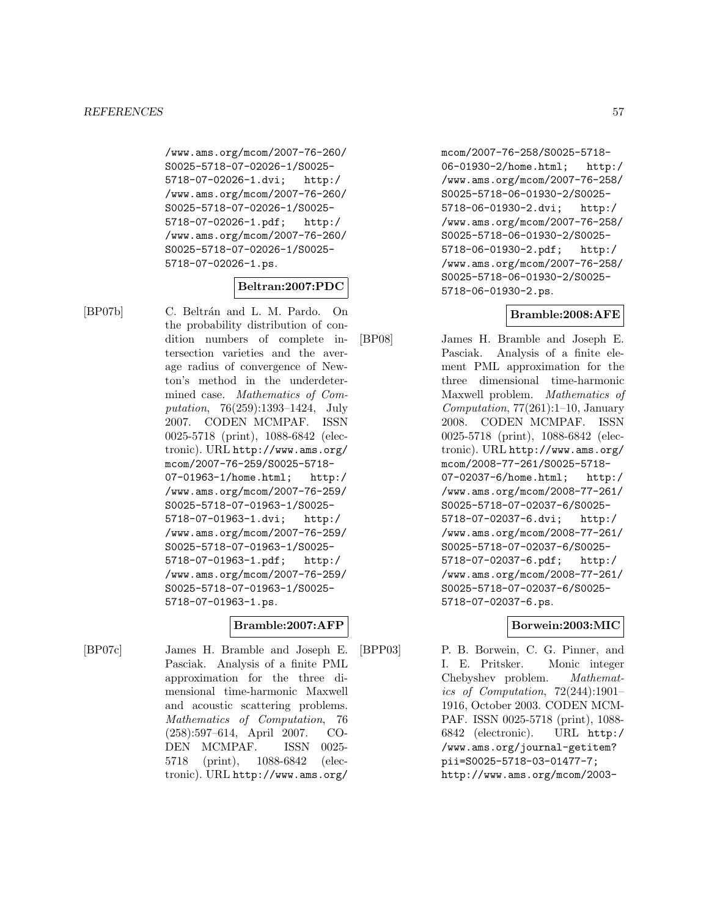/www.ams.org/mcom/2007-76-260/S0025-5718-07-02026-1/S0025-5718-07-02026-1.dvi; http://www.ams.org/mcom/2007-76-260/S0025-5718-07-02026-1/S0025-5718-07-02026-1.pdf; http://www.ams.org/mcom/2007-76-260/S0025-5718-07-02026-1/S0025-5718-07-02026-1.ps.

**Beltran:2007:PDC**

[BP07b] C. Beltrán and L. M. Pardo. On the probability distribution of condition numbers of complete intersection varieties and the average radius of convergence of Newton's method in the underdetermined case. *Mathematics of Computation*, 76(259):1393–1424, July 2007. CODEN MCMPAF. ISSN 0025-5718 (print), 1088-6842 (electronic). URL http://www.ams.org/mcom/2007-76-259/S0025-5718-07-01963-1/home.html; http://www.ams.org/mcom/2007-76-259/S0025-5718-07-01963-1/S0025-5718-07-01963-1.dvi; http://www.ams.org/mcom/2007-76-259/S0025-5718-07-01963-1/S0025-5718-07-01963-1.pdf; http://www.ams.org/mcom/2007-76-259/S0025-5718-07-01963-1/S0025-5718-07-01963-1.ps.

**Bramble:2007:AFP**

[BP07c] James H. Bramble and Joseph E. Pasciak. Analysis of a finite PML approximation for the three dimensional time-harmonic Maxwell and acoustic scattering problems. *Mathematics of Computation*, 76 (258):597–614, April 2007. CODEN MCMPAF. ISSN 0025-5718 (print), 1088-6842 (electronic). URL http://www.ams.org/mcom/2007-76-258/S0025-5718-06-01930-2/home.html; http://www.ams.org/mcom/2007-76-258/S0025-5718-06-01930-2/S0025-5718-06-01930-2.dvi; http://www.ams.org/mcom/2007-76-258/S0025-5718-06-01930-2/S0025-5718-06-01930-2.pdf; http://www.ams.org/mcom/2007-76-258/S0025-5718-06-01930-2/S0025-5718-06-01930-2.ps.

**Bramble:2008:AFE**

[BP08] James H. Bramble and Joseph E. Pasciak. Analysis of a finite element PML approximation for the three dimensional time-harmonic Maxwell problem. *Mathematics of Computation*, 77(261):1–10, January 2008. CODEN MCMPAF. ISSN 0025-5718 (print), 1088-6842 (electronic). URL http://www.ams.org/mcom/2008-77-261/S0025-5718-07-02037-6/home.html; http://www.ams.org/mcom/2008-77-261/S0025-5718-07-02037-6/S0025-5718-07-02037-6.dvi; http://www.ams.org/mcom/2008-77-261/S0025-5718-07-02037-6/S0025-5718-07-02037-6.pdf; http://www.ams.org/mcom/2008-77-261/S0025-5718-07-02037-6/S0025-5718-07-02037-6.ps.

**Borwein:2003:MIC**

[BPP03] P. B. Borwein, C. G. Pinner, and I. E. Pritsker. Monic integer Chebyshev problem. *Mathematics of Computation*, 72(244):1901–1916, October 2003. CODEN MCMPAF. ISSN 0025-5718 (print), 1088-6842 (electronic). URL http://www.ams.org/journal-getitem?pii=S0025-5718-03-01477-7; http://www.ams.org/mcom/2003-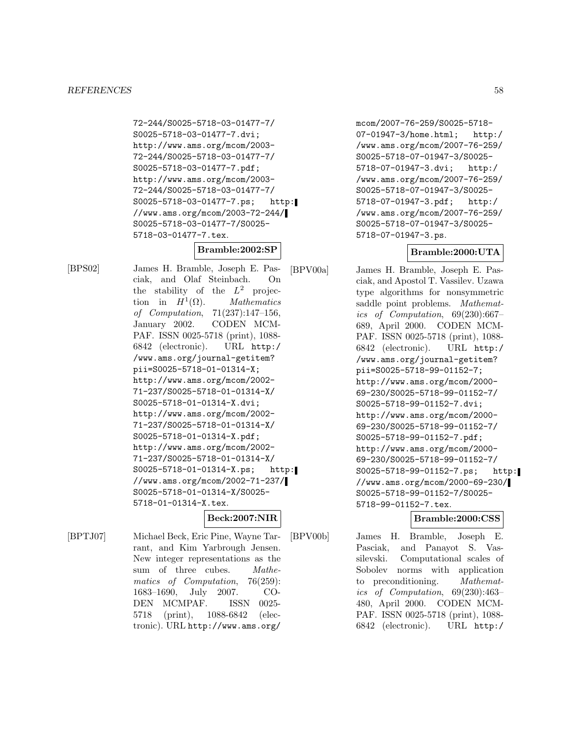72-244/S0025-5718-03-01477-7/ S0025-5718-03-01477-7.dvi; http://www.ams.org/mcom/2003-72-244/S0025-5718-03-01477-7/ S0025-5718-03-01477-7.pdf; http://www.ams.org/mcom/2003-72-244/S0025-5718-03-01477-7/ S0025-5718-03-01477-7.ps; http://www.ams.org/mcom/2003-72-244/ S0025-5718-03-01477-7/S0025-5718-03-01477-7.tex.

**Bramble:2002:SP**

[BPS02] James H. Bramble, Joseph E. Pasciak, and Olaf Steinbach. On the stability of the $L^2$ projection in $H^1(\Omega)$. *Mathematics of Computation*, 71(237):147–156, January 2002. CODEN MCMPAF. ISSN 0025-5718 (print), 1088-6842 (electronic). URL http://www.ams.org/journal-getitem?pii=S0025-5718-01-01314-X; http://www.ams.org/mcom/2002-71-237/S0025-5718-01-01314-X/ S0025-5718-01-01314-X.dvi; http://www.ams.org/mcom/2002-71-237/S0025-5718-01-01314-X/ S0025-5718-01-01314-X.pdf; http://www.ams.org/mcom/2002-71-237/S0025-5718-01-01314-X/ S0025-5718-01-01314-X.ps; http://www.ams.org/mcom/2002-71-237/ S0025-5718-01-01314-X/S0025-5718-01-01314-X.tex.

**Beck:2007:NIR**

[BPTJ07] Michael Beck, Eric Pine, Wayne Tarrant, and Kim Yarbrough Jensen. New integer representations as the sum of three cubes. *Mathematics of Computation*, 76(259): 1683–1690, July 2007. CODEN MCMPAF. ISSN 0025-5718 (print), 1088-6842 (electronic). URL http://www.ams.org/mcom/2007-76-259/S0025-5718-07-01947-3/home.html; http://www.ams.org/mcom/2007-76-259/ S0025-5718-07-01947-3/S0025-5718-07-01947-3.dvi; http://www.ams.org/mcom/2007-76-259/ S0025-5718-07-01947-3/S0025-5718-07-01947-3.pdf; http://www.ams.org/mcom/2007-76-259/ S0025-5718-07-01947-3/S0025-5718-07-01947-3.ps.

**Bramble:2000:UTA**

[BPV00a] James H. Bramble, Joseph E. Pasciak, and Apostol T. Vassilev. Uzawa type algorithms for nonsymmetric saddle point problems. *Mathematics of Computation*, 69(230):667–689, April 2000. CODEN MCMPAF. ISSN 0025-5718 (print), 1088-6842 (electronic). URL http://www.ams.org/journal-getitem?pii=S0025-5718-99-01152-7; http://www.ams.org/mcom/2000-69-230/S0025-5718-99-01152-7/ S0025-5718-99-01152-7.dvi; http://www.ams.org/mcom/2000-69-230/S0025-5718-99-01152-7/ S0025-5718-99-01152-7.pdf; http://www.ams.org/mcom/2000-69-230/S0025-5718-99-01152-7/ S0025-5718-99-01152-7.ps; http://www.ams.org/mcom/2000-69-230/ S0025-5718-99-01152-7/S0025-5718-99-01152-7.tex.

**Bramble:2000:CSS**

[BPV00b] James H. Bramble, Joseph E. Pasciak, and Panayot S. Vassilevski. Computational scales of Sobolev norms with application to preconditioning. *Mathematics of Computation*, 69(230):463–480, April 2000. CODEN MCMPAF. ISSN 0025-5718 (print), 1088-6842 (electronic). URL http:/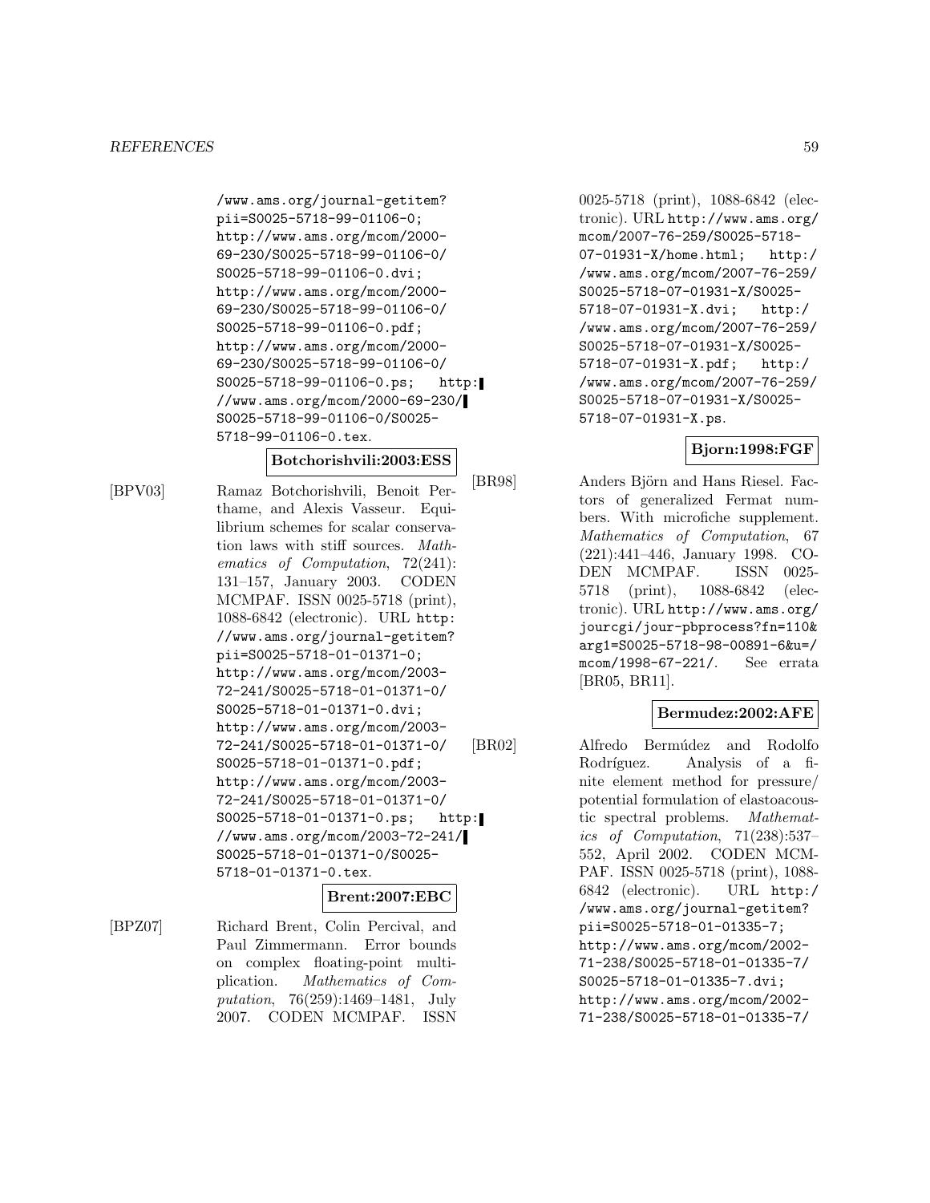/www.ams.org/journal-getitem?pii=S0025-5718-99-01106-0; http://www.ams.org/mcom/2000-69-230/S0025-5718-99-01106-0/S0025-5718-99-01106-0.dvi; http://www.ams.org/mcom/2000-69-230/S0025-5718-99-01106-0/S0025-5718-99-01106-0.pdf; http://www.ams.org/mcom/2000-69-230/S0025-5718-99-01106-0/S0025-5718-99-01106-0.ps; http://www.ams.org/mcom/2000-69-230/S0025-5718-99-01106-0/S0025-5718-99-01106-0.tex.

**Botchorishvili:2003:ESS**

[BPV03] Ramaz Botchorishvili, Benoit Perthame, and Alexis Vasseur. Equilibrium schemes for scalar conservation laws with stiff sources. *Mathematics of Computation*, 72(241): 131–157, January 2003. CODEN MCMPAF. ISSN 0025-5718 (print), 1088-6842 (electronic). URL http://www.ams.org/journal-getitem?pii=S0025-5718-01-01371-0; http://www.ams.org/mcom/2003-72-241/S0025-5718-01-01371-0/S0025-5718-01-01371-0.dvi; http://www.ams.org/mcom/2003-72-241/S0025-5718-01-01371-0/S0025-5718-01-01371-0.pdf; http://www.ams.org/mcom/2003-72-241/S0025-5718-01-01371-0/S0025-5718-01-01371-0.ps; http://www.ams.org/mcom/2003-72-241/S0025-5718-01-01371-0/S0025-5718-01-01371-0.tex.

**Brent:2007:EBC**

[BPZ07] Richard Brent, Colin Percival, and Paul Zimmermann. Error bounds on complex floating-point multiplication. *Mathematics of Computation*, 76(259):1469–1481, July 2007. CODEN MCMPAF. ISSN 0025-5718 (print), 1088-6842 (electronic). URL http://www.ams.org/mcom/2007-76-259/S0025-5718-07-01931-X/home.html; http://www.ams.org/mcom/2007-76-259/S0025-5718-07-01931-X/S0025-5718-07-01931-X.dvi; http://www.ams.org/mcom/2007-76-259/S0025-5718-07-01931-X/S0025-5718-07-01931-X.pdf; http://www.ams.org/mcom/2007-76-259/S0025-5718-07-01931-X/S0025-5718-07-01931-X.ps.

**Bjorn:1998:FGF**

[BR98] Anders Björn and Hans Riesel. Factors of generalized Fermat numbers. With microfiche supplement. *Mathematics of Computation*, 67 (221):441–446, January 1998. CODEN MCMPAF. ISSN 0025-5718 (print), 1088-6842 (electronic). URL http://www.ams.org/jourcgi/jour-pbprocess?fn=110&arg1=S0025-5718-98-00891-6&u=/mcom/1998-67-221/. See errata [BR05, BR11].

**Bermudez:2002:AFE**

[BR02] Alfredo Bermúdez and Rodolfo Rodríguez. Analysis of a finite element method for pressure/potential formulation of elastoacoustic spectral problems. *Mathematics of Computation*, 71(238):537–552, April 2002. CODEN MCMPAF. ISSN 0025-5718 (print), 1088-6842 (electronic). URL http://www.ams.org/journal-getitem?pii=S0025-5718-01-01335-7; http://www.ams.org/mcom/2002-71-238/S0025-5718-01-01335-7/S0025-5718-01-01335-7.dvi; http://www.ams.org/mcom/2002-71-238/S0025-5718-01-01335-7/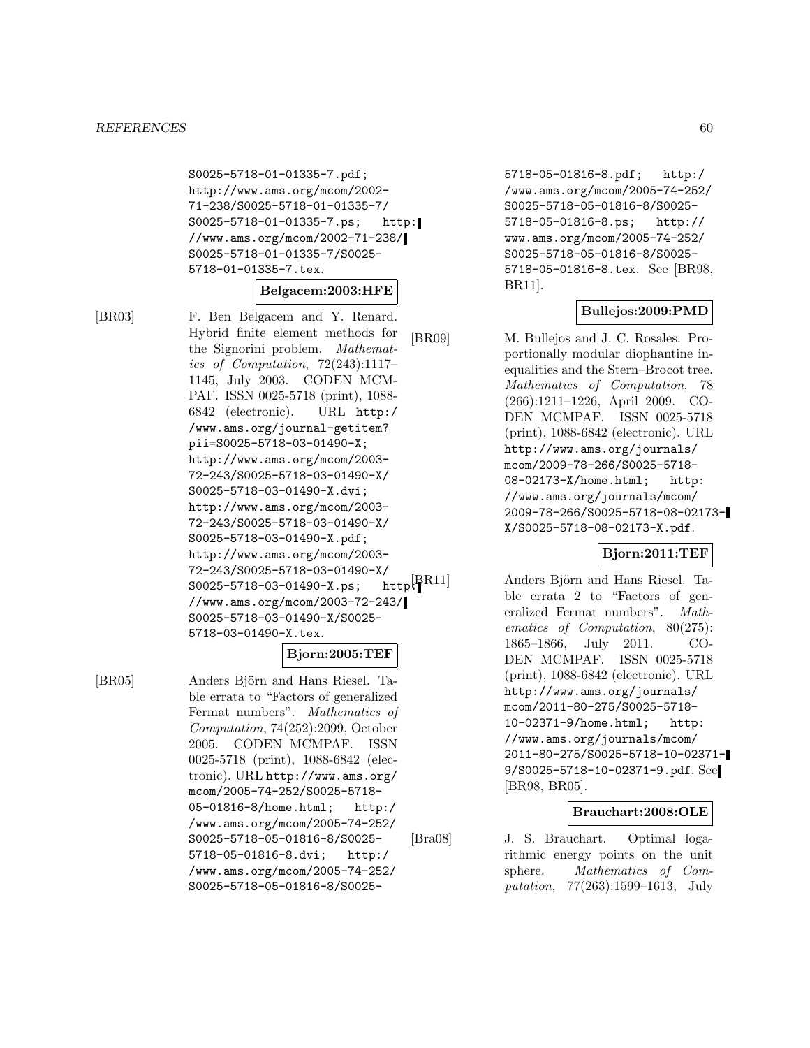S0025-5718-01-01335-7.pdf; http://www.ams.org/mcom/2002-71-238/S0025-5718-01-01335-7/S0025-5718-01-01335-7.ps; http://www.ams.org/mcom/2002-71-238/S0025-5718-01-01335-7/S0025-5718-01-01335-7.tex.

**Belgacem:2003:HFE**

[BR03] F. Ben Belgacem and Y. Renard. Hybrid finite element methods for the Signorini problem. *Mathematics of Computation*, 72(243):1117–1145, July 2003. CODEN MCMPAF. ISSN 0025-5718 (print), 1088-6842 (electronic). URL http://www.ams.org/journal-getitem?pii=S0025-5718-03-01490-X; http://www.ams.org/mcom/2003-72-243/S0025-5718-03-01490-X/S0025-5718-03-01490-X.dvi; http://www.ams.org/mcom/2003-72-243/S0025-5718-03-01490-X/S0025-5718-03-01490-X.pdf; http://www.ams.org/mcom/2003-72-243/S0025-5718-03-01490-X/S0025-5718-03-01490-X.ps; http://www.ams.org/mcom/2003-72-243/S0025-5718-03-01490-X/S0025-5718-03-01490-X.tex.

**Bjorn:2005:TEF**

[BR05] Anders Björn and Hans Riesel. Table errata to "Factors of generalized Fermat numbers". *Mathematics of Computation*, 74(252):2099, October 2005. CODEN MCMPAF. ISSN 0025-5718 (print), 1088-6842 (electronic). URL http://www.ams.org/mcom/2005-74-252/S0025-5718-05-01816-8/home.html; http://www.ams.org/mcom/2005-74-252/S0025-5718-05-01816-8/S0025-5718-05-01816-8.dvi; http://www.ams.org/mcom/2005-74-252/S0025-5718-05-01816-8/S0025-5718-05-01816-8.pdf; http://www.ams.org/mcom/2005-74-252/S0025-5718-05-01816-8/S0025-5718-05-01816-8.ps; http://www.ams.org/mcom/2005-74-252/S0025-5718-05-01816-8/S0025-5718-05-01816-8.tex. See [BR98, BR11].

**Bullejos:2009:PMD**

[BR09] M. Bullejos and J. C. Rosales. Proportionally modular diophantine inequalities and the Stern–Brocot tree. *Mathematics of Computation*, 78 (266):1211–1226, April 2009. CODEN MCMPAF. ISSN 0025-5718 (print), 1088-6842 (electronic). URL http://www.ams.org/journals/mcom/2009-78-266/S0025-5718-08-02173-X/home.html; http://www.ams.org/journals/mcom/2009-78-266/S0025-5718-08-02173-X/S0025-5718-08-02173-X.pdf.

**Bjorn:2011:TEF**

[BR11] Anders Björn and Hans Riesel. Table errata 2 to "Factors of generalized Fermat numbers". *Mathematics of Computation*, 80(275): 1865–1866, July 2011. CODEN MCMPAF. ISSN 0025-5718 (print), 1088-6842 (electronic). URL http://www.ams.org/journals/mcom/2011-80-275/S0025-5718-10-02371-9/home.html; http://www.ams.org/journals/mcom/2011-80-275/S0025-5718-10-02371-9/S0025-5718-10-02371-9.pdf. See [BR98, BR05].

**Brauchart:2008:OLE**

[Bra08] J. S. Brauchart. Optimal logarithmic energy points on the unit sphere. *Mathematics of Computation*, 77(263):1599–1613, July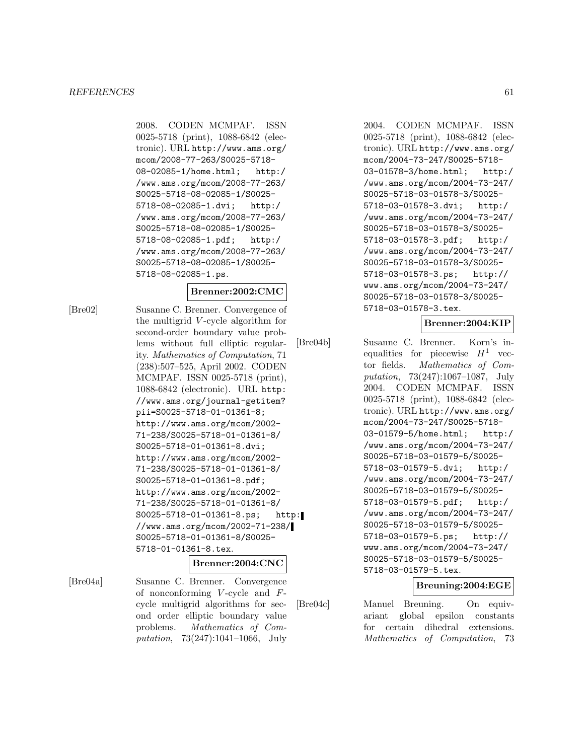2008. CODEN MCMPAF. ISSN 0025-5718 (print), 1088-6842 (electronic). URL http://www.ams.org/mcom/2008-77-263/S0025-5718-08-02085-1/home.html; http://www.ams.org/mcom/2008-77-263/S0025-5718-08-02085-1/S0025-5718-08-02085-1.dvi; http://www.ams.org/mcom/2008-77-263/S0025-5718-08-02085-1/S0025-5718-08-02085-1.pdf; http://www.ams.org/mcom/2008-77-263/S0025-5718-08-02085-1/S0025-5718-08-02085-1.ps.

**Brenner:2002:CMC**

[Bre02] Susanne C. Brenner. Convergence of the multigrid $V$-cycle algorithm for second-order boundary value problems without full elliptic regularity. *Mathematics of Computation*, 71 (238):507–525, April 2002. CODEN MCMPAF. ISSN 0025-5718 (print), 1088-6842 (electronic). URL http://www.ams.org/journal-getitem?pii=S0025-5718-01-01361-8; http://www.ams.org/mcom/2002-71-238/S0025-5718-01-01361-8/S0025-5718-01-01361-8.dvi; http://www.ams.org/mcom/2002-71-238/S0025-5718-01-01361-8/S0025-5718-01-01361-8.pdf; http://www.ams.org/mcom/2002-71-238/S0025-5718-01-01361-8/S0025-5718-01-01361-8.ps; http://www.ams.org/mcom/2002-71-238/S0025-5718-01-01361-8/S0025-5718-01-01361-8.tex.

**Brenner:2004:CNC**

[Bre04a] Susanne C. Brenner. Convergence of nonconforming $V$-cycle and $F$-cycle multigrid algorithms for second order elliptic boundary value problems. *Mathematics of Computation*, 73(247):1041–1066, July 2004. CODEN MCMPAF. ISSN 0025-5718 (print), 1088-6842 (electronic). URL http://www.ams.org/mcom/2004-73-247/S0025-5718-03-01578-3/home.html; http://www.ams.org/mcom/2004-73-247/S0025-5718-03-01578-3/S0025-5718-03-01578-3.dvi; http://www.ams.org/mcom/2004-73-247/S0025-5718-03-01578-3/S0025-5718-03-01578-3.pdf; http://www.ams.org/mcom/2004-73-247/S0025-5718-03-01578-3/S0025-5718-03-01578-3.ps; http://www.ams.org/mcom/2004-73-247/S0025-5718-03-01578-3/S0025-5718-03-01578-3.tex.

**Brenner:2004:KIP**

[Bre04b] Susanne C. Brenner. Korn's inequalities for piecewise $H^1$ vector fields. *Mathematics of Computation*, 73(247):1067–1087, July 2004. CODEN MCMPAF. ISSN 0025-5718 (print), 1088-6842 (electronic). URL http://www.ams.org/mcom/2004-73-247/S0025-5718-03-01579-5/home.html; http://www.ams.org/mcom/2004-73-247/S0025-5718-03-01579-5/S0025-5718-03-01579-5.dvi; http://www.ams.org/mcom/2004-73-247/S0025-5718-03-01579-5/S0025-5718-03-01579-5.pdf; http://www.ams.org/mcom/2004-73-247/S0025-5718-03-01579-5/S0025-5718-03-01579-5.ps; http://www.ams.org/mcom/2004-73-247/S0025-5718-03-01579-5/S0025-5718-03-01579-5.tex.

**Breuning:2004:EGE**

[Bre04c] Manuel Breuning. On equivariant global epsilon constants for certain dihedral extensions. *Mathematics of Computation*, 73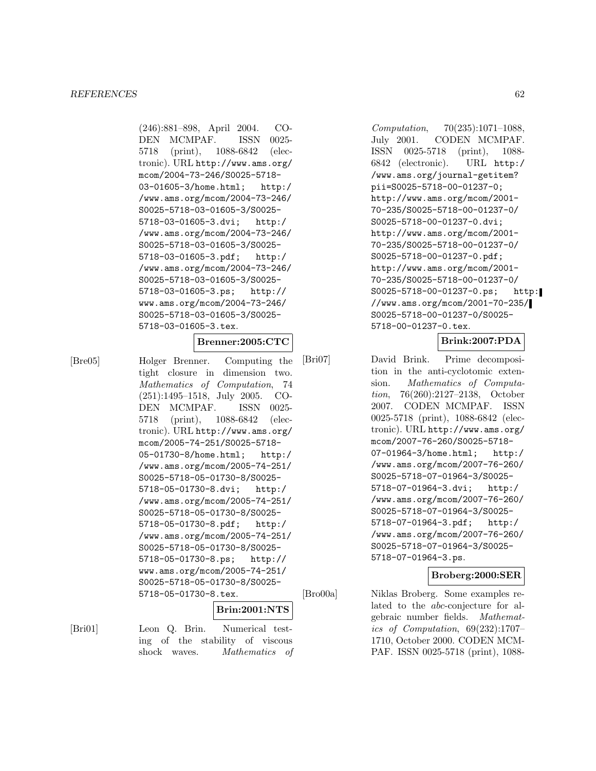(246):881–898, April 2004. CODEN MCMPAF. ISSN 0025-5718 (print), 1088-6842 (electronic). URL http://www.ams.org/mcom/2004-73-246/S0025-5718-03-01605-3/home.html; http://www.ams.org/mcom/2004-73-246/S0025-5718-03-01605-3/S0025-5718-03-01605-3.dvi; http://www.ams.org/mcom/2004-73-246/S0025-5718-03-01605-3/S0025-5718-03-01605-3.pdf; http://www.ams.org/mcom/2004-73-246/S0025-5718-03-01605-3/S0025-5718-03-01605-3.ps; http://www.ams.org/mcom/2004-73-246/S0025-5718-03-01605-3/S0025-5718-03-01605-3.tex.

**Brenner:2005:CTC**

[Bre05] Holger Brenner. Computing the tight closure in dimension two. *Mathematics of Computation*, 74 (251):1495–1518, July 2005. CODEN MCMPAF. ISSN 0025-5718 (print), 1088-6842 (electronic). URL http://www.ams.org/mcom/2005-74-251/S0025-5718-05-01730-8/home.html; http://www.ams.org/mcom/2005-74-251/S0025-5718-05-01730-8/S0025-5718-05-01730-8.dvi; http://www.ams.org/mcom/2005-74-251/S0025-5718-05-01730-8/S0025-5718-05-01730-8.pdf; http://www.ams.org/mcom/2005-74-251/S0025-5718-05-01730-8/S0025-5718-05-01730-8.ps; http://www.ams.org/mcom/2005-74-251/S0025-5718-05-01730-8/S0025-5718-05-01730-8.tex.

**Brin:2001:NTS**

[Bri01] Leon Q. Brin. Numerical testing of the stability of viscous shock waves. *Mathematics of Computation*, 70(235):1071–1088, July 2001. CODEN MCMPAF. ISSN 0025-5718 (print), 1088-6842 (electronic). URL http://www.ams.org/journal-getitem?pii=S0025-5718-00-01237-0; http://www.ams.org/mcom/2001-70-235/S0025-5718-00-01237-0/S0025-5718-00-01237-0.dvi; http://www.ams.org/mcom/2001-70-235/S0025-5718-00-01237-0/S0025-5718-00-01237-0.pdf; http://www.ams.org/mcom/2001-70-235/S0025-5718-00-01237-0/S0025-5718-00-01237-0.ps; http://www.ams.org/mcom/2001-70-235/S0025-5718-00-01237-0/S0025-5718-00-01237-0.tex.

**Brink:2007:PDA**

[Bri07] David Brink. Prime decomposition in the anti-cyclotomic extension. *Mathematics of Computation*, 76(260):2127–2138, October 2007. CODEN MCMPAF. ISSN 0025-5718 (print), 1088-6842 (electronic). URL http://www.ams.org/mcom/2007-76-260/S0025-5718-07-01964-3/home.html; http://www.ams.org/mcom/2007-76-260/S0025-5718-07-01964-3/S0025-5718-07-01964-3.dvi; http://www.ams.org/mcom/2007-76-260/S0025-5718-07-01964-3/S0025-5718-07-01964-3.pdf; http://www.ams.org/mcom/2007-76-260/S0025-5718-07-01964-3/S0025-5718-07-01964-3.ps.

**Broberg:2000:SER**

[Bro00a] Niklas Broberg. Some examples related to the *abc*-conjecture for algebraic number fields. *Mathematics of Computation*, 69(232):1707–1710, October 2000. CODEN MCMPAF. ISSN 0025-5718 (print), 1088-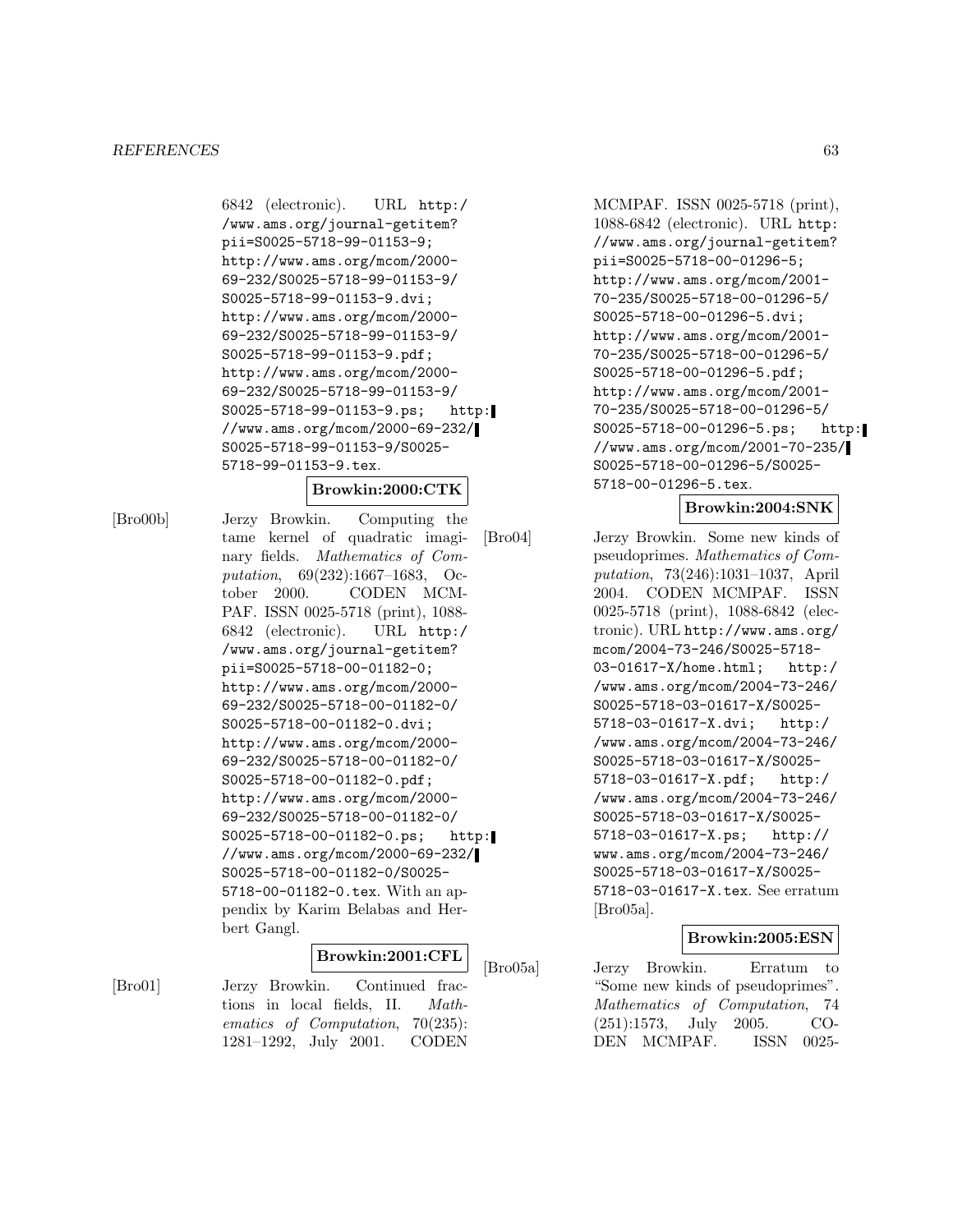6842 (electronic). URL http://www.ams.org/journal-getitem?pii=S0025-5718-99-01153-9; http://www.ams.org/mcom/2000-69-232/S0025-5718-99-01153-9/S0025-5718-99-01153-9.dvi; http://www.ams.org/mcom/2000-69-232/S0025-5718-99-01153-9/S0025-5718-99-01153-9.pdf; http://www.ams.org/mcom/2000-69-232/S0025-5718-99-01153-9/S0025-5718-99-01153-9.ps; http://www.ams.org/mcom/2000-69-232/S0025-5718-99-01153-9/S0025-5718-99-01153-9.tex.

**Browkin:2000:CTK**

[Bro00b] Jerzy Browkin. Computing the tame kernel of quadratic imaginary fields. *Mathematics of Computation*, 69(232):1667–1683, October 2000. CODEN MCMPAF. ISSN 0025-5718 (print), 1088-6842 (electronic). URL http://www.ams.org/journal-getitem?pii=S0025-5718-00-01182-0; http://www.ams.org/mcom/2000-69-232/S0025-5718-00-01182-0/S0025-5718-00-01182-0.dvi; http://www.ams.org/mcom/2000-69-232/S0025-5718-00-01182-0/S0025-5718-00-01182-0.pdf; http://www.ams.org/mcom/2000-69-232/S0025-5718-00-01182-0/S0025-5718-00-01182-0.ps; http://www.ams.org/mcom/2000-69-232/S0025-5718-00-01182-0/S0025-5718-00-01182-0.tex. With an appendix by Karim Belabas and Herbert Gangl.

**Browkin:2001:CFL**

[Bro01] Jerzy Browkin. Continued fractions in local fields, II. *Mathematics of Computation*, 70(235):1281–1292, July 2001. CODEN MCMPAF. ISSN 0025-5718 (print), 1088-6842 (electronic). URL http://www.ams.org/journal-getitem?pii=S0025-5718-00-01296-5; http://www.ams.org/mcom/2001-70-235/S0025-5718-00-01296-5/S0025-5718-00-01296-5.dvi; http://www.ams.org/mcom/2001-70-235/S0025-5718-00-01296-5/S0025-5718-00-01296-5.pdf; http://www.ams.org/mcom/2001-70-235/S0025-5718-00-01296-5/S0025-5718-00-01296-5.ps; http://www.ams.org/mcom/2001-70-235/S0025-5718-00-01296-5/S0025-5718-00-01296-5.tex.

**Browkin:2004:SNK**

[Bro04] Jerzy Browkin. Some new kinds of pseudoprimes. *Mathematics of Computation*, 73(246):1031–1037, April 2004. CODEN MCMPAF. ISSN 0025-5718 (print), 1088-6842 (electronic). URL http://www.ams.org/mcom/2004-73-246/S0025-5718-03-01617-X/home.html; http://www.ams.org/mcom/2004-73-246/S0025-5718-03-01617-X/S0025-5718-03-01617-X.dvi; http://www.ams.org/mcom/2004-73-246/S0025-5718-03-01617-X/S0025-5718-03-01617-X.pdf; http://www.ams.org/mcom/2004-73-246/S0025-5718-03-01617-X/S0025-5718-03-01617-X.ps; http://www.ams.org/mcom/2004-73-246/S0025-5718-03-01617-X/S0025-5718-03-01617-X.tex. See erratum [Bro05a].

**Browkin:2005:ESN**

[Bro05a] Jerzy Browkin. Erratum to "Some new kinds of pseudoprimes". *Mathematics of Computation*, 74(251):1573, July 2005. CODEN MCMPAF. ISSN 0025-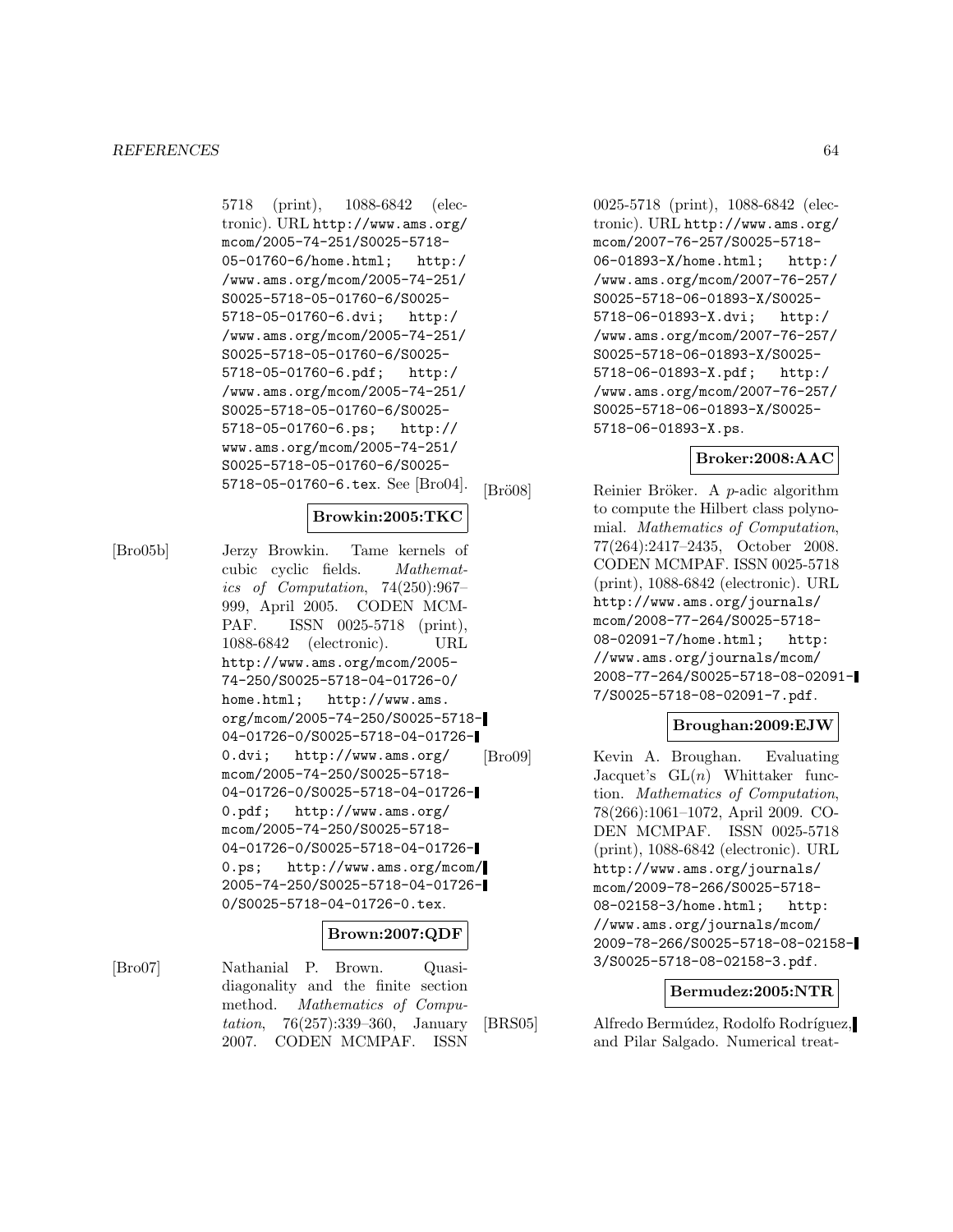5718 (print), 1088-6842 (electronic). URL http://www.ams.org/mcom/2005-74-251/S0025-5718-05-01760-6/home.html; http://www.ams.org/mcom/2005-74-251/S0025-5718-05-01760-6/S0025-5718-05-01760-6.dvi; http://www.ams.org/mcom/2005-74-251/S0025-5718-05-01760-6/S0025-5718-05-01760-6.pdf; http://www.ams.org/mcom/2005-74-251/S0025-5718-05-01760-6/S0025-5718-05-01760-6.ps; http://www.ams.org/mcom/2005-74-251/S0025-5718-05-01760-6/S0025-5718-05-01760-6.tex. See [Bro04].

**Browkin:2005:TKC**

[Bro05b] Jerzy Browkin. Tame kernels of cubic cyclic fields. *Mathematics of Computation*, 74(250):967–999, April 2005. CODEN MCMPAF. ISSN 0025-5718 (print), 1088-6842 (electronic). URL http://www.ams.org/mcom/2005-74-250/S0025-5718-04-01726-0/home.html; http://www.ams.org/mcom/2005-74-250/S0025-5718-04-01726-0/S0025-5718-04-01726-0.dvi; http://www.ams.org/mcom/2005-74-250/S0025-5718-04-01726-0/S0025-5718-04-01726-0.pdf; http://www.ams.org/mcom/2005-74-250/S0025-5718-04-01726-0/S0025-5718-04-01726-0.ps; http://www.ams.org/mcom/2005-74-250/S0025-5718-04-01726-0/S0025-5718-04-01726-0.tex.

**Brown:2007:QDF**

[Bro07] Nathanial P. Brown. Quasi-diagonality and the finite section method. *Mathematics of Computation*, 76(257):339–360, January 2007. CODEN MCMPAF. ISSN 0025-5718 (print), 1088-6842 (electronic). URL http://www.ams.org/mcom/2007-76-257/S0025-5718-06-01893-X/home.html; http://www.ams.org/mcom/2007-76-257/S0025-5718-06-01893-X/S0025-5718-06-01893-X.dvi; http://www.ams.org/mcom/2007-76-257/S0025-5718-06-01893-X/S0025-5718-06-01893-X.pdf; http://www.ams.org/mcom/2007-76-257/S0025-5718-06-01893-X/S0025-5718-06-01893-X.ps.

**Broker:2008:AAC**

[Brö08] Reinier Bröker. A $p$-adic algorithm to compute the Hilbert class polynomial. *Mathematics of Computation*, 77(264):2417–2435, October 2008. CODEN MCMPAF. ISSN 0025-5718 (print), 1088-6842 (electronic). URL http://www.ams.org/journals/mcom/2008-77-264/S0025-5718-08-02091-7/home.html; http://www.ams.org/journals/mcom/2008-77-264/S0025-5718-08-02091-7/S0025-5718-08-02091-7.pdf.

**Broughan:2009:EJW**

[Bro09] Kevin A. Broughan. Evaluating Jacquet's $\mathrm{GL}(n)$ Whittaker function. *Mathematics of Computation*, 78(266):1061–1072, April 2009. CODEN MCMPAF. ISSN 0025-5718 (print), 1088-6842 (electronic). URL http://www.ams.org/journals/mcom/2009-78-266/S0025-5718-08-02158-3/home.html; http://www.ams.org/journals/mcom/2009-78-266/S0025-5718-08-02158-3/S0025-5718-08-02158-3.pdf.

**Bermudez:2005:NTR**

[BRS05] Alfredo Bermúdez, Rodolfo Rodríguez, and Pilar Salgado. Numerical treat-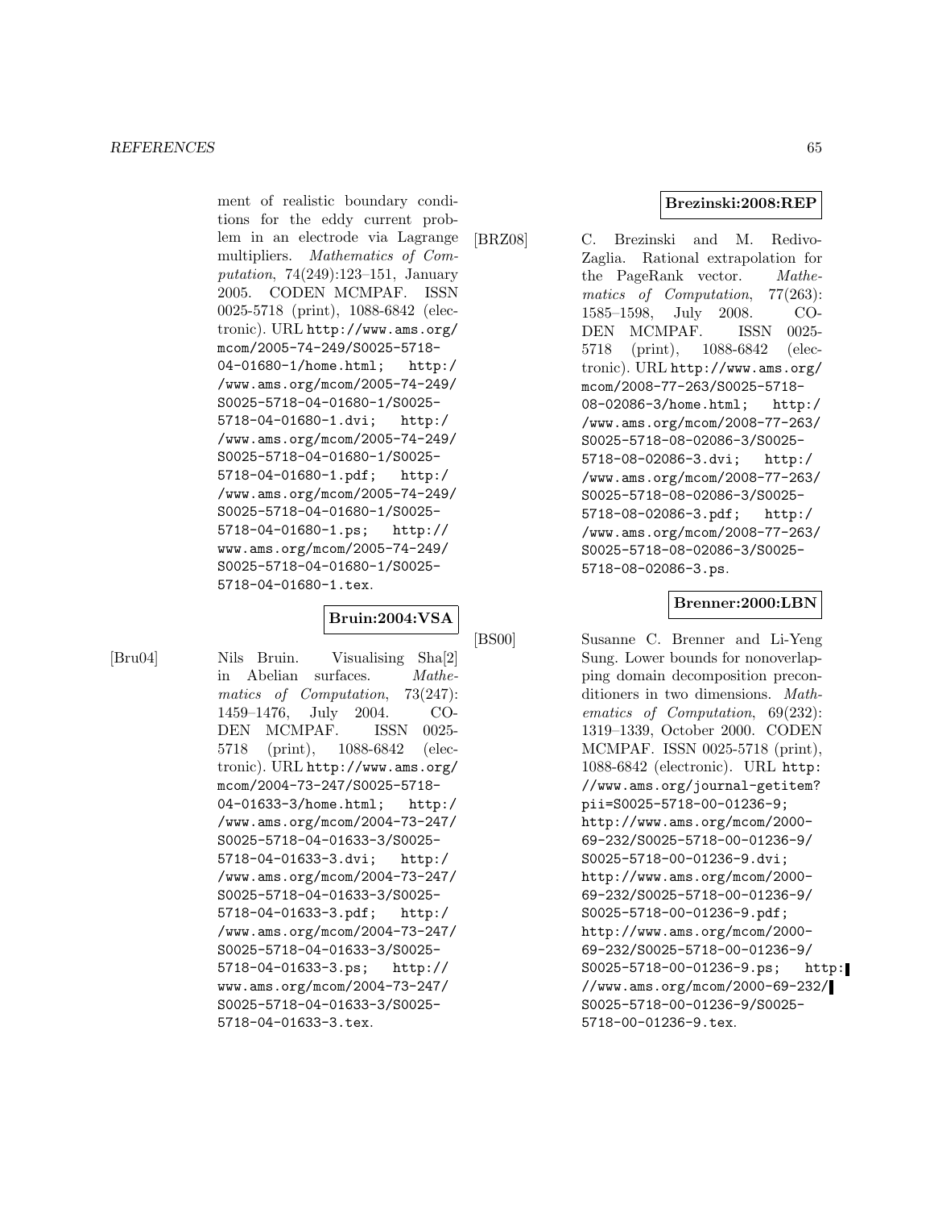ment of realistic boundary conditions for the eddy current problem in an electrode via Lagrange multipliers. *Mathematics of Computation*, 74(249):123–151, January 2005. CODEN MCMPAF. ISSN 0025-5718 (print), 1088-6842 (electronic). URL http://www.ams.org/mcom/2005-74-249/S0025-5718-04-01680-1/home.html; http://www.ams.org/mcom/2005-74-249/S0025-5718-04-01680-1/S0025-5718-04-01680-1.dvi; http://www.ams.org/mcom/2005-74-249/S0025-5718-04-01680-1/S0025-5718-04-01680-1.pdf; http://www.ams.org/mcom/2005-74-249/S0025-5718-04-01680-1/S0025-5718-04-01680-1.ps; http://www.ams.org/mcom/2005-74-249/S0025-5718-04-01680-1/S0025-5718-04-01680-1.tex.

**Bruin:2004:VSA**

[Bru04] Nils Bruin. Visualising Sha[2] in Abelian surfaces. *Mathematics of Computation*, 73(247): 1459–1476, July 2004. CODEN MCMPAF. ISSN 0025-5718 (print), 1088-6842 (electronic). URL http://www.ams.org/mcom/2004-73-247/S0025-5718-04-01633-3/home.html; http://www.ams.org/mcom/2004-73-247/S0025-5718-04-01633-3/S0025-5718-04-01633-3.dvi; http://www.ams.org/mcom/2004-73-247/S0025-5718-04-01633-3/S0025-5718-04-01633-3.pdf; http://www.ams.org/mcom/2004-73-247/S0025-5718-04-01633-3/S0025-5718-04-01633-3.ps; http://www.ams.org/mcom/2004-73-247/S0025-5718-04-01633-3/S0025-5718-04-01633-3.tex.

**Brezinski:2008:REP**

[BRZ08] C. Brezinski and M. Redivo-Zaglia. Rational extrapolation for the PageRank vector. *Mathematics of Computation*, 77(263): 1585–1598, July 2008. CODEN MCMPAF. ISSN 0025-5718 (print), 1088-6842 (electronic). URL http://www.ams.org/mcom/2008-77-263/S0025-5718-08-02086-3/home.html; http://www.ams.org/mcom/2008-77-263/S0025-5718-08-02086-3/S0025-5718-08-02086-3.dvi; http://www.ams.org/mcom/2008-77-263/S0025-5718-08-02086-3/S0025-5718-08-02086-3.pdf; http://www.ams.org/mcom/2008-77-263/S0025-5718-08-02086-3/S0025-5718-08-02086-3.ps.

**Brenner:2000:LBN**

[BS00] Susanne C. Brenner and Li-Yeng Sung. Lower bounds for nonoverlapping domain decomposition preconditioners in two dimensions. *Mathematics of Computation*, 69(232): 1319–1339, October 2000. CODEN MCMPAF. ISSN 0025-5718 (print), 1088-6842 (electronic). URL http://www.ams.org/journal-getitem?pii=S0025-5718-00-01236-9; http://www.ams.org/mcom/2000-69-232/S0025-5718-00-01236-9/S0025-5718-00-01236-9.dvi; http://www.ams.org/mcom/2000-69-232/S0025-5718-00-01236-9/S0025-5718-00-01236-9.pdf; http://www.ams.org/mcom/2000-69-232/S0025-5718-00-01236-9/S0025-5718-00-01236-9.ps; http://www.ams.org/mcom/2000-69-232/S0025-5718-00-01236-9/S0025-5718-00-01236-9.tex.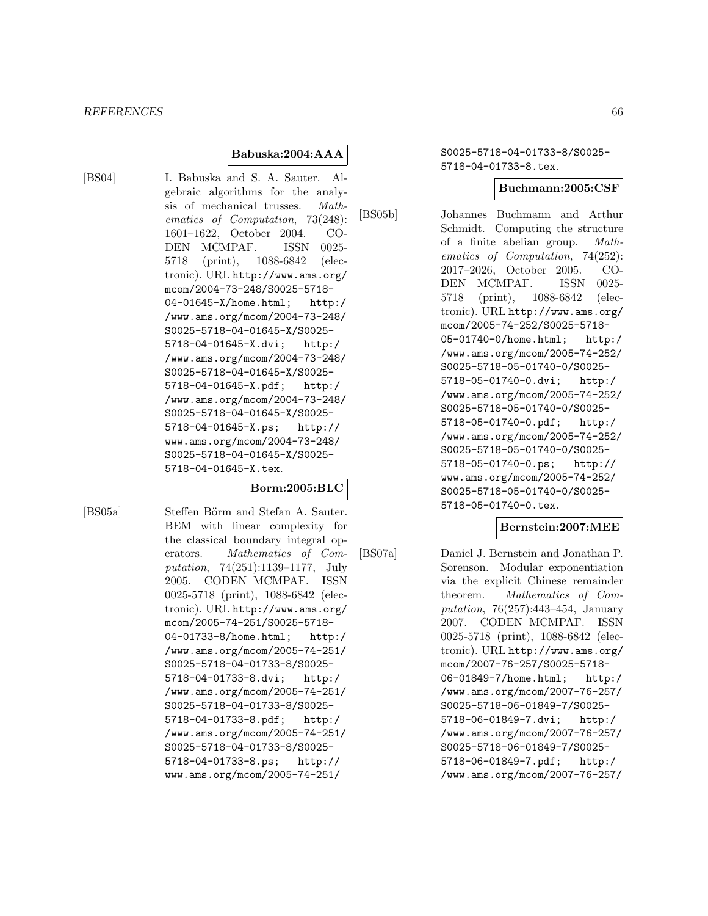**Babuska:2004:AAA**

[BS04] I. Babuska and S. A. Sauter. Algebraic algorithms for the analysis of mechanical trusses. *Mathematics of Computation*, 73(248): 1601–1622, October 2004. CODEN MCMPAF. ISSN 0025-5718 (print), 1088-6842 (electronic). URL http://www.ams.org/mcom/2004-73-248/S0025-5718-04-01645-X/home.html; http://www.ams.org/mcom/2004-73-248/S0025-5718-04-01645-X/S0025-5718-04-01645-X.dvi; http://www.ams.org/mcom/2004-73-248/S0025-5718-04-01645-X/S0025-5718-04-01645-X.pdf; http://www.ams.org/mcom/2004-73-248/S0025-5718-04-01645-X/S0025-5718-04-01645-X.ps; http://www.ams.org/mcom/2004-73-248/S0025-5718-04-01645-X/S0025-5718-04-01645-X.tex.

**Borm:2005:BLC**

[BS05a] Steffen Börm and Stefan A. Sauter. BEM with linear complexity for the classical boundary integral operators. *Mathematics of Computation*, 74(251):1139–1177, July 2005. CODEN MCMPAF. ISSN 0025-5718 (print), 1088-6842 (electronic). URL http://www.ams.org/mcom/2005-74-251/S0025-5718-04-01733-8/home.html; http://www.ams.org/mcom/2005-74-251/S0025-5718-04-01733-8/S0025-5718-04-01733-8.dvi; http://www.ams.org/mcom/2005-74-251/S0025-5718-04-01733-8/S0025-5718-04-01733-8.pdf; http://www.ams.org/mcom/2005-74-251/S0025-5718-04-01733-8/S0025-5718-04-01733-8.ps; http://www.ams.org/mcom/2005-74-251/S0025-5718-04-01733-8/S0025-5718-04-01733-8.tex.

**Buchmann:2005:CSF**

[BS05b] Johannes Buchmann and Arthur Schmidt. Computing the structure of a finite abelian group. *Mathematics of Computation*, 74(252): 2017–2026, October 2005. CODEN MCMPAF. ISSN 0025-5718 (print), 1088-6842 (electronic). URL http://www.ams.org/mcom/2005-74-252/S0025-5718-05-01740-0/home.html; http://www.ams.org/mcom/2005-74-252/S0025-5718-05-01740-0/S0025-5718-05-01740-0.dvi; http://www.ams.org/mcom/2005-74-252/S0025-5718-05-01740-0/S0025-5718-05-01740-0.pdf; http://www.ams.org/mcom/2005-74-252/S0025-5718-05-01740-0/S0025-5718-05-01740-0.ps; http://www.ams.org/mcom/2005-74-252/S0025-5718-05-01740-0/S0025-5718-05-01740-0.tex.

**Bernstein:2007:MEE**

[BS07a] Daniel J. Bernstein and Jonathan P. Sorenson. Modular exponentiation via the explicit Chinese remainder theorem. *Mathematics of Computation*, 76(257):443–454, January 2007. CODEN MCMPAF. ISSN 0025-5718 (print), 1088-6842 (electronic). URL http://www.ams.org/mcom/2007-76-257/S0025-5718-06-01849-7/home.html; http://www.ams.org/mcom/2007-76-257/S0025-5718-06-01849-7/S0025-5718-06-01849-7.dvi; http://www.ams.org/mcom/2007-76-257/S0025-5718-06-01849-7/S0025-5718-06-01849-7.pdf; http://www.ams.org/mcom/2007-76-257/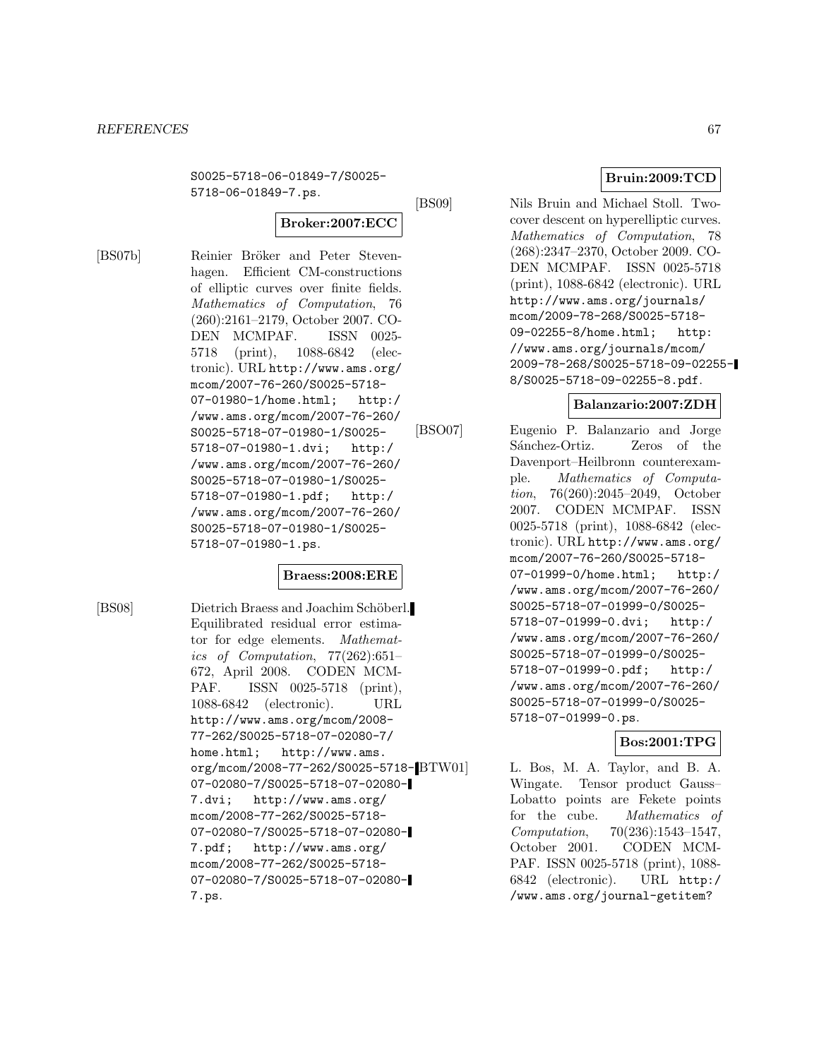S0025-5718-06-01849-7/S0025-5718-06-01849-7.ps.

**Broker:2007:ECC**

[BS07b] Reinier Bröker and Peter Stevenhagen. Efficient CM-constructions of elliptic curves over finite fields. *Mathematics of Computation*, 76 (260):2161–2179, October 2007. CODEN MCMPAF. ISSN 0025-5718 (print), 1088-6842 (electronic). URL http://www.ams.org/mcom/2007-76-260/S0025-5718-07-01980-1/home.html; http://www.ams.org/mcom/2007-76-260/S0025-5718-07-01980-1/S0025-5718-07-01980-1.dvi; http://www.ams.org/mcom/2007-76-260/S0025-5718-07-01980-1/S0025-5718-07-01980-1.pdf; http://www.ams.org/mcom/2007-76-260/S0025-5718-07-01980-1/S0025-5718-07-01980-1.ps.

**Braess:2008:ERE**

[BS08] Dietrich Braess and Joachim Schöberl. Equilibrated residual error estimator for edge elements. *Mathematics of Computation*, 77(262):651–672, April 2008. CODEN MCMPAF. ISSN 0025-5718 (print), 1088-6842 (electronic). URL http://www.ams.org/mcom/2008-77-262/S0025-5718-07-02080-7/home.html; http://www.ams.org/mcom/2008-77-262/S0025-5718-07-02080-7/S0025-5718-07-02080-7.dvi; http://www.ams.org/mcom/2008-77-262/S0025-5718-07-02080-7/S0025-5718-07-02080-7.pdf; http://www.ams.org/mcom/2008-77-262/S0025-5718-07-02080-7/S0025-5718-07-02080-7.ps.

**Bruin:2009:TCD**

[BS09] Nils Bruin and Michael Stoll. Two-cover descent on hyperelliptic curves. *Mathematics of Computation*, 78 (268):2347–2370, October 2009. CODEN MCMPAF. ISSN 0025-5718 (print), 1088-6842 (electronic). URL http://www.ams.org/journals/mcom/2009-78-268/S0025-5718-09-02255-8/home.html; http://www.ams.org/journals/mcom/2009-78-268/S0025-5718-09-02255-8/S0025-5718-09-02255-8.pdf.

**Balanzario:2007:ZDH**

[BSO07] Eugenio P. Balanzario and Jorge Sánchez-Ortiz. Zeros of the Davenport–Heilbronn counterexample. *Mathematics of Computation*, 76(260):2045–2049, October 2007. CODEN MCMPAF. ISSN 0025-5718 (print), 1088-6842 (electronic). URL http://www.ams.org/mcom/2007-76-260/S0025-5718-07-01999-0/home.html; http://www.ams.org/mcom/2007-76-260/S0025-5718-07-01999-0/S0025-5718-07-01999-0.dvi; http://www.ams.org/mcom/2007-76-260/S0025-5718-07-01999-0/S0025-5718-07-01999-0.pdf; http://www.ams.org/mcom/2007-76-260/S0025-5718-07-01999-0/S0025-5718-07-01999-0.ps.

**Bos:2001:TPG**

[BTW01] L. Bos, M. A. Taylor, and B. A. Wingate. Tensor product Gauss–Lobatto points are Fekete points for the cube. *Mathematics of Computation*, 70(236):1543–1547, October 2001. CODEN MCMPAF. ISSN 0025-5718 (print), 1088-6842 (electronic). URL http://www.ams.org/journal-getitem?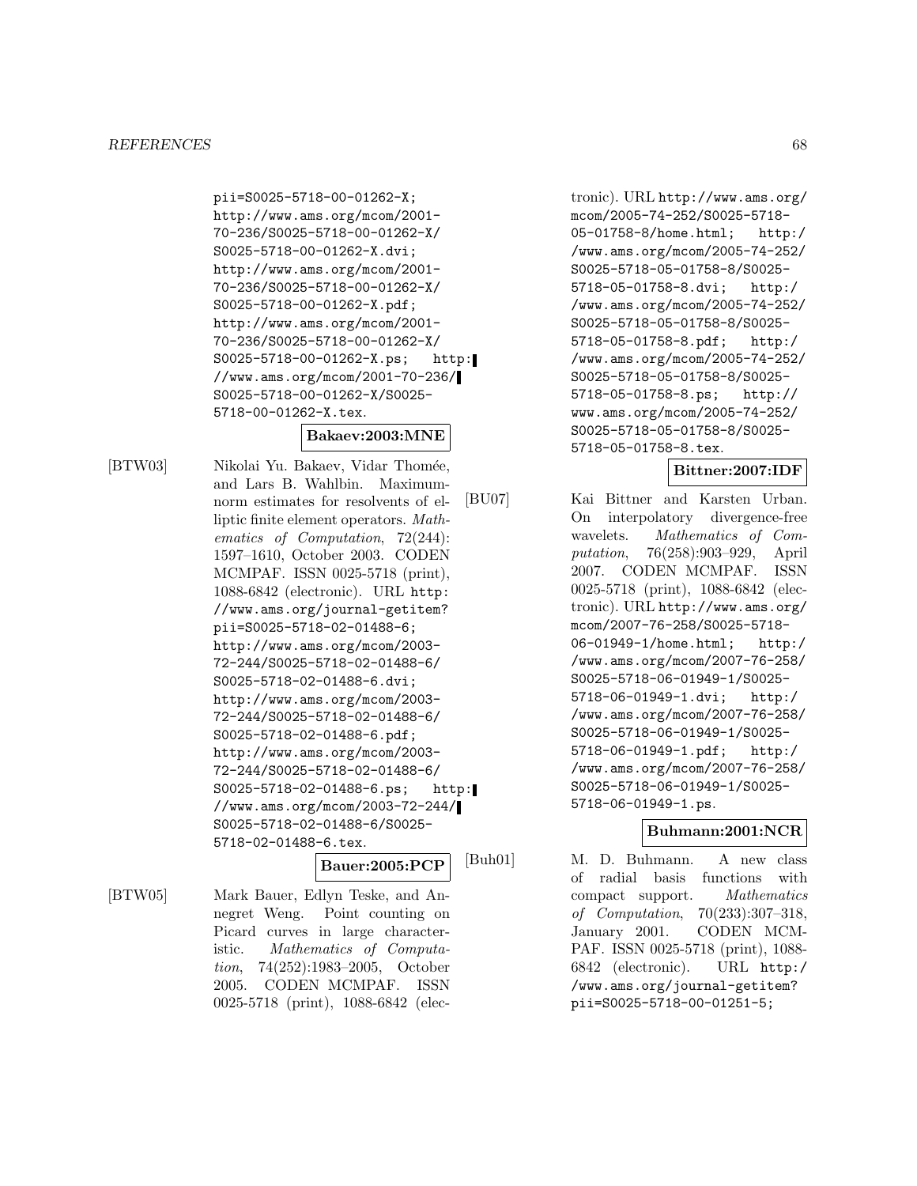pii=S0025-5718-00-01262-X; http://www.ams.org/mcom/2001-70-236/S0025-5718-00-01262-X/S0025-5718-00-01262-X.dvi; http://www.ams.org/mcom/2001-70-236/S0025-5718-00-01262-X/S0025-5718-00-01262-X.pdf; http://www.ams.org/mcom/2001-70-236/S0025-5718-00-01262-X/S0025-5718-00-01262-X.ps; http://www.ams.org/mcom/2001-70-236/S0025-5718-00-01262-X/S0025-5718-00-01262-X.tex.

**Bakaev:2003:MNE**

[BTW03] Nikolai Yu. Bakaev, Vidar Thomée, and Lars B. Wahlbin. Maximum-norm estimates for resolvents of elliptic finite element operators. *Mathematics of Computation*, 72(244): 1597–1610, October 2003. CODEN MCMPAF. ISSN 0025-5718 (print), 1088-6842 (electronic). URL http://www.ams.org/journal-getitem?pii=S0025-5718-02-01488-6; http://www.ams.org/mcom/2003-72-244/S0025-5718-02-01488-6/S0025-5718-02-01488-6.dvi; http://www.ams.org/mcom/2003-72-244/S0025-5718-02-01488-6/S0025-5718-02-01488-6.pdf; http://www.ams.org/mcom/2003-72-244/S0025-5718-02-01488-6/S0025-5718-02-01488-6.ps; http://www.ams.org/mcom/2003-72-244/S0025-5718-02-01488-6/S0025-5718-02-01488-6.tex.

**Bauer:2005:PCP**

[BTW05] Mark Bauer, Edlyn Teske, and Annegret Weng. Point counting on Picard curves in large characteristic. *Mathematics of Computation*, 74(252):1983–2005, October 2005. CODEN MCMPAF. ISSN 0025-5718 (print), 1088-6842 (electronic). URL http://www.ams.org/mcom/2005-74-252/S0025-5718-05-01758-8/home.html; http://www.ams.org/mcom/2005-74-252/S0025-5718-05-01758-8/S0025-5718-05-01758-8.dvi; http://www.ams.org/mcom/2005-74-252/S0025-5718-05-01758-8/S0025-5718-05-01758-8.pdf; http://www.ams.org/mcom/2005-74-252/S0025-5718-05-01758-8/S0025-5718-05-01758-8.ps; http://www.ams.org/mcom/2005-74-252/S0025-5718-05-01758-8/S0025-5718-05-01758-8.tex.

**Bittner:2007:IDF**

[BU07] Kai Bittner and Karsten Urban. On interpolatory divergence-free wavelets. *Mathematics of Computation*, 76(258):903–929, April 2007. CODEN MCMPAF. ISSN 0025-5718 (print), 1088-6842 (electronic). URL http://www.ams.org/mcom/2007-76-258/S0025-5718-06-01949-1/home.html; http://www.ams.org/mcom/2007-76-258/S0025-5718-06-01949-1/S0025-5718-06-01949-1.dvi; http://www.ams.org/mcom/2007-76-258/S0025-5718-06-01949-1/S0025-5718-06-01949-1.pdf; http://www.ams.org/mcom/2007-76-258/S0025-5718-06-01949-1/S0025-5718-06-01949-1.ps.

**Buhmann:2001:NCR**

[Buh01] M. D. Buhmann. A new class of radial basis functions with compact support. *Mathematics of Computation*, 70(233):307–318, January 2001. CODEN MCMPAF. ISSN 0025-5718 (print), 1088-6842 (electronic). URL http://www.ams.org/journal-getitem?pii=S0025-5718-00-01251-5;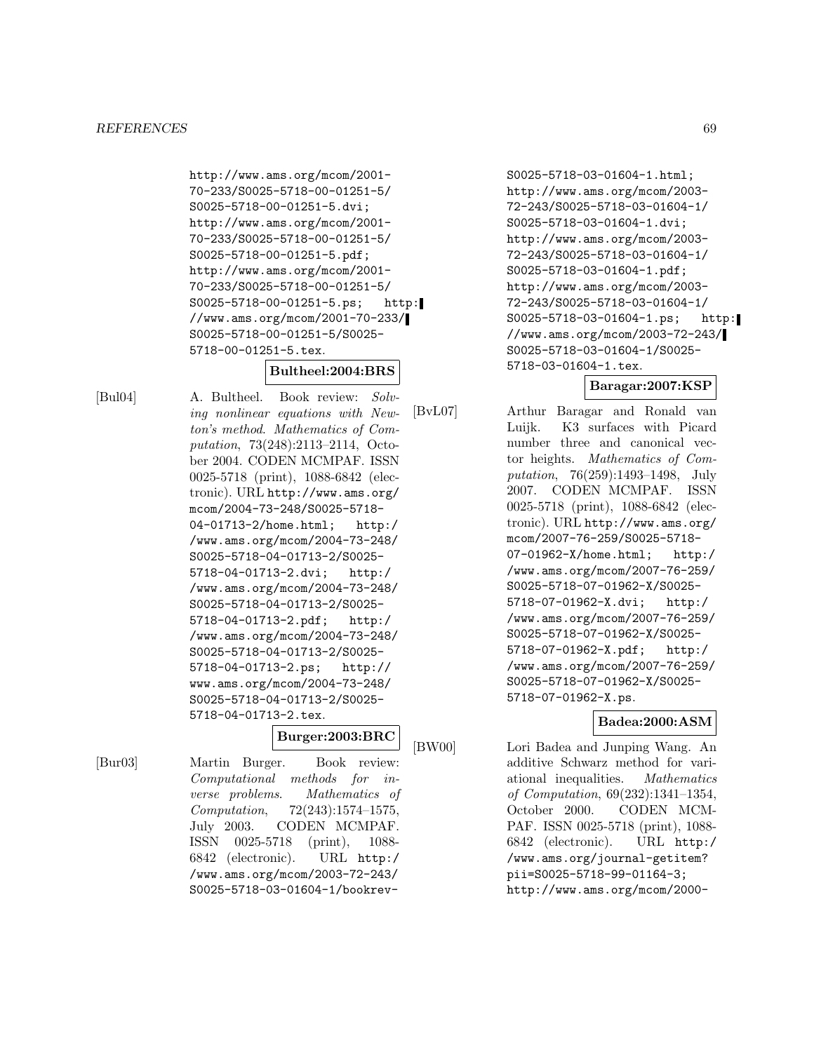http://www.ams.org/mcom/2001-70-233/S0025-5718-00-01251-5/S0025-5718-00-01251-5.dvi; http://www.ams.org/mcom/2001-70-233/S0025-5718-00-01251-5/S0025-5718-00-01251-5.pdf; http://www.ams.org/mcom/2001-70-233/S0025-5718-00-01251-5/S0025-5718-00-01251-5.ps; http://www.ams.org/mcom/2001-70-233/S0025-5718-00-01251-5/S0025-5718-00-01251-5.tex.

**Bultheel:2004:BRS**

[Bul04] A. Bultheel. Book review: *Solving nonlinear equations with Newton's method*. *Mathematics of Computation*, 73(248):2113–2114, October 2004. CODEN MCMPAF. ISSN 0025-5718 (print), 1088-6842 (electronic). URL http://www.ams.org/mcom/2004-73-248/S0025-5718-04-01713-2/home.html; http://www.ams.org/mcom/2004-73-248/S0025-5718-04-01713-2/S0025-5718-04-01713-2.dvi; http://www.ams.org/mcom/2004-73-248/S0025-5718-04-01713-2/S0025-5718-04-01713-2.pdf; http://www.ams.org/mcom/2004-73-248/S0025-5718-04-01713-2/S0025-5718-04-01713-2.ps; http://www.ams.org/mcom/2004-73-248/S0025-5718-04-01713-2/S0025-5718-04-01713-2.tex.

**Burger:2003:BRC**

[Bur03] Martin Burger. Book review: *Computational methods for inverse problems*. *Mathematics of Computation*, 72(243):1574–1575, July 2003. CODEN MCMPAF. ISSN 0025-5718 (print), 1088-6842 (electronic). URL http://www.ams.org/mcom/2003-72-243/S0025-5718-03-01604-1/bookrev-S0025-5718-03-01604-1.html; http://www.ams.org/mcom/2003-72-243/S0025-5718-03-01604-1/S0025-5718-03-01604-1.dvi; http://www.ams.org/mcom/2003-72-243/S0025-5718-03-01604-1/S0025-5718-03-01604-1.pdf; http://www.ams.org/mcom/2003-72-243/S0025-5718-03-01604-1/S0025-5718-03-01604-1.ps; http://www.ams.org/mcom/2003-72-243/S0025-5718-03-01604-1/S0025-5718-03-01604-1.tex.

**Baragar:2007:KSP**

[BvL07] Arthur Baragar and Ronald van Luijk. K3 surfaces with Picard number three and canonical vector heights. *Mathematics of Computation*, 76(259):1493–1498, July 2007. CODEN MCMPAF. ISSN 0025-5718 (print), 1088-6842 (electronic). URL http://www.ams.org/mcom/2007-76-259/S0025-5718-07-01962-X/home.html; http://www.ams.org/mcom/2007-76-259/S0025-5718-07-01962-X/S0025-5718-07-01962-X.dvi; http://www.ams.org/mcom/2007-76-259/S0025-5718-07-01962-X/S0025-5718-07-01962-X.pdf; http://www.ams.org/mcom/2007-76-259/S0025-5718-07-01962-X/S0025-5718-07-01962-X.ps.

**Badea:2000:ASM**

[BW00] Lori Badea and Junping Wang. An additive Schwarz method for variational inequalities. *Mathematics of Computation*, 69(232):1341–1354, October 2000. CODEN MCMPAF. ISSN 0025-5718 (print), 1088-6842 (electronic). URL http://www.ams.org/journal-getitem?pii=S0025-5718-99-01164-3; http://www.ams.org/mcom/2000-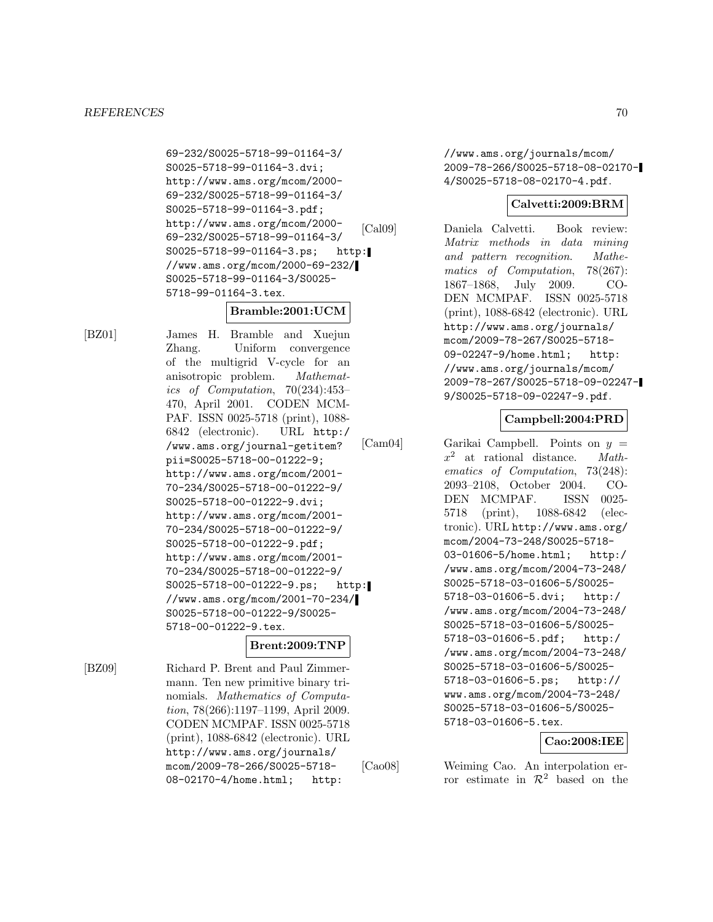69-232/S0025-5718-99-01164-3/ S0025-5718-99-01164-3.dvi; http://www.ams.org/mcom/2000-69-232/S0025-5718-99-01164-3/ S0025-5718-99-01164-3.pdf; http://www.ams.org/mcom/2000-69-232/S0025-5718-99-01164-3/ S0025-5718-99-01164-3.ps; http://www.ams.org/mcom/2000-69-232/ S0025-5718-99-01164-3/S0025-5718-99-01164-3.tex.

**Bramble:2001:UCM**

[BZ01] James H. Bramble and Xuejun Zhang. Uniform convergence of the multigrid V-cycle for an anisotropic problem. *Mathematics of Computation*, 70(234):453–470, April 2001. CODEN MCMPAF. ISSN 0025-5718 (print), 1088-6842 (electronic). URL http://www.ams.org/journal-getitem?pii=S0025-5718-00-01222-9; http://www.ams.org/mcom/2001-70-234/S0025-5718-00-01222-9/ S0025-5718-00-01222-9.dvi; http://www.ams.org/mcom/2001-70-234/S0025-5718-00-01222-9/ S0025-5718-00-01222-9.pdf; http://www.ams.org/mcom/2001-70-234/S0025-5718-00-01222-9/ S0025-5718-00-01222-9.ps; http://www.ams.org/mcom/2001-70-234/ S0025-5718-00-01222-9/S0025-5718-00-01222-9.tex.

**Brent:2009:TNP**

[BZ09] Richard P. Brent and Paul Zimmermann. Ten new primitive binary trinomials. *Mathematics of Computation*, 78(266):1197–1199, April 2009. CODEN MCMPAF. ISSN 0025-5718 (print), 1088-6842 (electronic). URL http://www.ams.org/journals/mcom/2009-78-266/S0025-5718-08-02170-4/home.html; http://www.ams.org/journals/mcom/2009-78-266/S0025-5718-08-02170-4/S0025-5718-08-02170-4.pdf.

**Calvetti:2009:BRM**

[Cal09] Daniela Calvetti. Book review: *Matrix methods in data mining and pattern recognition*. *Mathematics of Computation*, 78(267):1867–1868, July 2009. CODEN MCMPAF. ISSN 0025-5718 (print), 1088-6842 (electronic). URL http://www.ams.org/journals/mcom/2009-78-267/S0025-5718-09-02247-9/home.html; http://www.ams.org/journals/mcom/2009-78-267/S0025-5718-09-02247-9/S0025-5718-09-02247-9.pdf.

**Campbell:2004:PRD**

[Cam04] Garikai Campbell. Points on $y = x^2$ at rational distance. *Mathematics of Computation*, 73(248):2093–2108, October 2004. CODEN MCMPAF. ISSN 0025-5718 (print), 1088-6842 (electronic). URL http://www.ams.org/mcom/2004-73-248/S0025-5718-03-01606-5/home.html; http://www.ams.org/mcom/2004-73-248/ S0025-5718-03-01606-5/S0025-5718-03-01606-5.dvi; http://www.ams.org/mcom/2004-73-248/ S0025-5718-03-01606-5/S0025-5718-03-01606-5.pdf; http://www.ams.org/mcom/2004-73-248/ S0025-5718-03-01606-5/S0025-5718-03-01606-5.ps; http://www.ams.org/mcom/2004-73-248/ S0025-5718-03-01606-5/S0025-5718-03-01606-5.tex.

**Cao:2008:IEE**

[Cao08] Weiming Cao. An interpolation error estimate in $\mathcal{R}^2$ based on the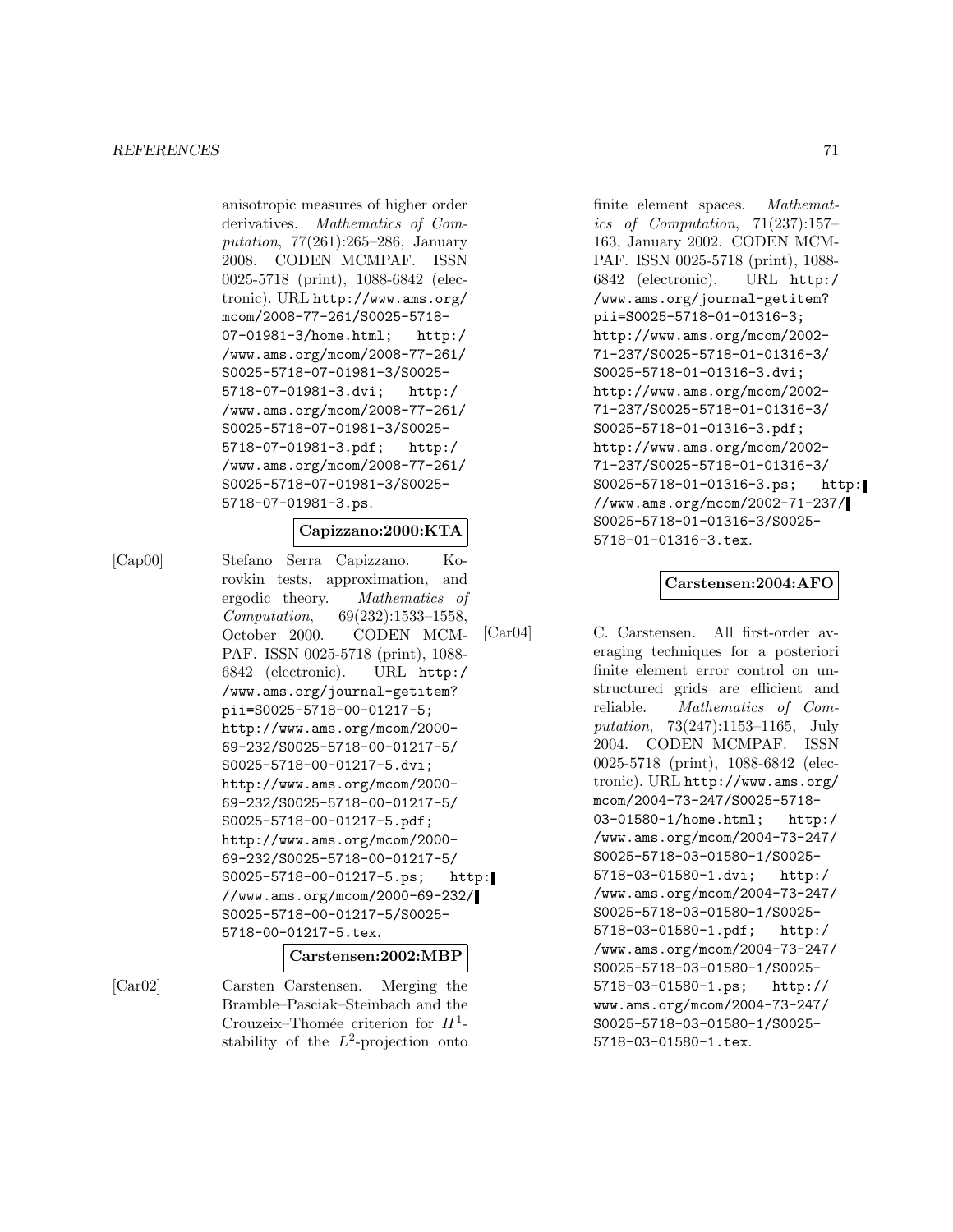anisotropic measures of higher order derivatives. *Mathematics of Computation*, 77(261):265–286, January 2008. CODEN MCMPAF. ISSN 0025-5718 (print), 1088-6842 (electronic). URL http://www.ams.org/mcom/2008-77-261/S0025-5718-07-01981-3/home.html; http://www.ams.org/mcom/2008-77-261/S0025-5718-07-01981-3/S0025-5718-07-01981-3.dvi; http://www.ams.org/mcom/2008-77-261/S0025-5718-07-01981-3/S0025-5718-07-01981-3.pdf; http://www.ams.org/mcom/2008-77-261/S0025-5718-07-01981-3/S0025-5718-07-01981-3.ps.

**Capizzano:2000:KTA**

[Cap00] Stefano Serra Capizzano. Korovkin tests, approximation, and ergodic theory. *Mathematics of Computation*, 69(232):1533–1558, October 2000. CODEN MCMPAF. ISSN 0025-5718 (print), 1088-6842 (electronic). URL http://www.ams.org/journal-getitem?pii=S0025-5718-00-01217-5; http://www.ams.org/mcom/2000-69-232/S0025-5718-00-01217-5/S0025-5718-00-01217-5.dvi; http://www.ams.org/mcom/2000-69-232/S0025-5718-00-01217-5/S0025-5718-00-01217-5.pdf; http://www.ams.org/mcom/2000-69-232/S0025-5718-00-01217-5/S0025-5718-00-01217-5.ps; http://www.ams.org/mcom/2000-69-232/S0025-5718-00-01217-5/S0025-5718-00-01217-5.tex.

**Carstensen:2002:MBP**

[Car02] Carsten Carstensen. Merging the Bramble–Pasciak–Steinbach and the Crouzeix–Thomée criterion for $H^1$-stability of the $L^2$-projection onto finite element spaces. *Mathematics of Computation*, 71(237):157–163, January 2002. CODEN MCMPAF. ISSN 0025-5718 (print), 1088-6842 (electronic). URL http://www.ams.org/journal-getitem?pii=S0025-5718-01-01316-3; http://www.ams.org/mcom/2002-71-237/S0025-5718-01-01316-3/S0025-5718-01-01316-3.dvi; http://www.ams.org/mcom/2002-71-237/S0025-5718-01-01316-3/S0025-5718-01-01316-3.pdf; http://www.ams.org/mcom/2002-71-237/S0025-5718-01-01316-3/S0025-5718-01-01316-3.ps; http://www.ams.org/mcom/2002-71-237/S0025-5718-01-01316-3/S0025-5718-01-01316-3.tex.

**Carstensen:2004:AFO**

[Car04] C. Carstensen. All first-order averaging techniques for a posteriori finite element error control on unstructured grids are efficient and reliable. *Mathematics of Computation*, 73(247):1153–1165, July 2004. CODEN MCMPAF. ISSN 0025-5718 (print), 1088-6842 (electronic). URL http://www.ams.org/mcom/2004-73-247/S0025-5718-03-01580-1/home.html; http://www.ams.org/mcom/2004-73-247/S0025-5718-03-01580-1/S0025-5718-03-01580-1.dvi; http://www.ams.org/mcom/2004-73-247/S0025-5718-03-01580-1/S0025-5718-03-01580-1.pdf; http://www.ams.org/mcom/2004-73-247/S0025-5718-03-01580-1/S0025-5718-03-01580-1.ps; http://www.ams.org/mcom/2004-73-247/S0025-5718-03-01580-1/S0025-5718-03-01580-1.tex.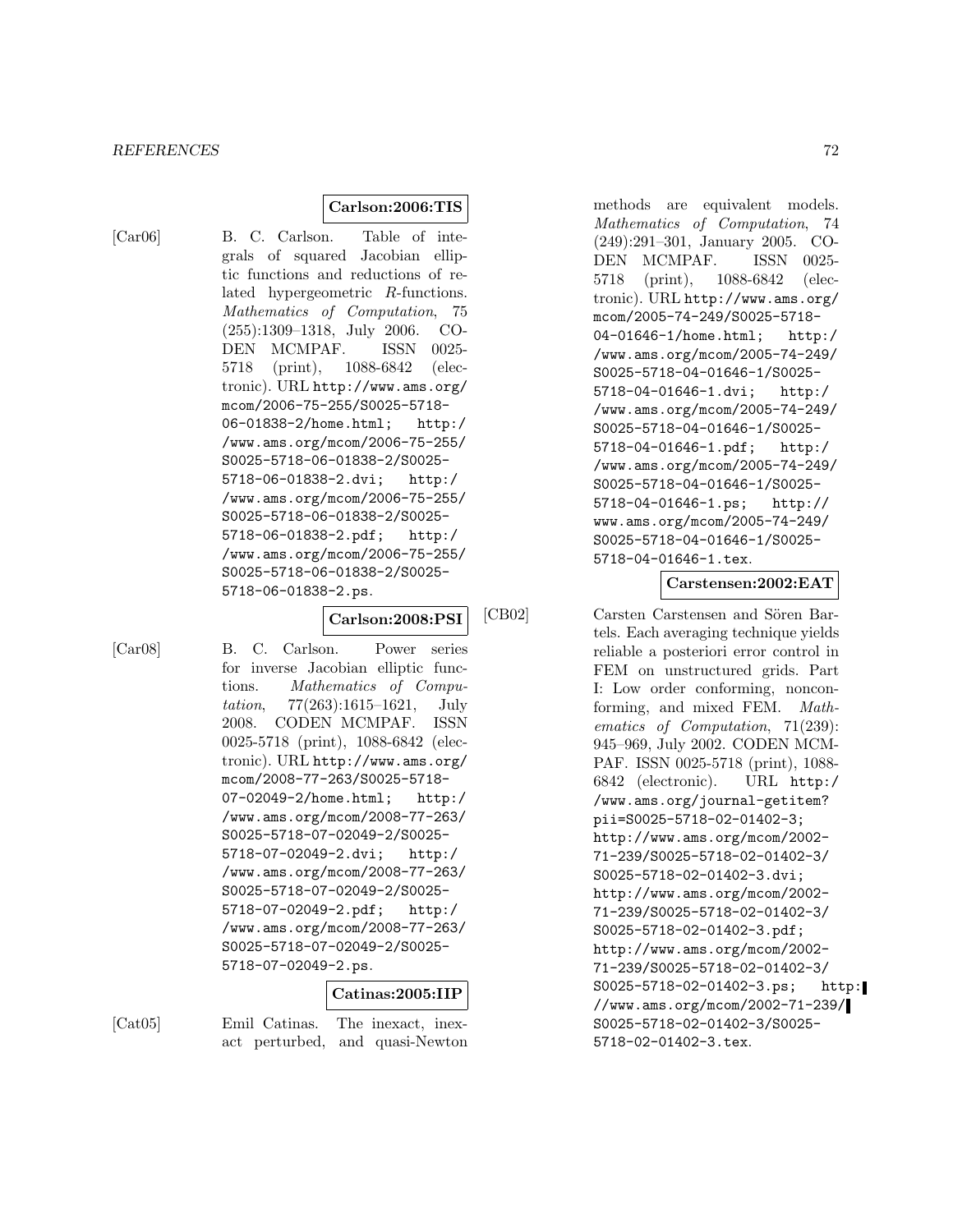**Carlson:2006:TIS**

[Car06] B. C. Carlson. Table of integrals of squared Jacobian elliptic functions and reductions of related hypergeometric $R$-functions. *Mathematics of Computation*, 75 (255):1309–1318, July 2006. CODEN MCMPAF. ISSN 0025-5718 (print), 1088-6842 (electronic). URL `http://www.ams.org/mcom/2006-75-255/S0025-5718-06-01838-2/home.html; http://www.ams.org/mcom/2006-75-255/S0025-5718-06-01838-2/S0025-5718-06-01838-2.dvi; http://www.ams.org/mcom/2006-75-255/S0025-5718-06-01838-2/S0025-5718-06-01838-2.pdf; http://www.ams.org/mcom/2006-75-255/S0025-5718-06-01838-2/S0025-5718-06-01838-2.ps`.

**Carlson:2008:PSI**

[Car08] B. C. Carlson. Power series for inverse Jacobian elliptic functions. *Mathematics of Computation*, 77(263):1615–1621, July 2008. CODEN MCMPAF. ISSN 0025-5718 (print), 1088-6842 (electronic). URL `http://www.ams.org/mcom/2008-77-263/S0025-5718-07-02049-2/home.html; http://www.ams.org/mcom/2008-77-263/S0025-5718-07-02049-2/S0025-5718-07-02049-2.dvi; http://www.ams.org/mcom/2008-77-263/S0025-5718-07-02049-2/S0025-5718-07-02049-2.pdf; http://www.ams.org/mcom/2008-77-263/S0025-5718-07-02049-2/S0025-5718-07-02049-2.ps`.

**Catinas:2005:IIP**

[Cat05] Emil Catinas. The inexact, inexact perturbed, and quasi-Newton methods are equivalent models. *Mathematics of Computation*, 74 (249):291–301, January 2005. CODEN MCMPAF. ISSN 0025-5718 (print), 1088-6842 (electronic). URL `http://www.ams.org/mcom/2005-74-249/S0025-5718-04-01646-1/home.html; http://www.ams.org/mcom/2005-74-249/S0025-5718-04-01646-1/S0025-5718-04-01646-1.dvi; http://www.ams.org/mcom/2005-74-249/S0025-5718-04-01646-1/S0025-5718-04-01646-1.pdf; http://www.ams.org/mcom/2005-74-249/S0025-5718-04-01646-1/S0025-5718-04-01646-1.ps; http://www.ams.org/mcom/2005-74-249/S0025-5718-04-01646-1/S0025-5718-04-01646-1.tex`.

**Carstensen:2002:EAT**

[CB02] Carsten Carstensen and Sören Bartels. Each averaging technique yields reliable a posteriori error control in FEM on unstructured grids. Part I: Low order conforming, nonconforming, and mixed FEM. *Mathematics of Computation*, 71(239): 945–969, July 2002. CODEN MCMPAF. ISSN 0025-5718 (print), 1088-6842 (electronic). URL `http://www.ams.org/journal-getitem?pii=S0025-5718-02-01402-3; http://www.ams.org/mcom/2002-71-239/S0025-5718-02-01402-3/S0025-5718-02-01402-3.dvi; http://www.ams.org/mcom/2002-71-239/S0025-5718-02-01402-3/S0025-5718-02-01402-3.pdf; http://www.ams.org/mcom/2002-71-239/S0025-5718-02-01402-3/S0025-5718-02-01402-3.ps; http://www.ams.org/mcom/2002-71-239/S0025-5718-02-01402-3/S0025-5718-02-01402-3.tex`.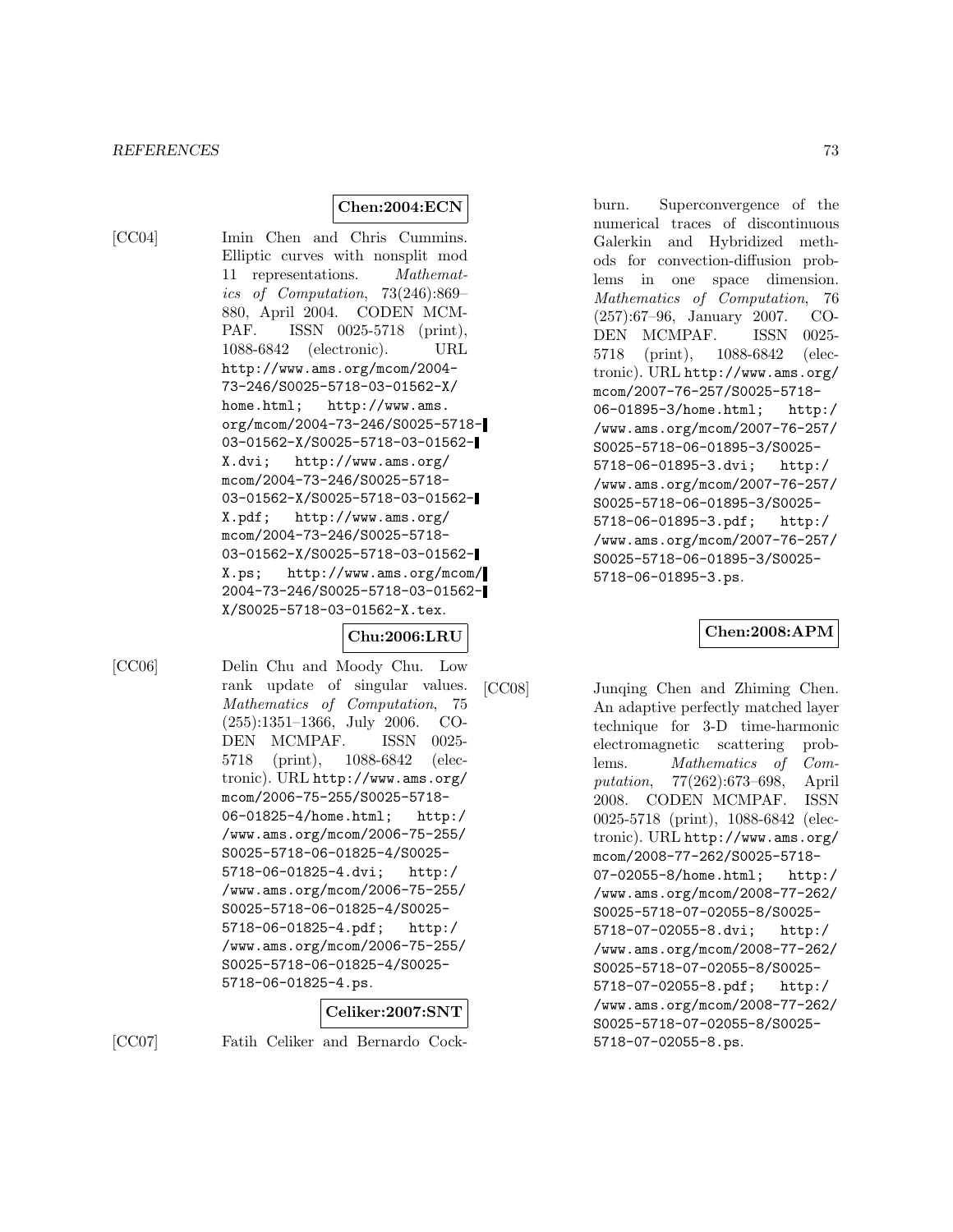**Chen:2004:ECN**

[CC04] Imin Chen and Chris Cummins. Elliptic curves with nonsplit mod 11 representations. *Mathematics of Computation*, 73(246):869–880, April 2004. CODEN MCMPAF. ISSN 0025-5718 (print), 1088-6842 (electronic). URL http://www.ams.org/mcom/2004-73-246/S0025-5718-03-01562-X/home.html; http://www.ams.org/mcom/2004-73-246/S0025-5718-03-01562-X/S0025-5718-03-01562-X.dvi; http://www.ams.org/mcom/2004-73-246/S0025-5718-03-01562-X/S0025-5718-03-01562-X.pdf; http://www.ams.org/mcom/2004-73-246/S0025-5718-03-01562-X/S0025-5718-03-01562-X.ps; http://www.ams.org/mcom/2004-73-246/S0025-5718-03-01562-X/S0025-5718-03-01562-X.tex.

**Chu:2006:LRU**

[CC06] Delin Chu and Moody Chu. Low rank update of singular values. *Mathematics of Computation*, 75 (255):1351–1366, July 2006. CODEN MCMPAF. ISSN 0025-5718 (print), 1088-6842 (electronic). URL http://www.ams.org/mcom/2006-75-255/S0025-5718-06-01825-4/home.html; http://www.ams.org/mcom/2006-75-255/S0025-5718-06-01825-4/S0025-5718-06-01825-4.dvi; http://www.ams.org/mcom/2006-75-255/S0025-5718-06-01825-4/S0025-5718-06-01825-4.pdf; http://www.ams.org/mcom/2006-75-255/S0025-5718-06-01825-4/S0025-5718-06-01825-4.ps.

**Celiker:2007:SNT**

[CC07] Fatih Celiker and Bernardo Cockburn. Superconvergence of the numerical traces of discontinuous Galerkin and Hybridized methods for convection-diffusion problems in one space dimension. *Mathematics of Computation*, 76 (257):67–96, January 2007. CODEN MCMPAF. ISSN 0025-5718 (print), 1088-6842 (electronic). URL http://www.ams.org/mcom/2007-76-257/S0025-5718-06-01895-3/home.html; http://www.ams.org/mcom/2007-76-257/S0025-5718-06-01895-3/S0025-5718-06-01895-3.dvi; http://www.ams.org/mcom/2007-76-257/S0025-5718-06-01895-3/S0025-5718-06-01895-3.pdf; http://www.ams.org/mcom/2007-76-257/S0025-5718-06-01895-3/S0025-5718-06-01895-3.ps.

**Chen:2008:APM**

[CC08] Junqing Chen and Zhiming Chen. An adaptive perfectly matched layer technique for 3-D time-harmonic electromagnetic scattering problems. *Mathematics of Computation*, 77(262):673–698, April 2008. CODEN MCMPAF. ISSN 0025-5718 (print), 1088-6842 (electronic). URL http://www.ams.org/mcom/2008-77-262/S0025-5718-07-02055-8/home.html; http://www.ams.org/mcom/2008-77-262/S0025-5718-07-02055-8/S0025-5718-07-02055-8.dvi; http://www.ams.org/mcom/2008-77-262/S0025-5718-07-02055-8/S0025-5718-07-02055-8.pdf; http://www.ams.org/mcom/2008-77-262/S0025-5718-07-02055-8/S0025-5718-07-02055-8.ps.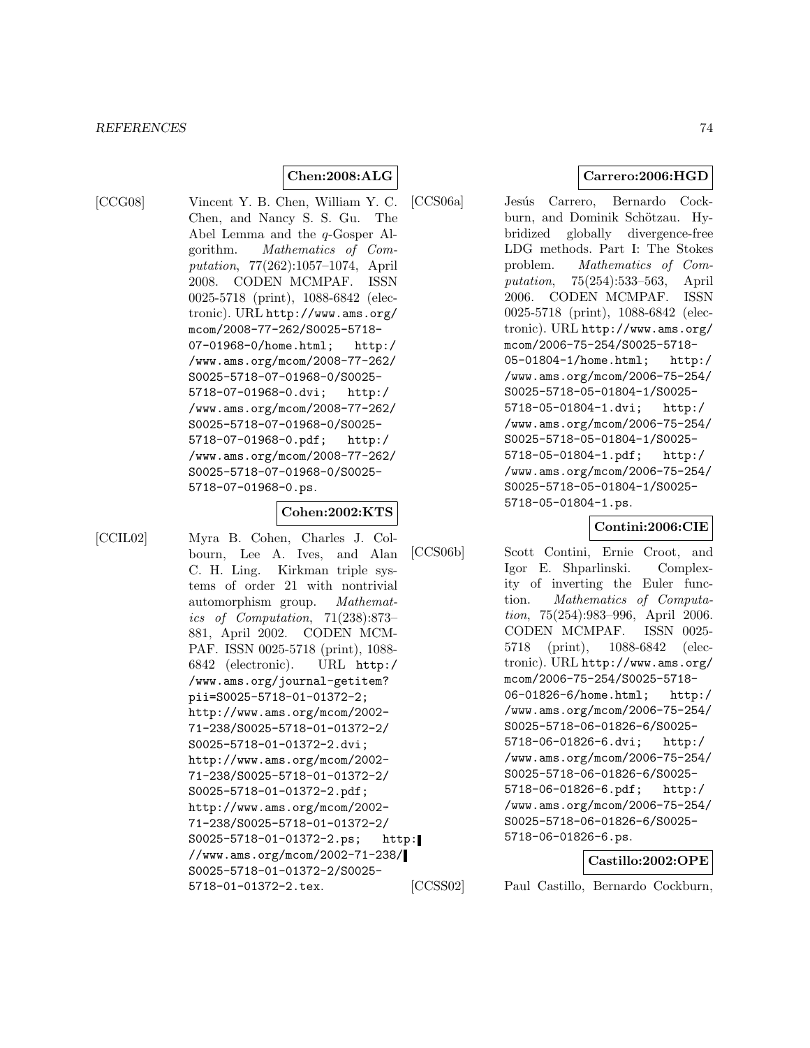**Chen:2008:ALG**

[CCG08] Vincent Y. B. Chen, William Y. C. Chen, and Nancy S. S. Gu. The Abel Lemma and the $q$-Gosper Algorithm. *Mathematics of Computation*, 77(262):1057–1074, April 2008. CODEN MCMPAF. ISSN 0025-5718 (print), 1088-6842 (electronic). URL http://www.ams.org/mcom/2008-77-262/S0025-5718-07-01968-0/home.html; http://www.ams.org/mcom/2008-77-262/S0025-5718-07-01968-0/S0025-5718-07-01968-0.dvi; http://www.ams.org/mcom/2008-77-262/S0025-5718-07-01968-0/S0025-5718-07-01968-0.pdf; http://www.ams.org/mcom/2008-77-262/S0025-5718-07-01968-0/S0025-5718-07-01968-0.ps.

**Cohen:2002:KTS**

[CCIL02] Myra B. Cohen, Charles J. Colbourn, Lee A. Ives, and Alan C. H. Ling. Kirkman triple systems of order 21 with nontrivial automorphism group. *Mathematics of Computation*, 71(238):873–881, April 2002. CODEN MCMPAF. ISSN 0025-5718 (print), 1088-6842 (electronic). URL http://www.ams.org/journal-getitem?pii=S0025-5718-01-01372-2; http://www.ams.org/mcom/2002-71-238/S0025-5718-01-01372-2/S0025-5718-01-01372-2.dvi; http://www.ams.org/mcom/2002-71-238/S0025-5718-01-01372-2/S0025-5718-01-01372-2.pdf; http://www.ams.org/mcom/2002-71-238/S0025-5718-01-01372-2/S0025-5718-01-01372-2.ps; http://www.ams.org/mcom/2002-71-238/S0025-5718-01-01372-2/S0025-5718-01-01372-2.tex.

**Carrero:2006:HGD**

[CCS06a] Jesús Carrero, Bernardo Cockburn, and Dominik Schötzau. Hybridized globally divergence-free LDG methods. Part I: The Stokes problem. *Mathematics of Computation*, 75(254):533–563, April 2006. CODEN MCMPAF. ISSN 0025-5718 (print), 1088-6842 (electronic). URL http://www.ams.org/mcom/2006-75-254/S0025-5718-05-01804-1/home.html; http://www.ams.org/mcom/2006-75-254/S0025-5718-05-01804-1/S0025-5718-05-01804-1.dvi; http://www.ams.org/mcom/2006-75-254/S0025-5718-05-01804-1/S0025-5718-05-01804-1.pdf; http://www.ams.org/mcom/2006-75-254/S0025-5718-05-01804-1/S0025-5718-05-01804-1.ps.

**Contini:2006:CIE**

[CCS06b] Scott Contini, Ernie Croot, and Igor E. Shparlinski. Complexity of inverting the Euler function. *Mathematics of Computation*, 75(254):983–996, April 2006. CODEN MCMPAF. ISSN 0025-5718 (print), 1088-6842 (electronic). URL http://www.ams.org/mcom/2006-75-254/S0025-5718-06-01826-6/home.html; http://www.ams.org/mcom/2006-75-254/S0025-5718-06-01826-6/S0025-5718-06-01826-6.dvi; http://www.ams.org/mcom/2006-75-254/S0025-5718-06-01826-6/S0025-5718-06-01826-6.pdf; http://www.ams.org/mcom/2006-75-254/S0025-5718-06-01826-6/S0025-5718-06-01826-6.ps.

**Castillo:2002:OPE**

[CCSS02] Paul Castillo, Bernardo Cockburn,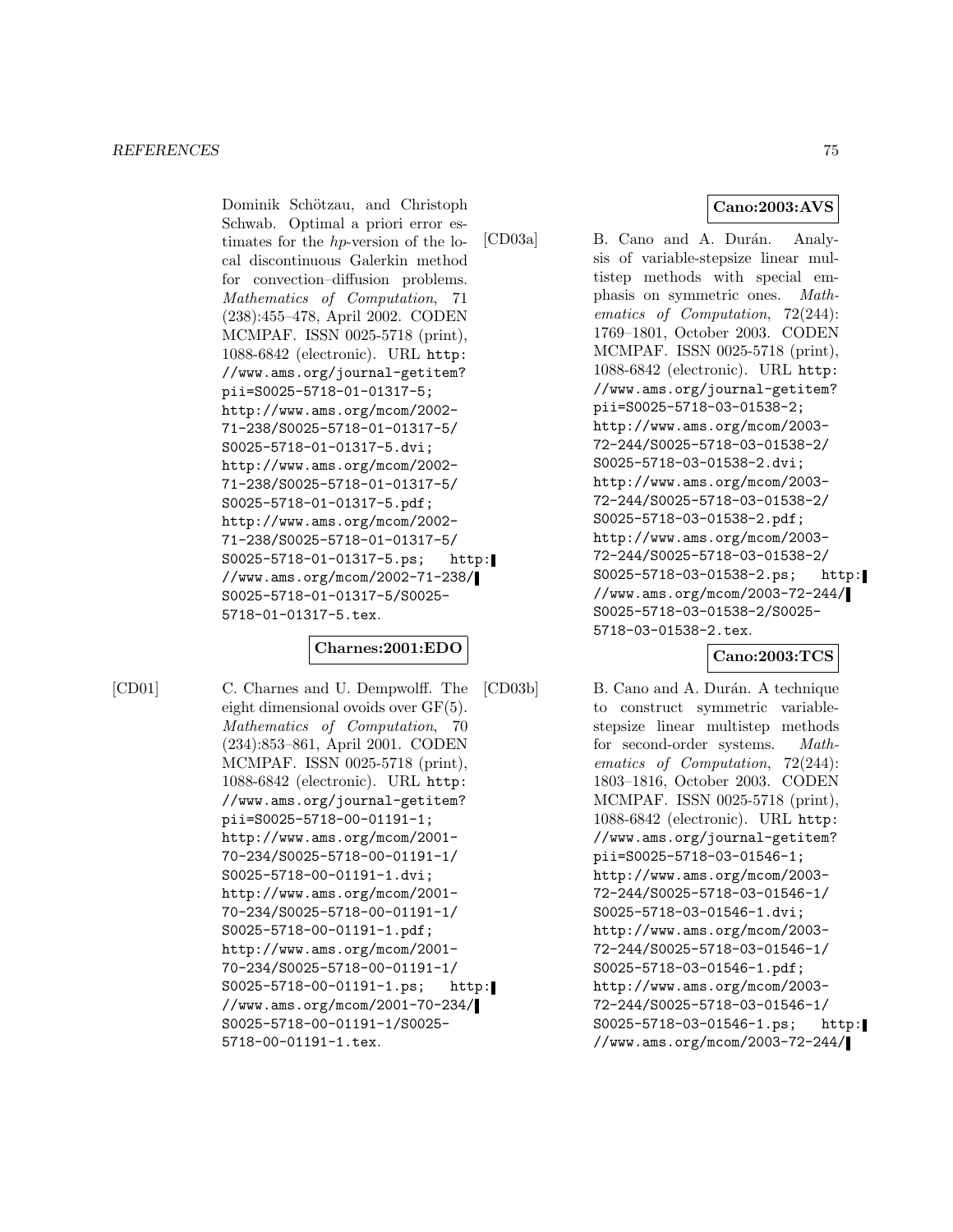Dominik Schötzau, and Christoph Schwab. Optimal a priori error estimates for the *hp*-version of the local discontinuous Galerkin method for convection–diffusion problems. *Mathematics of Computation*, 71 (238):455–478, April 2002. CODEN MCMPAF. ISSN 0025-5718 (print), 1088-6842 (electronic). URL http://www.ams.org/journal-getitem?pii=S0025-5718-01-01317-5; http://www.ams.org/mcom/2002-71-238/S0025-5718-01-01317-5/S0025-5718-01-01317-5.dvi; http://www.ams.org/mcom/2002-71-238/S0025-5718-01-01317-5/S0025-5718-01-01317-5.pdf; http://www.ams.org/mcom/2002-71-238/S0025-5718-01-01317-5/S0025-5718-01-01317-5.ps; http://www.ams.org/mcom/2002-71-238/S0025-5718-01-01317-5/S0025-5718-01-01317-5.tex.

**Charnes:2001:EDO**

[CD01] C. Charnes and U. Dempwolff. The eight dimensional ovoids over GF(5). *Mathematics of Computation*, 70 (234):853–861, April 2001. CODEN MCMPAF. ISSN 0025-5718 (print), 1088-6842 (electronic). URL http://www.ams.org/journal-getitem?pii=S0025-5718-00-01191-1; http://www.ams.org/mcom/2001-70-234/S0025-5718-00-01191-1/S0025-5718-00-01191-1.dvi; http://www.ams.org/mcom/2001-70-234/S0025-5718-00-01191-1/S0025-5718-00-01191-1.pdf; http://www.ams.org/mcom/2001-70-234/S0025-5718-00-01191-1/S0025-5718-00-01191-1.ps; http://www.ams.org/mcom/2001-70-234/S0025-5718-00-01191-1/S0025-5718-00-01191-1.tex.

**Cano:2003:AVS**

[CD03a] B. Cano and A. Durán. Analysis of variable-stepsize linear multistep methods with special emphasis on symmetric ones. *Mathematics of Computation*, 72(244): 1769–1801, October 2003. CODEN MCMPAF. ISSN 0025-5718 (print), 1088-6842 (electronic). URL http://www.ams.org/journal-getitem?pii=S0025-5718-03-01538-2; http://www.ams.org/mcom/2003-72-244/S0025-5718-03-01538-2/S0025-5718-03-01538-2.dvi; http://www.ams.org/mcom/2003-72-244/S0025-5718-03-01538-2/S0025-5718-03-01538-2.pdf; http://www.ams.org/mcom/2003-72-244/S0025-5718-03-01538-2/S0025-5718-03-01538-2.ps; http://www.ams.org/mcom/2003-72-244/S0025-5718-03-01538-2/S0025-5718-03-01538-2.tex.

**Cano:2003:TCS**

[CD03b] B. Cano and A. Durán. A technique to construct symmetric variable-stepsize linear multistep methods for second-order systems. *Mathematics of Computation*, 72(244): 1803–1816, October 2003. CODEN MCMPAF. ISSN 0025-5718 (print), 1088-6842 (electronic). URL http://www.ams.org/journal-getitem?pii=S0025-5718-03-01546-1; http://www.ams.org/mcom/2003-72-244/S0025-5718-03-01546-1/S0025-5718-03-01546-1.dvi; http://www.ams.org/mcom/2003-72-244/S0025-5718-03-01546-1/S0025-5718-03-01546-1.pdf; http://www.ams.org/mcom/2003-72-244/S0025-5718-03-01546-1/S0025-5718-03-01546-1.ps; http://www.ams.org/mcom/2003-72-244/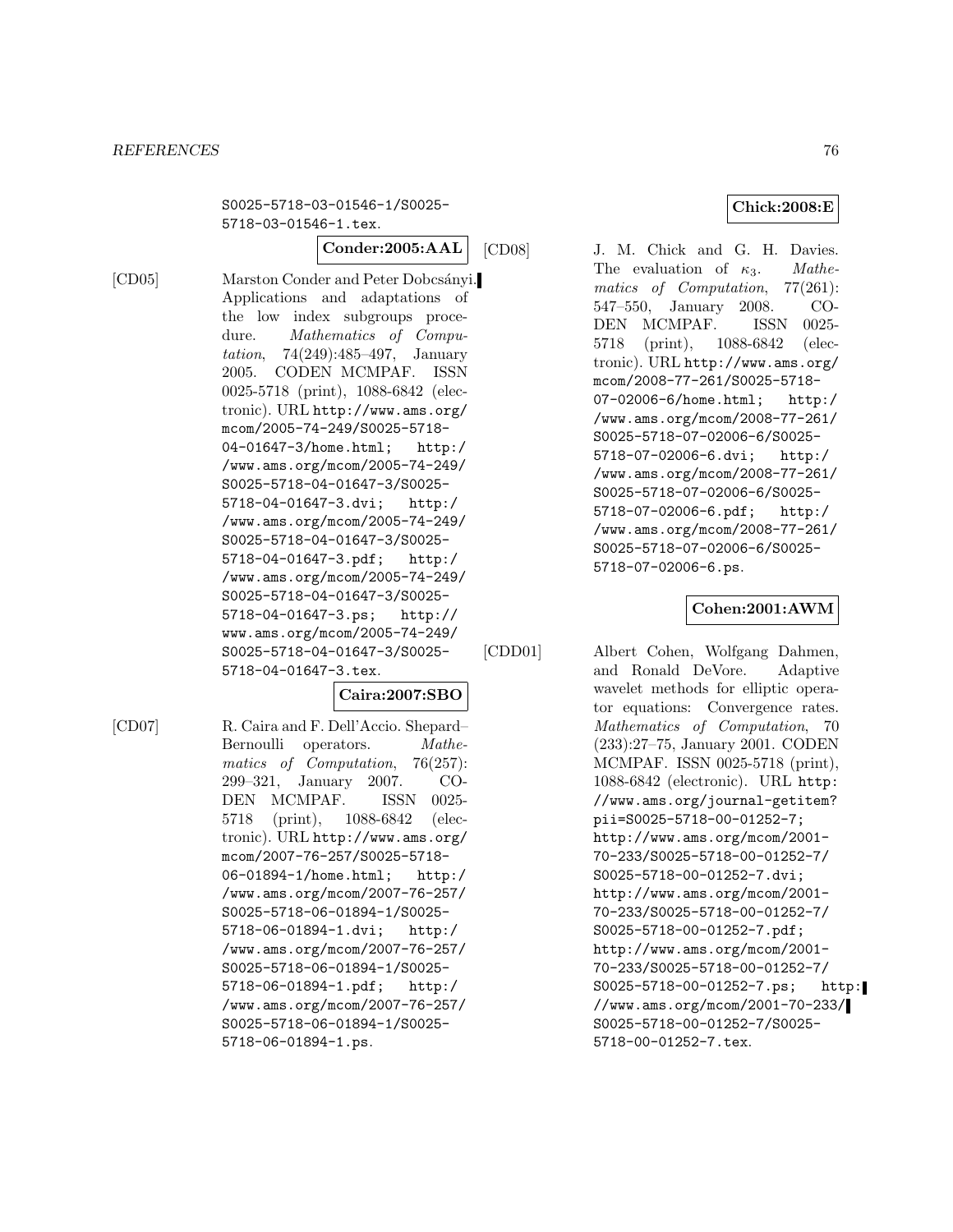S0025-5718-03-01546-1/S0025-5718-03-01546-1.tex.

**Conder:2005:AAL**

[CD05] Marston Conder and Peter Dobcsányi. Applications and adaptations of the low index subgroups procedure. *Mathematics of Computation*, 74(249):485–497, January 2005. CODEN MCMPAF. ISSN 0025-5718 (print), 1088-6842 (electronic). URL http://www.ams.org/mcom/2005-74-249/S0025-5718-04-01647-3/home.html; http://www.ams.org/mcom/2005-74-249/S0025-5718-04-01647-3/S0025-5718-04-01647-3.dvi; http://www.ams.org/mcom/2005-74-249/S0025-5718-04-01647-3/S0025-5718-04-01647-3.pdf; http://www.ams.org/mcom/2005-74-249/S0025-5718-04-01647-3/S0025-5718-04-01647-3.ps; http://www.ams.org/mcom/2005-74-249/S0025-5718-04-01647-3/S0025-5718-04-01647-3.tex.

**Caira:2007:SBO**

[CD07] R. Caira and F. Dell'Accio. Shepard–Bernoulli operators. *Mathematics of Computation*, 76(257): 299–321, January 2007. CODEN MCMPAF. ISSN 0025-5718 (print), 1088-6842 (electronic). URL http://www.ams.org/mcom/2007-76-257/S0025-5718-06-01894-1/home.html; http://www.ams.org/mcom/2007-76-257/S0025-5718-06-01894-1/S0025-5718-06-01894-1.dvi; http://www.ams.org/mcom/2007-76-257/S0025-5718-06-01894-1/S0025-5718-06-01894-1.pdf; http://www.ams.org/mcom/2007-76-257/S0025-5718-06-01894-1/S0025-5718-06-01894-1.ps.

**Chick:2008:E**

[CD08] J. M. Chick and G. H. Davies. The evaluation of $\kappa_3$. *Mathematics of Computation*, 77(261): 547–550, January 2008. CODEN MCMPAF. ISSN 0025-5718 (print), 1088-6842 (electronic). URL http://www.ams.org/mcom/2008-77-261/S0025-5718-07-02006-6/home.html; http://www.ams.org/mcom/2008-77-261/S0025-5718-07-02006-6/S0025-5718-07-02006-6.dvi; http://www.ams.org/mcom/2008-77-261/S0025-5718-07-02006-6/S0025-5718-07-02006-6.pdf; http://www.ams.org/mcom/2008-77-261/S0025-5718-07-02006-6/S0025-5718-07-02006-6.ps.

**Cohen:2001:AWM**

[CDD01] Albert Cohen, Wolfgang Dahmen, and Ronald DeVore. Adaptive wavelet methods for elliptic operator equations: Convergence rates. *Mathematics of Computation*, 70 (233):27–75, January 2001. CODEN MCMPAF. ISSN 0025-5718 (print), 1088-6842 (electronic). URL http://www.ams.org/journal-getitem?pii=S0025-5718-00-01252-7; http://www.ams.org/mcom/2001-70-233/S0025-5718-00-01252-7/S0025-5718-00-01252-7.dvi; http://www.ams.org/mcom/2001-70-233/S0025-5718-00-01252-7/S0025-5718-00-01252-7.pdf; http://www.ams.org/mcom/2001-70-233/S0025-5718-00-01252-7/S0025-5718-00-01252-7.ps; http://www.ams.org/mcom/2001-70-233/S0025-5718-00-01252-7/S0025-5718-00-01252-7.tex.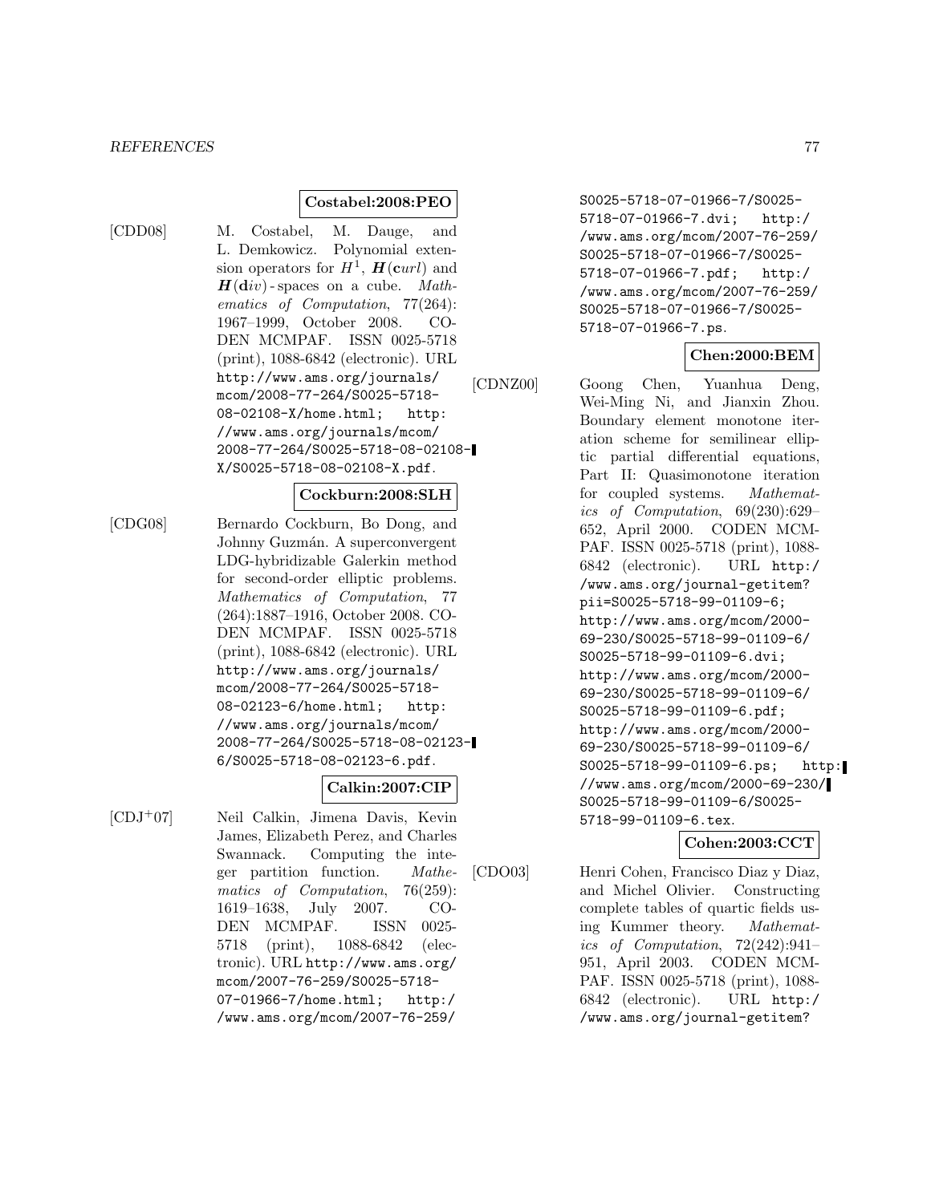**Costabel:2008:PEO**

[CDD08] M. Costabel, M. Dauge, and L. Demkowicz. Polynomial extension operators for $H^1$, $\boldsymbol{H}(\mathbf{c}url)$ and $\boldsymbol{H}(\mathbf{d}iv)$ - spaces on a cube. *Mathematics of Computation*, 77(264): 1967–1999, October 2008. CODEN MCMPAF. ISSN 0025-5718 (print), 1088-6842 (electronic). URL http://www.ams.org/journals/mcom/2008-77-264/S0025-5718-08-02108-X/home.html; http://www.ams.org/journals/mcom/2008-77-264/S0025-5718-08-02108-X/S0025-5718-08-02108-X.pdf.

**Cockburn:2008:SLH**

[CDG08] Bernardo Cockburn, Bo Dong, and Johnny Guzmán. A superconvergent LDG-hybridizable Galerkin method for second-order elliptic problems. *Mathematics of Computation*, 77 (264):1887–1916, October 2008. CODEN MCMPAF. ISSN 0025-5718 (print), 1088-6842 (electronic). URL http://www.ams.org/journals/mcom/2008-77-264/S0025-5718-08-02123-6/home.html; http://www.ams.org/journals/mcom/2008-77-264/S0025-5718-08-02123-6/S0025-5718-08-02123-6.pdf.

**Calkin:2007:CIP**

[CDJ+07] Neil Calkin, Jimena Davis, Kevin James, Elizabeth Perez, and Charles Swannack. Computing the integer partition function. *Mathematics of Computation*, 76(259): 1619–1638, July 2007. CODEN MCMPAF. ISSN 0025-5718 (print), 1088-6842 (electronic). URL http://www.ams.org/mcom/2007-76-259/S0025-5718-07-01966-7/home.html; http://www.ams.org/mcom/2007-76-259/S0025-5718-07-01966-7/S0025-5718-07-01966-7.dvi; http://www.ams.org/mcom/2007-76-259/S0025-5718-07-01966-7/S0025-5718-07-01966-7.pdf; http://www.ams.org/mcom/2007-76-259/S0025-5718-07-01966-7/S0025-5718-07-01966-7.ps.

**Chen:2000:BEM**

[CDNZ00] Goong Chen, Yuanhua Deng, Wei-Ming Ni, and Jianxin Zhou. Boundary element monotone iteration scheme for semilinear elliptic partial differential equations, Part II: Quasimonotone iteration for coupled systems. *Mathematics of Computation*, 69(230):629–652, April 2000. CODEN MCMPAF. ISSN 0025-5718 (print), 1088-6842 (electronic). URL http://www.ams.org/journal-getitem?pii=S0025-5718-99-01109-6; http://www.ams.org/mcom/2000-69-230/S0025-5718-99-01109-6/S0025-5718-99-01109-6.dvi; http://www.ams.org/mcom/2000-69-230/S0025-5718-99-01109-6/S0025-5718-99-01109-6.pdf; http://www.ams.org/mcom/2000-69-230/S0025-5718-99-01109-6/S0025-5718-99-01109-6.ps; http://www.ams.org/mcom/2000-69-230/S0025-5718-99-01109-6/S0025-5718-99-01109-6.tex.

**Cohen:2003:CCT**

[CDO03] Henri Cohen, Francisco Diaz y Diaz, and Michel Olivier. Constructing complete tables of quartic fields using Kummer theory. *Mathematics of Computation*, 72(242):941–951, April 2003. CODEN MCMPAF. ISSN 0025-5718 (print), 1088-6842 (electronic). URL http://www.ams.org/journal-getitem?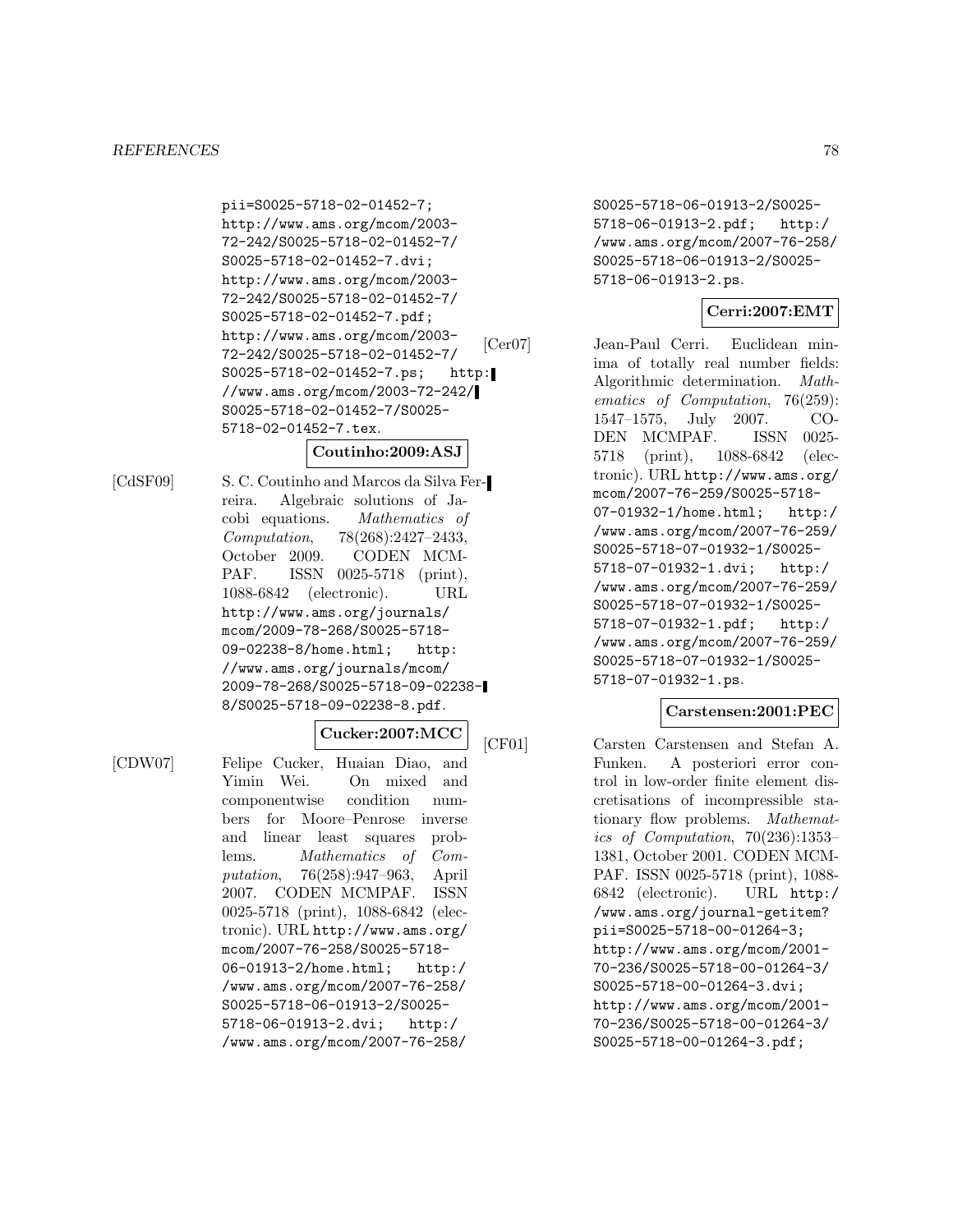pii=S0025-5718-02-01452-7; http://www.ams.org/mcom/2003-72-242/S0025-5718-02-01452-7/S0025-5718-02-01452-7.dvi; http://www.ams.org/mcom/2003-72-242/S0025-5718-02-01452-7/S0025-5718-02-01452-7.pdf; http://www.ams.org/mcom/2003-72-242/S0025-5718-02-01452-7/S0025-5718-02-01452-7.ps; http://www.ams.org/mcom/2003-72-242/S0025-5718-02-01452-7/S0025-5718-02-01452-7.tex.

**Coutinho:2009:ASJ**

[CdSF09] S. C. Coutinho and Marcos da Silva Ferreira. Algebraic solutions of Jacobi equations. *Mathematics of Computation*, 78(268):2427–2433, October 2009. CODEN MCMPAF. ISSN 0025-5718 (print), 1088-6842 (electronic). URL http://www.ams.org/journals/mcom/2009-78-268/S0025-5718-09-02238-8/home.html; http://www.ams.org/journals/mcom/2009-78-268/S0025-5718-09-02238-8/S0025-5718-09-02238-8.pdf.

**Cucker:2007:MCC**

[CDW07] Felipe Cucker, Huaian Diao, and Yimin Wei. On mixed and componentwise condition numbers for Moore–Penrose inverse and linear least squares problems. *Mathematics of Computation*, 76(258):947–963, April 2007. CODEN MCMPAF. ISSN 0025-5718 (print), 1088-6842 (electronic). URL http://www.ams.org/mcom/2007-76-258/S0025-5718-06-01913-2/home.html; http://www.ams.org/mcom/2007-76-258/S0025-5718-06-01913-2/S0025-5718-06-01913-2.dvi; http://www.ams.org/mcom/2007-76-258/S0025-5718-06-01913-2/S0025-5718-06-01913-2.pdf; http://www.ams.org/mcom/2007-76-258/S0025-5718-06-01913-2/S0025-5718-06-01913-2.ps.

**Cerri:2007:EMT**

[Cer07] Jean-Paul Cerri. Euclidean minima of totally real number fields: Algorithmic determination. *Mathematics of Computation*, 76(259):1547–1575, July 2007. CODEN MCMPAF. ISSN 0025-5718 (print), 1088-6842 (electronic). URL http://www.ams.org/mcom/2007-76-259/S0025-5718-07-01932-1/home.html; http://www.ams.org/mcom/2007-76-259/S0025-5718-07-01932-1/S0025-5718-07-01932-1.dvi; http://www.ams.org/mcom/2007-76-259/S0025-5718-07-01932-1/S0025-5718-07-01932-1.pdf; http://www.ams.org/mcom/2007-76-259/S0025-5718-07-01932-1/S0025-5718-07-01932-1.ps.

**Carstensen:2001:PEC**

[CF01] Carsten Carstensen and Stefan A. Funken. A posteriori error control in low-order finite element discretisations of incompressible stationary flow problems. *Mathematics of Computation*, 70(236):1353–1381, October 2001. CODEN MCMPAF. ISSN 0025-5718 (print), 1088-6842 (electronic). URL http://www.ams.org/journal-getitem?pii=S0025-5718-00-01264-3; http://www.ams.org/mcom/2001-70-236/S0025-5718-00-01264-3/S0025-5718-00-01264-3.dvi; http://www.ams.org/mcom/2001-70-236/S0025-5718-00-01264-3/S0025-5718-00-01264-3.pdf;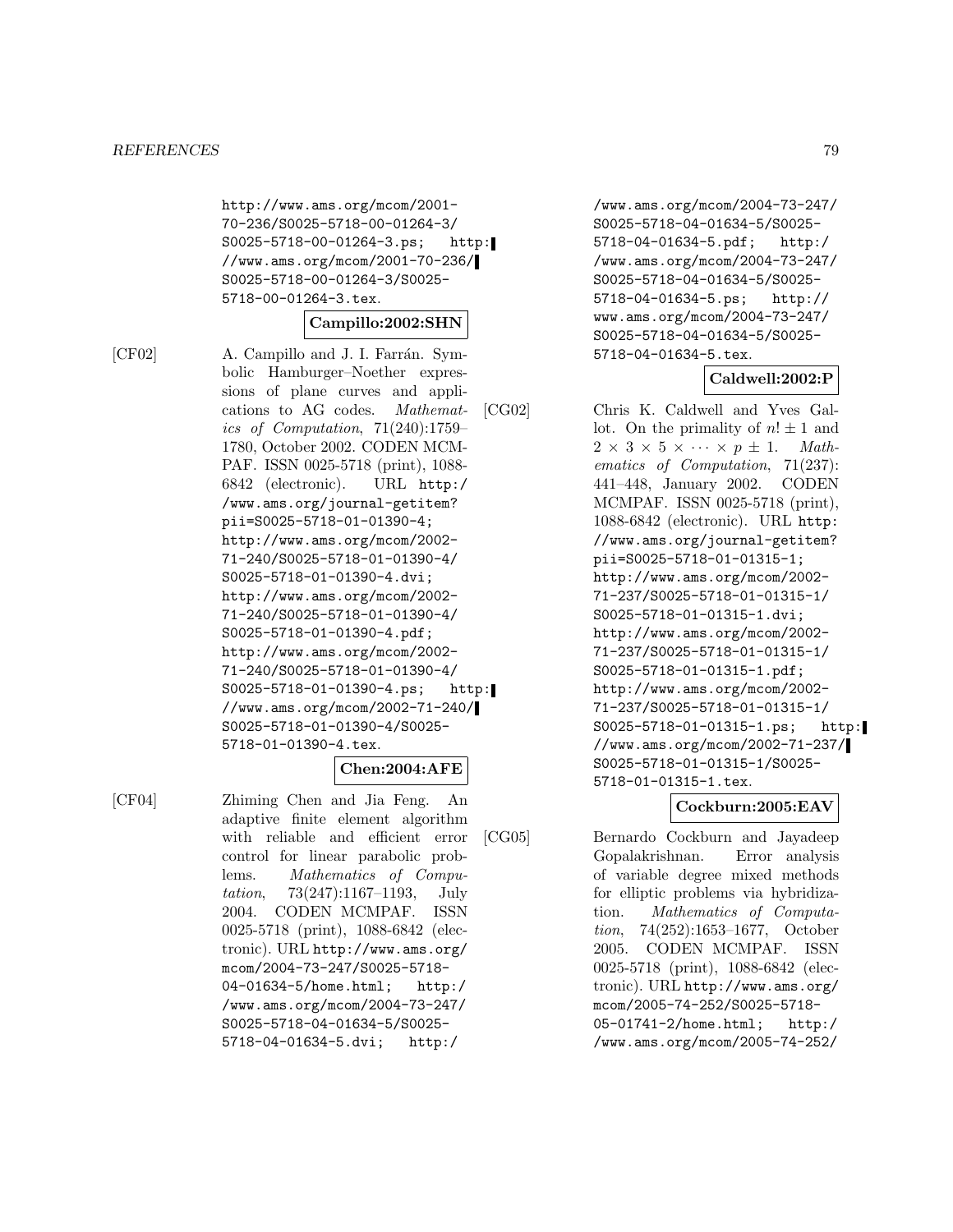http://www.ams.org/mcom/2001-70-236/S0025-5718-00-01264-3/S0025-5718-00-01264-3.ps; http://www.ams.org/mcom/2001-70-236/S0025-5718-00-01264-3/S0025-5718-00-01264-3.tex.

**Campillo:2002:SHN**

[CF02] A. Campillo and J. I. Farrán. Symbolic Hamburger–Noether expressions of plane curves and applications to AG codes. *Mathematics of Computation*, 71(240):1759–1780, October 2002. CODEN MCMPAF. ISSN 0025-5718 (print), 1088-6842 (electronic). URL http://www.ams.org/journal-getitem?pii=S0025-5718-01-01390-4; http://www.ams.org/mcom/2002-71-240/S0025-5718-01-01390-4/S0025-5718-01-01390-4.dvi; http://www.ams.org/mcom/2002-71-240/S0025-5718-01-01390-4/S0025-5718-01-01390-4.pdf; http://www.ams.org/mcom/2002-71-240/S0025-5718-01-01390-4/S0025-5718-01-01390-4.ps; http://www.ams.org/mcom/2002-71-240/S0025-5718-01-01390-4/S0025-5718-01-01390-4.tex.

**Chen:2004:AFE**

[CF04] Zhiming Chen and Jia Feng. An adaptive finite element algorithm with reliable and efficient error control for linear parabolic problems. *Mathematics of Computation*, 73(247):1167–1193, July 2004. CODEN MCMPAF. ISSN 0025-5718 (print), 1088-6842 (electronic). URL http://www.ams.org/mcom/2004-73-247/S0025-5718-04-01634-5/home.html; http://www.ams.org/mcom/2004-73-247/S0025-5718-04-01634-5/S0025-5718-04-01634-5.dvi; http://www.ams.org/mcom/2004-73-247/S0025-5718-04-01634-5/S0025-5718-04-01634-5.pdf; http://www.ams.org/mcom/2004-73-247/S0025-5718-04-01634-5/S0025-5718-04-01634-5.ps; http://www.ams.org/mcom/2004-73-247/S0025-5718-04-01634-5/S0025-5718-04-01634-5.tex.

**Caldwell:2002:P**

[CG02] Chris K. Caldwell and Yves Gallot. On the primality of $n! \pm 1$ and $2 \times 3 \times 5 \times \cdots \times p \pm 1$. *Mathematics of Computation*, 71(237):441–448, January 2002. CODEN MCMPAF. ISSN 0025-5718 (print), 1088-6842 (electronic). URL http://www.ams.org/journal-getitem?pii=S0025-5718-01-01315-1; http://www.ams.org/mcom/2002-71-237/S0025-5718-01-01315-1/S0025-5718-01-01315-1.dvi; http://www.ams.org/mcom/2002-71-237/S0025-5718-01-01315-1/S0025-5718-01-01315-1.pdf; http://www.ams.org/mcom/2002-71-237/S0025-5718-01-01315-1/S0025-5718-01-01315-1.ps; http://www.ams.org/mcom/2002-71-237/S0025-5718-01-01315-1/S0025-5718-01-01315-1.tex.

**Cockburn:2005:EAV**

[CG05] Bernardo Cockburn and Jayadeep Gopalakrishnan. Error analysis of variable degree mixed methods for elliptic problems via hybridization. *Mathematics of Computation*, 74(252):1653–1677, October 2005. CODEN MCMPAF. ISSN 0025-5718 (print), 1088-6842 (electronic). URL http://www.ams.org/mcom/2005-74-252/S0025-5718-05-01741-2/home.html; http://www.ams.org/mcom/2005-74-252/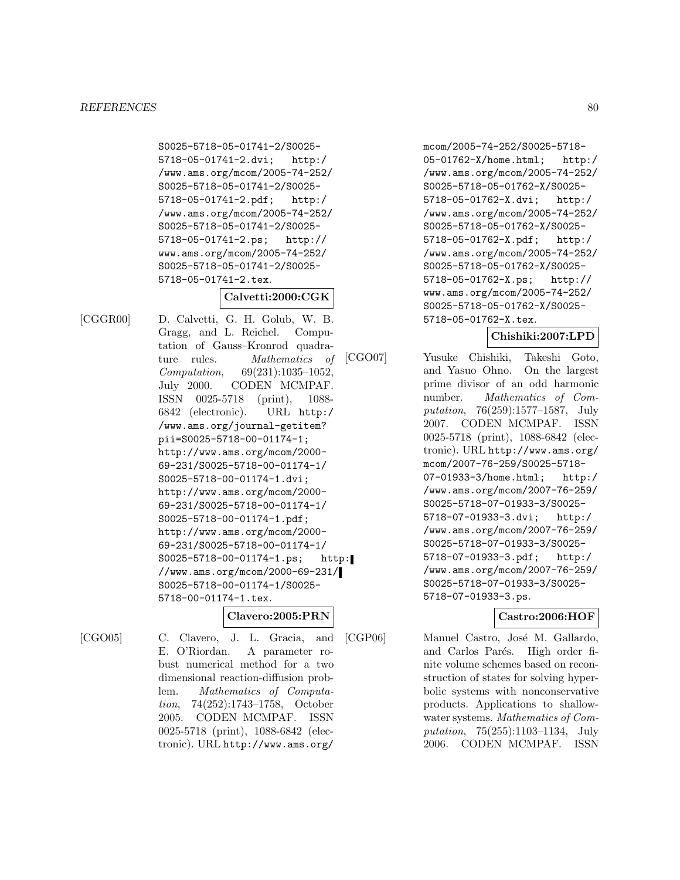S0025-5718-05-01741-2/S0025-5718-05-01741-2.dvi; http://www.ams.org/mcom/2005-74-252/S0025-5718-05-01741-2/S0025-5718-05-01741-2.pdf; http://www.ams.org/mcom/2005-74-252/S0025-5718-05-01741-2/S0025-5718-05-01741-2.ps; http://www.ams.org/mcom/2005-74-252/S0025-5718-05-01741-2/S0025-5718-05-01741-2.tex.

**Calvetti:2000:CGK**

[CGGR00] D. Calvetti, G. H. Golub, W. B. Gragg, and L. Reichel. Computation of Gauss–Kronrod quadrature rules. *Mathematics of Computation*, 69(231):1035–1052, July 2000. CODEN MCMPAF. ISSN 0025-5718 (print), 1088-6842 (electronic). URL http://www.ams.org/journal-getitem?pii=S0025-5718-00-01174-1; http://www.ams.org/mcom/2000-69-231/S0025-5718-00-01174-1/S0025-5718-00-01174-1.dvi; http://www.ams.org/mcom/2000-69-231/S0025-5718-00-01174-1/S0025-5718-00-01174-1.pdf; http://www.ams.org/mcom/2000-69-231/S0025-5718-00-01174-1/S0025-5718-00-01174-1.ps; http://www.ams.org/mcom/2000-69-231/S0025-5718-00-01174-1/S0025-5718-00-01174-1.tex.

**Clavero:2005:PRN**

[CGO05] C. Clavero, J. L. Gracia, and E. O'Riordan. A parameter robust numerical method for a two dimensional reaction-diffusion problem. *Mathematics of Computation*, 74(252):1743–1758, October 2005. CODEN MCMPAF. ISSN 0025-5718 (print), 1088-6842 (electronic). URL http://www.ams.org/mcom/2005-74-252/S0025-5718-05-01762-X/home.html; http://www.ams.org/mcom/2005-74-252/S0025-5718-05-01762-X/S0025-5718-05-01762-X.dvi; http://www.ams.org/mcom/2005-74-252/S0025-5718-05-01762-X/S0025-5718-05-01762-X.pdf; http://www.ams.org/mcom/2005-74-252/S0025-5718-05-01762-X/S0025-5718-05-01762-X.ps; http://www.ams.org/mcom/2005-74-252/S0025-5718-05-01762-X/S0025-5718-05-01762-X.tex.

**Chishiki:2007:LPD**

[CGO07] Yusuke Chishiki, Takeshi Goto, and Yasuo Ohno. On the largest prime divisor of an odd harmonic number. *Mathematics of Computation*, 76(259):1577–1587, July 2007. CODEN MCMPAF. ISSN 0025-5718 (print), 1088-6842 (electronic). URL http://www.ams.org/mcom/2007-76-259/S0025-5718-07-01933-3/home.html; http://www.ams.org/mcom/2007-76-259/S0025-5718-07-01933-3/S0025-5718-07-01933-3.dvi; http://www.ams.org/mcom/2007-76-259/S0025-5718-07-01933-3/S0025-5718-07-01933-3.pdf; http://www.ams.org/mcom/2007-76-259/S0025-5718-07-01933-3/S0025-5718-07-01933-3.ps.

**Castro:2006:HOF**

[CGP06] Manuel Castro, José M. Gallardo, and Carlos Parés. High order finite volume schemes based on reconstruction of states for solving hyperbolic systems with nonconservative products. Applications to shallow-water systems. *Mathematics of Computation*, 75(255):1103–1134, July 2006. CODEN MCMPAF. ISSN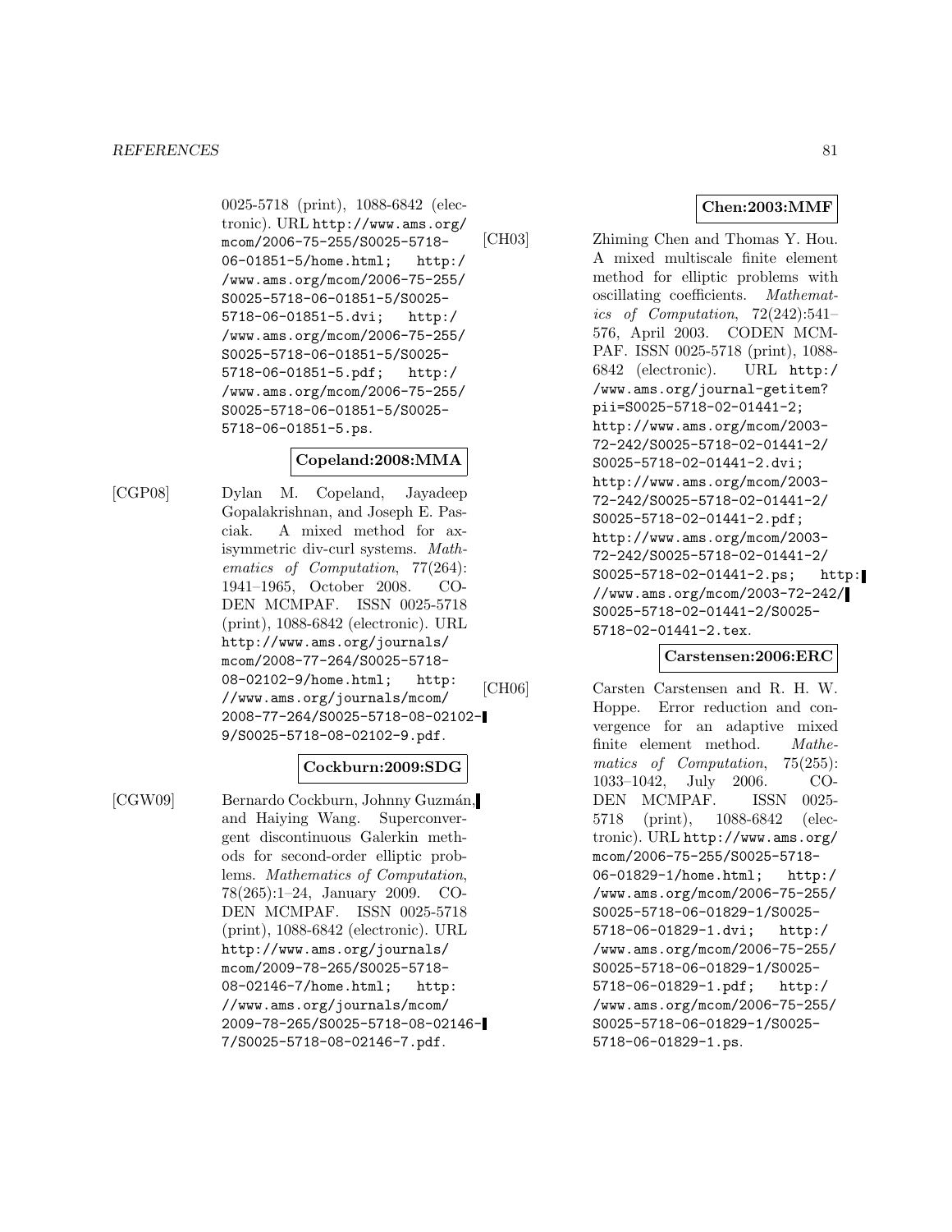0025-5718 (print), 1088-6842 (electronic). URL http://www.ams.org/mcom/2006-75-255/S0025-5718-06-01851-5/home.html; http://www.ams.org/mcom/2006-75-255/S0025-5718-06-01851-5/S0025-5718-06-01851-5.dvi; http://www.ams.org/mcom/2006-75-255/S0025-5718-06-01851-5/S0025-5718-06-01851-5.pdf; http://www.ams.org/mcom/2006-75-255/S0025-5718-06-01851-5/S0025-5718-06-01851-5.ps.

**Copeland:2008:MMA**

[CGP08] Dylan M. Copeland, Jayadeep Gopalakrishnan, and Joseph E. Pasciak. A mixed method for axisymmetric div-curl systems. *Mathematics of Computation*, 77(264): 1941–1965, October 2008. CODEN MCMPAF. ISSN 0025-5718 (print), 1088-6842 (electronic). URL http://www.ams.org/journals/mcom/2008-77-264/S0025-5718-08-02102-9/home.html; http://www.ams.org/journals/mcom/2008-77-264/S0025-5718-08-02102-9/S0025-5718-08-02102-9.pdf.

**Cockburn:2009:SDG**

[CGW09] Bernardo Cockburn, Johnny Guzmán, and Haiying Wang. Superconvergent discontinuous Galerkin methods for second-order elliptic problems. *Mathematics of Computation*, 78(265):1–24, January 2009. CODEN MCMPAF. ISSN 0025-5718 (print), 1088-6842 (electronic). URL http://www.ams.org/journals/mcom/2009-78-265/S0025-5718-08-02146-7/home.html; http://www.ams.org/journals/mcom/2009-78-265/S0025-5718-08-02146-7/S0025-5718-08-02146-7.pdf.

**Chen:2003:MMF**

[CH03] Zhiming Chen and Thomas Y. Hou. A mixed multiscale finite element method for elliptic problems with oscillating coefficients. *Mathematics of Computation*, 72(242):541–576, April 2003. CODEN MCMPAF. ISSN 0025-5718 (print), 1088-6842 (electronic). URL http://www.ams.org/journal-getitem?pii=S0025-5718-02-01441-2; http://www.ams.org/mcom/2003-72-242/S0025-5718-02-01441-2/S0025-5718-02-01441-2.dvi; http://www.ams.org/mcom/2003-72-242/S0025-5718-02-01441-2/S0025-5718-02-01441-2.pdf; http://www.ams.org/mcom/2003-72-242/S0025-5718-02-01441-2/S0025-5718-02-01441-2.ps; http://www.ams.org/mcom/2003-72-242/S0025-5718-02-01441-2/S0025-5718-02-01441-2.tex.

**Carstensen:2006:ERC**

[CH06] Carsten Carstensen and R. H. W. Hoppe. Error reduction and convergence for an adaptive mixed finite element method. *Mathematics of Computation*, 75(255): 1033–1042, July 2006. CODEN MCMPAF. ISSN 0025-5718 (print), 1088-6842 (electronic). URL http://www.ams.org/mcom/2006-75-255/S0025-5718-06-01829-1/home.html; http://www.ams.org/mcom/2006-75-255/S0025-5718-06-01829-1/S0025-5718-06-01829-1.dvi; http://www.ams.org/mcom/2006-75-255/S0025-5718-06-01829-1/S0025-5718-06-01829-1.pdf; http://www.ams.org/mcom/2006-75-255/S0025-5718-06-01829-1/S0025-5718-06-01829-1.ps.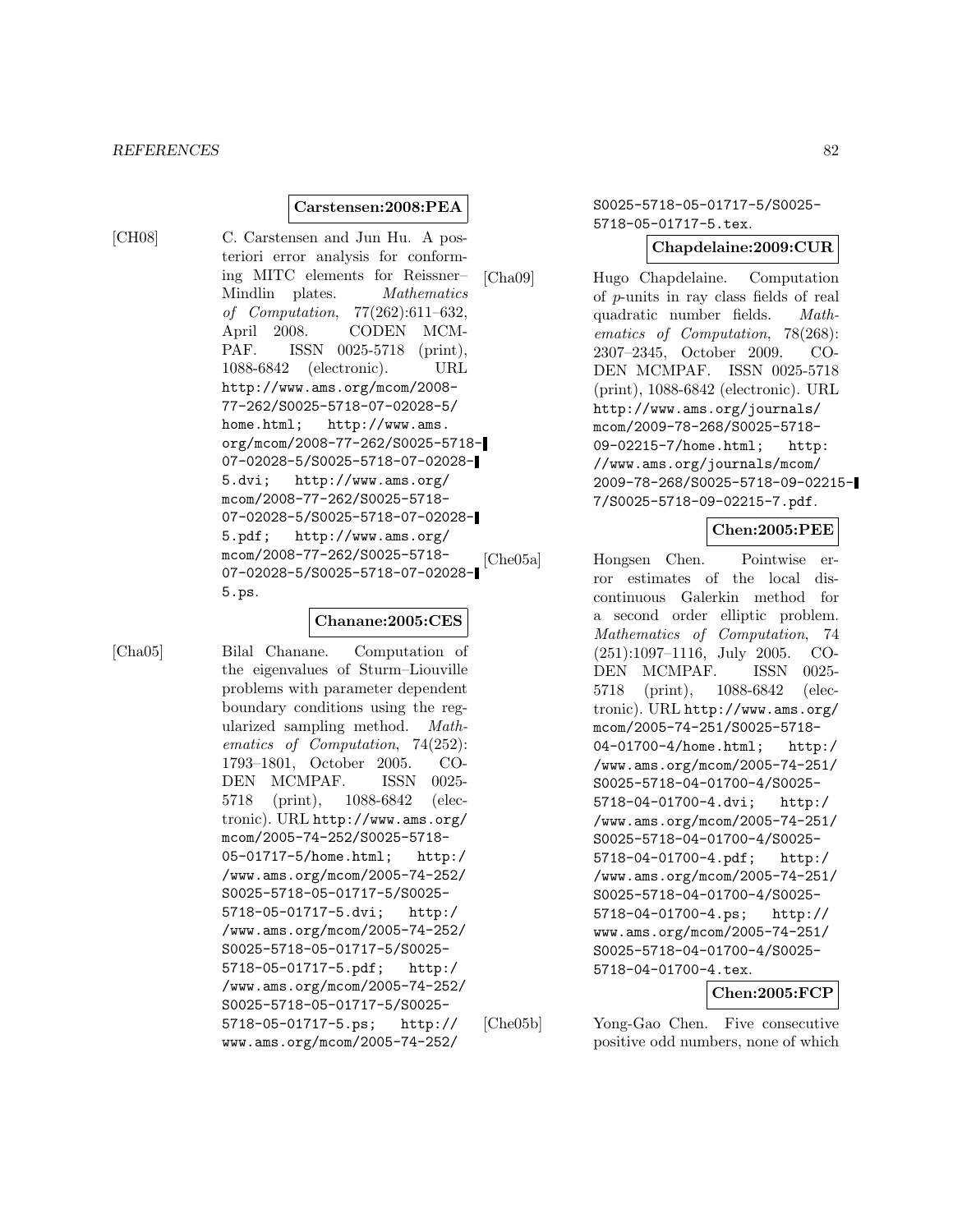**Carstensen:2008:PEA**

[CH08] C. Carstensen and Jun Hu. A posteriori error analysis for conforming MITC elements for Reissner–Mindlin plates. *Mathematics of Computation*, 77(262):611–632, April 2008. CODEN MCMPAF. ISSN 0025-5718 (print), 1088-6842 (electronic). URL http://www.ams.org/mcom/2008-77-262/S0025-5718-07-02028-5/home.html; http://www.ams.org/mcom/2008-77-262/S0025-5718-07-02028-5/S0025-5718-07-02028-5.dvi; http://www.ams.org/mcom/2008-77-262/S0025-5718-07-02028-5/S0025-5718-07-02028-5.pdf; http://www.ams.org/mcom/2008-77-262/S0025-5718-07-02028-5/S0025-5718-07-02028-5.ps.

**Chanane:2005:CES**

[Cha05] Bilal Chanane. Computation of the eigenvalues of Sturm–Liouville problems with parameter dependent boundary conditions using the regularized sampling method. *Mathematics of Computation*, 74(252): 1793–1801, October 2005. CODEN MCMPAF. ISSN 0025-5718 (print), 1088-6842 (electronic). URL http://www.ams.org/mcom/2005-74-252/S0025-5718-05-01717-5/home.html; http://www.ams.org/mcom/2005-74-252/S0025-5718-05-01717-5/S0025-5718-05-01717-5.dvi; http://www.ams.org/mcom/2005-74-252/S0025-5718-05-01717-5/S0025-5718-05-01717-5.pdf; http://www.ams.org/mcom/2005-74-252/S0025-5718-05-01717-5/S0025-5718-05-01717-5.ps; http://www.ams.org/mcom/2005-74-252/S0025-5718-05-01717-5/S0025-5718-05-01717-5.tex.

**Chapdelaine:2009:CUR**

[Cha09] Hugo Chapdelaine. Computation of $p$-units in ray class fields of real quadratic number fields. *Mathematics of Computation*, 78(268): 2307–2345, October 2009. CODEN MCMPAF. ISSN 0025-5718 (print), 1088-6842 (electronic). URL http://www.ams.org/journals/mcom/2009-78-268/S0025-5718-09-02215-7/home.html; http://www.ams.org/journals/mcom/2009-78-268/S0025-5718-09-02215-7/S0025-5718-09-02215-7.pdf.

**Chen:2005:PEE**

[Che05a] Hongsen Chen. Pointwise error estimates of the local discontinuous Galerkin method for a second order elliptic problem. *Mathematics of Computation*, 74 (251):1097–1116, July 2005. CODEN MCMPAF. ISSN 0025-5718 (print), 1088-6842 (electronic). URL http://www.ams.org/mcom/2005-74-251/S0025-5718-04-01700-4/home.html; http://www.ams.org/mcom/2005-74-251/S0025-5718-04-01700-4/S0025-5718-04-01700-4.dvi; http://www.ams.org/mcom/2005-74-251/S0025-5718-04-01700-4/S0025-5718-04-01700-4.pdf; http://www.ams.org/mcom/2005-74-251/S0025-5718-04-01700-4/S0025-5718-04-01700-4.ps; http://www.ams.org/mcom/2005-74-251/S0025-5718-04-01700-4/S0025-5718-04-01700-4.tex.

**Chen:2005:FCP**

[Che05b] Yong-Gao Chen. Five consecutive positive odd numbers, none of which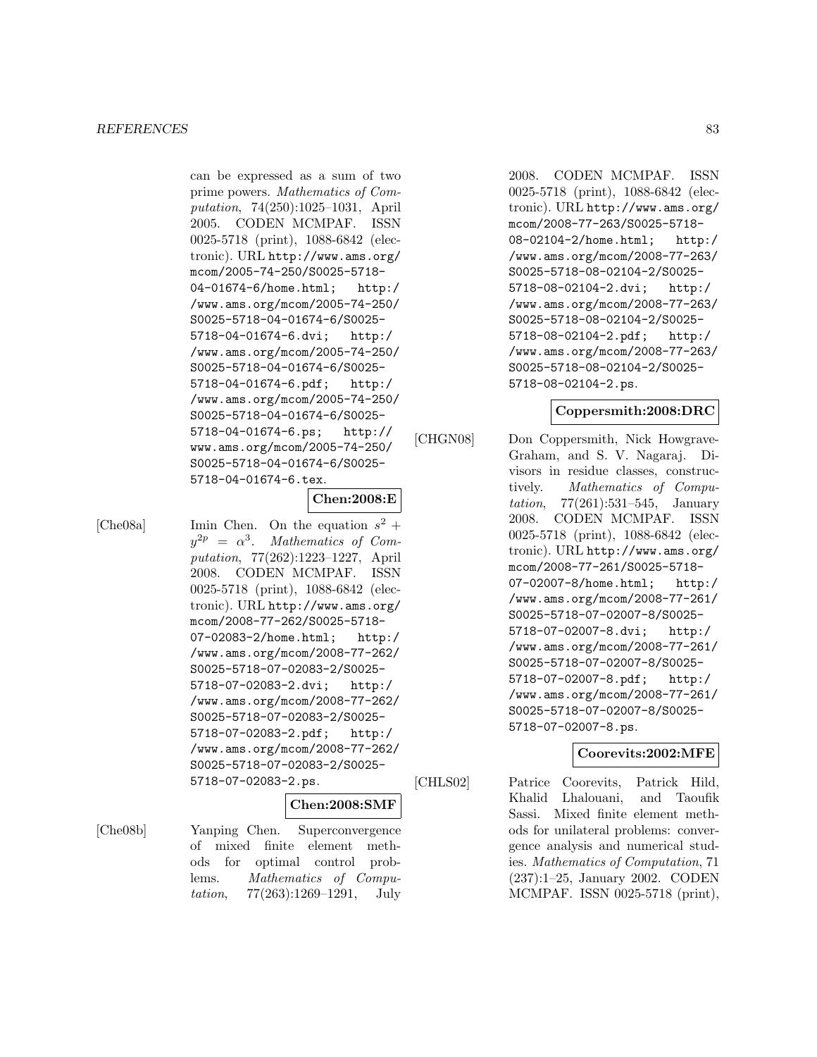can be expressed as a sum of two prime powers. *Mathematics of Computation*, 74(250):1025–1031, April 2005. CODEN MCMPAF. ISSN 0025-5718 (print), 1088-6842 (electronic). URL http://www.ams.org/mcom/2005-74-250/S0025-5718-04-01674-6/home.html; http://www.ams.org/mcom/2005-74-250/S0025-5718-04-01674-6/S0025-5718-04-01674-6.dvi; http://www.ams.org/mcom/2005-74-250/S0025-5718-04-01674-6/S0025-5718-04-01674-6.pdf; http://www.ams.org/mcom/2005-74-250/S0025-5718-04-01674-6/S0025-5718-04-01674-6.ps; http://www.ams.org/mcom/2005-74-250/S0025-5718-04-01674-6/S0025-5718-04-01674-6.tex.

**Chen:2008:E**

[Che08a] Imin Chen. On the equation $s^2 + y^{2p} = \alpha^3$. *Mathematics of Computation*, 77(262):1223–1227, April 2008. CODEN MCMPAF. ISSN 0025-5718 (print), 1088-6842 (electronic). URL http://www.ams.org/mcom/2008-77-262/S0025-5718-07-02083-2/home.html; http://www.ams.org/mcom/2008-77-262/S0025-5718-07-02083-2/S0025-5718-07-02083-2.dvi; http://www.ams.org/mcom/2008-77-262/S0025-5718-07-02083-2/S0025-5718-07-02083-2.pdf; http://www.ams.org/mcom/2008-77-262/S0025-5718-07-02083-2/S0025-5718-07-02083-2.ps.

**Chen:2008:SMF**

[Che08b] Yanping Chen. Superconvergence of mixed finite element methods for optimal control problems. *Mathematics of Computation*, 77(263):1269–1291, July 2008. CODEN MCMPAF. ISSN 0025-5718 (print), 1088-6842 (electronic). URL http://www.ams.org/mcom/2008-77-263/S0025-5718-08-02104-2/home.html; http://www.ams.org/mcom/2008-77-263/S0025-5718-08-02104-2/S0025-5718-08-02104-2.dvi; http://www.ams.org/mcom/2008-77-263/S0025-5718-08-02104-2/S0025-5718-08-02104-2.pdf; http://www.ams.org/mcom/2008-77-263/S0025-5718-08-02104-2/S0025-5718-08-02104-2.ps.

**Coppersmith:2008:DRC**

[CHGN08] Don Coppersmith, Nick Howgrave-Graham, and S. V. Nagaraj. Divisors in residue classes, constructively. *Mathematics of Computation*, 77(261):531–545, January 2008. CODEN MCMPAF. ISSN 0025-5718 (print), 1088-6842 (electronic). URL http://www.ams.org/mcom/2008-77-261/S0025-5718-07-02007-8/home.html; http://www.ams.org/mcom/2008-77-261/S0025-5718-07-02007-8/S0025-5718-07-02007-8.dvi; http://www.ams.org/mcom/2008-77-261/S0025-5718-07-02007-8/S0025-5718-07-02007-8.pdf; http://www.ams.org/mcom/2008-77-261/S0025-5718-07-02007-8/S0025-5718-07-02007-8.ps.

**Coorevits:2002:MFE**

[CHLS02] Patrice Coorevits, Patrick Hild, Khalid Lhalouani, and Taoufik Sassi. Mixed finite element methods for unilateral problems: convergence analysis and numerical studies. *Mathematics of Computation*, 71 (237):1–25, January 2002. CODEN MCMPAF. ISSN 0025-5718 (print),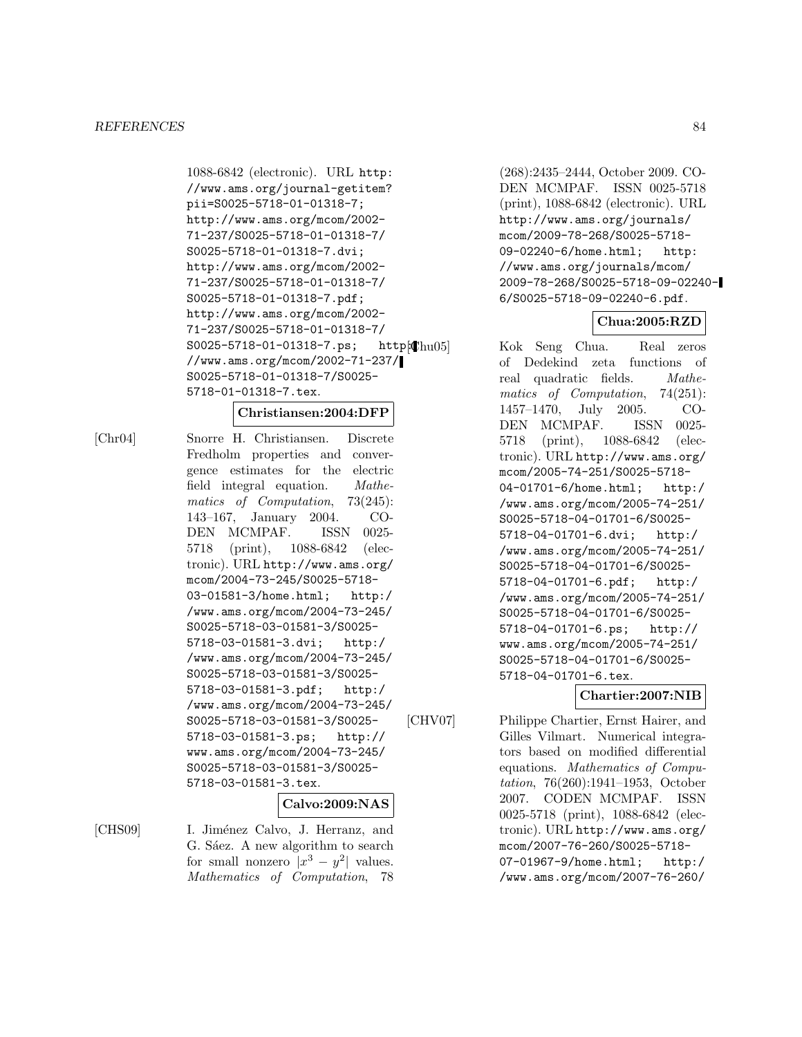1088-6842 (electronic). URL http://www.ams.org/journal-getitem?pii=S0025-5718-01-01318-7; http://www.ams.org/mcom/2002-71-237/S0025-5718-01-01318-7/S0025-5718-01-01318-7.dvi; http://www.ams.org/mcom/2002-71-237/S0025-5718-01-01318-7/S0025-5718-01-01318-7.pdf; http://www.ams.org/mcom/2002-71-237/S0025-5718-01-01318-7/S0025-5718-01-01318-7.ps; http://www.ams.org/mcom/2002-71-237/S0025-5718-01-01318-7/S0025-5718-01-01318-7.tex.

**Christiansen:2004:DFP**

[Chr04] Snorre H. Christiansen. Discrete Fredholm properties and convergence estimates for the electric field integral equation. *Mathematics of Computation*, 73(245): 143–167, January 2004. CODEN MCMPAF. ISSN 0025-5718 (print), 1088-6842 (electronic). URL http://www.ams.org/mcom/2004-73-245/S0025-5718-03-01581-3/home.html; http://www.ams.org/mcom/2004-73-245/S0025-5718-03-01581-3/S0025-5718-03-01581-3.dvi; http://www.ams.org/mcom/2004-73-245/S0025-5718-03-01581-3/S0025-5718-03-01581-3.pdf; http://www.ams.org/mcom/2004-73-245/S0025-5718-03-01581-3/S0025-5718-03-01581-3.ps; http://www.ams.org/mcom/2004-73-245/S0025-5718-03-01581-3/S0025-5718-03-01581-3.tex.

**Calvo:2009:NAS**

[CHS09] I. Jiménez Calvo, J. Herranz, and G. Sáez. A new algorithm to search for small nonzero $|x^3 - y^2|$ values. *Mathematics of Computation*, 78 (268):2435–2444, October 2009. CODEN MCMPAF. ISSN 0025-5718 (print), 1088-6842 (electronic). URL http://www.ams.org/journals/mcom/2009-78-268/S0025-5718-09-02240-6/home.html; http://www.ams.org/journals/mcom/2009-78-268/S0025-5718-09-02240-6/S0025-5718-09-02240-6.pdf.

**Chua:2005:RZD**

[Chu05] Kok Seng Chua. Real zeros of Dedekind zeta functions of real quadratic fields. *Mathematics of Computation*, 74(251): 1457–1470, July 2005. CODEN MCMPAF. ISSN 0025-5718 (print), 1088-6842 (electronic). URL http://www.ams.org/mcom/2005-74-251/S0025-5718-04-01701-6/home.html; http://www.ams.org/mcom/2005-74-251/S0025-5718-04-01701-6/S0025-5718-04-01701-6.dvi; http://www.ams.org/mcom/2005-74-251/S0025-5718-04-01701-6/S0025-5718-04-01701-6.pdf; http://www.ams.org/mcom/2005-74-251/S0025-5718-04-01701-6/S0025-5718-04-01701-6.ps; http://www.ams.org/mcom/2005-74-251/S0025-5718-04-01701-6/S0025-5718-04-01701-6.tex.

**Chartier:2007:NIB**

[CHV07] Philippe Chartier, Ernst Hairer, and Gilles Vilmart. Numerical integrators based on modified differential equations. *Mathematics of Computation*, 76(260):1941–1953, October 2007. CODEN MCMPAF. ISSN 0025-5718 (print), 1088-6842 (electronic). URL http://www.ams.org/mcom/2007-76-260/S0025-5718-07-01967-9/home.html; http://www.ams.org/mcom/2007-76-260/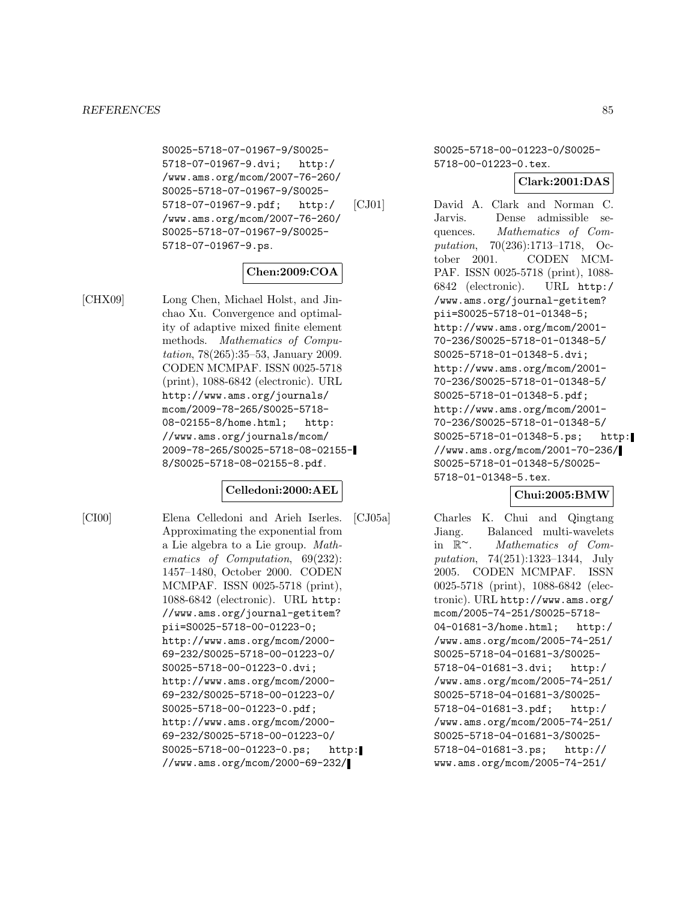S0025-5718-07-01967-9/S0025-5718-07-01967-9.dvi; http://www.ams.org/mcom/2007-76-260/S0025-5718-07-01967-9/S0025-5718-07-01967-9.pdf; http://www.ams.org/mcom/2007-76-260/S0025-5718-07-01967-9/S0025-5718-07-01967-9.ps.

**Chen:2009:COA**

[CHX09] Long Chen, Michael Holst, and Jinchao Xu. Convergence and optimality of adaptive mixed finite element methods. *Mathematics of Computation*, 78(265):35–53, January 2009. CODEN MCMPAF. ISSN 0025-5718 (print), 1088-6842 (electronic). URL http://www.ams.org/journals/mcom/2009-78-265/S0025-5718-08-02155-8/home.html; http://www.ams.org/journals/mcom/2009-78-265/S0025-5718-08-02155-8/S0025-5718-08-02155-8.pdf.

**Celledoni:2000:AEL**

[CI00] Elena Celledoni and Arieh Iserles. Approximating the exponential from a Lie algebra to a Lie group. *Mathematics of Computation*, 69(232):1457–1480, October 2000. CODEN MCMPAF. ISSN 0025-5718 (print), 1088-6842 (electronic). URL http://www.ams.org/journal-getitem?pii=S0025-5718-00-01223-0; http://www.ams.org/mcom/2000-69-232/S0025-5718-00-01223-0/S0025-5718-00-01223-0.dvi; http://www.ams.org/mcom/2000-69-232/S0025-5718-00-01223-0/S0025-5718-00-01223-0.pdf; http://www.ams.org/mcom/2000-69-232/S0025-5718-00-01223-0/S0025-5718-00-01223-0.ps; http://www.ams.org/mcom/2000-69-232/S0025-5718-00-01223-0/S0025-5718-00-01223-0.tex.

**Clark:2001:DAS**

[CJ01] David A. Clark and Norman C. Jarvis. Dense admissible sequences. *Mathematics of Computation*, 70(236):1713–1718, October 2001. CODEN MCMPAF. ISSN 0025-5718 (print), 1088-6842 (electronic). URL http://www.ams.org/journal-getitem?pii=S0025-5718-01-01348-5; http://www.ams.org/mcom/2001-70-236/S0025-5718-01-01348-5/S0025-5718-01-01348-5.dvi; http://www.ams.org/mcom/2001-70-236/S0025-5718-01-01348-5/S0025-5718-01-01348-5.pdf; http://www.ams.org/mcom/2001-70-236/S0025-5718-01-01348-5/S0025-5718-01-01348-5.ps; http://www.ams.org/mcom/2001-70-236/S0025-5718-01-01348-5/S0025-5718-01-01348-5.tex.

**Chui:2005:BMW**

[CJ05a] Charles K. Chui and Qingtang Jiang. Balanced multi-wavelets in $\mathbb{R}^{\sim}$. *Mathematics of Computation*, 74(251):1323–1344, July 2005. CODEN MCMPAF. ISSN 0025-5718 (print), 1088-6842 (electronic). URL http://www.ams.org/mcom/2005-74-251/S0025-5718-04-01681-3/home.html; http://www.ams.org/mcom/2005-74-251/S0025-5718-04-01681-3/S0025-5718-04-01681-3.dvi; http://www.ams.org/mcom/2005-74-251/S0025-5718-04-01681-3/S0025-5718-04-01681-3.pdf; http://www.ams.org/mcom/2005-74-251/S0025-5718-04-01681-3/S0025-5718-04-01681-3.ps; http://www.ams.org/mcom/2005-74-251/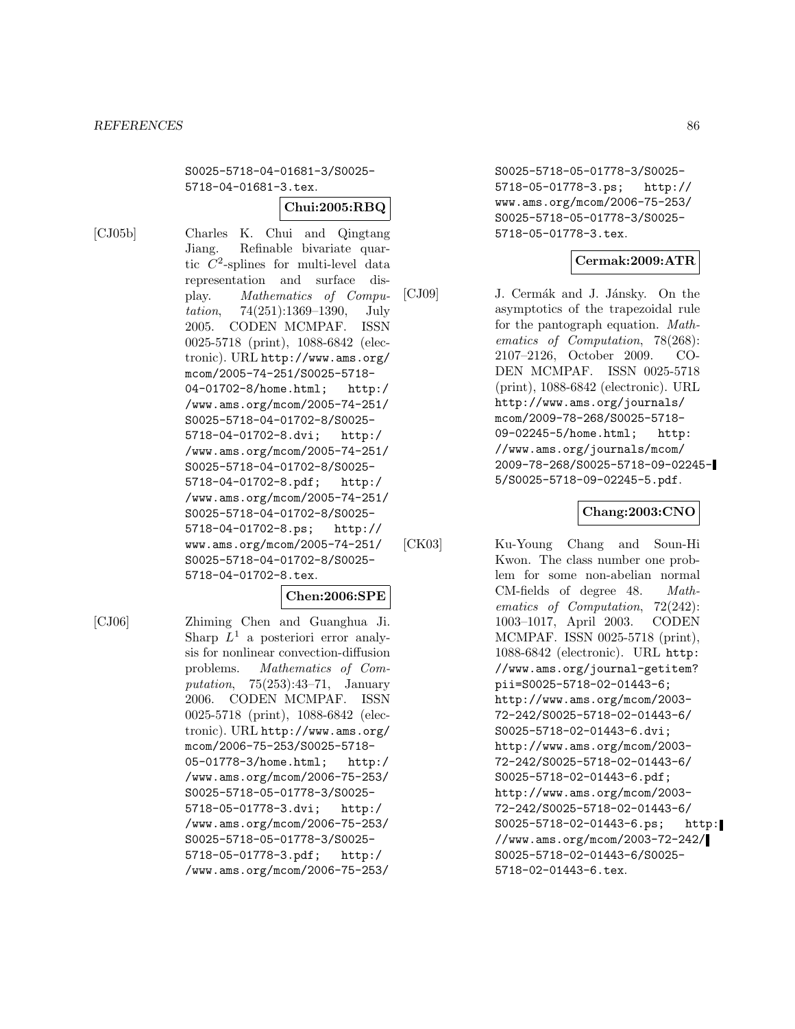S0025-5718-04-01681-3/S0025-5718-04-01681-3.tex.

**Chui:2005:RBQ**

[CJ05b] Charles K. Chui and Qingtang Jiang. Refinable bivariate quartic $C^2$-splines for multi-level data representation and surface display. *Mathematics of Computation*, 74(251):1369–1390, July 2005. CODEN MCMPAF. ISSN 0025-5718 (print), 1088-6842 (electronic). URL http://www.ams.org/mcom/2005-74-251/S0025-5718-04-01702-8/home.html; http://www.ams.org/mcom/2005-74-251/S0025-5718-04-01702-8/S0025-5718-04-01702-8.dvi; http://www.ams.org/mcom/2005-74-251/S0025-5718-04-01702-8/S0025-5718-04-01702-8.pdf; http://www.ams.org/mcom/2005-74-251/S0025-5718-04-01702-8/S0025-5718-04-01702-8.ps; http://www.ams.org/mcom/2005-74-251/S0025-5718-04-01702-8/S0025-5718-04-01702-8.tex.

**Chen:2006:SPE**

[CJ06] Zhiming Chen and Guanghua Ji. Sharp $L^1$ a posteriori error analysis for nonlinear convection-diffusion problems. *Mathematics of Computation*, 75(253):43–71, January 2006. CODEN MCMPAF. ISSN 0025-5718 (print), 1088-6842 (electronic). URL http://www.ams.org/mcom/2006-75-253/S0025-5718-05-01778-3/home.html; http://www.ams.org/mcom/2006-75-253/S0025-5718-05-01778-3/S0025-5718-05-01778-3.dvi; http://www.ams.org/mcom/2006-75-253/S0025-5718-05-01778-3/S0025-5718-05-01778-3.pdf; http://www.ams.org/mcom/2006-75-253/S0025-5718-05-01778-3/S0025-5718-05-01778-3.ps; http://www.ams.org/mcom/2006-75-253/S0025-5718-05-01778-3/S0025-5718-05-01778-3.tex.

**Cermak:2009:ATR**

[CJ09] J. Cermák and J. Jánsky. On the asymptotics of the trapezoidal rule for the pantograph equation. *Mathematics of Computation*, 78(268):2107–2126, October 2009. CODEN MCMPAF. ISSN 0025-5718 (print), 1088-6842 (electronic). URL http://www.ams.org/journals/mcom/2009-78-268/S0025-5718-09-02245-5/home.html; http://www.ams.org/journals/mcom/2009-78-268/S0025-5718-09-02245-5/S0025-5718-09-02245-5.pdf.

**Chang:2003:CNO**

[CK03] Ku-Young Chang and Soun-Hi Kwon. The class number one problem for some non-abelian normal CM-fields of degree 48. *Mathematics of Computation*, 72(242):1003–1017, April 2003. CODEN MCMPAF. ISSN 0025-5718 (print), 1088-6842 (electronic). URL http://www.ams.org/journal-getitem?pii=S0025-5718-02-01443-6; http://www.ams.org/mcom/2003-72-242/S0025-5718-02-01443-6/S0025-5718-02-01443-6.dvi; http://www.ams.org/mcom/2003-72-242/S0025-5718-02-01443-6/S0025-5718-02-01443-6.pdf; http://www.ams.org/mcom/2003-72-242/S0025-5718-02-01443-6/S0025-5718-02-01443-6.ps; http://www.ams.org/mcom/2003-72-242/S0025-5718-02-01443-6/S0025-5718-02-01443-6.tex.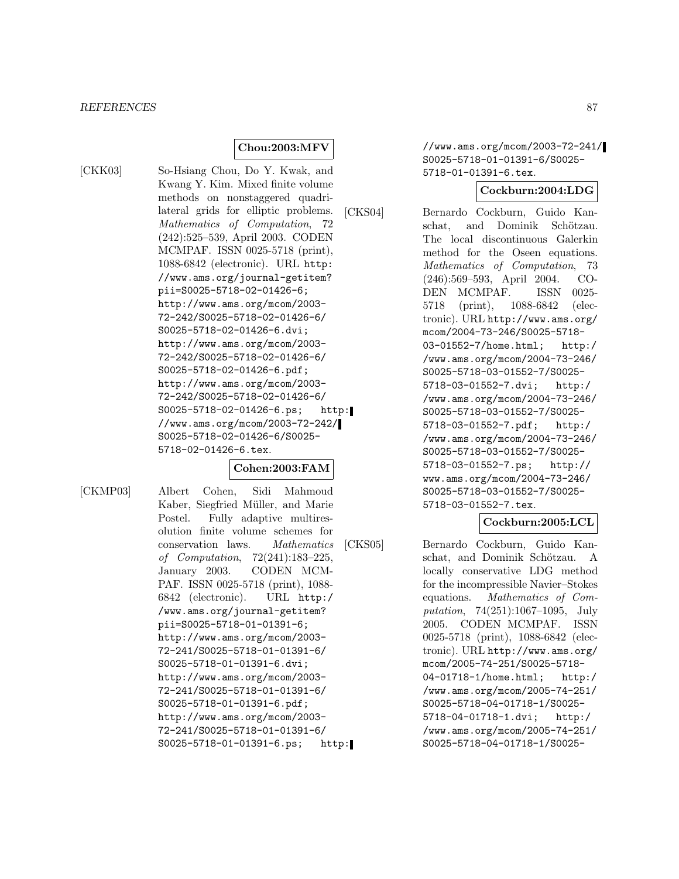**Chou:2003:MFV**

[CKK03] So-Hsiang Chou, Do Y. Kwak, and Kwang Y. Kim. Mixed finite volume methods on nonstaggered quadrilateral grids for elliptic problems. *Mathematics of Computation*, 72 (242):525–539, April 2003. CODEN MCMPAF. ISSN 0025-5718 (print), 1088-6842 (electronic). URL http://www.ams.org/journal-getitem?pii=S0025-5718-02-01426-6; http://www.ams.org/mcom/2003-72-242/S0025-5718-02-01426-6/S0025-5718-02-01426-6.dvi; http://www.ams.org/mcom/2003-72-242/S0025-5718-02-01426-6/S0025-5718-02-01426-6.pdf; http://www.ams.org/mcom/2003-72-242/S0025-5718-02-01426-6/S0025-5718-02-01426-6.ps; http://www.ams.org/mcom/2003-72-242/S0025-5718-02-01426-6/S0025-5718-02-01426-6.tex.

**Cohen:2003:FAM**

[CKMP03] Albert Cohen, Sidi Mahmoud Kaber, Siegfried Müller, and Marie Postel. Fully adaptive multiresolution finite volume schemes for conservation laws. *Mathematics of Computation*, 72(241):183–225, January 2003. CODEN MCMPAF. ISSN 0025-5718 (print), 1088-6842 (electronic). URL http://www.ams.org/journal-getitem?pii=S0025-5718-01-01391-6; http://www.ams.org/mcom/2003-72-241/S0025-5718-01-01391-6/S0025-5718-01-01391-6.dvi; http://www.ams.org/mcom/2003-72-241/S0025-5718-01-01391-6/S0025-5718-01-01391-6.pdf; http://www.ams.org/mcom/2003-72-241/S0025-5718-01-01391-6/S0025-5718-01-01391-6.ps; http://www.ams.org/mcom/2003-72-241/S0025-5718-01-01391-6/S0025-5718-01-01391-6.tex.

**Cockburn:2004:LDG**

[CKS04] Bernardo Cockburn, Guido Kanschat, and Dominik Schötzau. The local discontinuous Galerkin method for the Oseen equations. *Mathematics of Computation*, 73 (246):569–593, April 2004. CODEN MCMPAF. ISSN 0025-5718 (print), 1088-6842 (electronic). URL http://www.ams.org/mcom/2004-73-246/S0025-5718-03-01552-7/home.html; http://www.ams.org/mcom/2004-73-246/S0025-5718-03-01552-7/S0025-5718-03-01552-7.dvi; http://www.ams.org/mcom/2004-73-246/S0025-5718-03-01552-7/S0025-5718-03-01552-7.pdf; http://www.ams.org/mcom/2004-73-246/S0025-5718-03-01552-7/S0025-5718-03-01552-7.ps; http://www.ams.org/mcom/2004-73-246/S0025-5718-03-01552-7/S0025-5718-03-01552-7.tex.

**Cockburn:2005:LCL**

[CKS05] Bernardo Cockburn, Guido Kanschat, and Dominik Schötzau. A locally conservative LDG method for the incompressible Navier–Stokes equations. *Mathematics of Computation*, 74(251):1067–1095, July 2005. CODEN MCMPAF. ISSN 0025-5718 (print), 1088-6842 (electronic). URL http://www.ams.org/mcom/2005-74-251/S0025-5718-04-01718-1/home.html; http://www.ams.org/mcom/2005-74-251/S0025-5718-04-01718-1/S0025-5718-04-01718-1.dvi; http://www.ams.org/mcom/2005-74-251/S0025-5718-04-01718-1/S0025-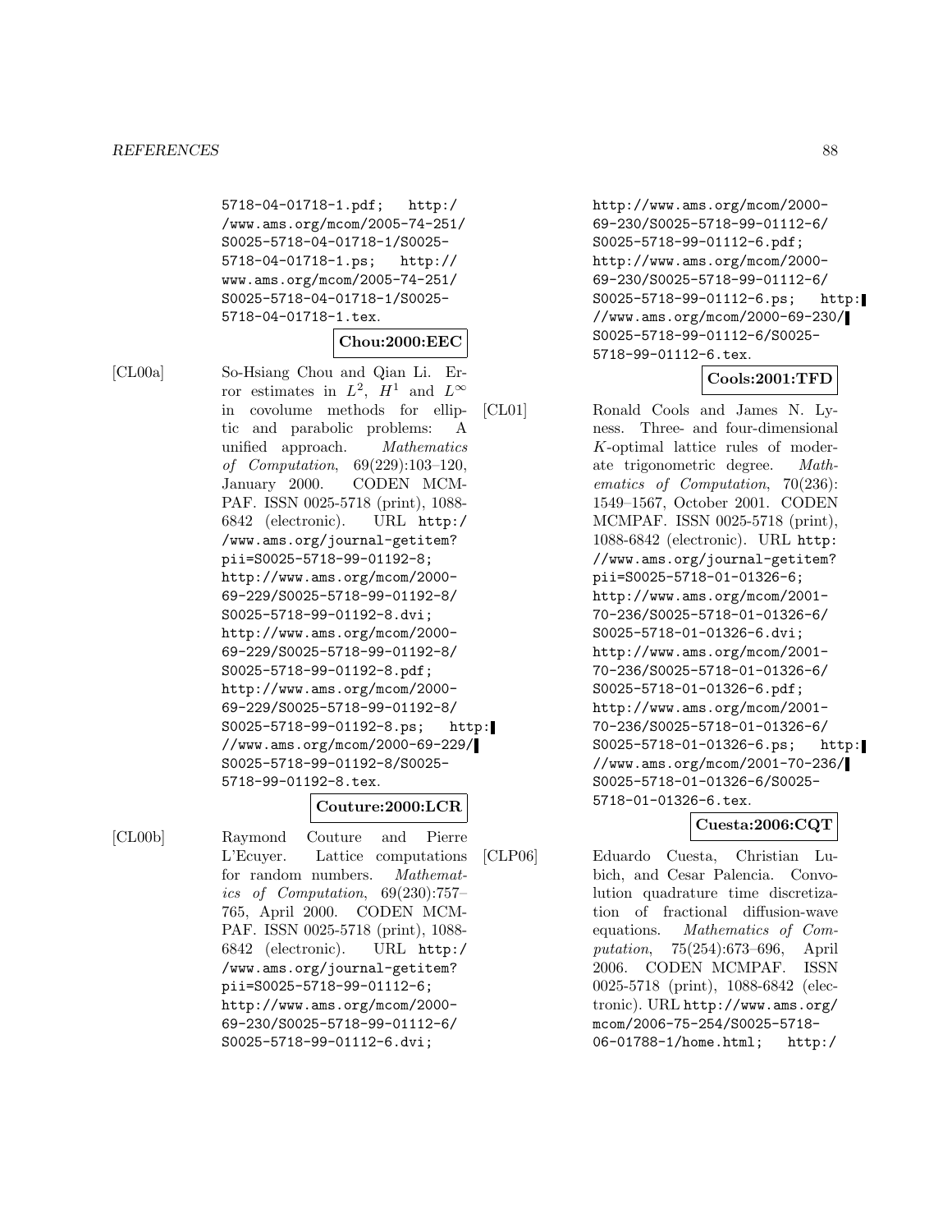5718-04-01718-1.pdf; http://www.ams.org/mcom/2005-74-251/S0025-5718-04-01718-1/S0025-5718-04-01718-1.ps; http://www.ams.org/mcom/2005-74-251/S0025-5718-04-01718-1/S0025-5718-04-01718-1.tex.

**Chou:2000:EEC**

[CL00a] So-Hsiang Chou and Qian Li. Error estimates in $L^2$, $H^1$ and $L^\infty$ in covolume methods for elliptic and parabolic problems: A unified approach. *Mathematics of Computation*, 69(229):103–120, January 2000. CODEN MCMPAF. ISSN 0025-5718 (print), 1088-6842 (electronic). URL http://www.ams.org/journal-getitem?pii=S0025-5718-99-01192-8; http://www.ams.org/mcom/2000-69-229/S0025-5718-99-01192-8/S0025-5718-99-01192-8.dvi; http://www.ams.org/mcom/2000-69-229/S0025-5718-99-01192-8/S0025-5718-99-01192-8.pdf; http://www.ams.org/mcom/2000-69-229/S0025-5718-99-01192-8/S0025-5718-99-01192-8.ps; http://www.ams.org/mcom/2000-69-229/S0025-5718-99-01192-8/S0025-5718-99-01192-8.tex.

**Couture:2000:LCR**

[CL00b] Raymond Couture and Pierre L'Ecuyer. Lattice computations for random numbers. *Mathematics of Computation*, 69(230):757–765, April 2000. CODEN MCMPAF. ISSN 0025-5718 (print), 1088-6842 (electronic). URL http://www.ams.org/journal-getitem?pii=S0025-5718-99-01112-6; http://www.ams.org/mcom/2000-69-230/S0025-5718-99-01112-6/S0025-5718-99-01112-6.dvi; http://www.ams.org/mcom/2000-69-230/S0025-5718-99-01112-6/S0025-5718-99-01112-6.pdf; http://www.ams.org/mcom/2000-69-230/S0025-5718-99-01112-6/S0025-5718-99-01112-6.ps; http://www.ams.org/mcom/2000-69-230/S0025-5718-99-01112-6/S0025-5718-99-01112-6.tex.

**Cools:2001:TFD**

[CL01] Ronald Cools and James N. Lyness. Three- and four-dimensional $K$-optimal lattice rules of moderate trigonometric degree. *Mathematics of Computation*, 70(236):1549–1567, October 2001. CODEN MCMPAF. ISSN 0025-5718 (print), 1088-6842 (electronic). URL http://www.ams.org/journal-getitem?pii=S0025-5718-01-01326-6; http://www.ams.org/mcom/2001-70-236/S0025-5718-01-01326-6/S0025-5718-01-01326-6.dvi; http://www.ams.org/mcom/2001-70-236/S0025-5718-01-01326-6/S0025-5718-01-01326-6.pdf; http://www.ams.org/mcom/2001-70-236/S0025-5718-01-01326-6/S0025-5718-01-01326-6.ps; http://www.ams.org/mcom/2001-70-236/S0025-5718-01-01326-6/S0025-5718-01-01326-6.tex.

**Cuesta:2006:CQT**

[CLP06] Eduardo Cuesta, Christian Lubich, and Cesar Palencia. Convolution quadrature time discretization of fractional diffusion-wave equations. *Mathematics of Computation*, 75(254):673–696, April 2006. CODEN MCMPAF. ISSN 0025-5718 (print), 1088-6842 (electronic). URL http://www.ams.org/mcom/2006-75-254/S0025-5718-06-01788-1/home.html; http:/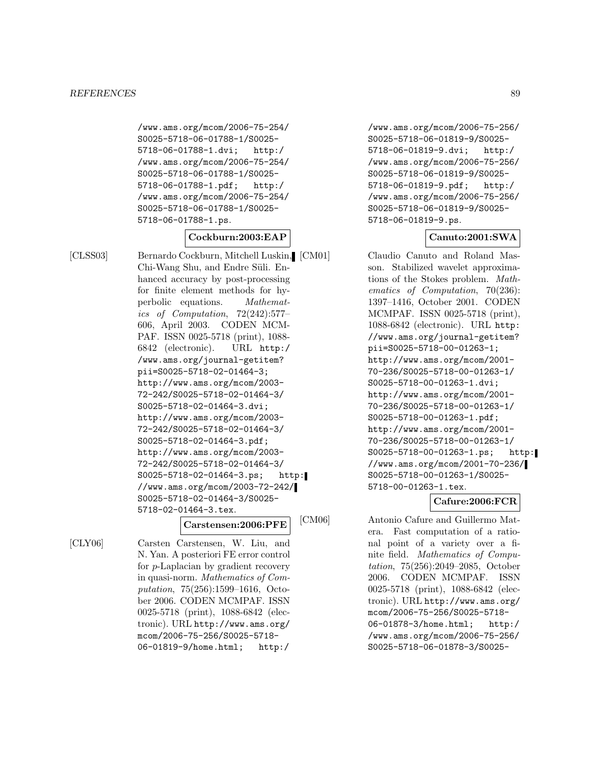/www.ams.org/mcom/2006-75-254/S0025-5718-06-01788-1/S0025-5718-06-01788-1.dvi; http://www.ams.org/mcom/2006-75-254/S0025-5718-06-01788-1/S0025-5718-06-01788-1.pdf; http://www.ams.org/mcom/2006-75-254/S0025-5718-06-01788-1/S0025-5718-06-01788-1.ps.

**Cockburn:2003:EAP**

[CLSS03] Bernardo Cockburn, Mitchell Luskin, Chi-Wang Shu, and Endre Süli. Enhanced accuracy by post-processing for finite element methods for hyperbolic equations. *Mathematics of Computation*, 72(242):577–606, April 2003. CODEN MCMPAF. ISSN 0025-5718 (print), 1088-6842 (electronic). URL http://www.ams.org/journal-getitem?pii=S0025-5718-02-01464-3; http://www.ams.org/mcom/2003-72-242/S0025-5718-02-01464-3/S0025-5718-02-01464-3.dvi; http://www.ams.org/mcom/2003-72-242/S0025-5718-02-01464-3/S0025-5718-02-01464-3.pdf; http://www.ams.org/mcom/2003-72-242/S0025-5718-02-01464-3/S0025-5718-02-01464-3.ps; http://www.ams.org/mcom/2003-72-242/S0025-5718-02-01464-3/S0025-5718-02-01464-3.tex.

**Carstensen:2006:PFE**

[CLY06] Carsten Carstensen, W. Liu, and N. Yan. A posteriori FE error control for $p$-Laplacian by gradient recovery in quasi-norm. *Mathematics of Computation*, 75(256):1599–1616, October 2006. CODEN MCMPAF. ISSN 0025-5718 (print), 1088-6842 (electronic). URL http://www.ams.org/mcom/2006-75-256/S0025-5718-06-01819-9/home.html; http://www.ams.org/mcom/2006-75-256/S0025-5718-06-01819-9/S0025-5718-06-01819-9.dvi; http://www.ams.org/mcom/2006-75-256/S0025-5718-06-01819-9/S0025-5718-06-01819-9.pdf; http://www.ams.org/mcom/2006-75-256/S0025-5718-06-01819-9/S0025-5718-06-01819-9.ps.

**Canuto:2001:SWA**

[CM01] Claudio Canuto and Roland Masson. Stabilized wavelet approximations of the Stokes problem. *Mathematics of Computation*, 70(236):1397–1416, October 2001. CODEN MCMPAF. ISSN 0025-5718 (print), 1088-6842 (electronic). URL http://www.ams.org/journal-getitem?pii=S0025-5718-00-01263-1; http://www.ams.org/mcom/2001-70-236/S0025-5718-00-01263-1/S0025-5718-00-01263-1.dvi; http://www.ams.org/mcom/2001-70-236/S0025-5718-00-01263-1/S0025-5718-00-01263-1.pdf; http://www.ams.org/mcom/2001-70-236/S0025-5718-00-01263-1/S0025-5718-00-01263-1.ps; http://www.ams.org/mcom/2001-70-236/S0025-5718-00-01263-1/S0025-5718-00-01263-1.tex.

**Cafure:2006:FCR**

[CM06] Antonio Cafure and Guillermo Matera. Fast computation of a rational point of a variety over a finite field. *Mathematics of Computation*, 75(256):2049–2085, October 2006. CODEN MCMPAF. ISSN 0025-5718 (print), 1088-6842 (electronic). URL http://www.ams.org/mcom/2006-75-256/S0025-5718-06-01878-3/home.html; http://www.ams.org/mcom/2006-75-256/S0025-5718-06-01878-3/S0025-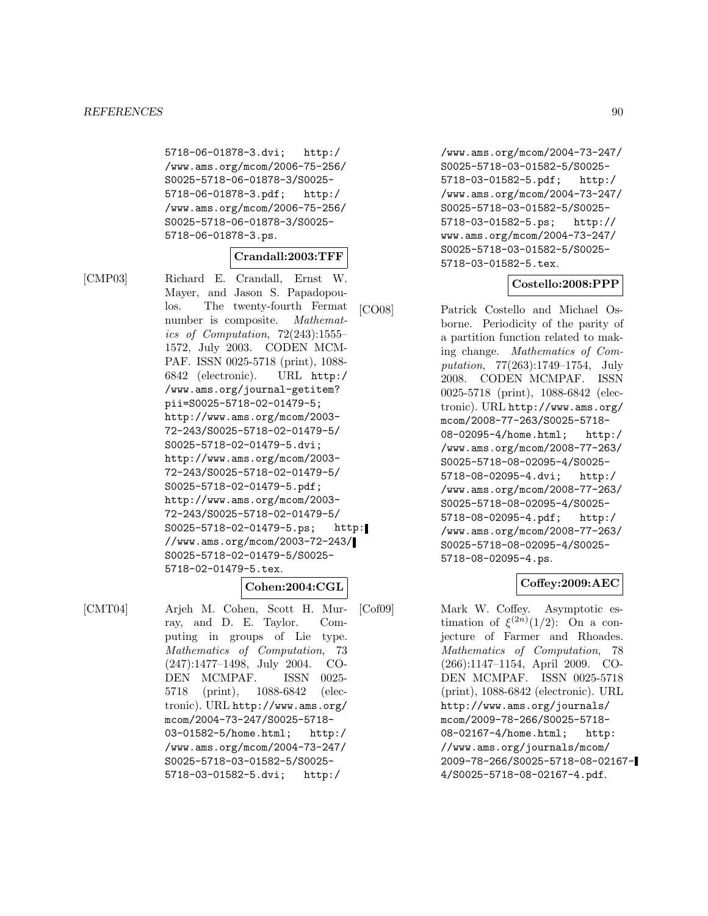5718-06-01878-3.dvi; http://www.ams.org/mcom/2006-75-256/S0025-5718-06-01878-3/S0025-5718-06-01878-3.pdf; http://www.ams.org/mcom/2006-75-256/S0025-5718-06-01878-3/S0025-5718-06-01878-3.ps.

**Crandall:2003:TFF**

[CMP03] Richard E. Crandall, Ernst W. Mayer, and Jason S. Papadopoulos. The twenty-fourth Fermat number is composite. *Mathematics of Computation*, 72(243):1555–1572, July 2003. CODEN MCMPAF. ISSN 0025-5718 (print), 1088-6842 (electronic). URL http://www.ams.org/journal-getitem?pii=S0025-5718-02-01479-5; http://www.ams.org/mcom/2003-72-243/S0025-5718-02-01479-5/S0025-5718-02-01479-5.dvi; http://www.ams.org/mcom/2003-72-243/S0025-5718-02-01479-5/S0025-5718-02-01479-5.pdf; http://www.ams.org/mcom/2003-72-243/S0025-5718-02-01479-5/S0025-5718-02-01479-5.ps; http://www.ams.org/mcom/2003-72-243/S0025-5718-02-01479-5/S0025-5718-02-01479-5.tex.

**Cohen:2004:CGL**

[CMT04] Arjeh M. Cohen, Scott H. Murray, and D. E. Taylor. Computing in groups of Lie type. *Mathematics of Computation*, 73(247):1477–1498, July 2004. CODEN MCMPAF. ISSN 0025-5718 (print), 1088-6842 (electronic). URL http://www.ams.org/mcom/2004-73-247/S0025-5718-03-01582-5/home.html; http://www.ams.org/mcom/2004-73-247/S0025-5718-03-01582-5/S0025-5718-03-01582-5.dvi; http://www.ams.org/mcom/2004-73-247/S0025-5718-03-01582-5/S0025-5718-03-01582-5.pdf; http://www.ams.org/mcom/2004-73-247/S0025-5718-03-01582-5/S0025-5718-03-01582-5.ps; http://www.ams.org/mcom/2004-73-247/S0025-5718-03-01582-5/S0025-5718-03-01582-5.tex.

**Costello:2008:PPP**

[CO08] Patrick Costello and Michael Osborne. Periodicity of the parity of a partition function related to making change. *Mathematics of Computation*, 77(263):1749–1754, July 2008. CODEN MCMPAF. ISSN 0025-5718 (print), 1088-6842 (electronic). URL http://www.ams.org/mcom/2008-77-263/S0025-5718-08-02095-4/home.html; http://www.ams.org/mcom/2008-77-263/S0025-5718-08-02095-4/S0025-5718-08-02095-4.dvi; http://www.ams.org/mcom/2008-77-263/S0025-5718-08-02095-4/S0025-5718-08-02095-4.pdf; http://www.ams.org/mcom/2008-77-263/S0025-5718-08-02095-4/S0025-5718-08-02095-4.ps.

**Coffey:2009:AEC**

[Cof09] Mark W. Coffey. Asymptotic estimation of $\xi^{(2n)}(1/2)$: On a conjecture of Farmer and Rhoades. *Mathematics of Computation*, 78(266):1147–1154, April 2009. CODEN MCMPAF. ISSN 0025-5718 (print), 1088-6842 (electronic). URL http://www.ams.org/journals/mcom/2009-78-266/S0025-5718-08-02167-4/home.html; http://www.ams.org/journals/mcom/2009-78-266/S0025-5718-08-02167-4/S0025-5718-08-02167-4.pdf.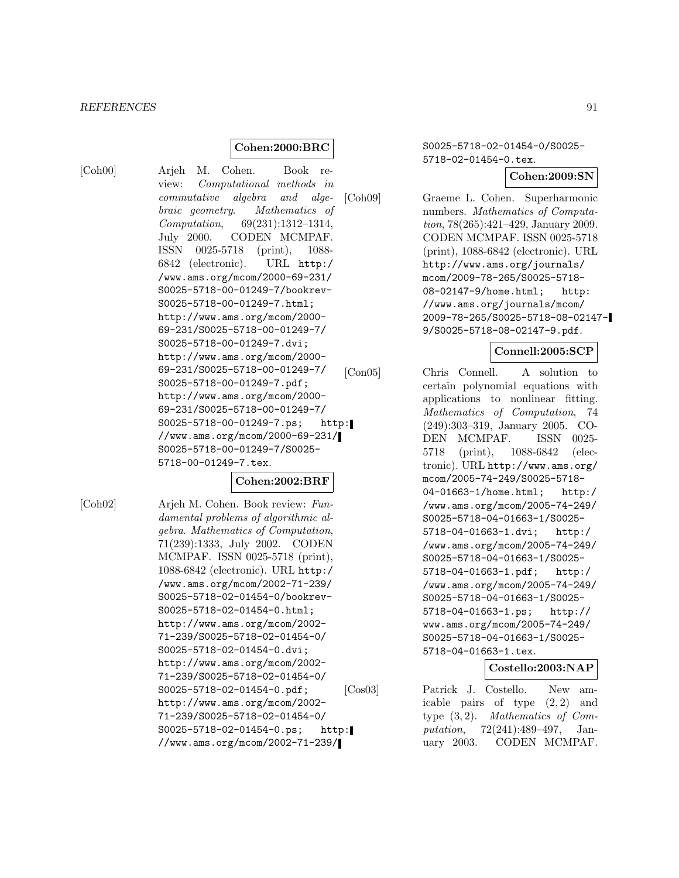**Cohen:2000:BRC**

[Coh00] Arjeh M. Cohen. Book review: *Computational methods in commutative algebra and algebraic geometry*. *Mathematics of Computation*, 69(231):1312–1314, July 2000. CODEN MCMPAF. ISSN 0025-5718 (print), 1088-6842 (electronic). URL http://www.ams.org/mcom/2000-69-231/S0025-5718-00-01249-7/bookrev-S0025-5718-00-01249-7.html; http://www.ams.org/mcom/2000-69-231/S0025-5718-00-01249-7/S0025-5718-00-01249-7.dvi; http://www.ams.org/mcom/2000-69-231/S0025-5718-00-01249-7/S0025-5718-00-01249-7.pdf; http://www.ams.org/mcom/2000-69-231/S0025-5718-00-01249-7/S0025-5718-00-01249-7.ps; http://www.ams.org/mcom/2000-69-231/S0025-5718-00-01249-7/S0025-5718-00-01249-7.tex.

**Cohen:2002:BRF**

[Coh02] Arjeh M. Cohen. Book review: *Fundamental problems of algorithmic algebra*. *Mathematics of Computation*, 71(239):1333, July 2002. CODEN MCMPAF. ISSN 0025-5718 (print), 1088-6842 (electronic). URL http://www.ams.org/mcom/2002-71-239/S0025-5718-02-01454-0/bookrev-S0025-5718-02-01454-0.html; http://www.ams.org/mcom/2002-71-239/S0025-5718-02-01454-0/S0025-5718-02-01454-0.dvi; http://www.ams.org/mcom/2002-71-239/S0025-5718-02-01454-0/S0025-5718-02-01454-0.pdf; http://www.ams.org/mcom/2002-71-239/S0025-5718-02-01454-0/S0025-5718-02-01454-0.ps; http://www.ams.org/mcom/2002-71-239/S0025-5718-02-01454-0/S0025-5718-02-01454-0.tex.

**Cohen:2009:SN**

[Coh09] Graeme L. Cohen. Superharmonic numbers. *Mathematics of Computation*, 78(265):421–429, January 2009. CODEN MCMPAF. ISSN 0025-5718 (print), 1088-6842 (electronic). URL http://www.ams.org/journals/mcom/2009-78-265/S0025-5718-08-02147-9/home.html; http://www.ams.org/journals/mcom/2009-78-265/S0025-5718-08-02147-9/S0025-5718-08-02147-9.pdf.

**Connell:2005:SCP**

[Con05] Chris Connell. A solution to certain polynomial equations with applications to nonlinear fitting. *Mathematics of Computation*, 74(249):303–319, January 2005. CODEN MCMPAF. ISSN 0025-5718 (print), 1088-6842 (electronic). URL http://www.ams.org/mcom/2005-74-249/S0025-5718-04-01663-1/home.html; http://www.ams.org/mcom/2005-74-249/S0025-5718-04-01663-1/S0025-5718-04-01663-1.dvi; http://www.ams.org/mcom/2005-74-249/S0025-5718-04-01663-1/S0025-5718-04-01663-1.pdf; http://www.ams.org/mcom/2005-74-249/S0025-5718-04-01663-1/S0025-5718-04-01663-1.ps; http://www.ams.org/mcom/2005-74-249/S0025-5718-04-01663-1/S0025-5718-04-01663-1.tex.

**Costello:2003:NAP**

[Cos03] Patrick J. Costello. New amicable pairs of type $(2, 2)$ and type $(3, 2)$. *Mathematics of Computation*, 72(241):489–497, January 2003. CODEN MCMPAF.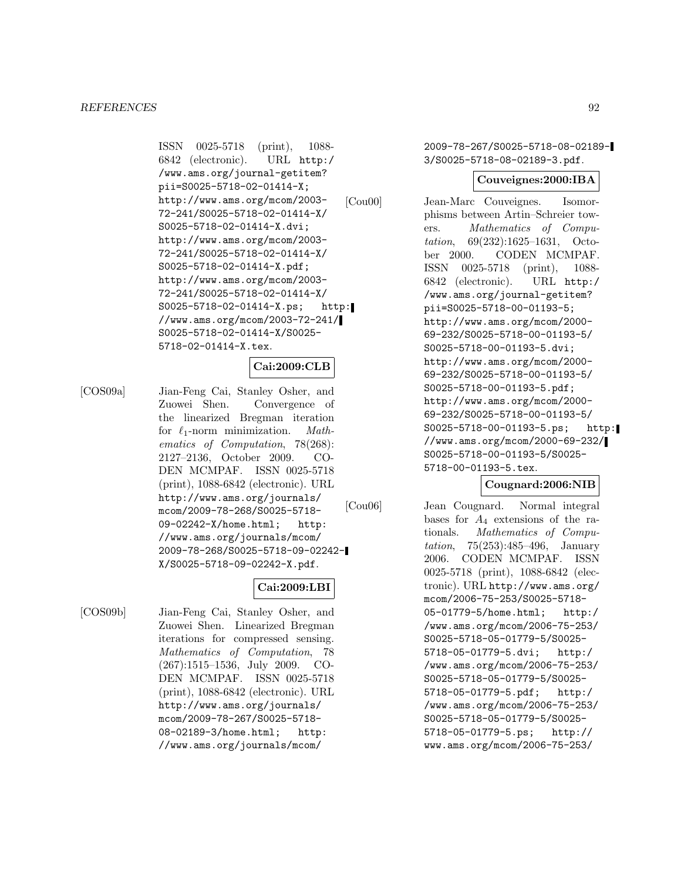ISSN 0025-5718 (print), 1088-6842 (electronic). URL http://www.ams.org/journal-getitem?pii=S0025-5718-02-01414-X; http://www.ams.org/mcom/2003-72-241/S0025-5718-02-01414-X/S0025-5718-02-01414-X.dvi; http://www.ams.org/mcom/2003-72-241/S0025-5718-02-01414-X/S0025-5718-02-01414-X.pdf; http://www.ams.org/mcom/2003-72-241/S0025-5718-02-01414-X/S0025-5718-02-01414-X.ps; http://www.ams.org/mcom/2003-72-241/S0025-5718-02-01414-X/S0025-5718-02-01414-X.tex.

**Cai:2009:CLB**

[COS09a] Jian-Feng Cai, Stanley Osher, and Zuowei Shen. Convergence of the linearized Bregman iteration for $\ell_1$-norm minimization. *Mathematics of Computation*, 78(268): 2127–2136, October 2009. CODEN MCMPAF. ISSN 0025-5718 (print), 1088-6842 (electronic). URL http://www.ams.org/journals/mcom/2009-78-268/S0025-5718-09-02242-X/home.html; http://www.ams.org/journals/mcom/2009-78-268/S0025-5718-09-02242-X/S0025-5718-09-02242-X.pdf.

**Cai:2009:LBI**

[COS09b] Jian-Feng Cai, Stanley Osher, and Zuowei Shen. Linearized Bregman iterations for compressed sensing. *Mathematics of Computation*, 78 (267):1515–1536, July 2009. CODEN MCMPAF. ISSN 0025-5718 (print), 1088-6842 (electronic). URL http://www.ams.org/journals/mcom/2009-78-267/S0025-5718-08-02189-3/home.html; http://www.ams.org/journals/mcom/2009-78-267/S0025-5718-08-02189-3/S0025-5718-08-02189-3.pdf.

**Couveignes:2000:IBA**

[Cou00] Jean-Marc Couveignes. Isomorphisms between Artin–Schreier towers. *Mathematics of Computation*, 69(232):1625–1631, October 2000. CODEN MCMPAF. ISSN 0025-5718 (print), 1088-6842 (electronic). URL http://www.ams.org/journal-getitem?pii=S0025-5718-00-01193-5; http://www.ams.org/mcom/2000-69-232/S0025-5718-00-01193-5/S0025-5718-00-01193-5.dvi; http://www.ams.org/mcom/2000-69-232/S0025-5718-00-01193-5/S0025-5718-00-01193-5.pdf; http://www.ams.org/mcom/2000-69-232/S0025-5718-00-01193-5/S0025-5718-00-01193-5.ps; http://www.ams.org/mcom/2000-69-232/S0025-5718-00-01193-5/S0025-5718-00-01193-5.tex.

**Cougnard:2006:NIB**

[Cou06] Jean Cougnard. Normal integral bases for $A_4$ extensions of the rationals. *Mathematics of Computation*, 75(253):485–496, January 2006. CODEN MCMPAF. ISSN 0025-5718 (print), 1088-6842 (electronic). URL http://www.ams.org/mcom/2006-75-253/S0025-5718-05-01779-5/home.html; http://www.ams.org/mcom/2006-75-253/S0025-5718-05-01779-5/S0025-5718-05-01779-5.dvi; http://www.ams.org/mcom/2006-75-253/S0025-5718-05-01779-5/S0025-5718-05-01779-5.pdf; http://www.ams.org/mcom/2006-75-253/S0025-5718-05-01779-5/S0025-5718-05-01779-5.ps; http://www.ams.org/mcom/2006-75-253/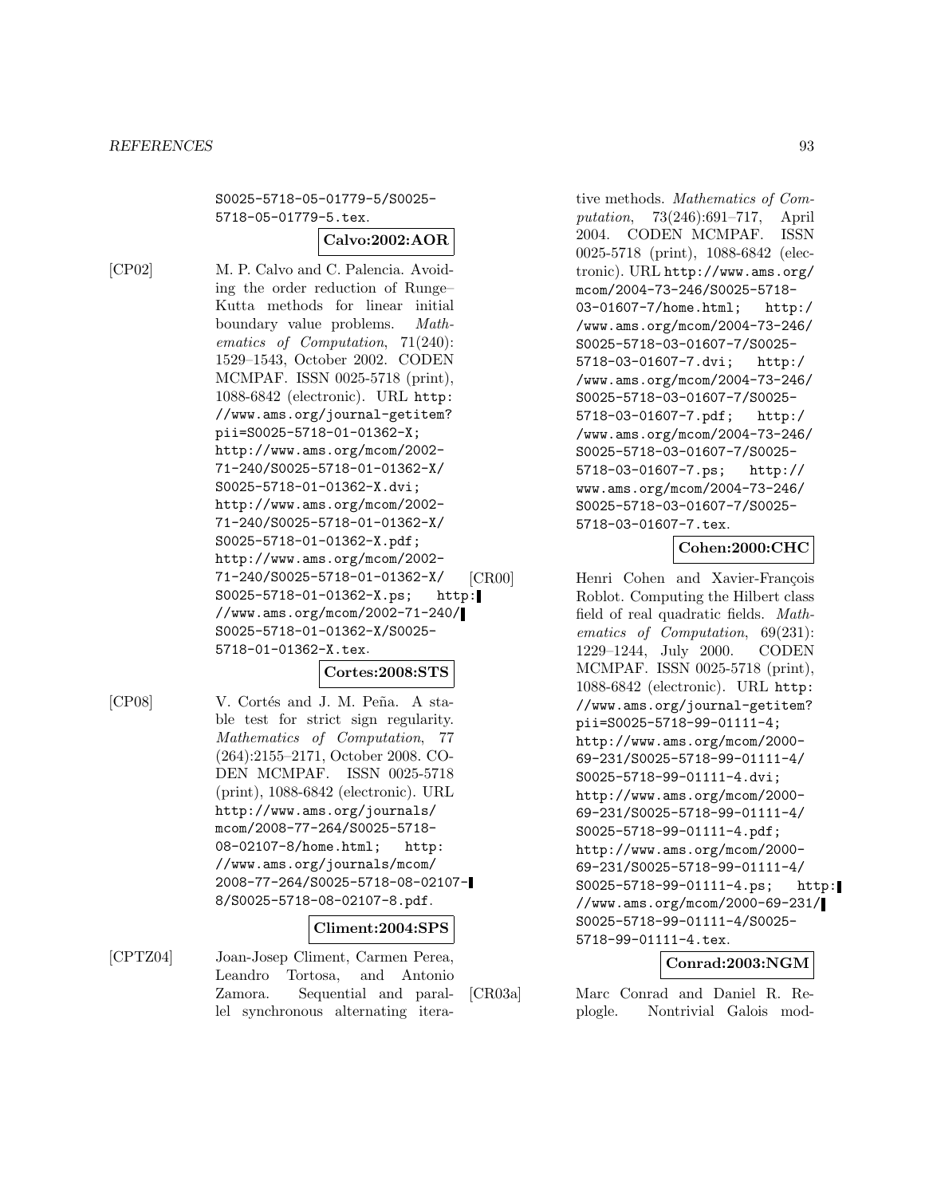S0025-5718-05-01779-5/S0025-5718-05-01779-5.tex.

**Calvo:2002:AOR**

[CP02] M. P. Calvo and C. Palencia. Avoiding the order reduction of Runge–Kutta methods for linear initial boundary value problems. *Mathematics of Computation*, 71(240): 1529–1543, October 2002. CODEN MCMPAF. ISSN 0025-5718 (print), 1088-6842 (electronic). URL http://www.ams.org/journal-getitem?pii=S0025-5718-01-01362-X; http://www.ams.org/mcom/2002-71-240/S0025-5718-01-01362-X/S0025-5718-01-01362-X.dvi; http://www.ams.org/mcom/2002-71-240/S0025-5718-01-01362-X/S0025-5718-01-01362-X.pdf; http://www.ams.org/mcom/2002-71-240/S0025-5718-01-01362-X/S0025-5718-01-01362-X.ps; http://www.ams.org/mcom/2002-71-240/S0025-5718-01-01362-X/S0025-5718-01-01362-X.tex.

**Cortes:2008:STS**

[CP08] V. Cortés and J. M. Peña. A stable test for strict sign regularity. *Mathematics of Computation*, 77 (264):2155–2171, October 2008. CODEN MCMPAF. ISSN 0025-5718 (print), 1088-6842 (electronic). URL http://www.ams.org/journals/mcom/2008-77-264/S0025-5718-08-02107-8/home.html; http://www.ams.org/journals/mcom/2008-77-264/S0025-5718-08-02107-8/S0025-5718-08-02107-8.pdf.

**Climent:2004:SPS**

[CPTZ04] Joan-Josep Climent, Carmen Perea, Leandro Tortosa, and Antonio Zamora. Sequential and parallel synchronous alternating iterative methods. *Mathematics of Computation*, 73(246):691–717, April 2004. CODEN MCMPAF. ISSN 0025-5718 (print), 1088-6842 (electronic). URL http://www.ams.org/mcom/2004-73-246/S0025-5718-03-01607-7/home.html; http://www.ams.org/mcom/2004-73-246/S0025-5718-03-01607-7/S0025-5718-03-01607-7.dvi; http://www.ams.org/mcom/2004-73-246/S0025-5718-03-01607-7/S0025-5718-03-01607-7.pdf; http://www.ams.org/mcom/2004-73-246/S0025-5718-03-01607-7/S0025-5718-03-01607-7.ps; http://www.ams.org/mcom/2004-73-246/S0025-5718-03-01607-7/S0025-5718-03-01607-7.tex.

**Cohen:2000:CHC**

[CR00] Henri Cohen and Xavier-François Roblot. Computing the Hilbert class field of real quadratic fields. *Mathematics of Computation*, 69(231): 1229–1244, July 2000. CODEN MCMPAF. ISSN 0025-5718 (print), 1088-6842 (electronic). URL http://www.ams.org/journal-getitem?pii=S0025-5718-99-01111-4; http://www.ams.org/mcom/2000-69-231/S0025-5718-99-01111-4/S0025-5718-99-01111-4.dvi; http://www.ams.org/mcom/2000-69-231/S0025-5718-99-01111-4/S0025-5718-99-01111-4.pdf; http://www.ams.org/mcom/2000-69-231/S0025-5718-99-01111-4/S0025-5718-99-01111-4.ps; http://www.ams.org/mcom/2000-69-231/S0025-5718-99-01111-4/S0025-5718-99-01111-4.tex.

**Conrad:2003:NGM**

[CR03a] Marc Conrad and Daniel R. Replogle. Nontrivial Galois mod-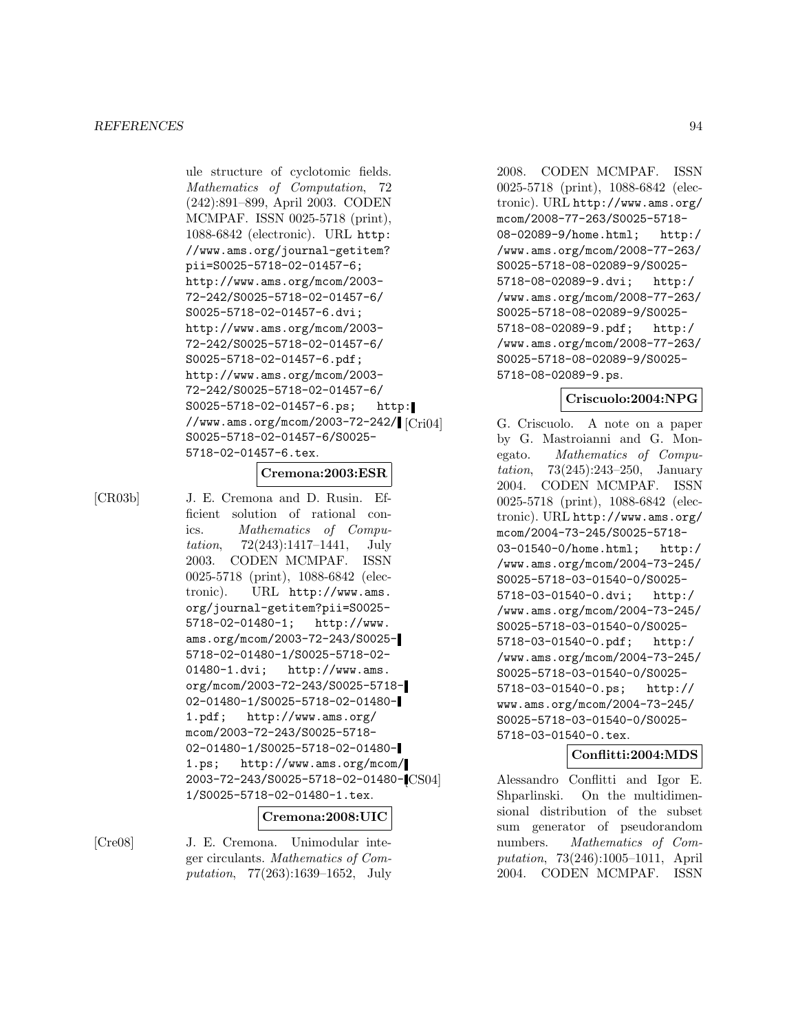ule structure of cyclotomic fields. *Mathematics of Computation*, 72 (242):891–899, April 2003. CODEN MCMPAF. ISSN 0025-5718 (print), 1088-6842 (electronic). URL http://www.ams.org/journal-getitem?pii=S0025-5718-02-01457-6; http://www.ams.org/mcom/2003-72-242/S0025-5718-02-01457-6/S0025-5718-02-01457-6.dvi; http://www.ams.org/mcom/2003-72-242/S0025-5718-02-01457-6/S0025-5718-02-01457-6.pdf; http://www.ams.org/mcom/2003-72-242/S0025-5718-02-01457-6/S0025-5718-02-01457-6.ps; http://www.ams.org/mcom/2003-72-242/S0025-5718-02-01457-6/S0025-5718-02-01457-6.tex.

**Cremona:2003:ESR**

[CR03b] J. E. Cremona and D. Rusin. Efficient solution of rational conics. *Mathematics of Computation*, 72(243):1417–1441, July 2003. CODEN MCMPAF. ISSN 0025-5718 (print), 1088-6842 (electronic). URL http://www.ams.org/journal-getitem?pii=S0025-5718-02-01480-1; http://www.ams.org/mcom/2003-72-243/S0025-5718-02-01480-1/S0025-5718-02-01480-1.dvi; http://www.ams.org/mcom/2003-72-243/S0025-5718-02-01480-1/S0025-5718-02-01480-1.pdf; http://www.ams.org/mcom/2003-72-243/S0025-5718-02-01480-1/S0025-5718-02-01480-1.ps; http://www.ams.org/mcom/2003-72-243/S0025-5718-02-01480-1/S0025-5718-02-01480-1.tex.

**Cremona:2008:UIC**

[Cre08] J. E. Cremona. Unimodular integer circulants. *Mathematics of Computation*, 77(263):1639–1652, July 2008. CODEN MCMPAF. ISSN 0025-5718 (print), 1088-6842 (electronic). URL http://www.ams.org/mcom/2008-77-263/S0025-5718-08-02089-9/home.html; http://www.ams.org/mcom/2008-77-263/S0025-5718-08-02089-9/S0025-5718-08-02089-9.dvi; http://www.ams.org/mcom/2008-77-263/S0025-5718-08-02089-9/S0025-5718-08-02089-9.pdf; http://www.ams.org/mcom/2008-77-263/S0025-5718-08-02089-9/S0025-5718-08-02089-9.ps.

**Criscuolo:2004:NPG**

[Cri04] G. Criscuolo. A note on a paper by G. Mastroianni and G. Monegato. *Mathematics of Computation*, 73(245):243–250, January 2004. CODEN MCMPAF. ISSN 0025-5718 (print), 1088-6842 (electronic). URL http://www.ams.org/mcom/2004-73-245/S0025-5718-03-01540-0/home.html; http://www.ams.org/mcom/2004-73-245/S0025-5718-03-01540-0/S0025-5718-03-01540-0.dvi; http://www.ams.org/mcom/2004-73-245/S0025-5718-03-01540-0/S0025-5718-03-01540-0.pdf; http://www.ams.org/mcom/2004-73-245/S0025-5718-03-01540-0/S0025-5718-03-01540-0.ps; http://www.ams.org/mcom/2004-73-245/S0025-5718-03-01540-0/S0025-5718-03-01540-0.tex.

**Conflitti:2004:MDS**

[CS04] Alessandro Conflitti and Igor E. Shparlinski. On the multidimensional distribution of the subset sum generator of pseudorandom numbers. *Mathematics of Computation*, 73(246):1005–1011, April 2004. CODEN MCMPAF. ISSN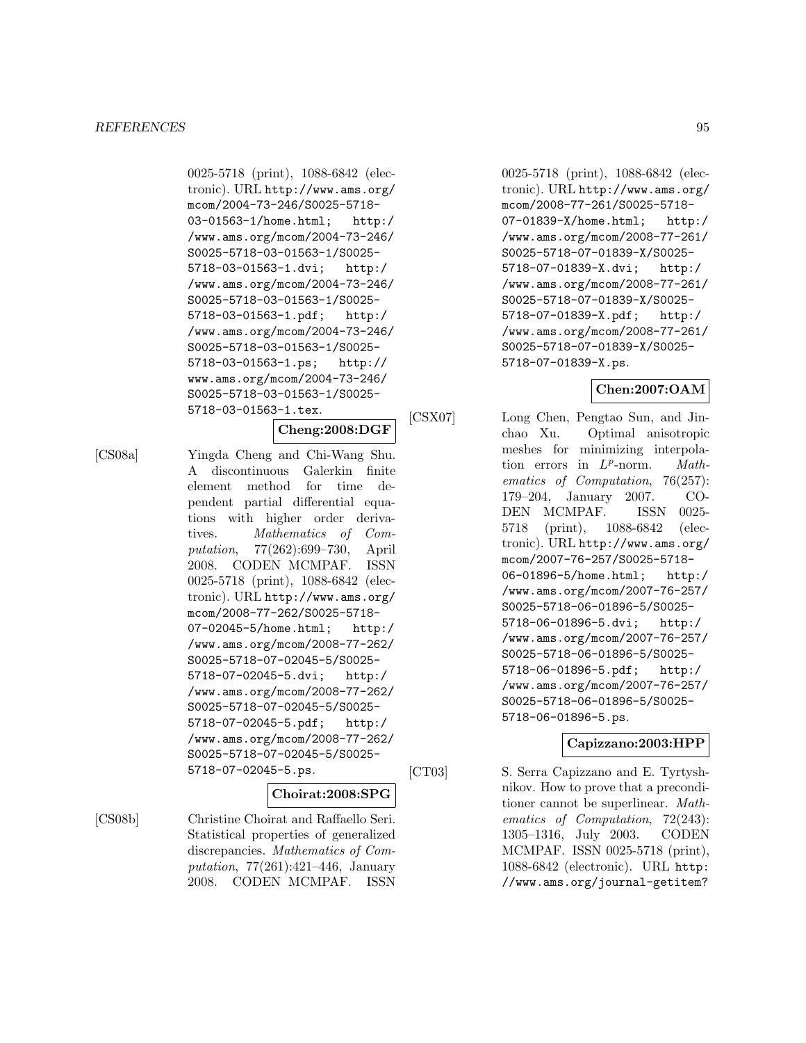0025-5718 (print), 1088-6842 (electronic). URL http://www.ams.org/mcom/2004-73-246/S0025-5718-03-01563-1/home.html; http://www.ams.org/mcom/2004-73-246/S0025-5718-03-01563-1/S0025-5718-03-01563-1.dvi; http://www.ams.org/mcom/2004-73-246/S0025-5718-03-01563-1/S0025-5718-03-01563-1.pdf; http://www.ams.org/mcom/2004-73-246/S0025-5718-03-01563-1/S0025-5718-03-01563-1.ps; http://www.ams.org/mcom/2004-73-246/S0025-5718-03-01563-1/S0025-5718-03-01563-1.tex.

**Cheng:2008:DGF**

[CS08a] Yingda Cheng and Chi-Wang Shu. A discontinuous Galerkin finite element method for time dependent partial differential equations with higher order derivatives. *Mathematics of Computation*, 77(262):699–730, April 2008. CODEN MCMPAF. ISSN 0025-5718 (print), 1088-6842 (electronic). URL http://www.ams.org/mcom/2008-77-262/S0025-5718-07-02045-5/home.html; http://www.ams.org/mcom/2008-77-262/S0025-5718-07-02045-5/S0025-5718-07-02045-5.dvi; http://www.ams.org/mcom/2008-77-262/S0025-5718-07-02045-5/S0025-5718-07-02045-5.pdf; http://www.ams.org/mcom/2008-77-262/S0025-5718-07-02045-5/S0025-5718-07-02045-5.ps.

**Choirat:2008:SPG**

[CS08b] Christine Choirat and Raffaello Seri. Statistical properties of generalized discrepancies. *Mathematics of Computation*, 77(261):421–446, January 2008. CODEN MCMPAF. ISSN 0025-5718 (print), 1088-6842 (electronic). URL http://www.ams.org/mcom/2008-77-261/S0025-5718-07-01839-X/home.html; http://www.ams.org/mcom/2008-77-261/S0025-5718-07-01839-X/S0025-5718-07-01839-X.dvi; http://www.ams.org/mcom/2008-77-261/S0025-5718-07-01839-X/S0025-5718-07-01839-X.pdf; http://www.ams.org/mcom/2008-77-261/S0025-5718-07-01839-X/S0025-5718-07-01839-X.ps.

**Chen:2007:OAM**

[CSX07] Long Chen, Pengtao Sun, and Jinchao Xu. Optimal anisotropic meshes for minimizing interpolation errors in $L^p$-norm. *Mathematics of Computation*, 76(257):179–204, January 2007. CODEN MCMPAF. ISSN 0025-5718 (print), 1088-6842 (electronic). URL http://www.ams.org/mcom/2007-76-257/S0025-5718-06-01896-5/home.html; http://www.ams.org/mcom/2007-76-257/S0025-5718-06-01896-5/S0025-5718-06-01896-5.dvi; http://www.ams.org/mcom/2007-76-257/S0025-5718-06-01896-5/S0025-5718-06-01896-5.pdf; http://www.ams.org/mcom/2007-76-257/S0025-5718-06-01896-5/S0025-5718-06-01896-5.ps.

**Capizzano:2003:HPP**

[CT03] S. Serra Capizzano and E. Tyrtyshnikov. How to prove that a preconditioner cannot be superlinear. *Mathematics of Computation*, 72(243):1305–1316, July 2003. CODEN MCMPAF. ISSN 0025-5718 (print), 1088-6842 (electronic). URL http://www.ams.org/journal-getitem?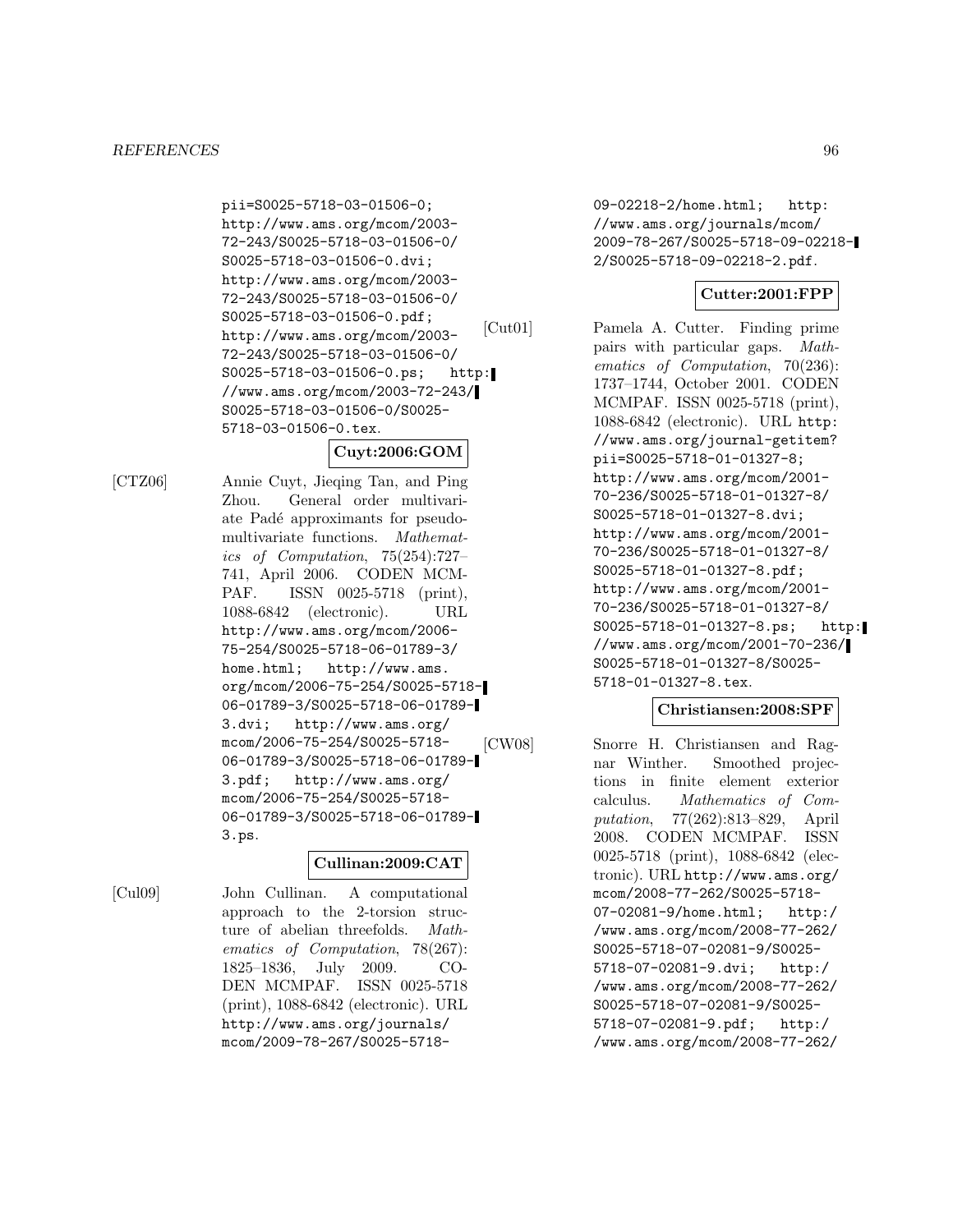pii=S0025-5718-03-01506-0; http://www.ams.org/mcom/2003-72-243/S0025-5718-03-01506-0/S0025-5718-03-01506-0.dvi; http://www.ams.org/mcom/2003-72-243/S0025-5718-03-01506-0/S0025-5718-03-01506-0.pdf; http://www.ams.org/mcom/2003-72-243/S0025-5718-03-01506-0/S0025-5718-03-01506-0.ps; http://www.ams.org/mcom/2003-72-243/S0025-5718-03-01506-0/S0025-5718-03-01506-0.tex.

**Cuyt:2006:GOM**

[CTZ06] Annie Cuyt, Jieqing Tan, and Ping Zhou. General order multivariate Padé approximants for pseudo-multivariate functions. *Mathematics of Computation*, 75(254):727–741, April 2006. CODEN MCMPAF. ISSN 0025-5718 (print), 1088-6842 (electronic). URL http://www.ams.org/mcom/2006-75-254/S0025-5718-06-01789-3/home.html; http://www.ams.org/mcom/2006-75-254/S0025-5718-06-01789-3/S0025-5718-06-01789-3.dvi; http://www.ams.org/mcom/2006-75-254/S0025-5718-06-01789-3/S0025-5718-06-01789-3.pdf; http://www.ams.org/mcom/2006-75-254/S0025-5718-06-01789-3/S0025-5718-06-01789-3.ps.

**Cullinan:2009:CAT**

[Cul09] John Cullinan. A computational approach to the 2-torsion structure of abelian threefolds. *Mathematics of Computation*, 78(267):1825–1836, July 2009. CODEN MCMPAF. ISSN 0025-5718 (print), 1088-6842 (electronic). URL http://www.ams.org/journals/mcom/2009-78-267/S0025-5718-09-02218-2/home.html; http://www.ams.org/journals/mcom/2009-78-267/S0025-5718-09-02218-2/S0025-5718-09-02218-2.pdf.

**Cutter:2001:FPP**

[Cut01] Pamela A. Cutter. Finding prime pairs with particular gaps. *Mathematics of Computation*, 70(236):1737–1744, October 2001. CODEN MCMPAF. ISSN 0025-5718 (print), 1088-6842 (electronic). URL http://www.ams.org/journal-getitem?pii=S0025-5718-01-01327-8; http://www.ams.org/mcom/2001-70-236/S0025-5718-01-01327-8/S0025-5718-01-01327-8.dvi; http://www.ams.org/mcom/2001-70-236/S0025-5718-01-01327-8/S0025-5718-01-01327-8.pdf; http://www.ams.org/mcom/2001-70-236/S0025-5718-01-01327-8/S0025-5718-01-01327-8.ps; http://www.ams.org/mcom/2001-70-236/S0025-5718-01-01327-8/S0025-5718-01-01327-8.tex.

**Christiansen:2008:SPF**

[CW08] Snorre H. Christiansen and Ragnar Winther. Smoothed projections in finite element exterior calculus. *Mathematics of Computation*, 77(262):813–829, April 2008. CODEN MCMPAF. ISSN 0025-5718 (print), 1088-6842 (electronic). URL http://www.ams.org/mcom/2008-77-262/S0025-5718-07-02081-9/home.html; http://www.ams.org/mcom/2008-77-262/S0025-5718-07-02081-9/S0025-5718-07-02081-9.dvi; http://www.ams.org/mcom/2008-77-262/S0025-5718-07-02081-9/S0025-5718-07-02081-9.pdf; http://www.ams.org/mcom/2008-77-262/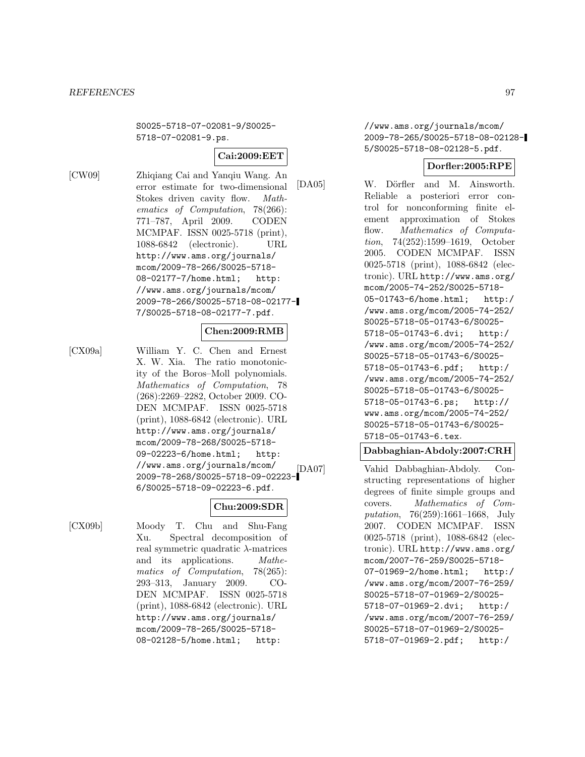S0025-5718-07-02081-9/S0025-5718-07-02081-9.ps.

**Cai:2009:EET**

[CW09] Zhiqiang Cai and Yanqiu Wang. An error estimate for two-dimensional Stokes driven cavity flow. *Mathematics of Computation*, 78(266): 771–787, April 2009. CODEN MCMPAF. ISSN 0025-5718 (print), 1088-6842 (electronic). URL http://www.ams.org/journals/mcom/2009-78-266/S0025-5718-08-02177-7/home.html; http://www.ams.org/journals/mcom/2009-78-266/S0025-5718-08-02177-7/S0025-5718-08-02177-7.pdf.

**Chen:2009:RMB**

[CX09a] William Y. C. Chen and Ernest X. W. Xia. The ratio monotonicity of the Boros–Moll polynomials. *Mathematics of Computation*, 78 (268):2269–2282, October 2009. CODEN MCMPAF. ISSN 0025-5718 (print), 1088-6842 (electronic). URL http://www.ams.org/journals/mcom/2009-78-268/S0025-5718-09-02223-6/home.html; http://www.ams.org/journals/mcom/2009-78-268/S0025-5718-09-02223-6/S0025-5718-09-02223-6.pdf.

**Chu:2009:SDR**

[CX09b] Moody T. Chu and Shu-Fang Xu. Spectral decomposition of real symmetric quadratic $\lambda$-matrices and its applications. *Mathematics of Computation*, 78(265): 293–313, January 2009. CODEN MCMPAF. ISSN 0025-5718 (print), 1088-6842 (electronic). URL http://www.ams.org/journals/mcom/2009-78-265/S0025-5718-08-02128-5/home.html; http://www.ams.org/journals/mcom/2009-78-265/S0025-5718-08-02128-5/S0025-5718-08-02128-5.pdf.

**Dorfler:2005:RPE**

[DA05] W. Dörfler and M. Ainsworth. Reliable a posteriori error control for nonconforming finite element approximation of Stokes flow. *Mathematics of Computation*, 74(252):1599–1619, October 2005. CODEN MCMPAF. ISSN 0025-5718 (print), 1088-6842 (electronic). URL http://www.ams.org/mcom/2005-74-252/S0025-5718-05-01743-6/home.html; http://www.ams.org/mcom/2005-74-252/S0025-5718-05-01743-6/S0025-5718-05-01743-6.dvi; http://www.ams.org/mcom/2005-74-252/S0025-5718-05-01743-6/S0025-5718-05-01743-6.pdf; http://www.ams.org/mcom/2005-74-252/S0025-5718-05-01743-6/S0025-5718-05-01743-6.ps; http://www.ams.org/mcom/2005-74-252/S0025-5718-05-01743-6/S0025-5718-05-01743-6.tex.

**Dabbaghian-Abdoly:2007:CRH**

[DA07] Vahid Dabbaghian-Abdoly. Constructing representations of higher degrees of finite simple groups and covers. *Mathematics of Computation*, 76(259):1661–1668, July 2007. CODEN MCMPAF. ISSN 0025-5718 (print), 1088-6842 (electronic). URL http://www.ams.org/mcom/2007-76-259/S0025-5718-07-01969-2/home.html; http://www.ams.org/mcom/2007-76-259/S0025-5718-07-01969-2/S0025-5718-07-01969-2.dvi; http://www.ams.org/mcom/2007-76-259/S0025-5718-07-01969-2/S0025-5718-07-01969-2.pdf; http:/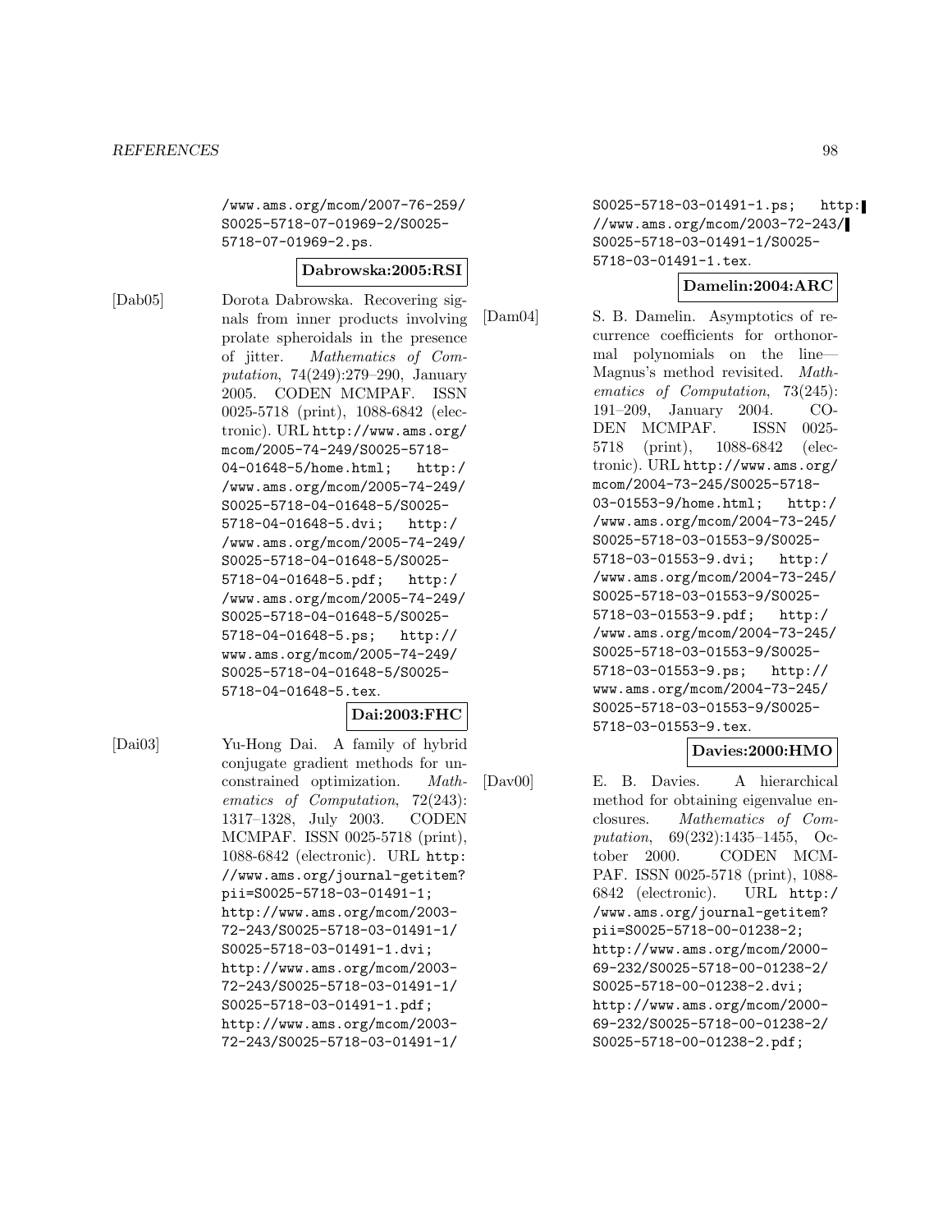/www.ams.org/mcom/2007-76-259/S0025-5718-07-01969-2/S0025-5718-07-01969-2.ps.

**Dabrowska:2005:RSI**

[Dab05] Dorota Dabrowska. Recovering signals from inner products involving prolate spheroidals in the presence of jitter. *Mathematics of Computation*, 74(249):279–290, January 2005. CODEN MCMPAF. ISSN 0025-5718 (print), 1088-6842 (electronic). URL http://www.ams.org/mcom/2005-74-249/S0025-5718-04-01648-5/home.html; http://www.ams.org/mcom/2005-74-249/S0025-5718-04-01648-5/S0025-5718-04-01648-5.dvi; http://www.ams.org/mcom/2005-74-249/S0025-5718-04-01648-5/S0025-5718-04-01648-5.pdf; http://www.ams.org/mcom/2005-74-249/S0025-5718-04-01648-5/S0025-5718-04-01648-5.ps; http://www.ams.org/mcom/2005-74-249/S0025-5718-04-01648-5/S0025-5718-04-01648-5.tex.

**Dai:2003:FHC**

[Dai03] Yu-Hong Dai. A family of hybrid conjugate gradient methods for unconstrained optimization. *Mathematics of Computation*, 72(243): 1317–1328, July 2003. CODEN MCMPAF. ISSN 0025-5718 (print), 1088-6842 (electronic). URL http://www.ams.org/journal-getitem?pii=S0025-5718-03-01491-1; http://www.ams.org/mcom/2003-72-243/S0025-5718-03-01491-1/S0025-5718-03-01491-1.dvi; http://www.ams.org/mcom/2003-72-243/S0025-5718-03-01491-1/S0025-5718-03-01491-1.pdf; http://www.ams.org/mcom/2003-72-243/S0025-5718-03-01491-1/S0025-5718-03-01491-1.ps; http://www.ams.org/mcom/2003-72-243/S0025-5718-03-01491-1/S0025-5718-03-01491-1.tex.

**Damelin:2004:ARC**

[Dam04] S. B. Damelin. Asymptotics of recurrence coefficients for orthonormal polynomials on the line—Magnus's method revisited. *Mathematics of Computation*, 73(245): 191–209, January 2004. CODEN MCMPAF. ISSN 0025-5718 (print), 1088-6842 (electronic). URL http://www.ams.org/mcom/2004-73-245/S0025-5718-03-01553-9/home.html; http://www.ams.org/mcom/2004-73-245/S0025-5718-03-01553-9/S0025-5718-03-01553-9.dvi; http://www.ams.org/mcom/2004-73-245/S0025-5718-03-01553-9/S0025-5718-03-01553-9.pdf; http://www.ams.org/mcom/2004-73-245/S0025-5718-03-01553-9/S0025-5718-03-01553-9.ps; http://www.ams.org/mcom/2004-73-245/S0025-5718-03-01553-9/S0025-5718-03-01553-9.tex.

**Davies:2000:HMO**

[Dav00] E. B. Davies. A hierarchical method for obtaining eigenvalue enclosures. *Mathematics of Computation*, 69(232):1435–1455, October 2000. CODEN MCMPAF. ISSN 0025-5718 (print), 1088-6842 (electronic). URL http://www.ams.org/journal-getitem?pii=S0025-5718-00-01238-2; http://www.ams.org/mcom/2000-69-232/S0025-5718-00-01238-2/S0025-5718-00-01238-2.dvi; http://www.ams.org/mcom/2000-69-232/S0025-5718-00-01238-2/S0025-5718-00-01238-2.pdf;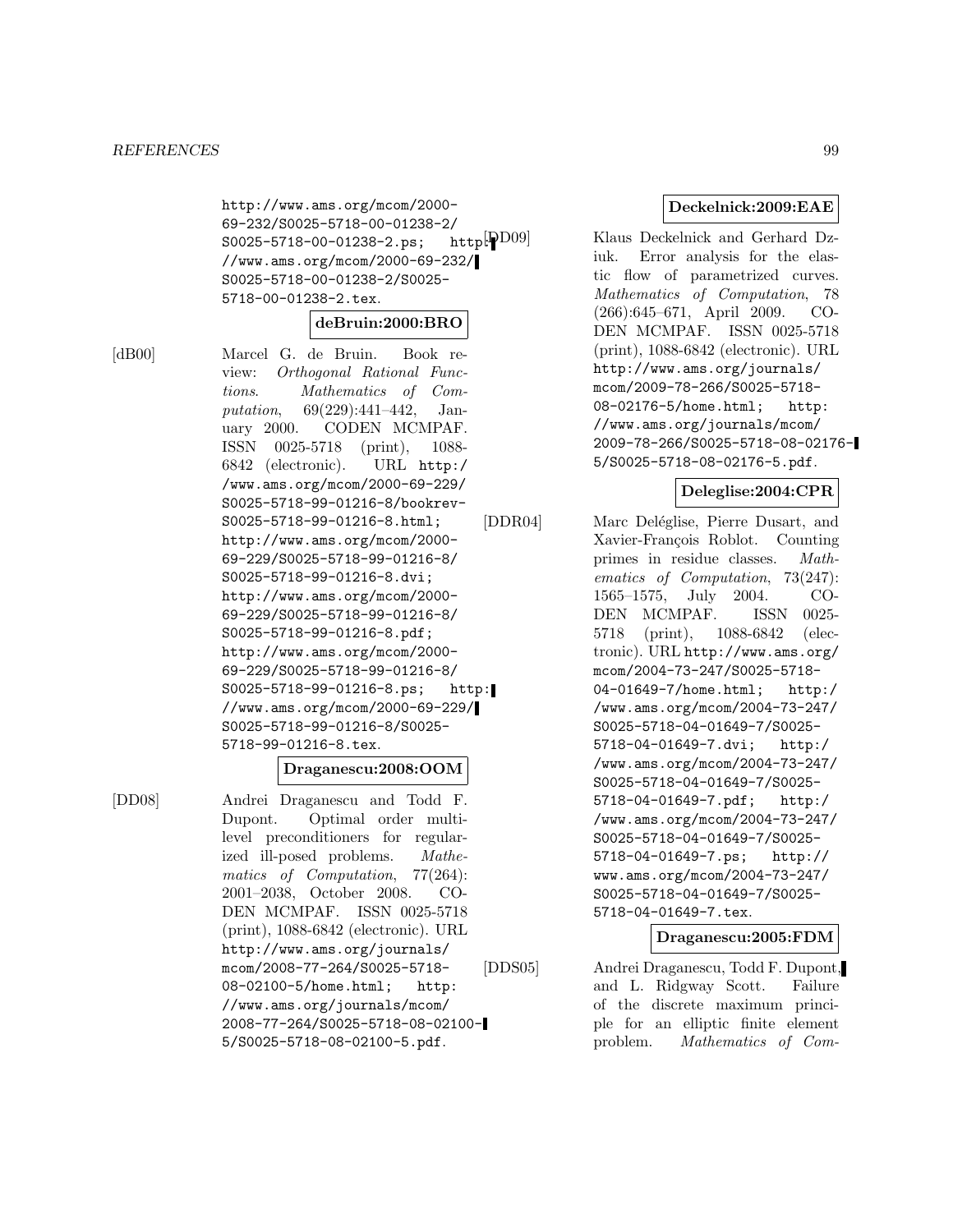http://www.ams.org/mcom/2000-69-232/S0025-5718-00-01238-2/S0025-5718-00-01238-2.ps; http://www.ams.org/mcom/2000-69-232/S0025-5718-00-01238-2/S0025-5718-00-01238-2.tex.

**deBruin:2000:BRO**

[dB00] Marcel G. de Bruin. Book review: *Orthogonal Rational Functions*. *Mathematics of Computation*, 69(229):441–442, January 2000. CODEN MCMPAF. ISSN 0025-5718 (print), 1088-6842 (electronic). URL http://www.ams.org/mcom/2000-69-229/S0025-5718-99-01216-8/bookrev-S0025-5718-99-01216-8.html; http://www.ams.org/mcom/2000-69-229/S0025-5718-99-01216-8/S0025-5718-99-01216-8.dvi; http://www.ams.org/mcom/2000-69-229/S0025-5718-99-01216-8/S0025-5718-99-01216-8.pdf; http://www.ams.org/mcom/2000-69-229/S0025-5718-99-01216-8/S0025-5718-99-01216-8.ps; http://www.ams.org/mcom/2000-69-229/S0025-5718-99-01216-8/S0025-5718-99-01216-8.tex.

**Draganescu:2008:OOM**

[DD08] Andrei Draganescu and Todd F. Dupont. Optimal order multilevel preconditioners for regularized ill-posed problems. *Mathematics of Computation*, 77(264): 2001–2038, October 2008. CODEN MCMPAF. ISSN 0025-5718 (print), 1088-6842 (electronic). URL http://www.ams.org/journals/mcom/2008-77-264/S0025-5718-08-02100-5/home.html; http://www.ams.org/journals/mcom/2008-77-264/S0025-5718-08-02100-5/S0025-5718-08-02100-5.pdf.

**Deckelnick:2009:EAE**

[DD09] Klaus Deckelnick and Gerhard Dziuk. Error analysis for the elastic flow of parametrized curves. *Mathematics of Computation*, 78 (266):645–671, April 2009. CODEN MCMPAF. ISSN 0025-5718 (print), 1088-6842 (electronic). URL http://www.ams.org/journals/mcom/2009-78-266/S0025-5718-08-02176-5/home.html; http://www.ams.org/journals/mcom/2009-78-266/S0025-5718-08-02176-5/S0025-5718-08-02176-5.pdf.

**Deleglise:2004:CPR**

[DDR04] Marc Deléglise, Pierre Dusart, and Xavier-François Roblot. Counting primes in residue classes. *Mathematics of Computation*, 73(247): 1565–1575, July 2004. CODEN MCMPAF. ISSN 0025-5718 (print), 1088-6842 (electronic). URL http://www.ams.org/mcom/2004-73-247/S0025-5718-04-01649-7/home.html; http://www.ams.org/mcom/2004-73-247/S0025-5718-04-01649-7/S0025-5718-04-01649-7.dvi; http://www.ams.org/mcom/2004-73-247/S0025-5718-04-01649-7/S0025-5718-04-01649-7.pdf; http://www.ams.org/mcom/2004-73-247/S0025-5718-04-01649-7/S0025-5718-04-01649-7.ps; http://www.ams.org/mcom/2004-73-247/S0025-5718-04-01649-7/S0025-5718-04-01649-7.tex.

**Draganescu:2005:FDM**

[DDS05] Andrei Draganescu, Todd F. Dupont, and L. Ridgway Scott. Failure of the discrete maximum principle for an elliptic finite element problem. *Mathematics of Com-*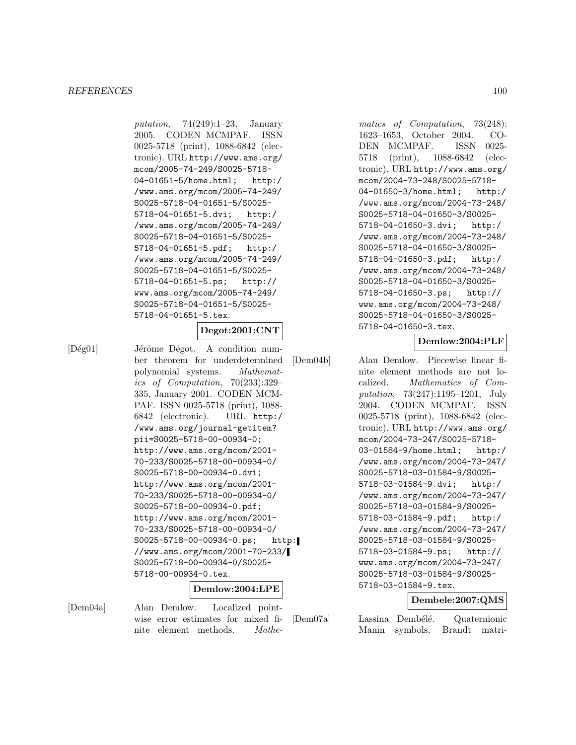*putation*, 74(249):1–23, January 2005. CODEN MCMPAF. ISSN 0025-5718 (print), 1088-6842 (electronic). URL http://www.ams.org/mcom/2005-74-249/S0025-5718-04-01651-5/home.html; http://www.ams.org/mcom/2005-74-249/S0025-5718-04-01651-5/S0025-5718-04-01651-5.dvi; http://www.ams.org/mcom/2005-74-249/S0025-5718-04-01651-5/S0025-5718-04-01651-5.pdf; http://www.ams.org/mcom/2005-74-249/S0025-5718-04-01651-5/S0025-5718-04-01651-5.ps; http://www.ams.org/mcom/2005-74-249/S0025-5718-04-01651-5/S0025-5718-04-01651-5.tex.

**Degot:2001:CNT**

[Dég01] Jérôme Dégot. A condition number theorem for underdetermined polynomial systems. *Mathematics of Computation*, 70(233):329–335, January 2001. CODEN MCMPAF. ISSN 0025-5718 (print), 1088-6842 (electronic). URL http://www.ams.org/journal-getitem?pii=S0025-5718-00-00934-0; http://www.ams.org/mcom/2001-70-233/S0025-5718-00-00934-0/S0025-5718-00-00934-0.dvi; http://www.ams.org/mcom/2001-70-233/S0025-5718-00-00934-0/S0025-5718-00-00934-0.pdf; http://www.ams.org/mcom/2001-70-233/S0025-5718-00-00934-0/S0025-5718-00-00934-0.ps; http://www.ams.org/mcom/2001-70-233/S0025-5718-00-00934-0/S0025-5718-00-00934-0.tex.

**Demlow:2004:LPE**

[Dem04a] Alan Demlow. Localized pointwise error estimates for mixed finite element methods. *Mathematics of Computation*, 73(248):1623–1653, October 2004. CODEN MCMPAF. ISSN 0025-5718 (print), 1088-6842 (electronic). URL http://www.ams.org/mcom/2004-73-248/S0025-5718-04-01650-3/home.html; http://www.ams.org/mcom/2004-73-248/S0025-5718-04-01650-3/S0025-5718-04-01650-3.dvi; http://www.ams.org/mcom/2004-73-248/S0025-5718-04-01650-3/S0025-5718-04-01650-3.pdf; http://www.ams.org/mcom/2004-73-248/S0025-5718-04-01650-3/S0025-5718-04-01650-3.ps; http://www.ams.org/mcom/2004-73-248/S0025-5718-04-01650-3/S0025-5718-04-01650-3.tex.

**Demlow:2004:PLF**

[Dem04b] Alan Demlow. Piecewise linear finite element methods are not localized. *Mathematics of Computation*, 73(247):1195–1201, July 2004. CODEN MCMPAF. ISSN 0025-5718 (print), 1088-6842 (electronic). URL http://www.ams.org/mcom/2004-73-247/S0025-5718-03-01584-9/home.html; http://www.ams.org/mcom/2004-73-247/S0025-5718-03-01584-9/S0025-5718-03-01584-9.dvi; http://www.ams.org/mcom/2004-73-247/S0025-5718-03-01584-9/S0025-5718-03-01584-9.pdf; http://www.ams.org/mcom/2004-73-247/S0025-5718-03-01584-9/S0025-5718-03-01584-9.ps; http://www.ams.org/mcom/2004-73-247/S0025-5718-03-01584-9/S0025-5718-03-01584-9.tex.

**Dembele:2007:QMS**

[Dem07a] Lassina Dembélé. Quaternionic Manin symbols, Brandt matri-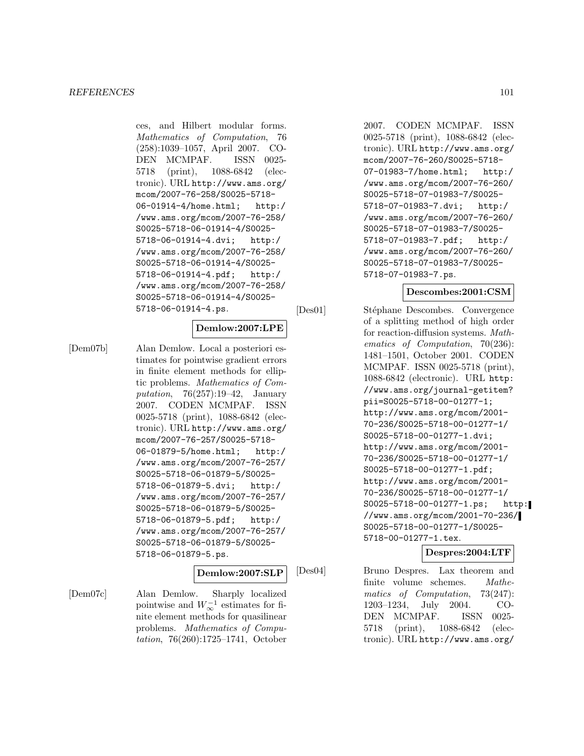ces, and Hilbert modular forms. *Mathematics of Computation*, 76 (258):1039–1057, April 2007. CODEN MCMPAF. ISSN 0025-5718 (print), 1088-6842 (electronic). URL http://www.ams.org/mcom/2007-76-258/S0025-5718-06-01914-4/home.html; http://www.ams.org/mcom/2007-76-258/S0025-5718-06-01914-4/S0025-5718-06-01914-4.dvi; http://www.ams.org/mcom/2007-76-258/S0025-5718-06-01914-4/S0025-5718-06-01914-4.pdf; http://www.ams.org/mcom/2007-76-258/S0025-5718-06-01914-4/S0025-5718-06-01914-4.ps.

**Demlow:2007:LPE**

[Dem07b] Alan Demlow. Local a posteriori estimates for pointwise gradient errors in finite element methods for elliptic problems. *Mathematics of Computation*, 76(257):19–42, January 2007. CODEN MCMPAF. ISSN 0025-5718 (print), 1088-6842 (electronic). URL http://www.ams.org/mcom/2007-76-257/S0025-5718-06-01879-5/home.html; http://www.ams.org/mcom/2007-76-257/S0025-5718-06-01879-5/S0025-5718-06-01879-5.dvi; http://www.ams.org/mcom/2007-76-257/S0025-5718-06-01879-5/S0025-5718-06-01879-5.pdf; http://www.ams.org/mcom/2007-76-257/S0025-5718-06-01879-5/S0025-5718-06-01879-5.ps.

**Demlow:2007:SLP**

[Dem07c] Alan Demlow. Sharply localized pointwise and $W_\infty^{-1}$ estimates for finite element methods for quasilinear problems. *Mathematics of Computation*, 76(260):1725–1741, October 2007. CODEN MCMPAF. ISSN 0025-5718 (print), 1088-6842 (electronic). URL http://www.ams.org/mcom/2007-76-260/S0025-5718-07-01983-7/home.html; http://www.ams.org/mcom/2007-76-260/S0025-5718-07-01983-7/S0025-5718-07-01983-7.dvi; http://www.ams.org/mcom/2007-76-260/S0025-5718-07-01983-7/S0025-5718-07-01983-7.pdf; http://www.ams.org/mcom/2007-76-260/S0025-5718-07-01983-7/S0025-5718-07-01983-7.ps.

**Descombes:2001:CSM**

[Des01] Stéphane Descombes. Convergence of a splitting method of high order for reaction-diffusion systems. *Mathematics of Computation*, 70(236): 1481–1501, October 2001. CODEN MCMPAF. ISSN 0025-5718 (print), 1088-6842 (electronic). URL http://www.ams.org/journal-getitem?pii=S0025-5718-00-01277-1; http://www.ams.org/mcom/2001-70-236/S0025-5718-00-01277-1/S0025-5718-00-01277-1.dvi; http://www.ams.org/mcom/2001-70-236/S0025-5718-00-01277-1/S0025-5718-00-01277-1.pdf; http://www.ams.org/mcom/2001-70-236/S0025-5718-00-01277-1/S0025-5718-00-01277-1.ps; http://www.ams.org/mcom/2001-70-236/S0025-5718-00-01277-1/S0025-5718-00-01277-1.tex.

**Despres:2004:LTF**

[Des04] Bruno Despres. Lax theorem and finite volume schemes. *Mathematics of Computation*, 73(247): 1203–1234, July 2004. CODEN MCMPAF. ISSN 0025-5718 (print), 1088-6842 (electronic). URL http://www.ams.org/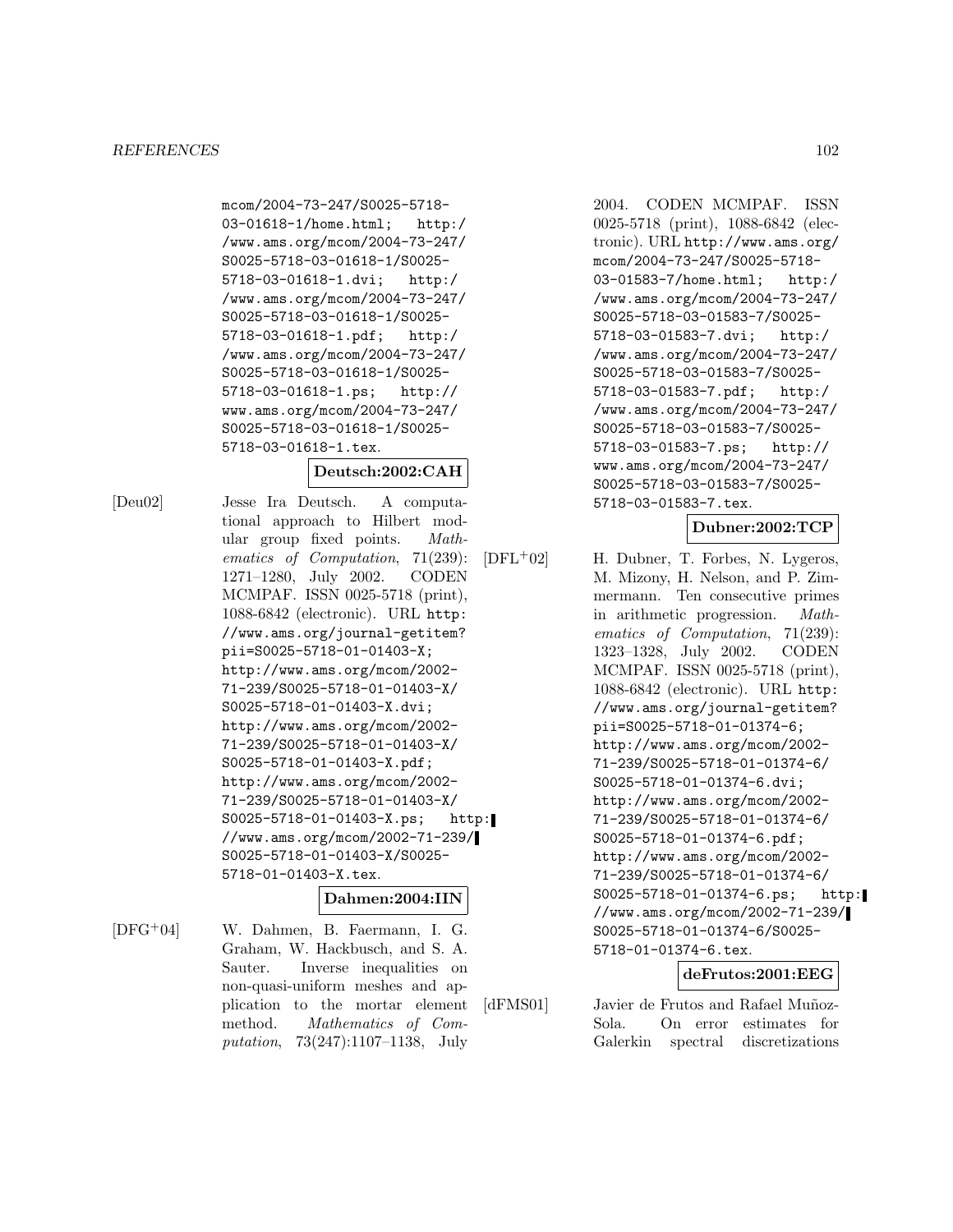mcom/2004-73-247/S0025-5718-03-01618-1/home.html; http://www.ams.org/mcom/2004-73-247/S0025-5718-03-01618-1/S0025-5718-03-01618-1.dvi; http://www.ams.org/mcom/2004-73-247/S0025-5718-03-01618-1/S0025-5718-03-01618-1.pdf; http://www.ams.org/mcom/2004-73-247/S0025-5718-03-01618-1/S0025-5718-03-01618-1.ps; http://www.ams.org/mcom/2004-73-247/S0025-5718-03-01618-1/S0025-5718-03-01618-1.tex.

**Deutsch:2002:CAH**

[Deu02] Jesse Ira Deutsch. A computational approach to Hilbert modular group fixed points. *Mathematics of Computation*, 71(239): 1271–1280, July 2002. CODEN MCMPAF. ISSN 0025-5718 (print), 1088-6842 (electronic). URL http://www.ams.org/journal-getitem?pii=S0025-5718-01-01403-X; http://www.ams.org/mcom/2002-71-239/S0025-5718-01-01403-X/S0025-5718-01-01403-X.dvi; http://www.ams.org/mcom/2002-71-239/S0025-5718-01-01403-X/S0025-5718-01-01403-X.pdf; http://www.ams.org/mcom/2002-71-239/S0025-5718-01-01403-X/S0025-5718-01-01403-X.ps; http://www.ams.org/mcom/2002-71-239/S0025-5718-01-01403-X/S0025-5718-01-01403-X.tex.

**Dahmen:2004:IIN**

[DFG+04] W. Dahmen, B. Faermann, I. G. Graham, W. Hackbusch, and S. A. Sauter. Inverse inequalities on non-quasi-uniform meshes and application to the mortar element method. *Mathematics of Computation*, 73(247):1107–1138, July 2004. CODEN MCMPAF. ISSN 0025-5718 (print), 1088-6842 (electronic). URL http://www.ams.org/mcom/2004-73-247/S0025-5718-03-01583-7/home.html; http://www.ams.org/mcom/2004-73-247/S0025-5718-03-01583-7/S0025-5718-03-01583-7.dvi; http://www.ams.org/mcom/2004-73-247/S0025-5718-03-01583-7/S0025-5718-03-01583-7.pdf; http://www.ams.org/mcom/2004-73-247/S0025-5718-03-01583-7/S0025-5718-03-01583-7.ps; http://www.ams.org/mcom/2004-73-247/S0025-5718-03-01583-7/S0025-5718-03-01583-7.tex.

**Dubner:2002:TCP**

[DFL+02] H. Dubner, T. Forbes, N. Lygeros, M. Mizony, H. Nelson, and P. Zimmermann. Ten consecutive primes in arithmetic progression. *Mathematics of Computation*, 71(239): 1323–1328, July 2002. CODEN MCMPAF. ISSN 0025-5718 (print), 1088-6842 (electronic). URL http://www.ams.org/journal-getitem?pii=S0025-5718-01-01374-6; http://www.ams.org/mcom/2002-71-239/S0025-5718-01-01374-6/S0025-5718-01-01374-6.dvi; http://www.ams.org/mcom/2002-71-239/S0025-5718-01-01374-6/S0025-5718-01-01374-6.pdf; http://www.ams.org/mcom/2002-71-239/S0025-5718-01-01374-6/S0025-5718-01-01374-6.ps; http://www.ams.org/mcom/2002-71-239/S0025-5718-01-01374-6/S0025-5718-01-01374-6.tex.

**deFrutos:2001:EEG**

[dFMS01] Javier de Frutos and Rafael Muñoz-Sola. On error estimates for Galerkin spectral discretizations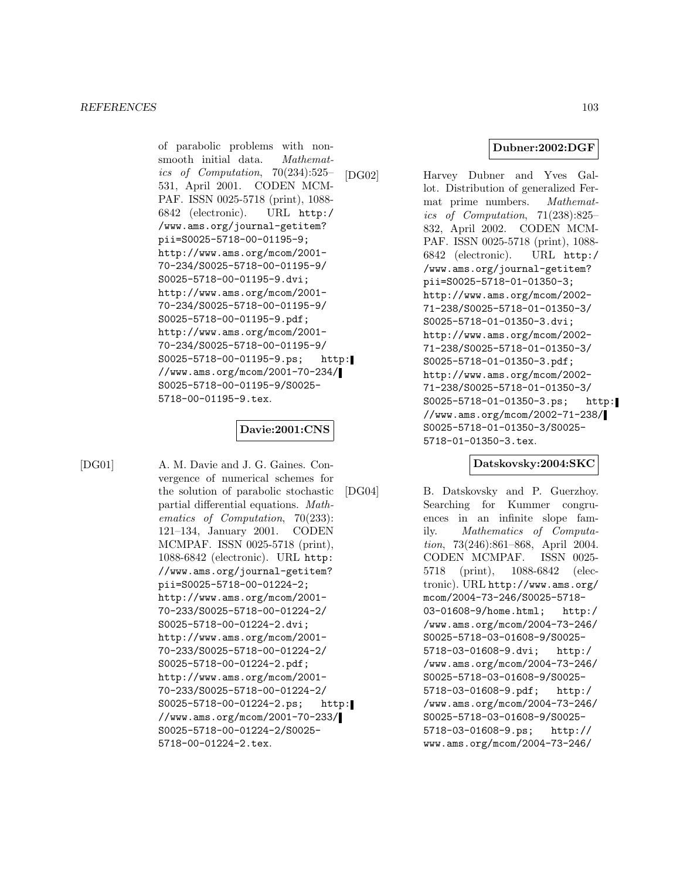of parabolic problems with nonsmooth initial data. *Mathematics of Computation*, 70(234):525–531, April 2001. CODEN MCMPAF. ISSN 0025-5718 (print), 1088-6842 (electronic). URL http://www.ams.org/journal-getitem?pii=S0025-5718-00-01195-9; http://www.ams.org/mcom/2001-70-234/S0025-5718-00-01195-9/S0025-5718-00-01195-9.dvi; http://www.ams.org/mcom/2001-70-234/S0025-5718-00-01195-9/S0025-5718-00-01195-9.pdf; http://www.ams.org/mcom/2001-70-234/S0025-5718-00-01195-9/S0025-5718-00-01195-9.ps; http://www.ams.org/mcom/2001-70-234/S0025-5718-00-01195-9/S0025-5718-00-01195-9.tex.

**Davie:2001:CNS**

[DG01] A. M. Davie and J. G. Gaines. Convergence of numerical schemes for the solution of parabolic stochastic partial differential equations. *Mathematics of Computation*, 70(233):121–134, January 2001. CODEN MCMPAF. ISSN 0025-5718 (print), 1088-6842 (electronic). URL http://www.ams.org/journal-getitem?pii=S0025-5718-00-01224-2; http://www.ams.org/mcom/2001-70-233/S0025-5718-00-01224-2/S0025-5718-00-01224-2.dvi; http://www.ams.org/mcom/2001-70-233/S0025-5718-00-01224-2/S0025-5718-00-01224-2.pdf; http://www.ams.org/mcom/2001-70-233/S0025-5718-00-01224-2/S0025-5718-00-01224-2.ps; http://www.ams.org/mcom/2001-70-233/S0025-5718-00-01224-2/S0025-5718-00-01224-2.tex.

**Dubner:2002:DGF**

[DG02] Harvey Dubner and Yves Gallot. Distribution of generalized Fermat prime numbers. *Mathematics of Computation*, 71(238):825–832, April 2002. CODEN MCMPAF. ISSN 0025-5718 (print), 1088-6842 (electronic). URL http://www.ams.org/journal-getitem?pii=S0025-5718-01-01350-3; http://www.ams.org/mcom/2002-71-238/S0025-5718-01-01350-3/S0025-5718-01-01350-3.dvi; http://www.ams.org/mcom/2002-71-238/S0025-5718-01-01350-3/S0025-5718-01-01350-3.pdf; http://www.ams.org/mcom/2002-71-238/S0025-5718-01-01350-3/S0025-5718-01-01350-3.ps; http://www.ams.org/mcom/2002-71-238/S0025-5718-01-01350-3/S0025-5718-01-01350-3.tex.

**Datskovsky:2004:SKC**

[DG04] B. Datskovsky and P. Guerzhoy. Searching for Kummer congruences in an infinite slope family. *Mathematics of Computation*, 73(246):861–868, April 2004. CODEN MCMPAF. ISSN 0025-5718 (print), 1088-6842 (electronic). URL http://www.ams.org/mcom/2004-73-246/S0025-5718-03-01608-9/home.html; http://www.ams.org/mcom/2004-73-246/S0025-5718-03-01608-9/S0025-5718-03-01608-9.dvi; http://www.ams.org/mcom/2004-73-246/S0025-5718-03-01608-9/S0025-5718-03-01608-9.pdf; http://www.ams.org/mcom/2004-73-246/S0025-5718-03-01608-9/S0025-5718-03-01608-9.ps; http://www.ams.org/mcom/2004-73-246/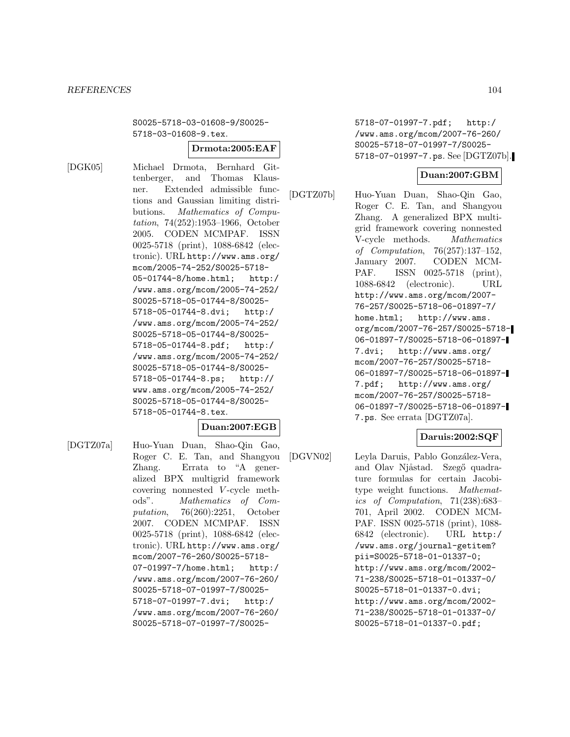S0025-5718-03-01608-9/S0025-5718-03-01608-9.tex.

**Drmota:2005:EAF**

[DGK05] Michael Drmota, Bernhard Gittenberger, and Thomas Klausner. Extended admissible functions and Gaussian limiting distributions. *Mathematics of Computation*, 74(252):1953–1966, October 2005. CODEN MCMPAF. ISSN 0025-5718 (print), 1088-6842 (electronic). URL http://www.ams.org/mcom/2005-74-252/S0025-5718-05-01744-8/home.html; http://www.ams.org/mcom/2005-74-252/S0025-5718-05-01744-8/S0025-5718-05-01744-8.dvi; http://www.ams.org/mcom/2005-74-252/S0025-5718-05-01744-8/S0025-5718-05-01744-8.pdf; http://www.ams.org/mcom/2005-74-252/S0025-5718-05-01744-8/S0025-5718-05-01744-8.ps; http://www.ams.org/mcom/2005-74-252/S0025-5718-05-01744-8/S0025-5718-05-01744-8.tex.

**Duan:2007:EGB**

[DGTZ07a] Huo-Yuan Duan, Shao-Qin Gao, Roger C. E. Tan, and Shangyou Zhang. Errata to "A generalized BPX multigrid framework covering nonnested $V$-cycle methods". *Mathematics of Computation*, 76(260):2251, October 2007. CODEN MCMPAF. ISSN 0025-5718 (print), 1088-6842 (electronic). URL http://www.ams.org/mcom/2007-76-260/S0025-5718-07-01997-7/home.html; http://www.ams.org/mcom/2007-76-260/S0025-5718-07-01997-7/S0025-5718-07-01997-7.dvi; http://www.ams.org/mcom/2007-76-260/S0025-5718-07-01997-7/S0025-5718-07-01997-7.pdf; http://www.ams.org/mcom/2007-76-260/S0025-5718-07-01997-7/S0025-5718-07-01997-7.ps. See [DGTZ07b].

**Duan:2007:GBM**

[DGTZ07b] Huo-Yuan Duan, Shao-Qin Gao, Roger C. E. Tan, and Shangyou Zhang. A generalized BPX multigrid framework covering nonnested V-cycle methods. *Mathematics of Computation*, 76(257):137–152, January 2007. CODEN MCMPAF. ISSN 0025-5718 (print), 1088-6842 (electronic). URL http://www.ams.org/mcom/2007-76-257/S0025-5718-06-01897-7/home.html; http://www.ams.org/mcom/2007-76-257/S0025-5718-06-01897-7/S0025-5718-06-01897-7.dvi; http://www.ams.org/mcom/2007-76-257/S0025-5718-06-01897-7/S0025-5718-06-01897-7.pdf; http://www.ams.org/mcom/2007-76-257/S0025-5718-06-01897-7/S0025-5718-06-01897-7.ps. See errata [DGTZ07a].

**Daruis:2002:SQF**

[DGVN02] Leyla Daruis, Pablo González-Vera, and Olav Njåstad. Szegő quadrature formulas for certain Jacobi-type weight functions. *Mathematics of Computation*, 71(238):683–701, April 2002. CODEN MCMPAF. ISSN 0025-5718 (print), 1088-6842 (electronic). URL http://www.ams.org/journal-getitem?pii=S0025-5718-01-01337-0; http://www.ams.org/mcom/2002-71-238/S0025-5718-01-01337-0/S0025-5718-01-01337-0.dvi; http://www.ams.org/mcom/2002-71-238/S0025-5718-01-01337-0/S0025-5718-01-01337-0.pdf;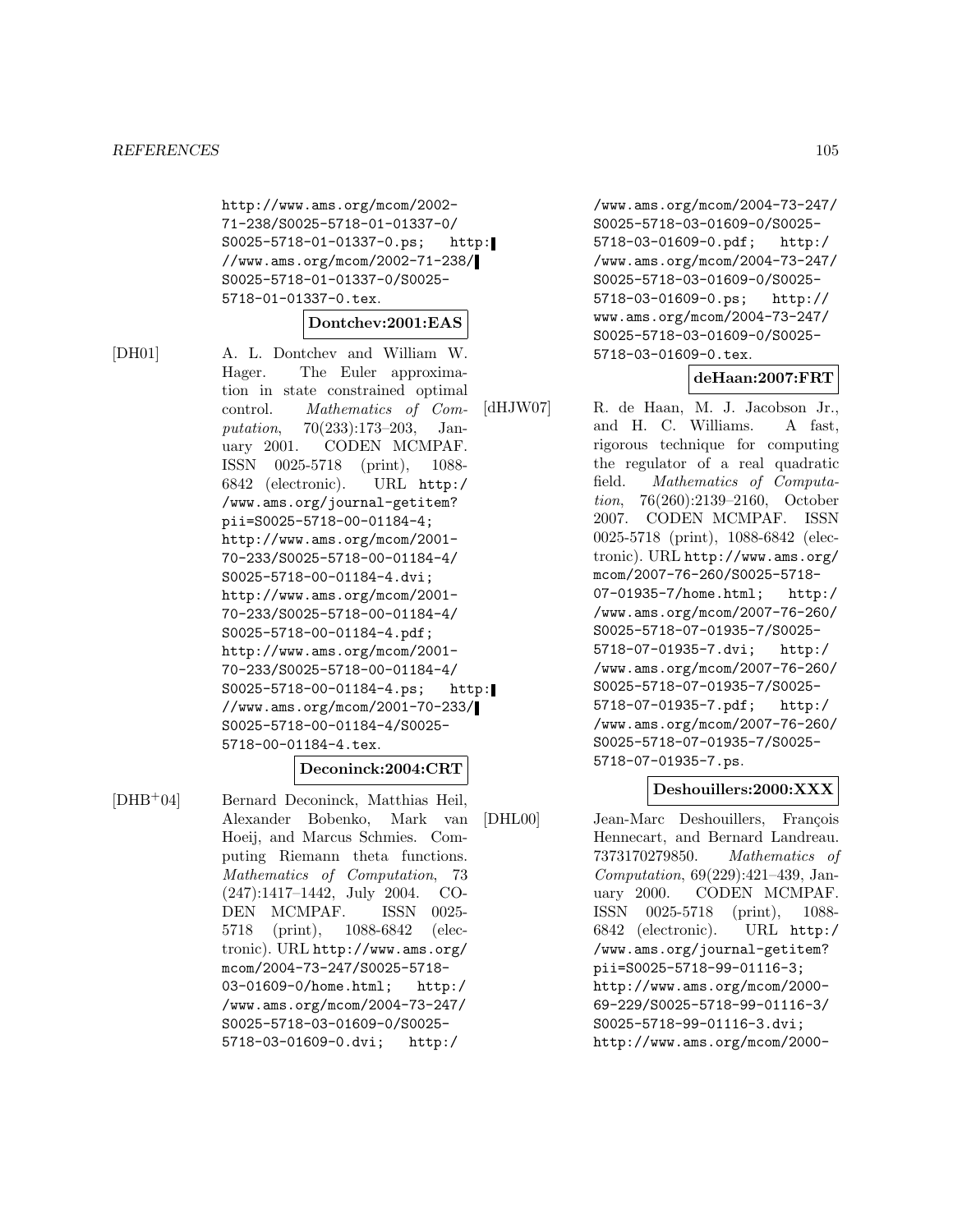http://www.ams.org/mcom/2002-71-238/S0025-5718-01-01337-0/S0025-5718-01-01337-0.ps; http://www.ams.org/mcom/2002-71-238/S0025-5718-01-01337-0/S0025-5718-01-01337-0.tex.

**Dontchev:2001:EAS**

[DH01] A. L. Dontchev and William W. Hager. The Euler approximation in state constrained optimal control. *Mathematics of Computation*, 70(233):173–203, January 2001. CODEN MCMPAF. ISSN 0025-5718 (print), 1088-6842 (electronic). URL http://www.ams.org/journal-getitem?pii=S0025-5718-00-01184-4; http://www.ams.org/mcom/2001-70-233/S0025-5718-00-01184-4/S0025-5718-00-01184-4.dvi; http://www.ams.org/mcom/2001-70-233/S0025-5718-00-01184-4/S0025-5718-00-01184-4.pdf; http://www.ams.org/mcom/2001-70-233/S0025-5718-00-01184-4/S0025-5718-00-01184-4.ps; http://www.ams.org/mcom/2001-70-233/S0025-5718-00-01184-4/S0025-5718-00-01184-4.tex.

**Deconinck:2004:CRT**

[DHB+04] Bernard Deconinck, Matthias Heil, Alexander Bobenko, Mark van Hoeij, and Marcus Schmies. Computing Riemann theta functions. *Mathematics of Computation*, 73(247):1417–1442, July 2004. CODEN MCMPAF. ISSN 0025-5718 (print), 1088-6842 (electronic). URL http://www.ams.org/mcom/2004-73-247/S0025-5718-03-01609-0/home.html; http://www.ams.org/mcom/2004-73-247/S0025-5718-03-01609-0/S0025-5718-03-01609-0.dvi; http://www.ams.org/mcom/2004-73-247/S0025-5718-03-01609-0/S0025-5718-03-01609-0.pdf; http://www.ams.org/mcom/2004-73-247/S0025-5718-03-01609-0/S0025-5718-03-01609-0.ps; http://www.ams.org/mcom/2004-73-247/S0025-5718-03-01609-0/S0025-5718-03-01609-0.tex.

**deHaan:2007:FRT**

[dHJW07] R. de Haan, M. J. Jacobson Jr., and H. C. Williams. A fast, rigorous technique for computing the regulator of a real quadratic field. *Mathematics of Computation*, 76(260):2139–2160, October 2007. CODEN MCMPAF. ISSN 0025-5718 (print), 1088-6842 (electronic). URL http://www.ams.org/mcom/2007-76-260/S0025-5718-07-01935-7/home.html; http://www.ams.org/mcom/2007-76-260/S0025-5718-07-01935-7/S0025-5718-07-01935-7.dvi; http://www.ams.org/mcom/2007-76-260/S0025-5718-07-01935-7/S0025-5718-07-01935-7.pdf; http://www.ams.org/mcom/2007-76-260/S0025-5718-07-01935-7/S0025-5718-07-01935-7.ps.

**Deshouillers:2000:XXX**

[DHL00] Jean-Marc Deshouillers, François Hennecart, and Bernard Landreau. 7373170279850. *Mathematics of Computation*, 69(229):421–439, January 2000. CODEN MCMPAF. ISSN 0025-5718 (print), 1088-6842 (electronic). URL http://www.ams.org/journal-getitem?pii=S0025-5718-99-01116-3; http://www.ams.org/mcom/2000-69-229/S0025-5718-99-01116-3/S0025-5718-99-01116-3.dvi; http://www.ams.org/mcom/2000-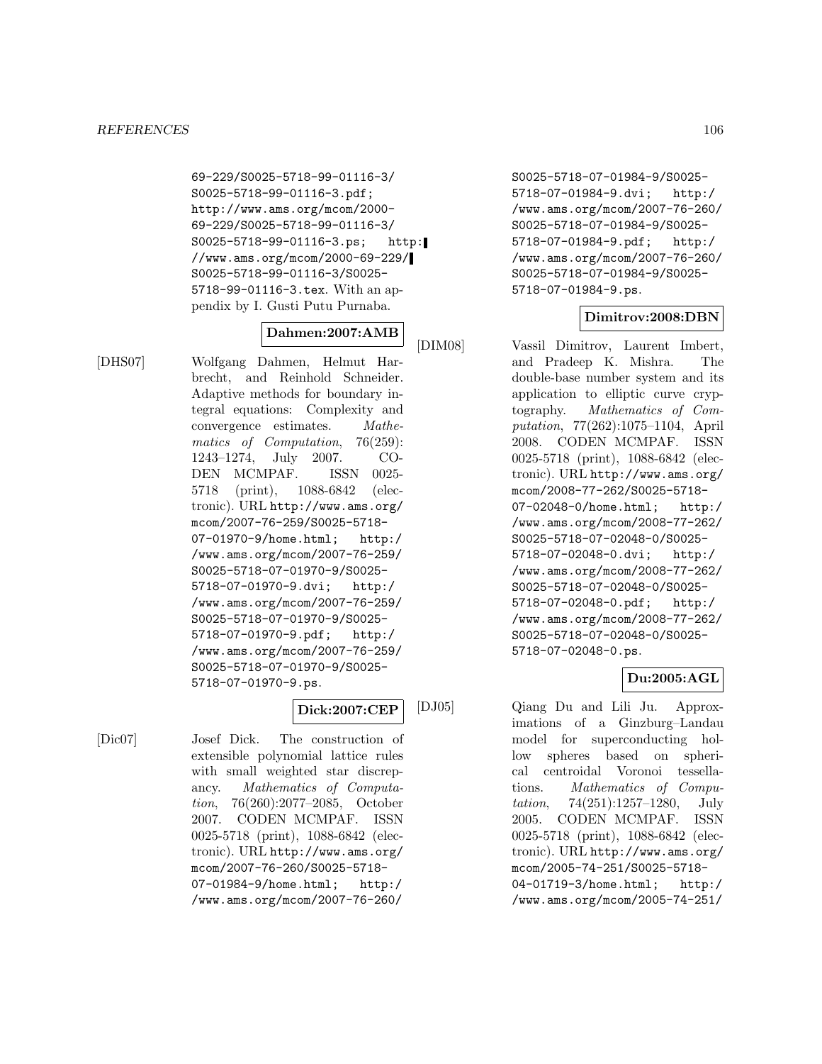69-229/S0025-5718-99-01116-3/S0025-5718-99-01116-3.pdf; http://www.ams.org/mcom/2000-69-229/S0025-5718-99-01116-3/S0025-5718-99-01116-3.ps; http://www.ams.org/mcom/2000-69-229/S0025-5718-99-01116-3/S0025-5718-99-01116-3.tex. With an appendix by I. Gusti Putu Purnaba.

**Dahmen:2007:AMB**

[DHS07] Wolfgang Dahmen, Helmut Harbrecht, and Reinhold Schneider. Adaptive methods for boundary integral equations: Complexity and convergence estimates. *Mathematics of Computation*, 76(259): 1243–1274, July 2007. CODEN MCMPAF. ISSN 0025-5718 (print), 1088-6842 (electronic). URL http://www.ams.org/mcom/2007-76-259/S0025-5718-07-01970-9/home.html; http://www.ams.org/mcom/2007-76-259/S0025-5718-07-01970-9/S0025-5718-07-01970-9.dvi; http://www.ams.org/mcom/2007-76-259/S0025-5718-07-01970-9/S0025-5718-07-01970-9.pdf; http://www.ams.org/mcom/2007-76-259/S0025-5718-07-01970-9/S0025-5718-07-01970-9.ps.

**Dick:2007:CEP**

[Dic07] Josef Dick. The construction of extensible polynomial lattice rules with small weighted star discrepancy. *Mathematics of Computation*, 76(260):2077–2085, October 2007. CODEN MCMPAF. ISSN 0025-5718 (print), 1088-6842 (electronic). URL http://www.ams.org/mcom/2007-76-260/S0025-5718-07-01984-9/home.html; http://www.ams.org/mcom/2007-76-260/S0025-5718-07-01984-9/S0025-5718-07-01984-9.dvi; http://www.ams.org/mcom/2007-76-260/S0025-5718-07-01984-9/S0025-5718-07-01984-9.pdf; http://www.ams.org/mcom/2007-76-260/S0025-5718-07-01984-9/S0025-5718-07-01984-9.ps.

**Dimitrov:2008:DBN**

[DIM08] Vassil Dimitrov, Laurent Imbert, and Pradeep K. Mishra. The double-base number system and its application to elliptic curve cryptography. *Mathematics of Computation*, 77(262):1075–1104, April 2008. CODEN MCMPAF. ISSN 0025-5718 (print), 1088-6842 (electronic). URL http://www.ams.org/mcom/2008-77-262/S0025-5718-07-02048-0/home.html; http://www.ams.org/mcom/2008-77-262/S0025-5718-07-02048-0/S0025-5718-07-02048-0.dvi; http://www.ams.org/mcom/2008-77-262/S0025-5718-07-02048-0/S0025-5718-07-02048-0.pdf; http://www.ams.org/mcom/2008-77-262/S0025-5718-07-02048-0/S0025-5718-07-02048-0.ps.

**Du:2005:AGL**

[DJ05] Qiang Du and Lili Ju. Approximations of a Ginzburg–Landau model for superconducting hollow spheres based on spherical centroidal Voronoi tessellations. *Mathematics of Computation*, 74(251):1257–1280, July 2005. CODEN MCMPAF. ISSN 0025-5718 (print), 1088-6842 (electronic). URL http://www.ams.org/mcom/2005-74-251/S0025-5718-04-01719-3/home.html; http://www.ams.org/mcom/2005-74-251/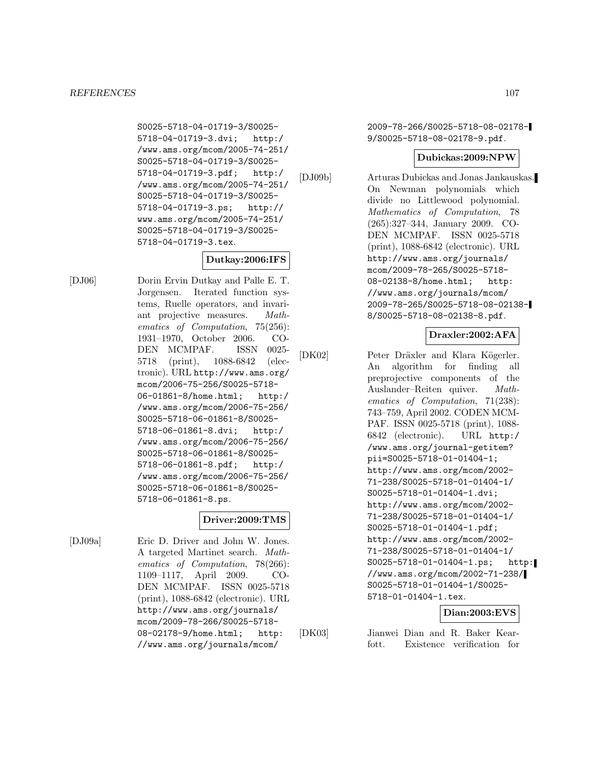S0025-5718-04-01719-3/S0025-5718-04-01719-3.dvi; http://www.ams.org/mcom/2005-74-251/S0025-5718-04-01719-3/S0025-5718-04-01719-3.pdf; http://www.ams.org/mcom/2005-74-251/S0025-5718-04-01719-3/S0025-5718-04-01719-3.ps; http://www.ams.org/mcom/2005-74-251/S0025-5718-04-01719-3/S0025-5718-04-01719-3.tex.

**Dutkay:2006:IFS**

[DJ06] Dorin Ervin Dutkay and Palle E. T. Jorgensen. Iterated function systems, Ruelle operators, and invariant projective measures. *Mathematics of Computation*, 75(256): 1931–1970, October 2006. CODEN MCMPAF. ISSN 0025-5718 (print), 1088-6842 (electronic). URL http://www.ams.org/mcom/2006-75-256/S0025-5718-06-01861-8/home.html; http://www.ams.org/mcom/2006-75-256/S0025-5718-06-01861-8/S0025-5718-06-01861-8.dvi; http://www.ams.org/mcom/2006-75-256/S0025-5718-06-01861-8/S0025-5718-06-01861-8.pdf; http://www.ams.org/mcom/2006-75-256/S0025-5718-06-01861-8/S0025-5718-06-01861-8.ps.

**Driver:2009:TMS**

[DJ09a] Eric D. Driver and John W. Jones. A targeted Martinet search. *Mathematics of Computation*, 78(266): 1109–1117, April 2009. CODEN MCMPAF. ISSN 0025-5718 (print), 1088-6842 (electronic). URL http://www.ams.org/journals/mcom/2009-78-266/S0025-5718-08-02178-9/home.html; http://www.ams.org/journals/mcom/2009-78-266/S0025-5718-08-02178-9/S0025-5718-08-02178-9.pdf.

**Dubickas:2009:NPW**

[DJ09b] Arturas Dubickas and Jonas Jankauskas. On Newman polynomials which divide no Littlewood polynomial. *Mathematics of Computation*, 78 (265):327–344, January 2009. CODEN MCMPAF. ISSN 0025-5718 (print), 1088-6842 (electronic). URL http://www.ams.org/journals/mcom/2009-78-265/S0025-5718-08-02138-8/home.html; http://www.ams.org/journals/mcom/2009-78-265/S0025-5718-08-02138-8/S0025-5718-08-02138-8.pdf.

**Draxler:2002:AFA**

[DK02] Peter Dräxler and Klara Kögerler. An algorithm for finding all preprojective components of the Auslander–Reiten quiver. *Mathematics of Computation*, 71(238): 743–759, April 2002. CODEN MCMPAF. ISSN 0025-5718 (print), 1088-6842 (electronic). URL http://www.ams.org/journal-getitem?pii=S0025-5718-01-01404-1; http://www.ams.org/mcom/2002-71-238/S0025-5718-01-01404-1/S0025-5718-01-01404-1.dvi; http://www.ams.org/mcom/2002-71-238/S0025-5718-01-01404-1/S0025-5718-01-01404-1.pdf; http://www.ams.org/mcom/2002-71-238/S0025-5718-01-01404-1/S0025-5718-01-01404-1.ps; http://www.ams.org/mcom/2002-71-238/S0025-5718-01-01404-1/S0025-5718-01-01404-1.tex.

**Dian:2003:EVS**

[DK03] Jianwei Dian and R. Baker Kearfott. Existence verification for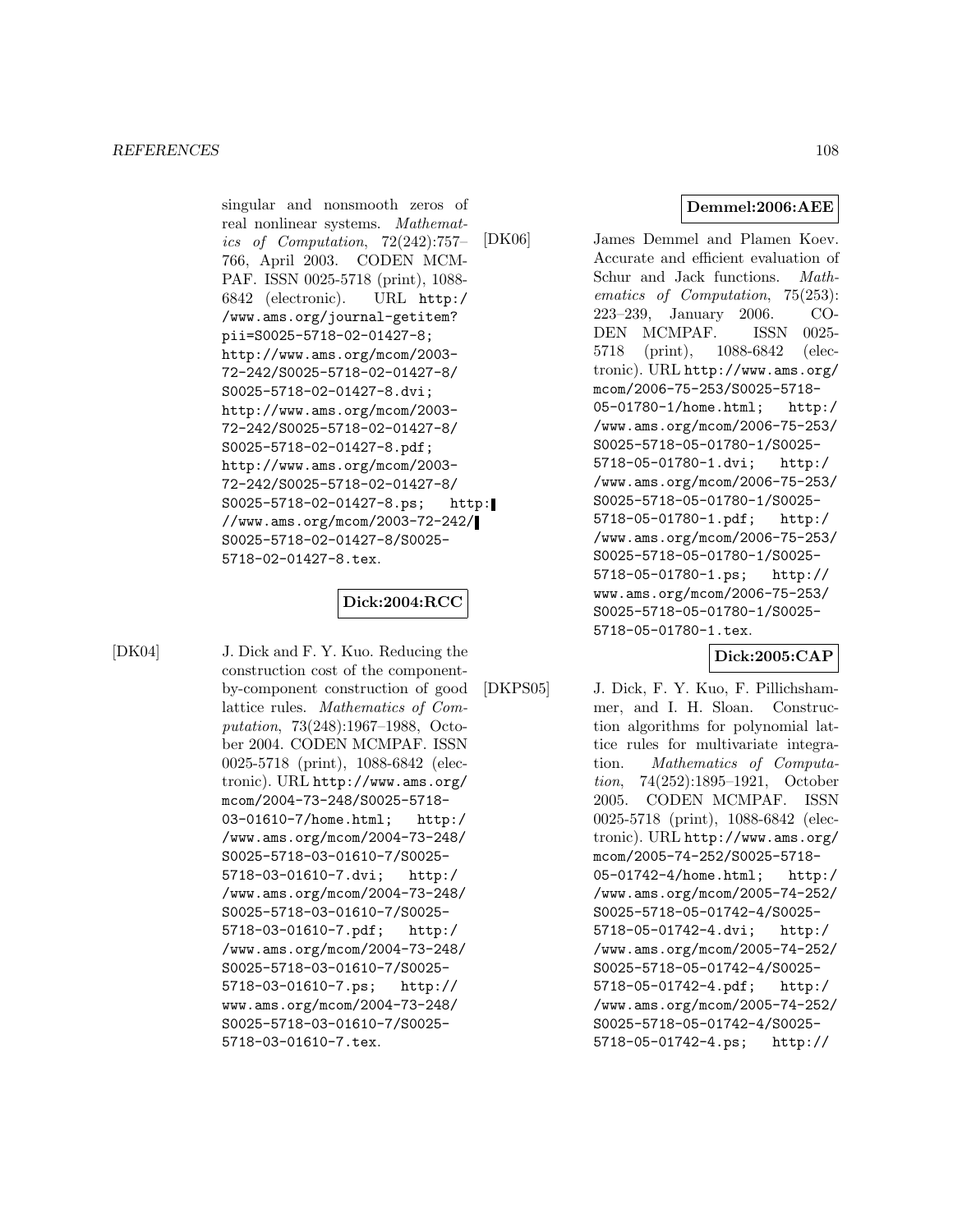singular and nonsmooth zeros of real nonlinear systems. *Mathematics of Computation*, 72(242):757–766, April 2003. CODEN MCMPAF. ISSN 0025-5718 (print), 1088-6842 (electronic). URL http://www.ams.org/journal-getitem?pii=S0025-5718-02-01427-8; http://www.ams.org/mcom/2003-72-242/S0025-5718-02-01427-8/S0025-5718-02-01427-8.dvi; http://www.ams.org/mcom/2003-72-242/S0025-5718-02-01427-8/S0025-5718-02-01427-8.pdf; http://www.ams.org/mcom/2003-72-242/S0025-5718-02-01427-8/S0025-5718-02-01427-8.ps; http://www.ams.org/mcom/2003-72-242/S0025-5718-02-01427-8/S0025-5718-02-01427-8.tex.

**Dick:2004:RCC**

[DK04] J. Dick and F. Y. Kuo. Reducing the construction cost of the component-by-component construction of good lattice rules. *Mathematics of Computation*, 73(248):1967–1988, October 2004. CODEN MCMPAF. ISSN 0025-5718 (print), 1088-6842 (electronic). URL http://www.ams.org/mcom/2004-73-248/S0025-5718-03-01610-7/home.html; http://www.ams.org/mcom/2004-73-248/S0025-5718-03-01610-7/S0025-5718-03-01610-7.dvi; http://www.ams.org/mcom/2004-73-248/S0025-5718-03-01610-7/S0025-5718-03-01610-7.pdf; http://www.ams.org/mcom/2004-73-248/S0025-5718-03-01610-7/S0025-5718-03-01610-7.ps; http://www.ams.org/mcom/2004-73-248/S0025-5718-03-01610-7/S0025-5718-03-01610-7.tex.

**Demmel:2006:AEE**

[DK06] James Demmel and Plamen Koev. Accurate and efficient evaluation of Schur and Jack functions. *Mathematics of Computation*, 75(253):223–239, January 2006. CODEN MCMPAF. ISSN 0025-5718 (print), 1088-6842 (electronic). URL http://www.ams.org/mcom/2006-75-253/S0025-5718-05-01780-1/home.html; http://www.ams.org/mcom/2006-75-253/S0025-5718-05-01780-1/S0025-5718-05-01780-1.dvi; http://www.ams.org/mcom/2006-75-253/S0025-5718-05-01780-1/S0025-5718-05-01780-1.pdf; http://www.ams.org/mcom/2006-75-253/S0025-5718-05-01780-1/S0025-5718-05-01780-1.ps; http://www.ams.org/mcom/2006-75-253/S0025-5718-05-01780-1/S0025-5718-05-01780-1.tex.

**Dick:2005:CAP**

[DKPS05] J. Dick, F. Y. Kuo, F. Pillichshammer, and I. H. Sloan. Construction algorithms for polynomial lattice rules for multivariate integration. *Mathematics of Computation*, 74(252):1895–1921, October 2005. CODEN MCMPAF. ISSN 0025-5718 (print), 1088-6842 (electronic). URL http://www.ams.org/mcom/2005-74-252/S0025-5718-05-01742-4/home.html; http://www.ams.org/mcom/2005-74-252/S0025-5718-05-01742-4/S0025-5718-05-01742-4.dvi; http://www.ams.org/mcom/2005-74-252/S0025-5718-05-01742-4/S0025-5718-05-01742-4.pdf; http://www.ams.org/mcom/2005-74-252/S0025-5718-05-01742-4/S0025-5718-05-01742-4.ps; http://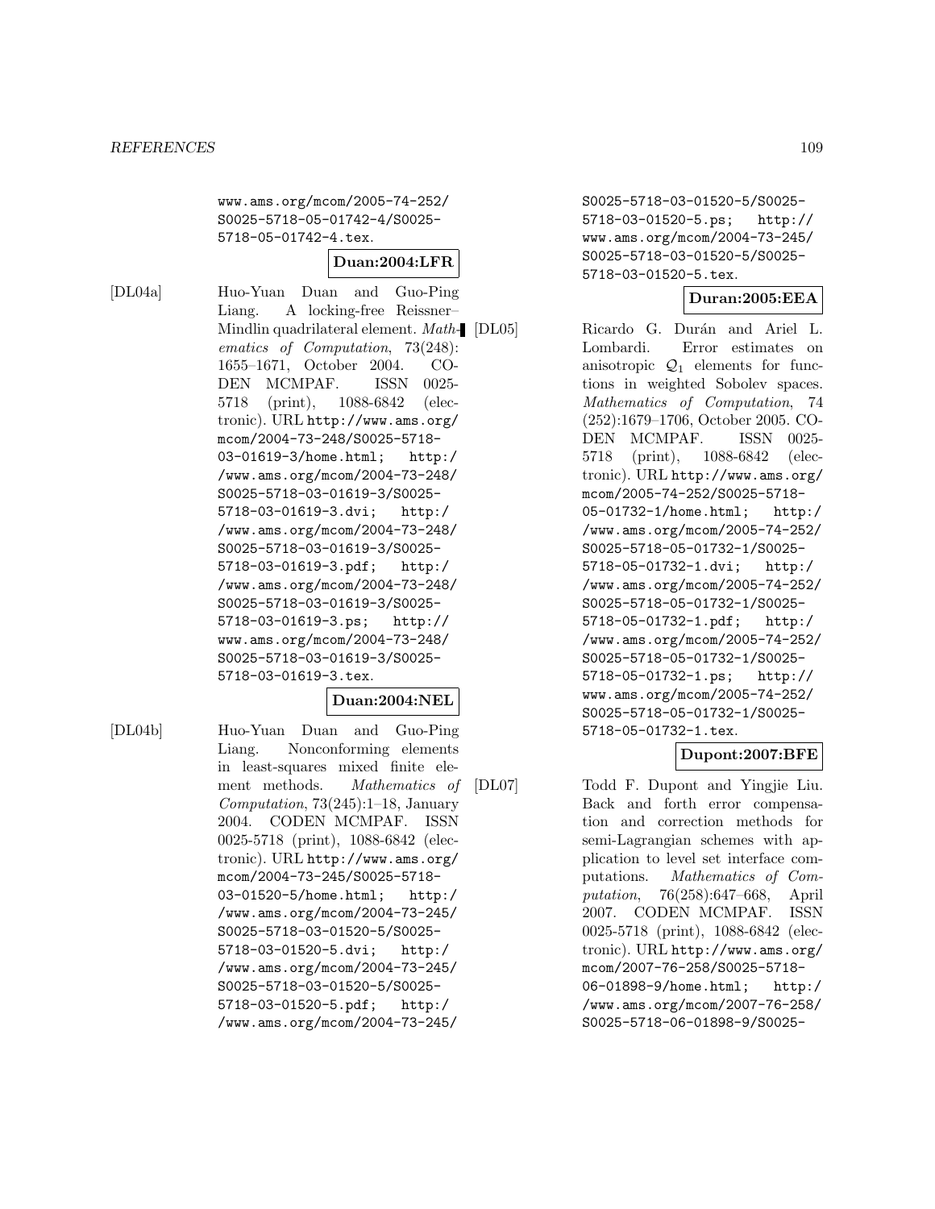www.ams.org/mcom/2005-74-252/S0025-5718-05-01742-4/S0025-5718-05-01742-4.tex.

**Duan:2004:LFR**

[DL04a] Huo-Yuan Duan and Guo-Ping Liang. A locking-free Reissner–Mindlin quadrilateral element. *Mathematics of Computation*, 73(248): 1655–1671, October 2004. CODEN MCMPAF. ISSN 0025-5718 (print), 1088-6842 (electronic). URL http://www.ams.org/mcom/2004-73-248/S0025-5718-03-01619-3/home.html; http://www.ams.org/mcom/2004-73-248/S0025-5718-03-01619-3/S0025-5718-03-01619-3.dvi; http://www.ams.org/mcom/2004-73-248/S0025-5718-03-01619-3/S0025-5718-03-01619-3.pdf; http://www.ams.org/mcom/2004-73-248/S0025-5718-03-01619-3/S0025-5718-03-01619-3.ps; http://www.ams.org/mcom/2004-73-248/S0025-5718-03-01619-3/S0025-5718-03-01619-3.tex.

**Duan:2004:NEL**

[DL04b] Huo-Yuan Duan and Guo-Ping Liang. Nonconforming elements in least-squares mixed finite element methods. *Mathematics of Computation*, 73(245):1–18, January 2004. CODEN MCMPAF. ISSN 0025-5718 (print), 1088-6842 (electronic). URL http://www.ams.org/mcom/2004-73-245/S0025-5718-03-01520-5/home.html; http://www.ams.org/mcom/2004-73-245/S0025-5718-03-01520-5/S0025-5718-03-01520-5.dvi; http://www.ams.org/mcom/2004-73-245/S0025-5718-03-01520-5/S0025-5718-03-01520-5.pdf; http://www.ams.org/mcom/2004-73-245/S0025-5718-03-01520-5/S0025-5718-03-01520-5.ps; http://www.ams.org/mcom/2004-73-245/S0025-5718-03-01520-5/S0025-5718-03-01520-5.tex.

**Duran:2005:EEA**

[DL05] Ricardo G. Durán and Ariel L. Lombardi. Error estimates on anisotropic $\mathcal{Q}_1$ elements for functions in weighted Sobolev spaces. *Mathematics of Computation*, 74 (252):1679–1706, October 2005. CODEN MCMPAF. ISSN 0025-5718 (print), 1088-6842 (electronic). URL http://www.ams.org/mcom/2005-74-252/S0025-5718-05-01732-1/home.html; http://www.ams.org/mcom/2005-74-252/S0025-5718-05-01732-1/S0025-5718-05-01732-1.dvi; http://www.ams.org/mcom/2005-74-252/S0025-5718-05-01732-1/S0025-5718-05-01732-1.pdf; http://www.ams.org/mcom/2005-74-252/S0025-5718-05-01732-1/S0025-5718-05-01732-1.ps; http://www.ams.org/mcom/2005-74-252/S0025-5718-05-01732-1/S0025-5718-05-01732-1.tex.

**Dupont:2007:BFE**

[DL07] Todd F. Dupont and Yingjie Liu. Back and forth error compensation and correction methods for semi-Lagrangian schemes with application to level set interface computations. *Mathematics of Computation*, 76(258):647–668, April 2007. CODEN MCMPAF. ISSN 0025-5718 (print), 1088-6842 (electronic). URL http://www.ams.org/mcom/2007-76-258/S0025-5718-06-01898-9/home.html; http://www.ams.org/mcom/2007-76-258/S0025-5718-06-01898-9/S0025-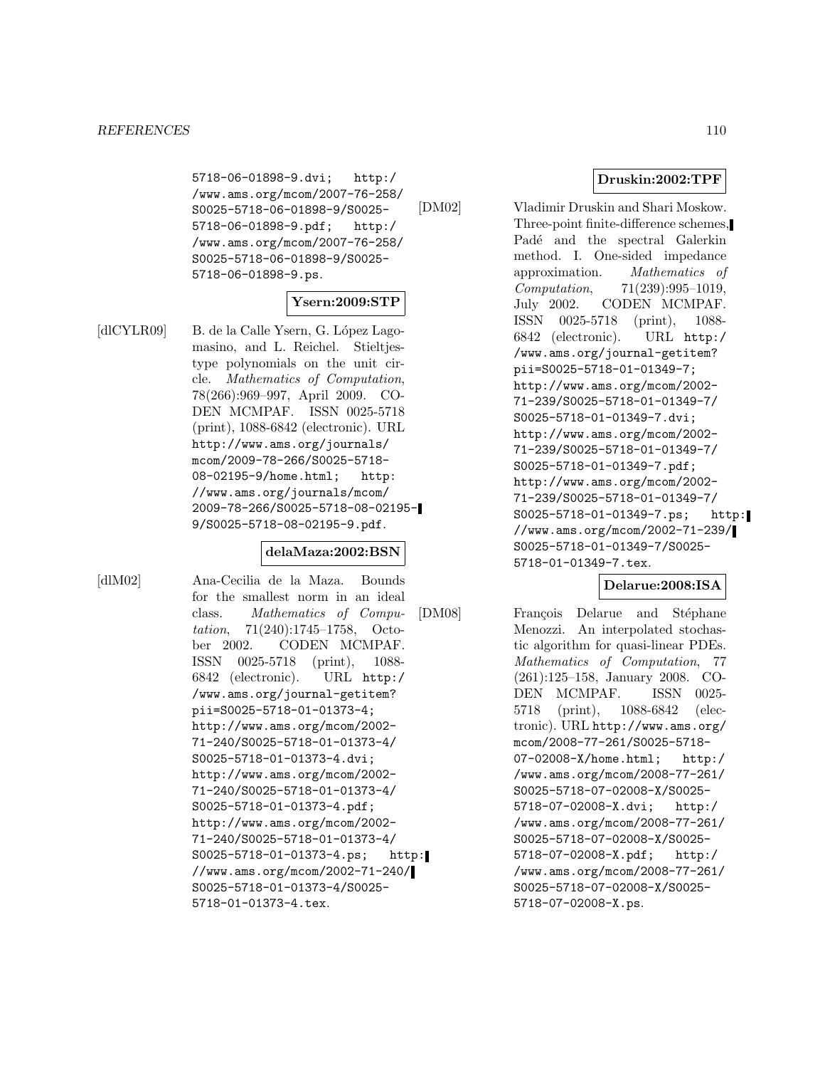5718-06-01898-9.dvi; http://www.ams.org/mcom/2007-76-258/S0025-5718-06-01898-9/S0025-5718-06-01898-9.pdf; http://www.ams.org/mcom/2007-76-258/S0025-5718-06-01898-9/S0025-5718-06-01898-9.ps.

**Ysern:2009:STP**

[dlCYLR09] B. de la Calle Ysern, G. López Lagomasino, and L. Reichel. Stieltjes-type polynomials on the unit circle. *Mathematics of Computation*, 78(266):969–997, April 2009. CODEN MCMPAF. ISSN 0025-5718 (print), 1088-6842 (electronic). URL http://www.ams.org/journals/mcom/2009-78-266/S0025-5718-08-02195-9/home.html; http://www.ams.org/journals/mcom/2009-78-266/S0025-5718-08-02195-9/S0025-5718-08-02195-9.pdf.

**delaMaza:2002:BSN**

[dlM02] Ana-Cecilia de la Maza. Bounds for the smallest norm in an ideal class. *Mathematics of Computation*, 71(240):1745–1758, October 2002. CODEN MCMPAF. ISSN 0025-5718 (print), 1088-6842 (electronic). URL http://www.ams.org/journal-getitem?pii=S0025-5718-01-01373-4; http://www.ams.org/mcom/2002-71-240/S0025-5718-01-01373-4/S0025-5718-01-01373-4.dvi; http://www.ams.org/mcom/2002-71-240/S0025-5718-01-01373-4/S0025-5718-01-01373-4.pdf; http://www.ams.org/mcom/2002-71-240/S0025-5718-01-01373-4/S0025-5718-01-01373-4.ps; http://www.ams.org/mcom/2002-71-240/S0025-5718-01-01373-4/S0025-5718-01-01373-4.tex.

**Druskin:2002:TPF**

[DM02] Vladimir Druskin and Shari Moskow. Three-point finite-difference schemes, Padé and the spectral Galerkin method. I. One-sided impedance approximation. *Mathematics of Computation*, 71(239):995–1019, July 2002. CODEN MCMPAF. ISSN 0025-5718 (print), 1088-6842 (electronic). URL http://www.ams.org/journal-getitem?pii=S0025-5718-01-01349-7; http://www.ams.org/mcom/2002-71-239/S0025-5718-01-01349-7/S0025-5718-01-01349-7.dvi; http://www.ams.org/mcom/2002-71-239/S0025-5718-01-01349-7/S0025-5718-01-01349-7.pdf; http://www.ams.org/mcom/2002-71-239/S0025-5718-01-01349-7/S0025-5718-01-01349-7.ps; http://www.ams.org/mcom/2002-71-239/S0025-5718-01-01349-7/S0025-5718-01-01349-7.tex.

**Delarue:2008:ISA**

[DM08] François Delarue and Stéphane Menozzi. An interpolated stochastic algorithm for quasi-linear PDEs. *Mathematics of Computation*, 77 (261):125–158, January 2008. CODEN MCMPAF. ISSN 0025-5718 (print), 1088-6842 (electronic). URL http://www.ams.org/mcom/2008-77-261/S0025-5718-07-02008-X/home.html; http://www.ams.org/mcom/2008-77-261/S0025-5718-07-02008-X/S0025-5718-07-02008-X.dvi; http://www.ams.org/mcom/2008-77-261/S0025-5718-07-02008-X/S0025-5718-07-02008-X.pdf; http://www.ams.org/mcom/2008-77-261/S0025-5718-07-02008-X/S0025-5718-07-02008-X.ps.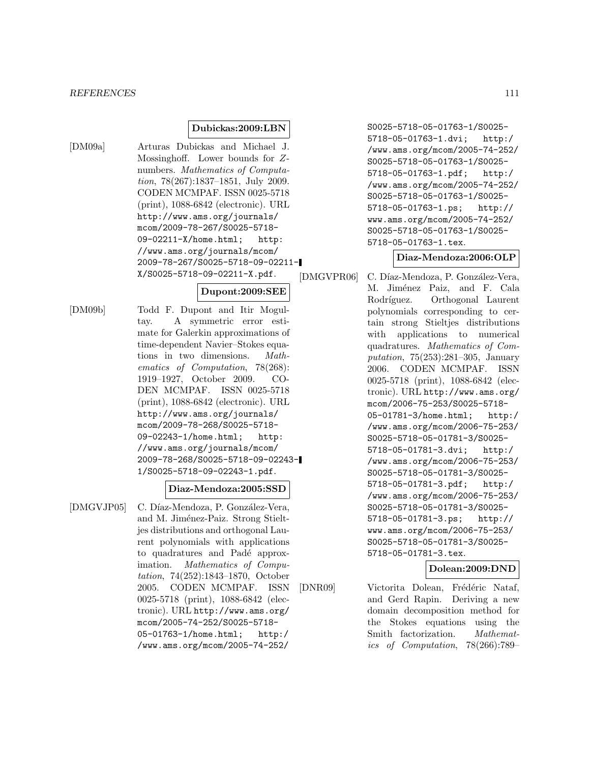**Dubickas:2009:LBN**

[DM09a] Arturas Dubickas and Michael J. Mossinghoff. Lower bounds for $Z$-numbers. *Mathematics of Computation*, 78(267):1837–1851, July 2009. CODEN MCMPAF. ISSN 0025-5718 (print), 1088-6842 (electronic). URL http://www.ams.org/journals/mcom/2009-78-267/S0025-5718-09-02211-X/home.html; http://www.ams.org/journals/mcom/2009-78-267/S0025-5718-09-02211-X/S0025-5718-09-02211-X.pdf.

**Dupont:2009:SEE**

[DM09b] Todd F. Dupont and Itir Mogultay. A symmetric error estimate for Galerkin approximations of time-dependent Navier–Stokes equations in two dimensions. *Mathematics of Computation*, 78(268): 1919–1927, October 2009. CODEN MCMPAF. ISSN 0025-5718 (print), 1088-6842 (electronic). URL http://www.ams.org/journals/mcom/2009-78-268/S0025-5718-09-02243-1/home.html; http://www.ams.org/journals/mcom/2009-78-268/S0025-5718-09-02243-1/S0025-5718-09-02243-1.pdf.

**Diaz-Mendoza:2005:SSD**

[DMGVJP05] C. Díaz-Mendoza, P. González-Vera, and M. Jiménez-Paiz. Strong Stieltjes distributions and orthogonal Laurent polynomials with applications to quadratures and Padé approximation. *Mathematics of Computation*, 74(252):1843–1870, October 2005. CODEN MCMPAF. ISSN 0025-5718 (print), 1088-6842 (electronic). URL http://www.ams.org/mcom/2005-74-252/S0025-5718-05-01763-1/home.html; http://www.ams.org/mcom/2005-74-252/S0025-5718-05-01763-1/S0025-5718-05-01763-1.dvi; http://www.ams.org/mcom/2005-74-252/S0025-5718-05-01763-1/S0025-5718-05-01763-1.pdf; http://www.ams.org/mcom/2005-74-252/S0025-5718-05-01763-1/S0025-5718-05-01763-1.ps; http://www.ams.org/mcom/2005-74-252/S0025-5718-05-01763-1/S0025-5718-05-01763-1.tex.

**Diaz-Mendoza:2006:OLP**

[DMGVPR06] C. Díaz-Mendoza, P. González-Vera, M. Jiménez Paiz, and F. Cala Rodríguez. Orthogonal Laurent polynomials corresponding to certain strong Stieltjes distributions with applications to numerical quadratures. *Mathematics of Computation*, 75(253):281–305, January 2006. CODEN MCMPAF. ISSN 0025-5718 (print), 1088-6842 (electronic). URL http://www.ams.org/mcom/2006-75-253/S0025-5718-05-01781-3/home.html; http://www.ams.org/mcom/2006-75-253/S0025-5718-05-01781-3/S0025-5718-05-01781-3.dvi; http://www.ams.org/mcom/2006-75-253/S0025-5718-05-01781-3/S0025-5718-05-01781-3.pdf; http://www.ams.org/mcom/2006-75-253/S0025-5718-05-01781-3/S0025-5718-05-01781-3.ps; http://www.ams.org/mcom/2006-75-253/S0025-5718-05-01781-3/S0025-5718-05-01781-3.tex.

**Dolean:2009:DND**

[DNR09] Victorita Dolean, Frédéric Nataf, and Gerd Rapin. Deriving a new domain decomposition method for the Stokes equations using the Smith factorization. *Mathematics of Computation*, 78(266):789–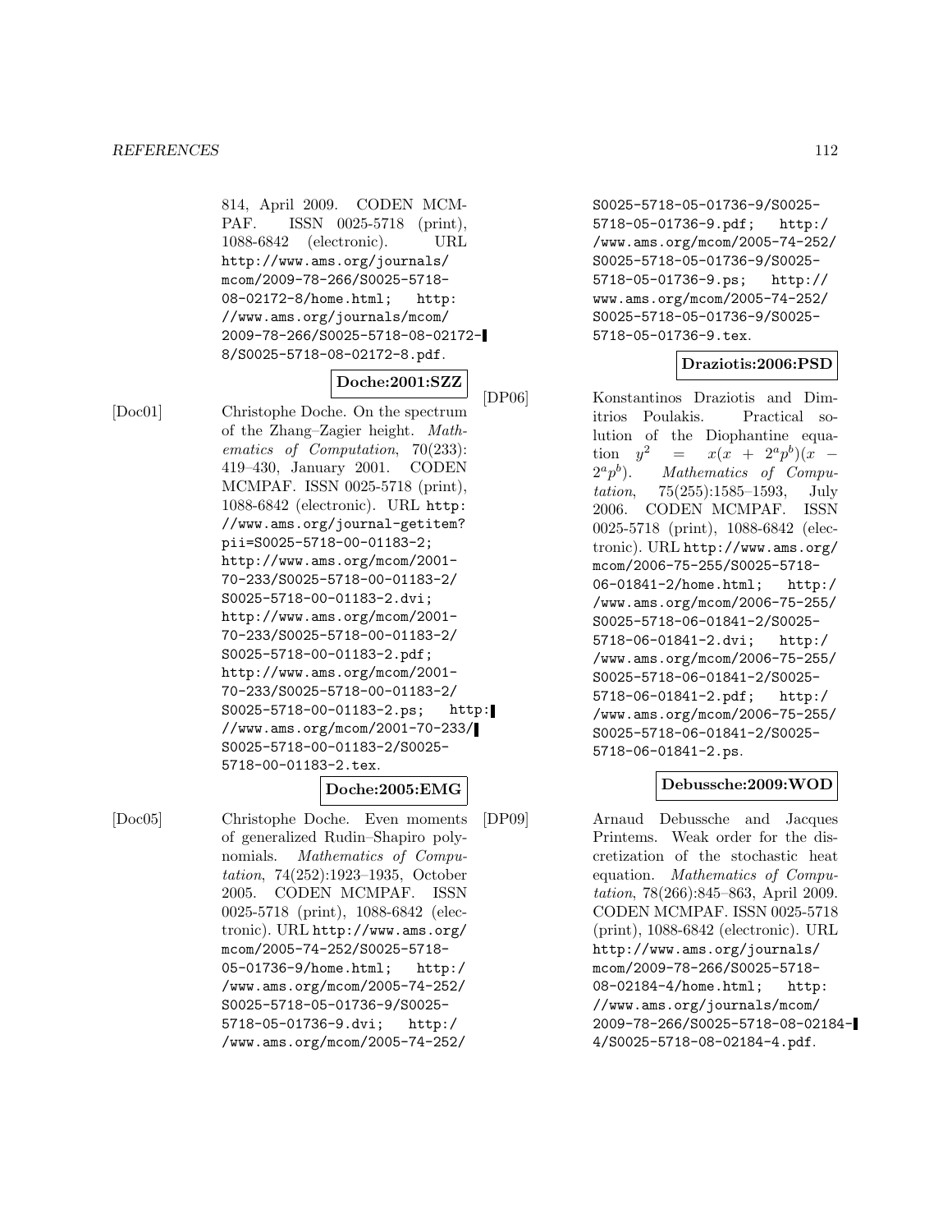814, April 2009. CODEN MCMPAF. ISSN 0025-5718 (print), 1088-6842 (electronic). URL http://www.ams.org/journals/mcom/2009-78-266/S0025-5718-08-02172-8/home.html; http://www.ams.org/journals/mcom/2009-78-266/S0025-5718-08-02172-8/S0025-5718-08-02172-8.pdf.

**Doche:2001:SZZ**

[Doc01] Christophe Doche. On the spectrum of the Zhang–Zagier height. *Mathematics of Computation*, 70(233): 419–430, January 2001. CODEN MCMPAF. ISSN 0025-5718 (print), 1088-6842 (electronic). URL http://www.ams.org/journal-getitem?pii=S0025-5718-00-01183-2; http://www.ams.org/mcom/2001-70-233/S0025-5718-00-01183-2/S0025-5718-00-01183-2.dvi; http://www.ams.org/mcom/2001-70-233/S0025-5718-00-01183-2/S0025-5718-00-01183-2.pdf; http://www.ams.org/mcom/2001-70-233/S0025-5718-00-01183-2/S0025-5718-00-01183-2.ps; http://www.ams.org/mcom/2001-70-233/S0025-5718-00-01183-2/S0025-5718-00-01183-2.tex.

**Doche:2005:EMG**

[Doc05] Christophe Doche. Even moments of generalized Rudin–Shapiro polynomials. *Mathematics of Computation*, 74(252):1923–1935, October 2005. CODEN MCMPAF. ISSN 0025-5718 (print), 1088-6842 (electronic). URL http://www.ams.org/mcom/2005-74-252/S0025-5718-05-01736-9/home.html; http://www.ams.org/mcom/2005-74-252/S0025-5718-05-01736-9/S0025-5718-05-01736-9.dvi; http://www.ams.org/mcom/2005-74-252/S0025-5718-05-01736-9/S0025-5718-05-01736-9.pdf; http://www.ams.org/mcom/2005-74-252/S0025-5718-05-01736-9/S0025-5718-05-01736-9.ps; http://www.ams.org/mcom/2005-74-252/S0025-5718-05-01736-9/S0025-5718-05-01736-9.tex.

**Draziotis:2006:PSD**

[DP06] Konstantinos Draziotis and Dimitrios Poulakis. Practical solution of the Diophantine equation $y^2 = x(x + 2^a p^b)(x - 2^a p^b)$. *Mathematics of Computation*, 75(255):1585–1593, July 2006. CODEN MCMPAF. ISSN 0025-5718 (print), 1088-6842 (electronic). URL http://www.ams.org/mcom/2006-75-255/S0025-5718-06-01841-2/home.html; http://www.ams.org/mcom/2006-75-255/S0025-5718-06-01841-2/S0025-5718-06-01841-2.dvi; http://www.ams.org/mcom/2006-75-255/S0025-5718-06-01841-2/S0025-5718-06-01841-2.pdf; http://www.ams.org/mcom/2006-75-255/S0025-5718-06-01841-2/S0025-5718-06-01841-2.ps.

**Debussche:2009:WOD**

[DP09] Arnaud Debussche and Jacques Printems. Weak order for the discretization of the stochastic heat equation. *Mathematics of Computation*, 78(266):845–863, April 2009. CODEN MCMPAF. ISSN 0025-5718 (print), 1088-6842 (electronic). URL http://www.ams.org/journals/mcom/2009-78-266/S0025-5718-08-02184-4/home.html; http://www.ams.org/journals/mcom/2009-78-266/S0025-5718-08-02184-4/S0025-5718-08-02184-4.pdf.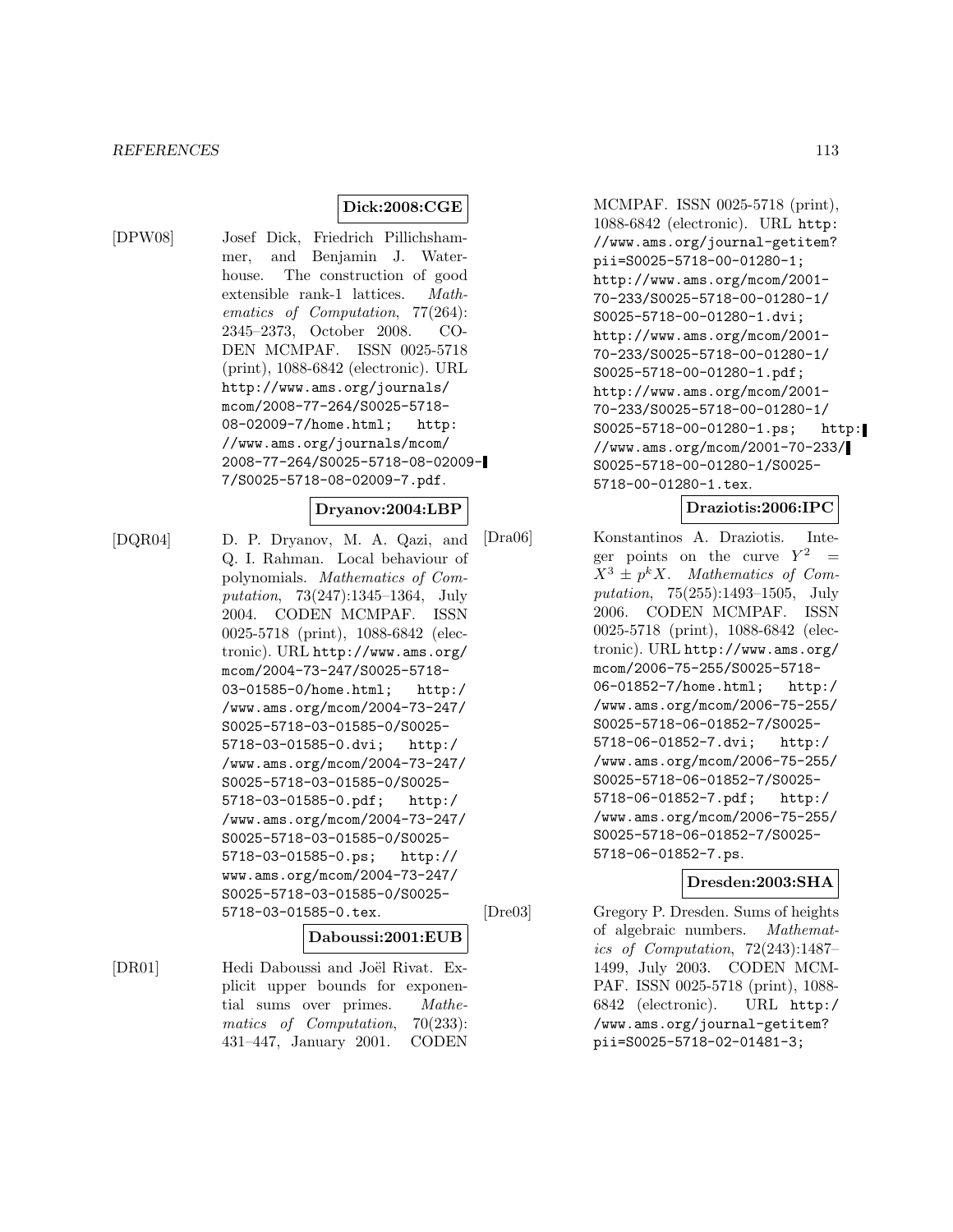**Dick:2008:CGE**

[DPW08] Josef Dick, Friedrich Pillichshammer, and Benjamin J. Waterhouse. The construction of good extensible rank-1 lattices. *Mathematics of Computation*, 77(264): 2345–2373, October 2008. CODEN MCMPAF. ISSN 0025-5718 (print), 1088-6842 (electronic). URL http://www.ams.org/journals/mcom/2008-77-264/S0025-5718-08-02009-7/home.html; http://www.ams.org/journals/mcom/2008-77-264/S0025-5718-08-02009-7/S0025-5718-08-02009-7.pdf.

**Dryanov:2004:LBP**

[DQR04] D. P. Dryanov, M. A. Qazi, and Q. I. Rahman. Local behaviour of polynomials. *Mathematics of Computation*, 73(247):1345–1364, July 2004. CODEN MCMPAF. ISSN 0025-5718 (print), 1088-6842 (electronic). URL http://www.ams.org/mcom/2004-73-247/S0025-5718-03-01585-0/home.html; http://www.ams.org/mcom/2004-73-247/S0025-5718-03-01585-0/S0025-5718-03-01585-0.dvi; http://www.ams.org/mcom/2004-73-247/S0025-5718-03-01585-0/S0025-5718-03-01585-0.pdf; http://www.ams.org/mcom/2004-73-247/S0025-5718-03-01585-0/S0025-5718-03-01585-0.ps; http://www.ams.org/mcom/2004-73-247/S0025-5718-03-01585-0/S0025-5718-03-01585-0.tex.

**Daboussi:2001:EUB**

[DR01] Hedi Daboussi and Joël Rivat. Explicit upper bounds for exponential sums over primes. *Mathematics of Computation*, 70(233): 431–447, January 2001. CODEN MCMPAF. ISSN 0025-5718 (print), 1088-6842 (electronic). URL http://www.ams.org/journal-getitem?pii=S0025-5718-00-01280-1; http://www.ams.org/mcom/2001-70-233/S0025-5718-00-01280-1/S0025-5718-00-01280-1.dvi; http://www.ams.org/mcom/2001-70-233/S0025-5718-00-01280-1/S0025-5718-00-01280-1.pdf; http://www.ams.org/mcom/2001-70-233/S0025-5718-00-01280-1/S0025-5718-00-01280-1.ps; http://www.ams.org/mcom/2001-70-233/S0025-5718-00-01280-1/S0025-5718-00-01280-1.tex.

**Draziotis:2006:IPC**

[Dra06] Konstantinos A. Draziotis. Integer points on the curve $Y^2 = X^3 \pm p^k X$. *Mathematics of Computation*, 75(255):1493–1505, July 2006. CODEN MCMPAF. ISSN 0025-5718 (print), 1088-6842 (electronic). URL http://www.ams.org/mcom/2006-75-255/S0025-5718-06-01852-7/home.html; http://www.ams.org/mcom/2006-75-255/S0025-5718-06-01852-7/S0025-5718-06-01852-7.dvi; http://www.ams.org/mcom/2006-75-255/S0025-5718-06-01852-7/S0025-5718-06-01852-7.pdf; http://www.ams.org/mcom/2006-75-255/S0025-5718-06-01852-7/S0025-5718-06-01852-7.ps.

**Dresden:2003:SHA**

[Dre03] Gregory P. Dresden. Sums of heights of algebraic numbers. *Mathematics of Computation*, 72(243):1487–1499, July 2003. CODEN MCMPAF. ISSN 0025-5718 (print), 1088-6842 (electronic). URL http://www.ams.org/journal-getitem?pii=S0025-5718-02-01481-3;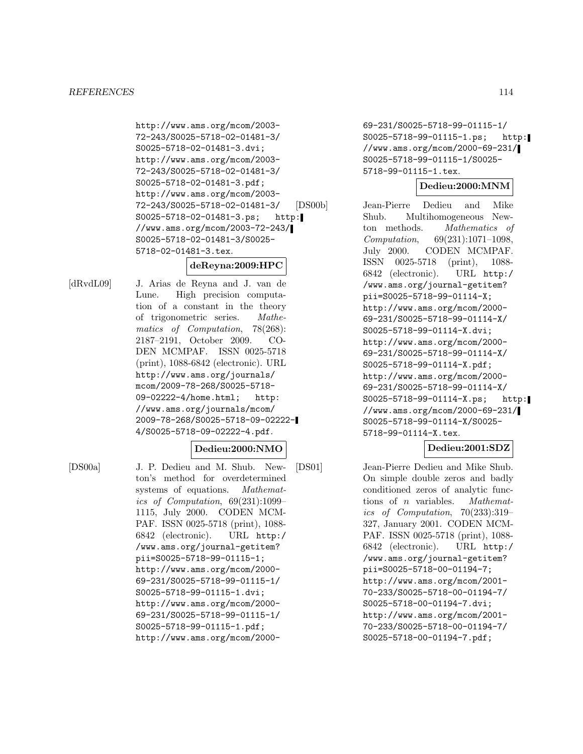http://www.ams.org/mcom/2003-72-243/S0025-5718-02-01481-3/S0025-5718-02-01481-3.dvi; http://www.ams.org/mcom/2003-72-243/S0025-5718-02-01481-3/S0025-5718-02-01481-3.pdf; http://www.ams.org/mcom/2003-72-243/S0025-5718-02-01481-3/S0025-5718-02-01481-3.ps; http://www.ams.org/mcom/2003-72-243/S0025-5718-02-01481-3/S0025-5718-02-01481-3.tex.

**deReyna:2009:HPC**

[dRvdL09] J. Arias de Reyna and J. van de Lune. High precision computation of a constant in the theory of trigonometric series. *Mathematics of Computation*, 78(268): 2187–2191, October 2009. CODEN MCMPAF. ISSN 0025-5718 (print), 1088-6842 (electronic). URL http://www.ams.org/journals/mcom/2009-78-268/S0025-5718-09-02222-4/home.html; http://www.ams.org/journals/mcom/2009-78-268/S0025-5718-09-02222-4/S0025-5718-09-02222-4.pdf.

**Dedieu:2000:NMO**

[DS00a] J. P. Dedieu and M. Shub. Newton's method for overdetermined systems of equations. *Mathematics of Computation*, 69(231):1099–1115, July 2000. CODEN MCMPAF. ISSN 0025-5718 (print), 1088-6842 (electronic). URL http://www.ams.org/journal-getitem?pii=S0025-5718-99-01115-1; http://www.ams.org/mcom/2000-69-231/S0025-5718-99-01115-1/S0025-5718-99-01115-1.dvi; http://www.ams.org/mcom/2000-69-231/S0025-5718-99-01115-1/S0025-5718-99-01115-1.pdf; http://www.ams.org/mcom/2000-69-231/S0025-5718-99-01115-1/S0025-5718-99-01115-1.ps; http://www.ams.org/mcom/2000-69-231/S0025-5718-99-01115-1/S0025-5718-99-01115-1.tex.

**Dedieu:2000:MNM**

[DS00b] Jean-Pierre Dedieu and Mike Shub. Multihomogeneous Newton methods. *Mathematics of Computation*, 69(231):1071–1098, July 2000. CODEN MCMPAF. ISSN 0025-5718 (print), 1088-6842 (electronic). URL http://www.ams.org/journal-getitem?pii=S0025-5718-99-01114-X; http://www.ams.org/mcom/2000-69-231/S0025-5718-99-01114-X/S0025-5718-99-01114-X.dvi; http://www.ams.org/mcom/2000-69-231/S0025-5718-99-01114-X/S0025-5718-99-01114-X.pdf; http://www.ams.org/mcom/2000-69-231/S0025-5718-99-01114-X/S0025-5718-99-01114-X.ps; http://www.ams.org/mcom/2000-69-231/S0025-5718-99-01114-X/S0025-5718-99-01114-X.tex.

**Dedieu:2001:SDZ**

[DS01] Jean-Pierre Dedieu and Mike Shub. On simple double zeros and badly conditioned zeros of analytic functions of $n$ variables. *Mathematics of Computation*, 70(233):319–327, January 2001. CODEN MCMPAF. ISSN 0025-5718 (print), 1088-6842 (electronic). URL http://www.ams.org/journal-getitem?pii=S0025-5718-00-01194-7; http://www.ams.org/mcom/2001-70-233/S0025-5718-00-01194-7/S0025-5718-00-01194-7.dvi; http://www.ams.org/mcom/2001-70-233/S0025-5718-00-01194-7/S0025-5718-00-01194-7.pdf;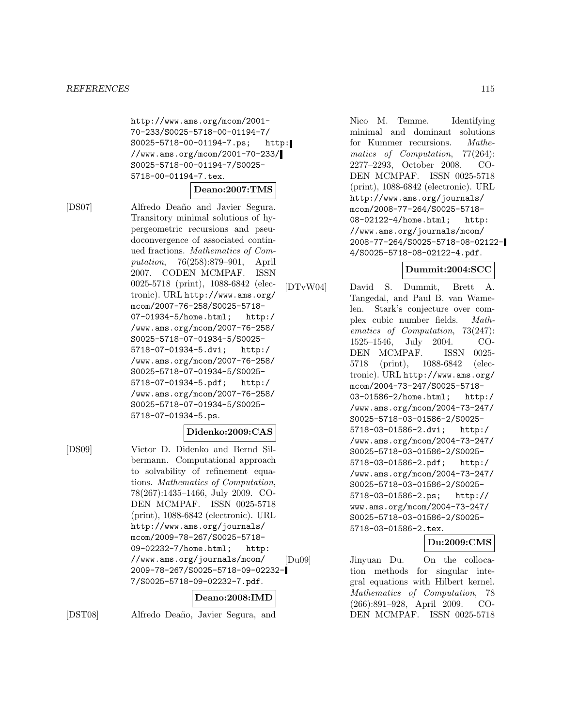http://www.ams.org/mcom/2001-70-233/S0025-5718-00-01194-7/S0025-5718-00-01194-7.ps; http://www.ams.org/mcom/2001-70-233/S0025-5718-00-01194-7/S0025-5718-00-01194-7.tex.

**Deano:2007:TMS**

[DS07] Alfredo Deaño and Javier Segura. Transitory minimal solutions of hypergeometric recursions and pseudoconvergence of associated continued fractions. *Mathematics of Computation*, 76(258):879–901, April 2007. CODEN MCMPAF. ISSN 0025-5718 (print), 1088-6842 (electronic). URL http://www.ams.org/mcom/2007-76-258/S0025-5718-07-01934-5/home.html; http://www.ams.org/mcom/2007-76-258/S0025-5718-07-01934-5/S0025-5718-07-01934-5.dvi; http://www.ams.org/mcom/2007-76-258/S0025-5718-07-01934-5/S0025-5718-07-01934-5.pdf; http://www.ams.org/mcom/2007-76-258/S0025-5718-07-01934-5/S0025-5718-07-01934-5.ps.

**Didenko:2009:CAS**

[DS09] Victor D. Didenko and Bernd Silbermann. Computational approach to solvability of refinement equations. *Mathematics of Computation*, 78(267):1435–1466, July 2009. CODEN MCMPAF. ISSN 0025-5718 (print), 1088-6842 (electronic). URL http://www.ams.org/journals/mcom/2009-78-267/S0025-5718-09-02232-7/home.html; http://www.ams.org/journals/mcom/2009-78-267/S0025-5718-09-02232-7/S0025-5718-09-02232-7.pdf.

**Deano:2008:IMD**

[DST08] Alfredo Deaño, Javier Segura, and Nico M. Temme. Identifying minimal and dominant solutions for Kummer recursions. *Mathematics of Computation*, 77(264):2277–2293, October 2008. CODEN MCMPAF. ISSN 0025-5718 (print), 1088-6842 (electronic). URL http://www.ams.org/journals/mcom/2008-77-264/S0025-5718-08-02122-4/home.html; http://www.ams.org/journals/mcom/2008-77-264/S0025-5718-08-02122-4/S0025-5718-08-02122-4.pdf.

**Dummit:2004:SCC**

[DTvW04] David S. Dummit, Brett A. Tangedal, and Paul B. van Wamelen. Stark's conjecture over complex cubic number fields. *Mathematics of Computation*, 73(247):1525–1546, July 2004. CODEN MCMPAF. ISSN 0025-5718 (print), 1088-6842 (electronic). URL http://www.ams.org/mcom/2004-73-247/S0025-5718-03-01586-2/home.html; http://www.ams.org/mcom/2004-73-247/S0025-5718-03-01586-2/S0025-5718-03-01586-2.dvi; http://www.ams.org/mcom/2004-73-247/S0025-5718-03-01586-2/S0025-5718-03-01586-2.pdf; http://www.ams.org/mcom/2004-73-247/S0025-5718-03-01586-2/S0025-5718-03-01586-2.ps; http://www.ams.org/mcom/2004-73-247/S0025-5718-03-01586-2/S0025-5718-03-01586-2.tex.

**Du:2009:CMS**

[Du09] Jinyuan Du. On the collocation methods for singular integral equations with Hilbert kernel. *Mathematics of Computation*, 78(266):891–928, April 2009. CODEN MCMPAF. ISSN 0025-5718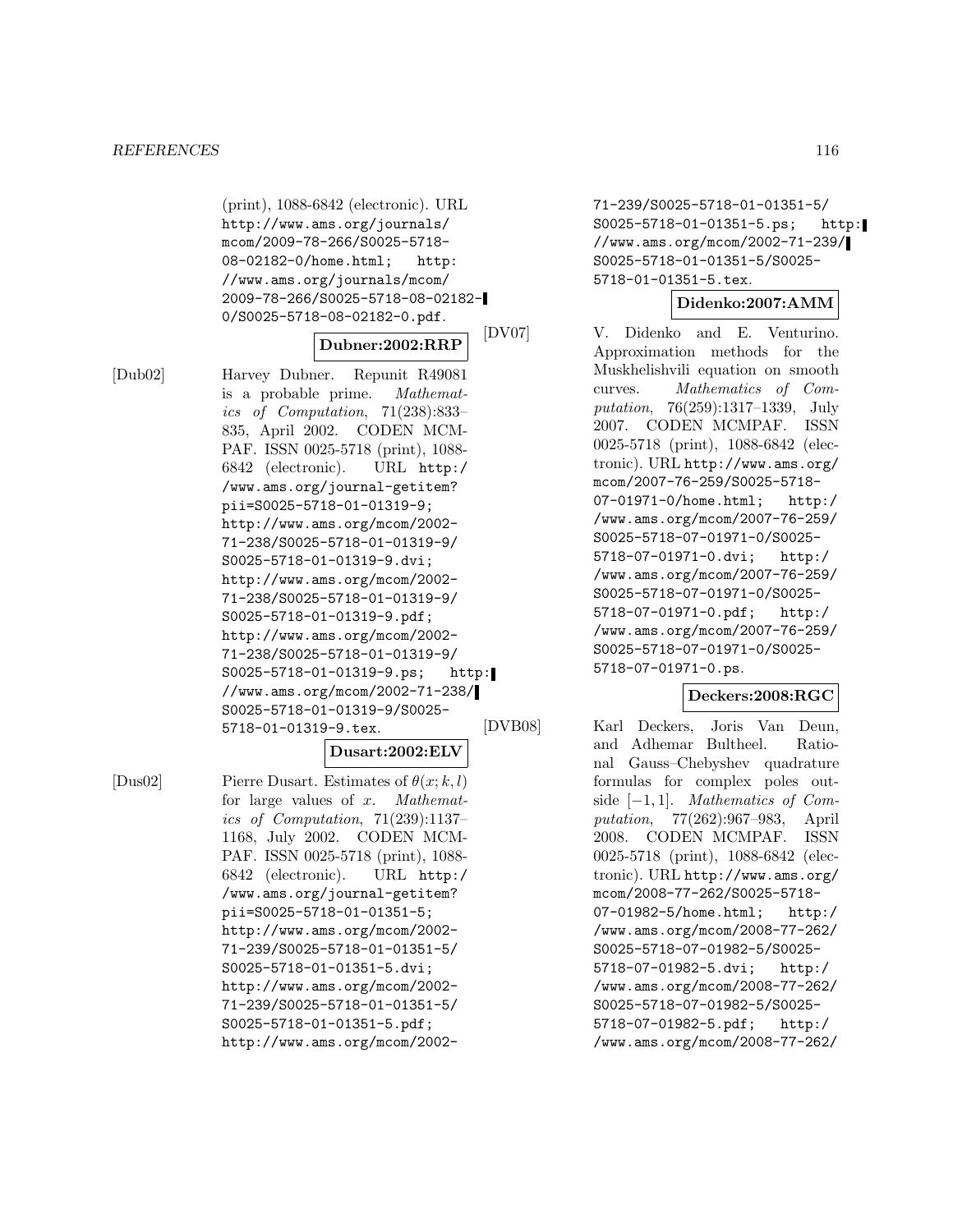(print), 1088-6842 (electronic). URL http://www.ams.org/journals/mcom/2009-78-266/S0025-5718-08-02182-0/home.html; http://www.ams.org/journals/mcom/2009-78-266/S0025-5718-08-02182-0/S0025-5718-08-02182-0.pdf.

**Dubner:2002:RRP**

[Dub02] Harvey Dubner. Repunit R49081 is a probable prime. *Mathematics of Computation*, 71(238):833–835, April 2002. CODEN MCMPAF. ISSN 0025-5718 (print), 1088-6842 (electronic). URL http://www.ams.org/journal-getitem?pii=S0025-5718-01-01319-9; http://www.ams.org/mcom/2002-71-238/S0025-5718-01-01319-9/S0025-5718-01-01319-9.dvi; http://www.ams.org/mcom/2002-71-238/S0025-5718-01-01319-9/S0025-5718-01-01319-9.pdf; http://www.ams.org/mcom/2002-71-238/S0025-5718-01-01319-9/S0025-5718-01-01319-9.ps; http://www.ams.org/mcom/2002-71-238/S0025-5718-01-01319-9/S0025-5718-01-01319-9.tex.

**Dusart:2002:ELV**

[Dus02] Pierre Dusart. Estimates of $\theta(x; k, l)$ for large values of $x$. *Mathematics of Computation*, 71(239):1137–1168, July 2002. CODEN MCMPAF. ISSN 0025-5718 (print), 1088-6842 (electronic). URL http://www.ams.org/journal-getitem?pii=S0025-5718-01-01351-5; http://www.ams.org/mcom/2002-71-239/S0025-5718-01-01351-5/S0025-5718-01-01351-5.dvi; http://www.ams.org/mcom/2002-71-239/S0025-5718-01-01351-5/S0025-5718-01-01351-5.pdf; http://www.ams.org/mcom/2002-71-239/S0025-5718-01-01351-5/S0025-5718-01-01351-5.ps; http://www.ams.org/mcom/2002-71-239/S0025-5718-01-01351-5/S0025-5718-01-01351-5.tex.

**Didenko:2007:AMM**

[DV07] V. Didenko and E. Venturino. Approximation methods for the Muskhelishvili equation on smooth curves. *Mathematics of Computation*, 76(259):1317–1339, July 2007. CODEN MCMPAF. ISSN 0025-5718 (print), 1088-6842 (electronic). URL http://www.ams.org/mcom/2007-76-259/S0025-5718-07-01971-0/home.html; http://www.ams.org/mcom/2007-76-259/S0025-5718-07-01971-0/S0025-5718-07-01971-0.dvi; http://www.ams.org/mcom/2007-76-259/S0025-5718-07-01971-0/S0025-5718-07-01971-0.pdf; http://www.ams.org/mcom/2007-76-259/S0025-5718-07-01971-0/S0025-5718-07-01971-0.ps.

**Deckers:2008:RGC**

[DVB08] Karl Deckers, Joris Van Deun, and Adhemar Bultheel. Rational Gauss–Chebyshev quadrature formulas for complex poles outside $[-1, 1]$. *Mathematics of Computation*, 77(262):967–983, April 2008. CODEN MCMPAF. ISSN 0025-5718 (print), 1088-6842 (electronic). URL http://www.ams.org/mcom/2008-77-262/S0025-5718-07-01982-5/home.html; http://www.ams.org/mcom/2008-77-262/S0025-5718-07-01982-5/S0025-5718-07-01982-5.dvi; http://www.ams.org/mcom/2008-77-262/S0025-5718-07-01982-5/S0025-5718-07-01982-5.pdf; http://www.ams.org/mcom/2008-77-262/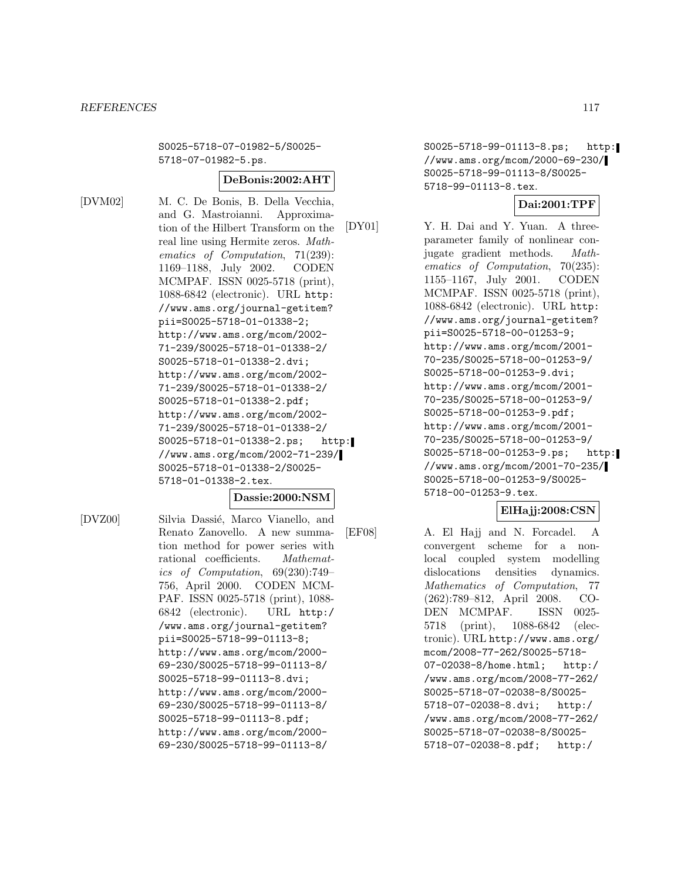S0025-5718-07-01982-5/S0025-5718-07-01982-5.ps.

**DeBonis:2002:AHT**

[DVM02] M. C. De Bonis, B. Della Vecchia, and G. Mastroianni. Approximation of the Hilbert Transform on the real line using Hermite zeros. *Mathematics of Computation*, 71(239): 1169–1188, July 2002. CODEN MCMPAF. ISSN 0025-5718 (print), 1088-6842 (electronic). URL http://www.ams.org/journal-getitem?pii=S0025-5718-01-01338-2; http://www.ams.org/mcom/2002-71-239/S0025-5718-01-01338-2/S0025-5718-01-01338-2.dvi; http://www.ams.org/mcom/2002-71-239/S0025-5718-01-01338-2/S0025-5718-01-01338-2.pdf; http://www.ams.org/mcom/2002-71-239/S0025-5718-01-01338-2/S0025-5718-01-01338-2.ps; http://www.ams.org/mcom/2002-71-239/S0025-5718-01-01338-2/S0025-5718-01-01338-2.tex.

**Dassie:2000:NSM**

[DVZ00] Silvia Dassié, Marco Vianello, and Renato Zanovello. A new summation method for power series with rational coefficients. *Mathematics of Computation*, 69(230):749–756, April 2000. CODEN MCMPAF. ISSN 0025-5718 (print), 1088-6842 (electronic). URL http://www.ams.org/journal-getitem?pii=S0025-5718-99-01113-8; http://www.ams.org/mcom/2000-69-230/S0025-5718-99-01113-8/S0025-5718-99-01113-8.dvi; http://www.ams.org/mcom/2000-69-230/S0025-5718-99-01113-8/S0025-5718-99-01113-8.pdf; http://www.ams.org/mcom/2000-69-230/S0025-5718-99-01113-8/S0025-5718-99-01113-8.ps; http://www.ams.org/mcom/2000-69-230/S0025-5718-99-01113-8/S0025-5718-99-01113-8.tex.

**Dai:2001:TPF**

[DY01] Y. H. Dai and Y. Yuan. A three-parameter family of nonlinear conjugate gradient methods. *Mathematics of Computation*, 70(235): 1155–1167, July 2001. CODEN MCMPAF. ISSN 0025-5718 (print), 1088-6842 (electronic). URL http://www.ams.org/journal-getitem?pii=S0025-5718-00-01253-9; http://www.ams.org/mcom/2001-70-235/S0025-5718-00-01253-9/S0025-5718-00-01253-9.dvi; http://www.ams.org/mcom/2001-70-235/S0025-5718-00-01253-9/S0025-5718-00-01253-9.pdf; http://www.ams.org/mcom/2001-70-235/S0025-5718-00-01253-9/S0025-5718-00-01253-9.ps; http://www.ams.org/mcom/2001-70-235/S0025-5718-00-01253-9/S0025-5718-00-01253-9.tex.

**ElHajj:2008:CSN**

[EF08] A. El Hajj and N. Forcadel. A convergent scheme for a non-local coupled system modelling dislocations densities dynamics. *Mathematics of Computation*, 77 (262):789–812, April 2008. CODEN MCMPAF. ISSN 0025-5718 (print), 1088-6842 (electronic). URL http://www.ams.org/mcom/2008-77-262/S0025-5718-07-02038-8/home.html; http://www.ams.org/mcom/2008-77-262/S0025-5718-07-02038-8/S0025-5718-07-02038-8.dvi; http://www.ams.org/mcom/2008-77-262/S0025-5718-07-02038-8/S0025-5718-07-02038-8.pdf; http:/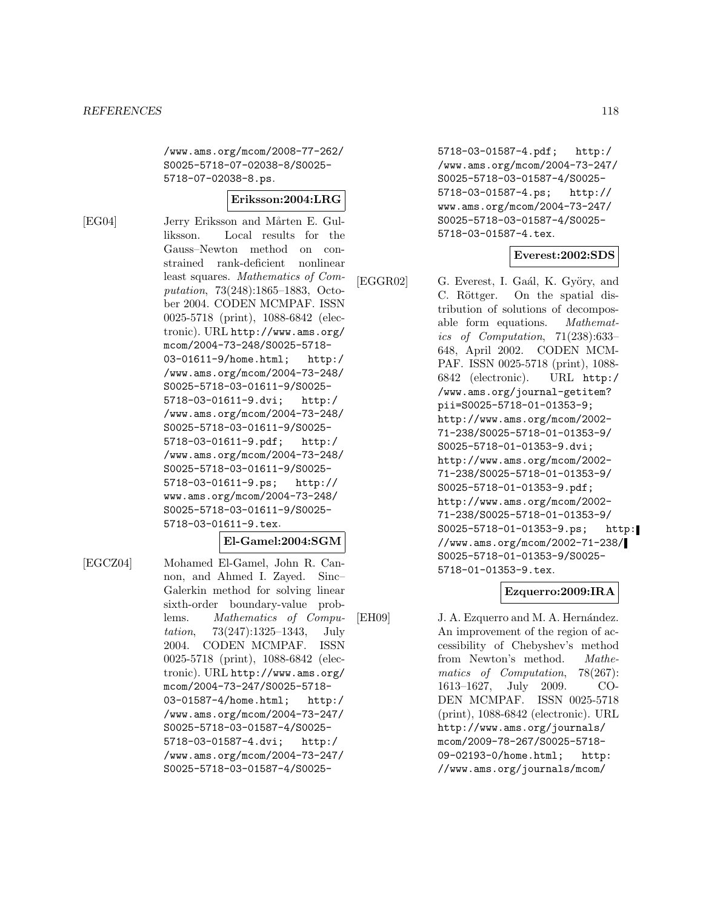/www.ams.org/mcom/2008-77-262/S0025-5718-07-02038-8/S0025-5718-07-02038-8.ps.

**Eriksson:2004:LRG**

[EG04] Jerry Eriksson and Mårten E. Gulliksson. Local results for the Gauss–Newton method on constrained rank-deficient nonlinear least squares. *Mathematics of Computation*, 73(248):1865–1883, October 2004. CODEN MCMPAF. ISSN 0025-5718 (print), 1088-6842 (electronic). URL http://www.ams.org/mcom/2004-73-248/S0025-5718-03-01611-9/home.html; http://www.ams.org/mcom/2004-73-248/S0025-5718-03-01611-9/S0025-5718-03-01611-9.dvi; http://www.ams.org/mcom/2004-73-248/S0025-5718-03-01611-9/S0025-5718-03-01611-9.pdf; http://www.ams.org/mcom/2004-73-248/S0025-5718-03-01611-9/S0025-5718-03-01611-9.ps; http://www.ams.org/mcom/2004-73-248/S0025-5718-03-01611-9/S0025-5718-03-01611-9.tex.

**El-Gamel:2004:SGM**

[EGCZ04] Mohamed El-Gamel, John R. Cannon, and Ahmed I. Zayed. Sinc–Galerkin method for solving linear sixth-order boundary-value problems. *Mathematics of Computation*, 73(247):1325–1343, July 2004. CODEN MCMPAF. ISSN 0025-5718 (print), 1088-6842 (electronic). URL http://www.ams.org/mcom/2004-73-247/S0025-5718-03-01587-4/home.html; http://www.ams.org/mcom/2004-73-247/S0025-5718-03-01587-4/S0025-5718-03-01587-4.dvi; http://www.ams.org/mcom/2004-73-247/S0025-5718-03-01587-4/S0025-5718-03-01587-4.pdf; http://www.ams.org/mcom/2004-73-247/S0025-5718-03-01587-4/S0025-5718-03-01587-4.ps; http://www.ams.org/mcom/2004-73-247/S0025-5718-03-01587-4/S0025-5718-03-01587-4.tex.

**Everest:2002:SDS**

[EGGR02] G. Everest, I. Gaál, K. Győry, and C. Röttger. On the spatial distribution of solutions of decomposable form equations. *Mathematics of Computation*, 71(238):633–648, April 2002. CODEN MCMPAF. ISSN 0025-5718 (print), 1088-6842 (electronic). URL http://www.ams.org/journal-getitem?pii=S0025-5718-01-01353-9; http://www.ams.org/mcom/2002-71-238/S0025-5718-01-01353-9/S0025-5718-01-01353-9.dvi; http://www.ams.org/mcom/2002-71-238/S0025-5718-01-01353-9/S0025-5718-01-01353-9.pdf; http://www.ams.org/mcom/2002-71-238/S0025-5718-01-01353-9/S0025-5718-01-01353-9.ps; http://www.ams.org/mcom/2002-71-238/S0025-5718-01-01353-9/S0025-5718-01-01353-9.tex.

**Ezquerro:2009:IRA**

[EH09] J. A. Ezquerro and M. A. Hernández. An improvement of the region of accessibility of Chebyshev's method from Newton's method. *Mathematics of Computation*, 78(267):1613–1627, July 2009. CODEN MCMPAF. ISSN 0025-5718 (print), 1088-6842 (electronic). URL http://www.ams.org/journals/mcom/2009-78-267/S0025-5718-09-02193-0/home.html; http://www.ams.org/journals/mcom/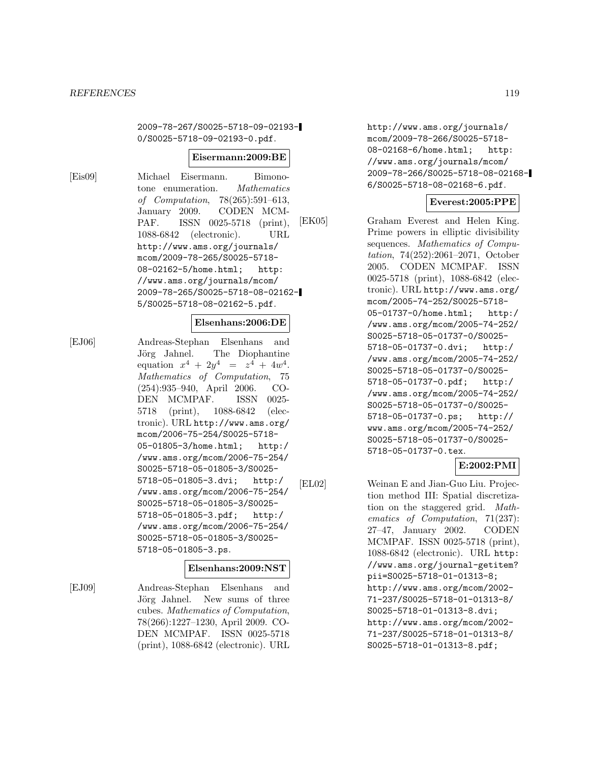2009-78-267/S0025-5718-09-02193-0/S0025-5718-09-02193-0.pdf.

**Eisermann:2009:BE**

[Eis09] Michael Eisermann. Bimonotone enumeration. *Mathematics of Computation*, 78(265):591–613, January 2009. CODEN MCMPAF. ISSN 0025-5718 (print), 1088-6842 (electronic). URL http://www.ams.org/journals/mcom/2009-78-265/S0025-5718-08-02162-5/home.html; http://www.ams.org/journals/mcom/2009-78-265/S0025-5718-08-02162-5/S0025-5718-08-02162-5.pdf.

**Elsenhans:2006:DE**

[EJ06] Andreas-Stephan Elsenhans and Jörg Jahnel. The Diophantine equation $x^4 + 2y^4 = z^4 + 4w^4$. *Mathematics of Computation*, 75 (254):935–940, April 2006. CODEN MCMPAF. ISSN 0025-5718 (print), 1088-6842 (electronic). URL http://www.ams.org/mcom/2006-75-254/S0025-5718-05-01805-3/home.html; http://www.ams.org/mcom/2006-75-254/S0025-5718-05-01805-3/S0025-5718-05-01805-3.dvi; http://www.ams.org/mcom/2006-75-254/S0025-5718-05-01805-3/S0025-5718-05-01805-3.pdf; http://www.ams.org/mcom/2006-75-254/S0025-5718-05-01805-3/S0025-5718-05-01805-3.ps.

**Elsenhans:2009:NST**

[EJ09] Andreas-Stephan Elsenhans and Jörg Jahnel. New sums of three cubes. *Mathematics of Computation*, 78(266):1227–1230, April 2009. CODEN MCMPAF. ISSN 0025-5718 (print), 1088-6842 (electronic). URL http://www.ams.org/journals/mcom/2009-78-266/S0025-5718-08-02168-6/home.html; http://www.ams.org/journals/mcom/2009-78-266/S0025-5718-08-02168-6/S0025-5718-08-02168-6.pdf.

**Everest:2005:PPE**

[EK05] Graham Everest and Helen King. Prime powers in elliptic divisibility sequences. *Mathematics of Computation*, 74(252):2061–2071, October 2005. CODEN MCMPAF. ISSN 0025-5718 (print), 1088-6842 (electronic). URL http://www.ams.org/mcom/2005-74-252/S0025-5718-05-01737-0/home.html; http://www.ams.org/mcom/2005-74-252/S0025-5718-05-01737-0/S0025-5718-05-01737-0.dvi; http://www.ams.org/mcom/2005-74-252/S0025-5718-05-01737-0/S0025-5718-05-01737-0.pdf; http://www.ams.org/mcom/2005-74-252/S0025-5718-05-01737-0/S0025-5718-05-01737-0.ps; http://www.ams.org/mcom/2005-74-252/S0025-5718-05-01737-0/S0025-5718-05-01737-0.tex.

**E:2002:PMI**

[EL02] Weinan E and Jian-Guo Liu. Projection method III: Spatial discretization on the staggered grid. *Mathematics of Computation*, 71(237): 27–47, January 2002. CODEN MCMPAF. ISSN 0025-5718 (print), 1088-6842 (electronic). URL http://www.ams.org/journal-getitem?pii=S0025-5718-01-01313-8; http://www.ams.org/mcom/2002-71-237/S0025-5718-01-01313-8/S0025-5718-01-01313-8.dvi; http://www.ams.org/mcom/2002-71-237/S0025-5718-01-01313-8/S0025-5718-01-01313-8.pdf;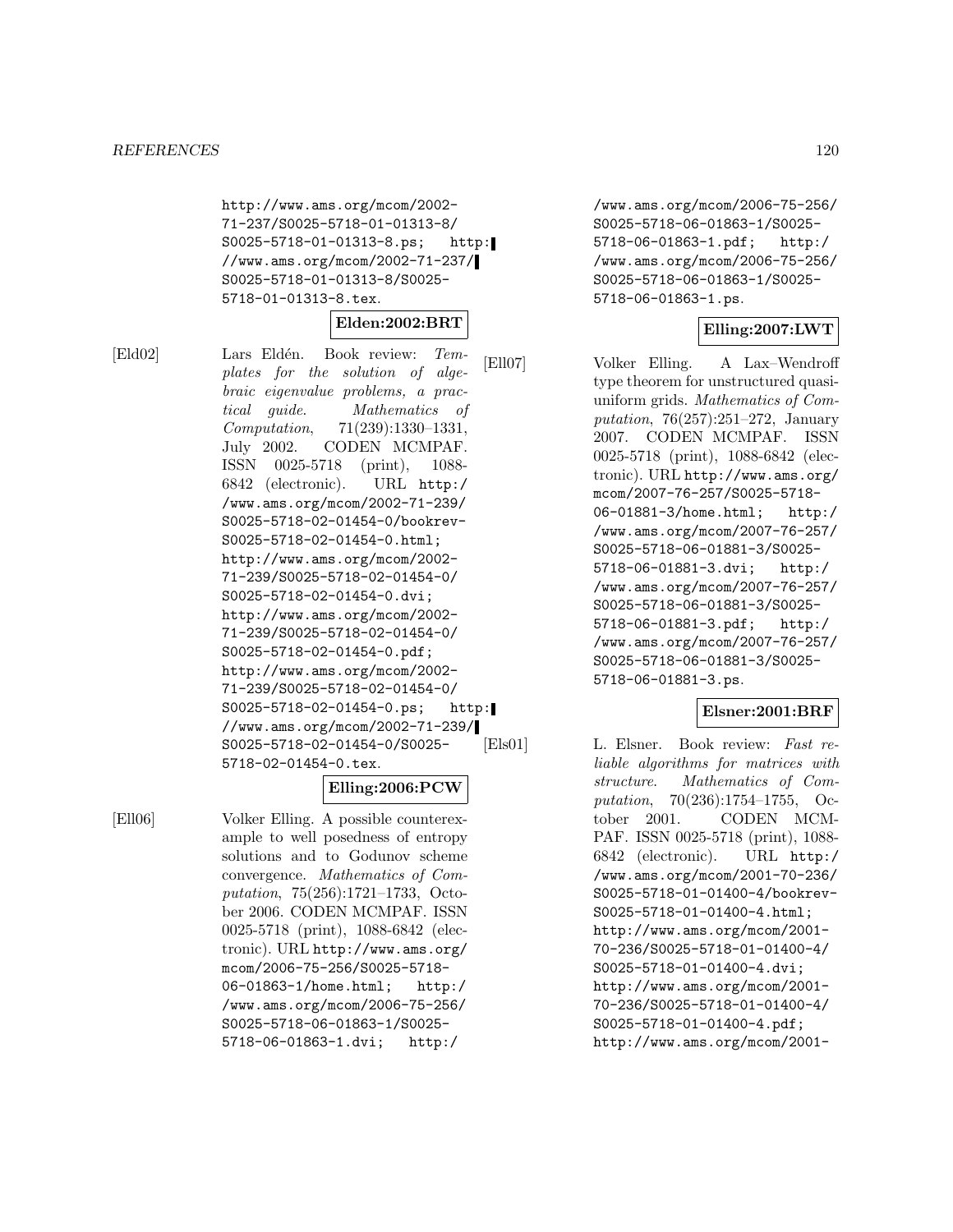http://www.ams.org/mcom/2002-71-237/S0025-5718-01-01313-8/S0025-5718-01-01313-8.ps; http://www.ams.org/mcom/2002-71-237/S0025-5718-01-01313-8/S0025-5718-01-01313-8.tex.

**Elden:2002:BRT**

[Eld02] Lars Eldén. Book review: *Templates for the solution of algebraic eigenvalue problems, a practical guide*. *Mathematics of Computation*, 71(239):1330–1331, July 2002. CODEN MCMPAF. ISSN 0025-5718 (print), 1088-6842 (electronic). URL http://www.ams.org/mcom/2002-71-239/S0025-5718-02-01454-0/bookrev-S0025-5718-02-01454-0.html; http://www.ams.org/mcom/2002-71-239/S0025-5718-02-01454-0/S0025-5718-02-01454-0.dvi; http://www.ams.org/mcom/2002-71-239/S0025-5718-02-01454-0/S0025-5718-02-01454-0.pdf; http://www.ams.org/mcom/2002-71-239/S0025-5718-02-01454-0/S0025-5718-02-01454-0.ps; http://www.ams.org/mcom/2002-71-239/S0025-5718-02-01454-0/S0025-5718-02-01454-0.tex.

**Elling:2006:PCW**

[Ell06] Volker Elling. A possible counterexample to well posedness of entropy solutions and to Godunov scheme convergence. *Mathematics of Computation*, 75(256):1721–1733, October 2006. CODEN MCMPAF. ISSN 0025-5718 (print), 1088-6842 (electronic). URL http://www.ams.org/mcom/2006-75-256/S0025-5718-06-01863-1/home.html; http://www.ams.org/mcom/2006-75-256/S0025-5718-06-01863-1/S0025-5718-06-01863-1.dvi; http://www.ams.org/mcom/2006-75-256/S0025-5718-06-01863-1/S0025-5718-06-01863-1.pdf; http://www.ams.org/mcom/2006-75-256/S0025-5718-06-01863-1/S0025-5718-06-01863-1.ps.

**Elling:2007:LWT**

[Ell07] Volker Elling. A Lax–Wendroff type theorem for unstructured quasi-uniform grids. *Mathematics of Computation*, 76(257):251–272, January 2007. CODEN MCMPAF. ISSN 0025-5718 (print), 1088-6842 (electronic). URL http://www.ams.org/mcom/2007-76-257/S0025-5718-06-01881-3/home.html; http://www.ams.org/mcom/2007-76-257/S0025-5718-06-01881-3/S0025-5718-06-01881-3.dvi; http://www.ams.org/mcom/2007-76-257/S0025-5718-06-01881-3/S0025-5718-06-01881-3.pdf; http://www.ams.org/mcom/2007-76-257/S0025-5718-06-01881-3/S0025-5718-06-01881-3.ps.

**Elsner:2001:BRF**

[Els01] L. Elsner. Book review: *Fast reliable algorithms for matrices with structure*. *Mathematics of Computation*, 70(236):1754–1755, October 2001. CODEN MCMPAF. ISSN 0025-5718 (print), 1088-6842 (electronic). URL http://www.ams.org/mcom/2001-70-236/S0025-5718-01-01400-4/bookrev-S0025-5718-01-01400-4.html; http://www.ams.org/mcom/2001-70-236/S0025-5718-01-01400-4/S0025-5718-01-01400-4.dvi; http://www.ams.org/mcom/2001-70-236/S0025-5718-01-01400-4/S0025-5718-01-01400-4.pdf; http://www.ams.org/mcom/2001-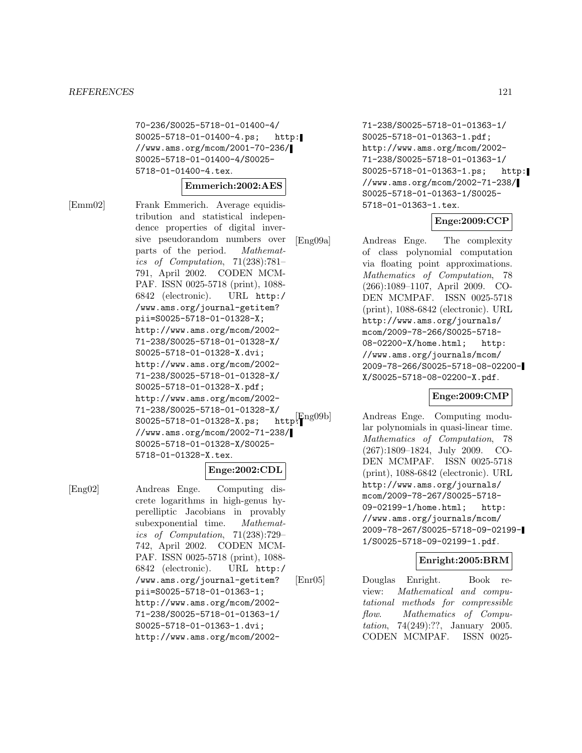70-236/S0025-5718-01-01400-4/S0025-5718-01-01400-4.ps; http://www.ams.org/mcom/2001-70-236/S0025-5718-01-01400-4/S0025-5718-01-01400-4.tex.

**Emmerich:2002:AES**

[Emm02] Frank Emmerich. Average equidistribution and statistical independence properties of digital inversive pseudorandom numbers over parts of the period. *Mathematics of Computation*, 71(238):781–791, April 2002. CODEN MCMPAF. ISSN 0025-5718 (print), 1088-6842 (electronic). URL http://www.ams.org/journal-getitem?pii=S0025-5718-01-01328-X; http://www.ams.org/mcom/2002-71-238/S0025-5718-01-01328-X/S0025-5718-01-01328-X.dvi; http://www.ams.org/mcom/2002-71-238/S0025-5718-01-01328-X/S0025-5718-01-01328-X.pdf; http://www.ams.org/mcom/2002-71-238/S0025-5718-01-01328-X/S0025-5718-01-01328-X.ps; http://www.ams.org/mcom/2002-71-238/S0025-5718-01-01328-X/S0025-5718-01-01328-X.tex.

**Enge:2002:CDL**

[Eng02] Andreas Enge. Computing discrete logarithms in high-genus hyperelliptic Jacobians in provably subexponential time. *Mathematics of Computation*, 71(238):729–742, April 2002. CODEN MCMPAF. ISSN 0025-5718 (print), 1088-6842 (electronic). URL http://www.ams.org/journal-getitem?pii=S0025-5718-01-01363-1; http://www.ams.org/mcom/2002-71-238/S0025-5718-01-01363-1/S0025-5718-01-01363-1.dvi; http://www.ams.org/mcom/2002-71-238/S0025-5718-01-01363-1/S0025-5718-01-01363-1.pdf; http://www.ams.org/mcom/2002-71-238/S0025-5718-01-01363-1/S0025-5718-01-01363-1.ps; http://www.ams.org/mcom/2002-71-238/S0025-5718-01-01363-1/S0025-5718-01-01363-1.tex.

**Enge:2009:CCP**

[Eng09a] Andreas Enge. The complexity of class polynomial computation via floating point approximations. *Mathematics of Computation*, 78 (266):1089–1107, April 2009. CODEN MCMPAF. ISSN 0025-5718 (print), 1088-6842 (electronic). URL http://www.ams.org/journals/mcom/2009-78-266/S0025-5718-08-02200-X/home.html; http://www.ams.org/journals/mcom/2009-78-266/S0025-5718-08-02200-X/S0025-5718-08-02200-X.pdf.

**Enge:2009:CMP**

[Eng09b] Andreas Enge. Computing modular polynomials in quasi-linear time. *Mathematics of Computation*, 78 (267):1809–1824, July 2009. CODEN MCMPAF. ISSN 0025-5718 (print), 1088-6842 (electronic). URL http://www.ams.org/journals/mcom/2009-78-267/S0025-5718-09-02199-1/home.html; http://www.ams.org/journals/mcom/2009-78-267/S0025-5718-09-02199-1/S0025-5718-09-02199-1.pdf.

**Enright:2005:BRM**

[Enr05] Douglas Enright. Book review: *Mathematical and computational methods for compressible flow*. *Mathematics of Computation*, 74(249):??, January 2005. CODEN MCMPAF. ISSN 0025-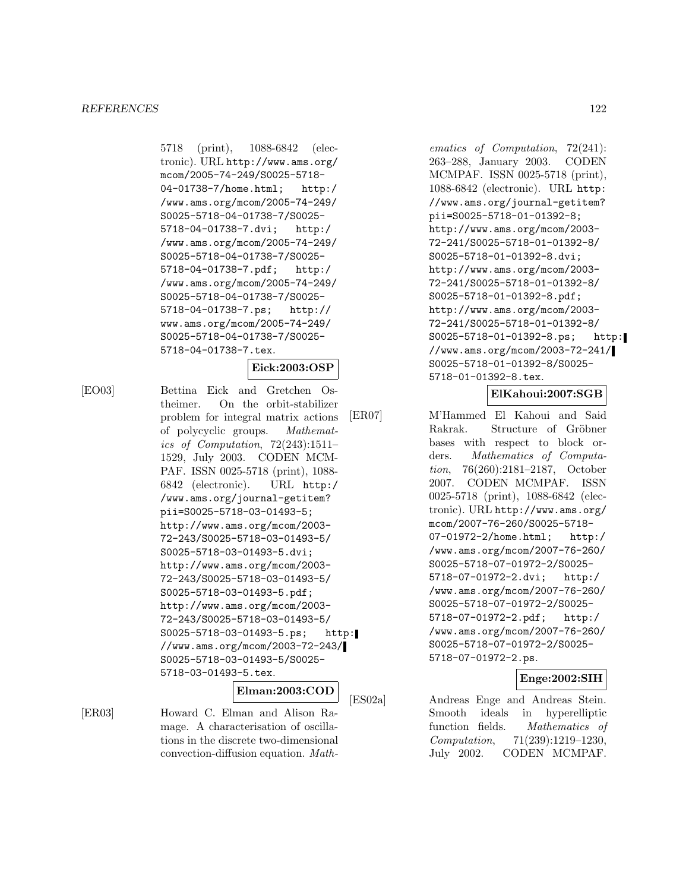5718 (print), 1088-6842 (electronic). URL http://www.ams.org/mcom/2005-74-249/S0025-5718-04-01738-7/home.html; http://www.ams.org/mcom/2005-74-249/S0025-5718-04-01738-7/S0025-5718-04-01738-7.dvi; http://www.ams.org/mcom/2005-74-249/S0025-5718-04-01738-7/S0025-5718-04-01738-7.pdf; http://www.ams.org/mcom/2005-74-249/S0025-5718-04-01738-7/S0025-5718-04-01738-7.ps; http://www.ams.org/mcom/2005-74-249/S0025-5718-04-01738-7/S0025-5718-04-01738-7.tex.

**Eick:2003:OSP**

[EO03] Bettina Eick and Gretchen Ostheimer. On the orbit-stabilizer problem for integral matrix actions of polycyclic groups. *Mathematics of Computation*, 72(243):1511–1529, July 2003. CODEN MCMPAF. ISSN 0025-5718 (print), 1088-6842 (electronic). URL http://www.ams.org/journal-getitem?pii=S0025-5718-03-01493-5; http://www.ams.org/mcom/2003-72-243/S0025-5718-03-01493-5/S0025-5718-03-01493-5.dvi; http://www.ams.org/mcom/2003-72-243/S0025-5718-03-01493-5/S0025-5718-03-01493-5.pdf; http://www.ams.org/mcom/2003-72-243/S0025-5718-03-01493-5/S0025-5718-03-01493-5.ps; http://www.ams.org/mcom/2003-72-243/S0025-5718-03-01493-5/S0025-5718-03-01493-5.tex.

**Elman:2003:COD**

[ER03] Howard C. Elman and Alison Ramage. A characterisation of oscillations in the discrete two-dimensional convection-diffusion equation. *Mathematics of Computation*, 72(241):263–288, January 2003. CODEN MCMPAF. ISSN 0025-5718 (print), 1088-6842 (electronic). URL http://www.ams.org/journal-getitem?pii=S0025-5718-01-01392-8; http://www.ams.org/mcom/2003-72-241/S0025-5718-01-01392-8/S0025-5718-01-01392-8.dvi; http://www.ams.org/mcom/2003-72-241/S0025-5718-01-01392-8/S0025-5718-01-01392-8.pdf; http://www.ams.org/mcom/2003-72-241/S0025-5718-01-01392-8/S0025-5718-01-01392-8.ps; http://www.ams.org/mcom/2003-72-241/S0025-5718-01-01392-8/S0025-5718-01-01392-8.tex.

**ElKahoui:2007:SGB**

[ER07] M'Hammed El Kahoui and Said Rakrak. Structure of Gröbner bases with respect to block orders. *Mathematics of Computation*, 76(260):2181–2187, October 2007. CODEN MCMPAF. ISSN 0025-5718 (print), 1088-6842 (electronic). URL http://www.ams.org/mcom/2007-76-260/S0025-5718-07-01972-2/home.html; http://www.ams.org/mcom/2007-76-260/S0025-5718-07-01972-2/S0025-5718-07-01972-2.dvi; http://www.ams.org/mcom/2007-76-260/S0025-5718-07-01972-2/S0025-5718-07-01972-2.pdf; http://www.ams.org/mcom/2007-76-260/S0025-5718-07-01972-2/S0025-5718-07-01972-2.ps.

**Enge:2002:SIH**

[ES02a] Andreas Enge and Andreas Stein. Smooth ideals in hyperelliptic function fields. *Mathematics of Computation*, 71(239):1219–1230, July 2002. CODEN MCMPAF.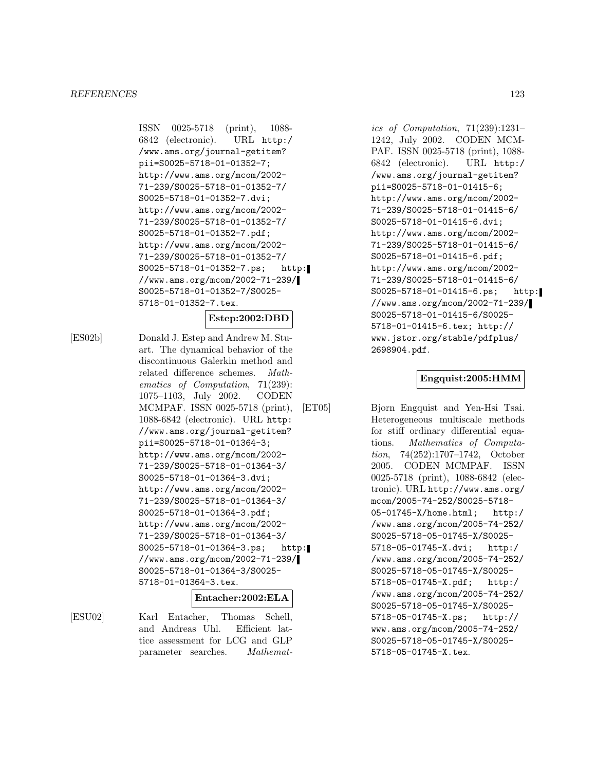ISSN 0025-5718 (print), 1088-6842 (electronic). URL http://www.ams.org/journal-getitem?pii=S0025-5718-01-01352-7; http://www.ams.org/mcom/2002-71-239/S0025-5718-01-01352-7/S0025-5718-01-01352-7.dvi; http://www.ams.org/mcom/2002-71-239/S0025-5718-01-01352-7/S0025-5718-01-01352-7.pdf; http://www.ams.org/mcom/2002-71-239/S0025-5718-01-01352-7/S0025-5718-01-01352-7.ps; http://www.ams.org/mcom/2002-71-239/S0025-5718-01-01352-7/S0025-5718-01-01352-7.tex.

**Estep:2002:DBD**

[ES02b] Donald J. Estep and Andrew M. Stuart. The dynamical behavior of the discontinuous Galerkin method and related difference schemes. *Mathematics of Computation*, 71(239): 1075–1103, July 2002. CODEN MCMPAF. ISSN 0025-5718 (print), 1088-6842 (electronic). URL http://www.ams.org/journal-getitem?pii=S0025-5718-01-01364-3; http://www.ams.org/mcom/2002-71-239/S0025-5718-01-01364-3/S0025-5718-01-01364-3.dvi; http://www.ams.org/mcom/2002-71-239/S0025-5718-01-01364-3/S0025-5718-01-01364-3.pdf; http://www.ams.org/mcom/2002-71-239/S0025-5718-01-01364-3/S0025-5718-01-01364-3.ps; http://www.ams.org/mcom/2002-71-239/S0025-5718-01-01364-3/S0025-5718-01-01364-3.tex.

**Entacher:2002:ELA**

[ESU02] Karl Entacher, Thomas Schell, and Andreas Uhl. Efficient lattice assessment for LCG and GLP parameter searches. *Mathematics of Computation*, 71(239):1231–1242, July 2002. CODEN MCMPAF. ISSN 0025-5718 (print), 1088-6842 (electronic). URL http://www.ams.org/journal-getitem?pii=S0025-5718-01-01415-6; http://www.ams.org/mcom/2002-71-239/S0025-5718-01-01415-6/S0025-5718-01-01415-6.dvi; http://www.ams.org/mcom/2002-71-239/S0025-5718-01-01415-6/S0025-5718-01-01415-6.pdf; http://www.ams.org/mcom/2002-71-239/S0025-5718-01-01415-6/S0025-5718-01-01415-6.ps; http://www.ams.org/mcom/2002-71-239/S0025-5718-01-01415-6/S0025-5718-01-01415-6.tex; http://www.jstor.org/stable/pdfplus/2698904.pdf.

**Engquist:2005:HMM**

[ET05] Bjorn Engquist and Yen-Hsi Tsai. Heterogeneous multiscale methods for stiff ordinary differential equations. *Mathematics of Computation*, 74(252):1707–1742, October 2005. CODEN MCMPAF. ISSN 0025-5718 (print), 1088-6842 (electronic). URL http://www.ams.org/mcom/2005-74-252/S0025-5718-05-01745-X/home.html; http://www.ams.org/mcom/2005-74-252/S0025-5718-05-01745-X/S0025-5718-05-01745-X.dvi; http://www.ams.org/mcom/2005-74-252/S0025-5718-05-01745-X/S0025-5718-05-01745-X.pdf; http://www.ams.org/mcom/2005-74-252/S0025-5718-05-01745-X/S0025-5718-05-01745-X.ps; http://www.ams.org/mcom/2005-74-252/S0025-5718-05-01745-X/S0025-5718-05-01745-X.tex.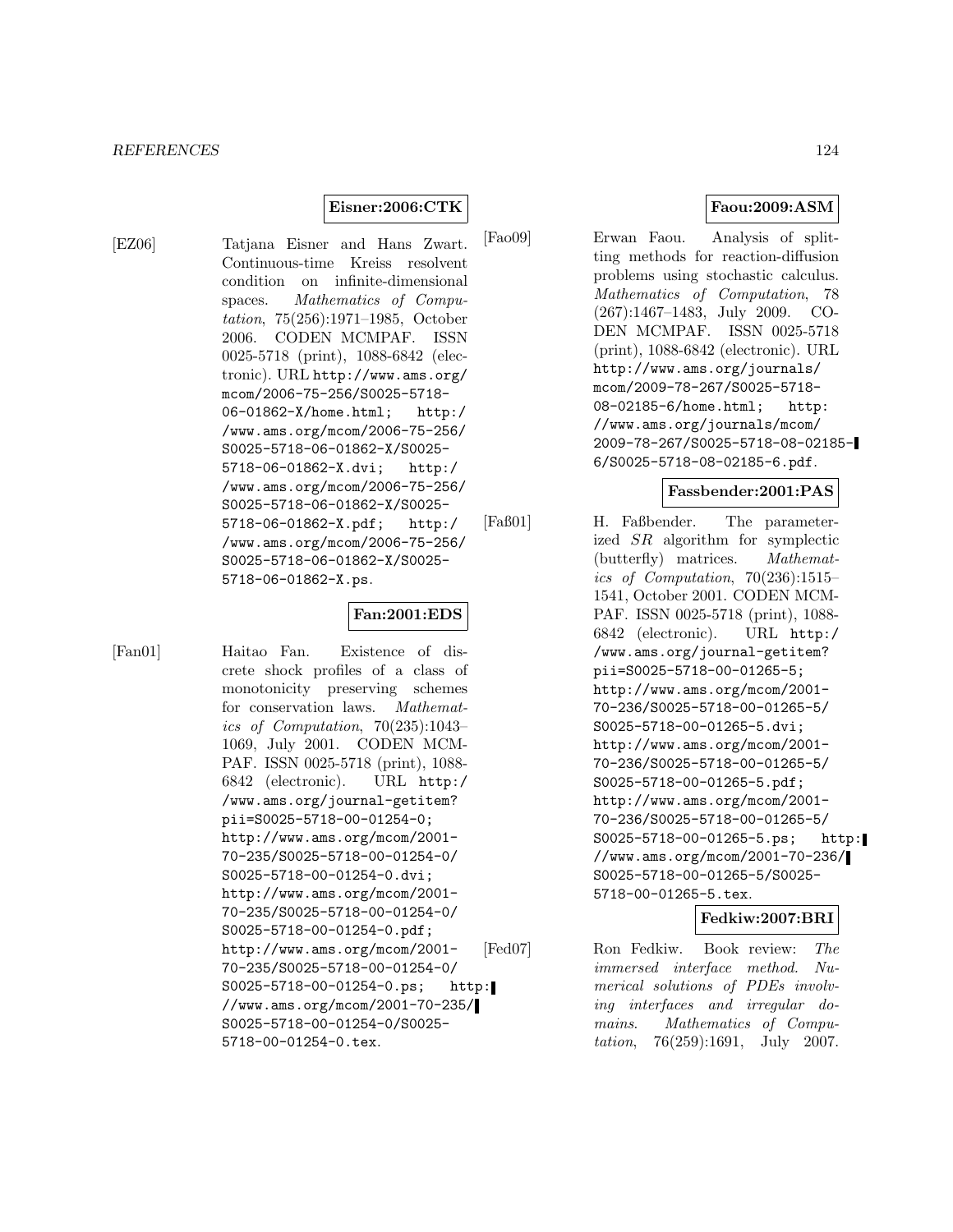**Eisner:2006:CTK**

[EZ06] Tatjana Eisner and Hans Zwart. Continuous-time Kreiss resolvent condition on infinite-dimensional spaces. *Mathematics of Computation*, 75(256):1971–1985, October 2006. CODEN MCMPAF. ISSN 0025-5718 (print), 1088-6842 (electronic). URL http://www.ams.org/mcom/2006-75-256/S0025-5718-06-01862-X/home.html; http://www.ams.org/mcom/2006-75-256/S0025-5718-06-01862-X/S0025-5718-06-01862-X.dvi; http://www.ams.org/mcom/2006-75-256/S0025-5718-06-01862-X/S0025-5718-06-01862-X.pdf; http://www.ams.org/mcom/2006-75-256/S0025-5718-06-01862-X/S0025-5718-06-01862-X.ps.

**Fan:2001:EDS**

[Fan01] Haitao Fan. Existence of discrete shock profiles of a class of monotonicity preserving schemes for conservation laws. *Mathematics of Computation*, 70(235):1043–1069, July 2001. CODEN MCMPAF. ISSN 0025-5718 (print), 1088-6842 (electronic). URL http://www.ams.org/journal-getitem?pii=S0025-5718-00-01254-0; http://www.ams.org/mcom/2001-70-235/S0025-5718-00-01254-0/S0025-5718-00-01254-0.dvi; http://www.ams.org/mcom/2001-70-235/S0025-5718-00-01254-0/S0025-5718-00-01254-0.pdf; http://www.ams.org/mcom/2001-70-235/S0025-5718-00-01254-0/S0025-5718-00-01254-0.ps; http://www.ams.org/mcom/2001-70-235/S0025-5718-00-01254-0/S0025-5718-00-01254-0.tex.

**Faou:2009:ASM**

[Fao09] Erwan Faou. Analysis of splitting methods for reaction-diffusion problems using stochastic calculus. *Mathematics of Computation*, 78(267):1467–1483, July 2009. CODEN MCMPAF. ISSN 0025-5718 (print), 1088-6842 (electronic). URL http://www.ams.org/journals/mcom/2009-78-267/S0025-5718-08-02185-6/home.html; http://www.ams.org/journals/mcom/2009-78-267/S0025-5718-08-02185-6/S0025-5718-08-02185-6.pdf.

**Fassbender:2001:PAS**

[Faß01] H. Faßbender. The parameterized $SR$ algorithm for symplectic (butterfly) matrices. *Mathematics of Computation*, 70(236):1515–1541, October 2001. CODEN MCMPAF. ISSN 0025-5718 (print), 1088-6842 (electronic). URL http://www.ams.org/journal-getitem?pii=S0025-5718-00-01265-5; http://www.ams.org/mcom/2001-70-236/S0025-5718-00-01265-5/S0025-5718-00-01265-5.dvi; http://www.ams.org/mcom/2001-70-236/S0025-5718-00-01265-5/S0025-5718-00-01265-5.pdf; http://www.ams.org/mcom/2001-70-236/S0025-5718-00-01265-5/S0025-5718-00-01265-5.ps; http://www.ams.org/mcom/2001-70-236/S0025-5718-00-01265-5/S0025-5718-00-01265-5.tex.

**Fedkiw:2007:BRI**

[Fed07] Ron Fedkiw. Book review: *The immersed interface method. Numerical solutions of PDEs involving interfaces and irregular domains*. *Mathematics of Computation*, 76(259):1691, July 2007.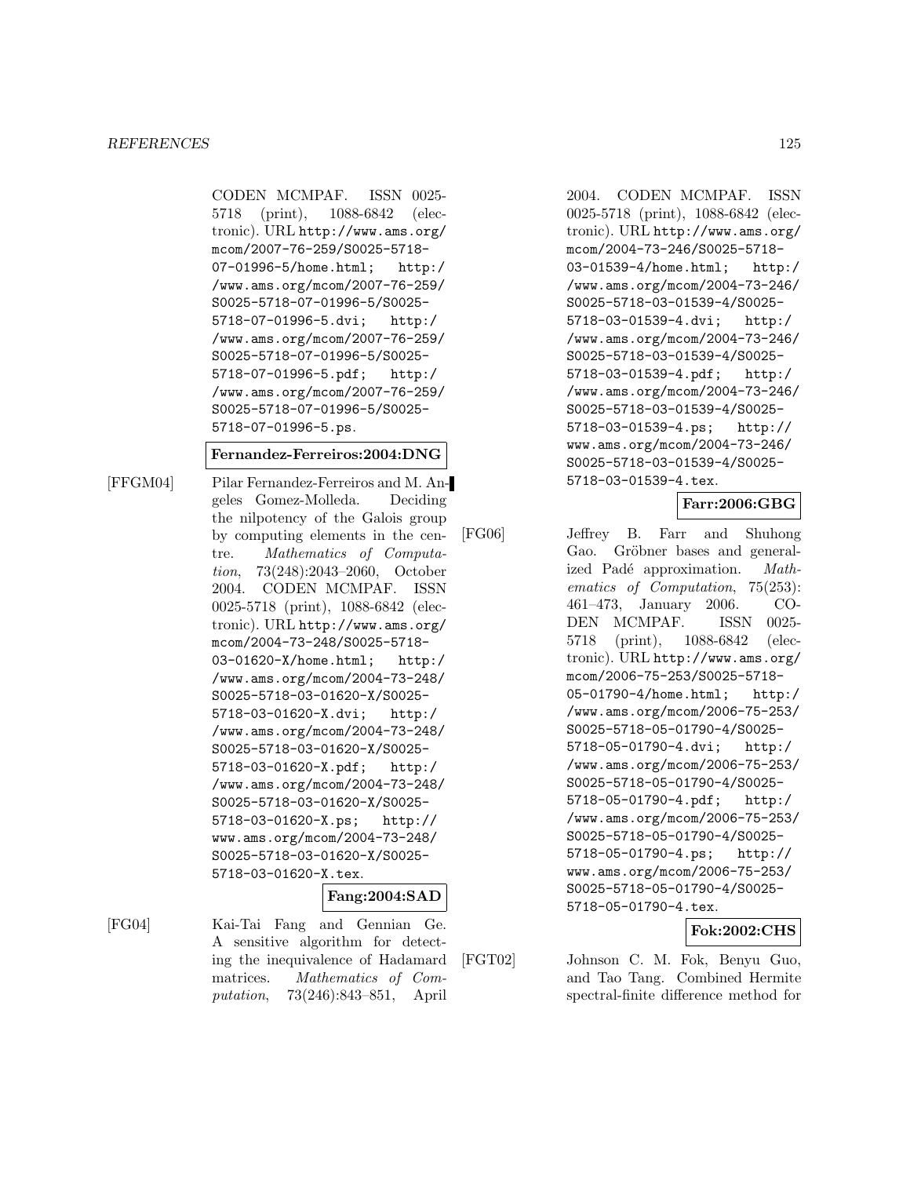CODEN MCMPAF. ISSN 0025-5718 (print), 1088-6842 (electronic). URL http://www.ams.org/mcom/2007-76-259/S0025-5718-07-01996-5/home.html; http://www.ams.org/mcom/2007-76-259/S0025-5718-07-01996-5/S0025-5718-07-01996-5.dvi; http://www.ams.org/mcom/2007-76-259/S0025-5718-07-01996-5/S0025-5718-07-01996-5.pdf; http://www.ams.org/mcom/2007-76-259/S0025-5718-07-01996-5/S0025-5718-07-01996-5.ps.

**Fernandez-Ferreiros:2004:DNG**

[FFGM04] Pilar Fernandez-Ferreiros and M. Angeles Gomez-Molleda. Deciding the nilpotency of the Galois group by computing elements in the centre. *Mathematics of Computation*, 73(248):2043–2060, October 2004. CODEN MCMPAF. ISSN 0025-5718 (print), 1088-6842 (electronic). URL http://www.ams.org/mcom/2004-73-248/S0025-5718-03-01620-X/home.html; http://www.ams.org/mcom/2004-73-248/S0025-5718-03-01620-X/S0025-5718-03-01620-X.dvi; http://www.ams.org/mcom/2004-73-248/S0025-5718-03-01620-X/S0025-5718-03-01620-X.pdf; http://www.ams.org/mcom/2004-73-248/S0025-5718-03-01620-X/S0025-5718-03-01620-X.ps; http://www.ams.org/mcom/2004-73-248/S0025-5718-03-01620-X/S0025-5718-03-01620-X.tex.

**Fang:2004:SAD**

[FG04] Kai-Tai Fang and Gennian Ge. A sensitive algorithm for detecting the inequivalence of Hadamard matrices. *Mathematics of Computation*, 73(246):843–851, April 2004. CODEN MCMPAF. ISSN 0025-5718 (print), 1088-6842 (electronic). URL http://www.ams.org/mcom/2004-73-246/S0025-5718-03-01539-4/home.html; http://www.ams.org/mcom/2004-73-246/S0025-5718-03-01539-4/S0025-5718-03-01539-4.dvi; http://www.ams.org/mcom/2004-73-246/S0025-5718-03-01539-4/S0025-5718-03-01539-4.pdf; http://www.ams.org/mcom/2004-73-246/S0025-5718-03-01539-4/S0025-5718-03-01539-4.ps; http://www.ams.org/mcom/2004-73-246/S0025-5718-03-01539-4/S0025-5718-03-01539-4.tex.

**Farr:2006:GBG**

[FG06] Jeffrey B. Farr and Shuhong Gao. Gröbner bases and generalized Padé approximation. *Mathematics of Computation*, 75(253):461–473, January 2006. CODEN MCMPAF. ISSN 0025-5718 (print), 1088-6842 (electronic). URL http://www.ams.org/mcom/2006-75-253/S0025-5718-05-01790-4/home.html; http://www.ams.org/mcom/2006-75-253/S0025-5718-05-01790-4/S0025-5718-05-01790-4.dvi; http://www.ams.org/mcom/2006-75-253/S0025-5718-05-01790-4/S0025-5718-05-01790-4.pdf; http://www.ams.org/mcom/2006-75-253/S0025-5718-05-01790-4/S0025-5718-05-01790-4.ps; http://www.ams.org/mcom/2006-75-253/S0025-5718-05-01790-4/S0025-5718-05-01790-4.tex.

**Fok:2002:CHS**

[FGT02] Johnson C. M. Fok, Benyu Guo, and Tao Tang. Combined Hermite spectral-finite difference method for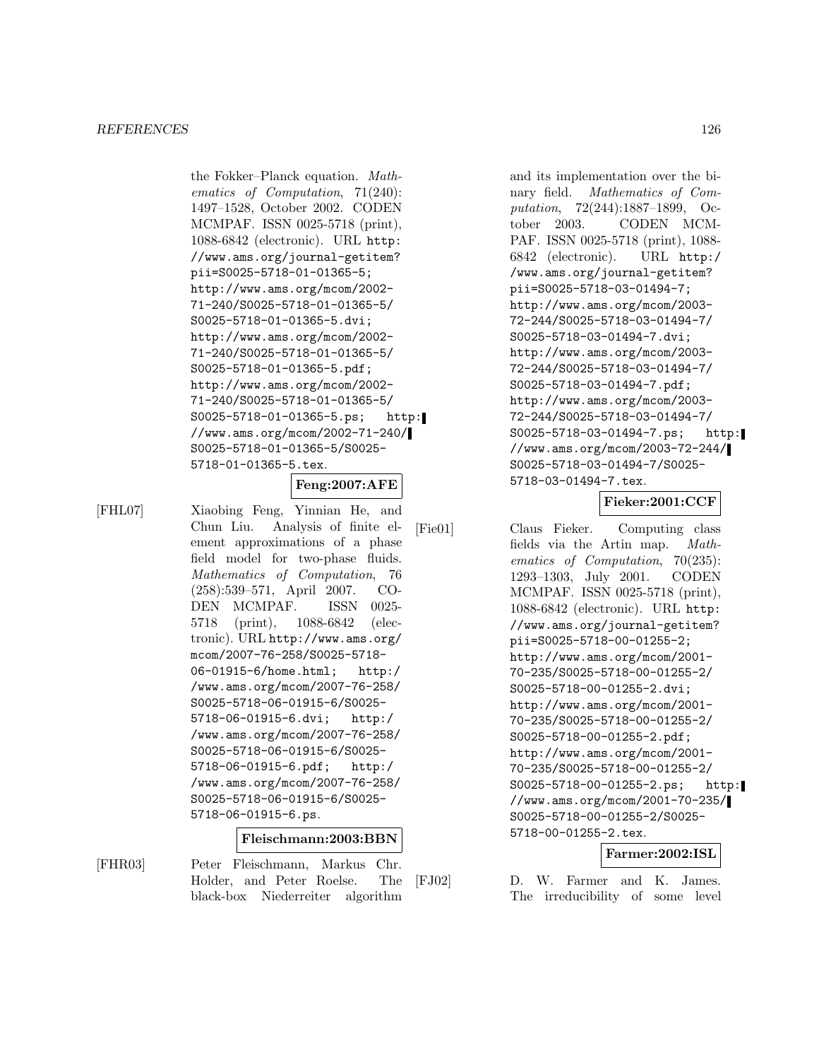the Fokker–Planck equation. *Mathematics of Computation*, 71(240): 1497–1528, October 2002. CODEN MCMPAF. ISSN 0025-5718 (print), 1088-6842 (electronic). URL http://www.ams.org/journal-getitem?pii=S0025-5718-01-01365-5; http://www.ams.org/mcom/2002-71-240/S0025-5718-01-01365-5/S0025-5718-01-01365-5.dvi; http://www.ams.org/mcom/2002-71-240/S0025-5718-01-01365-5/S0025-5718-01-01365-5.pdf; http://www.ams.org/mcom/2002-71-240/S0025-5718-01-01365-5/S0025-5718-01-01365-5.ps; http://www.ams.org/mcom/2002-71-240/S0025-5718-01-01365-5/S0025-5718-01-01365-5.tex.

**Feng:2007:AFE**

[FHL07] Xiaobing Feng, Yinnian He, and Chun Liu. Analysis of finite element approximations of a phase field model for two-phase fluids. *Mathematics of Computation*, 76 (258):539–571, April 2007. CODEN MCMPAF. ISSN 0025-5718 (print), 1088-6842 (electronic). URL http://www.ams.org/mcom/2007-76-258/S0025-5718-06-01915-6/home.html; http://www.ams.org/mcom/2007-76-258/S0025-5718-06-01915-6/S0025-5718-06-01915-6.dvi; http://www.ams.org/mcom/2007-76-258/S0025-5718-06-01915-6/S0025-5718-06-01915-6.pdf; http://www.ams.org/mcom/2007-76-258/S0025-5718-06-01915-6/S0025-5718-06-01915-6.ps.

**Fleischmann:2003:BBN**

[FHR03] Peter Fleischmann, Markus Chr. Holder, and Peter Roelse. The black-box Niederreiter algorithm and its implementation over the binary field. *Mathematics of Computation*, 72(244):1887–1899, October 2003. CODEN MCMPAF. ISSN 0025-5718 (print), 1088-6842 (electronic). URL http://www.ams.org/journal-getitem?pii=S0025-5718-03-01494-7; http://www.ams.org/mcom/2003-72-244/S0025-5718-03-01494-7/S0025-5718-03-01494-7.dvi; http://www.ams.org/mcom/2003-72-244/S0025-5718-03-01494-7/S0025-5718-03-01494-7.pdf; http://www.ams.org/mcom/2003-72-244/S0025-5718-03-01494-7/S0025-5718-03-01494-7.ps; http://www.ams.org/mcom/2003-72-244/S0025-5718-03-01494-7/S0025-5718-03-01494-7.tex.

**Fieker:2001:CCF**

[Fie01] Claus Fieker. Computing class fields via the Artin map. *Mathematics of Computation*, 70(235): 1293–1303, July 2001. CODEN MCMPAF. ISSN 0025-5718 (print), 1088-6842 (electronic). URL http://www.ams.org/journal-getitem?pii=S0025-5718-00-01255-2; http://www.ams.org/mcom/2001-70-235/S0025-5718-00-01255-2/S0025-5718-00-01255-2.dvi; http://www.ams.org/mcom/2001-70-235/S0025-5718-00-01255-2/S0025-5718-00-01255-2.pdf; http://www.ams.org/mcom/2001-70-235/S0025-5718-00-01255-2/S0025-5718-00-01255-2.ps; http://www.ams.org/mcom/2001-70-235/S0025-5718-00-01255-2/S0025-5718-00-01255-2.tex.

**Farmer:2002:ISL**

[FJ02] D. W. Farmer and K. James. The irreducibility of some level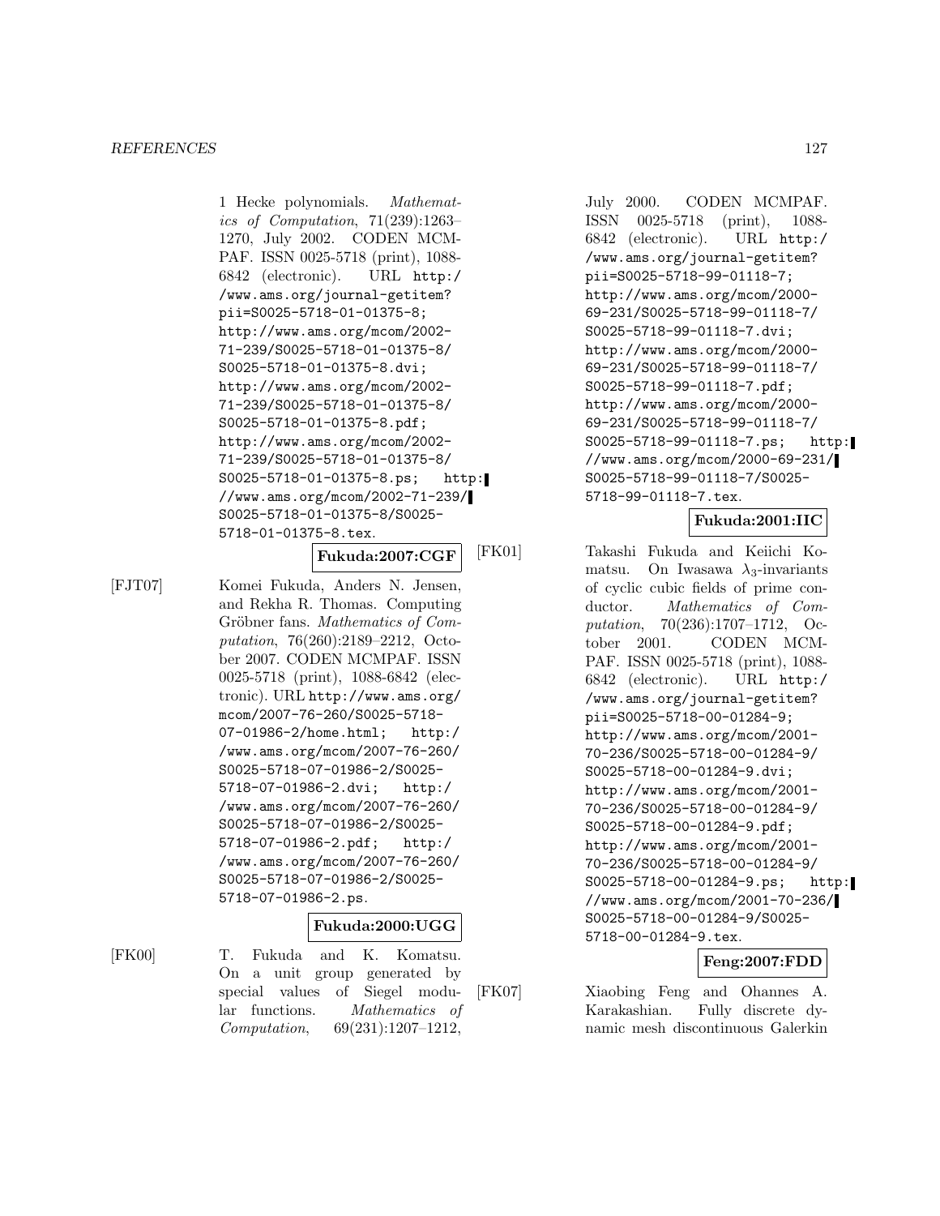1 Hecke polynomials. *Mathematics of Computation*, 71(239):1263–1270, July 2002. CODEN MCMPAF. ISSN 0025-5718 (print), 1088-6842 (electronic). URL http://www.ams.org/journal-getitem?pii=S0025-5718-01-01375-8; http://www.ams.org/mcom/2002-71-239/S0025-5718-01-01375-8/S0025-5718-01-01375-8.dvi; http://www.ams.org/mcom/2002-71-239/S0025-5718-01-01375-8/S0025-5718-01-01375-8.pdf; http://www.ams.org/mcom/2002-71-239/S0025-5718-01-01375-8/S0025-5718-01-01375-8.ps; http://www.ams.org/mcom/2002-71-239/S0025-5718-01-01375-8/S0025-5718-01-01375-8.tex.

**Fukuda:2007:CGF**

[FJT07] Komei Fukuda, Anders N. Jensen, and Rekha R. Thomas. Computing Gröbner fans. *Mathematics of Computation*, 76(260):2189–2212, October 2007. CODEN MCMPAF. ISSN 0025-5718 (print), 1088-6842 (electronic). URL http://www.ams.org/mcom/2007-76-260/S0025-5718-07-01986-2/home.html; http://www.ams.org/mcom/2007-76-260/S0025-5718-07-01986-2/S0025-5718-07-01986-2.dvi; http://www.ams.org/mcom/2007-76-260/S0025-5718-07-01986-2/S0025-5718-07-01986-2.pdf; http://www.ams.org/mcom/2007-76-260/S0025-5718-07-01986-2/S0025-5718-07-01986-2.ps.

**Fukuda:2000:UGG**

[FK00] T. Fukuda and K. Komatsu. On a unit group generated by special values of Siegel modular functions. *Mathematics of Computation*, 69(231):1207–1212, July 2000. CODEN MCMPAF. ISSN 0025-5718 (print), 1088-6842 (electronic). URL http://www.ams.org/journal-getitem?pii=S0025-5718-99-01118-7; http://www.ams.org/mcom/2000-69-231/S0025-5718-99-01118-7/S0025-5718-99-01118-7.dvi; http://www.ams.org/mcom/2000-69-231/S0025-5718-99-01118-7/S0025-5718-99-01118-7.pdf; http://www.ams.org/mcom/2000-69-231/S0025-5718-99-01118-7/S0025-5718-99-01118-7.ps; http://www.ams.org/mcom/2000-69-231/S0025-5718-99-01118-7/S0025-5718-99-01118-7.tex.

**Fukuda:2001:IIC**

[FK01] Takashi Fukuda and Keiichi Komatsu. On Iwasawa $\lambda_3$-invariants of cyclic cubic fields of prime conductor. *Mathematics of Computation*, 70(236):1707–1712, October 2001. CODEN MCMPAF. ISSN 0025-5718 (print), 1088-6842 (electronic). URL http://www.ams.org/journal-getitem?pii=S0025-5718-00-01284-9; http://www.ams.org/mcom/2001-70-236/S0025-5718-00-01284-9/S0025-5718-00-01284-9.dvi; http://www.ams.org/mcom/2001-70-236/S0025-5718-00-01284-9/S0025-5718-00-01284-9.pdf; http://www.ams.org/mcom/2001-70-236/S0025-5718-00-01284-9/S0025-5718-00-01284-9.ps; http://www.ams.org/mcom/2001-70-236/S0025-5718-00-01284-9/S0025-5718-00-01284-9.tex.

**Feng:2007:FDD**

[FK07] Xiaobing Feng and Ohannes A. Karakashian. Fully discrete dynamic mesh discontinuous Galerkin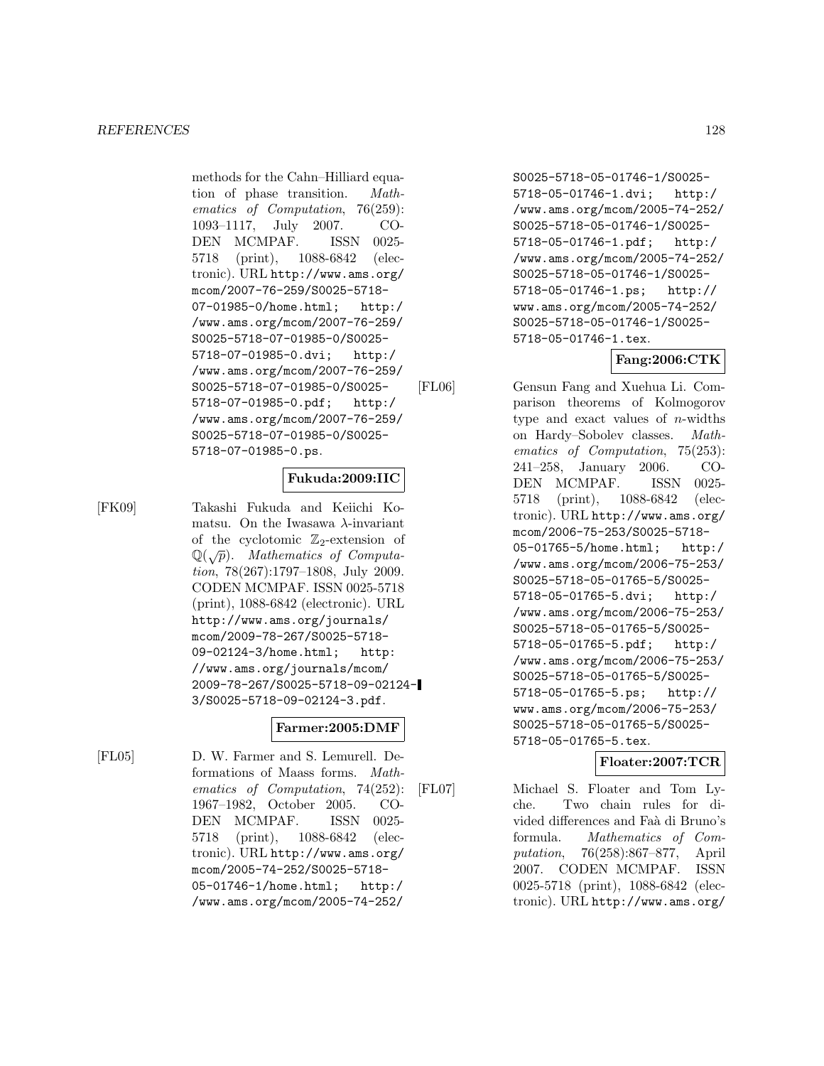methods for the Cahn–Hilliard equation of phase transition. *Mathematics of Computation*, 76(259): 1093–1117, July 2007. CODEN MCMPAF. ISSN 0025-5718 (print), 1088-6842 (electronic). URL http://www.ams.org/mcom/2007-76-259/S0025-5718-07-01985-0/home.html; http://www.ams.org/mcom/2007-76-259/S0025-5718-07-01985-0/S0025-5718-07-01985-0.dvi; http://www.ams.org/mcom/2007-76-259/S0025-5718-07-01985-0/S0025-5718-07-01985-0.pdf; http://www.ams.org/mcom/2007-76-259/S0025-5718-07-01985-0/S0025-5718-07-01985-0.ps.

**Fukuda:2009:IIC**

[FK09] Takashi Fukuda and Keiichi Komatsu. On the Iwasawa $\lambda$-invariant of the cyclotomic $\mathbb{Z}_2$-extension of $\mathbb{Q}(\sqrt{p})$. *Mathematics of Computation*, 78(267):1797–1808, July 2009. CODEN MCMPAF. ISSN 0025-5718 (print), 1088-6842 (electronic). URL http://www.ams.org/journals/mcom/2009-78-267/S0025-5718-09-02124-3/home.html; http://www.ams.org/journals/mcom/2009-78-267/S0025-5718-09-02124-3/S0025-5718-09-02124-3.pdf.

**Farmer:2005:DMF**

[FL05] D. W. Farmer and S. Lemurell. Deformations of Maass forms. *Mathematics of Computation*, 74(252): 1967–1982, October 2005. CODEN MCMPAF. ISSN 0025-5718 (print), 1088-6842 (electronic). URL http://www.ams.org/mcom/2005-74-252/S0025-5718-05-01746-1/home.html; http://www.ams.org/mcom/2005-74-252/S0025-5718-05-01746-1/S0025-5718-05-01746-1.dvi; http://www.ams.org/mcom/2005-74-252/S0025-5718-05-01746-1/S0025-5718-05-01746-1.pdf; http://www.ams.org/mcom/2005-74-252/S0025-5718-05-01746-1/S0025-5718-05-01746-1.ps; http://www.ams.org/mcom/2005-74-252/S0025-5718-05-01746-1/S0025-5718-05-01746-1.tex.

**Fang:2006:CTK**

[FL06] Gensun Fang and Xuehua Li. Comparison theorems of Kolmogorov type and exact values of $n$-widths on Hardy–Sobolev classes. *Mathematics of Computation*, 75(253): 241–258, January 2006. CODEN MCMPAF. ISSN 0025-5718 (print), 1088-6842 (electronic). URL http://www.ams.org/mcom/2006-75-253/S0025-5718-05-01765-5/home.html; http://www.ams.org/mcom/2006-75-253/S0025-5718-05-01765-5/S0025-5718-05-01765-5.dvi; http://www.ams.org/mcom/2006-75-253/S0025-5718-05-01765-5/S0025-5718-05-01765-5.pdf; http://www.ams.org/mcom/2006-75-253/S0025-5718-05-01765-5/S0025-5718-05-01765-5.ps; http://www.ams.org/mcom/2006-75-253/S0025-5718-05-01765-5/S0025-5718-05-01765-5.tex.

**Floater:2007:TCR**

[FL07] Michael S. Floater and Tom Lyche. Two chain rules for divided differences and Faà di Bruno's formula. *Mathematics of Computation*, 76(258):867–877, April 2007. CODEN MCMPAF. ISSN 0025-5718 (print), 1088-6842 (electronic). URL http://www.ams.org/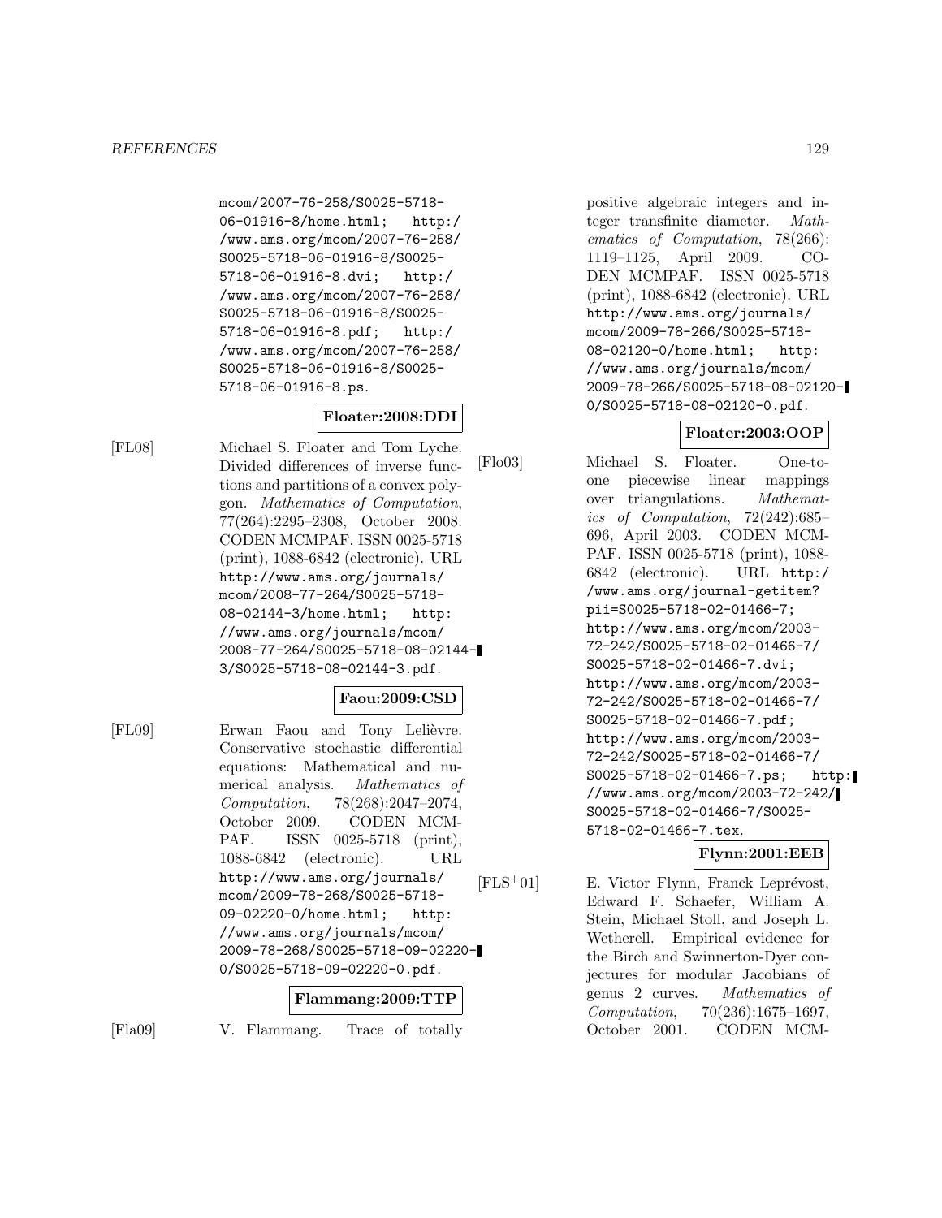mcom/2007-76-258/S0025-5718-06-01916-8/home.html; http://www.ams.org/mcom/2007-76-258/S0025-5718-06-01916-8/S0025-5718-06-01916-8.dvi; http://www.ams.org/mcom/2007-76-258/S0025-5718-06-01916-8/S0025-5718-06-01916-8.pdf; http://www.ams.org/mcom/2007-76-258/S0025-5718-06-01916-8/S0025-5718-06-01916-8.ps.

**Floater:2008:DDI**

[FL08] Michael S. Floater and Tom Lyche. Divided differences of inverse functions and partitions of a convex polygon. *Mathematics of Computation*, 77(264):2295–2308, October 2008. CODEN MCMPAF. ISSN 0025-5718 (print), 1088-6842 (electronic). URL http://www.ams.org/journals/mcom/2008-77-264/S0025-5718-08-02144-3/home.html; http://www.ams.org/journals/mcom/2008-77-264/S0025-5718-08-02144-3/S0025-5718-08-02144-3.pdf.

**Faou:2009:CSD**

[FL09] Erwan Faou and Tony Lelièvre. Conservative stochastic differential equations: Mathematical and numerical analysis. *Mathematics of Computation*, 78(268):2047–2074, October 2009. CODEN MCMPAF. ISSN 0025-5718 (print), 1088-6842 (electronic). URL http://www.ams.org/journals/mcom/2009-78-268/S0025-5718-09-02220-0/home.html; http://www.ams.org/journals/mcom/2009-78-268/S0025-5718-09-02220-0/S0025-5718-09-02220-0.pdf.

**Flammang:2009:TTP**

[Fla09] V. Flammang. Trace of totally positive algebraic integers and integer transfinite diameter. *Mathematics of Computation*, 78(266):1119–1125, April 2009. CODEN MCMPAF. ISSN 0025-5718 (print), 1088-6842 (electronic). URL http://www.ams.org/journals/mcom/2009-78-266/S0025-5718-08-02120-0/home.html; http://www.ams.org/journals/mcom/2009-78-266/S0025-5718-08-02120-0/S0025-5718-08-02120-0.pdf.

**Floater:2003:OOP**

[Flo03] Michael S. Floater. One-to-one piecewise linear mappings over triangulations. *Mathematics of Computation*, 72(242):685–696, April 2003. CODEN MCMPAF. ISSN 0025-5718 (print), 1088-6842 (electronic). URL http://www.ams.org/journal-getitem?pii=S0025-5718-02-01466-7; http://www.ams.org/mcom/2003-72-242/S0025-5718-02-01466-7/S0025-5718-02-01466-7.dvi; http://www.ams.org/mcom/2003-72-242/S0025-5718-02-01466-7/S0025-5718-02-01466-7.pdf; http://www.ams.org/mcom/2003-72-242/S0025-5718-02-01466-7/S0025-5718-02-01466-7.ps; http://www.ams.org/mcom/2003-72-242/S0025-5718-02-01466-7/S0025-5718-02-01466-7.tex.

**Flynn:2001:EEB**

[FLS+01] E. Victor Flynn, Franck Leprévost, Edward F. Schaefer, William A. Stein, Michael Stoll, and Joseph L. Wetherell. Empirical evidence for the Birch and Swinnerton-Dyer conjectures for modular Jacobians of genus 2 curves. *Mathematics of Computation*, 70(236):1675–1697, October 2001. CODEN MCM-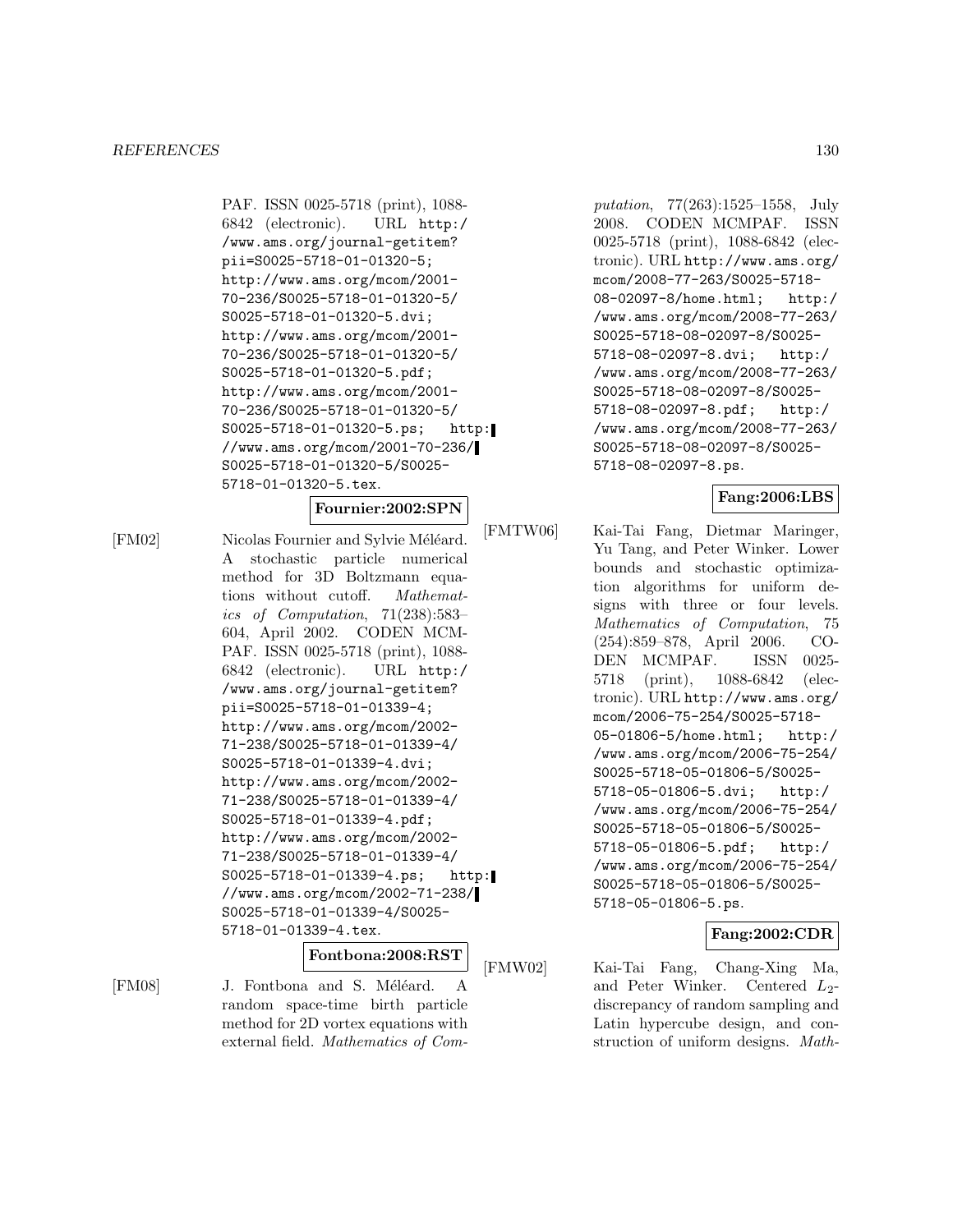PAF. ISSN 0025-5718 (print), 1088-6842 (electronic). URL http://www.ams.org/journal-getitem?pii=S0025-5718-01-01320-5; http://www.ams.org/mcom/2001-70-236/S0025-5718-01-01320-5/S0025-5718-01-01320-5.dvi; http://www.ams.org/mcom/2001-70-236/S0025-5718-01-01320-5/S0025-5718-01-01320-5.pdf; http://www.ams.org/mcom/2001-70-236/S0025-5718-01-01320-5/S0025-5718-01-01320-5.ps; http://www.ams.org/mcom/2001-70-236/S0025-5718-01-01320-5/S0025-5718-01-01320-5.tex.

**Fournier:2002:SPN**

[FM02] Nicolas Fournier and Sylvie Méléard. A stochastic particle numerical method for 3D Boltzmann equations without cutoff. *Mathematics of Computation*, 71(238):583–604, April 2002. CODEN MCMPAF. ISSN 0025-5718 (print), 1088-6842 (electronic). URL http://www.ams.org/journal-getitem?pii=S0025-5718-01-01339-4; http://www.ams.org/mcom/2002-71-238/S0025-5718-01-01339-4/S0025-5718-01-01339-4.dvi; http://www.ams.org/mcom/2002-71-238/S0025-5718-01-01339-4/S0025-5718-01-01339-4.pdf; http://www.ams.org/mcom/2002-71-238/S0025-5718-01-01339-4/S0025-5718-01-01339-4.ps; http://www.ams.org/mcom/2002-71-238/S0025-5718-01-01339-4/S0025-5718-01-01339-4.tex.

**Fontbona:2008:RST**

[FM08] J. Fontbona and S. Méléard. A random space-time birth particle method for 2D vortex equations with external field. *Mathematics of Computation*, 77(263):1525–1558, July 2008. CODEN MCMPAF. ISSN 0025-5718 (print), 1088-6842 (electronic). URL http://www.ams.org/mcom/2008-77-263/S0025-5718-08-02097-8/home.html; http://www.ams.org/mcom/2008-77-263/S0025-5718-08-02097-8/S0025-5718-08-02097-8.dvi; http://www.ams.org/mcom/2008-77-263/S0025-5718-08-02097-8/S0025-5718-08-02097-8.pdf; http://www.ams.org/mcom/2008-77-263/S0025-5718-08-02097-8/S0025-5718-08-02097-8.ps.

**Fang:2006:LBS**

[FMTW06] Kai-Tai Fang, Dietmar Maringer, Yu Tang, and Peter Winker. Lower bounds and stochastic optimization algorithms for uniform designs with three or four levels. *Mathematics of Computation*, 75(254):859–878, April 2006. CODEN MCMPAF. ISSN 0025-5718 (print), 1088-6842 (electronic). URL http://www.ams.org/mcom/2006-75-254/S0025-5718-05-01806-5/home.html; http://www.ams.org/mcom/2006-75-254/S0025-5718-05-01806-5/S0025-5718-05-01806-5.dvi; http://www.ams.org/mcom/2006-75-254/S0025-5718-05-01806-5/S0025-5718-05-01806-5.pdf; http://www.ams.org/mcom/2006-75-254/S0025-5718-05-01806-5/S0025-5718-05-01806-5.ps.

**Fang:2002:CDR**

[FMW02] Kai-Tai Fang, Chang-Xing Ma, and Peter Winker. Centered $L_2$-discrepancy of random sampling and Latin hypercube design, and construction of uniform designs. *Math-*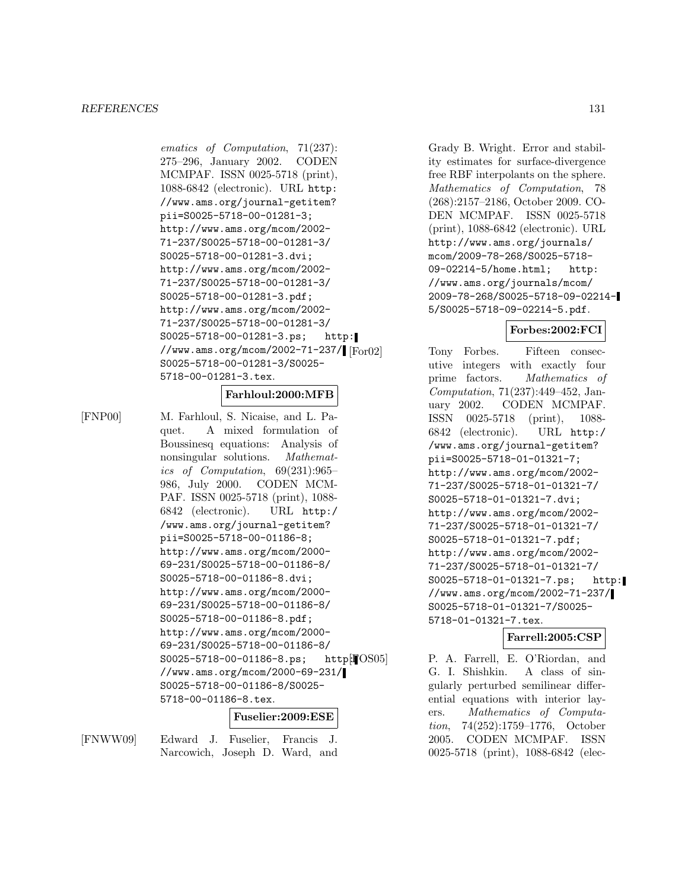*ematics of Computation*, 71(237): 275–296, January 2002. CODEN MCMPAF. ISSN 0025-5718 (print), 1088-6842 (electronic). URL http://www.ams.org/journal-getitem?pii=S0025-5718-00-01281-3; http://www.ams.org/mcom/2002-71-237/S0025-5718-00-01281-3/S0025-5718-00-01281-3.dvi; http://www.ams.org/mcom/2002-71-237/S0025-5718-00-01281-3/S0025-5718-00-01281-3.pdf; http://www.ams.org/mcom/2002-71-237/S0025-5718-00-01281-3/S0025-5718-00-01281-3.ps; http://www.ams.org/mcom/2002-71-237/S0025-5718-00-01281-3/S0025-5718-00-01281-3.tex.

**Farhloul:2000:MFB**

[FNP00] M. Farhloul, S. Nicaise, and L. Paquet. A mixed formulation of Boussinesq equations: Analysis of nonsingular solutions. *Mathematics of Computation*, 69(231):965–986, July 2000. CODEN MCMPAF. ISSN 0025-5718 (print), 1088-6842 (electronic). URL http://www.ams.org/journal-getitem?pii=S0025-5718-00-01186-8; http://www.ams.org/mcom/2000-69-231/S0025-5718-00-01186-8/S0025-5718-00-01186-8.dvi; http://www.ams.org/mcom/2000-69-231/S0025-5718-00-01186-8/S0025-5718-00-01186-8.pdf; http://www.ams.org/mcom/2000-69-231/S0025-5718-00-01186-8/S0025-5718-00-01186-8.ps; http://www.ams.org/mcom/2000-69-231/S0025-5718-00-01186-8/S0025-5718-00-01186-8.tex.

**Fuselier:2009:ESE**

[FNWW09] Edward J. Fuselier, Francis J. Narcowich, Joseph D. Ward, and Grady B. Wright. Error and stability estimates for surface-divergence free RBF interpolants on the sphere. *Mathematics of Computation*, 78(268):2157–2186, October 2009. CODEN MCMPAF. ISSN 0025-5718 (print), 1088-6842 (electronic). URL http://www.ams.org/journals/mcom/2009-78-268/S0025-5718-09-02214-5/home.html; http://www.ams.org/journals/mcom/2009-78-268/S0025-5718-09-02214-5/S0025-5718-09-02214-5.pdf.

**Forbes:2002:FCI**

[For02] Tony Forbes. Fifteen consecutive integers with exactly four prime factors. *Mathematics of Computation*, 71(237):449–452, January 2002. CODEN MCMPAF. ISSN 0025-5718 (print), 1088-6842 (electronic). URL http://www.ams.org/journal-getitem?pii=S0025-5718-01-01321-7; http://www.ams.org/mcom/2002-71-237/S0025-5718-01-01321-7/S0025-5718-01-01321-7.dvi; http://www.ams.org/mcom/2002-71-237/S0025-5718-01-01321-7/S0025-5718-01-01321-7.pdf; http://www.ams.org/mcom/2002-71-237/S0025-5718-01-01321-7/S0025-5718-01-01321-7.ps; http://www.ams.org/mcom/2002-71-237/S0025-5718-01-01321-7/S0025-5718-01-01321-7.tex.

**Farrell:2005:CSP**

[FOS05] P. A. Farrell, E. O'Riordan, and G. I. Shishkin. A class of singularly perturbed semilinear differential equations with interior layers. *Mathematics of Computation*, 74(252):1759–1776, October 2005. CODEN MCMPAF. ISSN 0025-5718 (print), 1088-6842 (elec-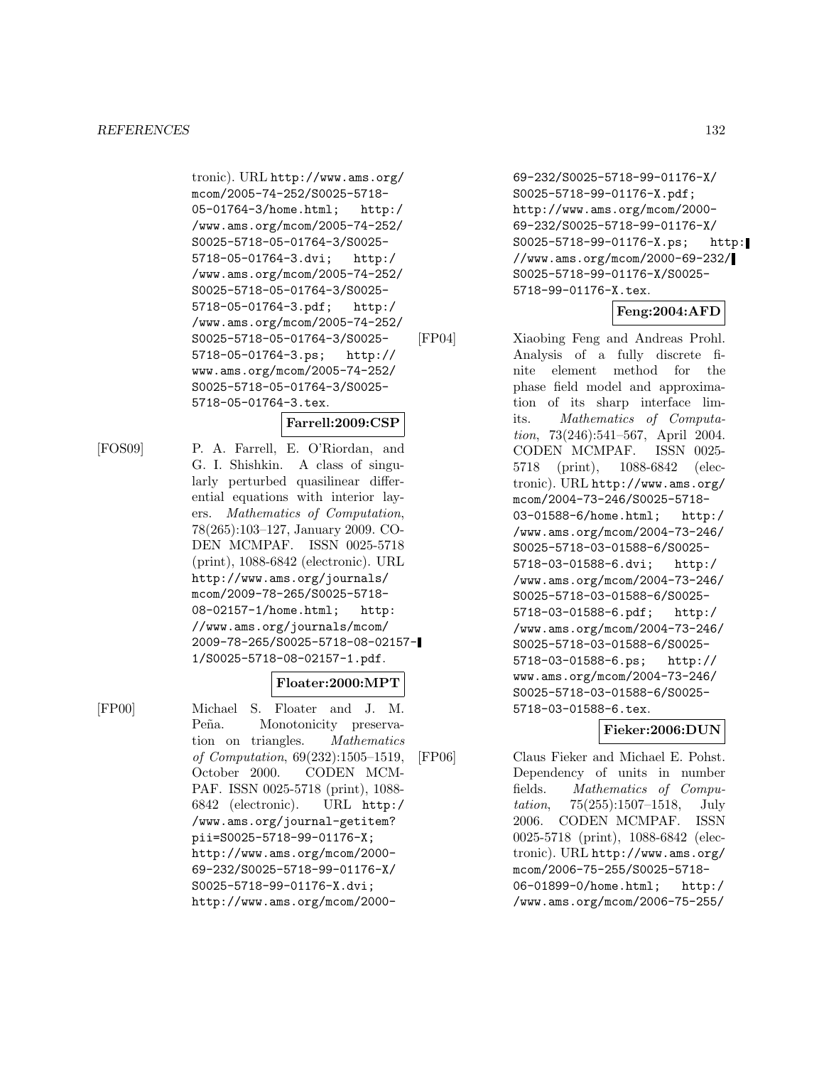tronic). URL http://www.ams.org/mcom/2005-74-252/S0025-5718-05-01764-3/home.html; http://www.ams.org/mcom/2005-74-252/S0025-5718-05-01764-3/S0025-5718-05-01764-3.dvi; http://www.ams.org/mcom/2005-74-252/S0025-5718-05-01764-3/S0025-5718-05-01764-3.pdf; http://www.ams.org/mcom/2005-74-252/S0025-5718-05-01764-3/S0025-5718-05-01764-3.ps; http://www.ams.org/mcom/2005-74-252/S0025-5718-05-01764-3/S0025-5718-05-01764-3.tex.

**Farrell:2009:CSP**

[FOS09] P. A. Farrell, E. O'Riordan, and G. I. Shishkin. A class of singularly perturbed quasilinear differential equations with interior layers. *Mathematics of Computation*, 78(265):103–127, January 2009. CODEN MCMPAF. ISSN 0025-5718 (print), 1088-6842 (electronic). URL http://www.ams.org/journals/mcom/2009-78-265/S0025-5718-08-02157-1/home.html; http://www.ams.org/journals/mcom/2009-78-265/S0025-5718-08-02157-1/S0025-5718-08-02157-1.pdf.

**Floater:2000:MPT**

[FP00] Michael S. Floater and J. M. Peña. Monotonicity preservation on triangles. *Mathematics of Computation*, 69(232):1505–1519, October 2000. CODEN MCMPAF. ISSN 0025-5718 (print), 1088-6842 (electronic). URL http://www.ams.org/journal-getitem?pii=S0025-5718-99-01176-X; http://www.ams.org/mcom/2000-69-232/S0025-5718-99-01176-X/S0025-5718-99-01176-X.dvi; http://www.ams.org/mcom/2000-69-232/S0025-5718-99-01176-X/S0025-5718-99-01176-X.pdf; http://www.ams.org/mcom/2000-69-232/S0025-5718-99-01176-X/S0025-5718-99-01176-X.ps; http://www.ams.org/mcom/2000-69-232/S0025-5718-99-01176-X/S0025-5718-99-01176-X.tex.

**Feng:2004:AFD**

[FP04] Xiaobing Feng and Andreas Prohl. Analysis of a fully discrete finite element method for the phase field model and approximation of its sharp interface limits. *Mathematics of Computation*, 73(246):541–567, April 2004. CODEN MCMPAF. ISSN 0025-5718 (print), 1088-6842 (electronic). URL http://www.ams.org/mcom/2004-73-246/S0025-5718-03-01588-6/home.html; http://www.ams.org/mcom/2004-73-246/S0025-5718-03-01588-6/S0025-5718-03-01588-6.dvi; http://www.ams.org/mcom/2004-73-246/S0025-5718-03-01588-6/S0025-5718-03-01588-6.pdf; http://www.ams.org/mcom/2004-73-246/S0025-5718-03-01588-6/S0025-5718-03-01588-6.ps; http://www.ams.org/mcom/2004-73-246/S0025-5718-03-01588-6/S0025-5718-03-01588-6.tex.

**Fieker:2006:DUN**

[FP06] Claus Fieker and Michael E. Pohst. Dependency of units in number fields. *Mathematics of Computation*, 75(255):1507–1518, July 2006. CODEN MCMPAF. ISSN 0025-5718 (print), 1088-6842 (electronic). URL http://www.ams.org/mcom/2006-75-255/S0025-5718-06-01899-0/home.html; http://www.ams.org/mcom/2006-75-255/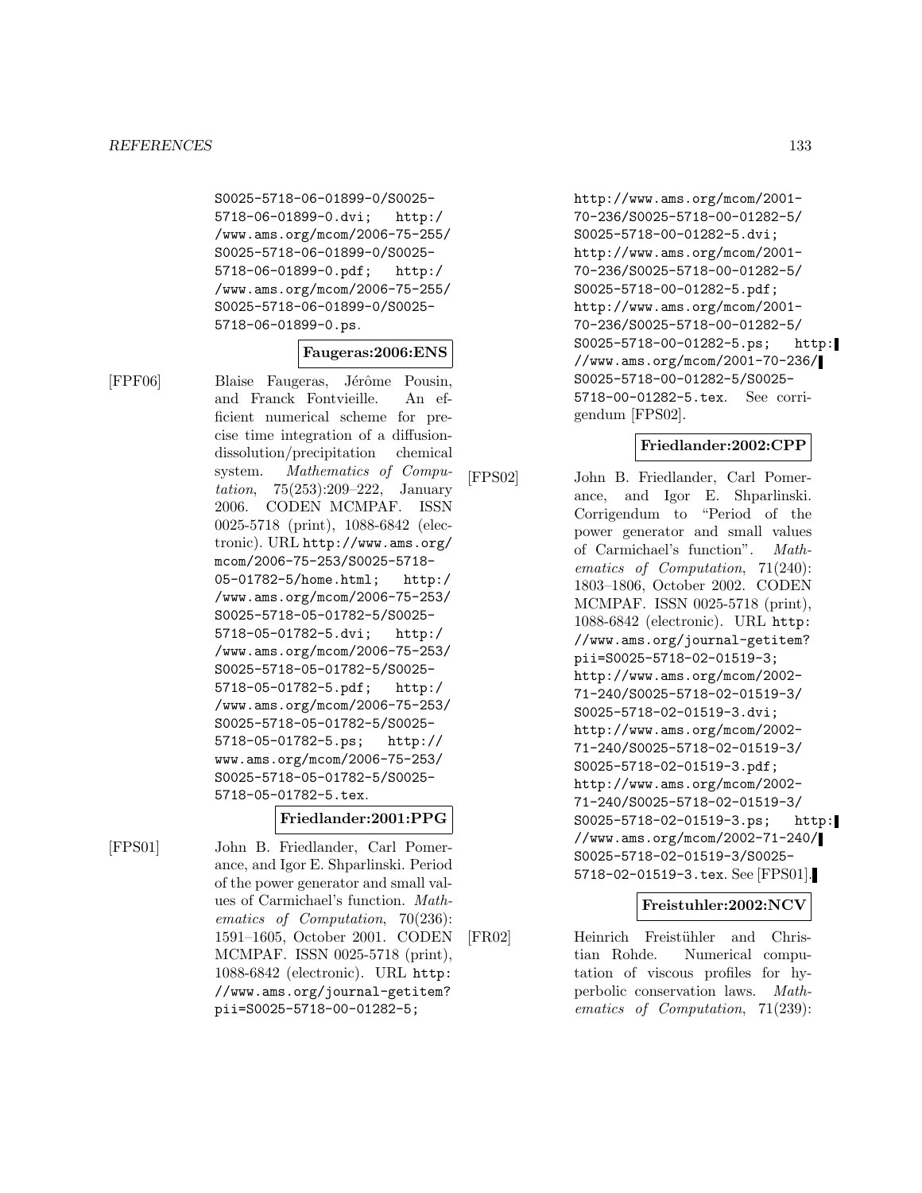S0025-5718-06-01899-0/S0025-5718-06-01899-0.dvi; http://www.ams.org/mcom/2006-75-255/S0025-5718-06-01899-0/S0025-5718-06-01899-0.pdf; http://www.ams.org/mcom/2006-75-255/S0025-5718-06-01899-0/S0025-5718-06-01899-0.ps.

**Faugeras:2006:ENS**

[FPF06] Blaise Faugeras, Jérôme Pousin, and Franck Fontvieille. An efficient numerical scheme for precise time integration of a diffusion-dissolution/precipitation chemical system. *Mathematics of Computation*, 75(253):209–222, January 2006. CODEN MCMPAF. ISSN 0025-5718 (print), 1088-6842 (electronic). URL http://www.ams.org/mcom/2006-75-253/S0025-5718-05-01782-5/home.html; http://www.ams.org/mcom/2006-75-253/S0025-5718-05-01782-5/S0025-5718-05-01782-5.dvi; http://www.ams.org/mcom/2006-75-253/S0025-5718-05-01782-5/S0025-5718-05-01782-5.pdf; http://www.ams.org/mcom/2006-75-253/S0025-5718-05-01782-5/S0025-5718-05-01782-5.ps; http://www.ams.org/mcom/2006-75-253/S0025-5718-05-01782-5/S0025-5718-05-01782-5.tex.

**Friedlander:2001:PPG**

[FPS01] John B. Friedlander, Carl Pomerance, and Igor E. Shparlinski. Period of the power generator and small values of Carmichael's function. *Mathematics of Computation*, 70(236): 1591–1605, October 2001. CODEN MCMPAF. ISSN 0025-5718 (print), 1088-6842 (electronic). URL http://www.ams.org/journal-getitem?pii=S0025-5718-00-01282-5; http://www.ams.org/mcom/2001-70-236/S0025-5718-00-01282-5/S0025-5718-00-01282-5.dvi; http://www.ams.org/mcom/2001-70-236/S0025-5718-00-01282-5/S0025-5718-00-01282-5.pdf; http://www.ams.org/mcom/2001-70-236/S0025-5718-00-01282-5/S0025-5718-00-01282-5.ps; http://www.ams.org/mcom/2001-70-236/S0025-5718-00-01282-5/S0025-5718-00-01282-5.tex. See corrigendum [FPS02].

**Friedlander:2002:CPP**

[FPS02] John B. Friedlander, Carl Pomerance, and Igor E. Shparlinski. Corrigendum to "Period of the power generator and small values of Carmichael's function". *Mathematics of Computation*, 71(240): 1803–1806, October 2002. CODEN MCMPAF. ISSN 0025-5718 (print), 1088-6842 (electronic). URL http://www.ams.org/journal-getitem?pii=S0025-5718-02-01519-3; http://www.ams.org/mcom/2002-71-240/S0025-5718-02-01519-3/S0025-5718-02-01519-3.dvi; http://www.ams.org/mcom/2002-71-240/S0025-5718-02-01519-3/S0025-5718-02-01519-3.pdf; http://www.ams.org/mcom/2002-71-240/S0025-5718-02-01519-3/S0025-5718-02-01519-3.ps; http://www.ams.org/mcom/2002-71-240/S0025-5718-02-01519-3/S0025-5718-02-01519-3.tex. See [FPS01].

**Freistuhler:2002:NCV**

[FR02] Heinrich Freistühler and Christian Rohde. Numerical computation of viscous profiles for hyperbolic conservation laws. *Mathematics of Computation*, 71(239):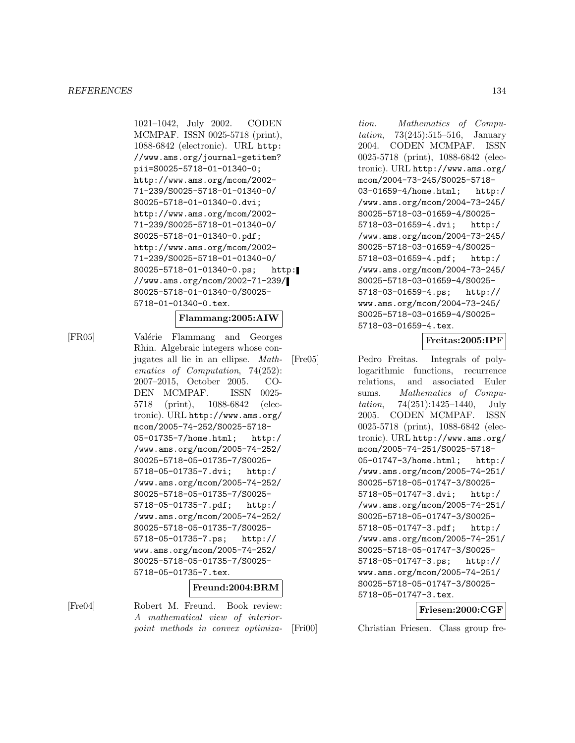1021–1042, July 2002. CODEN MCMPAF. ISSN 0025-5718 (print), 1088-6842 (electronic). URL http://www.ams.org/journal-getitem?pii=S0025-5718-01-01340-0; http://www.ams.org/mcom/2002-71-239/S0025-5718-01-01340-0/S0025-5718-01-01340-0.dvi; http://www.ams.org/mcom/2002-71-239/S0025-5718-01-01340-0/S0025-5718-01-01340-0.pdf; http://www.ams.org/mcom/2002-71-239/S0025-5718-01-01340-0/S0025-5718-01-01340-0.ps; http://www.ams.org/mcom/2002-71-239/S0025-5718-01-01340-0/S0025-5718-01-01340-0.tex.

**Flammang:2005:AIW**

[FR05] Valérie Flammang and Georges Rhin. Algebraic integers whose conjugates all lie in an ellipse. *Mathematics of Computation*, 74(252): 2007–2015, October 2005. CODEN MCMPAF. ISSN 0025-5718 (print), 1088-6842 (electronic). URL http://www.ams.org/mcom/2005-74-252/S0025-5718-05-01735-7/home.html; http://www.ams.org/mcom/2005-74-252/S0025-5718-05-01735-7/S0025-5718-05-01735-7.dvi; http://www.ams.org/mcom/2005-74-252/S0025-5718-05-01735-7/S0025-5718-05-01735-7.pdf; http://www.ams.org/mcom/2005-74-252/S0025-5718-05-01735-7/S0025-5718-05-01735-7.ps; http://www.ams.org/mcom/2005-74-252/S0025-5718-05-01735-7/S0025-5718-05-01735-7.tex.

**Freund:2004:BRM**

[Fre04] Robert M. Freund. Book review: *A mathematical view of interior-point methods in convex optimization*. *Mathematics of Computation*, 73(245):515–516, January 2004. CODEN MCMPAF. ISSN 0025-5718 (print), 1088-6842 (electronic). URL http://www.ams.org/mcom/2004-73-245/S0025-5718-03-01659-4/home.html; http://www.ams.org/mcom/2004-73-245/S0025-5718-03-01659-4/S0025-5718-03-01659-4.dvi; http://www.ams.org/mcom/2004-73-245/S0025-5718-03-01659-4/S0025-5718-03-01659-4.pdf; http://www.ams.org/mcom/2004-73-245/S0025-5718-03-01659-4/S0025-5718-03-01659-4.ps; http://www.ams.org/mcom/2004-73-245/S0025-5718-03-01659-4/S0025-5718-03-01659-4.tex.

**Freitas:2005:IPF**

[Fre05] Pedro Freitas. Integrals of polylogarithmic functions, recurrence relations, and associated Euler sums. *Mathematics of Computation*, 74(251):1425–1440, July 2005. CODEN MCMPAF. ISSN 0025-5718 (print), 1088-6842 (electronic). URL http://www.ams.org/mcom/2005-74-251/S0025-5718-05-01747-3/home.html; http://www.ams.org/mcom/2005-74-251/S0025-5718-05-01747-3/S0025-5718-05-01747-3.dvi; http://www.ams.org/mcom/2005-74-251/S0025-5718-05-01747-3/S0025-5718-05-01747-3.pdf; http://www.ams.org/mcom/2005-74-251/S0025-5718-05-01747-3/S0025-5718-05-01747-3.ps; http://www.ams.org/mcom/2005-74-251/S0025-5718-05-01747-3/S0025-5718-05-01747-3.tex.

**Friesen:2000:CGF**

[Fri00] Christian Friesen. Class group fre-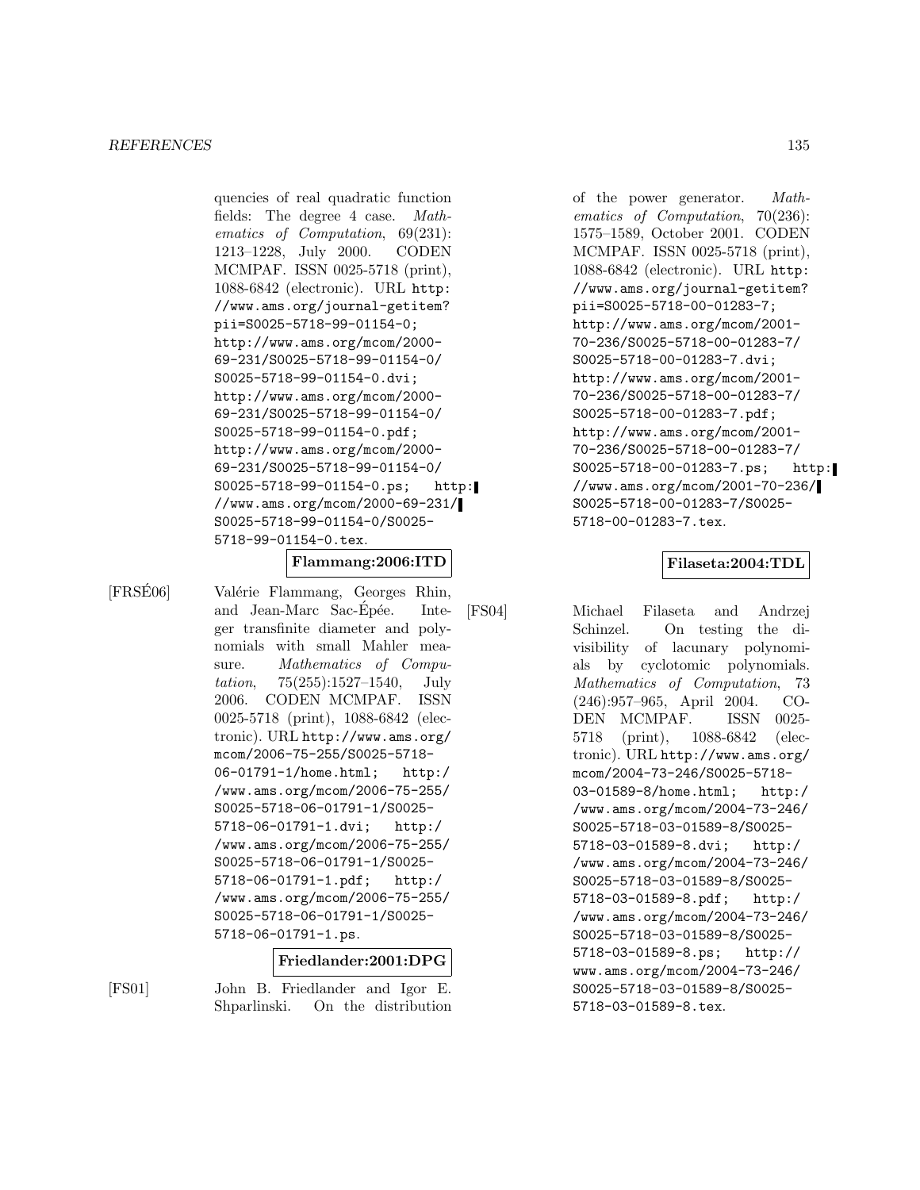quencies of real quadratic function fields: The degree 4 case. *Mathematics of Computation*, 69(231): 1213–1228, July 2000. CODEN MCMPAF. ISSN 0025-5718 (print), 1088-6842 (electronic). URL http://www.ams.org/journal-getitem?pii=S0025-5718-99-01154-0; http://www.ams.org/mcom/2000-69-231/S0025-5718-99-01154-0/S0025-5718-99-01154-0.dvi; http://www.ams.org/mcom/2000-69-231/S0025-5718-99-01154-0/S0025-5718-99-01154-0.pdf; http://www.ams.org/mcom/2000-69-231/S0025-5718-99-01154-0/S0025-5718-99-01154-0.ps; http://www.ams.org/mcom/2000-69-231/S0025-5718-99-01154-0/S0025-5718-99-01154-0.tex.

**Flammang:2006:ITD**

[FRSÉ06] Valérie Flammang, Georges Rhin, and Jean-Marc Sac-Épée. Integer transfinite diameter and polynomials with small Mahler measure. *Mathematics of Computation*, 75(255):1527–1540, July 2006. CODEN MCMPAF. ISSN 0025-5718 (print), 1088-6842 (electronic). URL http://www.ams.org/mcom/2006-75-255/S0025-5718-06-01791-1/home.html; http://www.ams.org/mcom/2006-75-255/S0025-5718-06-01791-1/S0025-5718-06-01791-1.dvi; http://www.ams.org/mcom/2006-75-255/S0025-5718-06-01791-1/S0025-5718-06-01791-1.pdf; http://www.ams.org/mcom/2006-75-255/S0025-5718-06-01791-1/S0025-5718-06-01791-1.ps.

**Friedlander:2001:DPG**

[FS01] John B. Friedlander and Igor E. Shparlinski. On the distribution of the power generator. *Mathematics of Computation*, 70(236): 1575–1589, October 2001. CODEN MCMPAF. ISSN 0025-5718 (print), 1088-6842 (electronic). URL http://www.ams.org/journal-getitem?pii=S0025-5718-00-01283-7; http://www.ams.org/mcom/2001-70-236/S0025-5718-00-01283-7/S0025-5718-00-01283-7.dvi; http://www.ams.org/mcom/2001-70-236/S0025-5718-00-01283-7/S0025-5718-00-01283-7.pdf; http://www.ams.org/mcom/2001-70-236/S0025-5718-00-01283-7/S0025-5718-00-01283-7.ps; http://www.ams.org/mcom/2001-70-236/S0025-5718-00-01283-7/S0025-5718-00-01283-7.tex.

**Filaseta:2004:TDL**

[FS04] Michael Filaseta and Andrzej Schinzel. On testing the divisibility of lacunary polynomials by cyclotomic polynomials. *Mathematics of Computation*, 73 (246):957–965, April 2004. CODEN MCMPAF. ISSN 0025-5718 (print), 1088-6842 (electronic). URL http://www.ams.org/mcom/2004-73-246/S0025-5718-03-01589-8/home.html; http://www.ams.org/mcom/2004-73-246/S0025-5718-03-01589-8/S0025-5718-03-01589-8.dvi; http://www.ams.org/mcom/2004-73-246/S0025-5718-03-01589-8/S0025-5718-03-01589-8.pdf; http://www.ams.org/mcom/2004-73-246/S0025-5718-03-01589-8/S0025-5718-03-01589-8.ps; http://www.ams.org/mcom/2004-73-246/S0025-5718-03-01589-8/S0025-5718-03-01589-8.tex.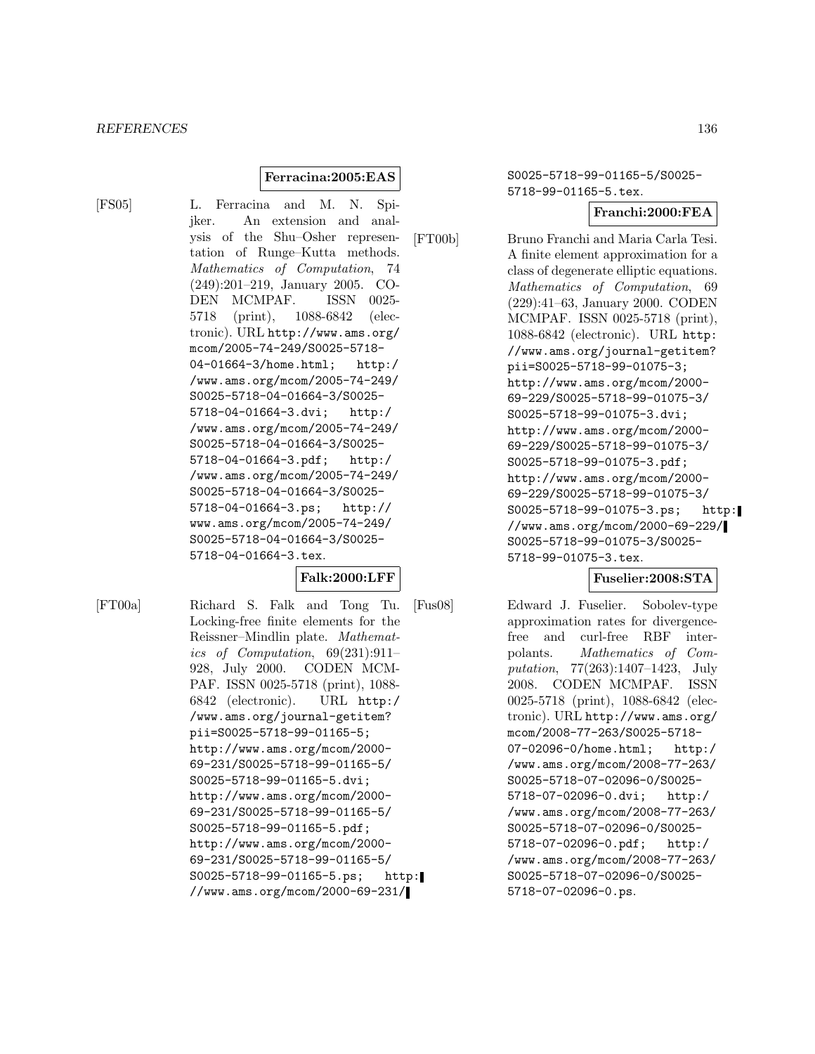**Ferracina:2005:EAS**

[FS05] L. Ferracina and M. N. Spijker. An extension and analysis of the Shu–Osher representation of Runge–Kutta methods. *Mathematics of Computation*, 74 (249):201–219, January 2005. CODEN MCMPAF. ISSN 0025-5718 (print), 1088-6842 (electronic). URL http://www.ams.org/mcom/2005-74-249/S0025-5718-04-01664-3/home.html; http://www.ams.org/mcom/2005-74-249/S0025-5718-04-01664-3/S0025-5718-04-01664-3.dvi; http://www.ams.org/mcom/2005-74-249/S0025-5718-04-01664-3/S0025-5718-04-01664-3.pdf; http://www.ams.org/mcom/2005-74-249/S0025-5718-04-01664-3/S0025-5718-04-01664-3.ps; http://www.ams.org/mcom/2005-74-249/S0025-5718-04-01664-3/S0025-5718-04-01664-3.tex.

**Falk:2000:LFF**

[FT00a] Richard S. Falk and Tong Tu. Locking-free finite elements for the Reissner–Mindlin plate. *Mathematics of Computation*, 69(231):911–928, July 2000. CODEN MCMPAF. ISSN 0025-5718 (print), 1088-6842 (electronic). URL http://www.ams.org/journal-getitem?pii=S0025-5718-99-01165-5; http://www.ams.org/mcom/2000-69-231/S0025-5718-99-01165-5/S0025-5718-99-01165-5.dvi; http://www.ams.org/mcom/2000-69-231/S0025-5718-99-01165-5/S0025-5718-99-01165-5.pdf; http://www.ams.org/mcom/2000-69-231/S0025-5718-99-01165-5/S0025-5718-99-01165-5.ps; http://www.ams.org/mcom/2000-69-231/S0025-5718-99-01165-5/S0025-5718-99-01165-5.tex.

**Franchi:2000:FEA**

[FT00b] Bruno Franchi and Maria Carla Tesi. A finite element approximation for a class of degenerate elliptic equations. *Mathematics of Computation*, 69 (229):41–63, January 2000. CODEN MCMPAF. ISSN 0025-5718 (print), 1088-6842 (electronic). URL http://www.ams.org/journal-getitem?pii=S0025-5718-99-01075-3; http://www.ams.org/mcom/2000-69-229/S0025-5718-99-01075-3/S0025-5718-99-01075-3.dvi; http://www.ams.org/mcom/2000-69-229/S0025-5718-99-01075-3/S0025-5718-99-01075-3.pdf; http://www.ams.org/mcom/2000-69-229/S0025-5718-99-01075-3/S0025-5718-99-01075-3.ps; http://www.ams.org/mcom/2000-69-229/S0025-5718-99-01075-3/S0025-5718-99-01075-3.tex.

**Fuselier:2008:STA**

[Fus08] Edward J. Fuselier. Sobolev-type approximation rates for divergence-free and curl-free RBF interpolants. *Mathematics of Computation*, 77(263):1407–1423, July 2008. CODEN MCMPAF. ISSN 0025-5718 (print), 1088-6842 (electronic). URL http://www.ams.org/mcom/2008-77-263/S0025-5718-07-02096-0/home.html; http://www.ams.org/mcom/2008-77-263/S0025-5718-07-02096-0/S0025-5718-07-02096-0.dvi; http://www.ams.org/mcom/2008-77-263/S0025-5718-07-02096-0/S0025-5718-07-02096-0.pdf; http://www.ams.org/mcom/2008-77-263/S0025-5718-07-02096-0/S0025-5718-07-02096-0.ps.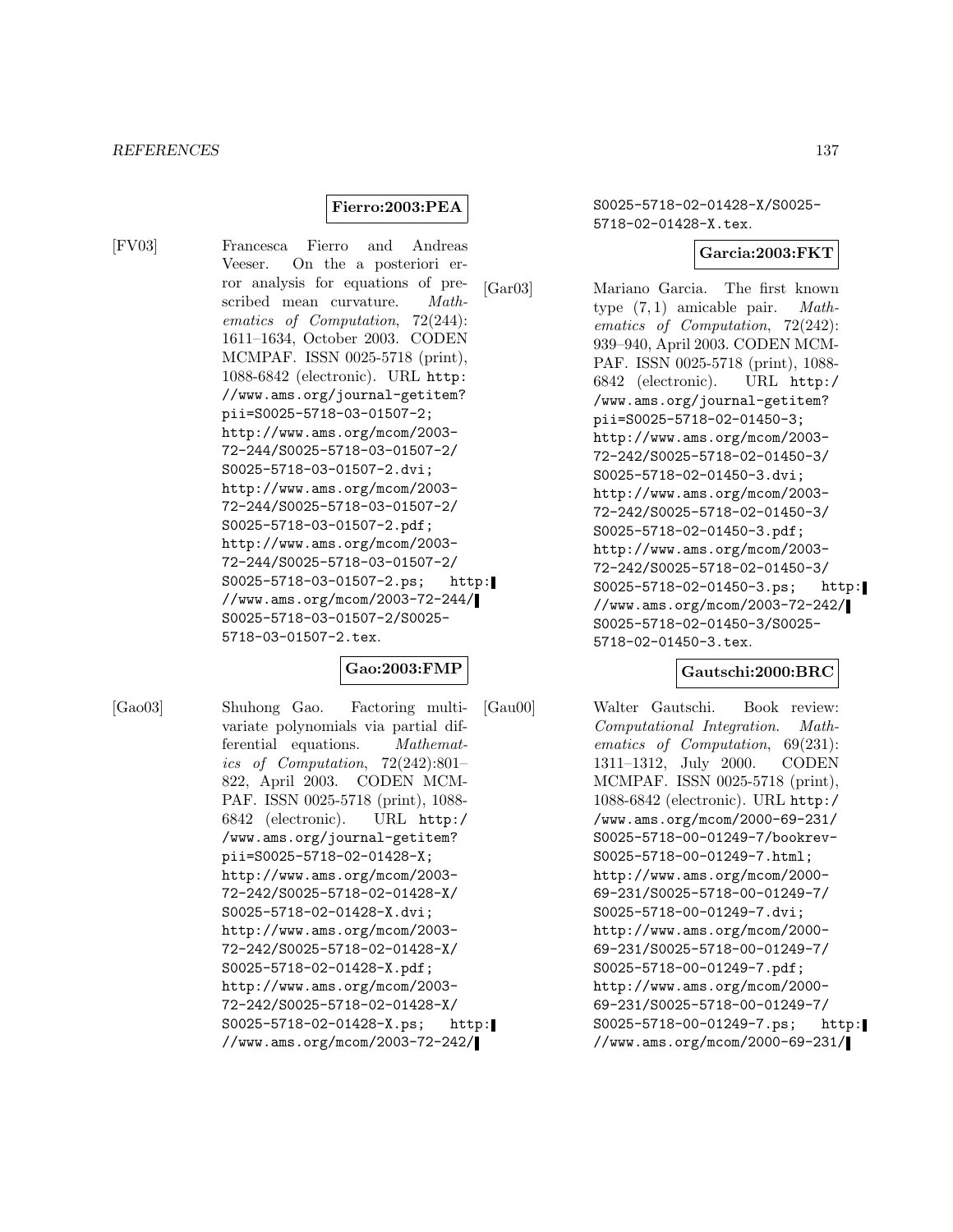**Fierro:2003:PEA**

[FV03] Francesca Fierro and Andreas Veeser. On the a posteriori error analysis for equations of prescribed mean curvature. *Mathematics of Computation*, 72(244): 1611–1634, October 2003. CODEN MCMPAF. ISSN 0025-5718 (print), 1088-6842 (electronic). URL http://www.ams.org/journal-getitem?pii=S0025-5718-03-01507-2; http://www.ams.org/mcom/2003-72-244/S0025-5718-03-01507-2/S0025-5718-03-01507-2.dvi; http://www.ams.org/mcom/2003-72-244/S0025-5718-03-01507-2/S0025-5718-03-01507-2.pdf; http://www.ams.org/mcom/2003-72-244/S0025-5718-03-01507-2/S0025-5718-03-01507-2.ps; http://www.ams.org/mcom/2003-72-244/S0025-5718-03-01507-2/S0025-5718-03-01507-2.tex.

**Gao:2003:FMP**

[Gao03] Shuhong Gao. Factoring multivariate polynomials via partial differential equations. *Mathematics of Computation*, 72(242):801–822, April 2003. CODEN MCMPAF. ISSN 0025-5718 (print), 1088-6842 (electronic). URL http://www.ams.org/journal-getitem?pii=S0025-5718-02-01428-X; http://www.ams.org/mcom/2003-72-242/S0025-5718-02-01428-X/S0025-5718-02-01428-X.dvi; http://www.ams.org/mcom/2003-72-242/S0025-5718-02-01428-X/S0025-5718-02-01428-X.pdf; http://www.ams.org/mcom/2003-72-242/S0025-5718-02-01428-X/S0025-5718-02-01428-X.ps; http://www.ams.org/mcom/2003-72-242/S0025-5718-02-01428-X/S0025-5718-02-01428-X.tex.

**Garcia:2003:FKT**

[Gar03] Mariano Garcia. The first known type $(7,1)$ amicable pair. *Mathematics of Computation*, 72(242): 939–940, April 2003. CODEN MCMPAF. ISSN 0025-5718 (print), 1088-6842 (electronic). URL http://www.ams.org/journal-getitem?pii=S0025-5718-02-01450-3; http://www.ams.org/mcom/2003-72-242/S0025-5718-02-01450-3/S0025-5718-02-01450-3.dvi; http://www.ams.org/mcom/2003-72-242/S0025-5718-02-01450-3/S0025-5718-02-01450-3.pdf; http://www.ams.org/mcom/2003-72-242/S0025-5718-02-01450-3/S0025-5718-02-01450-3.ps; http://www.ams.org/mcom/2003-72-242/S0025-5718-02-01450-3/S0025-5718-02-01450-3.tex.

**Gautschi:2000:BRC**

[Gau00] Walter Gautschi. Book review: *Computational Integration*. *Mathematics of Computation*, 69(231): 1311–1312, July 2000. CODEN MCMPAF. ISSN 0025-5718 (print), 1088-6842 (electronic). URL http://www.ams.org/mcom/2000-69-231/S0025-5718-00-01249-7/bookrev-S0025-5718-00-01249-7.html; http://www.ams.org/mcom/2000-69-231/S0025-5718-00-01249-7/S0025-5718-00-01249-7.dvi; http://www.ams.org/mcom/2000-69-231/S0025-5718-00-01249-7/S0025-5718-00-01249-7.pdf; http://www.ams.org/mcom/2000-69-231/S0025-5718-00-01249-7/S0025-5718-00-01249-7.ps; http://www.ams.org/mcom/2000-69-231/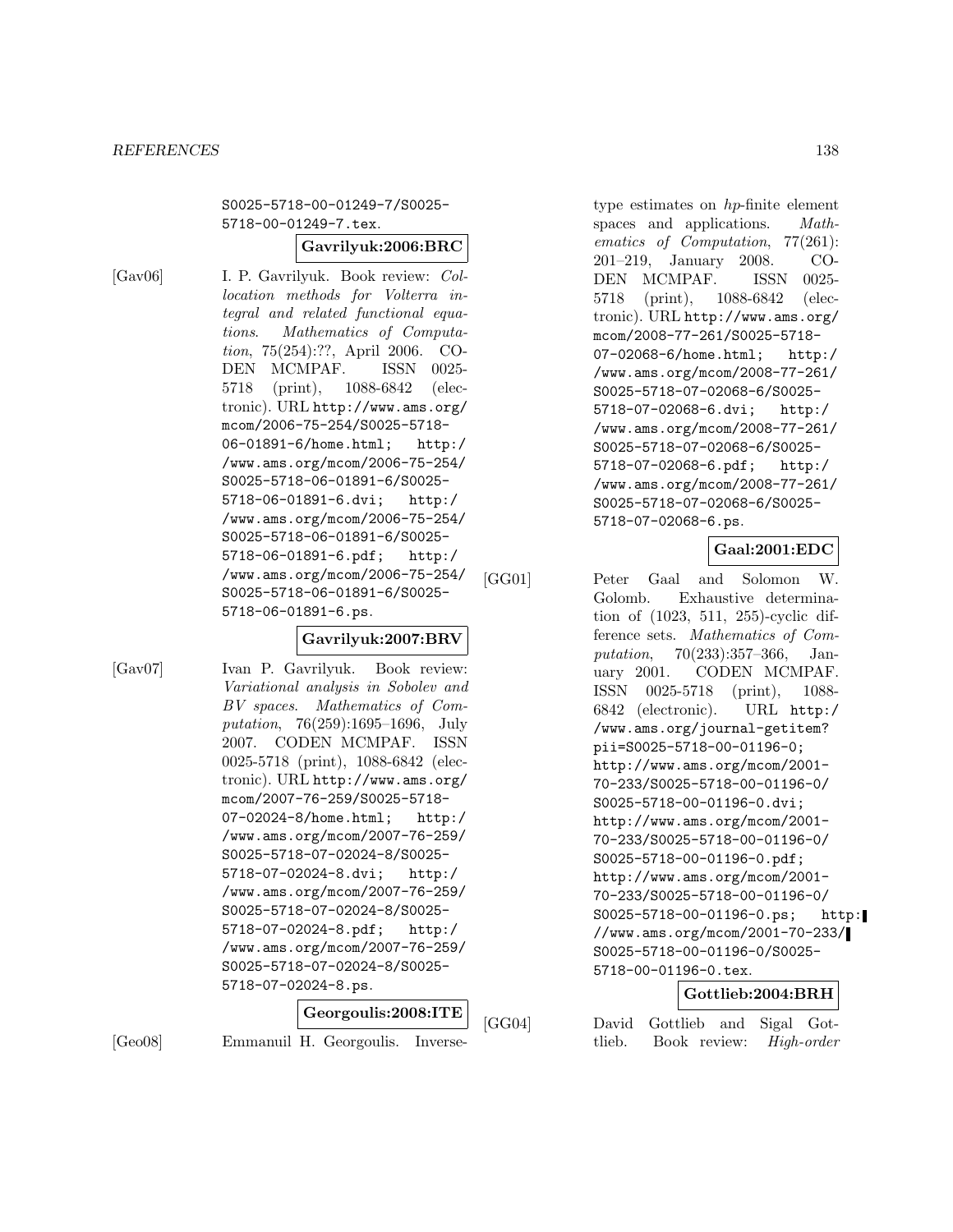S0025-5718-00-01249-7/S0025-5718-00-01249-7.tex.

**Gavrilyuk:2006:BRC**

[Gav06] I. P. Gavrilyuk. Book review: *Collocation methods for Volterra integral and related functional equations*. *Mathematics of Computation*, 75(254):??, April 2006. CODEN MCMPAF. ISSN 0025-5718 (print), 1088-6842 (electronic). URL http://www.ams.org/mcom/2006-75-254/S0025-5718-06-01891-6/home.html; http://www.ams.org/mcom/2006-75-254/S0025-5718-06-01891-6/S0025-5718-06-01891-6.dvi; http://www.ams.org/mcom/2006-75-254/S0025-5718-06-01891-6/S0025-5718-06-01891-6.pdf; http://www.ams.org/mcom/2006-75-254/S0025-5718-06-01891-6/S0025-5718-06-01891-6.ps.

**Gavrilyuk:2007:BRV**

[Gav07] Ivan P. Gavrilyuk. Book review: *Variational analysis in Sobolev and BV spaces*. *Mathematics of Computation*, 76(259):1695–1696, July 2007. CODEN MCMPAF. ISSN 0025-5718 (print), 1088-6842 (electronic). URL http://www.ams.org/mcom/2007-76-259/S0025-5718-07-02024-8/home.html; http://www.ams.org/mcom/2007-76-259/S0025-5718-07-02024-8/S0025-5718-07-02024-8.dvi; http://www.ams.org/mcom/2007-76-259/S0025-5718-07-02024-8/S0025-5718-07-02024-8.pdf; http://www.ams.org/mcom/2007-76-259/S0025-5718-07-02024-8/S0025-5718-07-02024-8.ps.

**Georgoulis:2008:ITE**

[Geo08] Emmanuil H. Georgoulis. Inverse-type estimates on *hp*-finite element spaces and applications. *Mathematics of Computation*, 77(261):201–219, January 2008. CODEN MCMPAF. ISSN 0025-5718 (print), 1088-6842 (electronic). URL http://www.ams.org/mcom/2008-77-261/S0025-5718-07-02068-6/home.html; http://www.ams.org/mcom/2008-77-261/S0025-5718-07-02068-6/S0025-5718-07-02068-6.dvi; http://www.ams.org/mcom/2008-77-261/S0025-5718-07-02068-6/S0025-5718-07-02068-6.pdf; http://www.ams.org/mcom/2008-77-261/S0025-5718-07-02068-6/S0025-5718-07-02068-6.ps.

**Gaal:2001:EDC**

[GG01] Peter Gaal and Solomon W. Golomb. Exhaustive determination of (1023, 511, 255)-cyclic difference sets. *Mathematics of Computation*, 70(233):357–366, January 2001. CODEN MCMPAF. ISSN 0025-5718 (print), 1088-6842 (electronic). URL http://www.ams.org/journal-getitem?pii=S0025-5718-00-01196-0; http://www.ams.org/mcom/2001-70-233/S0025-5718-00-01196-0/S0025-5718-00-01196-0.dvi; http://www.ams.org/mcom/2001-70-233/S0025-5718-00-01196-0/S0025-5718-00-01196-0.pdf; http://www.ams.org/mcom/2001-70-233/S0025-5718-00-01196-0/S0025-5718-00-01196-0.ps; http://www.ams.org/mcom/2001-70-233/S0025-5718-00-01196-0/S0025-5718-00-01196-0.tex.

**Gottlieb:2004:BRH**

[GG04] David Gottlieb and Sigal Gottlieb. Book review: *High-order*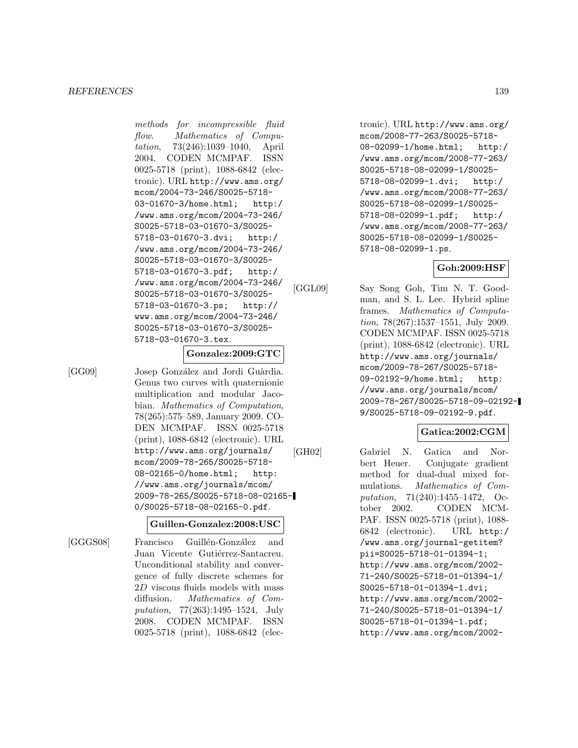*methods for incompressible fluid flow*. *Mathematics of Computation*, 73(246):1039–1040, April 2004. CODEN MCMPAF. ISSN 0025-5718 (print), 1088-6842 (electronic). URL http://www.ams.org/mcom/2004-73-246/S0025-5718-03-01670-3/home.html; http://www.ams.org/mcom/2004-73-246/S0025-5718-03-01670-3/S0025-5718-03-01670-3.dvi; http://www.ams.org/mcom/2004-73-246/S0025-5718-03-01670-3/S0025-5718-03-01670-3.pdf; http://www.ams.org/mcom/2004-73-246/S0025-5718-03-01670-3/S0025-5718-03-01670-3.ps; http://www.ams.org/mcom/2004-73-246/S0025-5718-03-01670-3/S0025-5718-03-01670-3.tex.

**Gonzalez:2009:GTC**

[GG09] Josep González and Jordi Guàrdia. Genus two curves with quaternionic multiplication and modular Jacobian. *Mathematics of Computation*, 78(265):575–589, January 2009. CODEN MCMPAF. ISSN 0025-5718 (print), 1088-6842 (electronic). URL http://www.ams.org/journals/mcom/2009-78-265/S0025-5718-08-02165-0/home.html; http://www.ams.org/journals/mcom/2009-78-265/S0025-5718-08-02165-0/S0025-5718-08-02165-0.pdf.

**Guillen-Gonzalez:2008:USC**

[GGGS08] Francisco Guillén-González and Juan Vicente Gutiérrez-Santacreu. Unconditional stability and convergence of fully discrete schemes for $2D$ viscous fluids models with mass diffusion. *Mathematics of Computation*, 77(263):1495–1524, July 2008. CODEN MCMPAF. ISSN 0025-5718 (print), 1088-6842 (electronic). URL http://www.ams.org/mcom/2008-77-263/S0025-5718-08-02099-1/home.html; http://www.ams.org/mcom/2008-77-263/S0025-5718-08-02099-1/S0025-5718-08-02099-1.dvi; http://www.ams.org/mcom/2008-77-263/S0025-5718-08-02099-1/S0025-5718-08-02099-1.pdf; http://www.ams.org/mcom/2008-77-263/S0025-5718-08-02099-1/S0025-5718-08-02099-1.ps.

**Goh:2009:HSF**

[GGL09] Say Song Goh, Tim N. T. Goodman, and S. L. Lee. Hybrid spline frames. *Mathematics of Computation*, 78(267):1537–1551, July 2009. CODEN MCMPAF. ISSN 0025-5718 (print), 1088-6842 (electronic). URL http://www.ams.org/journals/mcom/2009-78-267/S0025-5718-09-02192-9/home.html; http://www.ams.org/journals/mcom/2009-78-267/S0025-5718-09-02192-9/S0025-5718-09-02192-9.pdf.

**Gatica:2002:CGM**

[GH02] Gabriel N. Gatica and Norbert Heuer. Conjugate gradient method for dual-dual mixed formulations. *Mathematics of Computation*, 71(240):1455–1472, October 2002. CODEN MCMPAF. ISSN 0025-5718 (print), 1088-6842 (electronic). URL http://www.ams.org/journal-getitem?pii=S0025-5718-01-01394-1; http://www.ams.org/mcom/2002-71-240/S0025-5718-01-01394-1/S0025-5718-01-01394-1.dvi; http://www.ams.org/mcom/2002-71-240/S0025-5718-01-01394-1/S0025-5718-01-01394-1.pdf; http://www.ams.org/mcom/2002-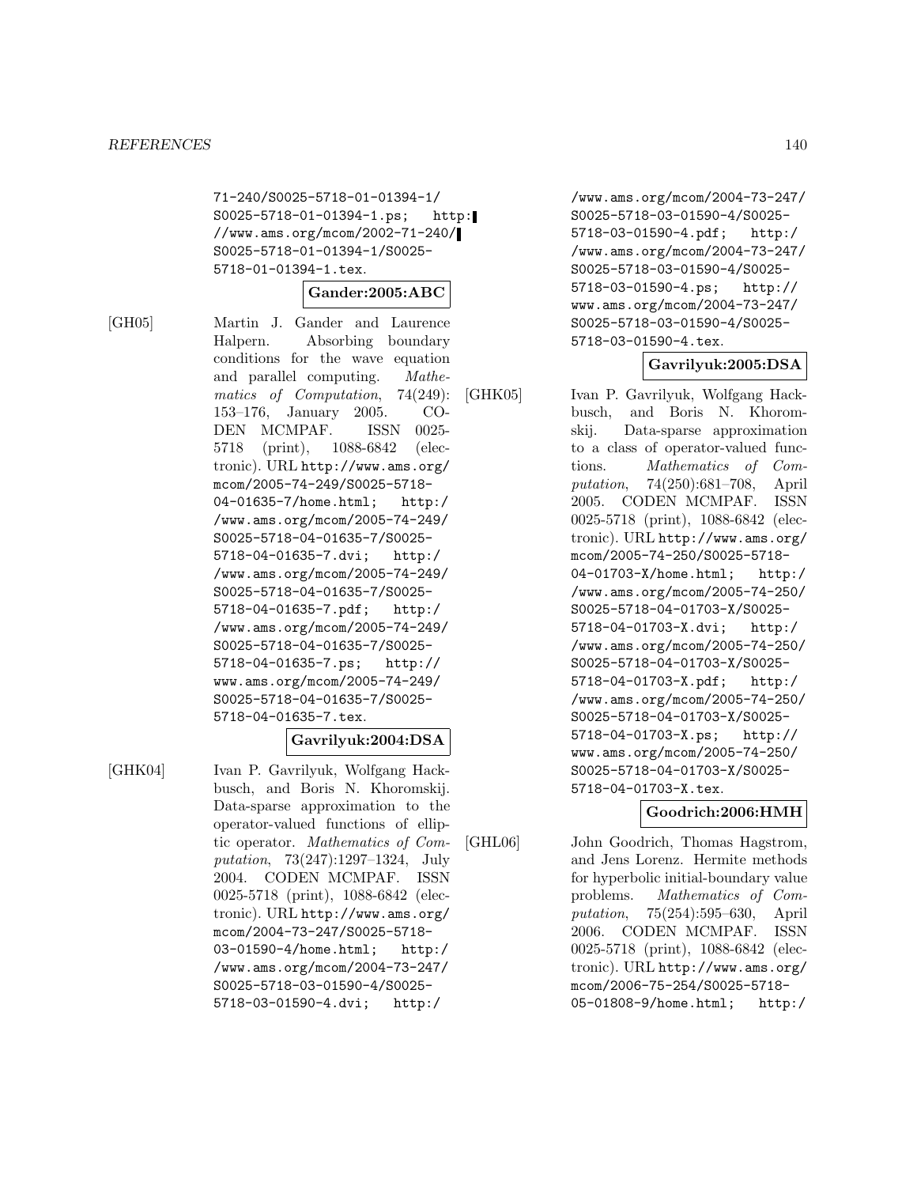71-240/S0025-5718-01-01394-1/S0025-5718-01-01394-1.ps; http://www.ams.org/mcom/2002-71-240/S0025-5718-01-01394-1/S0025-5718-01-01394-1.tex.

**Gander:2005:ABC**

[GH05] Martin J. Gander and Laurence Halpern. Absorbing boundary conditions for the wave equation and parallel computing. *Mathematics of Computation*, 74(249): 153–176, January 2005. CODEN MCMPAF. ISSN 0025-5718 (print), 1088-6842 (electronic). URL http://www.ams.org/mcom/2005-74-249/S0025-5718-04-01635-7/home.html; http://www.ams.org/mcom/2005-74-249/S0025-5718-04-01635-7/S0025-5718-04-01635-7.dvi; http://www.ams.org/mcom/2005-74-249/S0025-5718-04-01635-7/S0025-5718-04-01635-7.pdf; http://www.ams.org/mcom/2005-74-249/S0025-5718-04-01635-7/S0025-5718-04-01635-7.ps; http://www.ams.org/mcom/2005-74-249/S0025-5718-04-01635-7/S0025-5718-04-01635-7.tex.

**Gavrilyuk:2004:DSA**

[GHK04] Ivan P. Gavrilyuk, Wolfgang Hackbusch, and Boris N. Khoromskij. Data-sparse approximation to the operator-valued functions of elliptic operator. *Mathematics of Computation*, 73(247):1297–1324, July 2004. CODEN MCMPAF. ISSN 0025-5718 (print), 1088-6842 (electronic). URL http://www.ams.org/mcom/2004-73-247/S0025-5718-03-01590-4/home.html; http://www.ams.org/mcom/2004-73-247/S0025-5718-03-01590-4/S0025-5718-03-01590-4.dvi; http://www.ams.org/mcom/2004-73-247/S0025-5718-03-01590-4/S0025-5718-03-01590-4.pdf; http://www.ams.org/mcom/2004-73-247/S0025-5718-03-01590-4/S0025-5718-03-01590-4.ps; http://www.ams.org/mcom/2004-73-247/S0025-5718-03-01590-4/S0025-5718-03-01590-4.tex.

**Gavrilyuk:2005:DSA**

[GHK05] Ivan P. Gavrilyuk, Wolfgang Hackbusch, and Boris N. Khoromskij. Data-sparse approximation to a class of operator-valued functions. *Mathematics of Computation*, 74(250):681–708, April 2005. CODEN MCMPAF. ISSN 0025-5718 (print), 1088-6842 (electronic). URL http://www.ams.org/mcom/2005-74-250/S0025-5718-04-01703-X/home.html; http://www.ams.org/mcom/2005-74-250/S0025-5718-04-01703-X/S0025-5718-04-01703-X.dvi; http://www.ams.org/mcom/2005-74-250/S0025-5718-04-01703-X/S0025-5718-04-01703-X.pdf; http://www.ams.org/mcom/2005-74-250/S0025-5718-04-01703-X/S0025-5718-04-01703-X.ps; http://www.ams.org/mcom/2005-74-250/S0025-5718-04-01703-X/S0025-5718-04-01703-X.tex.

**Goodrich:2006:HMH**

[GHL06] John Goodrich, Thomas Hagstrom, and Jens Lorenz. Hermite methods for hyperbolic initial-boundary value problems. *Mathematics of Computation*, 75(254):595–630, April 2006. CODEN MCMPAF. ISSN 0025-5718 (print), 1088-6842 (electronic). URL http://www.ams.org/mcom/2006-75-254/S0025-5718-05-01808-9/home.html; http:/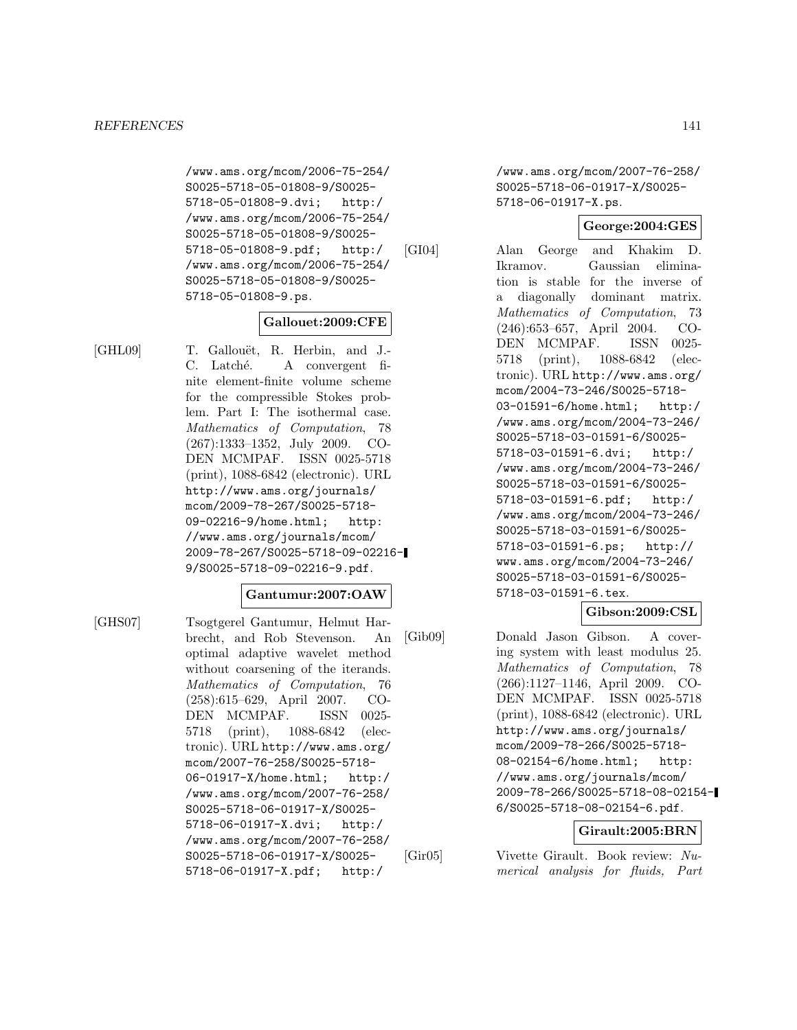/www.ams.org/mcom/2006-75-254/S0025-5718-05-01808-9/S0025-5718-05-01808-9.dvi; http://www.ams.org/mcom/2006-75-254/S0025-5718-05-01808-9/S0025-5718-05-01808-9.pdf; http://www.ams.org/mcom/2006-75-254/S0025-5718-05-01808-9/S0025-5718-05-01808-9.ps.

**Gallouet:2009:CFE**

[GHL09] T. Gallouët, R. Herbin, and J.-C. Latché. A convergent finite element-finite volume scheme for the compressible Stokes problem. Part I: The isothermal case. *Mathematics of Computation*, 78 (267):1333–1352, July 2009. CODEN MCMPAF. ISSN 0025-5718 (print), 1088-6842 (electronic). URL http://www.ams.org/journals/mcom/2009-78-267/S0025-5718-09-02216-9/home.html; http://www.ams.org/journals/mcom/2009-78-267/S0025-5718-09-02216-9/S0025-5718-09-02216-9.pdf.

**Gantumur:2007:OAW**

[GHS07] Tsogtgerel Gantumur, Helmut Harbrecht, and Rob Stevenson. An optimal adaptive wavelet method without coarsening of the iterands. *Mathematics of Computation*, 76 (258):615–629, April 2007. CODEN MCMPAF. ISSN 0025-5718 (print), 1088-6842 (electronic). URL http://www.ams.org/mcom/2007-76-258/S0025-5718-06-01917-X/home.html; http://www.ams.org/mcom/2007-76-258/S0025-5718-06-01917-X/S0025-5718-06-01917-X.dvi; http://www.ams.org/mcom/2007-76-258/S0025-5718-06-01917-X/S0025-5718-06-01917-X.pdf; http://www.ams.org/mcom/2007-76-258/S0025-5718-06-01917-X/S0025-5718-06-01917-X.ps.

**George:2004:GES**

[GI04] Alan George and Khakim D. Ikramov. Gaussian elimination is stable for the inverse of a diagonally dominant matrix. *Mathematics of Computation*, 73 (246):653–657, April 2004. CODEN MCMPAF. ISSN 0025-5718 (print), 1088-6842 (electronic). URL http://www.ams.org/mcom/2004-73-246/S0025-5718-03-01591-6/home.html; http://www.ams.org/mcom/2004-73-246/S0025-5718-03-01591-6/S0025-5718-03-01591-6.dvi; http://www.ams.org/mcom/2004-73-246/S0025-5718-03-01591-6/S0025-5718-03-01591-6.pdf; http://www.ams.org/mcom/2004-73-246/S0025-5718-03-01591-6/S0025-5718-03-01591-6.ps; http://www.ams.org/mcom/2004-73-246/S0025-5718-03-01591-6/S0025-5718-03-01591-6.tex.

**Gibson:2009:CSL**

[Gib09] Donald Jason Gibson. A covering system with least modulus 25. *Mathematics of Computation*, 78 (266):1127–1146, April 2009. CODEN MCMPAF. ISSN 0025-5718 (print), 1088-6842 (electronic). URL http://www.ams.org/journals/mcom/2009-78-266/S0025-5718-08-02154-6/home.html; http://www.ams.org/journals/mcom/2009-78-266/S0025-5718-08-02154-6/S0025-5718-08-02154-6.pdf.

**Girault:2005:BRN**

[Gir05] Vivette Girault. Book review: *Numerical analysis for fluids, Part*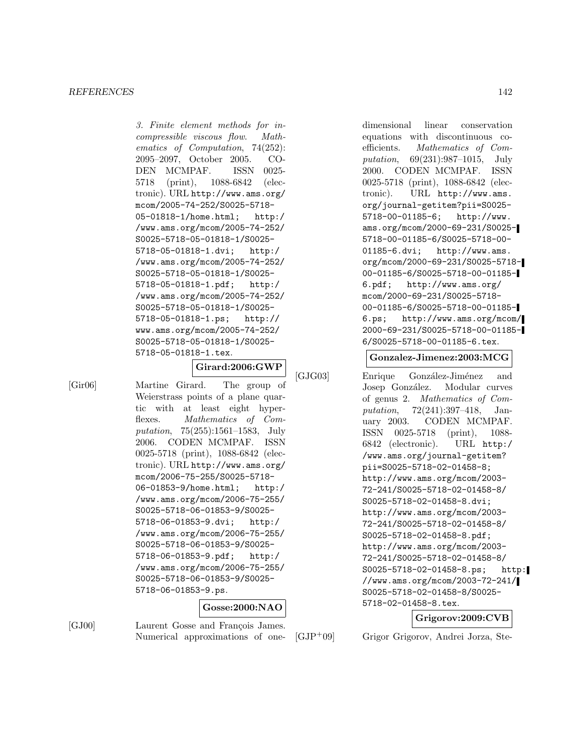3. *Finite element methods for incompressible viscous flow*. *Mathematics of Computation*, 74(252): 2095–2097, October 2005. CODEN MCMPAF. ISSN 0025-5718 (print), 1088-6842 (electronic). URL http://www.ams.org/mcom/2005-74-252/S0025-5718-05-01818-1/home.html; http://www.ams.org/mcom/2005-74-252/S0025-5718-05-01818-1/S0025-5718-05-01818-1.dvi; http://www.ams.org/mcom/2005-74-252/S0025-5718-05-01818-1/S0025-5718-05-01818-1.pdf; http://www.ams.org/mcom/2005-74-252/S0025-5718-05-01818-1/S0025-5718-05-01818-1.ps; http://www.ams.org/mcom/2005-74-252/S0025-5718-05-01818-1/S0025-5718-05-01818-1.tex.

**Girard:2006:GWP**

[Gir06] Martine Girard. The group of Weierstrass points of a plane quartic with at least eight hyperflexes. *Mathematics of Computation*, 75(255):1561–1583, July 2006. CODEN MCMPAF. ISSN 0025-5718 (print), 1088-6842 (electronic). URL http://www.ams.org/mcom/2006-75-255/S0025-5718-06-01853-9/home.html; http://www.ams.org/mcom/2006-75-255/S0025-5718-06-01853-9/S0025-5718-06-01853-9.dvi; http://www.ams.org/mcom/2006-75-255/S0025-5718-06-01853-9/S0025-5718-06-01853-9.pdf; http://www.ams.org/mcom/2006-75-255/S0025-5718-06-01853-9/S0025-5718-06-01853-9.ps.

**Gosse:2000:NAO**

[GJ00] Laurent Gosse and François James. Numerical approximations of one-dimensional linear conservation equations with discontinuous coefficients. *Mathematics of Computation*, 69(231):987–1015, July 2000. CODEN MCMPAF. ISSN 0025-5718 (print), 1088-6842 (electronic). URL http://www.ams.org/journal-getitem?pii=S0025-5718-00-01185-6; http://www.ams.org/mcom/2000-69-231/S0025-5718-00-01185-6/S0025-5718-00-01185-6.dvi; http://www.ams.org/mcom/2000-69-231/S0025-5718-00-01185-6/S0025-5718-00-01185-6.pdf; http://www.ams.org/mcom/2000-69-231/S0025-5718-00-01185-6/S0025-5718-00-01185-6.ps; http://www.ams.org/mcom/2000-69-231/S0025-5718-00-01185-6/S0025-5718-00-01185-6.tex.

**Gonzalez-Jimenez:2003:MCG**

[GJG03] Enrique González-Jiménez and Josep González. Modular curves of genus 2. *Mathematics of Computation*, 72(241):397–418, January 2003. CODEN MCMPAF. ISSN 0025-5718 (print), 1088-6842 (electronic). URL http://www.ams.org/journal-getitem?pii=S0025-5718-02-01458-8; http://www.ams.org/mcom/2003-72-241/S0025-5718-02-01458-8/S0025-5718-02-01458-8.dvi; http://www.ams.org/mcom/2003-72-241/S0025-5718-02-01458-8/S0025-5718-02-01458-8.pdf; http://www.ams.org/mcom/2003-72-241/S0025-5718-02-01458-8/S0025-5718-02-01458-8.ps; http://www.ams.org/mcom/2003-72-241/S0025-5718-02-01458-8/S0025-5718-02-01458-8.tex.

**Grigorov:2009:CVB**

[GJP+09] Grigor Grigorov, Andrei Jorza, Ste-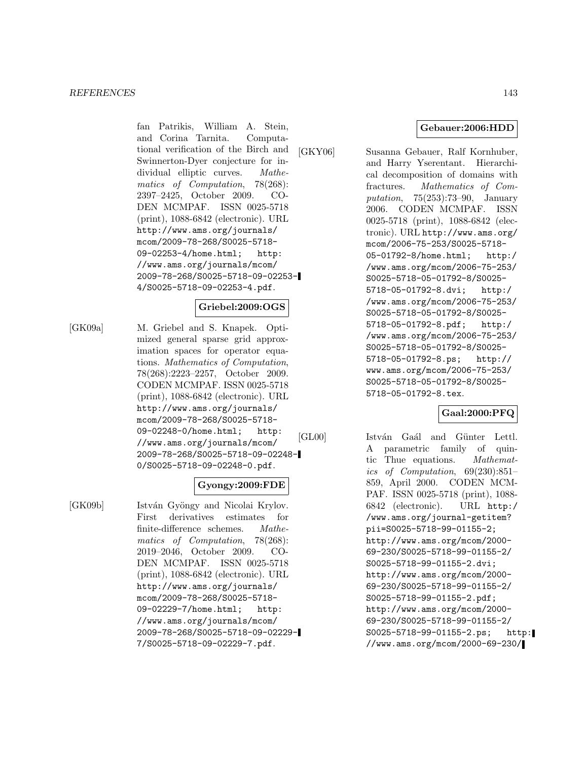fan Patrikis, William A. Stein, and Corina Tarnita. Computational verification of the Birch and Swinnerton-Dyer conjecture for individual elliptic curves. *Mathematics of Computation*, 78(268): 2397–2425, October 2009. CODEN MCMPAF. ISSN 0025-5718 (print), 1088-6842 (electronic). URL http://www.ams.org/journals/mcom/2009-78-268/S0025-5718-09-02253-4/home.html; http://www.ams.org/journals/mcom/2009-78-268/S0025-5718-09-02253-4/S0025-5718-09-02253-4.pdf.

**Griebel:2009:OGS**

[GK09a] M. Griebel and S. Knapek. Optimized general sparse grid approximation spaces for operator equations. *Mathematics of Computation*, 78(268):2223–2257, October 2009. CODEN MCMPAF. ISSN 0025-5718 (print), 1088-6842 (electronic). URL http://www.ams.org/journals/mcom/2009-78-268/S0025-5718-09-02248-0/home.html; http://www.ams.org/journals/mcom/2009-78-268/S0025-5718-09-02248-0/S0025-5718-09-02248-0.pdf.

**Gyongy:2009:FDE**

[GK09b] István Gyöngy and Nicolai Krylov. First derivatives estimates for finite-difference schemes. *Mathematics of Computation*, 78(268): 2019–2046, October 2009. CODEN MCMPAF. ISSN 0025-5718 (print), 1088-6842 (electronic). URL http://www.ams.org/journals/mcom/2009-78-268/S0025-5718-09-02229-7/home.html; http://www.ams.org/journals/mcom/2009-78-268/S0025-5718-09-02229-7/S0025-5718-09-02229-7.pdf.

**Gebauer:2006:HDD**

[GKY06] Susanna Gebauer, Ralf Kornhuber, and Harry Yserentant. Hierarchical decomposition of domains with fractures. *Mathematics of Computation*, 75(253):73–90, January 2006. CODEN MCMPAF. ISSN 0025-5718 (print), 1088-6842 (electronic). URL http://www.ams.org/mcom/2006-75-253/S0025-5718-05-01792-8/home.html; http://www.ams.org/mcom/2006-75-253/S0025-5718-05-01792-8/S0025-5718-05-01792-8.dvi; http://www.ams.org/mcom/2006-75-253/S0025-5718-05-01792-8/S0025-5718-05-01792-8.pdf; http://www.ams.org/mcom/2006-75-253/S0025-5718-05-01792-8/S0025-5718-05-01792-8.ps; http://www.ams.org/mcom/2006-75-253/S0025-5718-05-01792-8/S0025-5718-05-01792-8.tex.

**Gaal:2000:PFQ**

[GL00] István Gaál and Günter Lettl. A parametric family of quintic Thue equations. *Mathematics of Computation*, 69(230):851–859, April 2000. CODEN MCMPAF. ISSN 0025-5718 (print), 1088-6842 (electronic). URL http://www.ams.org/journal-getitem?pii=S0025-5718-99-01155-2; http://www.ams.org/mcom/2000-69-230/S0025-5718-99-01155-2/S0025-5718-99-01155-2.dvi; http://www.ams.org/mcom/2000-69-230/S0025-5718-99-01155-2/S0025-5718-99-01155-2.pdf; http://www.ams.org/mcom/2000-69-230/S0025-5718-99-01155-2/S0025-5718-99-01155-2.ps; http://www.ams.org/mcom/2000-69-230/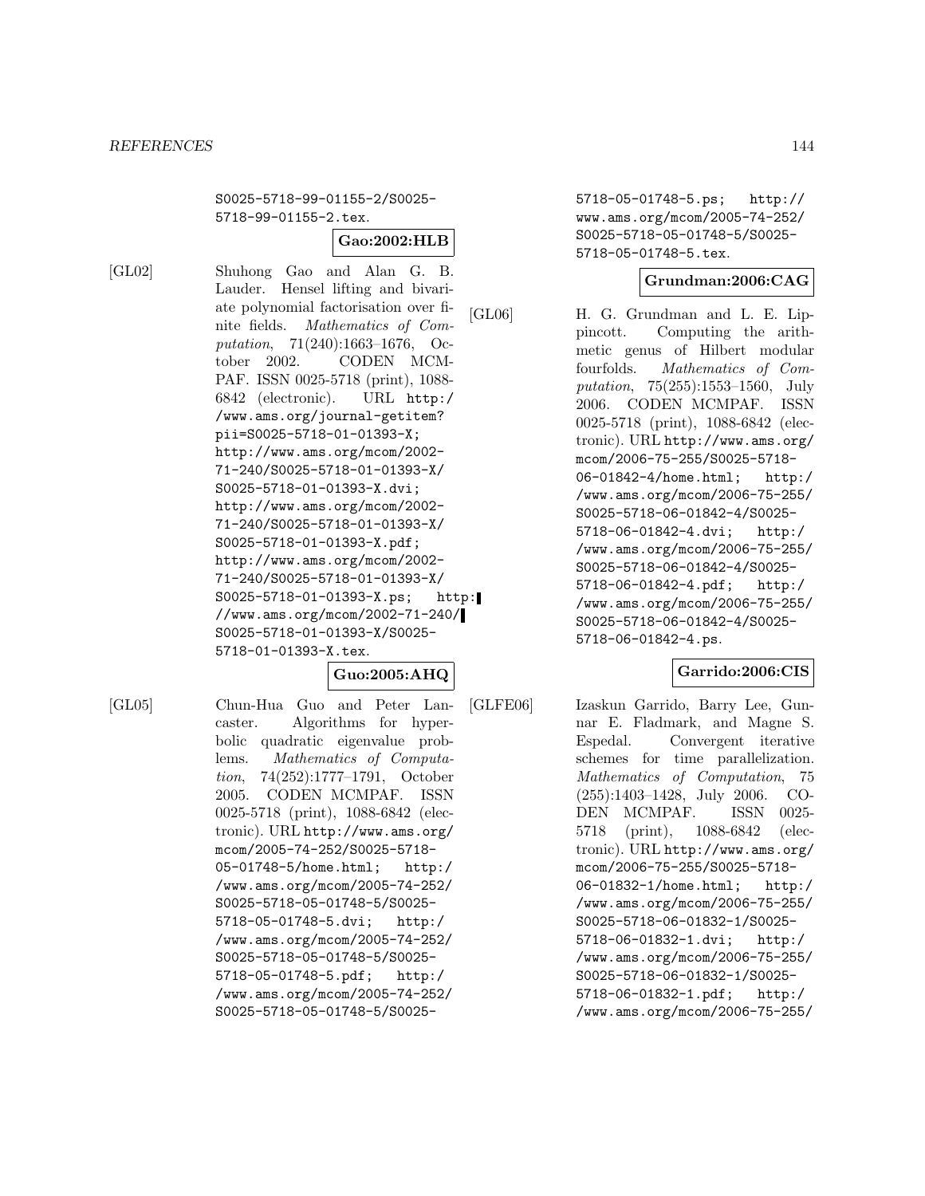S0025-5718-99-01155-2/S0025-5718-99-01155-2.tex.

**Gao:2002:HLB**

[GL02] Shuhong Gao and Alan G. B. Lauder. Hensel lifting and bivariate polynomial factorisation over finite fields. *Mathematics of Computation*, 71(240):1663–1676, October 2002. CODEN MCMPAF. ISSN 0025-5718 (print), 1088-6842 (electronic). URL http://www.ams.org/journal-getitem?pii=S0025-5718-01-01393-X; http://www.ams.org/mcom/2002-71-240/S0025-5718-01-01393-X/S0025-5718-01-01393-X.dvi; http://www.ams.org/mcom/2002-71-240/S0025-5718-01-01393-X/S0025-5718-01-01393-X.pdf; http://www.ams.org/mcom/2002-71-240/S0025-5718-01-01393-X/S0025-5718-01-01393-X.ps; http://www.ams.org/mcom/2002-71-240/S0025-5718-01-01393-X/S0025-5718-01-01393-X.tex.

**Guo:2005:AHQ**

[GL05] Chun-Hua Guo and Peter Lancaster. Algorithms for hyperbolic quadratic eigenvalue problems. *Mathematics of Computation*, 74(252):1777–1791, October 2005. CODEN MCMPAF. ISSN 0025-5718 (print), 1088-6842 (electronic). URL http://www.ams.org/mcom/2005-74-252/S0025-5718-05-01748-5/home.html; http://www.ams.org/mcom/2005-74-252/S0025-5718-05-01748-5/S0025-5718-05-01748-5.dvi; http://www.ams.org/mcom/2005-74-252/S0025-5718-05-01748-5/S0025-5718-05-01748-5.pdf; http://www.ams.org/mcom/2005-74-252/S0025-5718-05-01748-5/S0025-5718-05-01748-5.ps; http://www.ams.org/mcom/2005-74-252/S0025-5718-05-01748-5/S0025-5718-05-01748-5.tex.

**Grundman:2006:CAG**

[GL06] H. G. Grundman and L. E. Lippincott. Computing the arithmetic genus of Hilbert modular fourfolds. *Mathematics of Computation*, 75(255):1553–1560, July 2006. CODEN MCMPAF. ISSN 0025-5718 (print), 1088-6842 (electronic). URL http://www.ams.org/mcom/2006-75-255/S0025-5718-06-01842-4/home.html; http://www.ams.org/mcom/2006-75-255/S0025-5718-06-01842-4/S0025-5718-06-01842-4.dvi; http://www.ams.org/mcom/2006-75-255/S0025-5718-06-01842-4/S0025-5718-06-01842-4.pdf; http://www.ams.org/mcom/2006-75-255/S0025-5718-06-01842-4/S0025-5718-06-01842-4.ps.

**Garrido:2006:CIS**

[GLFE06] Izaskun Garrido, Barry Lee, Gunnar E. Fladmark, and Magne S. Espedal. Convergent iterative schemes for time parallelization. *Mathematics of Computation*, 75(255):1403–1428, July 2006. CODEN MCMPAF. ISSN 0025-5718 (print), 1088-6842 (electronic). URL http://www.ams.org/mcom/2006-75-255/S0025-5718-06-01832-1/home.html; http://www.ams.org/mcom/2006-75-255/S0025-5718-06-01832-1/S0025-5718-06-01832-1.dvi; http://www.ams.org/mcom/2006-75-255/S0025-5718-06-01832-1/S0025-5718-06-01832-1.pdf; http://www.ams.org/mcom/2006-75-255/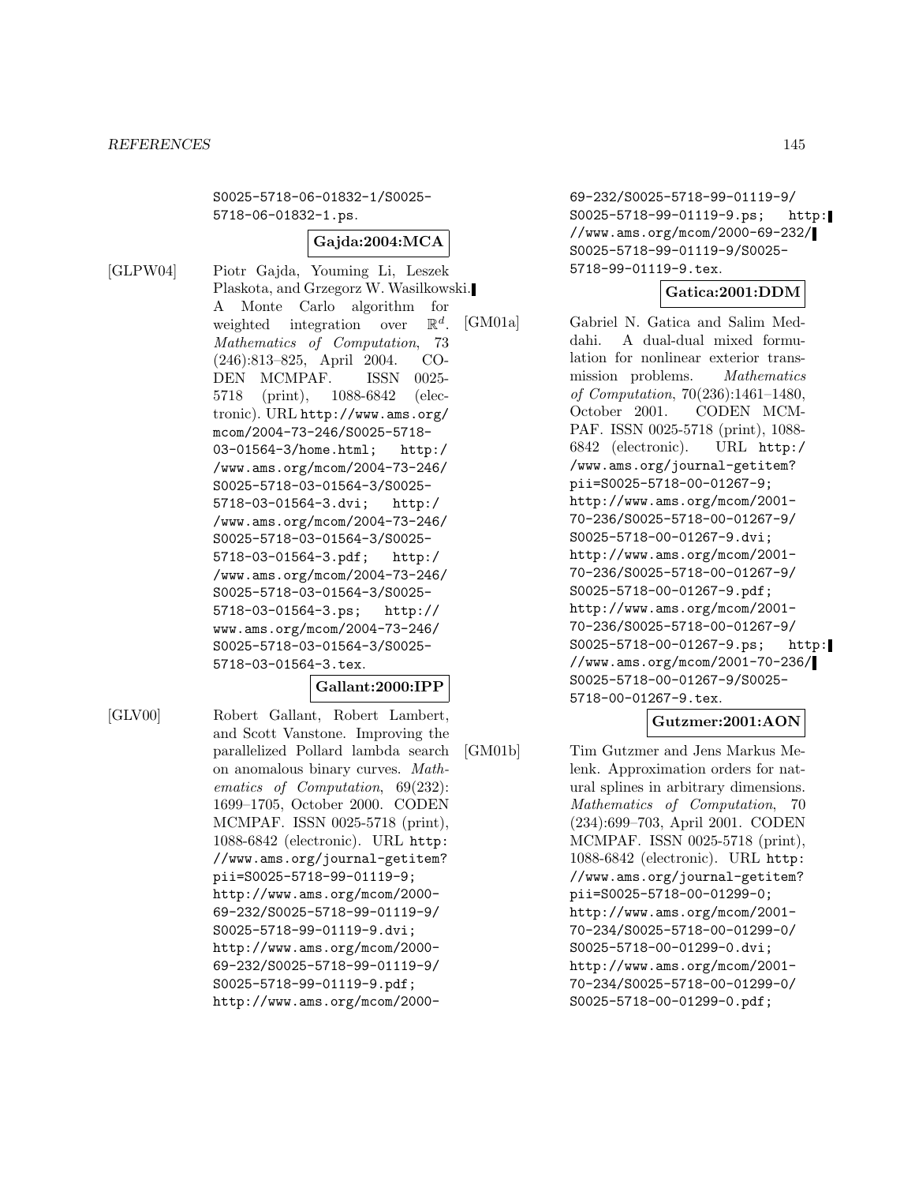S0025-5718-06-01832-1/S0025-5718-06-01832-1.ps.

**Gajda:2004:MCA**

[GLPW04] Piotr Gajda, Youming Li, Leszek Plaskota, and Grzegorz W. Wasilkowski. A Monte Carlo algorithm for weighted integration over $\mathbb{R}^d$. *Mathematics of Computation*, 73 (246):813–825, April 2004. CODEN MCMPAF. ISSN 0025-5718 (print), 1088-6842 (electronic). URL http://www.ams.org/mcom/2004-73-246/S0025-5718-03-01564-3/home.html; http://www.ams.org/mcom/2004-73-246/S0025-5718-03-01564-3/S0025-5718-03-01564-3.dvi; http://www.ams.org/mcom/2004-73-246/S0025-5718-03-01564-3/S0025-5718-03-01564-3.pdf; http://www.ams.org/mcom/2004-73-246/S0025-5718-03-01564-3/S0025-5718-03-01564-3.ps; http://www.ams.org/mcom/2004-73-246/S0025-5718-03-01564-3/S0025-5718-03-01564-3.tex.

**Gallant:2000:IPP**

[GLV00] Robert Gallant, Robert Lambert, and Scott Vanstone. Improving the parallelized Pollard lambda search on anomalous binary curves. *Mathematics of Computation*, 69(232): 1699–1705, October 2000. CODEN MCMPAF. ISSN 0025-5718 (print), 1088-6842 (electronic). URL http://www.ams.org/journal-getitem?pii=S0025-5718-99-01119-9; http://www.ams.org/mcom/2000-69-232/S0025-5718-99-01119-9/S0025-5718-99-01119-9.dvi; http://www.ams.org/mcom/2000-69-232/S0025-5718-99-01119-9/S0025-5718-99-01119-9.pdf; http://www.ams.org/mcom/2000-69-232/S0025-5718-99-01119-9/S0025-5718-99-01119-9.ps; http://www.ams.org/mcom/2000-69-232/S0025-5718-99-01119-9/S0025-5718-99-01119-9.tex.

**Gatica:2001:DDM**

[GM01a] Gabriel N. Gatica and Salim Meddahi. A dual-dual mixed formulation for nonlinear exterior transmission problems. *Mathematics of Computation*, 70(236):1461–1480, October 2001. CODEN MCMPAF. ISSN 0025-5718 (print), 1088-6842 (electronic). URL http://www.ams.org/journal-getitem?pii=S0025-5718-00-01267-9; http://www.ams.org/mcom/2001-70-236/S0025-5718-00-01267-9/S0025-5718-00-01267-9.dvi; http://www.ams.org/mcom/2001-70-236/S0025-5718-00-01267-9/S0025-5718-00-01267-9.pdf; http://www.ams.org/mcom/2001-70-236/S0025-5718-00-01267-9/S0025-5718-00-01267-9.ps; http://www.ams.org/mcom/2001-70-236/S0025-5718-00-01267-9/S0025-5718-00-01267-9.tex.

**Gutzmer:2001:AON**

[GM01b] Tim Gutzmer and Jens Markus Melenk. Approximation orders for natural splines in arbitrary dimensions. *Mathematics of Computation*, 70 (234):699–703, April 2001. CODEN MCMPAF. ISSN 0025-5718 (print), 1088-6842 (electronic). URL http://www.ams.org/journal-getitem?pii=S0025-5718-00-01299-0; http://www.ams.org/mcom/2001-70-234/S0025-5718-00-01299-0/S0025-5718-00-01299-0.dvi; http://www.ams.org/mcom/2001-70-234/S0025-5718-00-01299-0/S0025-5718-00-01299-0.pdf;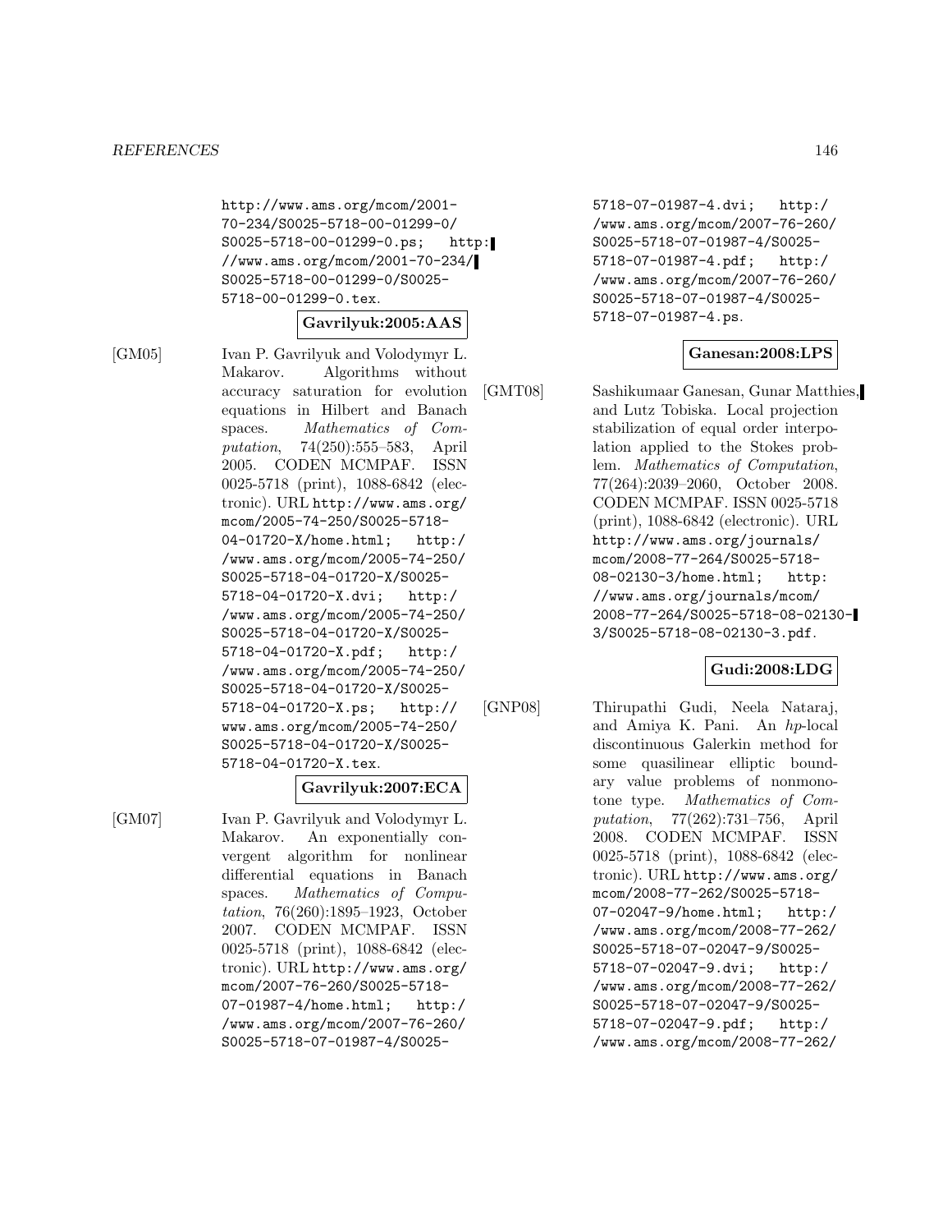http://www.ams.org/mcom/2001-70-234/S0025-5718-00-01299-0/S0025-5718-00-01299-0.ps; http://www.ams.org/mcom/2001-70-234/S0025-5718-00-01299-0/S0025-5718-00-01299-0.tex.

**Gavrilyuk:2005:AAS**

[GM05] Ivan P. Gavrilyuk and Volodymyr L. Makarov. Algorithms without accuracy saturation for evolution equations in Hilbert and Banach spaces. *Mathematics of Computation*, 74(250):555–583, April 2005. CODEN MCMPAF. ISSN 0025-5718 (print), 1088-6842 (electronic). URL http://www.ams.org/mcom/2005-74-250/S0025-5718-04-01720-X/home.html; http://www.ams.org/mcom/2005-74-250/S0025-5718-04-01720-X/S0025-5718-04-01720-X.dvi; http://www.ams.org/mcom/2005-74-250/S0025-5718-04-01720-X/S0025-5718-04-01720-X.pdf; http://www.ams.org/mcom/2005-74-250/S0025-5718-04-01720-X/S0025-5718-04-01720-X.ps; http://www.ams.org/mcom/2005-74-250/S0025-5718-04-01720-X/S0025-5718-04-01720-X.tex.

**Gavrilyuk:2007:ECA**

[GM07] Ivan P. Gavrilyuk and Volodymyr L. Makarov. An exponentially convergent algorithm for nonlinear differential equations in Banach spaces. *Mathematics of Computation*, 76(260):1895–1923, October 2007. CODEN MCMPAF. ISSN 0025-5718 (print), 1088-6842 (electronic). URL http://www.ams.org/mcom/2007-76-260/S0025-5718-07-01987-4/home.html; http://www.ams.org/mcom/2007-76-260/S0025-5718-07-01987-4/S0025-5718-07-01987-4.dvi; http://www.ams.org/mcom/2007-76-260/S0025-5718-07-01987-4/S0025-5718-07-01987-4.pdf; http://www.ams.org/mcom/2007-76-260/S0025-5718-07-01987-4/S0025-5718-07-01987-4.ps.

**Ganesan:2008:LPS**

[GMT08] Sashikumaar Ganesan, Gunar Matthies, and Lutz Tobiska. Local projection stabilization of equal order interpolation applied to the Stokes problem. *Mathematics of Computation*, 77(264):2039–2060, October 2008. CODEN MCMPAF. ISSN 0025-5718 (print), 1088-6842 (electronic). URL http://www.ams.org/journals/mcom/2008-77-264/S0025-5718-08-02130-3/home.html; http://www.ams.org/journals/mcom/2008-77-264/S0025-5718-08-02130-3/S0025-5718-08-02130-3.pdf.

**Gudi:2008:LDG**

[GNP08] Thirupathi Gudi, Neela Nataraj, and Amiya K. Pani. An *hp*-local discontinuous Galerkin method for some quasilinear elliptic boundary value problems of nonmonotone type. *Mathematics of Computation*, 77(262):731–756, April 2008. CODEN MCMPAF. ISSN 0025-5718 (print), 1088-6842 (electronic). URL http://www.ams.org/mcom/2008-77-262/S0025-5718-07-02047-9/home.html; http://www.ams.org/mcom/2008-77-262/S0025-5718-07-02047-9/S0025-5718-07-02047-9.dvi; http://www.ams.org/mcom/2008-77-262/S0025-5718-07-02047-9/S0025-5718-07-02047-9.pdf; http://www.ams.org/mcom/2008-77-262/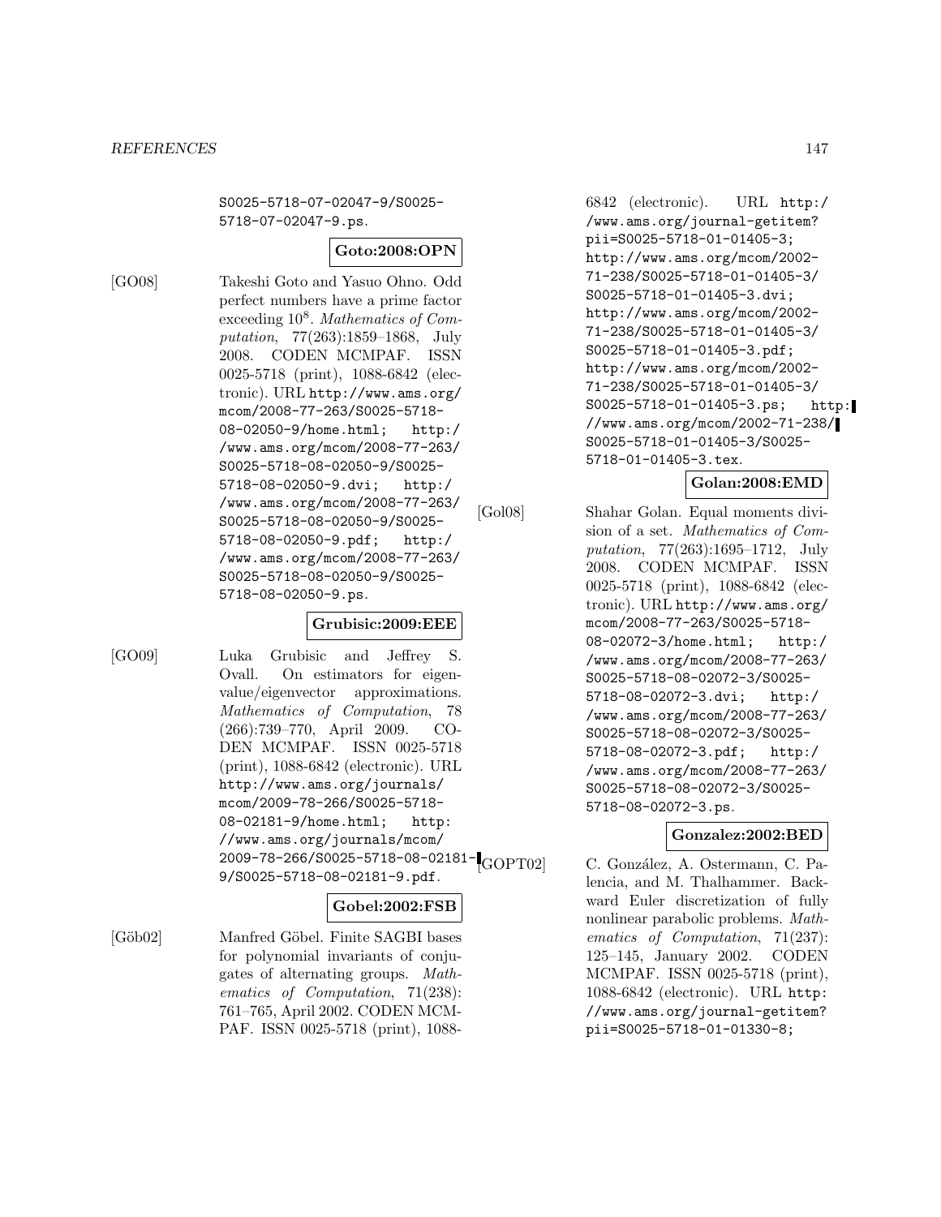S0025-5718-07-02047-9/S0025-5718-07-02047-9.ps.

**Goto:2008:OPN**

[GO08] Takeshi Goto and Yasuo Ohno. Odd perfect numbers have a prime factor exceeding $10^8$. *Mathematics of Computation*, 77(263):1859–1868, July 2008. CODEN MCMPAF. ISSN 0025-5718 (print), 1088-6842 (electronic). URL http://www.ams.org/mcom/2008-77-263/S0025-5718-08-02050-9/home.html; http://www.ams.org/mcom/2008-77-263/S0025-5718-08-02050-9/S0025-5718-08-02050-9.dvi; http://www.ams.org/mcom/2008-77-263/S0025-5718-08-02050-9/S0025-5718-08-02050-9.pdf; http://www.ams.org/mcom/2008-77-263/S0025-5718-08-02050-9/S0025-5718-08-02050-9.ps.

**Grubisic:2009:EEE**

[GO09] Luka Grubisic and Jeffrey S. Ovall. On estimators for eigenvalue/eigenvector approximations. *Mathematics of Computation*, 78(266):739–770, April 2009. CODEN MCMPAF. ISSN 0025-5718 (print), 1088-6842 (electronic). URL http://www.ams.org/journals/mcom/2009-78-266/S0025-5718-08-02181-9/home.html; http://www.ams.org/journals/mcom/2009-78-266/S0025-5718-08-02181-9/S0025-5718-08-02181-9.pdf.

**Gobel:2002:FSB**

[Göb02] Manfred Göbel. Finite SAGBI bases for polynomial invariants of conjugates of alternating groups. *Mathematics of Computation*, 71(238):761–765, April 2002. CODEN MCMPAF. ISSN 0025-5718 (print), 1088-6842 (electronic). URL http://www.ams.org/journal-getitem?pii=S0025-5718-01-01405-3; http://www.ams.org/mcom/2002-71-238/S0025-5718-01-01405-3/S0025-5718-01-01405-3.dvi; http://www.ams.org/mcom/2002-71-238/S0025-5718-01-01405-3/S0025-5718-01-01405-3.pdf; http://www.ams.org/mcom/2002-71-238/S0025-5718-01-01405-3/S0025-5718-01-01405-3.ps; http://www.ams.org/mcom/2002-71-238/S0025-5718-01-01405-3/S0025-5718-01-01405-3.tex.

**Golan:2008:EMD**

[Gol08] Shahar Golan. Equal moments division of a set. *Mathematics of Computation*, 77(263):1695–1712, July 2008. CODEN MCMPAF. ISSN 0025-5718 (print), 1088-6842 (electronic). URL http://www.ams.org/mcom/2008-77-263/S0025-5718-08-02072-3/home.html; http://www.ams.org/mcom/2008-77-263/S0025-5718-08-02072-3/S0025-5718-08-02072-3.dvi; http://www.ams.org/mcom/2008-77-263/S0025-5718-08-02072-3/S0025-5718-08-02072-3.pdf; http://www.ams.org/mcom/2008-77-263/S0025-5718-08-02072-3/S0025-5718-08-02072-3.ps.

**Gonzalez:2002:BED**

[GOPT02] C. González, A. Ostermann, C. Palencia, and M. Thalhammer. Backward Euler discretization of fully nonlinear parabolic problems. *Mathematics of Computation*, 71(237):125–145, January 2002. CODEN MCMPAF. ISSN 0025-5718 (print), 1088-6842 (electronic). URL http://www.ams.org/journal-getitem?pii=S0025-5718-01-01330-8;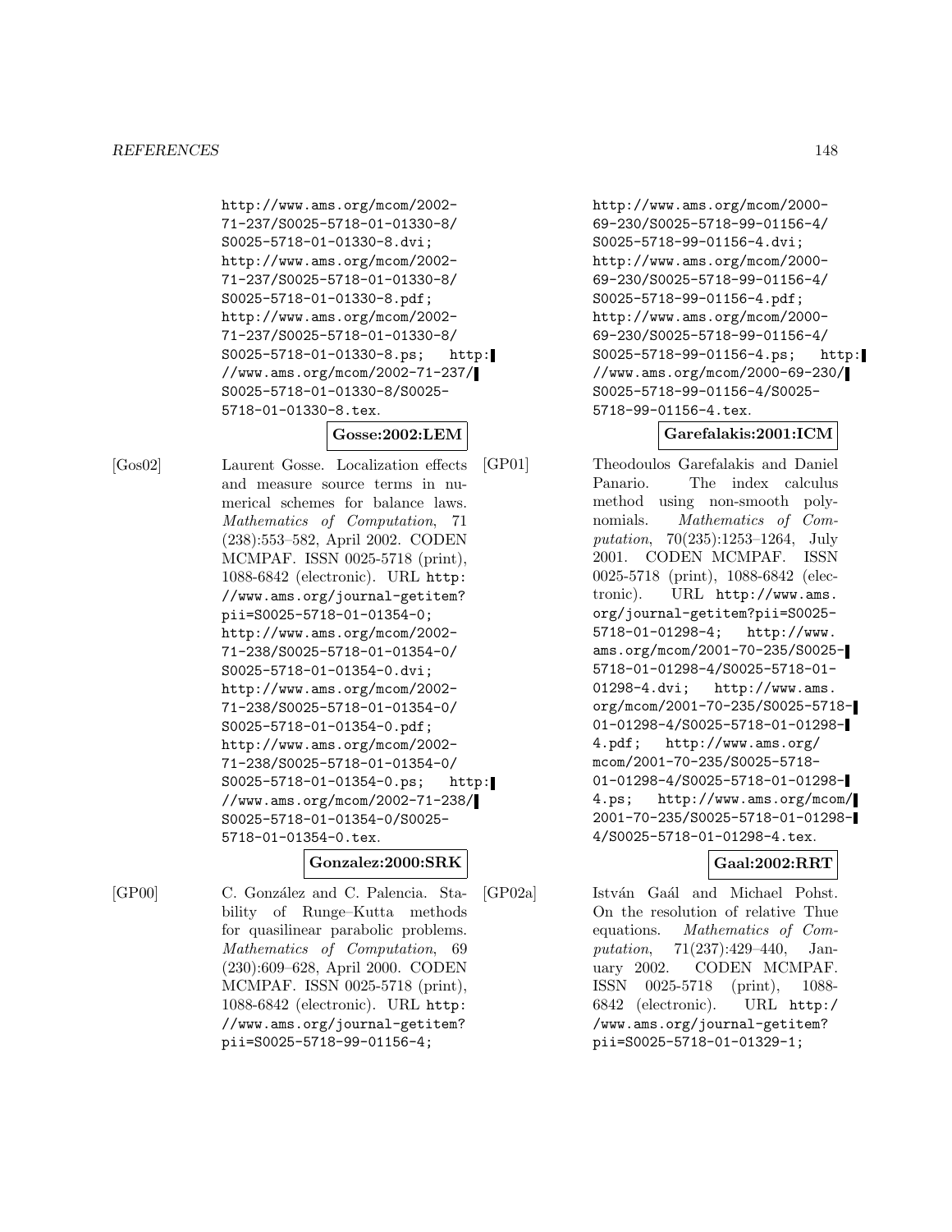http://www.ams.org/mcom/2002-71-237/S0025-5718-01-01330-8/S0025-5718-01-01330-8.dvi; http://www.ams.org/mcom/2002-71-237/S0025-5718-01-01330-8/S0025-5718-01-01330-8.pdf; http://www.ams.org/mcom/2002-71-237/S0025-5718-01-01330-8/S0025-5718-01-01330-8.ps; http://www.ams.org/mcom/2002-71-237/S0025-5718-01-01330-8/S0025-5718-01-01330-8.tex.

**Gosse:2002:LEM**

[Gos02] Laurent Gosse. Localization effects and measure source terms in numerical schemes for balance laws. *Mathematics of Computation*, 71 (238):553–582, April 2002. CODEN MCMPAF. ISSN 0025-5718 (print), 1088-6842 (electronic). URL http://www.ams.org/journal-getitem?pii=S0025-5718-01-01354-0; http://www.ams.org/mcom/2002-71-238/S0025-5718-01-01354-0/S0025-5718-01-01354-0.dvi; http://www.ams.org/mcom/2002-71-238/S0025-5718-01-01354-0/S0025-5718-01-01354-0.pdf; http://www.ams.org/mcom/2002-71-238/S0025-5718-01-01354-0/S0025-5718-01-01354-0.ps; http://www.ams.org/mcom/2002-71-238/S0025-5718-01-01354-0/S0025-5718-01-01354-0.tex.

**Gonzalez:2000:SRK**

[GP00] C. González and C. Palencia. Stability of Runge–Kutta methods for quasilinear parabolic problems. *Mathematics of Computation*, 69 (230):609–628, April 2000. CODEN MCMPAF. ISSN 0025-5718 (print), 1088-6842 (electronic). URL http://www.ams.org/journal-getitem?pii=S0025-5718-99-01156-4; http://www.ams.org/mcom/2000-69-230/S0025-5718-99-01156-4/S0025-5718-99-01156-4.dvi; http://www.ams.org/mcom/2000-69-230/S0025-5718-99-01156-4/S0025-5718-99-01156-4.pdf; http://www.ams.org/mcom/2000-69-230/S0025-5718-99-01156-4/S0025-5718-99-01156-4.ps; http://www.ams.org/mcom/2000-69-230/S0025-5718-99-01156-4/S0025-5718-99-01156-4.tex.

**Garefalakis:2001:ICM**

[GP01] Theodoulos Garefalakis and Daniel Panario. The index calculus method using non-smooth polynomials. *Mathematics of Computation*, 70(235):1253–1264, July 2001. CODEN MCMPAF. ISSN 0025-5718 (print), 1088-6842 (electronic). URL http://www.ams.org/journal-getitem?pii=S0025-5718-01-01298-4; http://www.ams.org/mcom/2001-70-235/S0025-5718-01-01298-4/S0025-5718-01-01298-4.dvi; http://www.ams.org/mcom/2001-70-235/S0025-5718-01-01298-4/S0025-5718-01-01298-4.pdf; http://www.ams.org/mcom/2001-70-235/S0025-5718-01-01298-4/S0025-5718-01-01298-4.ps; http://www.ams.org/mcom/2001-70-235/S0025-5718-01-01298-4/S0025-5718-01-01298-4.tex.

**Gaal:2002:RRT**

[GP02a] István Gaál and Michael Pohst. On the resolution of relative Thue equations. *Mathematics of Computation*, 71(237):429–440, January 2002. CODEN MCMPAF. ISSN 0025-5718 (print), 1088-6842 (electronic). URL http://www.ams.org/journal-getitem?pii=S0025-5718-01-01329-1;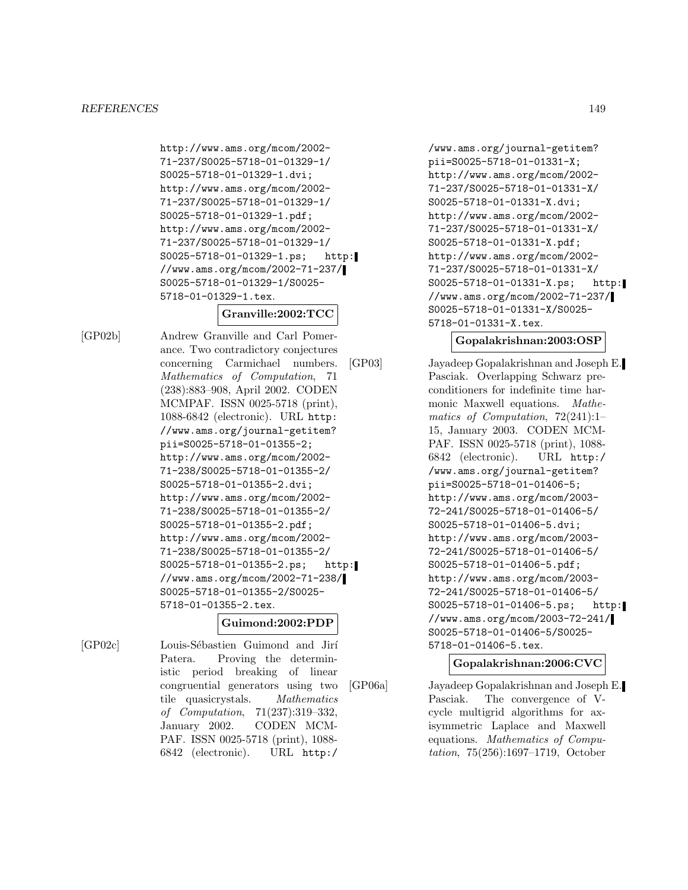http://www.ams.org/mcom/2002-71-237/S0025-5718-01-01329-1/S0025-5718-01-01329-1.dvi; http://www.ams.org/mcom/2002-71-237/S0025-5718-01-01329-1/S0025-5718-01-01329-1.pdf; http://www.ams.org/mcom/2002-71-237/S0025-5718-01-01329-1/S0025-5718-01-01329-1.ps; http://www.ams.org/mcom/2002-71-237/S0025-5718-01-01329-1/S0025-5718-01-01329-1.tex.

**Granville:2002:TCC**

[GP02b] Andrew Granville and Carl Pomerance. Two contradictory conjectures concerning Carmichael numbers. *Mathematics of Computation*, 71 (238):883–908, April 2002. CODEN MCMPAF. ISSN 0025-5718 (print), 1088-6842 (electronic). URL http://www.ams.org/journal-getitem?pii=S0025-5718-01-01355-2; http://www.ams.org/mcom/2002-71-238/S0025-5718-01-01355-2/S0025-5718-01-01355-2.dvi; http://www.ams.org/mcom/2002-71-238/S0025-5718-01-01355-2/S0025-5718-01-01355-2.pdf; http://www.ams.org/mcom/2002-71-238/S0025-5718-01-01355-2/S0025-5718-01-01355-2.ps; http://www.ams.org/mcom/2002-71-238/S0025-5718-01-01355-2/S0025-5718-01-01355-2.tex.

**Guimond:2002:PDP**

[GP02c] Louis-Sébastien Guimond and Jirí Patera. Proving the deterministic period breaking of linear congruential generators using two tile quasicrystals. *Mathematics of Computation*, 71(237):319–332, January 2002. CODEN MCMPAF. ISSN 0025-5718 (print), 1088-6842 (electronic). URL http://www.ams.org/journal-getitem?pii=S0025-5718-01-01331-X; http://www.ams.org/mcom/2002-71-237/S0025-5718-01-01331-X/S0025-5718-01-01331-X.dvi; http://www.ams.org/mcom/2002-71-237/S0025-5718-01-01331-X/S0025-5718-01-01331-X.pdf; http://www.ams.org/mcom/2002-71-237/S0025-5718-01-01331-X/S0025-5718-01-01331-X.ps; http://www.ams.org/mcom/2002-71-237/S0025-5718-01-01331-X/S0025-5718-01-01331-X.tex.

**Gopalakrishnan:2003:OSP**

[GP03] Jayadeep Gopalakrishnan and Joseph E. Pasciak. Overlapping Schwarz preconditioners for indefinite time harmonic Maxwell equations. *Mathematics of Computation*, 72(241):1–15, January 2003. CODEN MCMPAF. ISSN 0025-5718 (print), 1088-6842 (electronic). URL http://www.ams.org/journal-getitem?pii=S0025-5718-01-01406-5; http://www.ams.org/mcom/2003-72-241/S0025-5718-01-01406-5/S0025-5718-01-01406-5.dvi; http://www.ams.org/mcom/2003-72-241/S0025-5718-01-01406-5/S0025-5718-01-01406-5.pdf; http://www.ams.org/mcom/2003-72-241/S0025-5718-01-01406-5/S0025-5718-01-01406-5.ps; http://www.ams.org/mcom/2003-72-241/S0025-5718-01-01406-5/S0025-5718-01-01406-5.tex.

**Gopalakrishnan:2006:CVC**

[GP06a] Jayadeep Gopalakrishnan and Joseph E. Pasciak. The convergence of V-cycle multigrid algorithms for axisymmetric Laplace and Maxwell equations. *Mathematics of Computation*, 75(256):1697–1719, October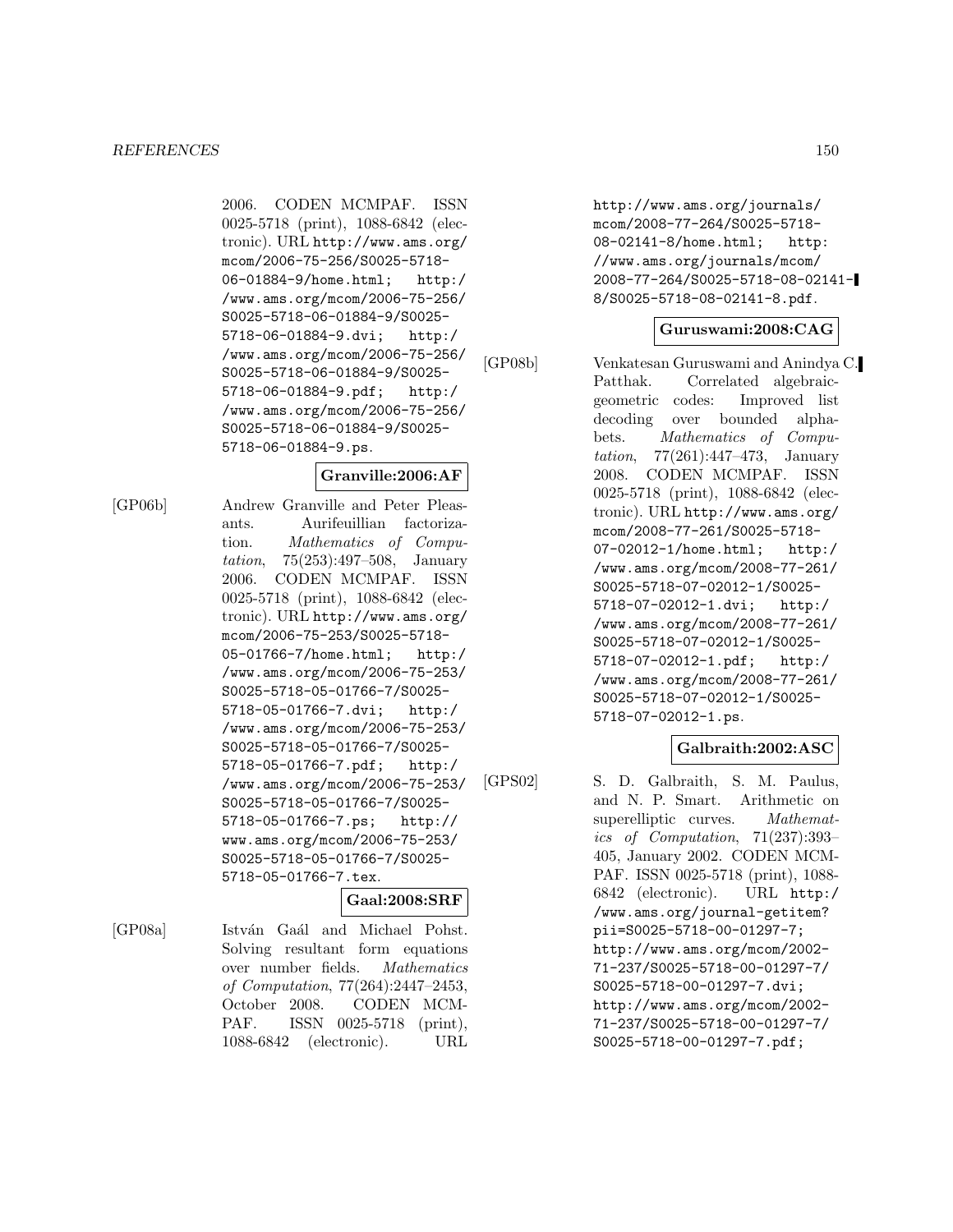2006. CODEN MCMPAF. ISSN 0025-5718 (print), 1088-6842 (electronic). URL http://www.ams.org/mcom/2006-75-256/S0025-5718-06-01884-9/home.html; http://www.ams.org/mcom/2006-75-256/S0025-5718-06-01884-9/S0025-5718-06-01884-9.dvi; http://www.ams.org/mcom/2006-75-256/S0025-5718-06-01884-9/S0025-5718-06-01884-9.pdf; http://www.ams.org/mcom/2006-75-256/S0025-5718-06-01884-9/S0025-5718-06-01884-9.ps.

**Granville:2006:AF**

[GP06b] Andrew Granville and Peter Pleasants. Aurifeuillian factorization. *Mathematics of Computation*, 75(253):497–508, January 2006. CODEN MCMPAF. ISSN 0025-5718 (print), 1088-6842 (electronic). URL http://www.ams.org/mcom/2006-75-253/S0025-5718-05-01766-7/home.html; http://www.ams.org/mcom/2006-75-253/S0025-5718-05-01766-7/S0025-5718-05-01766-7.dvi; http://www.ams.org/mcom/2006-75-253/S0025-5718-05-01766-7/S0025-5718-05-01766-7.pdf; http://www.ams.org/mcom/2006-75-253/S0025-5718-05-01766-7/S0025-5718-05-01766-7.ps; http://www.ams.org/mcom/2006-75-253/S0025-5718-05-01766-7/S0025-5718-05-01766-7.tex.

**Gaal:2008:SRF**

[GP08a] István Gaál and Michael Pohst. Solving resultant form equations over number fields. *Mathematics of Computation*, 77(264):2447–2453, October 2008. CODEN MCMPAF. ISSN 0025-5718 (print), 1088-6842 (electronic). URL http://www.ams.org/journals/mcom/2008-77-264/S0025-5718-08-02141-8/home.html; http://www.ams.org/journals/mcom/2008-77-264/S0025-5718-08-02141-8/S0025-5718-08-02141-8.pdf.

**Guruswami:2008:CAG**

[GP08b] Venkatesan Guruswami and Anindya C. Patthak. Correlated algebraic-geometric codes: Improved list decoding over bounded alphabets. *Mathematics of Computation*, 77(261):447–473, January 2008. CODEN MCMPAF. ISSN 0025-5718 (print), 1088-6842 (electronic). URL http://www.ams.org/mcom/2008-77-261/S0025-5718-07-02012-1/home.html; http://www.ams.org/mcom/2008-77-261/S0025-5718-07-02012-1/S0025-5718-07-02012-1.dvi; http://www.ams.org/mcom/2008-77-261/S0025-5718-07-02012-1/S0025-5718-07-02012-1.pdf; http://www.ams.org/mcom/2008-77-261/S0025-5718-07-02012-1/S0025-5718-07-02012-1.ps.

**Galbraith:2002:ASC**

[GPS02] S. D. Galbraith, S. M. Paulus, and N. P. Smart. Arithmetic on superelliptic curves. *Mathematics of Computation*, 71(237):393–405, January 2002. CODEN MCMPAF. ISSN 0025-5718 (print), 1088-6842 (electronic). URL http://www.ams.org/journal-getitem?pii=S0025-5718-00-01297-7; http://www.ams.org/mcom/2002-71-237/S0025-5718-00-01297-7/S0025-5718-00-01297-7.dvi; http://www.ams.org/mcom/2002-71-237/S0025-5718-00-01297-7/S0025-5718-00-01297-7.pdf;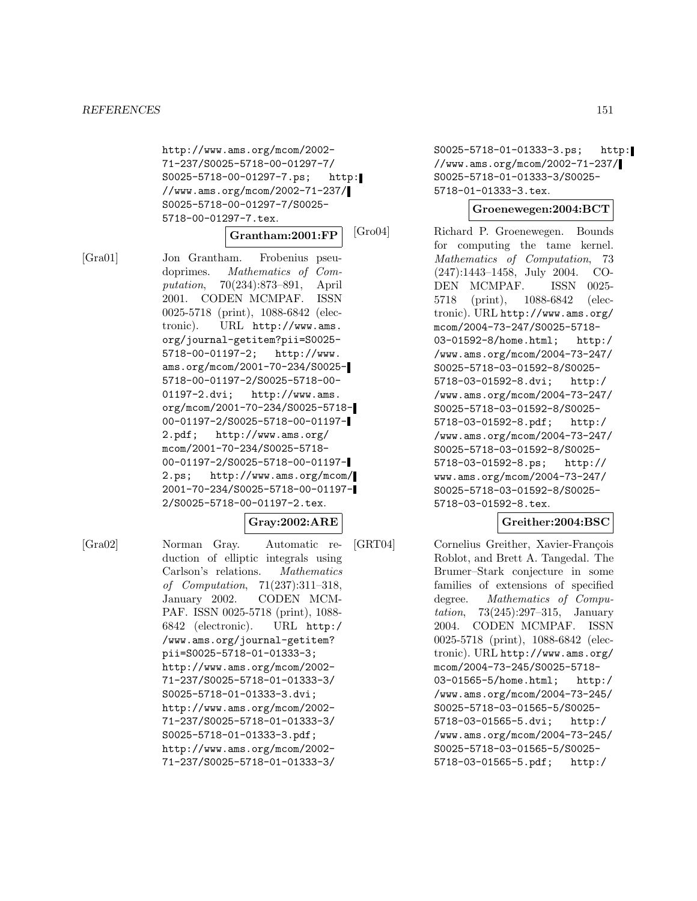http://www.ams.org/mcom/2002-71-237/S0025-5718-00-01297-7/S0025-5718-00-01297-7.ps; http://www.ams.org/mcom/2002-71-237/S0025-5718-00-01297-7/S0025-5718-00-01297-7.tex.

**Grantham:2001:FP**

[Gra01] Jon Grantham. Frobenius pseudoprimes. *Mathematics of Computation*, 70(234):873–891, April 2001. CODEN MCMPAF. ISSN 0025-5718 (print), 1088-6842 (electronic). URL http://www.ams.org/journal-getitem?pii=S0025-5718-00-01197-2; http://www.ams.org/mcom/2001-70-234/S0025-5718-00-01197-2/S0025-5718-00-01197-2.dvi; http://www.ams.org/mcom/2001-70-234/S0025-5718-00-01197-2/S0025-5718-00-01197-2.pdf; http://www.ams.org/mcom/2001-70-234/S0025-5718-00-01197-2/S0025-5718-00-01197-2.ps; http://www.ams.org/mcom/2001-70-234/S0025-5718-00-01197-2/S0025-5718-00-01197-2.tex.

**Gray:2002:ARE**

[Gra02] Norman Gray. Automatic reduction of elliptic integrals using Carlson's relations. *Mathematics of Computation*, 71(237):311–318, January 2002. CODEN MCMPAF. ISSN 0025-5718 (print), 1088-6842 (electronic). URL http://www.ams.org/journal-getitem?pii=S0025-5718-01-01333-3; http://www.ams.org/mcom/2002-71-237/S0025-5718-01-01333-3/S0025-5718-01-01333-3.dvi; http://www.ams.org/mcom/2002-71-237/S0025-5718-01-01333-3/S0025-5718-01-01333-3.pdf; http://www.ams.org/mcom/2002-71-237/S0025-5718-01-01333-3/S0025-5718-01-01333-3.ps; http://www.ams.org/mcom/2002-71-237/S0025-5718-01-01333-3/S0025-5718-01-01333-3.tex.

**Groenewegen:2004:BCT**

[Gro04] Richard P. Groenewegen. Bounds for computing the tame kernel. *Mathematics of Computation*, 73(247):1443–1458, July 2004. CODEN MCMPAF. ISSN 0025-5718 (print), 1088-6842 (electronic). URL http://www.ams.org/mcom/2004-73-247/S0025-5718-03-01592-8/home.html; http://www.ams.org/mcom/2004-73-247/S0025-5718-03-01592-8/S0025-5718-03-01592-8.dvi; http://www.ams.org/mcom/2004-73-247/S0025-5718-03-01592-8/S0025-5718-03-01592-8.pdf; http://www.ams.org/mcom/2004-73-247/S0025-5718-03-01592-8/S0025-5718-03-01592-8.ps; http://www.ams.org/mcom/2004-73-247/S0025-5718-03-01592-8/S0025-5718-03-01592-8.tex.

**Greither:2004:BSC**

[GRT04] Cornelius Greither, Xavier-François Roblot, and Brett A. Tangedal. The Brumer–Stark conjecture in some families of extensions of specified degree. *Mathematics of Computation*, 73(245):297–315, January 2004. CODEN MCMPAF. ISSN 0025-5718 (print), 1088-6842 (electronic). URL http://www.ams.org/mcom/2004-73-245/S0025-5718-03-01565-5/home.html; http://www.ams.org/mcom/2004-73-245/S0025-5718-03-01565-5/S0025-5718-03-01565-5.dvi; http://www.ams.org/mcom/2004-73-245/S0025-5718-03-01565-5/S0025-5718-03-01565-5.pdf; http:/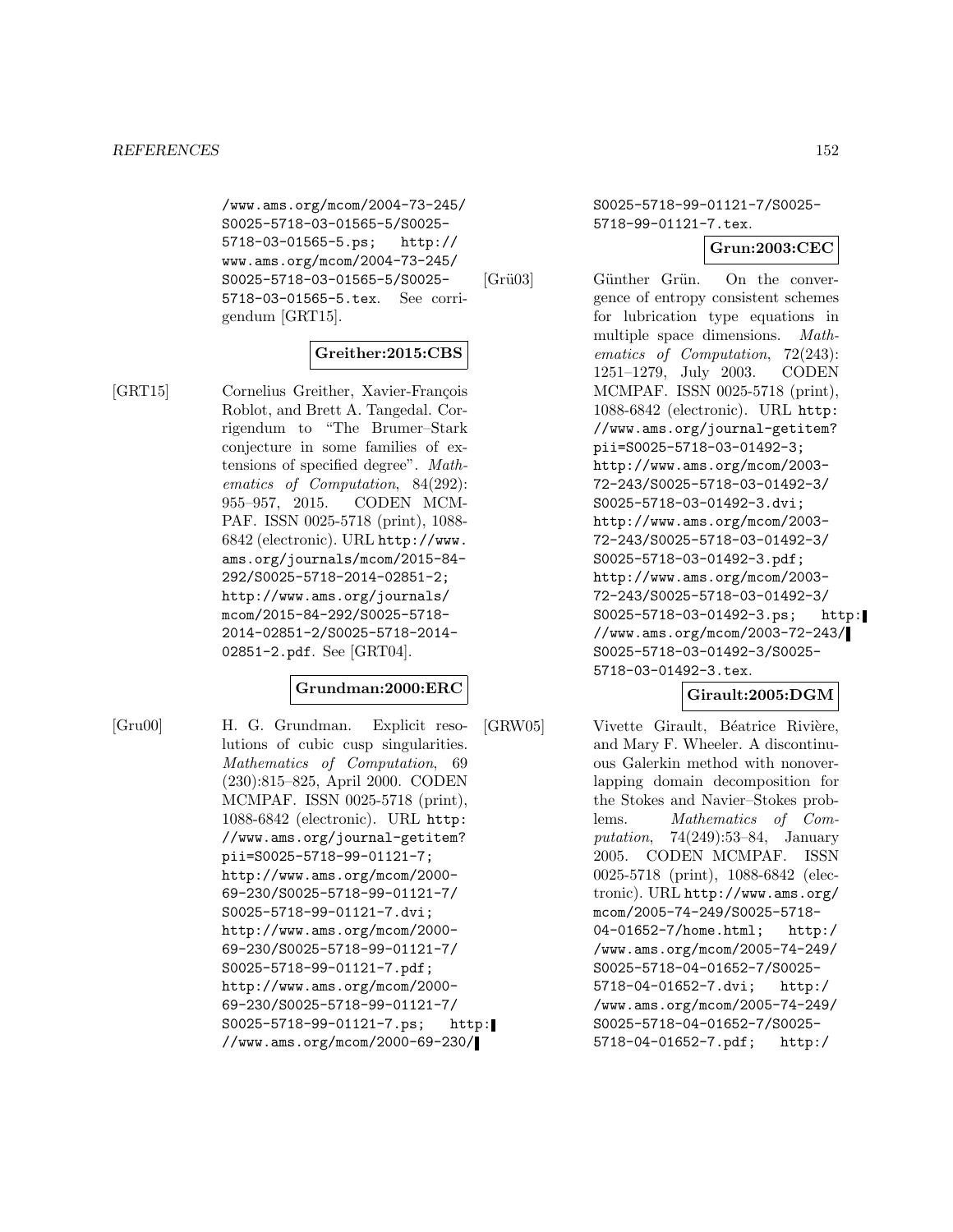/www.ams.org/mcom/2004-73-245/S0025-5718-03-01565-5/S0025-5718-03-01565-5.ps; http://www.ams.org/mcom/2004-73-245/S0025-5718-03-01565-5/S0025-5718-03-01565-5.tex. See corrigendum [GRT15].

**Greither:2015:CBS**

[GRT15] Cornelius Greither, Xavier-François Roblot, and Brett A. Tangedal. Corrigendum to "The Brumer–Stark conjecture in some families of extensions of specified degree". *Mathematics of Computation*, 84(292): 955–957, 2015. CODEN MCMPAF. ISSN 0025-5718 (print), 1088-6842 (electronic). URL http://www.ams.org/journals/mcom/2015-84-292/S0025-5718-2014-02851-2; http://www.ams.org/journals/mcom/2015-84-292/S0025-5718-2014-02851-2/S0025-5718-2014-02851-2.pdf. See [GRT04].

**Grundman:2000:ERC**

[Gru00] H. G. Grundman. Explicit resolutions of cubic cusp singularities. *Mathematics of Computation*, 69 (230):815–825, April 2000. CODEN MCMPAF. ISSN 0025-5718 (print), 1088-6842 (electronic). URL http://www.ams.org/journal-getitem?pii=S0025-5718-99-01121-7; http://www.ams.org/mcom/2000-69-230/S0025-5718-99-01121-7/S0025-5718-99-01121-7.dvi; http://www.ams.org/mcom/2000-69-230/S0025-5718-99-01121-7/S0025-5718-99-01121-7.pdf; http://www.ams.org/mcom/2000-69-230/S0025-5718-99-01121-7/S0025-5718-99-01121-7.ps; http://www.ams.org/mcom/2000-69-230/S0025-5718-99-01121-7/S0025-5718-99-01121-7.tex.

**Grun:2003:CEC**

[Grü03] Günther Grün. On the convergence of entropy consistent schemes for lubrication type equations in multiple space dimensions. *Mathematics of Computation*, 72(243): 1251–1279, July 2003. CODEN MCMPAF. ISSN 0025-5718 (print), 1088-6842 (electronic). URL http://www.ams.org/journal-getitem?pii=S0025-5718-03-01492-3; http://www.ams.org/mcom/2003-72-243/S0025-5718-03-01492-3/S0025-5718-03-01492-3.dvi; http://www.ams.org/mcom/2003-72-243/S0025-5718-03-01492-3/S0025-5718-03-01492-3.pdf; http://www.ams.org/mcom/2003-72-243/S0025-5718-03-01492-3/S0025-5718-03-01492-3.ps; http://www.ams.org/mcom/2003-72-243/S0025-5718-03-01492-3/S0025-5718-03-01492-3.tex.

**Girault:2005:DGM**

[GRW05] Vivette Girault, Béatrice Rivière, and Mary F. Wheeler. A discontinuous Galerkin method with nonoverlapping domain decomposition for the Stokes and Navier–Stokes problems. *Mathematics of Computation*, 74(249):53–84, January 2005. CODEN MCMPAF. ISSN 0025-5718 (print), 1088-6842 (electronic). URL http://www.ams.org/mcom/2005-74-249/S0025-5718-04-01652-7/home.html; http://www.ams.org/mcom/2005-74-249/S0025-5718-04-01652-7/S0025-5718-04-01652-7.dvi; http://www.ams.org/mcom/2005-74-249/S0025-5718-04-01652-7/S0025-5718-04-01652-7.pdf; http:/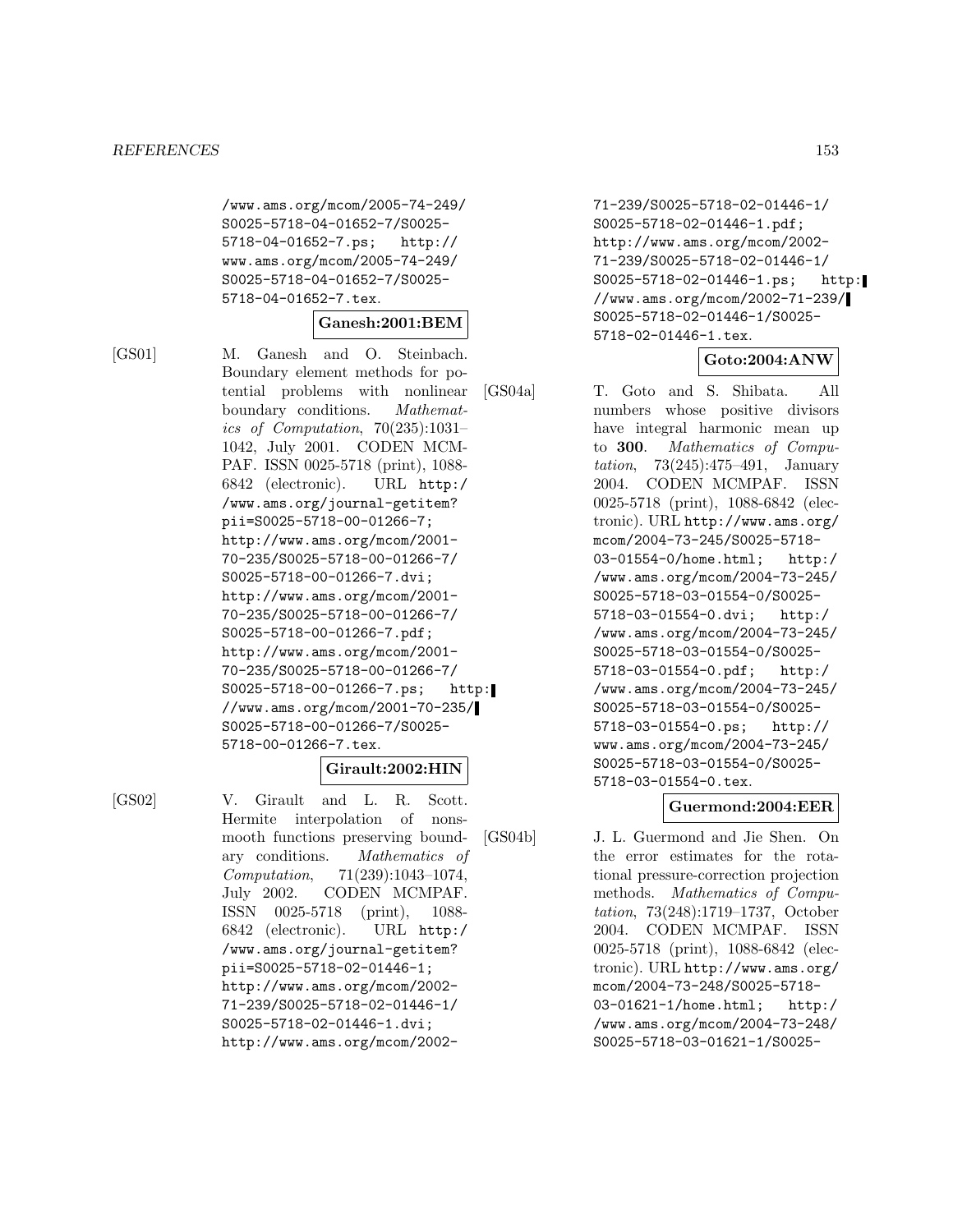/www.ams.org/mcom/2005-74-249/S0025-5718-04-01652-7/S0025-5718-04-01652-7.ps; http://www.ams.org/mcom/2005-74-249/S0025-5718-04-01652-7/S0025-5718-04-01652-7.tex.

**Ganesh:2001:BEM**

[GS01] M. Ganesh and O. Steinbach. Boundary element methods for potential problems with nonlinear boundary conditions. *Mathematics of Computation*, 70(235):1031–1042, July 2001. CODEN MCMPAF. ISSN 0025-5718 (print), 1088-6842 (electronic). URL http://www.ams.org/journal-getitem?pii=S0025-5718-00-01266-7; http://www.ams.org/mcom/2001-70-235/S0025-5718-00-01266-7/S0025-5718-00-01266-7.dvi; http://www.ams.org/mcom/2001-70-235/S0025-5718-00-01266-7/S0025-5718-00-01266-7.pdf; http://www.ams.org/mcom/2001-70-235/S0025-5718-00-01266-7/S0025-5718-00-01266-7.ps; http://www.ams.org/mcom/2001-70-235/S0025-5718-00-01266-7/S0025-5718-00-01266-7.tex.

**Girault:2002:HIN**

[GS02] V. Girault and L. R. Scott. Hermite interpolation of nonsmooth functions preserving boundary conditions. *Mathematics of Computation*, 71(239):1043–1074, July 2002. CODEN MCMPAF. ISSN 0025-5718 (print), 1088-6842 (electronic). URL http://www.ams.org/journal-getitem?pii=S0025-5718-02-01446-1; http://www.ams.org/mcom/2002-71-239/S0025-5718-02-01446-1/S0025-5718-02-01446-1.dvi; http://www.ams.org/mcom/2002-71-239/S0025-5718-02-01446-1/S0025-5718-02-01446-1.pdf; http://www.ams.org/mcom/2002-71-239/S0025-5718-02-01446-1/S0025-5718-02-01446-1.ps; http://www.ams.org/mcom/2002-71-239/S0025-5718-02-01446-1/S0025-5718-02-01446-1.tex.

**Goto:2004:ANW**

[GS04a] T. Goto and S. Shibata. All numbers whose positive divisors have integral harmonic mean up to **300**. *Mathematics of Computation*, 73(245):475–491, January 2004. CODEN MCMPAF. ISSN 0025-5718 (print), 1088-6842 (electronic). URL http://www.ams.org/mcom/2004-73-245/S0025-5718-03-01554-0/home.html; http://www.ams.org/mcom/2004-73-245/S0025-5718-03-01554-0/S0025-5718-03-01554-0.dvi; http://www.ams.org/mcom/2004-73-245/S0025-5718-03-01554-0/S0025-5718-03-01554-0.pdf; http://www.ams.org/mcom/2004-73-245/S0025-5718-03-01554-0/S0025-5718-03-01554-0.ps; http://www.ams.org/mcom/2004-73-245/S0025-5718-03-01554-0/S0025-5718-03-01554-0.tex.

**Guermond:2004:EER**

[GS04b] J. L. Guermond and Jie Shen. On the error estimates for the rotational pressure-correction projection methods. *Mathematics of Computation*, 73(248):1719–1737, October 2004. CODEN MCMPAF. ISSN 0025-5718 (print), 1088-6842 (electronic). URL http://www.ams.org/mcom/2004-73-248/S0025-5718-03-01621-1/home.html; http://www.ams.org/mcom/2004-73-248/S0025-5718-03-01621-1/S0025-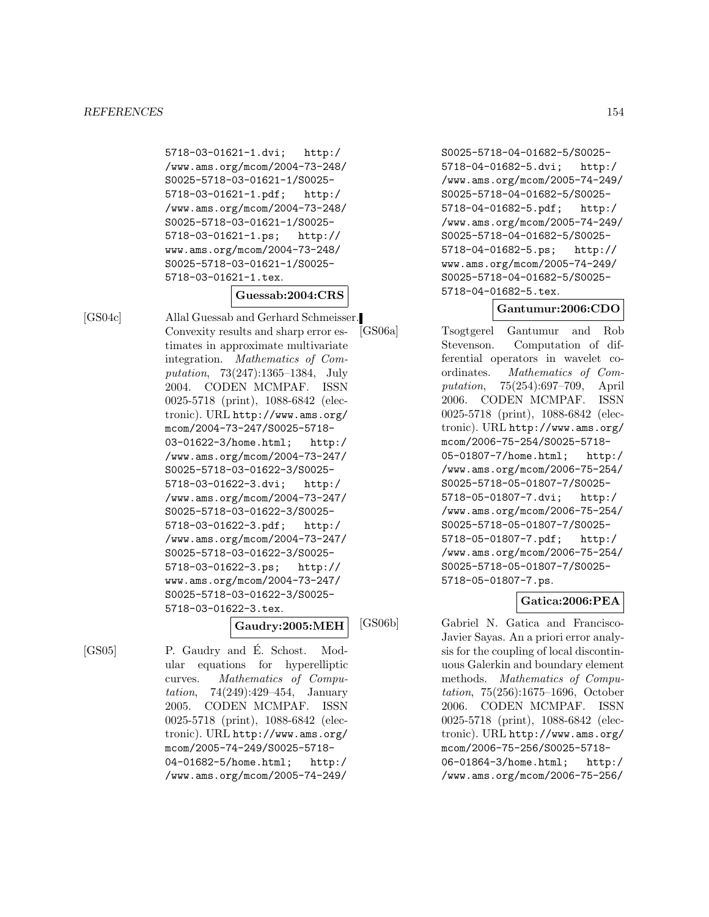5718-03-01621-1.dvi; http://www.ams.org/mcom/2004-73-248/S0025-5718-03-01621-1/S0025-5718-03-01621-1.pdf; http://www.ams.org/mcom/2004-73-248/S0025-5718-03-01621-1/S0025-5718-03-01621-1.ps; http://www.ams.org/mcom/2004-73-248/S0025-5718-03-01621-1/S0025-5718-03-01621-1.tex.

**Guessab:2004:CRS**

[GS04c] Allal Guessab and Gerhard Schmeisser. Convexity results and sharp error estimates in approximate multivariate integration. *Mathematics of Computation*, 73(247):1365–1384, July 2004. CODEN MCMPAF. ISSN 0025-5718 (print), 1088-6842 (electronic). URL http://www.ams.org/mcom/2004-73-247/S0025-5718-03-01622-3/home.html; http://www.ams.org/mcom/2004-73-247/S0025-5718-03-01622-3/S0025-5718-03-01622-3.dvi; http://www.ams.org/mcom/2004-73-247/S0025-5718-03-01622-3/S0025-5718-03-01622-3.pdf; http://www.ams.org/mcom/2004-73-247/S0025-5718-03-01622-3/S0025-5718-03-01622-3.ps; http://www.ams.org/mcom/2004-73-247/S0025-5718-03-01622-3/S0025-5718-03-01622-3.tex.

**Gaudry:2005:MEH**

[GS05] P. Gaudry and É. Schost. Modular equations for hyperelliptic curves. *Mathematics of Computation*, 74(249):429–454, January 2005. CODEN MCMPAF. ISSN 0025-5718 (print), 1088-6842 (electronic). URL http://www.ams.org/mcom/2005-74-249/S0025-5718-04-01682-5/home.html; http://www.ams.org/mcom/2005-74-249/S0025-5718-04-01682-5/S0025-5718-04-01682-5.dvi; http://www.ams.org/mcom/2005-74-249/S0025-5718-04-01682-5/S0025-5718-04-01682-5.pdf; http://www.ams.org/mcom/2005-74-249/S0025-5718-04-01682-5/S0025-5718-04-01682-5.ps; http://www.ams.org/mcom/2005-74-249/S0025-5718-04-01682-5/S0025-5718-04-01682-5.tex.

**Gantumur:2006:CDO**

[GS06a] Tsogtgerel Gantumur and Rob Stevenson. Computation of differential operators in wavelet coordinates. *Mathematics of Computation*, 75(254):697–709, April 2006. CODEN MCMPAF. ISSN 0025-5718 (print), 1088-6842 (electronic). URL http://www.ams.org/mcom/2006-75-254/S0025-5718-05-01807-7/home.html; http://www.ams.org/mcom/2006-75-254/S0025-5718-05-01807-7/S0025-5718-05-01807-7.dvi; http://www.ams.org/mcom/2006-75-254/S0025-5718-05-01807-7/S0025-5718-05-01807-7.pdf; http://www.ams.org/mcom/2006-75-254/S0025-5718-05-01807-7/S0025-5718-05-01807-7.ps.

**Gatica:2006:PEA**

[GS06b] Gabriel N. Gatica and Francisco-Javier Sayas. An a priori error analysis for the coupling of local discontinuous Galerkin and boundary element methods. *Mathematics of Computation*, 75(256):1675–1696, October 2006. CODEN MCMPAF. ISSN 0025-5718 (print), 1088-6842 (electronic). URL http://www.ams.org/mcom/2006-75-256/S0025-5718-06-01864-3/home.html; http://www.ams.org/mcom/2006-75-256/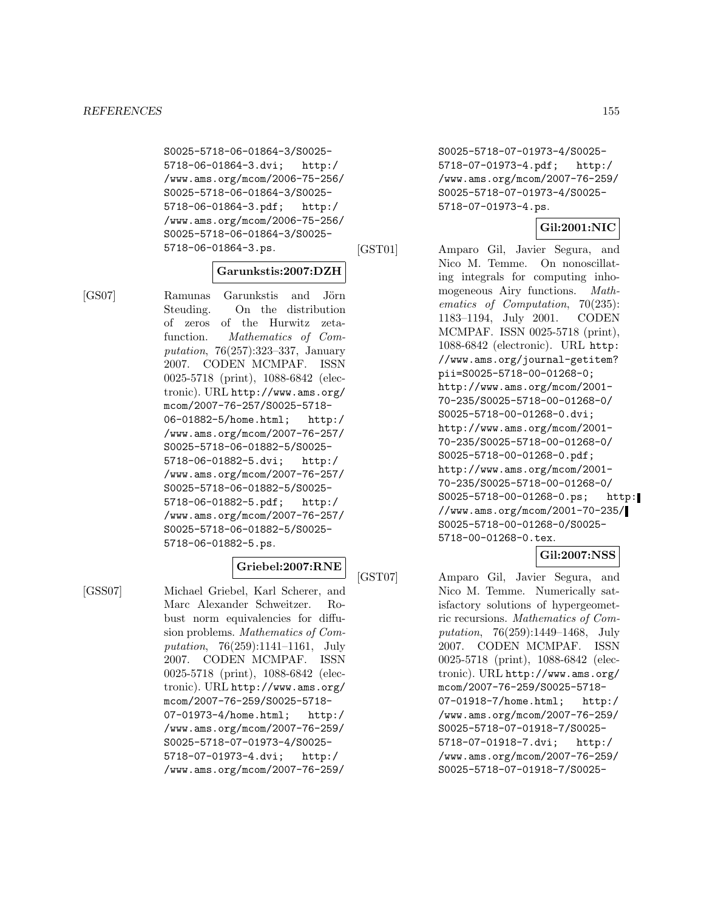S0025-5718-06-01864-3/S0025-5718-06-01864-3.dvi; http://www.ams.org/mcom/2006-75-256/S0025-5718-06-01864-3/S0025-5718-06-01864-3.pdf; http://www.ams.org/mcom/2006-75-256/S0025-5718-06-01864-3/S0025-5718-06-01864-3.ps.

**Garunkstis:2007:DZH**

[GS07] Ramunas Garunkstis and Jörn Steuding. On the distribution of zeros of the Hurwitz zeta-function. *Mathematics of Computation*, 76(257):323–337, January 2007. CODEN MCMPAF. ISSN 0025-5718 (print), 1088-6842 (electronic). URL http://www.ams.org/mcom/2007-76-257/S0025-5718-06-01882-5/home.html; http://www.ams.org/mcom/2007-76-257/S0025-5718-06-01882-5/S0025-5718-06-01882-5.dvi; http://www.ams.org/mcom/2007-76-257/S0025-5718-06-01882-5/S0025-5718-06-01882-5.pdf; http://www.ams.org/mcom/2007-76-257/S0025-5718-06-01882-5/S0025-5718-06-01882-5.ps.

**Griebel:2007:RNE**

[GSS07] Michael Griebel, Karl Scherer, and Marc Alexander Schweitzer. Robust norm equivalencies for diffusion problems. *Mathematics of Computation*, 76(259):1141–1161, July 2007. CODEN MCMPAF. ISSN 0025-5718 (print), 1088-6842 (electronic). URL http://www.ams.org/mcom/2007-76-259/S0025-5718-07-01973-4/home.html; http://www.ams.org/mcom/2007-76-259/S0025-5718-07-01973-4/S0025-5718-07-01973-4.dvi; http://www.ams.org/mcom/2007-76-259/S0025-5718-07-01973-4/S0025-5718-07-01973-4.pdf; http://www.ams.org/mcom/2007-76-259/S0025-5718-07-01973-4/S0025-5718-07-01973-4.ps.

**Gil:2001:NIC**

[GST01] Amparo Gil, Javier Segura, and Nico M. Temme. On nonoscillating integrals for computing inhomogeneous Airy functions. *Mathematics of Computation*, 70(235): 1183–1194, July 2001. CODEN MCMPAF. ISSN 0025-5718 (print), 1088-6842 (electronic). URL http://www.ams.org/journal-getitem?pii=S0025-5718-00-01268-0; http://www.ams.org/mcom/2001-70-235/S0025-5718-00-01268-0/S0025-5718-00-01268-0.dvi; http://www.ams.org/mcom/2001-70-235/S0025-5718-00-01268-0/S0025-5718-00-01268-0.pdf; http://www.ams.org/mcom/2001-70-235/S0025-5718-00-01268-0/S0025-5718-00-01268-0.ps; http://www.ams.org/mcom/2001-70-235/S0025-5718-00-01268-0/S0025-5718-00-01268-0.tex.

**Gil:2007:NSS**

[GST07] Amparo Gil, Javier Segura, and Nico M. Temme. Numerically satisfactory solutions of hypergeometric recursions. *Mathematics of Computation*, 76(259):1449–1468, July 2007. CODEN MCMPAF. ISSN 0025-5718 (print), 1088-6842 (electronic). URL http://www.ams.org/mcom/2007-76-259/S0025-5718-07-01918-7/home.html; http://www.ams.org/mcom/2007-76-259/S0025-5718-07-01918-7/S0025-5718-07-01918-7.dvi; http://www.ams.org/mcom/2007-76-259/S0025-5718-07-01918-7/S0025-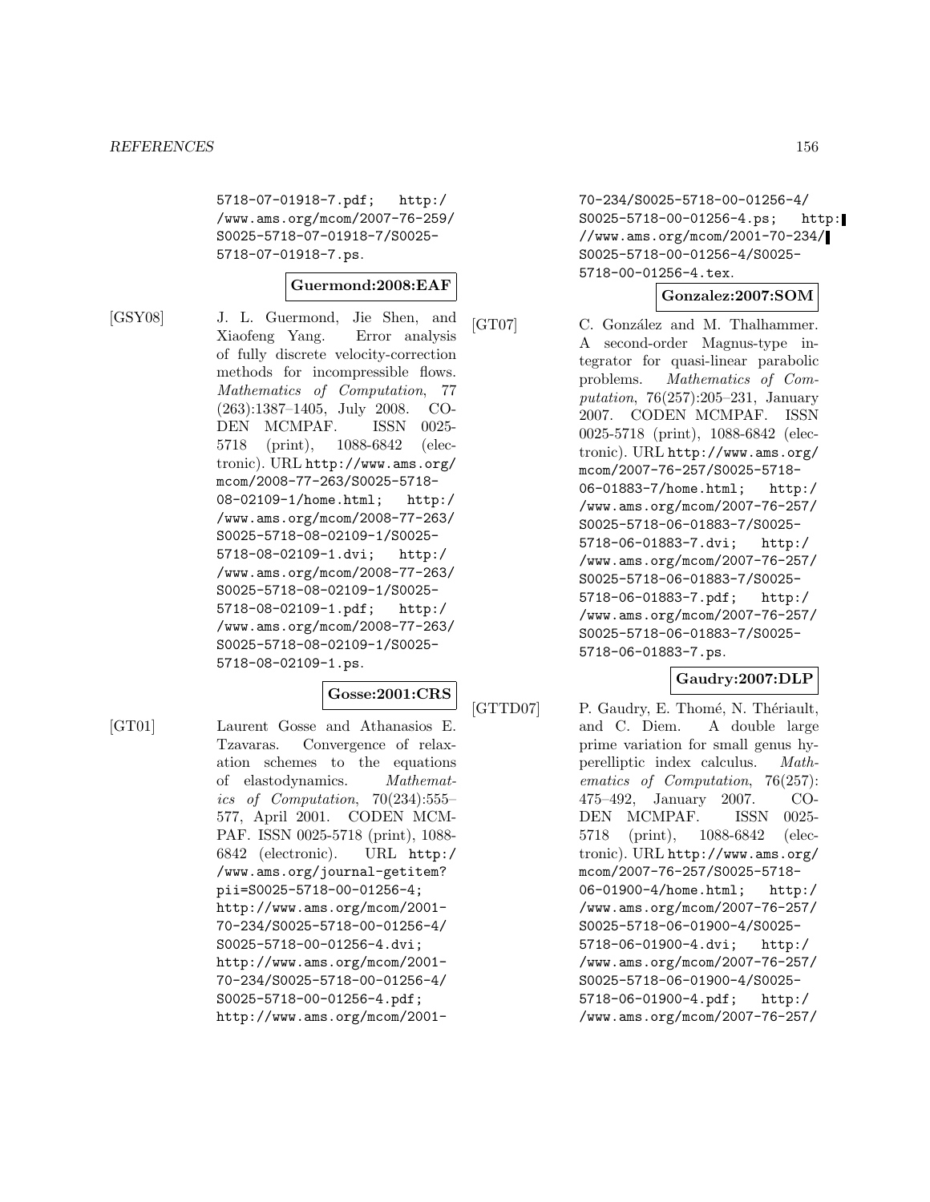5718-07-01918-7.pdf; http://www.ams.org/mcom/2007-76-259/S0025-5718-07-01918-7/S0025-5718-07-01918-7.ps.

**Guermond:2008:EAF**

[GSY08] J. L. Guermond, Jie Shen, and Xiaofeng Yang. Error analysis of fully discrete velocity-correction methods for incompressible flows. *Mathematics of Computation*, 77 (263):1387–1405, July 2008. CODEN MCMPAF. ISSN 0025-5718 (print), 1088-6842 (electronic). URL http://www.ams.org/mcom/2008-77-263/S0025-5718-08-02109-1/home.html; http://www.ams.org/mcom/2008-77-263/S0025-5718-08-02109-1/S0025-5718-08-02109-1.dvi; http://www.ams.org/mcom/2008-77-263/S0025-5718-08-02109-1/S0025-5718-08-02109-1.pdf; http://www.ams.org/mcom/2008-77-263/S0025-5718-08-02109-1/S0025-5718-08-02109-1.ps.

**Gosse:2001:CRS**

[GT01] Laurent Gosse and Athanasios E. Tzavaras. Convergence of relaxation schemes to the equations of elastodynamics. *Mathematics of Computation*, 70(234):555–577, April 2001. CODEN MCMPAF. ISSN 0025-5718 (print), 1088-6842 (electronic). URL http://www.ams.org/journal-getitem?pii=S0025-5718-00-01256-4; http://www.ams.org/mcom/2001-70-234/S0025-5718-00-01256-4/S0025-5718-00-01256-4.dvi; http://www.ams.org/mcom/2001-70-234/S0025-5718-00-01256-4/S0025-5718-00-01256-4.pdf; http://www.ams.org/mcom/2001-70-234/S0025-5718-00-01256-4/S0025-5718-00-01256-4.ps; http://www.ams.org/mcom/2001-70-234/S0025-5718-00-01256-4/S0025-5718-00-01256-4.tex.

**Gonzalez:2007:SOM**

[GT07] C. González and M. Thalhammer. A second-order Magnus-type integrator for quasi-linear parabolic problems. *Mathematics of Computation*, 76(257):205–231, January 2007. CODEN MCMPAF. ISSN 0025-5718 (print), 1088-6842 (electronic). URL http://www.ams.org/mcom/2007-76-257/S0025-5718-06-01883-7/home.html; http://www.ams.org/mcom/2007-76-257/S0025-5718-06-01883-7/S0025-5718-06-01883-7.dvi; http://www.ams.org/mcom/2007-76-257/S0025-5718-06-01883-7/S0025-5718-06-01883-7.pdf; http://www.ams.org/mcom/2007-76-257/S0025-5718-06-01883-7/S0025-5718-06-01883-7.ps.

**Gaudry:2007:DLP**

[GTTD07] P. Gaudry, E. Thomé, N. Thériault, and C. Diem. A double large prime variation for small genus hyperelliptic index calculus. *Mathematics of Computation*, 76(257): 475–492, January 2007. CODEN MCMPAF. ISSN 0025-5718 (print), 1088-6842 (electronic). URL http://www.ams.org/mcom/2007-76-257/S0025-5718-06-01900-4/home.html; http://www.ams.org/mcom/2007-76-257/S0025-5718-06-01900-4/S0025-5718-06-01900-4.dvi; http://www.ams.org/mcom/2007-76-257/S0025-5718-06-01900-4/S0025-5718-06-01900-4.pdf; http://www.ams.org/mcom/2007-76-257/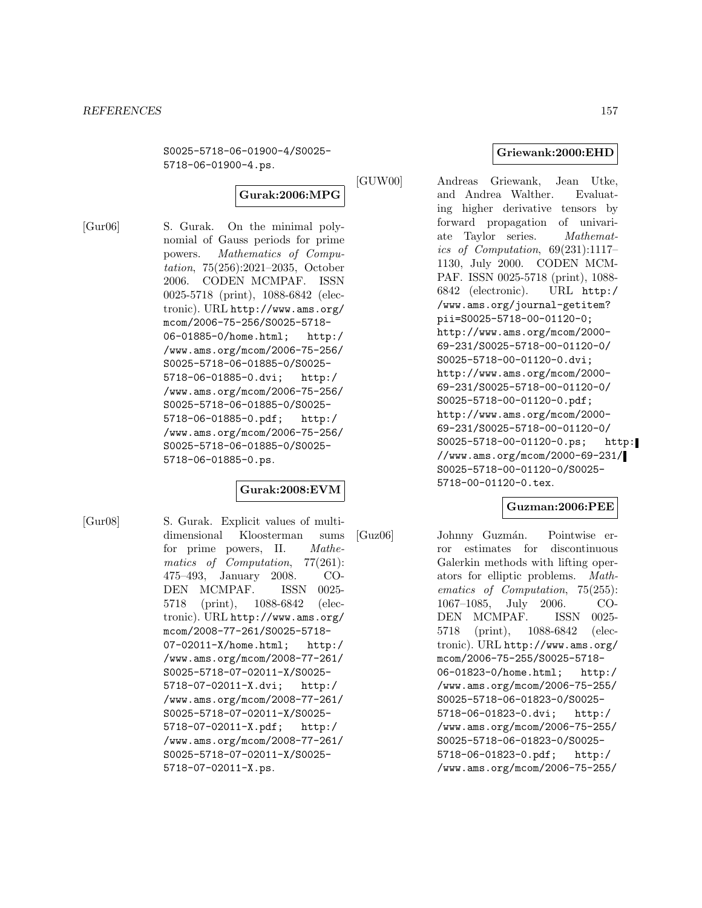S0025-5718-06-01900-4/S0025-5718-06-01900-4.ps.

**Gurak:2006:MPG**

[Gur06] S. Gurak. On the minimal polynomial of Gauss periods for prime powers. *Mathematics of Computation*, 75(256):2021–2035, October 2006. CODEN MCMPAF. ISSN 0025-5718 (print), 1088-6842 (electronic). URL http://www.ams.org/mcom/2006-75-256/S0025-5718-06-01885-0/home.html; http://www.ams.org/mcom/2006-75-256/S0025-5718-06-01885-0/S0025-5718-06-01885-0.dvi; http://www.ams.org/mcom/2006-75-256/S0025-5718-06-01885-0/S0025-5718-06-01885-0.pdf; http://www.ams.org/mcom/2006-75-256/S0025-5718-06-01885-0/S0025-5718-06-01885-0.ps.

**Gurak:2008:EVM**

[Gur08] S. Gurak. Explicit values of multidimensional Kloosterman sums for prime powers, II. *Mathematics of Computation*, 77(261):475–493, January 2008. CODEN MCMPAF. ISSN 0025-5718 (print), 1088-6842 (electronic). URL http://www.ams.org/mcom/2008-77-261/S0025-5718-07-02011-X/home.html; http://www.ams.org/mcom/2008-77-261/S0025-5718-07-02011-X/S0025-5718-07-02011-X.dvi; http://www.ams.org/mcom/2008-77-261/S0025-5718-07-02011-X/S0025-5718-07-02011-X.pdf; http://www.ams.org/mcom/2008-77-261/S0025-5718-07-02011-X/S0025-5718-07-02011-X.ps.

**Griewank:2000:EHD**

[GUW00] Andreas Griewank, Jean Utke, and Andrea Walther. Evaluating higher derivative tensors by forward propagation of univariate Taylor series. *Mathematics of Computation*, 69(231):1117–1130, July 2000. CODEN MCMPAF. ISSN 0025-5718 (print), 1088-6842 (electronic). URL http://www.ams.org/journal-getitem?pii=S0025-5718-00-01120-0; http://www.ams.org/mcom/2000-69-231/S0025-5718-00-01120-0/S0025-5718-00-01120-0.dvi; http://www.ams.org/mcom/2000-69-231/S0025-5718-00-01120-0/S0025-5718-00-01120-0.pdf; http://www.ams.org/mcom/2000-69-231/S0025-5718-00-01120-0/S0025-5718-00-01120-0.ps; http://www.ams.org/mcom/2000-69-231/S0025-5718-00-01120-0/S0025-5718-00-01120-0.tex.

**Guzman:2006:PEE**

[Guz06] Johnny Guzmán. Pointwise error estimates for discontinuous Galerkin methods with lifting operators for elliptic problems. *Mathematics of Computation*, 75(255):1067–1085, July 2006. CODEN MCMPAF. ISSN 0025-5718 (print), 1088-6842 (electronic). URL http://www.ams.org/mcom/2006-75-255/S0025-5718-06-01823-0/home.html; http://www.ams.org/mcom/2006-75-255/S0025-5718-06-01823-0/S0025-5718-06-01823-0.dvi; http://www.ams.org/mcom/2006-75-255/S0025-5718-06-01823-0/S0025-5718-06-01823-0.pdf; http://www.ams.org/mcom/2006-75-255/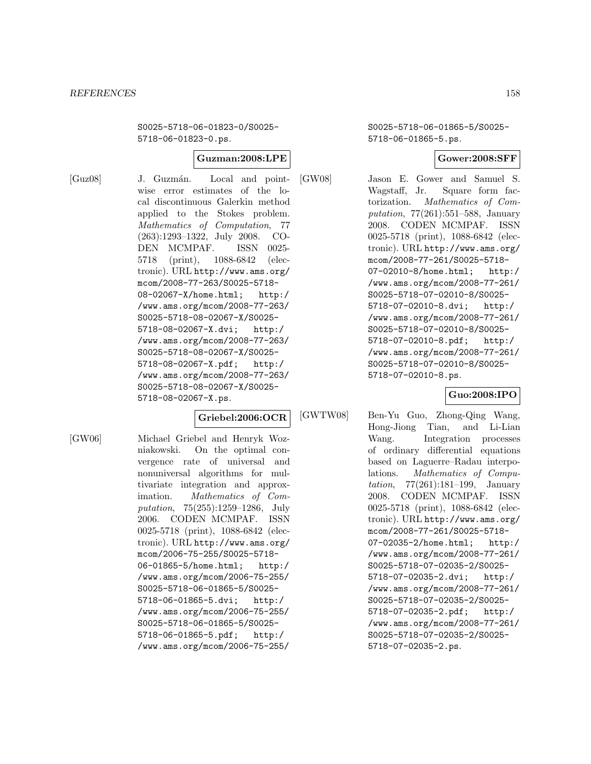S0025-5718-06-01823-0/S0025-5718-06-01823-0.ps.

**Guzman:2008:LPE**

[Guz08] J. Guzmán. Local and pointwise error estimates of the local discontinuous Galerkin method applied to the Stokes problem. *Mathematics of Computation*, 77 (263):1293–1322, July 2008. CODEN MCMPAF. ISSN 0025-5718 (print), 1088-6842 (electronic). URL http://www.ams.org/mcom/2008-77-263/S0025-5718-08-02067-X/home.html; http://www.ams.org/mcom/2008-77-263/S0025-5718-08-02067-X/S0025-5718-08-02067-X.dvi; http://www.ams.org/mcom/2008-77-263/S0025-5718-08-02067-X/S0025-5718-08-02067-X.pdf; http://www.ams.org/mcom/2008-77-263/S0025-5718-08-02067-X/S0025-5718-08-02067-X.ps.

**Griebel:2006:OCR**

[GW06] Michael Griebel and Henryk Wozniakowski. On the optimal convergence rate of universal and nonuniversal algorithms for multivariate integration and approximation. *Mathematics of Computation*, 75(255):1259–1286, July 2006. CODEN MCMPAF. ISSN 0025-5718 (print), 1088-6842 (electronic). URL http://www.ams.org/mcom/2006-75-255/S0025-5718-06-01865-5/home.html; http://www.ams.org/mcom/2006-75-255/S0025-5718-06-01865-5/S0025-5718-06-01865-5.dvi; http://www.ams.org/mcom/2006-75-255/S0025-5718-06-01865-5/S0025-5718-06-01865-5.pdf; http://www.ams.org/mcom/2006-75-255/S0025-5718-06-01865-5/S0025-5718-06-01865-5.ps.

**Gower:2008:SFF**

[GW08] Jason E. Gower and Samuel S. Wagstaff, Jr. Square form factorization. *Mathematics of Computation*, 77(261):551–588, January 2008. CODEN MCMPAF. ISSN 0025-5718 (print), 1088-6842 (electronic). URL http://www.ams.org/mcom/2008-77-261/S0025-5718-07-02010-8/home.html; http://www.ams.org/mcom/2008-77-261/S0025-5718-07-02010-8/S0025-5718-07-02010-8.dvi; http://www.ams.org/mcom/2008-77-261/S0025-5718-07-02010-8/S0025-5718-07-02010-8.pdf; http://www.ams.org/mcom/2008-77-261/S0025-5718-07-02010-8/S0025-5718-07-02010-8.ps.

**Guo:2008:IPO**

[GWTW08] Ben-Yu Guo, Zhong-Qing Wang, Hong-Jiong Tian, and Li-Lian Wang. Integration processes of ordinary differential equations based on Laguerre–Radau interpolations. *Mathematics of Computation*, 77(261):181–199, January 2008. CODEN MCMPAF. ISSN 0025-5718 (print), 1088-6842 (electronic). URL http://www.ams.org/mcom/2008-77-261/S0025-5718-07-02035-2/home.html; http://www.ams.org/mcom/2008-77-261/S0025-5718-07-02035-2/S0025-5718-07-02035-2.dvi; http://www.ams.org/mcom/2008-77-261/S0025-5718-07-02035-2/S0025-5718-07-02035-2.pdf; http://www.ams.org/mcom/2008-77-261/S0025-5718-07-02035-2/S0025-5718-07-02035-2.ps.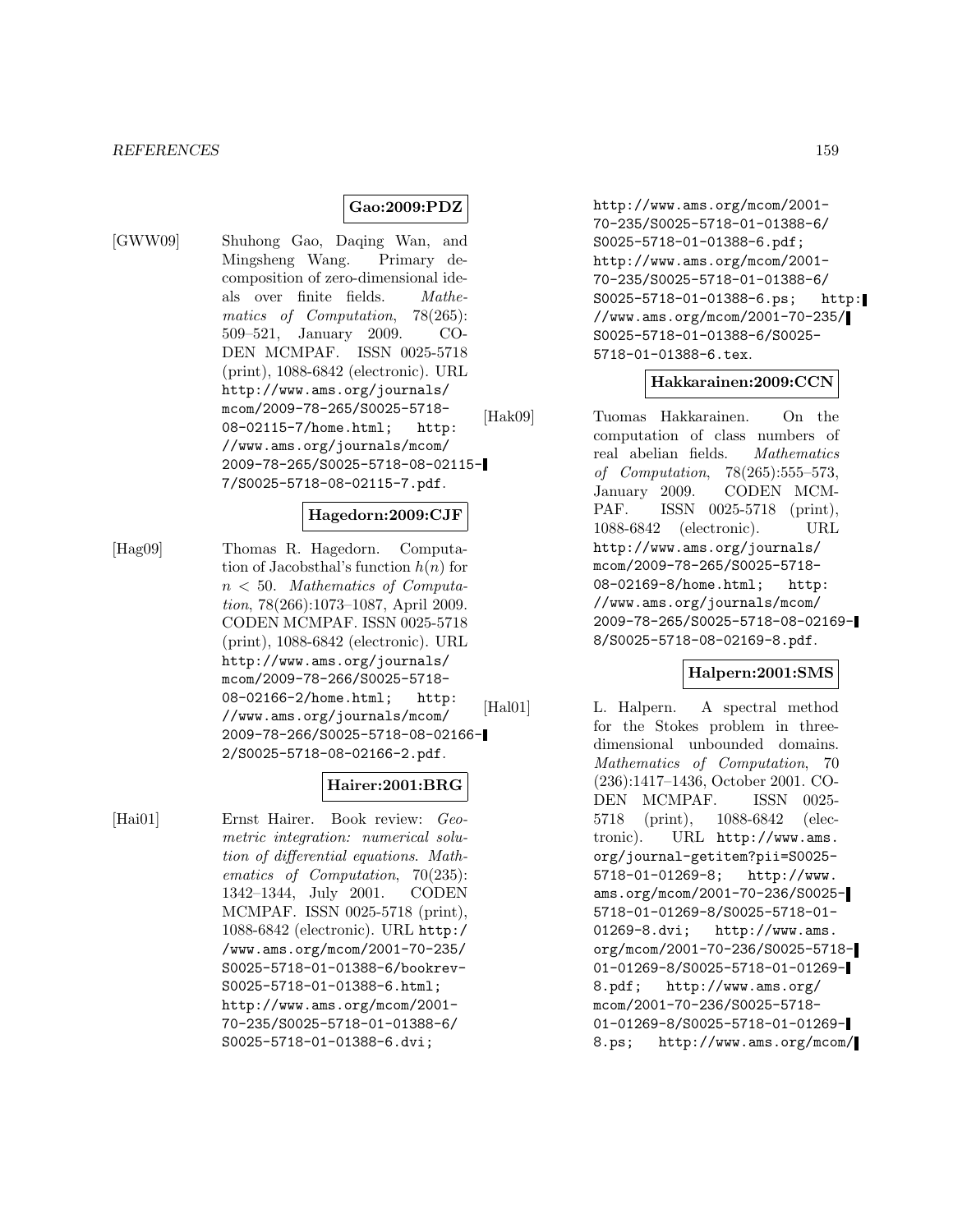**Gao:2009:PDZ**

[GWW09] Shuhong Gao, Daqing Wan, and Mingsheng Wang. Primary decomposition of zero-dimensional ideals over finite fields. *Mathematics of Computation*, 78(265): 509–521, January 2009. CODEN MCMPAF. ISSN 0025-5718 (print), 1088-6842 (electronic). URL `http://www.ams.org/journals/mcom/2009-78-265/S0025-5718-08-02115-7/home.html`; `http://www.ams.org/journals/mcom/2009-78-265/S0025-5718-08-02115-7/S0025-5718-08-02115-7.pdf`.

**Hagedorn:2009:CJF**

[Hag09] Thomas R. Hagedorn. Computation of Jacobsthal's function $h(n)$ for $n < 50$. *Mathematics of Computation*, 78(266):1073–1087, April 2009. CODEN MCMPAF. ISSN 0025-5718 (print), 1088-6842 (electronic). URL `http://www.ams.org/journals/mcom/2009-78-266/S0025-5718-08-02166-2/home.html`; `http://www.ams.org/journals/mcom/2009-78-266/S0025-5718-08-02166-2/S0025-5718-08-02166-2.pdf`.

**Hairer:2001:BRG**

[Hai01] Ernst Hairer. Book review: *Geometric integration: numerical solution of differential equations*. *Mathematics of Computation*, 70(235): 1342–1344, July 2001. CODEN MCMPAF. ISSN 0025-5718 (print), 1088-6842 (electronic). URL `http://www.ams.org/mcom/2001-70-235/S0025-5718-01-01388-6/bookrev-S0025-5718-01-01388-6.html`; `http://www.ams.org/mcom/2001-70-235/S0025-5718-01-01388-6/S0025-5718-01-01388-6.dvi`; `http://www.ams.org/mcom/2001-70-235/S0025-5718-01-01388-6/S0025-5718-01-01388-6.pdf`; `http://www.ams.org/mcom/2001-70-235/S0025-5718-01-01388-6/S0025-5718-01-01388-6.ps`; `http://www.ams.org/mcom/2001-70-235/S0025-5718-01-01388-6/S0025-5718-01-01388-6.tex`.

**Hakkarainen:2009:CCN**

[Hak09] Tuomas Hakkarainen. On the computation of class numbers of real abelian fields. *Mathematics of Computation*, 78(265):555–573, January 2009. CODEN MCMPAF. ISSN 0025-5718 (print), 1088-6842 (electronic). URL `http://www.ams.org/journals/mcom/2009-78-265/S0025-5718-08-02169-8/home.html`; `http://www.ams.org/journals/mcom/2009-78-265/S0025-5718-08-02169-8/S0025-5718-08-02169-8.pdf`.

**Halpern:2001:SMS**

[Hal01] L. Halpern. A spectral method for the Stokes problem in three-dimensional unbounded domains. *Mathematics of Computation*, 70 (236):1417–1436, October 2001. CODEN MCMPAF. ISSN 0025-5718 (print), 1088-6842 (electronic). URL `http://www.ams.org/journal-getitem?pii=S0025-5718-01-01269-8`; `http://www.ams.org/mcom/2001-70-236/S0025-5718-01-01269-8/S0025-5718-01-01269-8.dvi`; `http://www.ams.org/mcom/2001-70-236/S0025-5718-01-01269-8/S0025-5718-01-01269-8.pdf`; `http://www.ams.org/mcom/2001-70-236/S0025-5718-01-01269-8/S0025-5718-01-01269-8.ps`; `http://www.ams.org/mcom/`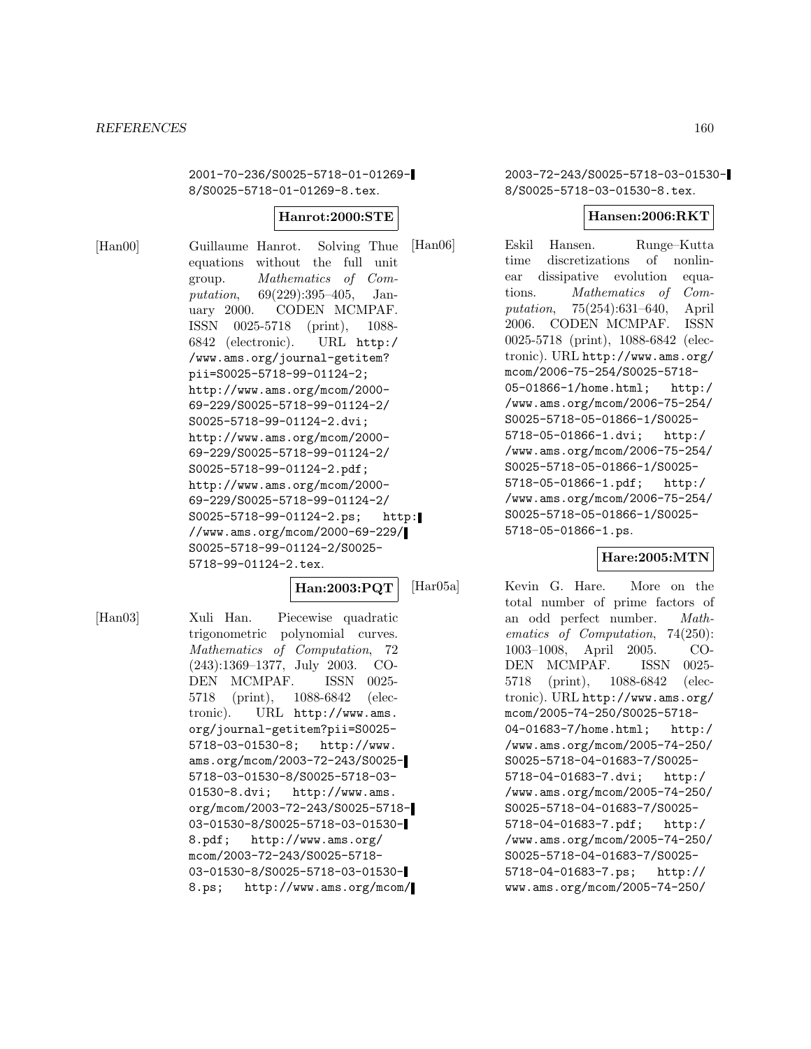2001-70-236/S0025-5718-01-01269-8/S0025-5718-01-01269-8.tex.

**Hanrot:2000:STE**

[Han00] Guillaume Hanrot. Solving Thue equations without the full unit group. *Mathematics of Computation*, 69(229):395–405, January 2000. CODEN MCMPAF. ISSN 0025-5718 (print), 1088-6842 (electronic). URL http://www.ams.org/journal-getitem?pii=S0025-5718-99-01124-2; http://www.ams.org/mcom/2000-69-229/S0025-5718-99-01124-2/S0025-5718-99-01124-2.dvi; http://www.ams.org/mcom/2000-69-229/S0025-5718-99-01124-2/S0025-5718-99-01124-2.pdf; http://www.ams.org/mcom/2000-69-229/S0025-5718-99-01124-2/S0025-5718-99-01124-2.ps; http://www.ams.org/mcom/2000-69-229/S0025-5718-99-01124-2/S0025-5718-99-01124-2.tex.

**Han:2003:PQT**

[Han03] Xuli Han. Piecewise quadratic trigonometric polynomial curves. *Mathematics of Computation*, 72(243):1369–1377, July 2003. CODEN MCMPAF. ISSN 0025-5718 (print), 1088-6842 (electronic). URL http://www.ams.org/journal-getitem?pii=S0025-5718-03-01530-8; http://www.ams.org/mcom/2003-72-243/S0025-5718-03-01530-8/S0025-5718-03-01530-8.dvi; http://www.ams.org/mcom/2003-72-243/S0025-5718-03-01530-8/S0025-5718-03-01530-8.pdf; http://www.ams.org/mcom/2003-72-243/S0025-5718-03-01530-8/S0025-5718-03-01530-8.ps; http://www.ams.org/mcom/2003-72-243/S0025-5718-03-01530-8/S0025-5718-03-01530-8.tex.

**Hansen:2006:RKT**

[Han06] Eskil Hansen. Runge–Kutta time discretizations of nonlinear dissipative evolution equations. *Mathematics of Computation*, 75(254):631–640, April 2006. CODEN MCMPAF. ISSN 0025-5718 (print), 1088-6842 (electronic). URL http://www.ams.org/mcom/2006-75-254/S0025-5718-05-01866-1/home.html; http://www.ams.org/mcom/2006-75-254/S0025-5718-05-01866-1/S0025-5718-05-01866-1.dvi; http://www.ams.org/mcom/2006-75-254/S0025-5718-05-01866-1/S0025-5718-05-01866-1.pdf; http://www.ams.org/mcom/2006-75-254/S0025-5718-05-01866-1/S0025-5718-05-01866-1.ps.

**Hare:2005:MTN**

[Har05a] Kevin G. Hare. More on the total number of prime factors of an odd perfect number. *Mathematics of Computation*, 74(250):1003–1008, April 2005. CODEN MCMPAF. ISSN 0025-5718 (print), 1088-6842 (electronic). URL http://www.ams.org/mcom/2005-74-250/S0025-5718-04-01683-7/home.html; http://www.ams.org/mcom/2005-74-250/S0025-5718-04-01683-7/S0025-5718-04-01683-7.dvi; http://www.ams.org/mcom/2005-74-250/S0025-5718-04-01683-7/S0025-5718-04-01683-7.pdf; http://www.ams.org/mcom/2005-74-250/S0025-5718-04-01683-7/S0025-5718-04-01683-7.ps; http://www.ams.org/mcom/2005-74-250/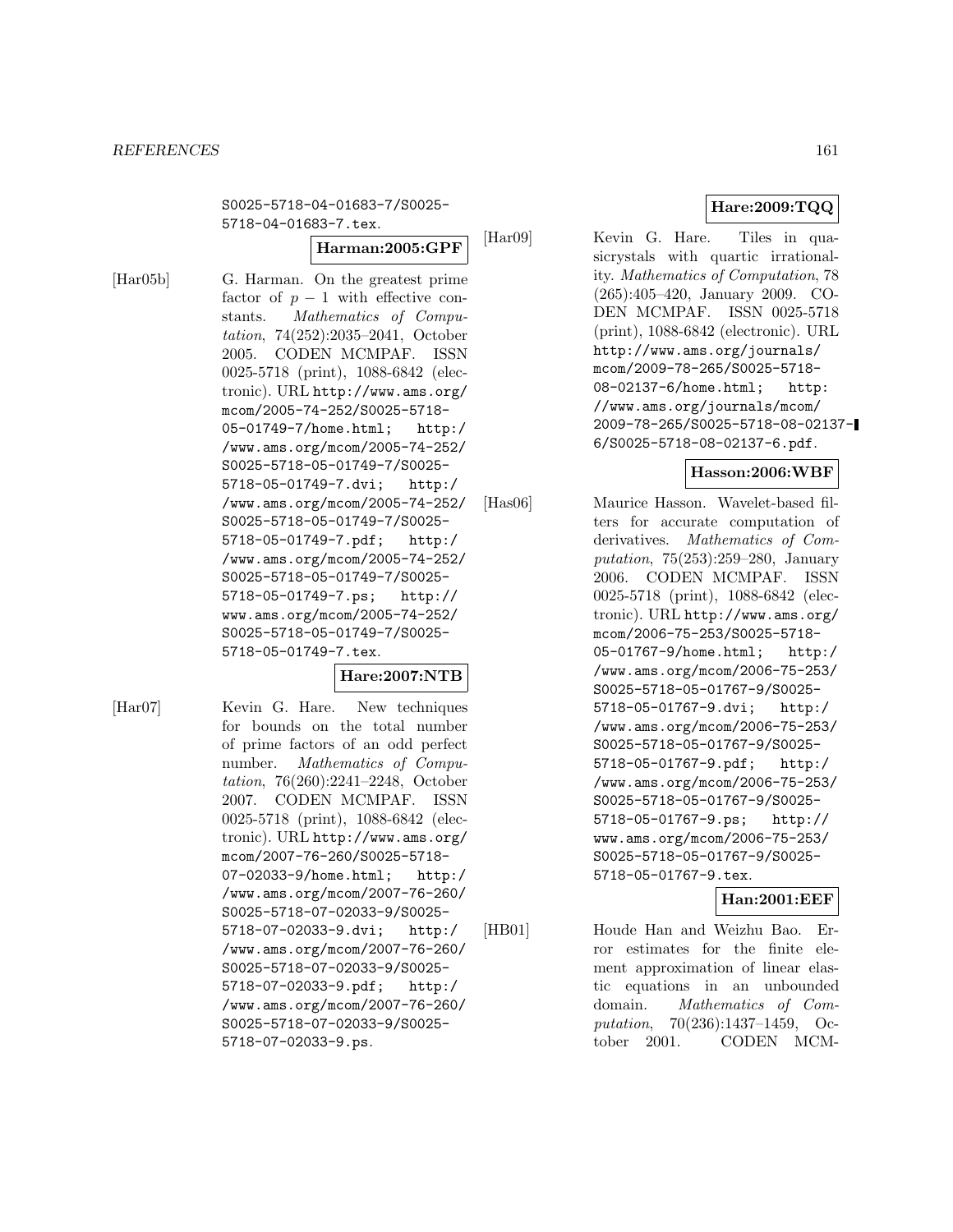S0025-5718-04-01683-7/S0025-5718-04-01683-7.tex.

**Harman:2005:GPF**

[Har05b] G. Harman. On the greatest prime factor of $p-1$ with effective constants. *Mathematics of Computation*, 74(252):2035–2041, October 2005. CODEN MCMPAF. ISSN 0025-5718 (print), 1088-6842 (electronic). URL http://www.ams.org/mcom/2005-74-252/S0025-5718-05-01749-7/home.html; http://www.ams.org/mcom/2005-74-252/S0025-5718-05-01749-7/S0025-5718-05-01749-7.dvi; http://www.ams.org/mcom/2005-74-252/S0025-5718-05-01749-7/S0025-5718-05-01749-7.pdf; http://www.ams.org/mcom/2005-74-252/S0025-5718-05-01749-7/S0025-5718-05-01749-7.ps; http://www.ams.org/mcom/2005-74-252/S0025-5718-05-01749-7/S0025-5718-05-01749-7.tex.

**Hare:2007:NTB**

[Har07] Kevin G. Hare. New techniques for bounds on the total number of prime factors of an odd perfect number. *Mathematics of Computation*, 76(260):2241–2248, October 2007. CODEN MCMPAF. ISSN 0025-5718 (print), 1088-6842 (electronic). URL http://www.ams.org/mcom/2007-76-260/S0025-5718-07-02033-9/home.html; http://www.ams.org/mcom/2007-76-260/S0025-5718-07-02033-9/S0025-5718-07-02033-9.dvi; http://www.ams.org/mcom/2007-76-260/S0025-5718-07-02033-9/S0025-5718-07-02033-9.pdf; http://www.ams.org/mcom/2007-76-260/S0025-5718-07-02033-9/S0025-5718-07-02033-9.ps.

**Hare:2009:TQQ**

[Har09] Kevin G. Hare. Tiles in quasicrystals with quartic irrationality. *Mathematics of Computation*, 78 (265):405–420, January 2009. CODEN MCMPAF. ISSN 0025-5718 (print), 1088-6842 (electronic). URL http://www.ams.org/journals/mcom/2009-78-265/S0025-5718-08-02137-6/home.html; http://www.ams.org/journals/mcom/2009-78-265/S0025-5718-08-02137-6/S0025-5718-08-02137-6.pdf.

**Hasson:2006:WBF**

[Has06] Maurice Hasson. Wavelet-based filters for accurate computation of derivatives. *Mathematics of Computation*, 75(253):259–280, January 2006. CODEN MCMPAF. ISSN 0025-5718 (print), 1088-6842 (electronic). URL http://www.ams.org/mcom/2006-75-253/S0025-5718-05-01767-9/home.html; http://www.ams.org/mcom/2006-75-253/S0025-5718-05-01767-9/S0025-5718-05-01767-9.dvi; http://www.ams.org/mcom/2006-75-253/S0025-5718-05-01767-9/S0025-5718-05-01767-9.pdf; http://www.ams.org/mcom/2006-75-253/S0025-5718-05-01767-9/S0025-5718-05-01767-9.ps; http://www.ams.org/mcom/2006-75-253/S0025-5718-05-01767-9/S0025-5718-05-01767-9.tex.

**Han:2001:EEF**

[HB01] Houde Han and Weizhu Bao. Error estimates for the finite element approximation of linear elastic equations in an unbounded domain. *Mathematics of Computation*, 70(236):1437–1459, October 2001. CODEN MCM-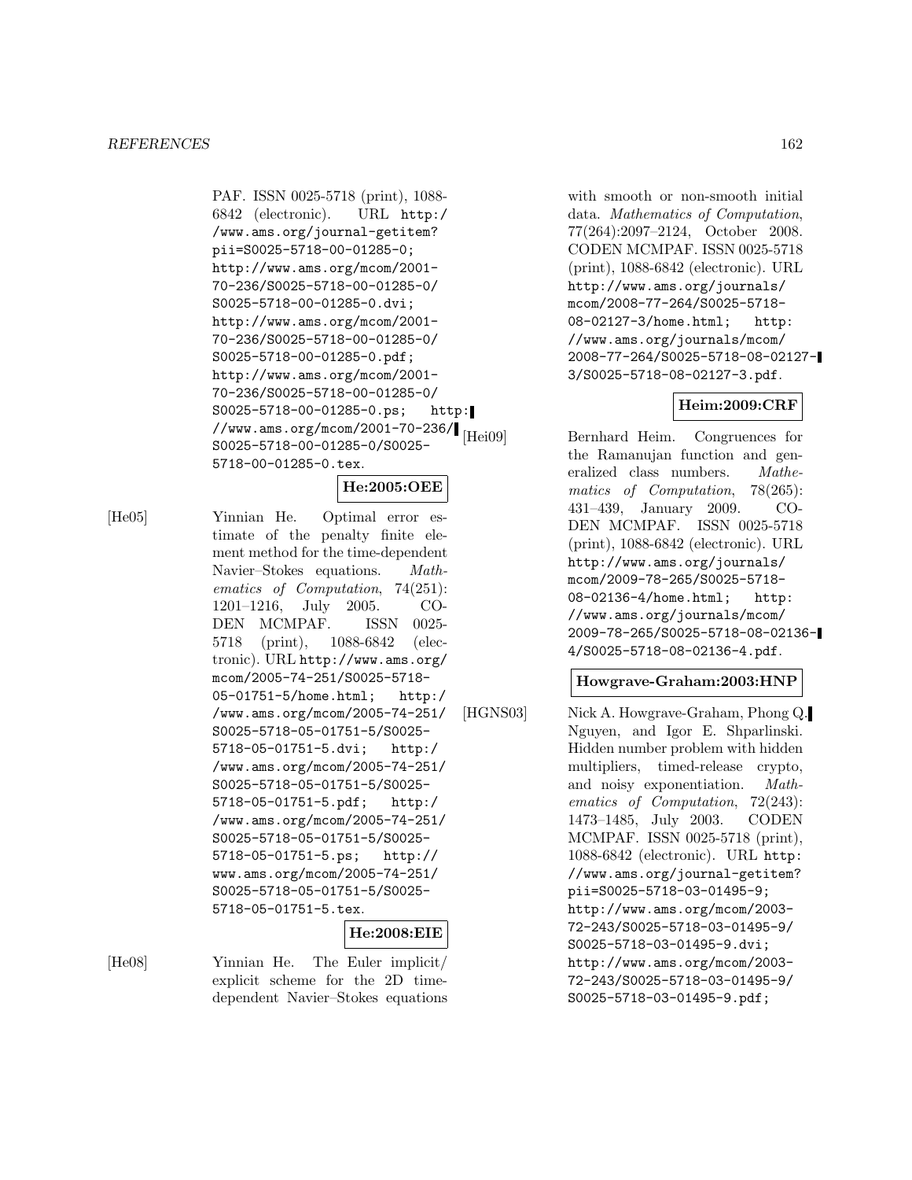PAF. ISSN 0025-5718 (print), 1088-6842 (electronic). URL http://www.ams.org/journal-getitem?pii=S0025-5718-00-01285-0; http://www.ams.org/mcom/2001-70-236/S0025-5718-00-01285-0/S0025-5718-00-01285-0.dvi; http://www.ams.org/mcom/2001-70-236/S0025-5718-00-01285-0/S0025-5718-00-01285-0.pdf; http://www.ams.org/mcom/2001-70-236/S0025-5718-00-01285-0/S0025-5718-00-01285-0.ps; http://www.ams.org/mcom/2001-70-236/S0025-5718-00-01285-0/S0025-5718-00-01285-0.tex.

**He:2005:OEE**

[He05] Yinnian He. Optimal error estimate of the penalty finite element method for the time-dependent Navier–Stokes equations. *Mathematics of Computation*, 74(251): 1201–1216, July 2005. CODEN MCMPAF. ISSN 0025-5718 (print), 1088-6842 (electronic). URL http://www.ams.org/mcom/2005-74-251/S0025-5718-05-01751-5/home.html; http://www.ams.org/mcom/2005-74-251/S0025-5718-05-01751-5/S0025-5718-05-01751-5.dvi; http://www.ams.org/mcom/2005-74-251/S0025-5718-05-01751-5/S0025-5718-05-01751-5.pdf; http://www.ams.org/mcom/2005-74-251/S0025-5718-05-01751-5/S0025-5718-05-01751-5.ps; http://www.ams.org/mcom/2005-74-251/S0025-5718-05-01751-5/S0025-5718-05-01751-5.tex.

**He:2008:EIE**

[He08] Yinnian He. The Euler implicit/explicit scheme for the 2D time-dependent Navier–Stokes equations with smooth or non-smooth initial data. *Mathematics of Computation*, 77(264):2097–2124, October 2008. CODEN MCMPAF. ISSN 0025-5718 (print), 1088-6842 (electronic). URL http://www.ams.org/journals/mcom/2008-77-264/S0025-5718-08-02127-3/home.html; http://www.ams.org/journals/mcom/2008-77-264/S0025-5718-08-02127-3/S0025-5718-08-02127-3.pdf.

**Heim:2009:CRF**

[Hei09] Bernhard Heim. Congruences for the Ramanujan function and generalized class numbers. *Mathematics of Computation*, 78(265): 431–439, January 2009. CODEN MCMPAF. ISSN 0025-5718 (print), 1088-6842 (electronic). URL http://www.ams.org/journals/mcom/2009-78-265/S0025-5718-08-02136-4/home.html; http://www.ams.org/journals/mcom/2009-78-265/S0025-5718-08-02136-4/S0025-5718-08-02136-4.pdf.

**Howgrave-Graham:2003:HNP**

[HGNS03] Nick A. Howgrave-Graham, Phong Q. Nguyen, and Igor E. Shparlinski. Hidden number problem with hidden multipliers, timed-release crypto, and noisy exponentiation. *Mathematics of Computation*, 72(243): 1473–1485, July 2003. CODEN MCMPAF. ISSN 0025-5718 (print), 1088-6842 (electronic). URL http://www.ams.org/journal-getitem?pii=S0025-5718-03-01495-9; http://www.ams.org/mcom/2003-72-243/S0025-5718-03-01495-9/S0025-5718-03-01495-9.dvi; http://www.ams.org/mcom/2003-72-243/S0025-5718-03-01495-9/S0025-5718-03-01495-9.pdf;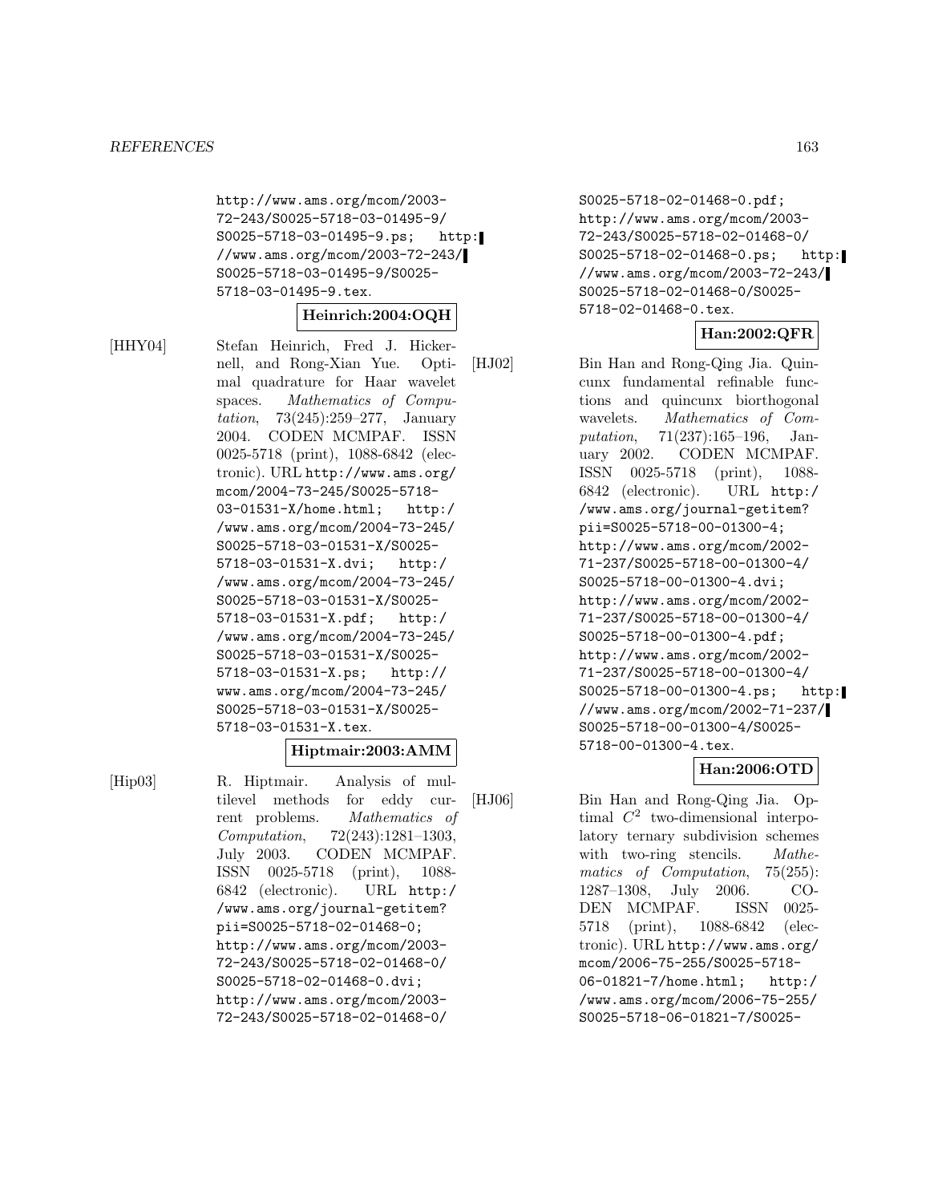http://www.ams.org/mcom/2003-72-243/S0025-5718-03-01495-9/S0025-5718-03-01495-9.ps; http://www.ams.org/mcom/2003-72-243/S0025-5718-03-01495-9/S0025-5718-03-01495-9.tex.

**Heinrich:2004:OQH**

[HHY04] Stefan Heinrich, Fred J. Hickernell, and Rong-Xian Yue. Optimal quadrature for Haar wavelet spaces. *Mathematics of Computation*, 73(245):259–277, January 2004. CODEN MCMPAF. ISSN 0025-5718 (print), 1088-6842 (electronic). URL http://www.ams.org/mcom/2004-73-245/S0025-5718-03-01531-X/home.html; http://www.ams.org/mcom/2004-73-245/S0025-5718-03-01531-X/S0025-5718-03-01531-X.dvi; http://www.ams.org/mcom/2004-73-245/S0025-5718-03-01531-X/S0025-5718-03-01531-X.pdf; http://www.ams.org/mcom/2004-73-245/S0025-5718-03-01531-X/S0025-5718-03-01531-X.ps; http://www.ams.org/mcom/2004-73-245/S0025-5718-03-01531-X/S0025-5718-03-01531-X.tex.

**Hiptmair:2003:AMM**

[Hip03] R. Hiptmair. Analysis of multilevel methods for eddy current problems. *Mathematics of Computation*, 72(243):1281–1303, July 2003. CODEN MCMPAF. ISSN 0025-5718 (print), 1088-6842 (electronic). URL http://www.ams.org/journal-getitem?pii=S0025-5718-02-01468-0; http://www.ams.org/mcom/2003-72-243/S0025-5718-02-01468-0/S0025-5718-02-01468-0.dvi; http://www.ams.org/mcom/2003-72-243/S0025-5718-02-01468-0/S0025-5718-02-01468-0.pdf; http://www.ams.org/mcom/2003-72-243/S0025-5718-02-01468-0/S0025-5718-02-01468-0.ps; http://www.ams.org/mcom/2003-72-243/S0025-5718-02-01468-0/S0025-5718-02-01468-0.tex.

**Han:2002:QFR**

[HJ02] Bin Han and Rong-Qing Jia. Quincunx fundamental refinable functions and quincunx biorthogonal wavelets. *Mathematics of Computation*, 71(237):165–196, January 2002. CODEN MCMPAF. ISSN 0025-5718 (print), 1088-6842 (electronic). URL http://www.ams.org/journal-getitem?pii=S0025-5718-00-01300-4; http://www.ams.org/mcom/2002-71-237/S0025-5718-00-01300-4/S0025-5718-00-01300-4.dvi; http://www.ams.org/mcom/2002-71-237/S0025-5718-00-01300-4/S0025-5718-00-01300-4.pdf; http://www.ams.org/mcom/2002-71-237/S0025-5718-00-01300-4/S0025-5718-00-01300-4.ps; http://www.ams.org/mcom/2002-71-237/S0025-5718-00-01300-4/S0025-5718-00-01300-4.tex.

**Han:2006:OTD**

[HJ06] Bin Han and Rong-Qing Jia. Optimal $C^2$ two-dimensional interpolatory ternary subdivision schemes with two-ring stencils. *Mathematics of Computation*, 75(255):1287–1308, July 2006. CODEN MCMPAF. ISSN 0025-5718 (print), 1088-6842 (electronic). URL http://www.ams.org/mcom/2006-75-255/S0025-5718-06-01821-7/home.html; http://www.ams.org/mcom/2006-75-255/S0025-5718-06-01821-7/S0025-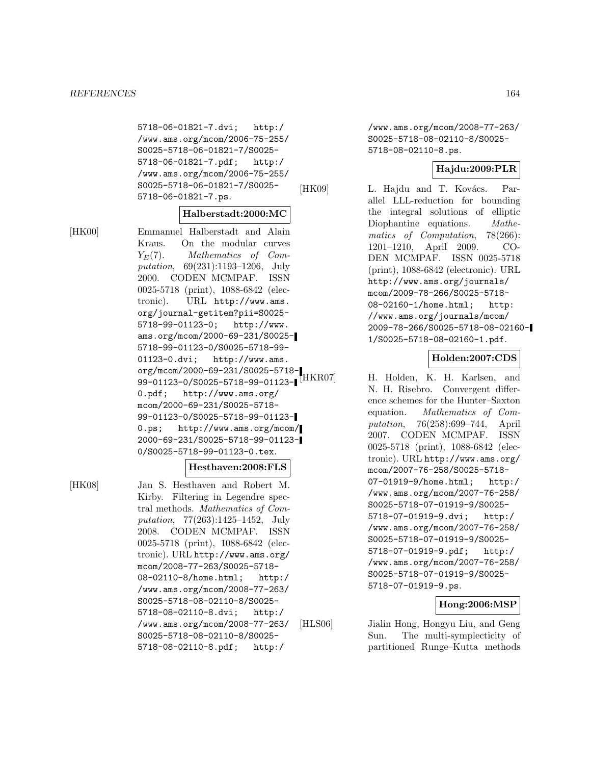5718-06-01821-7.dvi; http://www.ams.org/mcom/2006-75-255/S0025-5718-06-01821-7/S0025-5718-06-01821-7.pdf; http://www.ams.org/mcom/2006-75-255/S0025-5718-06-01821-7/S0025-5718-06-01821-7.ps.

**Halberstadt:2000:MC**

[HK00] Emmanuel Halberstadt and Alain Kraus. On the modular curves $Y_E(7)$. *Mathematics of Computation*, 69(231):1193–1206, July 2000. CODEN MCMPAF. ISSN 0025-5718 (print), 1088-6842 (electronic). URL http://www.ams.org/journal-getitem?pii=S0025-5718-99-01123-0; http://www.ams.org/mcom/2000-69-231/S0025-5718-99-01123-0/S0025-5718-99-01123-0.dvi; http://www.ams.org/mcom/2000-69-231/S0025-5718-99-01123-0/S0025-5718-99-01123-0.pdf; http://www.ams.org/mcom/2000-69-231/S0025-5718-99-01123-0/S0025-5718-99-01123-0.ps; http://www.ams.org/mcom/2000-69-231/S0025-5718-99-01123-0/S0025-5718-99-01123-0.tex.

**Hesthaven:2008:FLS**

[HK08] Jan S. Hesthaven and Robert M. Kirby. Filtering in Legendre spectral methods. *Mathematics of Computation*, 77(263):1425–1452, July 2008. CODEN MCMPAF. ISSN 0025-5718 (print), 1088-6842 (electronic). URL http://www.ams.org/mcom/2008-77-263/S0025-5718-08-02110-8/home.html; http://www.ams.org/mcom/2008-77-263/S0025-5718-08-02110-8/S0025-5718-08-02110-8.dvi; http://www.ams.org/mcom/2008-77-263/S0025-5718-08-02110-8/S0025-5718-08-02110-8.pdf; http://www.ams.org/mcom/2008-77-263/S0025-5718-08-02110-8/S0025-5718-08-02110-8.ps.

**Hajdu:2009:PLR**

[HK09] L. Hajdu and T. Kovács. Parallel LLL-reduction for bounding the integral solutions of elliptic Diophantine equations. *Mathematics of Computation*, 78(266):1201–1210, April 2009. CODEN MCMPAF. ISSN 0025-5718 (print), 1088-6842 (electronic). URL http://www.ams.org/journals/mcom/2009-78-266/S0025-5718-08-02160-1/home.html; http://www.ams.org/journals/mcom/2009-78-266/S0025-5718-08-02160-1/S0025-5718-08-02160-1.pdf.

**Holden:2007:CDS**

[HKR07] H. Holden, K. H. Karlsen, and N. H. Risebro. Convergent difference schemes for the Hunter–Saxton equation. *Mathematics of Computation*, 76(258):699–744, April 2007. CODEN MCMPAF. ISSN 0025-5718 (print), 1088-6842 (electronic). URL http://www.ams.org/mcom/2007-76-258/S0025-5718-07-01919-9/home.html; http://www.ams.org/mcom/2007-76-258/S0025-5718-07-01919-9/S0025-5718-07-01919-9.dvi; http://www.ams.org/mcom/2007-76-258/S0025-5718-07-01919-9/S0025-5718-07-01919-9.pdf; http://www.ams.org/mcom/2007-76-258/S0025-5718-07-01919-9/S0025-5718-07-01919-9.ps.

**Hong:2006:MSP**

[HLS06] Jialin Hong, Hongyu Liu, and Geng Sun. The multi-symplecticity of partitioned Runge–Kutta methods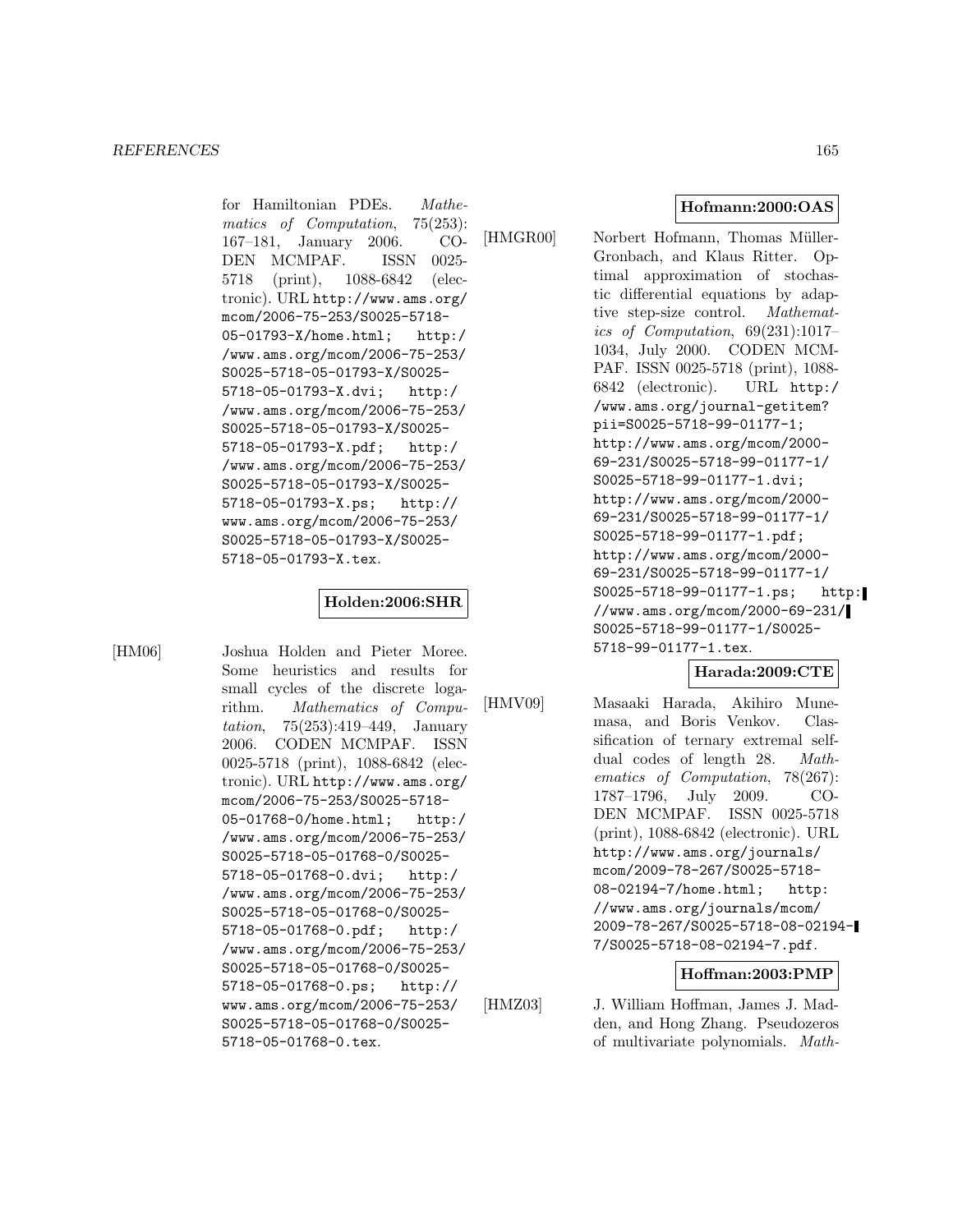for Hamiltonian PDEs. *Mathematics of Computation*, 75(253): 167–181, January 2006. CODEN MCMPAF. ISSN 0025-5718 (print), 1088-6842 (electronic). URL http://www.ams.org/mcom/2006-75-253/S0025-5718-05-01793-X/home.html; http://www.ams.org/mcom/2006-75-253/S0025-5718-05-01793-X/S0025-5718-05-01793-X.dvi; http://www.ams.org/mcom/2006-75-253/S0025-5718-05-01793-X/S0025-5718-05-01793-X.pdf; http://www.ams.org/mcom/2006-75-253/S0025-5718-05-01793-X/S0025-5718-05-01793-X.ps; http://www.ams.org/mcom/2006-75-253/S0025-5718-05-01793-X/S0025-5718-05-01793-X.tex.

**Holden:2006:SHR**

[HM06] Joshua Holden and Pieter Moree. Some heuristics and results for small cycles of the discrete logarithm. *Mathematics of Computation*, 75(253):419–449, January 2006. CODEN MCMPAF. ISSN 0025-5718 (print), 1088-6842 (electronic). URL http://www.ams.org/mcom/2006-75-253/S0025-5718-05-01768-0/home.html; http://www.ams.org/mcom/2006-75-253/S0025-5718-05-01768-0/S0025-5718-05-01768-0.dvi; http://www.ams.org/mcom/2006-75-253/S0025-5718-05-01768-0/S0025-5718-05-01768-0.pdf; http://www.ams.org/mcom/2006-75-253/S0025-5718-05-01768-0/S0025-5718-05-01768-0.ps; http://www.ams.org/mcom/2006-75-253/S0025-5718-05-01768-0/S0025-5718-05-01768-0.tex.

**Hofmann:2000:OAS**

[HMGR00] Norbert Hofmann, Thomas Müller-Gronbach, and Klaus Ritter. Optimal approximation of stochastic differential equations by adaptive step-size control. *Mathematics of Computation*, 69(231):1017–1034, July 2000. CODEN MCMPAF. ISSN 0025-5718 (print), 1088-6842 (electronic). URL http://www.ams.org/journal-getitem?pii=S0025-5718-99-01177-1; http://www.ams.org/mcom/2000-69-231/S0025-5718-99-01177-1/S0025-5718-99-01177-1.dvi; http://www.ams.org/mcom/2000-69-231/S0025-5718-99-01177-1/S0025-5718-99-01177-1.pdf; http://www.ams.org/mcom/2000-69-231/S0025-5718-99-01177-1/S0025-5718-99-01177-1.ps; http://www.ams.org/mcom/2000-69-231/S0025-5718-99-01177-1/S0025-5718-99-01177-1.tex.

**Harada:2009:CTE**

[HMV09] Masaaki Harada, Akihiro Munemasa, and Boris Venkov. Classification of ternary extremal self-dual codes of length 28. *Mathematics of Computation*, 78(267): 1787–1796, July 2009. CODEN MCMPAF. ISSN 0025-5718 (print), 1088-6842 (electronic). URL http://www.ams.org/journals/mcom/2009-78-267/S0025-5718-08-02194-7/home.html; http://www.ams.org/journals/mcom/2009-78-267/S0025-5718-08-02194-7/S0025-5718-08-02194-7.pdf.

**Hoffman:2003:PMP**

[HMZ03] J. William Hoffman, James J. Madden, and Hong Zhang. Pseudozeros of multivariate polynomials. *Math-*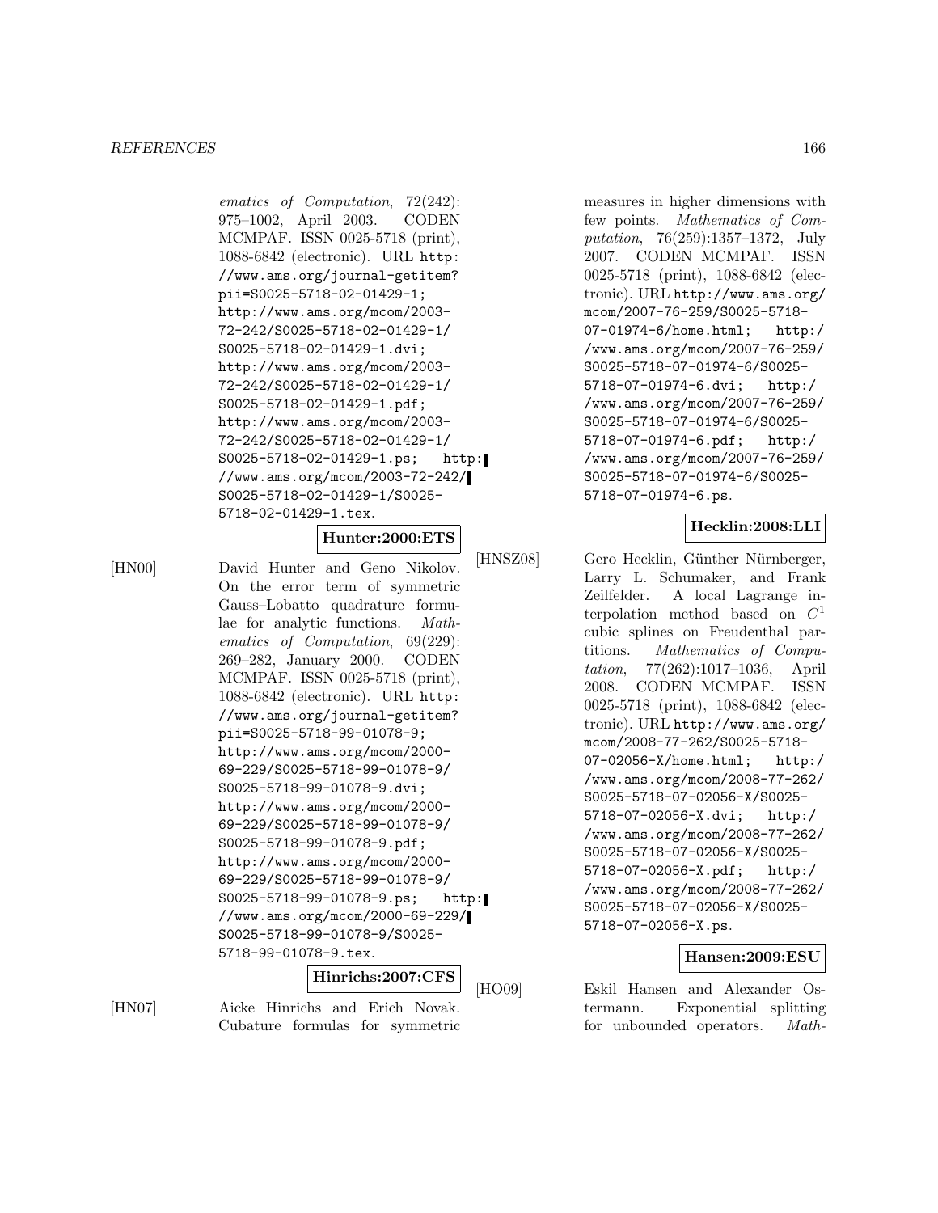*ematics of Computation*, 72(242): 975–1002, April 2003. CODEN MCMPAF. ISSN 0025-5718 (print), 1088-6842 (electronic). URL http://www.ams.org/journal-getitem?pii=S0025-5718-02-01429-1; http://www.ams.org/mcom/2003-72-242/S0025-5718-02-01429-1/S0025-5718-02-01429-1.dvi; http://www.ams.org/mcom/2003-72-242/S0025-5718-02-01429-1/S0025-5718-02-01429-1.pdf; http://www.ams.org/mcom/2003-72-242/S0025-5718-02-01429-1/S0025-5718-02-01429-1.ps; http://www.ams.org/mcom/2003-72-242/S0025-5718-02-01429-1/S0025-5718-02-01429-1.tex.

**Hunter:2000:ETS**

[HN00] David Hunter and Geno Nikolov. On the error term of symmetric Gauss–Lobatto quadrature formulae for analytic functions. *Mathematics of Computation*, 69(229): 269–282, January 2000. CODEN MCMPAF. ISSN 0025-5718 (print), 1088-6842 (electronic). URL http://www.ams.org/journal-getitem?pii=S0025-5718-99-01078-9; http://www.ams.org/mcom/2000-69-229/S0025-5718-99-01078-9/S0025-5718-99-01078-9.dvi; http://www.ams.org/mcom/2000-69-229/S0025-5718-99-01078-9/S0025-5718-99-01078-9.pdf; http://www.ams.org/mcom/2000-69-229/S0025-5718-99-01078-9/S0025-5718-99-01078-9.ps; http://www.ams.org/mcom/2000-69-229/S0025-5718-99-01078-9/S0025-5718-99-01078-9.tex.

**Hinrichs:2007:CFS**

[HN07] Aicke Hinrichs and Erich Novak. Cubature formulas for symmetric measures in higher dimensions with few points. *Mathematics of Computation*, 76(259):1357–1372, July 2007. CODEN MCMPAF. ISSN 0025-5718 (print), 1088-6842 (electronic). URL http://www.ams.org/mcom/2007-76-259/S0025-5718-07-01974-6/home.html; http://www.ams.org/mcom/2007-76-259/S0025-5718-07-01974-6/S0025-5718-07-01974-6.dvi; http://www.ams.org/mcom/2007-76-259/S0025-5718-07-01974-6/S0025-5718-07-01974-6.pdf; http://www.ams.org/mcom/2007-76-259/S0025-5718-07-01974-6/S0025-5718-07-01974-6.ps.

**Hecklin:2008:LLI**

[HNSZ08] Gero Hecklin, Günther Nürnberger, Larry L. Schumaker, and Frank Zeilfelder. A local Lagrange interpolation method based on $C^1$ cubic splines on Freudenthal partitions. *Mathematics of Computation*, 77(262):1017–1036, April 2008. CODEN MCMPAF. ISSN 0025-5718 (print), 1088-6842 (electronic). URL http://www.ams.org/mcom/2008-77-262/S0025-5718-07-02056-X/home.html; http://www.ams.org/mcom/2008-77-262/S0025-5718-07-02056-X/S0025-5718-07-02056-X.dvi; http://www.ams.org/mcom/2008-77-262/S0025-5718-07-02056-X/S0025-5718-07-02056-X.pdf; http://www.ams.org/mcom/2008-77-262/S0025-5718-07-02056-X/S0025-5718-07-02056-X.ps.

**Hansen:2009:ESU**

[HO09] Eskil Hansen and Alexander Ostermann. Exponential splitting for unbounded operators. *Math-*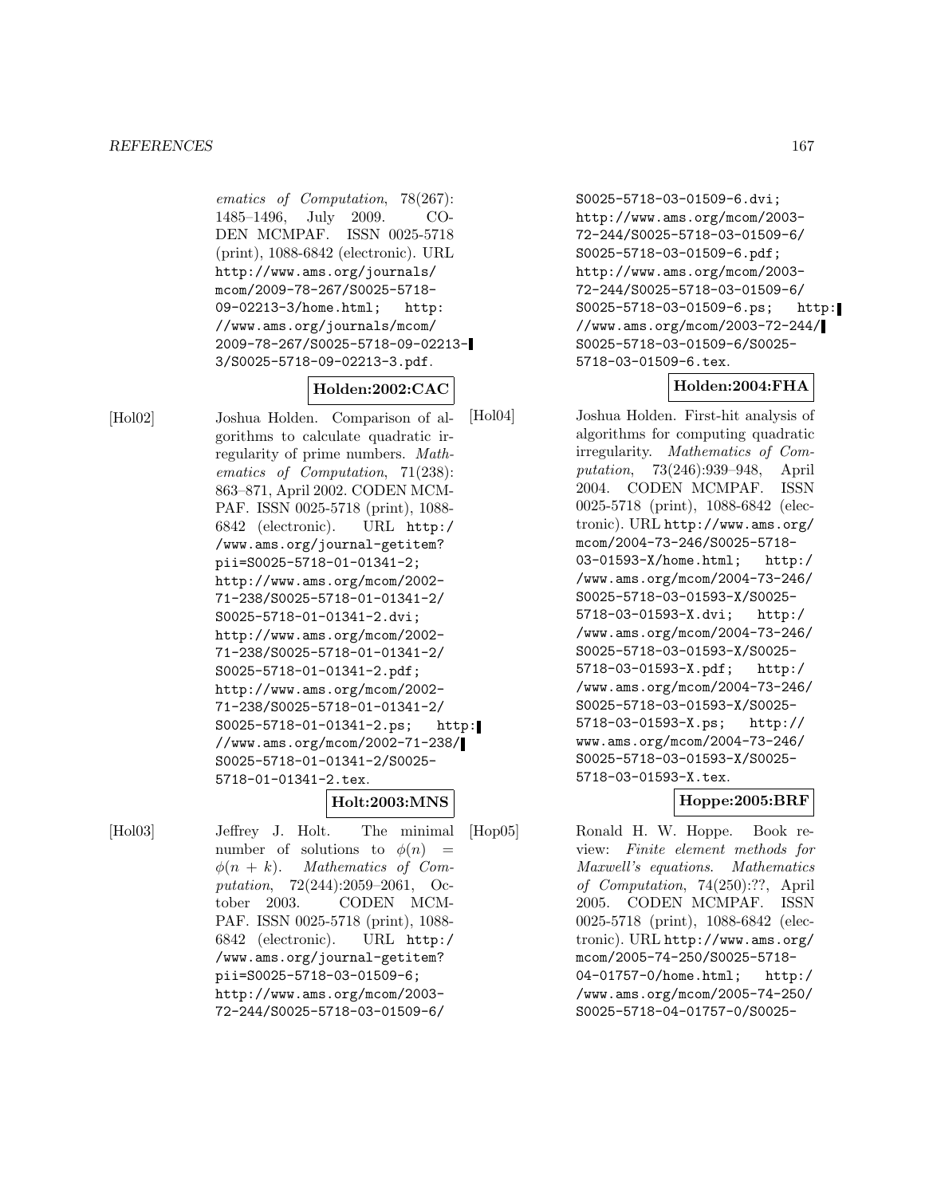*ematics of Computation*, 78(267): 1485–1496, July 2009. CODEN MCMPAF. ISSN 0025-5718 (print), 1088-6842 (electronic). URL http://www.ams.org/journals/mcom/2009-78-267/S0025-5718-09-02213-3/home.html; http://www.ams.org/journals/mcom/2009-78-267/S0025-5718-09-02213-3/S0025-5718-09-02213-3.pdf.

**Holden:2002:CAC**

[Hol02] Joshua Holden. Comparison of algorithms to calculate quadratic irregularity of prime numbers. *Mathematics of Computation*, 71(238): 863–871, April 2002. CODEN MCMPAF. ISSN 0025-5718 (print), 1088-6842 (electronic). URL http://www.ams.org/journal-getitem?pii=S0025-5718-01-01341-2; http://www.ams.org/mcom/2002-71-238/S0025-5718-01-01341-2/S0025-5718-01-01341-2.dvi; http://www.ams.org/mcom/2002-71-238/S0025-5718-01-01341-2/S0025-5718-01-01341-2.pdf; http://www.ams.org/mcom/2002-71-238/S0025-5718-01-01341-2/S0025-5718-01-01341-2.ps; http://www.ams.org/mcom/2002-71-238/S0025-5718-01-01341-2/S0025-5718-01-01341-2.tex.

**Holt:2003:MNS**

[Hol03] Jeffrey J. Holt. The minimal number of solutions to $\phi(n) = \phi(n+k)$. *Mathematics of Computation*, 72(244):2059–2061, October 2003. CODEN MCMPAF. ISSN 0025-5718 (print), 1088-6842 (electronic). URL http://www.ams.org/journal-getitem?pii=S0025-5718-03-01509-6; http://www.ams.org/mcom/2003-72-244/S0025-5718-03-01509-6/S0025-5718-03-01509-6.dvi; http://www.ams.org/mcom/2003-72-244/S0025-5718-03-01509-6/S0025-5718-03-01509-6.pdf; http://www.ams.org/mcom/2003-72-244/S0025-5718-03-01509-6/S0025-5718-03-01509-6.ps; http://www.ams.org/mcom/2003-72-244/S0025-5718-03-01509-6/S0025-5718-03-01509-6.tex.

**Holden:2004:FHA**

[Hol04] Joshua Holden. First-hit analysis of algorithms for computing quadratic irregularity. *Mathematics of Computation*, 73(246):939–948, April 2004. CODEN MCMPAF. ISSN 0025-5718 (print), 1088-6842 (electronic). URL http://www.ams.org/mcom/2004-73-246/S0025-5718-03-01593-X/home.html; http://www.ams.org/mcom/2004-73-246/S0025-5718-03-01593-X/S0025-5718-03-01593-X.dvi; http://www.ams.org/mcom/2004-73-246/S0025-5718-03-01593-X/S0025-5718-03-01593-X.pdf; http://www.ams.org/mcom/2004-73-246/S0025-5718-03-01593-X/S0025-5718-03-01593-X.ps; http://www.ams.org/mcom/2004-73-246/S0025-5718-03-01593-X/S0025-5718-03-01593-X.tex.

**Hoppe:2005:BRF**

[Hop05] Ronald H. W. Hoppe. Book review: *Finite element methods for Maxwell's equations*. *Mathematics of Computation*, 74(250):??, April 2005. CODEN MCMPAF. ISSN 0025-5718 (print), 1088-6842 (electronic). URL http://www.ams.org/mcom/2005-74-250/S0025-5718-04-01757-0/home.html; http://www.ams.org/mcom/2005-74-250/S0025-5718-04-01757-0/S0025-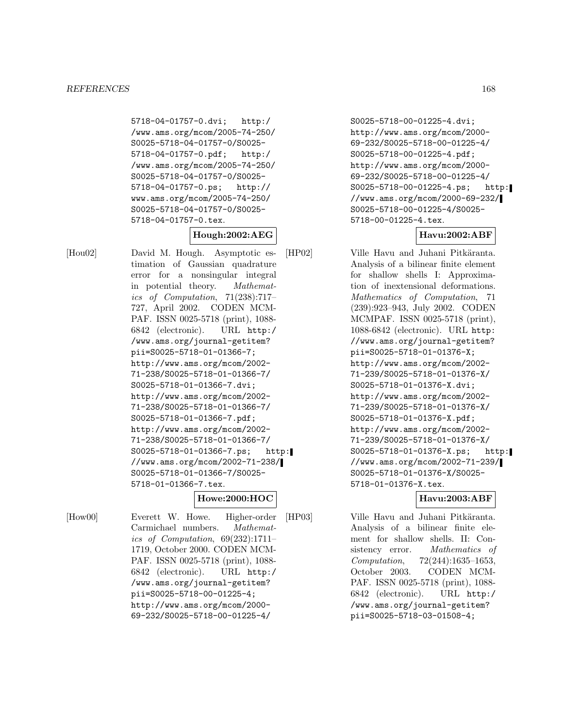5718-04-01757-0.dvi; http://www.ams.org/mcom/2005-74-250/S0025-5718-04-01757-0/S0025-5718-04-01757-0.pdf; http://www.ams.org/mcom/2005-74-250/S0025-5718-04-01757-0/S0025-5718-04-01757-0.ps; http://www.ams.org/mcom/2005-74-250/S0025-5718-04-01757-0/S0025-5718-04-01757-0.tex.

**Hough:2002:AEG**

[Hou02] David M. Hough. Asymptotic estimation of Gaussian quadrature error for a nonsingular integral in potential theory. *Mathematics of Computation*, 71(238):717–727, April 2002. CODEN MCMPAF. ISSN 0025-5718 (print), 1088-6842 (electronic). URL http://www.ams.org/journal-getitem?pii=S0025-5718-01-01366-7; http://www.ams.org/mcom/2002-71-238/S0025-5718-01-01366-7/S0025-5718-01-01366-7.dvi; http://www.ams.org/mcom/2002-71-238/S0025-5718-01-01366-7/S0025-5718-01-01366-7.pdf; http://www.ams.org/mcom/2002-71-238/S0025-5718-01-01366-7/S0025-5718-01-01366-7.ps; http://www.ams.org/mcom/2002-71-238/S0025-5718-01-01366-7/S0025-5718-01-01366-7.tex.

**Howe:2000:HOC**

[How00] Everett W. Howe. Higher-order Carmichael numbers. *Mathematics of Computation*, 69(232):1711–1719, October 2000. CODEN MCMPAF. ISSN 0025-5718 (print), 1088-6842 (electronic). URL http://www.ams.org/journal-getitem?pii=S0025-5718-00-01225-4; http://www.ams.org/mcom/2000-69-232/S0025-5718-00-01225-4/S0025-5718-00-01225-4.dvi; http://www.ams.org/mcom/2000-69-232/S0025-5718-00-01225-4/S0025-5718-00-01225-4.pdf; http://www.ams.org/mcom/2000-69-232/S0025-5718-00-01225-4/S0025-5718-00-01225-4.ps; http://www.ams.org/mcom/2000-69-232/S0025-5718-00-01225-4/S0025-5718-00-01225-4.tex.

**Havu:2002:ABF**

[HP02] Ville Havu and Juhani Pitkäranta. Analysis of a bilinear finite element for shallow shells I: Approximation of inextensional deformations. *Mathematics of Computation*, 71(239):923–943, July 2002. CODEN MCMPAF. ISSN 0025-5718 (print), 1088-6842 (electronic). URL http://www.ams.org/journal-getitem?pii=S0025-5718-01-01376-X; http://www.ams.org/mcom/2002-71-239/S0025-5718-01-01376-X/S0025-5718-01-01376-X.dvi; http://www.ams.org/mcom/2002-71-239/S0025-5718-01-01376-X/S0025-5718-01-01376-X.pdf; http://www.ams.org/mcom/2002-71-239/S0025-5718-01-01376-X/S0025-5718-01-01376-X.ps; http://www.ams.org/mcom/2002-71-239/S0025-5718-01-01376-X/S0025-5718-01-01376-X.tex.

**Havu:2003:ABF**

[HP03] Ville Havu and Juhani Pitkäranta. Analysis of a bilinear finite element for shallow shells. II: Consistency error. *Mathematics of Computation*, 72(244):1635–1653, October 2003. CODEN MCMPAF. ISSN 0025-5718 (print), 1088-6842 (electronic). URL http://www.ams.org/journal-getitem?pii=S0025-5718-03-01508-4;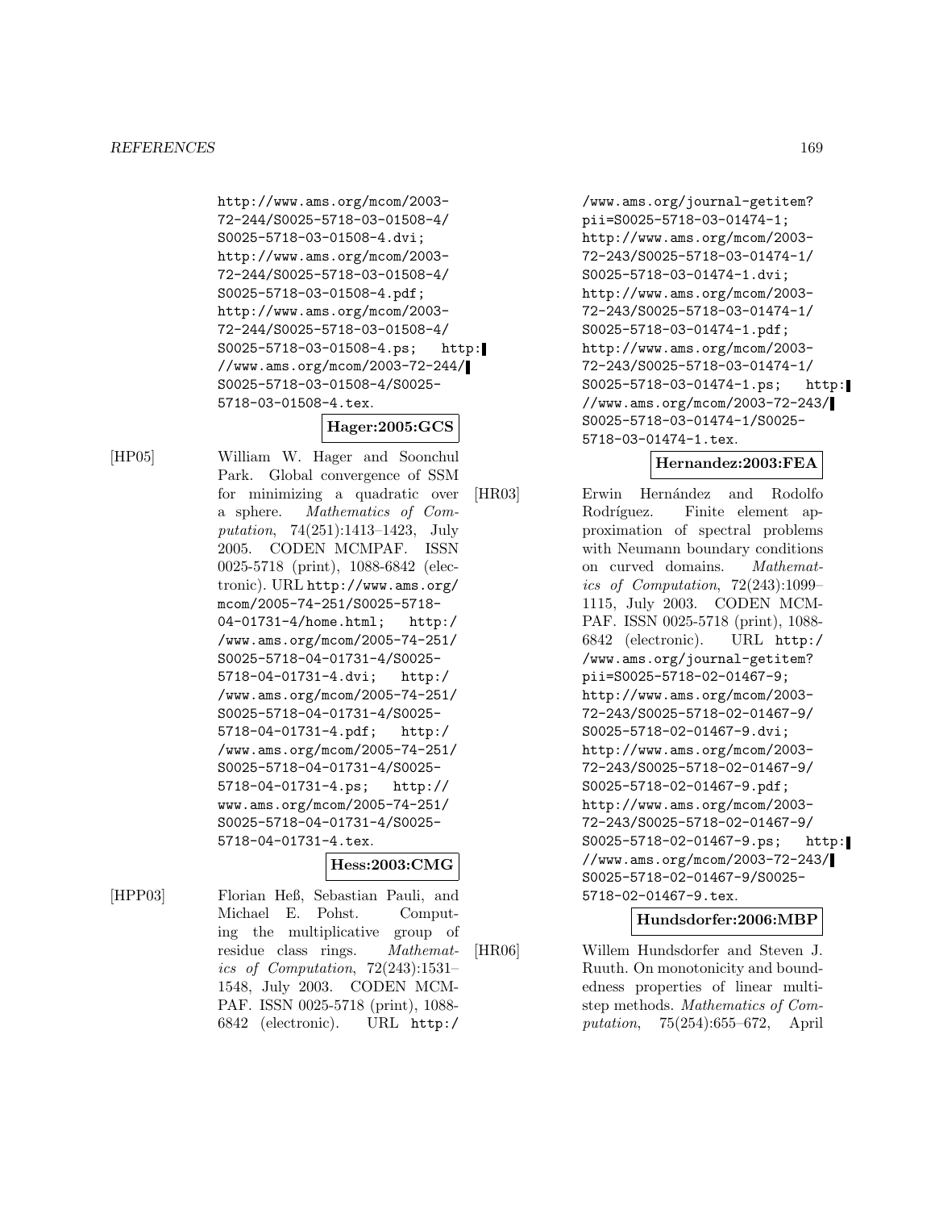http://www.ams.org/mcom/2003-72-244/S0025-5718-03-01508-4/S0025-5718-03-01508-4.dvi; http://www.ams.org/mcom/2003-72-244/S0025-5718-03-01508-4/S0025-5718-03-01508-4.pdf; http://www.ams.org/mcom/2003-72-244/S0025-5718-03-01508-4/S0025-5718-03-01508-4.ps; http://www.ams.org/mcom/2003-72-244/S0025-5718-03-01508-4/S0025-5718-03-01508-4.tex.

**Hager:2005:GCS**

[HP05] William W. Hager and Soonchul Park. Global convergence of SSM for minimizing a quadratic over a sphere. *Mathematics of Computation*, 74(251):1413–1423, July 2005. CODEN MCMPAF. ISSN 0025-5718 (print), 1088-6842 (electronic). URL http://www.ams.org/mcom/2005-74-251/S0025-5718-04-01731-4/home.html; http://www.ams.org/mcom/2005-74-251/S0025-5718-04-01731-4/S0025-5718-04-01731-4.dvi; http://www.ams.org/mcom/2005-74-251/S0025-5718-04-01731-4/S0025-5718-04-01731-4.pdf; http://www.ams.org/mcom/2005-74-251/S0025-5718-04-01731-4/S0025-5718-04-01731-4.ps; http://www.ams.org/mcom/2005-74-251/S0025-5718-04-01731-4/S0025-5718-04-01731-4.tex.

**Hess:2003:CMG**

[HPP03] Florian Heß, Sebastian Pauli, and Michael E. Pohst. Computing the multiplicative group of residue class rings. *Mathematics of Computation*, 72(243):1531–1548, July 2003. CODEN MCMPAF. ISSN 0025-5718 (print), 1088-6842 (electronic). URL http://www.ams.org/journal-getitem?pii=S0025-5718-03-01474-1; http://www.ams.org/mcom/2003-72-243/S0025-5718-03-01474-1/S0025-5718-03-01474-1.dvi; http://www.ams.org/mcom/2003-72-243/S0025-5718-03-01474-1/S0025-5718-03-01474-1.pdf; http://www.ams.org/mcom/2003-72-243/S0025-5718-03-01474-1/S0025-5718-03-01474-1.ps; http://www.ams.org/mcom/2003-72-243/S0025-5718-03-01474-1/S0025-5718-03-01474-1.tex.

**Hernandez:2003:FEA**

[HR03] Erwin Hernández and Rodolfo Rodríguez. Finite element approximation of spectral problems with Neumann boundary conditions on curved domains. *Mathematics of Computation*, 72(243):1099–1115, July 2003. CODEN MCMPAF. ISSN 0025-5718 (print), 1088-6842 (electronic). URL http://www.ams.org/journal-getitem?pii=S0025-5718-02-01467-9; http://www.ams.org/mcom/2003-72-243/S0025-5718-02-01467-9/S0025-5718-02-01467-9.dvi; http://www.ams.org/mcom/2003-72-243/S0025-5718-02-01467-9/S0025-5718-02-01467-9.pdf; http://www.ams.org/mcom/2003-72-243/S0025-5718-02-01467-9/S0025-5718-02-01467-9.ps; http://www.ams.org/mcom/2003-72-243/S0025-5718-02-01467-9/S0025-5718-02-01467-9.tex.

**Hundsdorfer:2006:MBP**

[HR06] Willem Hundsdorfer and Steven J. Ruuth. On monotonicity and boundedness properties of linear multistep methods. *Mathematics of Computation*, 75(254):655–672, April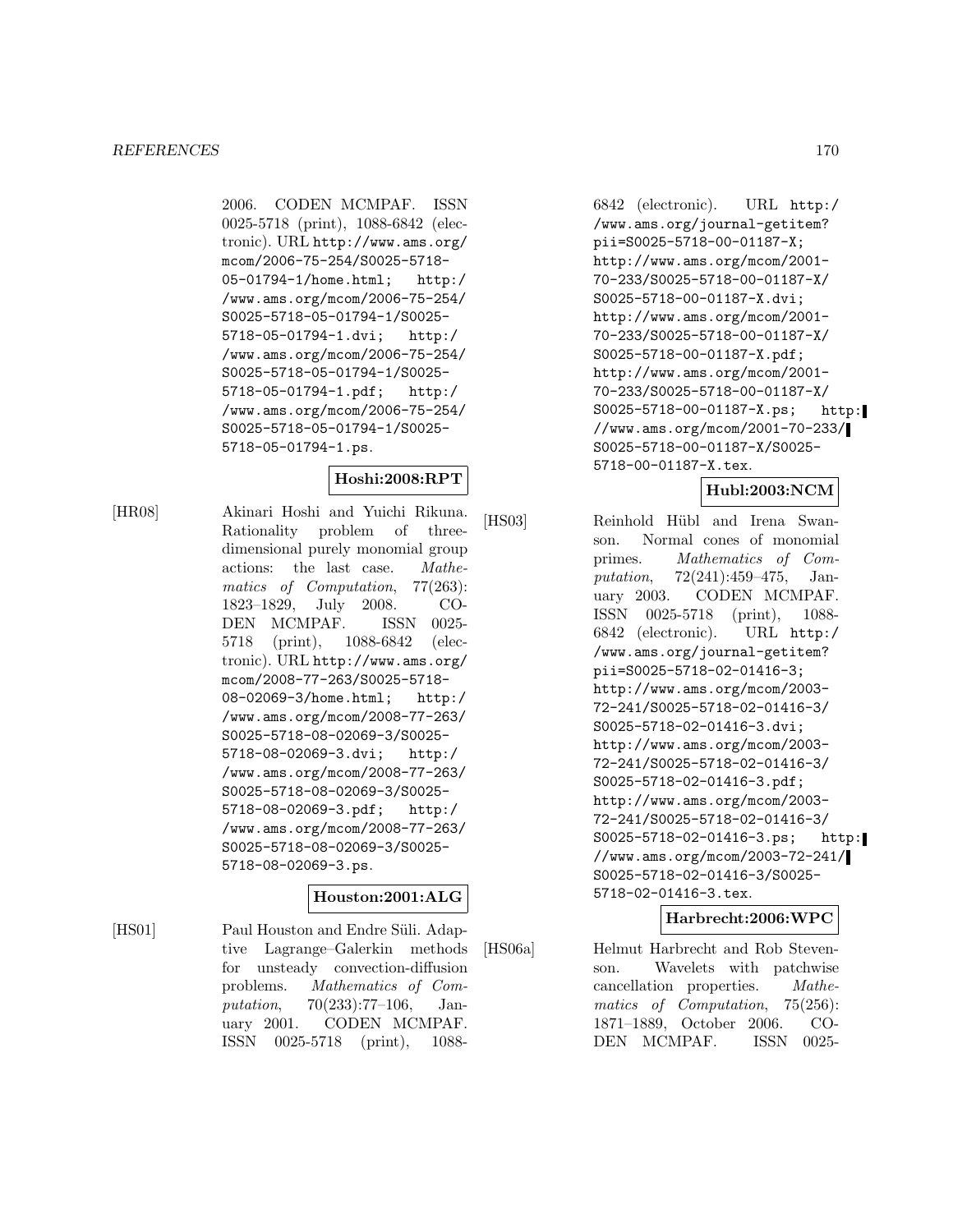2006. CODEN MCMPAF. ISSN 0025-5718 (print), 1088-6842 (electronic). URL http://www.ams.org/mcom/2006-75-254/S0025-5718-05-01794-1/home.html; http://www.ams.org/mcom/2006-75-254/S0025-5718-05-01794-1/S0025-5718-05-01794-1.dvi; http://www.ams.org/mcom/2006-75-254/S0025-5718-05-01794-1/S0025-5718-05-01794-1.pdf; http://www.ams.org/mcom/2006-75-254/S0025-5718-05-01794-1/S0025-5718-05-01794-1.ps.

**Hoshi:2008:RPT**

[HR08] Akinari Hoshi and Yuichi Rikuna. Rationality problem of three-dimensional purely monomial group actions: the last case. *Mathematics of Computation*, 77(263): 1823–1829, July 2008. CODEN MCMPAF. ISSN 0025-5718 (print), 1088-6842 (electronic). URL http://www.ams.org/mcom/2008-77-263/S0025-5718-08-02069-3/home.html; http://www.ams.org/mcom/2008-77-263/S0025-5718-08-02069-3/S0025-5718-08-02069-3.dvi; http://www.ams.org/mcom/2008-77-263/S0025-5718-08-02069-3/S0025-5718-08-02069-3.pdf; http://www.ams.org/mcom/2008-77-263/S0025-5718-08-02069-3/S0025-5718-08-02069-3.ps.

**Houston:2001:ALG**

[HS01] Paul Houston and Endre Süli. Adaptive Lagrange–Galerkin methods for unsteady convection-diffusion problems. *Mathematics of Computation*, 70(233):77–106, January 2001. CODEN MCMPAF. ISSN 0025-5718 (print), 1088-6842 (electronic). URL http://www.ams.org/journal-getitem?pii=S0025-5718-00-01187-X; http://www.ams.org/mcom/2001-70-233/S0025-5718-00-01187-X/S0025-5718-00-01187-X.dvi; http://www.ams.org/mcom/2001-70-233/S0025-5718-00-01187-X/S0025-5718-00-01187-X.pdf; http://www.ams.org/mcom/2001-70-233/S0025-5718-00-01187-X/S0025-5718-00-01187-X.ps; http://www.ams.org/mcom/2001-70-233/S0025-5718-00-01187-X/S0025-5718-00-01187-X.tex.

**Hubl:2003:NCM**

[HS03] Reinhold Hübl and Irena Swanson. Normal cones of monomial primes. *Mathematics of Computation*, 72(241):459–475, January 2003. CODEN MCMPAF. ISSN 0025-5718 (print), 1088-6842 (electronic). URL http://www.ams.org/journal-getitem?pii=S0025-5718-02-01416-3; http://www.ams.org/mcom/2003-72-241/S0025-5718-02-01416-3/S0025-5718-02-01416-3.dvi; http://www.ams.org/mcom/2003-72-241/S0025-5718-02-01416-3/S0025-5718-02-01416-3.pdf; http://www.ams.org/mcom/2003-72-241/S0025-5718-02-01416-3/S0025-5718-02-01416-3.ps; http://www.ams.org/mcom/2003-72-241/S0025-5718-02-01416-3/S0025-5718-02-01416-3.tex.

**Harbrecht:2006:WPC**

[HS06a] Helmut Harbrecht and Rob Stevenson. Wavelets with patchwise cancellation properties. *Mathematics of Computation*, 75(256): 1871–1889, October 2006. CODEN MCMPAF. ISSN 0025-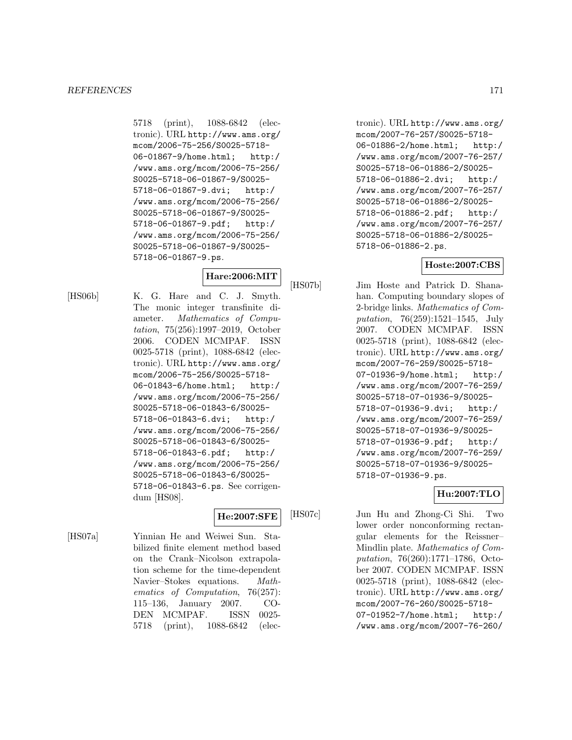5718 (print), 1088-6842 (electronic). URL http://www.ams.org/mcom/2006-75-256/S0025-5718-06-01867-9/home.html; http://www.ams.org/mcom/2006-75-256/S0025-5718-06-01867-9/S0025-5718-06-01867-9.dvi; http://www.ams.org/mcom/2006-75-256/S0025-5718-06-01867-9/S0025-5718-06-01867-9.pdf; http://www.ams.org/mcom/2006-75-256/S0025-5718-06-01867-9/S0025-5718-06-01867-9.ps.

**Hare:2006:MIT**

[HS06b] K. G. Hare and C. J. Smyth. The monic integer transfinite diameter. *Mathematics of Computation*, 75(256):1997–2019, October 2006. CODEN MCMPAF. ISSN 0025-5718 (print), 1088-6842 (electronic). URL http://www.ams.org/mcom/2006-75-256/S0025-5718-06-01843-6/home.html; http://www.ams.org/mcom/2006-75-256/S0025-5718-06-01843-6/S0025-5718-06-01843-6.dvi; http://www.ams.org/mcom/2006-75-256/S0025-5718-06-01843-6/S0025-5718-06-01843-6.pdf; http://www.ams.org/mcom/2006-75-256/S0025-5718-06-01843-6/S0025-5718-06-01843-6.ps. See corrigendum [HS08].

**He:2007:SFE**

[HS07a] Yinnian He and Weiwei Sun. Stabilized finite element method based on the Crank–Nicolson extrapolation scheme for the time-dependent Navier–Stokes equations. *Mathematics of Computation*, 76(257): 115–136, January 2007. CODEN MCMPAF. ISSN 0025-5718 (print), 1088-6842 (electronic). URL http://www.ams.org/mcom/2007-76-257/S0025-5718-06-01886-2/home.html; http://www.ams.org/mcom/2007-76-257/S0025-5718-06-01886-2/S0025-5718-06-01886-2.dvi; http://www.ams.org/mcom/2007-76-257/S0025-5718-06-01886-2/S0025-5718-06-01886-2.pdf; http://www.ams.org/mcom/2007-76-257/S0025-5718-06-01886-2/S0025-5718-06-01886-2.ps.

**Hoste:2007:CBS**

[HS07b] Jim Hoste and Patrick D. Shanahan. Computing boundary slopes of 2-bridge links. *Mathematics of Computation*, 76(259):1521–1545, July 2007. CODEN MCMPAF. ISSN 0025-5718 (print), 1088-6842 (electronic). URL http://www.ams.org/mcom/2007-76-259/S0025-5718-07-01936-9/home.html; http://www.ams.org/mcom/2007-76-259/S0025-5718-07-01936-9/S0025-5718-07-01936-9.dvi; http://www.ams.org/mcom/2007-76-259/S0025-5718-07-01936-9/S0025-5718-07-01936-9.pdf; http://www.ams.org/mcom/2007-76-259/S0025-5718-07-01936-9/S0025-5718-07-01936-9.ps.

**Hu:2007:TLO**

[HS07c] Jun Hu and Zhong-Ci Shi. Two lower order nonconforming rectangular elements for the Reissner–Mindlin plate. *Mathematics of Computation*, 76(260):1771–1786, October 2007. CODEN MCMPAF. ISSN 0025-5718 (print), 1088-6842 (electronic). URL http://www.ams.org/mcom/2007-76-260/S0025-5718-07-01952-7/home.html; http://www.ams.org/mcom/2007-76-260/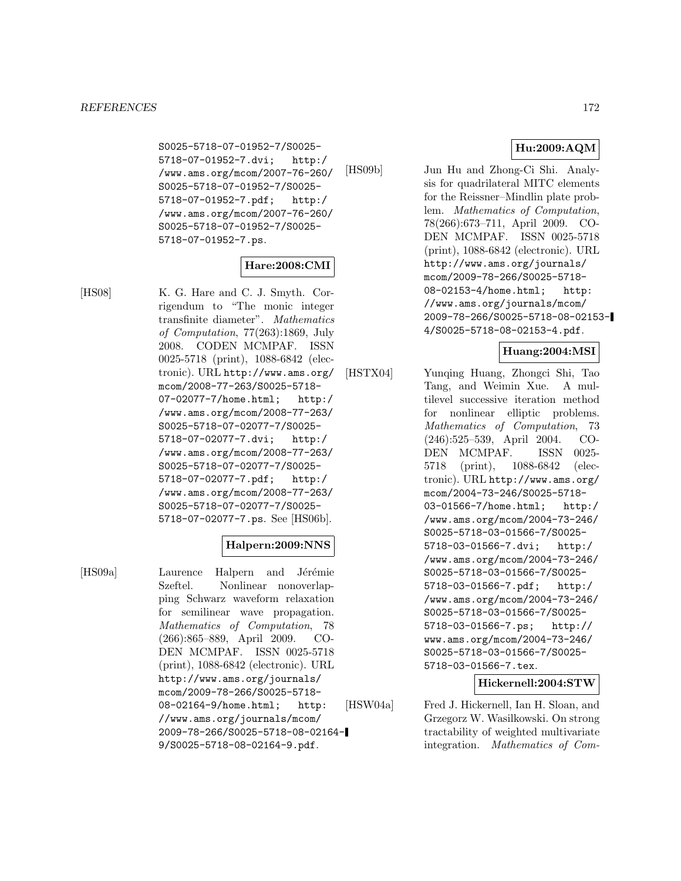S0025-5718-07-01952-7/S0025-5718-07-01952-7.dvi; http://www.ams.org/mcom/2007-76-260/S0025-5718-07-01952-7/S0025-5718-07-01952-7.pdf; http://www.ams.org/mcom/2007-76-260/S0025-5718-07-01952-7/S0025-5718-07-01952-7.ps.

**Hare:2008:CMI**

[HS08] K. G. Hare and C. J. Smyth. Corrigendum to "The monic integer transfinite diameter". *Mathematics of Computation*, 77(263):1869, July 2008. CODEN MCMPAF. ISSN 0025-5718 (print), 1088-6842 (electronic). URL http://www.ams.org/mcom/2008-77-263/S0025-5718-07-02077-7/home.html; http://www.ams.org/mcom/2008-77-263/S0025-5718-07-02077-7/S0025-5718-07-02077-7.dvi; http://www.ams.org/mcom/2008-77-263/S0025-5718-07-02077-7/S0025-5718-07-02077-7.pdf; http://www.ams.org/mcom/2008-77-263/S0025-5718-07-02077-7/S0025-5718-07-02077-7.ps. See [HS06b].

**Halpern:2009:NNS**

[HS09a] Laurence Halpern and Jérémie Szeftel. Nonlinear nonoverlapping Schwarz waveform relaxation for semilinear wave propagation. *Mathematics of Computation*, 78 (266):865–889, April 2009. CODEN MCMPAF. ISSN 0025-5718 (print), 1088-6842 (electronic). URL http://www.ams.org/journals/mcom/2009-78-266/S0025-5718-08-02164-9/home.html; http://www.ams.org/journals/mcom/2009-78-266/S0025-5718-08-02164-9/S0025-5718-08-02164-9.pdf.

**Hu:2009:AQM**

[HS09b] Jun Hu and Zhong-Ci Shi. Analysis for quadrilateral MITC elements for the Reissner–Mindlin plate problem. *Mathematics of Computation*, 78(266):673–711, April 2009. CODEN MCMPAF. ISSN 0025-5718 (print), 1088-6842 (electronic). URL http://www.ams.org/journals/mcom/2009-78-266/S0025-5718-08-02153-4/home.html; http://www.ams.org/journals/mcom/2009-78-266/S0025-5718-08-02153-4/S0025-5718-08-02153-4.pdf.

**Huang:2004:MSI**

[HSTX04] Yunqing Huang, Zhongci Shi, Tao Tang, and Weimin Xue. A multilevel successive iteration method for nonlinear elliptic problems. *Mathematics of Computation*, 73 (246):525–539, April 2004. CODEN MCMPAF. ISSN 0025-5718 (print), 1088-6842 (electronic). URL http://www.ams.org/mcom/2004-73-246/S0025-5718-03-01566-7/home.html; http://www.ams.org/mcom/2004-73-246/S0025-5718-03-01566-7/S0025-5718-03-01566-7.dvi; http://www.ams.org/mcom/2004-73-246/S0025-5718-03-01566-7/S0025-5718-03-01566-7.pdf; http://www.ams.org/mcom/2004-73-246/S0025-5718-03-01566-7/S0025-5718-03-01566-7.ps; http://www.ams.org/mcom/2004-73-246/S0025-5718-03-01566-7/S0025-5718-03-01566-7.tex.

**Hickernell:2004:STW**

[HSW04a] Fred J. Hickernell, Ian H. Sloan, and Grzegorz W. Wasilkowski. On strong tractability of weighted multivariate integration. *Mathematics of Com-*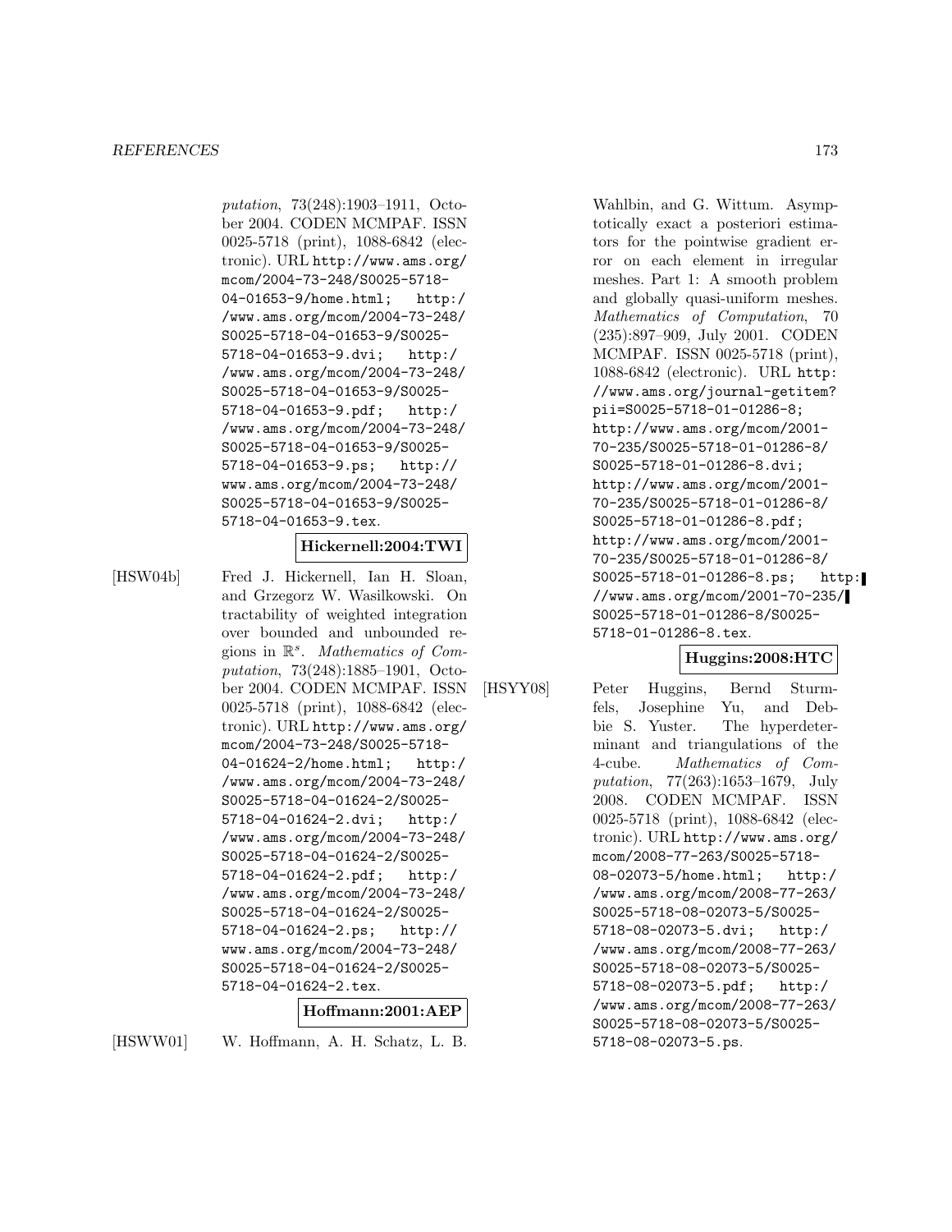*putation*, 73(248):1903–1911, October 2004. CODEN MCMPAF. ISSN 0025-5718 (print), 1088-6842 (electronic). URL http://www.ams.org/mcom/2004-73-248/S0025-5718-04-01653-9/home.html; http://www.ams.org/mcom/2004-73-248/S0025-5718-04-01653-9/S0025-5718-04-01653-9.dvi; http://www.ams.org/mcom/2004-73-248/S0025-5718-04-01653-9/S0025-5718-04-01653-9.pdf; http://www.ams.org/mcom/2004-73-248/S0025-5718-04-01653-9/S0025-5718-04-01653-9.ps; http://www.ams.org/mcom/2004-73-248/S0025-5718-04-01653-9/S0025-5718-04-01653-9.tex.

**Hickernell:2004:TWI**

[HSW04b] Fred J. Hickernell, Ian H. Sloan, and Grzegorz W. Wasilkowski. On tractability of weighted integration over bounded and unbounded regions in $\mathbb{R}^s$. *Mathematics of Computation*, 73(248):1885–1901, October 2004. CODEN MCMPAF. ISSN 0025-5718 (print), 1088-6842 (electronic). URL http://www.ams.org/mcom/2004-73-248/S0025-5718-04-01624-2/home.html; http://www.ams.org/mcom/2004-73-248/S0025-5718-04-01624-2/S0025-5718-04-01624-2.dvi; http://www.ams.org/mcom/2004-73-248/S0025-5718-04-01624-2/S0025-5718-04-01624-2.pdf; http://www.ams.org/mcom/2004-73-248/S0025-5718-04-01624-2/S0025-5718-04-01624-2.ps; http://www.ams.org/mcom/2004-73-248/S0025-5718-04-01624-2/S0025-5718-04-01624-2.tex.

**Hoffmann:2001:AEP**

[HSWW01] W. Hoffmann, A. H. Schatz, L. B. Wahlbin, and G. Wittum. Asymptotically exact a posteriori estimators for the pointwise gradient error on each element in irregular meshes. Part 1: A smooth problem and globally quasi-uniform meshes. *Mathematics of Computation*, 70(235):897–909, July 2001. CODEN MCMPAF. ISSN 0025-5718 (print), 1088-6842 (electronic). URL http://www.ams.org/journal-getitem?pii=S0025-5718-01-01286-8; http://www.ams.org/mcom/2001-70-235/S0025-5718-01-01286-8/S0025-5718-01-01286-8.dvi; http://www.ams.org/mcom/2001-70-235/S0025-5718-01-01286-8/S0025-5718-01-01286-8.pdf; http://www.ams.org/mcom/2001-70-235/S0025-5718-01-01286-8/S0025-5718-01-01286-8.ps; http://www.ams.org/mcom/2001-70-235/S0025-5718-01-01286-8/S0025-5718-01-01286-8.tex.

**Huggins:2008:HTC**

[HSYY08] Peter Huggins, Bernd Sturmfels, Josephine Yu, and Debbie S. Yuster. The hyperdeterminant and triangulations of the 4-cube. *Mathematics of Computation*, 77(263):1653–1679, July 2008. CODEN MCMPAF. ISSN 0025-5718 (print), 1088-6842 (electronic). URL http://www.ams.org/mcom/2008-77-263/S0025-5718-08-02073-5/home.html; http://www.ams.org/mcom/2008-77-263/S0025-5718-08-02073-5/S0025-5718-08-02073-5.dvi; http://www.ams.org/mcom/2008-77-263/S0025-5718-08-02073-5/S0025-5718-08-02073-5.pdf; http://www.ams.org/mcom/2008-77-263/S0025-5718-08-02073-5/S0025-5718-08-02073-5.ps.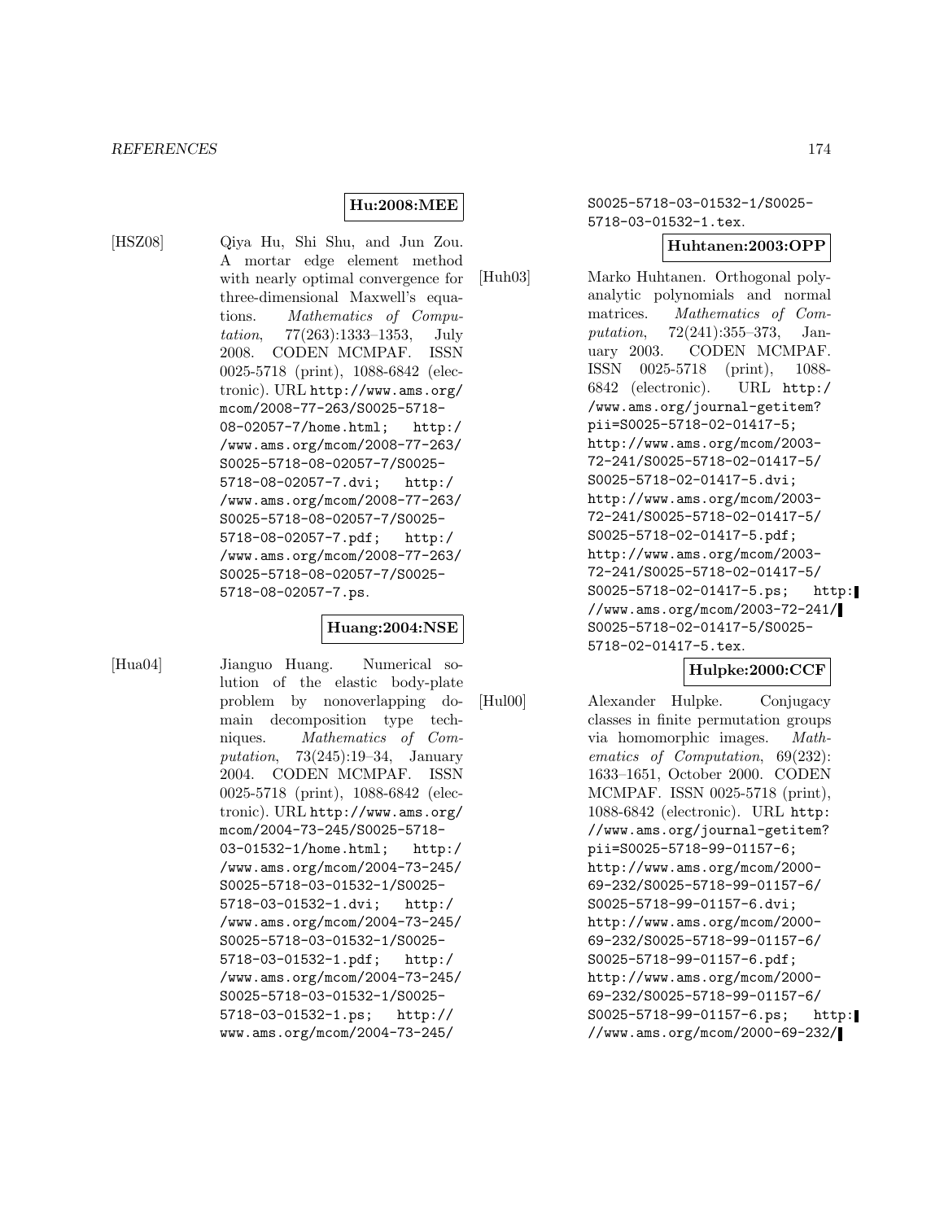**Hu:2008:MEE**

[HSZ08] Qiya Hu, Shi Shu, and Jun Zou. A mortar edge element method with nearly optimal convergence for three-dimensional Maxwell's equations. *Mathematics of Computation*, 77(263):1333–1353, July 2008. CODEN MCMPAF. ISSN 0025-5718 (print), 1088-6842 (electronic). URL http://www.ams.org/mcom/2008-77-263/S0025-5718-08-02057-7/home.html; http://www.ams.org/mcom/2008-77-263/S0025-5718-08-02057-7/S0025-5718-08-02057-7.dvi; http://www.ams.org/mcom/2008-77-263/S0025-5718-08-02057-7/S0025-5718-08-02057-7.pdf; http://www.ams.org/mcom/2008-77-263/S0025-5718-08-02057-7/S0025-5718-08-02057-7.ps.

**Huang:2004:NSE**

[Hua04] Jianguo Huang. Numerical solution of the elastic body-plate problem by nonoverlapping domain decomposition type techniques. *Mathematics of Computation*, 73(245):19–34, January 2004. CODEN MCMPAF. ISSN 0025-5718 (print), 1088-6842 (electronic). URL http://www.ams.org/mcom/2004-73-245/S0025-5718-03-01532-1/home.html; http://www.ams.org/mcom/2004-73-245/S0025-5718-03-01532-1/S0025-5718-03-01532-1.dvi; http://www.ams.org/mcom/2004-73-245/S0025-5718-03-01532-1/S0025-5718-03-01532-1.pdf; http://www.ams.org/mcom/2004-73-245/S0025-5718-03-01532-1/S0025-5718-03-01532-1.ps; http://www.ams.org/mcom/2004-73-245/S0025-5718-03-01532-1/S0025-5718-03-01532-1.tex.

**Huhtanen:2003:OPP**

[Huh03] Marko Huhtanen. Orthogonal polyanalytic polynomials and normal matrices. *Mathematics of Computation*, 72(241):355–373, January 2003. CODEN MCMPAF. ISSN 0025-5718 (print), 1088-6842 (electronic). URL http://www.ams.org/journal-getitem?pii=S0025-5718-02-01417-5; http://www.ams.org/mcom/2003-72-241/S0025-5718-02-01417-5/S0025-5718-02-01417-5.dvi; http://www.ams.org/mcom/2003-72-241/S0025-5718-02-01417-5/S0025-5718-02-01417-5.pdf; http://www.ams.org/mcom/2003-72-241/S0025-5718-02-01417-5/S0025-5718-02-01417-5.ps; http://www.ams.org/mcom/2003-72-241/S0025-5718-02-01417-5/S0025-5718-02-01417-5.tex.

**Hulpke:2000:CCF**

[Hul00] Alexander Hulpke. Conjugacy classes in finite permutation groups via homomorphic images. *Mathematics of Computation*, 69(232):1633–1651, October 2000. CODEN MCMPAF. ISSN 0025-5718 (print), 1088-6842 (electronic). URL http://www.ams.org/journal-getitem?pii=S0025-5718-99-01157-6; http://www.ams.org/mcom/2000-69-232/S0025-5718-99-01157-6/S0025-5718-99-01157-6.dvi; http://www.ams.org/mcom/2000-69-232/S0025-5718-99-01157-6/S0025-5718-99-01157-6.pdf; http://www.ams.org/mcom/2000-69-232/S0025-5718-99-01157-6/S0025-5718-99-01157-6.ps; http://www.ams.org/mcom/2000-69-232/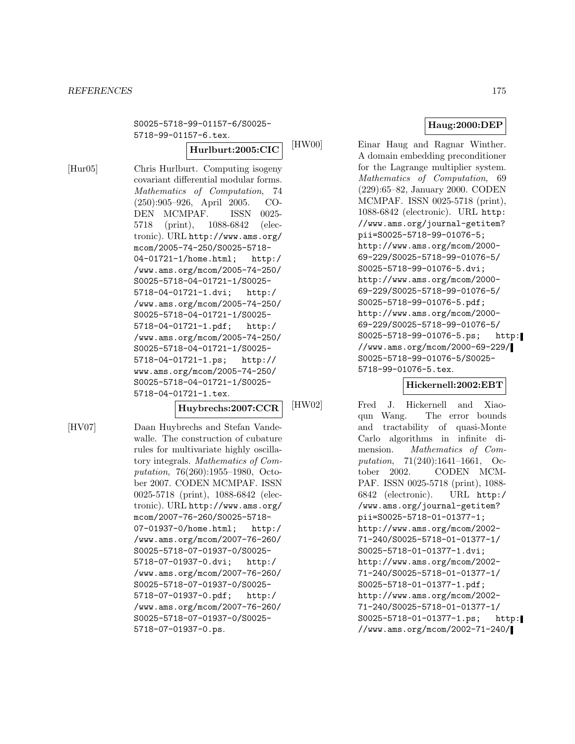S0025-5718-99-01157-6/S0025-5718-99-01157-6.tex.

**Hurlburt:2005:CIC**

[Hur05] Chris Hurlburt. Computing isogeny covariant differential modular forms. *Mathematics of Computation*, 74 (250):905–926, April 2005. CODEN MCMPAF. ISSN 0025-5718 (print), 1088-6842 (electronic). URL http://www.ams.org/mcom/2005-74-250/S0025-5718-04-01721-1/home.html; http://www.ams.org/mcom/2005-74-250/S0025-5718-04-01721-1/S0025-5718-04-01721-1.dvi; http://www.ams.org/mcom/2005-74-250/S0025-5718-04-01721-1/S0025-5718-04-01721-1.pdf; http://www.ams.org/mcom/2005-74-250/S0025-5718-04-01721-1/S0025-5718-04-01721-1.ps; http://www.ams.org/mcom/2005-74-250/S0025-5718-04-01721-1/S0025-5718-04-01721-1.tex.

**Huybrechs:2007:CCR**

[HV07] Daan Huybrechs and Stefan Vandewalle. The construction of cubature rules for multivariate highly oscillatory integrals. *Mathematics of Computation*, 76(260):1955–1980, October 2007. CODEN MCMPAF. ISSN 0025-5718 (print), 1088-6842 (electronic). URL http://www.ams.org/mcom/2007-76-260/S0025-5718-07-01937-0/home.html; http://www.ams.org/mcom/2007-76-260/S0025-5718-07-01937-0/S0025-5718-07-01937-0.dvi; http://www.ams.org/mcom/2007-76-260/S0025-5718-07-01937-0/S0025-5718-07-01937-0.pdf; http://www.ams.org/mcom/2007-76-260/S0025-5718-07-01937-0/S0025-5718-07-01937-0.ps.

**Haug:2000:DEP**

[HW00] Einar Haug and Ragnar Winther. A domain embedding preconditioner for the Lagrange multiplier system. *Mathematics of Computation*, 69 (229):65–82, January 2000. CODEN MCMPAF. ISSN 0025-5718 (print), 1088-6842 (electronic). URL http://www.ams.org/journal-getitem?pii=S0025-5718-99-01076-5; http://www.ams.org/mcom/2000-69-229/S0025-5718-99-01076-5/S0025-5718-99-01076-5.dvi; http://www.ams.org/mcom/2000-69-229/S0025-5718-99-01076-5/S0025-5718-99-01076-5.pdf; http://www.ams.org/mcom/2000-69-229/S0025-5718-99-01076-5/S0025-5718-99-01076-5.ps; http://www.ams.org/mcom/2000-69-229/S0025-5718-99-01076-5/S0025-5718-99-01076-5.tex.

**Hickernell:2002:EBT**

[HW02] Fred J. Hickernell and Xiaoqun Wang. The error bounds and tractability of quasi-Monte Carlo algorithms in infinite dimension. *Mathematics of Computation*, 71(240):1641–1661, October 2002. CODEN MCMPAF. ISSN 0025-5718 (print), 1088-6842 (electronic). URL http://www.ams.org/journal-getitem?pii=S0025-5718-01-01377-1; http://www.ams.org/mcom/2002-71-240/S0025-5718-01-01377-1/S0025-5718-01-01377-1.dvi; http://www.ams.org/mcom/2002-71-240/S0025-5718-01-01377-1/S0025-5718-01-01377-1.pdf; http://www.ams.org/mcom/2002-71-240/S0025-5718-01-01377-1/S0025-5718-01-01377-1.ps; http://www.ams.org/mcom/2002-71-240/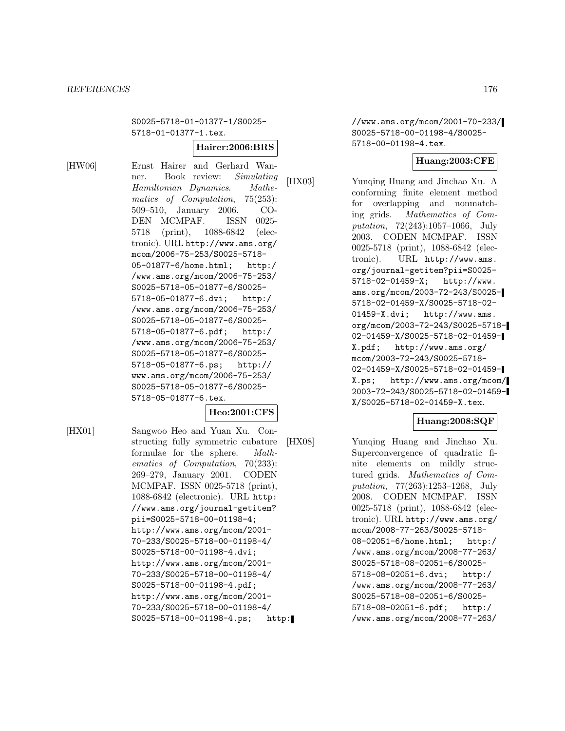S0025-5718-01-01377-1/S0025-5718-01-01377-1.tex.

**Hairer:2006:BRS**

[HW06] Ernst Hairer and Gerhard Wanner. Book review: *Simulating Hamiltonian Dynamics*. *Mathematics of Computation*, 75(253): 509–510, January 2006. CODEN MCMPAF. ISSN 0025-5718 (print), 1088-6842 (electronic). URL http://www.ams.org/mcom/2006-75-253/S0025-5718-05-01877-6/home.html; http://www.ams.org/mcom/2006-75-253/S0025-5718-05-01877-6/S0025-5718-05-01877-6.dvi; http://www.ams.org/mcom/2006-75-253/S0025-5718-05-01877-6/S0025-5718-05-01877-6.pdf; http://www.ams.org/mcom/2006-75-253/S0025-5718-05-01877-6/S0025-5718-05-01877-6.ps; http://www.ams.org/mcom/2006-75-253/S0025-5718-05-01877-6/S0025-5718-05-01877-6.tex.

**Heo:2001:CFS**

[HX01] Sangwoo Heo and Yuan Xu. Constructing fully symmetric cubature formulae for the sphere. *Mathematics of Computation*, 70(233): 269–279, January 2001. CODEN MCMPAF. ISSN 0025-5718 (print), 1088-6842 (electronic). URL http://www.ams.org/journal-getitem?pii=S0025-5718-00-01198-4; http://www.ams.org/mcom/2001-70-233/S0025-5718-00-01198-4/S0025-5718-00-01198-4.dvi; http://www.ams.org/mcom/2001-70-233/S0025-5718-00-01198-4/S0025-5718-00-01198-4.pdf; http://www.ams.org/mcom/2001-70-233/S0025-5718-00-01198-4/S0025-5718-00-01198-4.ps; http://www.ams.org/mcom/2001-70-233/S0025-5718-00-01198-4/S0025-5718-00-01198-4.tex.

**Huang:2003:CFE**

[HX03] Yunqing Huang and Jinchao Xu. A conforming finite element method for overlapping and nonmatching grids. *Mathematics of Computation*, 72(243):1057–1066, July 2003. CODEN MCMPAF. ISSN 0025-5718 (print), 1088-6842 (electronic). URL http://www.ams.org/journal-getitem?pii=S0025-5718-02-01459-X; http://www.ams.org/mcom/2003-72-243/S0025-5718-02-01459-X/S0025-5718-02-01459-X.dvi; http://www.ams.org/mcom/2003-72-243/S0025-5718-02-01459-X/S0025-5718-02-01459-X.pdf; http://www.ams.org/mcom/2003-72-243/S0025-5718-02-01459-X/S0025-5718-02-01459-X.ps; http://www.ams.org/mcom/2003-72-243/S0025-5718-02-01459-X/S0025-5718-02-01459-X.tex.

**Huang:2008:SQF**

[HX08] Yunqing Huang and Jinchao Xu. Superconvergence of quadratic finite elements on mildly structured grids. *Mathematics of Computation*, 77(263):1253–1268, July 2008. CODEN MCMPAF. ISSN 0025-5718 (print), 1088-6842 (electronic). URL http://www.ams.org/mcom/2008-77-263/S0025-5718-08-02051-6/home.html; http://www.ams.org/mcom/2008-77-263/S0025-5718-08-02051-6/S0025-5718-08-02051-6.dvi; http://www.ams.org/mcom/2008-77-263/S0025-5718-08-02051-6/S0025-5718-08-02051-6.pdf; http://www.ams.org/mcom/2008-77-263/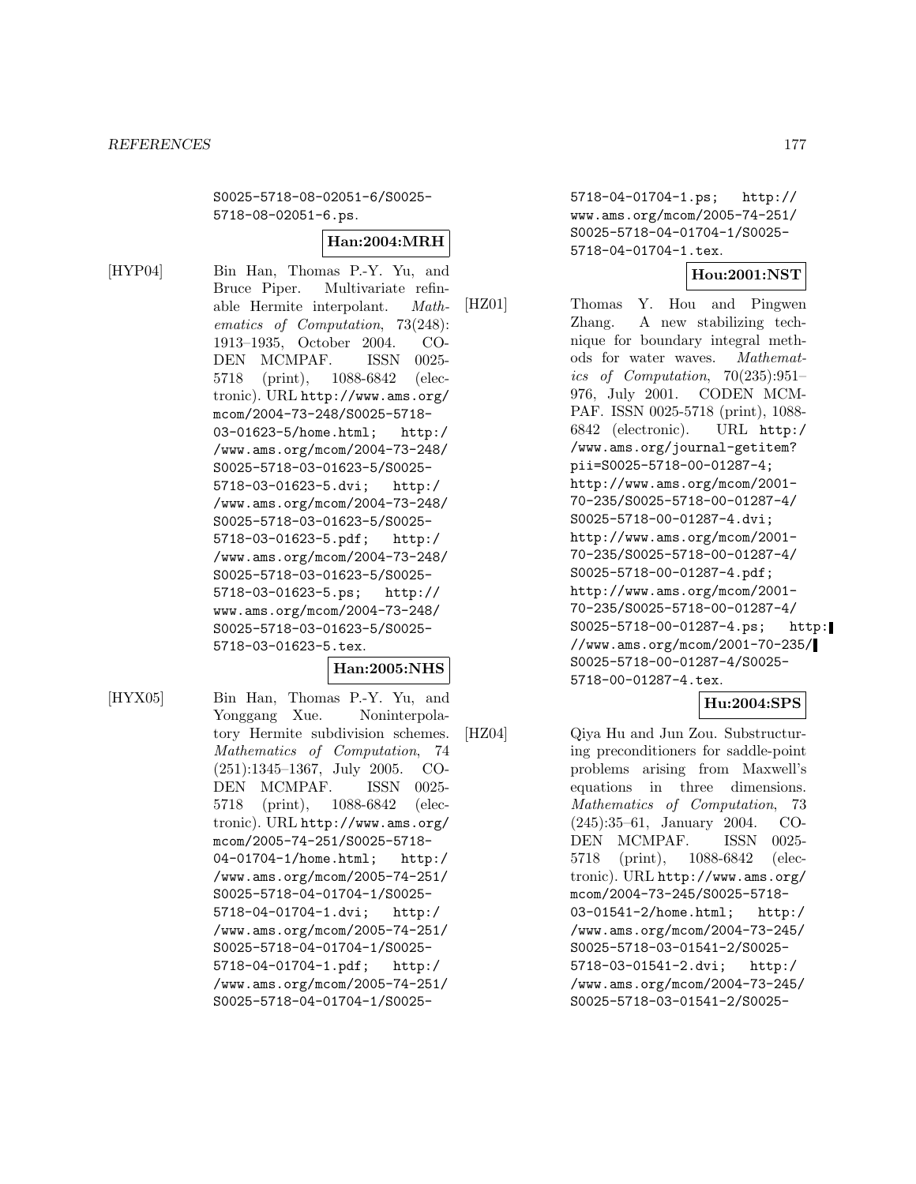S0025-5718-08-02051-6/S0025-5718-08-02051-6.ps.

**Han:2004:MRH**

[HYP04] Bin Han, Thomas P.-Y. Yu, and Bruce Piper. Multivariate refinable Hermite interpolant. *Mathematics of Computation*, 73(248): 1913–1935, October 2004. CODEN MCMPAF. ISSN 0025-5718 (print), 1088-6842 (electronic). URL http://www.ams.org/mcom/2004-73-248/S0025-5718-03-01623-5/home.html; http://www.ams.org/mcom/2004-73-248/S0025-5718-03-01623-5/S0025-5718-03-01623-5.dvi; http://www.ams.org/mcom/2004-73-248/S0025-5718-03-01623-5/S0025-5718-03-01623-5.pdf; http://www.ams.org/mcom/2004-73-248/S0025-5718-03-01623-5/S0025-5718-03-01623-5.ps; http://www.ams.org/mcom/2004-73-248/S0025-5718-03-01623-5/S0025-5718-03-01623-5.tex.

**Han:2005:NHS**

[HYX05] Bin Han, Thomas P.-Y. Yu, and Yonggang Xue. Noninterpolatory Hermite subdivision schemes. *Mathematics of Computation*, 74 (251):1345–1367, July 2005. CODEN MCMPAF. ISSN 0025-5718 (print), 1088-6842 (electronic). URL http://www.ams.org/mcom/2005-74-251/S0025-5718-04-01704-1/home.html; http://www.ams.org/mcom/2005-74-251/S0025-5718-04-01704-1/S0025-5718-04-01704-1.dvi; http://www.ams.org/mcom/2005-74-251/S0025-5718-04-01704-1/S0025-5718-04-01704-1.pdf; http://www.ams.org/mcom/2005-74-251/S0025-5718-04-01704-1/S0025-5718-04-01704-1.ps; http://www.ams.org/mcom/2005-74-251/S0025-5718-04-01704-1/S0025-5718-04-01704-1.tex.

**Hou:2001:NST**

[HZ01] Thomas Y. Hou and Pingwen Zhang. A new stabilizing technique for boundary integral methods for water waves. *Mathematics of Computation*, 70(235):951–976, July 2001. CODEN MCMPAF. ISSN 0025-5718 (print), 1088-6842 (electronic). URL http://www.ams.org/journal-getitem?pii=S0025-5718-00-01287-4; http://www.ams.org/mcom/2001-70-235/S0025-5718-00-01287-4/S0025-5718-00-01287-4.dvi; http://www.ams.org/mcom/2001-70-235/S0025-5718-00-01287-4/S0025-5718-00-01287-4.pdf; http://www.ams.org/mcom/2001-70-235/S0025-5718-00-01287-4/S0025-5718-00-01287-4.ps; http://www.ams.org/mcom/2001-70-235/S0025-5718-00-01287-4/S0025-5718-00-01287-4.tex.

**Hu:2004:SPS**

[HZ04] Qiya Hu and Jun Zou. Substructuring preconditioners for saddle-point problems arising from Maxwell's equations in three dimensions. *Mathematics of Computation*, 73 (245):35–61, January 2004. CODEN MCMPAF. ISSN 0025-5718 (print), 1088-6842 (electronic). URL http://www.ams.org/mcom/2004-73-245/S0025-5718-03-01541-2/home.html; http://www.ams.org/mcom/2004-73-245/S0025-5718-03-01541-2/S0025-5718-03-01541-2.dvi; http://www.ams.org/mcom/2004-73-245/S0025-5718-03-01541-2/S0025-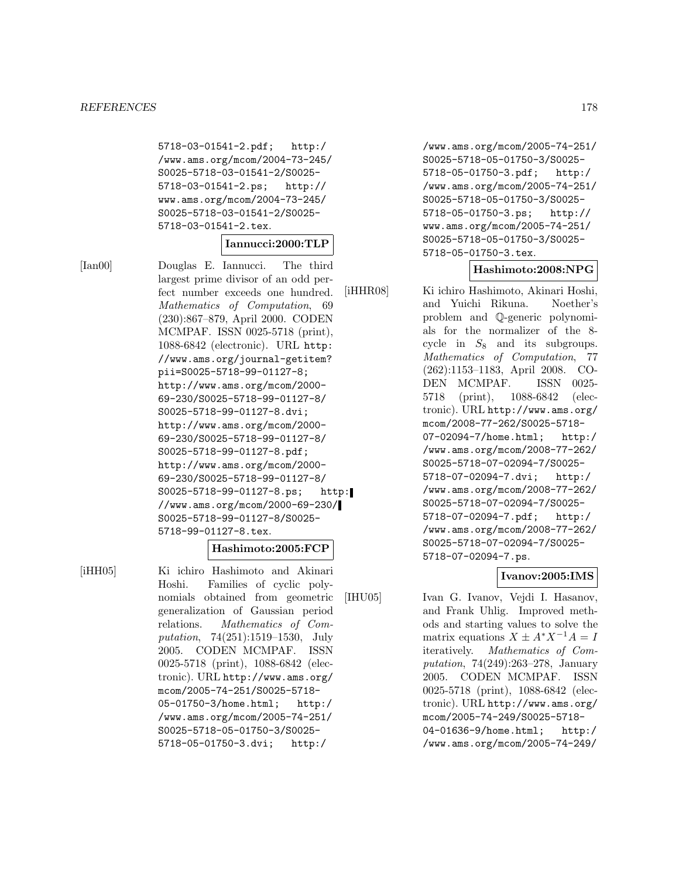5718-03-01541-2.pdf; http://www.ams.org/mcom/2004-73-245/S0025-5718-03-01541-2/S0025-5718-03-01541-2.ps; http://www.ams.org/mcom/2004-73-245/S0025-5718-03-01541-2/S0025-5718-03-01541-2.tex.

**Iannucci:2000:TLP**

[Ian00] Douglas E. Iannucci. The third largest prime divisor of an odd perfect number exceeds one hundred. *Mathematics of Computation*, 69 (230):867–879, April 2000. CODEN MCMPAF. ISSN 0025-5718 (print), 1088-6842 (electronic). URL http://www.ams.org/journal-getitem?pii=S0025-5718-99-01127-8; http://www.ams.org/mcom/2000-69-230/S0025-5718-99-01127-8/S0025-5718-99-01127-8.dvi; http://www.ams.org/mcom/2000-69-230/S0025-5718-99-01127-8/S0025-5718-99-01127-8.pdf; http://www.ams.org/mcom/2000-69-230/S0025-5718-99-01127-8/S0025-5718-99-01127-8.ps; http://www.ams.org/mcom/2000-69-230/S0025-5718-99-01127-8/S0025-5718-99-01127-8.tex.

**Hashimoto:2005:FCP**

[iHH05] Ki ichiro Hashimoto and Akinari Hoshi. Families of cyclic polynomials obtained from geometric generalization of Gaussian period relations. *Mathematics of Computation*, 74(251):1519–1530, July 2005. CODEN MCMPAF. ISSN 0025-5718 (print), 1088-6842 (electronic). URL http://www.ams.org/mcom/2005-74-251/S0025-5718-05-01750-3/home.html; http://www.ams.org/mcom/2005-74-251/S0025-5718-05-01750-3/S0025-5718-05-01750-3.dvi; http://www.ams.org/mcom/2005-74-251/S0025-5718-05-01750-3/S0025-5718-05-01750-3.pdf; http://www.ams.org/mcom/2005-74-251/S0025-5718-05-01750-3/S0025-5718-05-01750-3.ps; http://www.ams.org/mcom/2005-74-251/S0025-5718-05-01750-3/S0025-5718-05-01750-3.tex.

**Hashimoto:2008:NPG**

[iHHR08] Ki ichiro Hashimoto, Akinari Hoshi, and Yuichi Rikuna. Noether's problem and $\mathbb{Q}$-generic polynomials for the normalizer of the 8-cycle in $S_8$ and its subgroups. *Mathematics of Computation*, 77 (262):1153–1183, April 2008. CODEN MCMPAF. ISSN 0025-5718 (print), 1088-6842 (electronic). URL http://www.ams.org/mcom/2008-77-262/S0025-5718-07-02094-7/home.html; http://www.ams.org/mcom/2008-77-262/S0025-5718-07-02094-7/S0025-5718-07-02094-7.dvi; http://www.ams.org/mcom/2008-77-262/S0025-5718-07-02094-7/S0025-5718-07-02094-7.pdf; http://www.ams.org/mcom/2008-77-262/S0025-5718-07-02094-7/S0025-5718-07-02094-7.ps.

**Ivanov:2005:IMS**

[IHU05] Ivan G. Ivanov, Vejdi I. Hasanov, and Frank Uhlig. Improved methods and starting values to solve the matrix equations $X \pm A^*X^{-1}A = I$ iteratively. *Mathematics of Computation*, 74(249):263–278, January 2005. CODEN MCMPAF. ISSN 0025-5718 (print), 1088-6842 (electronic). URL http://www.ams.org/mcom/2005-74-249/S0025-5718-04-01636-9/home.html; http://www.ams.org/mcom/2005-74-249/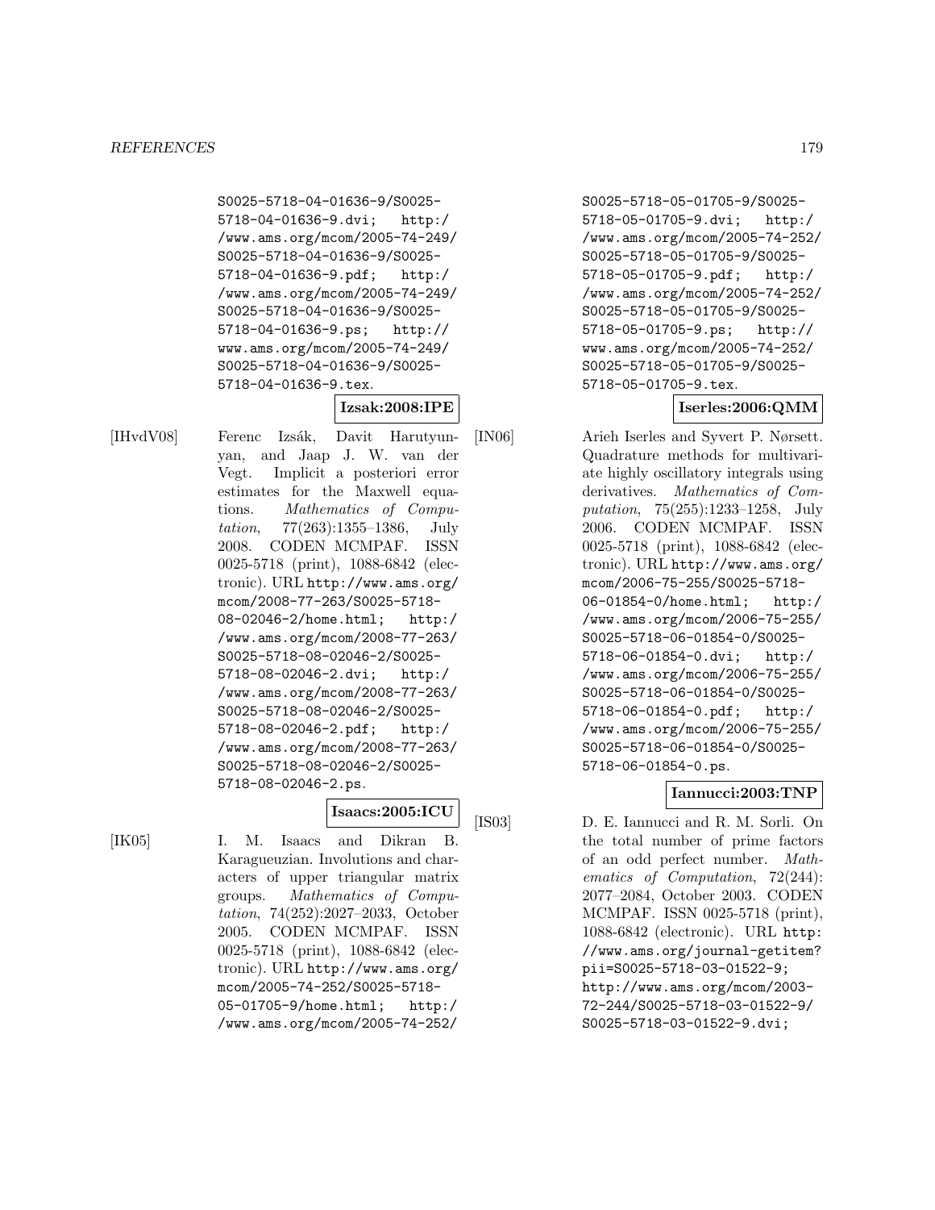S0025-5718-04-01636-9/S0025-5718-04-01636-9.dvi; http://www.ams.org/mcom/2005-74-249/S0025-5718-04-01636-9/S0025-5718-04-01636-9.pdf; http://www.ams.org/mcom/2005-74-249/S0025-5718-04-01636-9/S0025-5718-04-01636-9.ps; http://www.ams.org/mcom/2005-74-249/S0025-5718-04-01636-9/S0025-5718-04-01636-9.tex.

**Izsak:2008:IPE**

[IHvdV08] Ferenc Izsák, Davit Harutyunyan, and Jaap J. W. van der Vegt. Implicit a posteriori error estimates for the Maxwell equations. *Mathematics of Computation*, 77(263):1355–1386, July 2008. CODEN MCMPAF. ISSN 0025-5718 (print), 1088-6842 (electronic). URL http://www.ams.org/mcom/2008-77-263/S0025-5718-08-02046-2/home.html; http://www.ams.org/mcom/2008-77-263/S0025-5718-08-02046-2/S0025-5718-08-02046-2.dvi; http://www.ams.org/mcom/2008-77-263/S0025-5718-08-02046-2/S0025-5718-08-02046-2.pdf; http://www.ams.org/mcom/2008-77-263/S0025-5718-08-02046-2/S0025-5718-08-02046-2.ps.

**Isaacs:2005:ICU**

[IK05] I. M. Isaacs and Dikran B. Karagueuzian. Involutions and characters of upper triangular matrix groups. *Mathematics of Computation*, 74(252):2027–2033, October 2005. CODEN MCMPAF. ISSN 0025-5718 (print), 1088-6842 (electronic). URL http://www.ams.org/mcom/2005-74-252/S0025-5718-05-01705-9/home.html; http://www.ams.org/mcom/2005-74-252/S0025-5718-05-01705-9/S0025-5718-05-01705-9.dvi; http://www.ams.org/mcom/2005-74-252/S0025-5718-05-01705-9/S0025-5718-05-01705-9.pdf; http://www.ams.org/mcom/2005-74-252/S0025-5718-05-01705-9/S0025-5718-05-01705-9.ps; http://www.ams.org/mcom/2005-74-252/S0025-5718-05-01705-9/S0025-5718-05-01705-9.tex.

**Iserles:2006:QMM**

[IN06] Arieh Iserles and Syvert P. Nørsett. Quadrature methods for multivariate highly oscillatory integrals using derivatives. *Mathematics of Computation*, 75(255):1233–1258, July 2006. CODEN MCMPAF. ISSN 0025-5718 (print), 1088-6842 (electronic). URL http://www.ams.org/mcom/2006-75-255/S0025-5718-06-01854-0/home.html; http://www.ams.org/mcom/2006-75-255/S0025-5718-06-01854-0/S0025-5718-06-01854-0.dvi; http://www.ams.org/mcom/2006-75-255/S0025-5718-06-01854-0/S0025-5718-06-01854-0.pdf; http://www.ams.org/mcom/2006-75-255/S0025-5718-06-01854-0/S0025-5718-06-01854-0.ps.

**Iannucci:2003:TNP**

[IS03] D. E. Iannucci and R. M. Sorli. On the total number of prime factors of an odd perfect number. *Mathematics of Computation*, 72(244): 2077–2084, October 2003. CODEN MCMPAF. ISSN 0025-5718 (print), 1088-6842 (electronic). URL http://www.ams.org/journal-getitem?pii=S0025-5718-03-01522-9; http://www.ams.org/mcom/2003-72-244/S0025-5718-03-01522-9/S0025-5718-03-01522-9.dvi;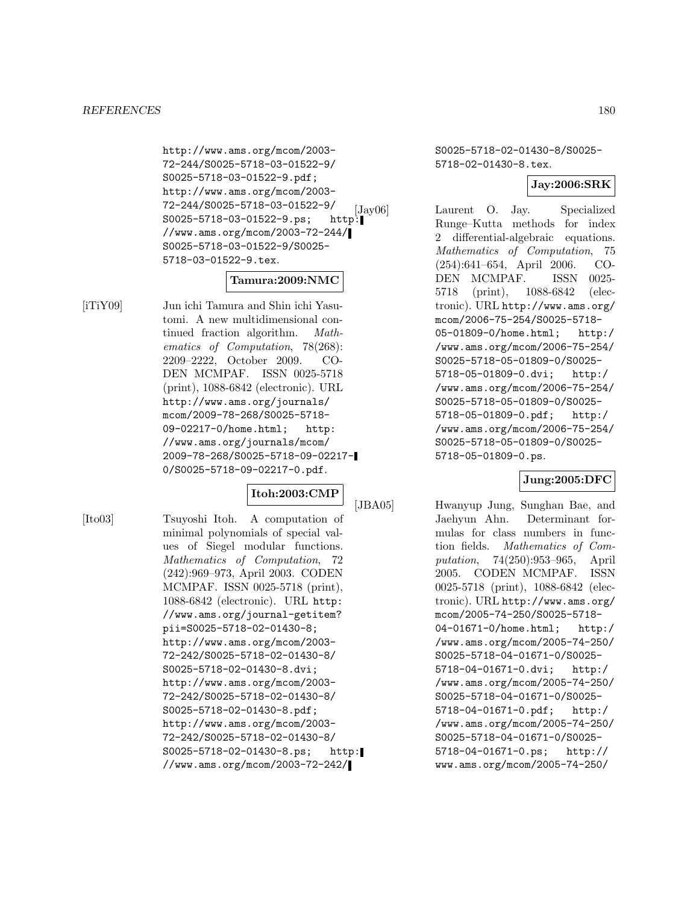http://www.ams.org/mcom/2003-72-244/S0025-5718-03-01522-9/S0025-5718-03-01522-9.pdf; http://www.ams.org/mcom/2003-72-244/S0025-5718-03-01522-9/S0025-5718-03-01522-9.ps; http://www.ams.org/mcom/2003-72-244/S0025-5718-03-01522-9/S0025-5718-03-01522-9.tex.

**Tamura:2009:NMC**

[iTiY09] Jun ichi Tamura and Shin ichi Yasutomi. A new multidimensional continued fraction algorithm. *Mathematics of Computation*, 78(268): 2209–2222, October 2009. CODEN MCMPAF. ISSN 0025-5718 (print), 1088-6842 (electronic). URL http://www.ams.org/journals/mcom/2009-78-268/S0025-5718-09-02217-0/home.html; http://www.ams.org/journals/mcom/2009-78-268/S0025-5718-09-02217-0/S0025-5718-09-02217-0.pdf.

**Itoh:2003:CMP**

[Ito03] Tsuyoshi Itoh. A computation of minimal polynomials of special values of Siegel modular functions. *Mathematics of Computation*, 72 (242):969–973, April 2003. CODEN MCMPAF. ISSN 0025-5718 (print), 1088-6842 (electronic). URL http://www.ams.org/journal-getitem?pii=S0025-5718-02-01430-8; http://www.ams.org/mcom/2003-72-242/S0025-5718-02-01430-8/S0025-5718-02-01430-8.dvi; http://www.ams.org/mcom/2003-72-242/S0025-5718-02-01430-8/S0025-5718-02-01430-8.pdf; http://www.ams.org/mcom/2003-72-242/S0025-5718-02-01430-8/S0025-5718-02-01430-8.ps; http://www.ams.org/mcom/2003-72-242/S0025-5718-02-01430-8/S0025-5718-02-01430-8.tex.

**Jay:2006:SRK**

[Jay06] Laurent O. Jay. Specialized Runge–Kutta methods for index 2 differential-algebraic equations. *Mathematics of Computation*, 75 (254):641–654, April 2006. CODEN MCMPAF. ISSN 0025-5718 (print), 1088-6842 (electronic). URL http://www.ams.org/mcom/2006-75-254/S0025-5718-05-01809-0/home.html; http://www.ams.org/mcom/2006-75-254/S0025-5718-05-01809-0/S0025-5718-05-01809-0.dvi; http://www.ams.org/mcom/2006-75-254/S0025-5718-05-01809-0/S0025-5718-05-01809-0.pdf; http://www.ams.org/mcom/2006-75-254/S0025-5718-05-01809-0/S0025-5718-05-01809-0.ps.

**Jung:2005:DFC**

[JBA05] Hwanyup Jung, Sunghan Bae, and Jaehyun Ahn. Determinant formulas for class numbers in function fields. *Mathematics of Computation*, 74(250):953–965, April 2005. CODEN MCMPAF. ISSN 0025-5718 (print), 1088-6842 (electronic). URL http://www.ams.org/mcom/2005-74-250/S0025-5718-04-01671-0/home.html; http://www.ams.org/mcom/2005-74-250/S0025-5718-04-01671-0/S0025-5718-04-01671-0.dvi; http://www.ams.org/mcom/2005-74-250/S0025-5718-04-01671-0/S0025-5718-04-01671-0.pdf; http://www.ams.org/mcom/2005-74-250/S0025-5718-04-01671-0/S0025-5718-04-01671-0.ps; http://www.ams.org/mcom/2005-74-250/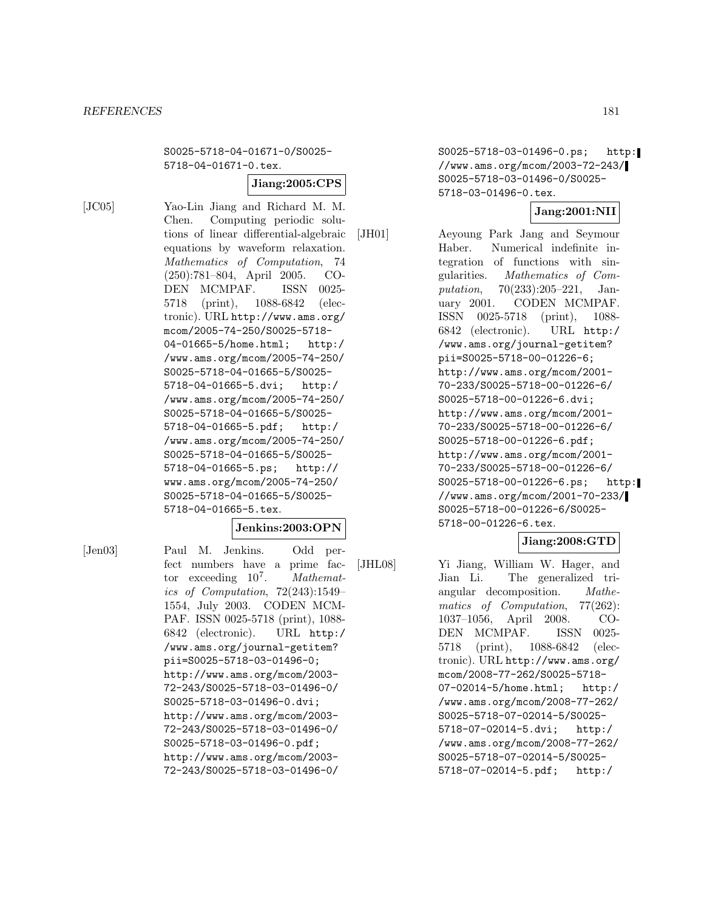S0025-5718-04-01671-0/S0025-5718-04-01671-0.tex.

**Jiang:2005:CPS**

[JC05] Yao-Lin Jiang and Richard M. M. Chen. Computing periodic solutions of linear differential-algebraic equations by waveform relaxation. *Mathematics of Computation*, 74 (250):781–804, April 2005. CODEN MCMPAF. ISSN 0025-5718 (print), 1088-6842 (electronic). URL http://www.ams.org/mcom/2005-74-250/S0025-5718-04-01665-5/home.html; http://www.ams.org/mcom/2005-74-250/S0025-5718-04-01665-5/S0025-5718-04-01665-5.dvi; http://www.ams.org/mcom/2005-74-250/S0025-5718-04-01665-5/S0025-5718-04-01665-5.pdf; http://www.ams.org/mcom/2005-74-250/S0025-5718-04-01665-5/S0025-5718-04-01665-5.ps; http://www.ams.org/mcom/2005-74-250/S0025-5718-04-01665-5/S0025-5718-04-01665-5.tex.

**Jenkins:2003:OPN**

[Jen03] Paul M. Jenkins. Odd perfect numbers have a prime factor exceeding $10^7$. *Mathematics of Computation*, 72(243):1549–1554, July 2003. CODEN MCMPAF. ISSN 0025-5718 (print), 1088-6842 (electronic). URL http://www.ams.org/journal-getitem?pii=S0025-5718-03-01496-0; http://www.ams.org/mcom/2003-72-243/S0025-5718-03-01496-0/S0025-5718-03-01496-0.dvi; http://www.ams.org/mcom/2003-72-243/S0025-5718-03-01496-0/S0025-5718-03-01496-0.pdf; http://www.ams.org/mcom/2003-72-243/S0025-5718-03-01496-0/S0025-5718-03-01496-0.ps; http://www.ams.org/mcom/2003-72-243/S0025-5718-03-01496-0/S0025-5718-03-01496-0.tex.

**Jang:2001:NII**

[JH01] Aeyoung Park Jang and Seymour Haber. Numerical indefinite integration of functions with singularities. *Mathematics of Computation*, 70(233):205–221, January 2001. CODEN MCMPAF. ISSN 0025-5718 (print), 1088-6842 (electronic). URL http://www.ams.org/journal-getitem?pii=S0025-5718-00-01226-6; http://www.ams.org/mcom/2001-70-233/S0025-5718-00-01226-6/S0025-5718-00-01226-6.dvi; http://www.ams.org/mcom/2001-70-233/S0025-5718-00-01226-6/S0025-5718-00-01226-6.pdf; http://www.ams.org/mcom/2001-70-233/S0025-5718-00-01226-6/S0025-5718-00-01226-6.ps; http://www.ams.org/mcom/2001-70-233/S0025-5718-00-01226-6/S0025-5718-00-01226-6.tex.

**Jiang:2008:GTD**

[JHL08] Yi Jiang, William W. Hager, and Jian Li. The generalized triangular decomposition. *Mathematics of Computation*, 77(262): 1037–1056, April 2008. CODEN MCMPAF. ISSN 0025-5718 (print), 1088-6842 (electronic). URL http://www.ams.org/mcom/2008-77-262/S0025-5718-07-02014-5/home.html; http://www.ams.org/mcom/2008-77-262/S0025-5718-07-02014-5/S0025-5718-07-02014-5.dvi; http://www.ams.org/mcom/2008-77-262/S0025-5718-07-02014-5/S0025-5718-07-02014-5.pdf; http:/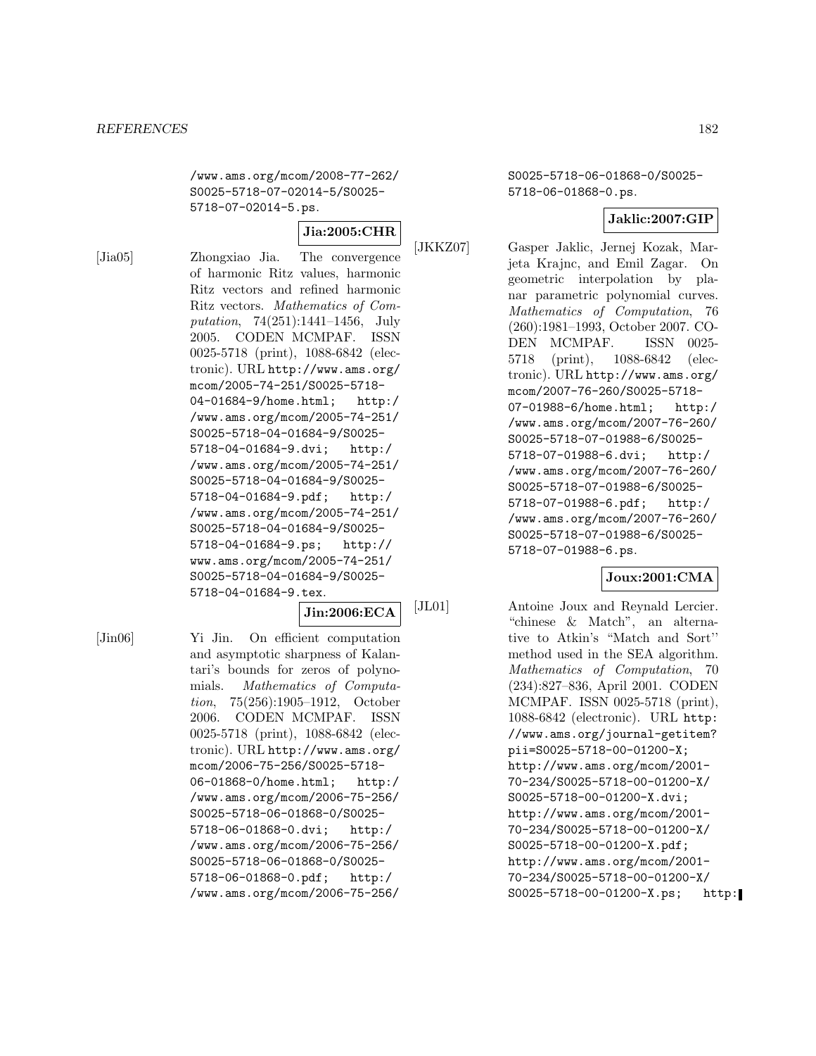/www.ams.org/mcom/2008-77-262/S0025-5718-07-02014-5/S0025-5718-07-02014-5.ps.

**Jia:2005:CHR**

[Jia05] Zhongxiao Jia. The convergence of harmonic Ritz values, harmonic Ritz vectors and refined harmonic Ritz vectors. *Mathematics of Computation*, 74(251):1441–1456, July 2005. CODEN MCMPAF. ISSN 0025-5718 (print), 1088-6842 (electronic). URL http://www.ams.org/mcom/2005-74-251/S0025-5718-04-01684-9/home.html; http://www.ams.org/mcom/2005-74-251/S0025-5718-04-01684-9/S0025-5718-04-01684-9.dvi; http://www.ams.org/mcom/2005-74-251/S0025-5718-04-01684-9/S0025-5718-04-01684-9.pdf; http://www.ams.org/mcom/2005-74-251/S0025-5718-04-01684-9/S0025-5718-04-01684-9.ps; http://www.ams.org/mcom/2005-74-251/S0025-5718-04-01684-9/S0025-5718-04-01684-9.tex.

**Jin:2006:ECA**

[Jin06] Yi Jin. On efficient computation and asymptotic sharpness of Kalantari's bounds for zeros of polynomials. *Mathematics of Computation*, 75(256):1905–1912, October 2006. CODEN MCMPAF. ISSN 0025-5718 (print), 1088-6842 (electronic). URL http://www.ams.org/mcom/2006-75-256/S0025-5718-06-01868-0/home.html; http://www.ams.org/mcom/2006-75-256/S0025-5718-06-01868-0/S0025-5718-06-01868-0.dvi; http://www.ams.org/mcom/2006-75-256/S0025-5718-06-01868-0/S0025-5718-06-01868-0.pdf; http://www.ams.org/mcom/2006-75-256/S0025-5718-06-01868-0/S0025-5718-06-01868-0.ps.

**Jaklic:2007:GIP**

[JKKZ07] Gasper Jaklic, Jernej Kozak, Marjeta Krajnc, and Emil Zagar. On geometric interpolation by planar parametric polynomial curves. *Mathematics of Computation*, 76(260):1981–1993, October 2007. CODEN MCMPAF. ISSN 0025-5718 (print), 1088-6842 (electronic). URL http://www.ams.org/mcom/2007-76-260/S0025-5718-07-01988-6/home.html; http://www.ams.org/mcom/2007-76-260/S0025-5718-07-01988-6/S0025-5718-07-01988-6.dvi; http://www.ams.org/mcom/2007-76-260/S0025-5718-07-01988-6/S0025-5718-07-01988-6.pdf; http://www.ams.org/mcom/2007-76-260/S0025-5718-07-01988-6/S0025-5718-07-01988-6.ps.

**Joux:2001:CMA**

[JL01] Antoine Joux and Reynald Lercier. "chinese & Match", an alternative to Atkin's "Match and Sort" method used in the SEA algorithm. *Mathematics of Computation*, 70(234):827–836, April 2001. CODEN MCMPAF. ISSN 0025-5718 (print), 1088-6842 (electronic). URL http://www.ams.org/journal-getitem?pii=S0025-5718-00-01200-X; http://www.ams.org/mcom/2001-70-234/S0025-5718-00-01200-X/S0025-5718-00-01200-X.dvi; http://www.ams.org/mcom/2001-70-234/S0025-5718-00-01200-X/S0025-5718-00-01200-X.pdf; http://www.ams.org/mcom/2001-70-234/S0025-5718-00-01200-X/S0025-5718-00-01200-X.ps; http: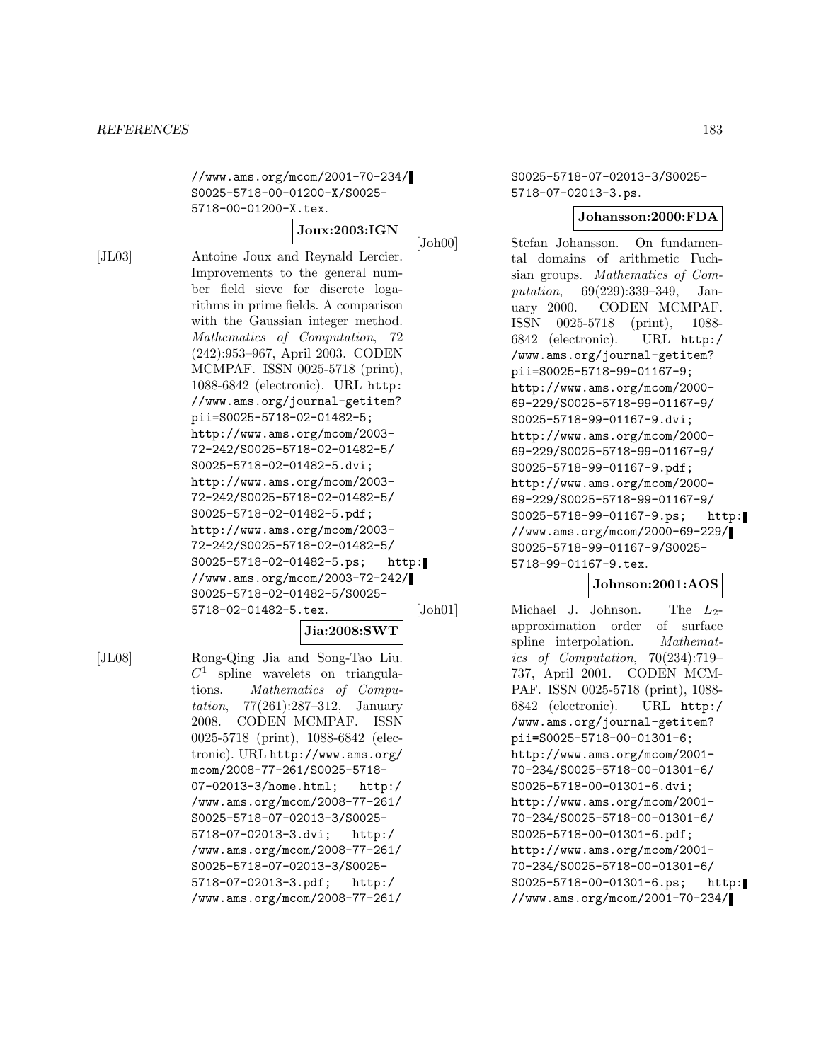//www.ams.org/mcom/2001-70-234/S0025-5718-00-01200-X/S0025-5718-00-01200-X.tex.

**Joux:2003:IGN**

[JL03] Antoine Joux and Reynald Lercier. Improvements to the general number field sieve for discrete logarithms in prime fields. A comparison with the Gaussian integer method. *Mathematics of Computation*, 72 (242):953–967, April 2003. CODEN MCMPAF. ISSN 0025-5718 (print), 1088-6842 (electronic). URL http://www.ams.org/journal-getitem?pii=S0025-5718-02-01482-5; http://www.ams.org/mcom/2003-72-242/S0025-5718-02-01482-5/S0025-5718-02-01482-5.dvi; http://www.ams.org/mcom/2003-72-242/S0025-5718-02-01482-5/S0025-5718-02-01482-5.pdf; http://www.ams.org/mcom/2003-72-242/S0025-5718-02-01482-5/S0025-5718-02-01482-5.ps; http://www.ams.org/mcom/2003-72-242/S0025-5718-02-01482-5/S0025-5718-02-01482-5.tex.

**Jia:2008:SWT**

[JL08] Rong-Qing Jia and Song-Tao Liu. $C^1$ spline wavelets on triangulations. *Mathematics of Computation*, 77(261):287–312, January 2008. CODEN MCMPAF. ISSN 0025-5718 (print), 1088-6842 (electronic). URL http://www.ams.org/mcom/2008-77-261/S0025-5718-07-02013-3/home.html; http://www.ams.org/mcom/2008-77-261/S0025-5718-07-02013-3/S0025-5718-07-02013-3.dvi; http://www.ams.org/mcom/2008-77-261/S0025-5718-07-02013-3/S0025-5718-07-02013-3.pdf; http://www.ams.org/mcom/2008-77-261/S0025-5718-07-02013-3/S0025-5718-07-02013-3.ps.

**Johansson:2000:FDA**

[Joh00] Stefan Johansson. On fundamental domains of arithmetic Fuchsian groups. *Mathematics of Computation*, 69(229):339–349, January 2000. CODEN MCMPAF. ISSN 0025-5718 (print), 1088-6842 (electronic). URL http://www.ams.org/journal-getitem?pii=S0025-5718-99-01167-9; http://www.ams.org/mcom/2000-69-229/S0025-5718-99-01167-9/S0025-5718-99-01167-9.dvi; http://www.ams.org/mcom/2000-69-229/S0025-5718-99-01167-9/S0025-5718-99-01167-9.pdf; http://www.ams.org/mcom/2000-69-229/S0025-5718-99-01167-9/S0025-5718-99-01167-9.ps; http://www.ams.org/mcom/2000-69-229/S0025-5718-99-01167-9/S0025-5718-99-01167-9.tex.

**Johnson:2001:AOS**

[Joh01] Michael J. Johnson. The $L_2$-approximation order of surface spline interpolation. *Mathematics of Computation*, 70(234):719–737, April 2001. CODEN MCMPAF. ISSN 0025-5718 (print), 1088-6842 (electronic). URL http://www.ams.org/journal-getitem?pii=S0025-5718-00-01301-6; http://www.ams.org/mcom/2001-70-234/S0025-5718-00-01301-6/S0025-5718-00-01301-6.dvi; http://www.ams.org/mcom/2001-70-234/S0025-5718-00-01301-6/S0025-5718-00-01301-6.pdf; http://www.ams.org/mcom/2001-70-234/S0025-5718-00-01301-6/S0025-5718-00-01301-6.ps; http://www.ams.org/mcom/2001-70-234/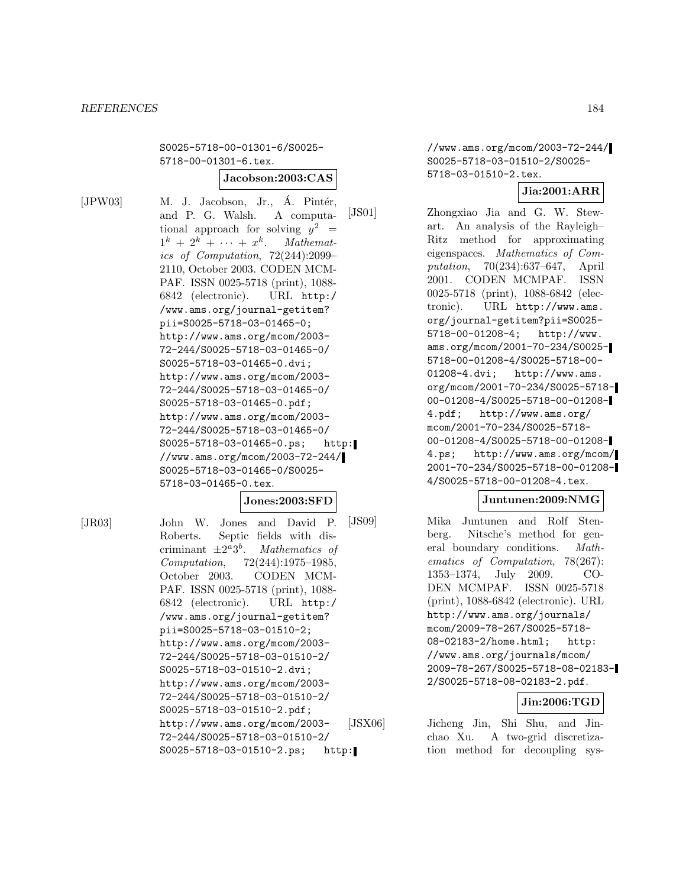S0025-5718-00-01301-6/S0025-5718-00-01301-6.tex.

**Jacobson:2003:CAS**

[JPW03] M. J. Jacobson, Jr., Á. Pintér, and P. G. Walsh. A computational approach for solving $y^2 = 1^k + 2^k + \cdots + x^k$. *Mathematics of Computation*, 72(244):2099–2110, October 2003. CODEN MCMPAF. ISSN 0025-5718 (print), 1088-6842 (electronic). URL http://www.ams.org/journal-getitem?pii=S0025-5718-03-01465-0; http://www.ams.org/mcom/2003-72-244/S0025-5718-03-01465-0/S0025-5718-03-01465-0.dvi; http://www.ams.org/mcom/2003-72-244/S0025-5718-03-01465-0/S0025-5718-03-01465-0.pdf; http://www.ams.org/mcom/2003-72-244/S0025-5718-03-01465-0/S0025-5718-03-01465-0.ps; http://www.ams.org/mcom/2003-72-244/S0025-5718-03-01465-0/S0025-5718-03-01465-0.tex.

**Jones:2003:SFD**

[JR03] John W. Jones and David P. Roberts. Septic fields with discriminant $\pm 2^a 3^b$. *Mathematics of Computation*, 72(244):1975–1985, October 2003. CODEN MCMPAF. ISSN 0025-5718 (print), 1088-6842 (electronic). URL http://www.ams.org/journal-getitem?pii=S0025-5718-03-01510-2; http://www.ams.org/mcom/2003-72-244/S0025-5718-03-01510-2/S0025-5718-03-01510-2.dvi; http://www.ams.org/mcom/2003-72-244/S0025-5718-03-01510-2/S0025-5718-03-01510-2.pdf; http://www.ams.org/mcom/2003-72-244/S0025-5718-03-01510-2/S0025-5718-03-01510-2.ps; http://www.ams.org/mcom/2003-72-244/S0025-5718-03-01510-2/S0025-5718-03-01510-2.tex.

**Jia:2001:ARR**

[JS01] Zhongxiao Jia and G. W. Stewart. An analysis of the Rayleigh–Ritz method for approximating eigenspaces. *Mathematics of Computation*, 70(234):637–647, April 2001. CODEN MCMPAF. ISSN 0025-5718 (print), 1088-6842 (electronic). URL http://www.ams.org/journal-getitem?pii=S0025-5718-00-01208-4; http://www.ams.org/mcom/2001-70-234/S0025-5718-00-01208-4/S0025-5718-00-01208-4.dvi; http://www.ams.org/mcom/2001-70-234/S0025-5718-00-01208-4/S0025-5718-00-01208-4.pdf; http://www.ams.org/mcom/2001-70-234/S0025-5718-00-01208-4/S0025-5718-00-01208-4.ps; http://www.ams.org/mcom/2001-70-234/S0025-5718-00-01208-4/S0025-5718-00-01208-4.tex.

**Juntunen:2009:NMG**

[JS09] Mika Juntunen and Rolf Stenberg. Nitsche's method for general boundary conditions. *Mathematics of Computation*, 78(267):1353–1374, July 2009. CODEN MCMPAF. ISSN 0025-5718 (print), 1088-6842 (electronic). URL http://www.ams.org/journals/mcom/2009-78-267/S0025-5718-08-02183-2/home.html; http://www.ams.org/journals/mcom/2009-78-267/S0025-5718-08-02183-2/S0025-5718-08-02183-2.pdf.

**Jin:2006:TGD**

[JSX06] Jicheng Jin, Shi Shu, and Jinchao Xu. A two-grid discretization method for decoupling sys-